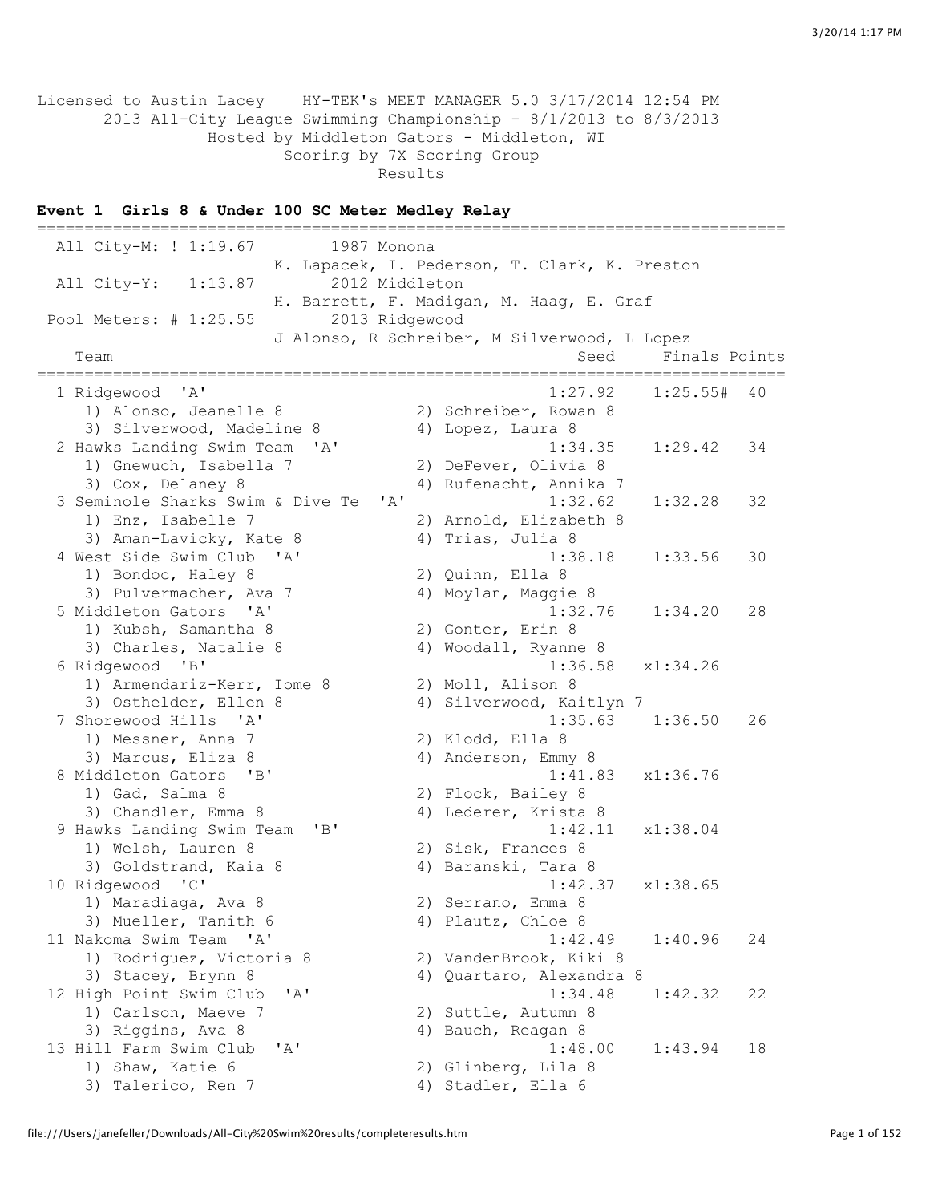Licensed to Austin Lacey HY-TEK's MEET MANAGER 5.0 3/17/2014 12:54 PM
2013 All-City League Swimming Championship - 8/1/2013 to 8/3/2013
Hosted by Middleton Gators - Middleton, WI
Scoring by 7X Scoring Group
Results

**Event 1 Girls 8 & Under 100 SC Meter Medley Relay**

```
===============================================================================
  All City-M: ! 1:19.67        1987 Monona
                         K. Lapacek, I. Pederson, T. Clark, K. Preston
  All City-Y:   1:13.87        2012 Middleton
                         H. Barrett, F. Madigan, M. Haag, E. Graf
 Pool Meters: # 1:25.55        2013 Ridgewood
                         J Alonso, R Schreiber, M Silverwood, L Lopez
    Team                                          Seed     Finals Points
===============================================================================
  1 Ridgewood  'A'                              1:27.92    1:25.55#  40
     1) Alonso, Jeanelle 8             2) Schreiber, Rowan 8
     3) Silverwood, Madeline 8         4) Lopez, Laura 8
  2 Hawks Landing Swim Team  'A'                1:34.35    1:29.42   34
     1) Gnewuch, Isabella 7            2) DeFever, Olivia 8
     3) Cox, Delaney 8                 4) Rufenacht, Annika 7
  3 Seminole Sharks Swim & Dive Te  'A'         1:32.62    1:32.28   32
     1) Enz, Isabelle 7                2) Arnold, Elizabeth 8
     3) Aman-Lavicky, Kate 8           4) Trias, Julia 8
  4 West Side Swim Club  'A'                    1:38.18    1:33.56   30
     1) Bondoc, Haley 8                2) Quinn, Ella 8
     3) Pulvermacher, Ava 7            4) Moylan, Maggie 8
  5 Middleton Gators  'A'                       1:32.76    1:34.20   28
     1) Kubsh, Samantha 8              2) Gonter, Erin 8
     3) Charles, Natalie 8             4) Woodall, Ryanne 8
  6 Ridgewood  'B'                              1:36.58   x1:34.26
     1) Armendariz-Kerr, Iome 8        2) Moll, Alison 8
     3) Osthelder, Ellen 8             4) Silverwood, Kaitlyn 7
  7 Shorewood Hills  'A'                        1:35.63    1:36.50   26
     1) Messner, Anna 7                2) Klodd, Ella 8
     3) Marcus, Eliza 8                4) Anderson, Emmy 8
  8 Middleton Gators  'B'                       1:41.83   x1:36.76
     1) Gad, Salma 8                   2) Flock, Bailey 8
     3) Chandler, Emma 8               4) Lederer, Krista 8
  9 Hawks Landing Swim Team  'B'                1:42.11   x1:38.04
     1) Welsh, Lauren 8                2) Sisk, Frances 8
     3) Goldstrand, Kaia 8             4) Baranski, Tara 8
 10 Ridgewood  'C'                              1:42.37   x1:38.65
     1) Maradiaga, Ava 8               2) Serrano, Emma 8
     3) Mueller, Tanith 6              4) Plautz, Chloe 8
 11 Nakoma Swim Team  'A'                       1:42.49    1:40.96   24
     1) Rodriguez, Victoria 8          2) VandenBrook, Kiki 8
     3) Stacey, Brynn 8                4) Quartaro, Alexandra 8
 12 High Point Swim Club  'A'                   1:34.48    1:42.32   22
     1) Carlson, Maeve 7               2) Suttle, Autumn 8
     3) Riggins, Ava 8                 4) Bauch, Reagan 8
 13 Hill Farm Swim Club  'A'                    1:48.00    1:43.94   18
     1) Shaw, Katie 6                  2) Glinberg, Lila 8
     3) Talerico, Ren 7                4) Stadler, Ella 6
```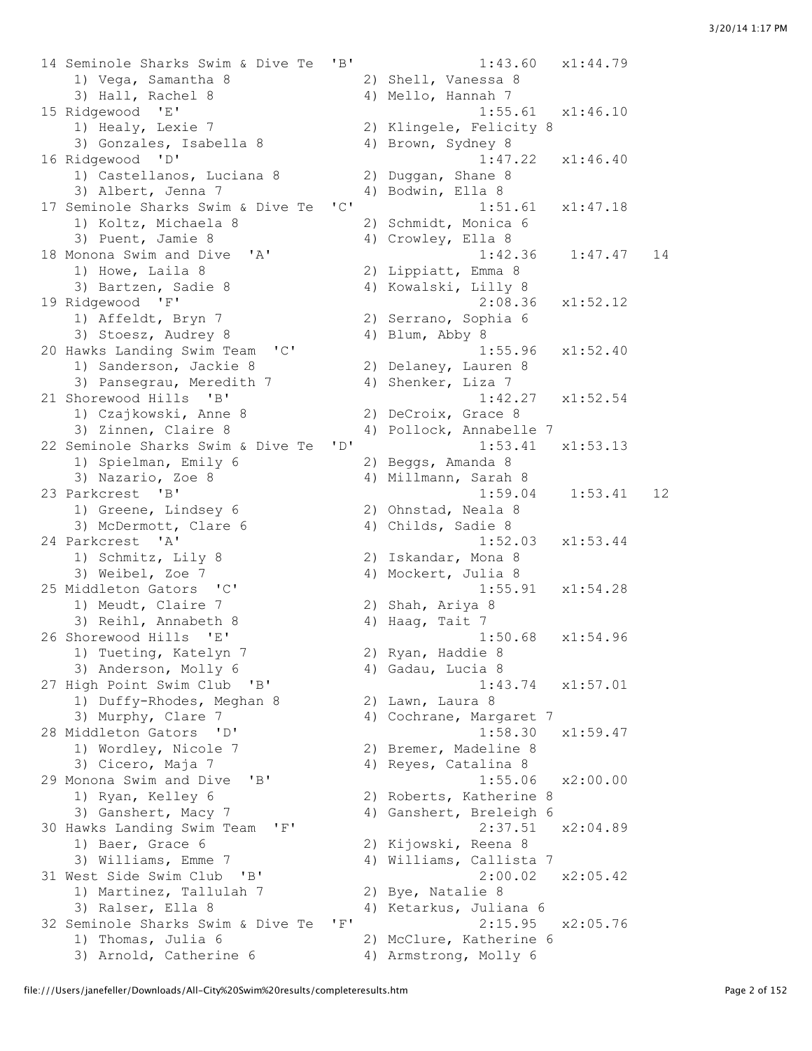```
14 Seminole Sharks Swim & Dive Te  'B'                1:43.60   x1:44.79
    1) Vega, Samantha 8               2) Shell, Vanessa 8
    3) Hall, Rachel 8                 4) Mello, Hannah 7
15 Ridgewood  'E'                                     1:55.61   x1:46.10
    1) Healy, Lexie 7                 2) Klingele, Felicity 8
    3) Gonzales, Isabella 8           4) Brown, Sydney 8
16 Ridgewood  'D'                                     1:47.22   x1:46.40
    1) Castellanos, Luciana 8         2) Duggan, Shane 8
    3) Albert, Jenna 7                4) Bodwin, Ella 8
17 Seminole Sharks Swim & Dive Te  'C'                1:51.61   x1:47.18
    1) Koltz, Michaela 8              2) Schmidt, Monica 6
    3) Puent, Jamie 8                 4) Crowley, Ella 8
18 Monona Swim and Dive  'A'                          1:42.36    1:47.47   14
    1) Howe, Laila 8                  2) Lippiatt, Emma 8
    3) Bartzen, Sadie 8               4) Kowalski, Lilly 8
19 Ridgewood  'F'                                     2:08.36   x1:52.12
    1) Affeldt, Bryn 7                2) Serrano, Sophia 6
    3) Stoesz, Audrey 8               4) Blum, Abby 8
20 Hawks Landing Swim Team  'C'                       1:55.96   x1:52.40
    1) Sanderson, Jackie 8            2) Delaney, Lauren 8
    3) Pansegrau, Meredith 7          4) Shenker, Liza 7
21 Shorewood Hills  'B'                               1:42.27   x1:52.54
    1) Czajkowski, Anne 8             2) DeCroix, Grace 8
    3) Zinnen, Claire 8               4) Pollock, Annabelle 7
22 Seminole Sharks Swim & Dive Te  'D'                1:53.41   x1:53.13
    1) Spielman, Emily 6              2) Beggs, Amanda 8
    3) Nazario, Zoe 8                 4) Millmann, Sarah 8
23 Parkcrest  'B'                                     1:59.04    1:53.41   12
    1) Greene, Lindsey 6              2) Ohnstad, Neala 8
    3) McDermott, Clare 6             4) Childs, Sadie 8
24 Parkcrest  'A'                                     1:52.03   x1:53.44
    1) Schmitz, Lily 8                2) Iskandar, Mona 8
    3) Weibel, Zoe 7                  4) Mockert, Julia 8
25 Middleton Gators  'C'                              1:55.91   x1:54.28
    1) Meudt, Claire 7                2) Shah, Ariya 8
    3) Reihl, Annabeth 8              4) Haag, Tait 7
26 Shorewood Hills  'E'                               1:50.68   x1:54.96
    1) Tueting, Katelyn 7             2) Ryan, Haddie 8
    3) Anderson, Molly 6              4) Gadau, Lucia 8
27 High Point Swim Club  'B'                          1:43.74   x1:57.01
    1) Duffy-Rhodes, Meghan 8         2) Lawn, Laura 8
    3) Murphy, Clare 7                4) Cochrane, Margaret 7
28 Middleton Gators  'D'                              1:58.30   x1:59.47
    1) Wordley, Nicole 7              2) Bremer, Madeline 8
    3) Cicero, Maja 7                 4) Reyes, Catalina 8
29 Monona Swim and Dive  'B'                          1:55.06   x2:00.00
    1) Ryan, Kelley 6                 2) Roberts, Katherine 8
    3) Ganshert, Macy 7               4) Ganshert, Breleigh 6
30 Hawks Landing Swim Team  'F'                       2:37.51   x2:04.89
    1) Baer, Grace 6                  2) Kijowski, Reena 8
    3) Williams, Emme 7               4) Williams, Callista 7
31 West Side Swim Club  'B'                           2:00.02   x2:05.42
    1) Martinez, Tallulah 7           2) Bye, Natalie 8
    3) Ralser, Ella 8                 4) Ketarkus, Juliana 6
32 Seminole Sharks Swim & Dive Te  'F'                2:15.95   x2:05.76
    1) Thomas, Julia 6                2) McClure, Katherine 6
    3) Arnold, Catherine 6            4) Armstrong, Molly 6
```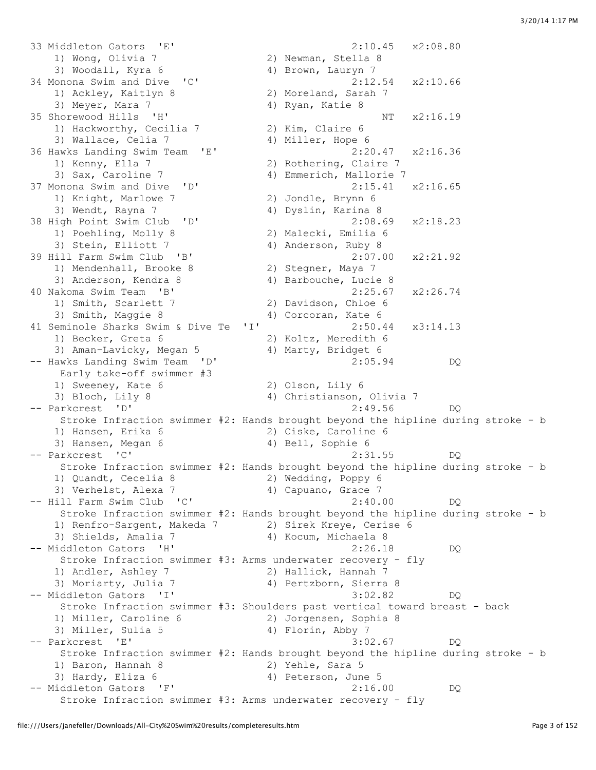```
33 Middleton Gators  'E'                              2:10.45   x2:08.80
    1) Wong, Olivia 7                2) Newman, Stella 8
    3) Woodall, Kyra 6               4) Brown, Lauryn 7
34 Monona Swim and Dive  'C'                          2:12.54   x2:10.66
    1) Ackley, Kaitlyn 8             2) Moreland, Sarah 7
    3) Meyer, Mara 7                 4) Ryan, Katie 8
35 Shorewood Hills  'H'                                    NT   x2:16.19
    1) Hackworthy, Cecilia 7         2) Kim, Claire 6
    3) Wallace, Celia 7              4) Miller, Hope 6
36 Hawks Landing Swim Team  'E'                       2:20.47   x2:16.36
    1) Kenny, Ella 7                 2) Rothering, Claire 7
    3) Sax, Caroline 7               4) Emmerich, Mallorie 7
37 Monona Swim and Dive  'D'                          2:15.41   x2:16.65
    1) Knight, Marlowe 7             2) Jondle, Brynn 6
    3) Wendt, Rayna 7                4) Dyslin, Karina 8
38 High Point Swim Club  'D'                          2:08.69   x2:18.23
    1) Poehling, Molly 8             2) Malecki, Emilia 6
    3) Stein, Elliott 7              4) Anderson, Ruby 8
39 Hill Farm Swim Club  'B'                           2:07.00   x2:21.92
    1) Mendenhall, Brooke 8          2) Stegner, Maya 7
    3) Anderson, Kendra 8            4) Barbouche, Lucie 8
40 Nakoma Swim Team  'B'                              2:25.67   x2:26.74
    1) Smith, Scarlett 7             2) Davidson, Chloe 6
    3) Smith, Maggie 8               4) Corcoran, Kate 6
41 Seminole Sharks Swim & Dive Te  'I'                2:50.44   x3:14.13
    1) Becker, Greta 6               2) Koltz, Meredith 6
    3) Aman-Lavicky, Megan 5         4) Marty, Bridget 6
-- Hawks Landing Swim Team  'D'                       2:05.94         DQ
     Early take-off swimmer #3
    1) Sweeney, Kate 6               2) Olson, Lily 6
    3) Bloch, Lily 8                 4) Christianson, Olivia 7
-- Parkcrest  'D'                                     2:49.56         DQ
     Stroke Infraction swimmer #2: Hands brought beyond the hipline during stroke - b
    1) Hansen, Erika 6               2) Ciske, Caroline 6
    3) Hansen, Megan 6               4) Bell, Sophie 6
-- Parkcrest  'C'                                     2:31.55         DQ
     Stroke Infraction swimmer #2: Hands brought beyond the hipline during stroke - b
    1) Quandt, Cecelia 8             2) Wedding, Poppy 6
    3) Verhelst, Alexa 7             4) Capuano, Grace 7
-- Hill Farm Swim Club  'C'                           2:40.00         DQ
     Stroke Infraction swimmer #2: Hands brought beyond the hipline during stroke - b
    1) Renfro-Sargent, Makeda 7      2) Sirek Kreye, Cerise 6
    3) Shields, Amalia 7             4) Kocum, Michaela 8
-- Middleton Gators  'H'                              2:26.18         DQ
     Stroke Infraction swimmer #3: Arms underwater recovery - fly
    1) Andler, Ashley 7              2) Hallick, Hannah 7
    3) Moriarty, Julia 7             4) Pertzborn, Sierra 8
-- Middleton Gators  'I'                              3:02.82         DQ
     Stroke Infraction swimmer #3: Shoulders past vertical toward breast - back
    1) Miller, Caroline 6            2) Jorgensen, Sophia 8
    3) Miller, Sulia 5               4) Florin, Abby 7
-- Parkcrest  'E'                                     3:02.67         DQ
     Stroke Infraction swimmer #2: Hands brought beyond the hipline during stroke - b
    1) Baron, Hannah 8               2) Yehle, Sara 5
    3) Hardy, Eliza 6                4) Peterson, June 5
-- Middleton Gators  'F'                              2:16.00         DQ
     Stroke Infraction swimmer #3: Arms underwater recovery - fly
```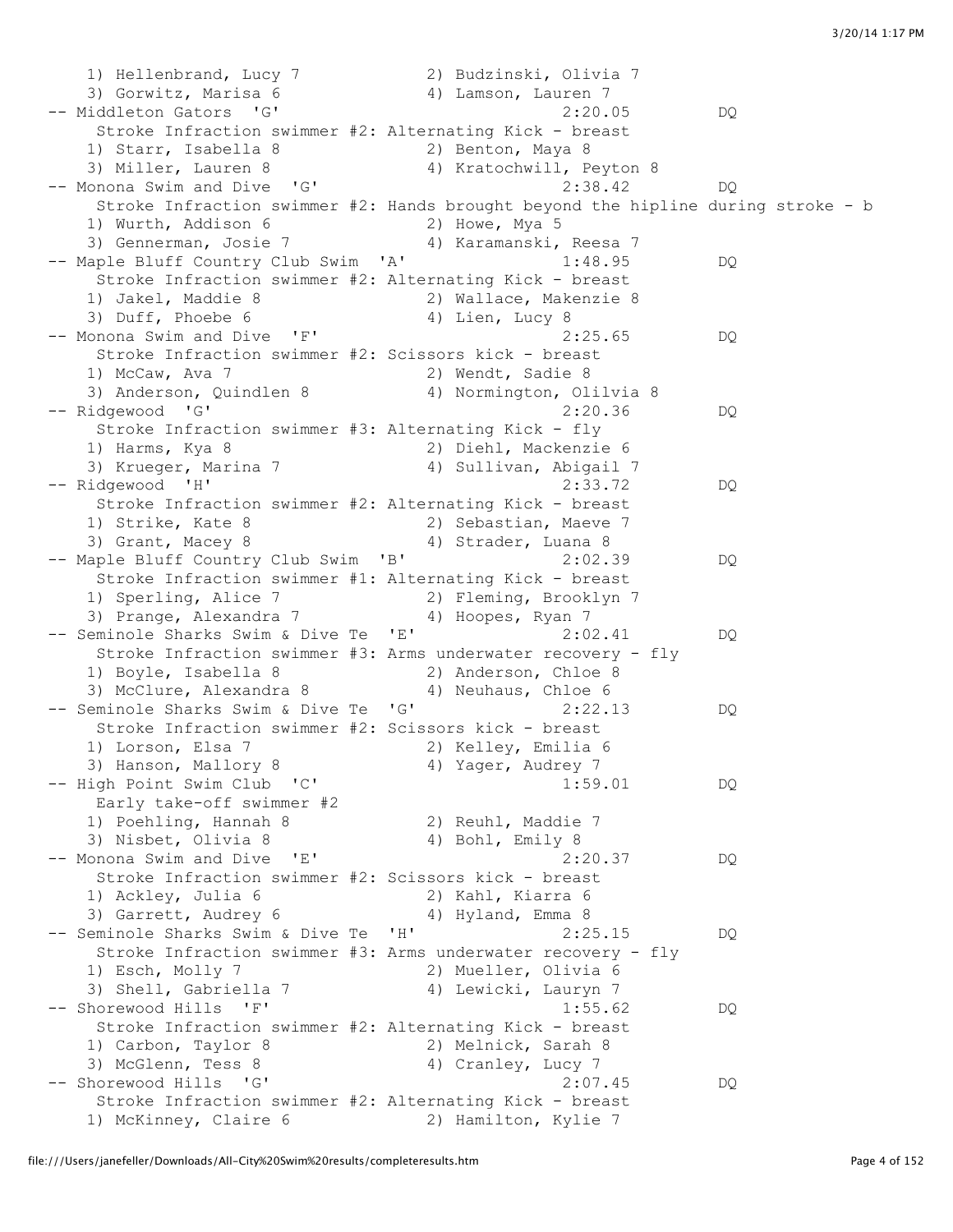```
   1) Hellenbrand, Lucy 7            2) Budzinski, Olivia 7
   3) Gorwitz, Marisa 6              4) Lamson, Lauren 7
-- Middleton Gators  'G'                            2:20.05         DQ
     Stroke Infraction swimmer #2: Alternating Kick - breast
   1) Starr, Isabella 8              2) Benton, Maya 8
   3) Miller, Lauren 8               4) Kratochwill, Peyton 8
-- Monona Swim and Dive  'G'                        2:38.42         DQ
     Stroke Infraction swimmer #2: Hands brought beyond the hipline during stroke - b
   1) Wurth, Addison 6               2) Howe, Mya 5
   3) Gennerman, Josie 7             4) Karamanski, Reesa 7
-- Maple Bluff Country Club Swim  'A'               1:48.95         DQ
     Stroke Infraction swimmer #2: Alternating Kick - breast
   1) Jakel, Maddie 8                2) Wallace, Makenzie 8
   3) Duff, Phoebe 6                 4) Lien, Lucy 8
-- Monona Swim and Dive  'F'                        2:25.65         DQ
     Stroke Infraction swimmer #2: Scissors kick - breast
   1) McCaw, Ava 7                   2) Wendt, Sadie 8
   3) Anderson, Quindlen 8           4) Normington, Olilvia 8
-- Ridgewood  'G'                                   2:20.36         DQ
     Stroke Infraction swimmer #3: Alternating Kick - fly
   1) Harms, Kya 8                   2) Diehl, Mackenzie 6
   3) Krueger, Marina 7              4) Sullivan, Abigail 7
-- Ridgewood  'H'                                   2:33.72         DQ
     Stroke Infraction swimmer #2: Alternating Kick - breast
   1) Strike, Kate 8                 2) Sebastian, Maeve 7
   3) Grant, Macey 8                 4) Strader, Luana 8
-- Maple Bluff Country Club Swim  'B'               2:02.39         DQ
     Stroke Infraction swimmer #1: Alternating Kick - breast
   1) Sperling, Alice 7              2) Fleming, Brooklyn 7
   3) Prange, Alexandra 7            4) Hoopes, Ryan 7
-- Seminole Sharks Swim & Dive Te  'E'              2:02.41         DQ
     Stroke Infraction swimmer #3: Arms underwater recovery - fly
   1) Boyle, Isabella 8              2) Anderson, Chloe 8
   3) McClure, Alexandra 8           4) Neuhaus, Chloe 6
-- Seminole Sharks Swim & Dive Te  'G'              2:22.13         DQ
     Stroke Infraction swimmer #2: Scissors kick - breast
   1) Lorson, Elsa 7                 2) Kelley, Emilia 6
   3) Hanson, Mallory 8              4) Yager, Audrey 7
-- High Point Swim Club  'C'                        1:59.01         DQ
     Early take-off swimmer #2
   1) Poehling, Hannah 8             2) Reuhl, Maddie 7
   3) Nisbet, Olivia 8               4) Bohl, Emily 8
-- Monona Swim and Dive  'E'                        2:20.37         DQ
     Stroke Infraction swimmer #2: Scissors kick - breast
   1) Ackley, Julia 6                2) Kahl, Kiarra 6
   3) Garrett, Audrey 6              4) Hyland, Emma 8
-- Seminole Sharks Swim & Dive Te  'H'              2:25.15         DQ
     Stroke Infraction swimmer #3: Arms underwater recovery - fly
   1) Esch, Molly 7                  2) Mueller, Olivia 6
   3) Shell, Gabriella 7             4) Lewicki, Lauryn 7
-- Shorewood Hills  'F'                             1:55.62         DQ
     Stroke Infraction swimmer #2: Alternating Kick - breast
   1) Carbon, Taylor 8               2) Melnick, Sarah 8
   3) McGlenn, Tess 8                4) Cranley, Lucy 7
-- Shorewood Hills  'G'                             2:07.45         DQ
     Stroke Infraction swimmer #2: Alternating Kick - breast
   1) McKinney, Claire 6             2) Hamilton, Kylie 7
```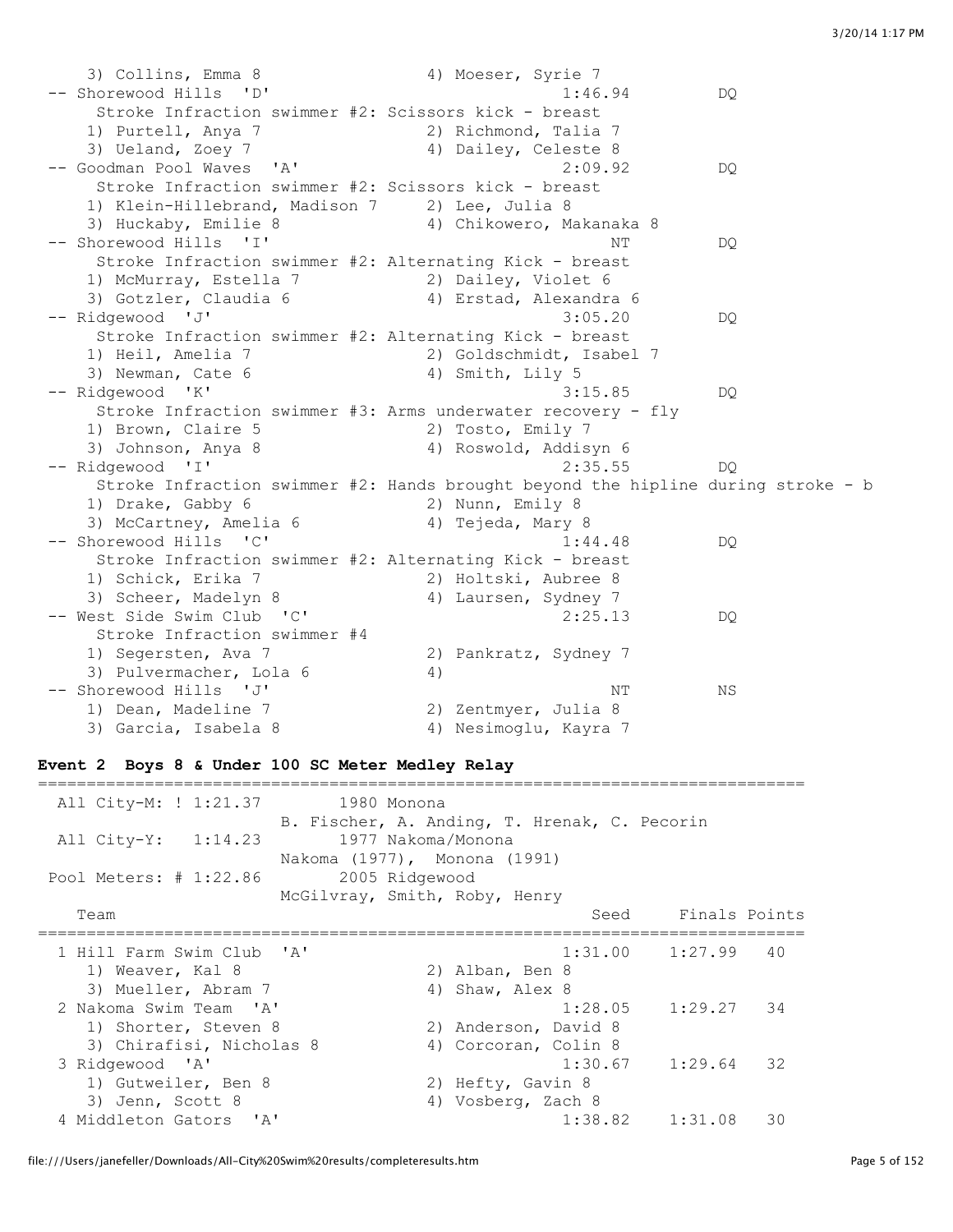```
    3) Collins, Emma 8                4) Moeser, Syrie 7
 -- Shorewood Hills  'D'                             1:46.94          DQ
      Stroke Infraction swimmer #2: Scissors kick - breast
    1) Purtell, Anya 7                2) Richmond, Talia 7
    3) Ueland, Zoey 7                 4) Dailey, Celeste 8
 -- Goodman Pool Waves  'A'                          2:09.92          DQ
      Stroke Infraction swimmer #2: Scissors kick - breast
    1) Klein-Hillebrand, Madison 7    2) Lee, Julia 8
    3) Huckaby, Emilie 8              4) Chikowero, Makanaka 8
 -- Shorewood Hills  'I'                                  NT          DQ
      Stroke Infraction swimmer #2: Alternating Kick - breast
    1) McMurray, Estella 7            2) Dailey, Violet 6
    3) Gotzler, Claudia 6             4) Erstad, Alexandra 6
 -- Ridgewood  'J'                                   3:05.20          DQ
      Stroke Infraction swimmer #2: Alternating Kick - breast
    1) Heil, Amelia 7                 2) Goldschmidt, Isabel 7
    3) Newman, Cate 6                 4) Smith, Lily 5
 -- Ridgewood  'K'                                   3:15.85          DQ
      Stroke Infraction swimmer #3: Arms underwater recovery - fly
    1) Brown, Claire 5                2) Tosto, Emily 7
    3) Johnson, Anya 8                4) Roswold, Addisyn 6
 -- Ridgewood  'I'                                   2:35.55          DQ
      Stroke Infraction swimmer #2: Hands brought beyond the hipline during stroke - b
    1) Drake, Gabby 6                 2) Nunn, Emily 8
    3) McCartney, Amelia 6            4) Tejeda, Mary 8
 -- Shorewood Hills  'C'                             1:44.48          DQ
      Stroke Infraction swimmer #2: Alternating Kick - breast
    1) Schick, Erika 7                2) Holtski, Aubree 8
    3) Scheer, Madelyn 8              4) Laursen, Sydney 7
 -- West Side Swim Club  'C'                         2:25.13          DQ
      Stroke Infraction swimmer #4
    1) Segersten, Ava 7               2) Pankratz, Sydney 7
    3) Pulvermacher, Lola 6           4)
 -- Shorewood Hills  'J'                                  NT          NS
    1) Dean, Madeline 7               2) Zentmyer, Julia 8
    3) Garcia, Isabela 8              4) Nesimoglu, Kayra 7
```

**Event 2  Boys 8 & Under 100 SC Meter Medley Relay**

```
===============================================================================
  All City-M: ! 1:21.37        1980 Monona
                       B. Fischer, A. Anding, T. Hrenak, C. Pecorin
  All City-Y:   1:14.23        1977 Nakoma/Monona
                       Nakoma (1977),  Monona (1991)
 Pool Meters: # 1:22.86        2005 Ridgewood
                       McGilvray, Smith, Roby, Henry
    Team                                            Seed     Finals Points
===============================================================================
  1 Hill Farm Swim Club  'A'                         1:31.00    1:27.99   40
     1) Weaver, Kal 8                 2) Alban, Ben 8
     3) Mueller, Abram 7              4) Shaw, Alex 8
  2 Nakoma Swim Team  'A'                            1:28.05    1:29.27   34
     1) Shorter, Steven 8             2) Anderson, David 8
     3) Chirafisi, Nicholas 8         4) Corcoran, Colin 8
  3 Ridgewood  'A'                                   1:30.67    1:29.64   32
     1) Gutweiler, Ben 8              2) Hefty, Gavin 8
     3) Jenn, Scott 8                 4) Vosberg, Zach 8
  4 Middleton Gators  'A'                            1:38.82    1:31.08   30
```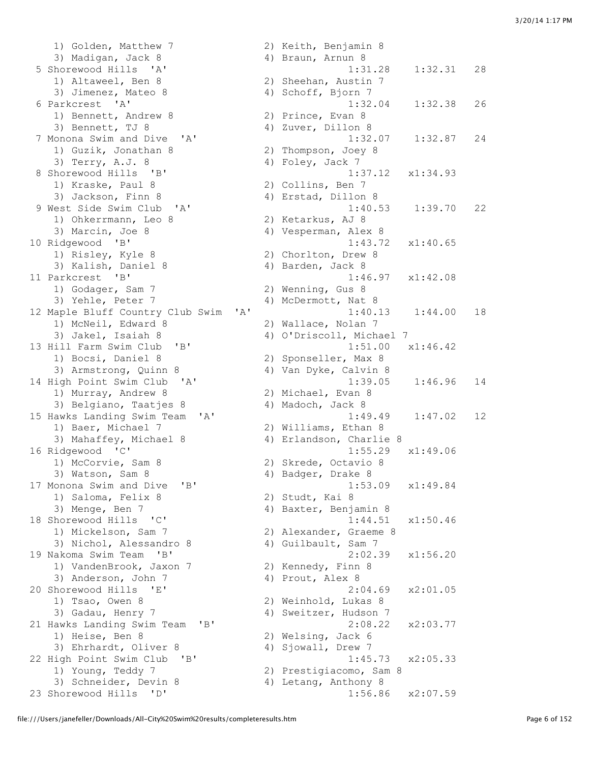```
    1) Golden, Matthew 7              2) Keith, Benjamin 8
    3) Madigan, Jack 8                4) Braun, Arnun 8
  5 Shorewood Hills  'A'                        1:31.28    1:32.31   28
    1) Altaweel, Ben 8                2) Sheehan, Austin 7
    3) Jimenez, Mateo 8               4) Schoff, Bjorn 7
  6 Parkcrest  'A'                              1:32.04    1:32.38   26
    1) Bennett, Andrew 8              2) Prince, Evan 8
    3) Bennett, TJ 8                  4) Zuver, Dillon 8
  7 Monona Swim and Dive  'A'                   1:32.07    1:32.87   24
    1) Guzik, Jonathan 8              2) Thompson, Joey 8
    3) Terry, A.J. 8                  4) Foley, Jack 7
  8 Shorewood Hills  'B'                        1:37.12   x1:34.93
    1) Kraske, Paul 8                 2) Collins, Ben 7
    3) Jackson, Finn 8                4) Erstad, Dillon 8
  9 West Side Swim Club  'A'                    1:40.53    1:39.70   22
    1) Ohkerrmann, Leo 8              2) Ketarkus, AJ 8
    3) Marcin, Joe 8                  4) Vesperman, Alex 8
 10 Ridgewood  'B'                              1:43.72   x1:40.65
    1) Risley, Kyle 8                 2) Chorlton, Drew 8
    3) Kalish, Daniel 8               4) Barden, Jack 8
 11 Parkcrest  'B'                              1:46.97   x1:42.08
    1) Godager, Sam 7                 2) Wenning, Gus 8
    3) Yehle, Peter 7                 4) McDermott, Nat 8
 12 Maple Bluff Country Club Swim  'A'          1:40.13    1:44.00   18
    1) McNeil, Edward 8               2) Wallace, Nolan 7
    3) Jakel, Isaiah 8                4) O'Driscoll, Michael 7
 13 Hill Farm Swim Club  'B'                    1:51.00   x1:46.42
    1) Bocsi, Daniel 8                2) Sponseller, Max 8
    3) Armstrong, Quinn 8             4) Van Dyke, Calvin 8
 14 High Point Swim Club  'A'                   1:39.05    1:46.96   14
    1) Murray, Andrew 8               2) Michael, Evan 8
    3) Belgiano, Taatjes 8            4) Madoch, Jack 8
 15 Hawks Landing Swim Team  'A'                1:49.49    1:47.02   12
    1) Baer, Michael 7                2) Williams, Ethan 8
    3) Mahaffey, Michael 8            4) Erlandson, Charlie 8
 16 Ridgewood  'C'                              1:55.29   x1:49.06
    1) McCorvie, Sam 8                2) Skrede, Octavio 8
    3) Watson, Sam 8                  4) Badger, Drake 8
 17 Monona Swim and Dive  'B'                   1:53.09   x1:49.84
    1) Saloma, Felix 8                2) Studt, Kai 8
    3) Menge, Ben 7                   4) Baxter, Benjamin 8
 18 Shorewood Hills  'C'                        1:44.51   x1:50.46
    1) Mickelson, Sam 7               2) Alexander, Graeme 8
    3) Nichol, Alessandro 8           4) Guilbault, Sam 7
 19 Nakoma Swim Team  'B'                       2:02.39   x1:56.20
    1) VandenBrook, Jaxon 7           2) Kennedy, Finn 8
    3) Anderson, John 7               4) Prout, Alex 8
 20 Shorewood Hills  'E'                        2:04.69   x2:01.05
    1) Tsao, Owen 8                   2) Weinhold, Lukas 8
    3) Gadau, Henry 7                 4) Sweitzer, Hudson 7
 21 Hawks Landing Swim Team  'B'                2:08.22   x2:03.77
    1) Heise, Ben 8                   2) Welsing, Jack 6
    3) Ehrhardt, Oliver 8             4) Sjowall, Drew 7
 22 High Point Swim Club  'B'                   1:45.73   x2:05.33
    1) Young, Teddy 7                 2) Prestigiacomo, Sam 8
    3) Schneider, Devin 8             4) Letang, Anthony 8
 23 Shorewood Hills  'D'                        1:56.86   x2:07.59
```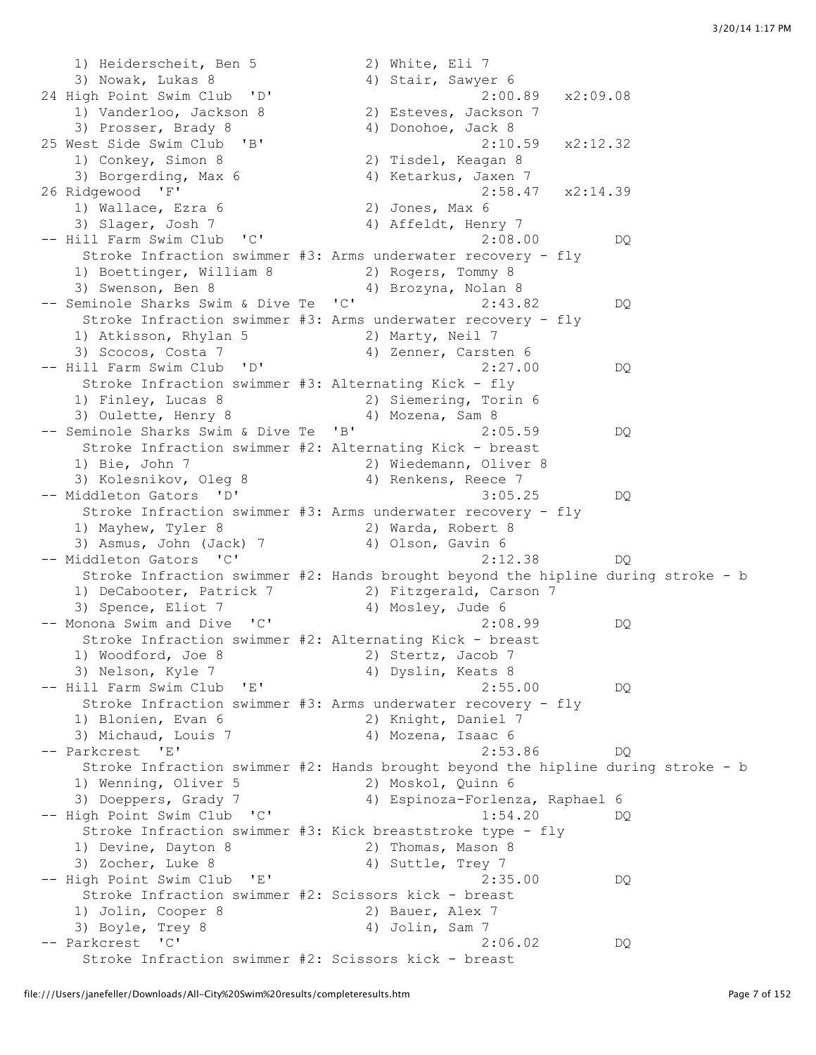```
    1) Heiderscheit, Ben 5            2) White, Eli 7
    3) Nowak, Lukas 8                 4) Stair, Sawyer 6
 24 High Point Swim Club  'D'                     2:00.89   x2:09.08
    1) Vanderloo, Jackson 8           2) Esteves, Jackson 7
    3) Prosser, Brady 8               4) Donohoe, Jack 8
 25 West Side Swim Club  'B'                      2:10.59   x2:12.32
    1) Conkey, Simon 8                2) Tisdel, Keagan 8
    3) Borgerding, Max 6              4) Ketarkus, Jaxen 7
 26 Ridgewood  'F'                                2:58.47   x2:14.39
    1) Wallace, Ezra 6                2) Jones, Max 6
    3) Slager, Josh 7                 4) Affeldt, Henry 7
 -- Hill Farm Swim Club  'C'                      2:08.00         DQ
      Stroke Infraction swimmer #3: Arms underwater recovery - fly
    1) Boettinger, William 8          2) Rogers, Tommy 8
    3) Swenson, Ben 8                 4) Brozyna, Nolan 8
 -- Seminole Sharks Swim & Dive Te  'C'           2:43.82         DQ
      Stroke Infraction swimmer #3: Arms underwater recovery - fly
    1) Atkisson, Rhylan 5             2) Marty, Neil 7
    3) Scocos, Costa 7                4) Zenner, Carsten 6
 -- Hill Farm Swim Club  'D'                      2:27.00         DQ
      Stroke Infraction swimmer #3: Alternating Kick - fly
    1) Finley, Lucas 8                2) Siemering, Torin 6
    3) Oulette, Henry 8               4) Mozena, Sam 8
 -- Seminole Sharks Swim & Dive Te  'B'           2:05.59         DQ
      Stroke Infraction swimmer #2: Alternating Kick - breast
    1) Bie, John 7                    2) Wiedemann, Oliver 8
    3) Kolesnikov, Oleg 8             4) Renkens, Reece 7
 -- Middleton Gators  'D'                         3:05.25         DQ
      Stroke Infraction swimmer #3: Arms underwater recovery - fly
    1) Mayhew, Tyler 8                2) Warda, Robert 8
    3) Asmus, John (Jack) 7           4) Olson, Gavin 6
 -- Middleton Gators  'C'                         2:12.38         DQ
      Stroke Infraction swimmer #2: Hands brought beyond the hipline during stroke - b
    1) DeCabooter, Patrick 7          2) Fitzgerald, Carson 7
    3) Spence, Eliot 7                4) Mosley, Jude 6
 -- Monona Swim and Dive  'C'                     2:08.99         DQ
      Stroke Infraction swimmer #2: Alternating Kick - breast
    1) Woodford, Joe 8                2) Stertz, Jacob 7
    3) Nelson, Kyle 7                 4) Dyslin, Keats 8
 -- Hill Farm Swim Club  'E'                      2:55.00         DQ
      Stroke Infraction swimmer #3: Arms underwater recovery - fly
    1) Blonien, Evan 6                2) Knight, Daniel 7
    3) Michaud, Louis 7               4) Mozena, Isaac 6
 -- Parkcrest  'E'                                2:53.86         DQ
      Stroke Infraction swimmer #2: Hands brought beyond the hipline during stroke - b
    1) Wenning, Oliver 5              2) Moskol, Quinn 6
    3) Doeppers, Grady 7              4) Espinoza-Forlenza, Raphael 6
 -- High Point Swim Club  'C'                     1:54.20         DQ
      Stroke Infraction swimmer #3: Kick breaststroke type - fly
    1) Devine, Dayton 8               2) Thomas, Mason 8
    3) Zocher, Luke 8                 4) Suttle, Trey 7
 -- High Point Swim Club  'E'                     2:35.00         DQ
      Stroke Infraction swimmer #2: Scissors kick - breast
    1) Jolin, Cooper 8                2) Bauer, Alex 7
    3) Boyle, Trey 8                  4) Jolin, Sam 7
 -- Parkcrest  'C'                                2:06.02         DQ
      Stroke Infraction swimmer #2: Scissors kick - breast
```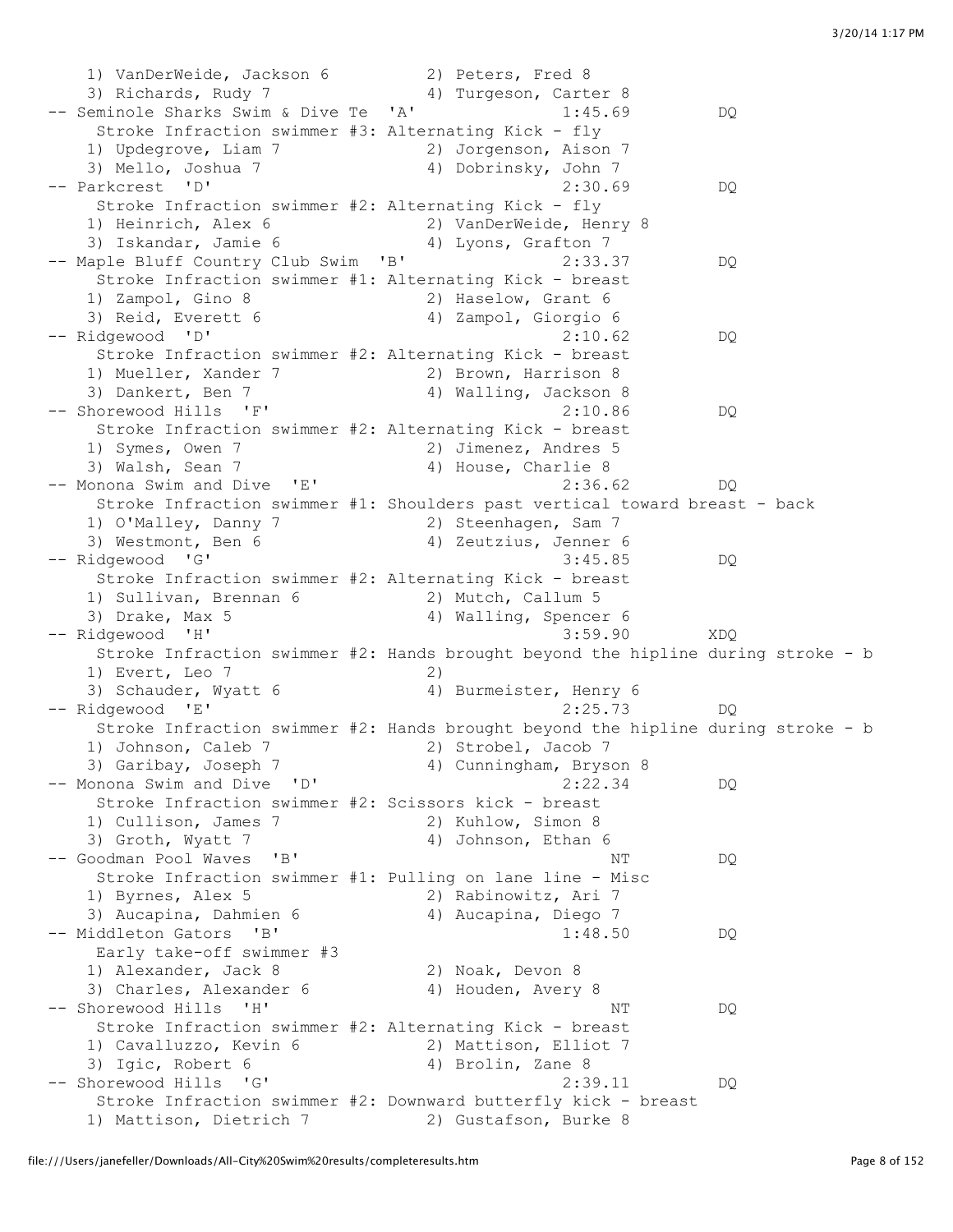```
    1) VanDerWeide, Jackson 6          2) Peters, Fred 8
    3) Richards, Rudy 7                4) Turgeson, Carter 8
 -- Seminole Sharks Swim & Dive Te  'A'              1:45.69         DQ
      Stroke Infraction swimmer #3: Alternating Kick - fly
    1) Updegrove, Liam 7               2) Jorgenson, Aison 7
    3) Mello, Joshua 7                 4) Dobrinsky, John 7
 -- Parkcrest  'D'                                   2:30.69         DQ
      Stroke Infraction swimmer #2: Alternating Kick - fly
    1) Heinrich, Alex 6                2) VanDerWeide, Henry 8
    3) Iskandar, Jamie 6               4) Lyons, Grafton 7
 -- Maple Bluff Country Club Swim  'B'               2:33.37         DQ
      Stroke Infraction swimmer #1: Alternating Kick - breast
    1) Zampol, Gino 8                  2) Haselow, Grant 6
    3) Reid, Everett 6                 4) Zampol, Giorgio 6
 -- Ridgewood  'D'                                   2:10.62         DQ
      Stroke Infraction swimmer #2: Alternating Kick - breast
    1) Mueller, Xander 7               2) Brown, Harrison 8
    3) Dankert, Ben 7                  4) Walling, Jackson 8
 -- Shorewood Hills  'F'                             2:10.86         DQ
      Stroke Infraction swimmer #2: Alternating Kick - breast
    1) Symes, Owen 7                   2) Jimenez, Andres 5
    3) Walsh, Sean 7                   4) House, Charlie 8
 -- Monona Swim and Dive  'E'                        2:36.62         DQ
      Stroke Infraction swimmer #1: Shoulders past vertical toward breast - back
    1) O'Malley, Danny 7               2) Steenhagen, Sam 7
    3) Westmont, Ben 6                 4) Zeutzius, Jenner 6
 -- Ridgewood  'G'                                   3:45.85         DQ
      Stroke Infraction swimmer #2: Alternating Kick - breast
    1) Sullivan, Brennan 6             2) Mutch, Callum 5
    3) Drake, Max 5                    4) Walling, Spencer 6
 -- Ridgewood  'H'                                   3:59.90        XDQ
      Stroke Infraction swimmer #2: Hands brought beyond the hipline during stroke - b
    1) Evert, Leo 7                    2)
    3) Schauder, Wyatt 6               4) Burmeister, Henry 6
 -- Ridgewood  'E'                                   2:25.73         DQ
      Stroke Infraction swimmer #2: Hands brought beyond the hipline during stroke - b
    1) Johnson, Caleb 7                2) Strobel, Jacob 7
    3) Garibay, Joseph 7               4) Cunningham, Bryson 8
 -- Monona Swim and Dive  'D'                        2:22.34         DQ
      Stroke Infraction swimmer #2: Scissors kick - breast
    1) Cullison, James 7               2) Kuhlow, Simon 8
    3) Groth, Wyatt 7                  4) Johnson, Ethan 6
 -- Goodman Pool Waves  'B'                               NT         DQ
      Stroke Infraction swimmer #1: Pulling on lane line - Misc
    1) Byrnes, Alex 5                  2) Rabinowitz, Ari 7
    3) Aucapina, Dahmien 6             4) Aucapina, Diego 7
 -- Middleton Gators  'B'                            1:48.50         DQ
      Early take-off swimmer #3
    1) Alexander, Jack 8               2) Noak, Devon 8
    3) Charles, Alexander 6            4) Houden, Avery 8
 -- Shorewood Hills  'H'                                  NT         DQ
      Stroke Infraction swimmer #2: Alternating Kick - breast
    1) Cavalluzzo, Kevin 6             2) Mattison, Elliot 7
    3) Igic, Robert 6                  4) Brolin, Zane 8
 -- Shorewood Hills  'G'                             2:39.11         DQ
      Stroke Infraction swimmer #2: Downward butterfly kick - breast
    1) Mattison, Dietrich 7            2) Gustafson, Burke 8
```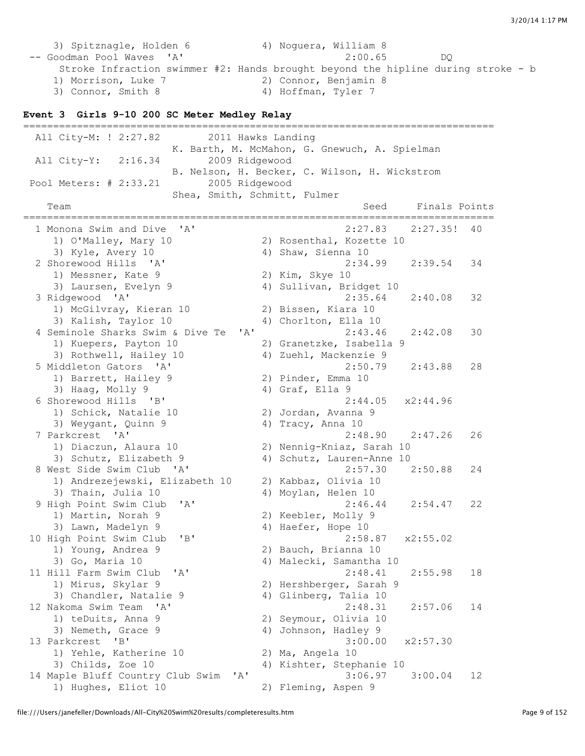```
    3) Spitznagle, Holden 6           4) Noguera, William 8
 -- Goodman Pool Waves  'A'                      2:00.65         DQ
      Stroke Infraction swimmer #2: Hands brought beyond the hipline during stroke - b
    1) Morrison, Luke 7               2) Connor, Benjamin 8
    3) Connor, Smith 8                4) Hoffman, Tyler 7
```

**Event 3  Girls 9-10 200 SC Meter Medley Relay**

```
===============================================================================
  All City-M: ! 2:27.82        2011 Hawks Landing
                         K. Barth, M. McMahon, G. Gnewuch, A. Spielman
  All City-Y:   2:16.34        2009 Ridgewood
                         B. Nelson, H. Becker, C. Wilson, H. Wickstrom
 Pool Meters: # 2:33.21        2005 Ridgewood
                         Shea, Smith, Schmitt, Fulmer
    Team                                           Seed     Finals Points
===============================================================================
  1 Monona Swim and Dive  'A'                    2:27.83    2:27.35!  40
     1) O'Malley, Mary 10              2) Rosenthal, Kozette 10
     3) Kyle, Avery 10                 4) Shaw, Sienna 10
  2 Shorewood Hills  'A'                         2:34.99    2:39.54   34
     1) Messner, Kate 9                2) Kim, Skye 10
     3) Laursen, Evelyn 9              4) Sullivan, Bridget 10
  3 Ridgewood  'A'                               2:35.64    2:40.08   32
     1) McGilvray, Kieran 10           2) Bissen, Kiara 10
     3) Kalish, Taylor 10              4) Chorlton, Ella 10
  4 Seminole Sharks Swim & Dive Te  'A'          2:43.46    2:42.08   30
     1) Kuepers, Payton 10             2) Granetzke, Isabella 9
     3) Rothwell, Hailey 10            4) Zuehl, Mackenzie 9
  5 Middleton Gators  'A'                        2:50.79    2:43.88   28
     1) Barrett, Hailey 9              2) Pinder, Emma 10
     3) Haag, Molly 9                  4) Graf, Ella 9
  6 Shorewood Hills  'B'                         2:44.05   x2:44.96
     1) Schick, Natalie 10             2) Jordan, Avanna 9
     3) Weygant, Quinn 9               4) Tracy, Anna 10
  7 Parkcrest  'A'                               2:48.90    2:47.26   26
     1) Diaczun, Alaura 10             2) Nennig-Kniaz, Sarah 10
     3) Schutz, Elizabeth 9            4) Schutz, Lauren-Anne 10
  8 West Side Swim Club  'A'                     2:57.30    2:50.88   24
     1) Andrezejewski, Elizabeth 10    2) Kabbaz, Olivia 10
     3) Thain, Julia 10                4) Moylan, Helen 10
  9 High Point Swim Club  'A'                    2:46.44    2:54.47   22
     1) Martin, Norah 9                2) Keebler, Molly 9
     3) Lawn, Madelyn 9                4) Haefer, Hope 10
 10 High Point Swim Club  'B'                    2:58.87   x2:55.02
     1) Young, Andrea 9                2) Bauch, Brianna 10
     3) Go, Maria 10                   4) Malecki, Samantha 10
 11 Hill Farm Swim Club  'A'                     2:48.41    2:55.98   18
     1) Mirus, Skylar 9                2) Hershberger, Sarah 9
     3) Chandler, Natalie 9            4) Glinberg, Talia 10
 12 Nakoma Swim Team  'A'                        2:48.31    2:57.06   14
     1) teDuits, Anna 9                2) Seymour, Olivia 10
     3) Nemeth, Grace 9                4) Johnson, Hadley 9
 13 Parkcrest  'B'                               3:00.00   x2:57.30
     1) Yehle, Katherine 10            2) Ma, Angela 10
     3) Childs, Zoe 10                 4) Kishter, Stephanie 10
 14 Maple Bluff Country Club Swim  'A'           3:06.97    3:00.04   12
     1) Hughes, Eliot 10               2) Fleming, Aspen 9
```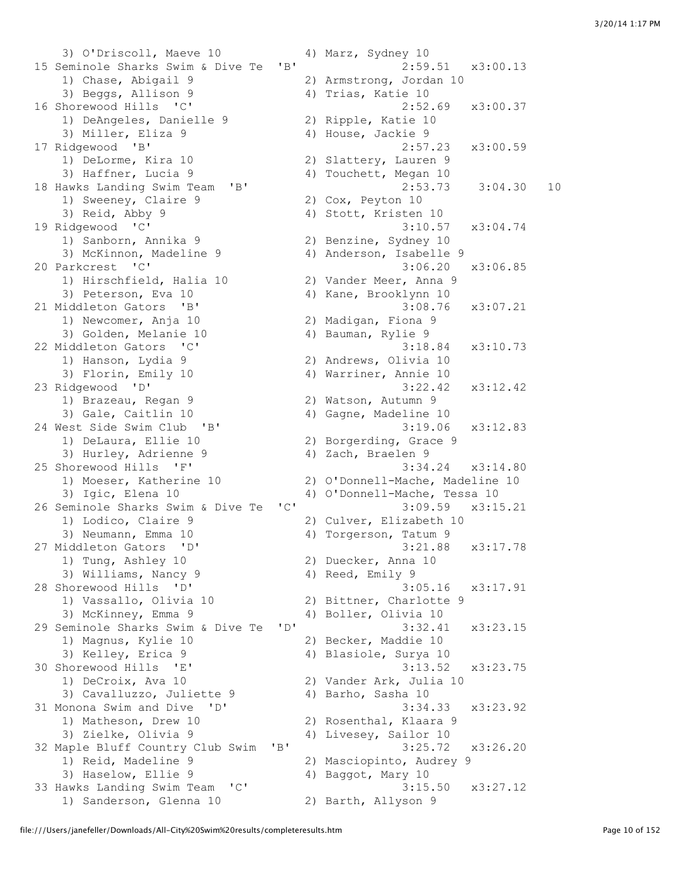```
    3) O'Driscoll, Maeve 10           4) Marz, Sydney 10
 15 Seminole Sharks Swim & Dive Te  'B'               2:59.51   x3:00.13
    1) Chase, Abigail 9               2) Armstrong, Jordan 10
    3) Beggs, Allison 9               4) Trias, Katie 10
 16 Shorewood Hills  'C'                              2:52.69   x3:00.37
    1) DeAngeles, Danielle 9          2) Ripple, Katie 10
    3) Miller, Eliza 9                4) House, Jackie 9
 17 Ridgewood  'B'                                    2:57.23   x3:00.59
    1) DeLorme, Kira 10               2) Slattery, Lauren 9
    3) Haffner, Lucia 9               4) Touchett, Megan 10
 18 Hawks Landing Swim Team  'B'                      2:53.73    3:04.30   10
    1) Sweeney, Claire 9              2) Cox, Peyton 10
    3) Reid, Abby 9                   4) Stott, Kristen 10
 19 Ridgewood  'C'                                    3:10.57   x3:04.74
    1) Sanborn, Annika 9              2) Benzine, Sydney 10
    3) McKinnon, Madeline 9           4) Anderson, Isabelle 9
 20 Parkcrest  'C'                                    3:06.20   x3:06.85
    1) Hirschfield, Halia 10          2) Vander Meer, Anna 9
    3) Peterson, Eva 10               4) Kane, Brooklynn 10
 21 Middleton Gators  'B'                             3:08.76   x3:07.21
    1) Newcomer, Anja 10              2) Madigan, Fiona 9
    3) Golden, Melanie 10             4) Bauman, Rylie 9
 22 Middleton Gators  'C'                             3:18.84   x3:10.73
    1) Hanson, Lydia 9                2) Andrews, Olivia 10
    3) Florin, Emily 10               4) Warriner, Annie 10
 23 Ridgewood  'D'                                    3:22.42   x3:12.42
    1) Brazeau, Regan 9               2) Watson, Autumn 9
    3) Gale, Caitlin 10               4) Gagne, Madeline 10
 24 West Side Swim Club  'B'                          3:19.06   x3:12.83
    1) DeLaura, Ellie 10              2) Borgerding, Grace 9
    3) Hurley, Adrienne 9             4) Zach, Braelen 9
 25 Shorewood Hills  'F'                              3:34.24   x3:14.80
    1) Moeser, Katherine 10           2) O'Donnell-Mache, Madeline 10
    3) Igic, Elena 10                 4) O'Donnell-Mache, Tessa 10
 26 Seminole Sharks Swim & Dive Te  'C'               3:09.59   x3:15.21
    1) Lodico, Claire 9               2) Culver, Elizabeth 10
    3) Neumann, Emma 10               4) Torgerson, Tatum 9
 27 Middleton Gators  'D'                             3:21.88   x3:17.78
    1) Tung, Ashley 10                2) Duecker, Anna 10
    3) Williams, Nancy 9              4) Reed, Emily 9
 28 Shorewood Hills  'D'                              3:05.16   x3:17.91
    1) Vassallo, Olivia 10            2) Bittner, Charlotte 9
    3) McKinney, Emma 9               4) Boller, Olivia 10
 29 Seminole Sharks Swim & Dive Te  'D'               3:32.41   x3:23.15
    1) Magnus, Kylie 10               2) Becker, Maddie 10
    3) Kelley, Erica 9                4) Blasiole, Surya 10
 30 Shorewood Hills  'E'                              3:13.52   x3:23.75
    1) DeCroix, Ava 10                2) Vander Ark, Julia 10
    3) Cavalluzzo, Juliette 9         4) Barho, Sasha 10
 31 Monona Swim and Dive  'D'                         3:34.33   x3:23.92
    1) Matheson, Drew 10              2) Rosenthal, Klaara 9
    3) Zielke, Olivia 9               4) Livesey, Sailor 10
 32 Maple Bluff Country Club Swim  'B'                3:25.72   x3:26.20
    1) Reid, Madeline 9               2) Masciopinto, Audrey 9
    3) Haselow, Ellie 9               4) Baggot, Mary 10
 33 Hawks Landing Swim Team  'C'                      3:15.50   x3:27.12
    1) Sanderson, Glenna 10           2) Barth, Allyson 9
```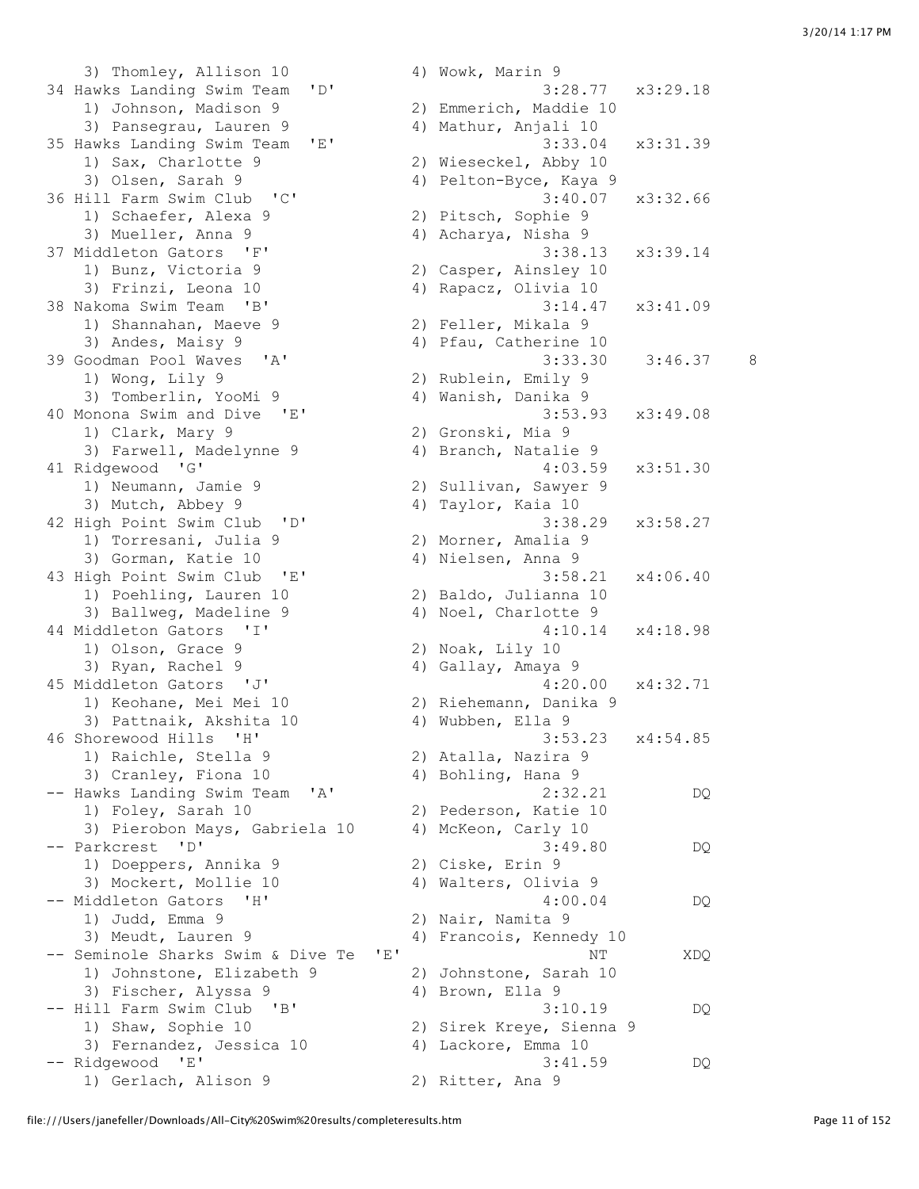```
    3) Thomley, Allison 10            4) Wowk, Marin 9
 34 Hawks Landing Swim Team  'D'                 3:28.77   x3:29.18
    1) Johnson, Madison 9             2) Emmerich, Maddie 10
    3) Pansegrau, Lauren 9            4) Mathur, Anjali 10
 35 Hawks Landing Swim Team  'E'                 3:33.04   x3:31.39
    1) Sax, Charlotte 9               2) Wieseckel, Abby 10
    3) Olsen, Sarah 9                 4) Pelton-Byce, Kaya 9
 36 Hill Farm Swim Club  'C'                     3:40.07   x3:32.66
    1) Schaefer, Alexa 9              2) Pitsch, Sophie 9
    3) Mueller, Anna 9                4) Acharya, Nisha 9
 37 Middleton Gators  'F'                        3:38.13   x3:39.14
    1) Bunz, Victoria 9               2) Casper, Ainsley 10
    3) Frinzi, Leona 10               4) Rapacz, Olivia 10
 38 Nakoma Swim Team  'B'                        3:14.47   x3:41.09
    1) Shannahan, Maeve 9             2) Feller, Mikala 9
    3) Andes, Maisy 9                 4) Pfau, Catherine 10
 39 Goodman Pool Waves  'A'                      3:33.30    3:46.37    8
    1) Wong, Lily 9                   2) Rublein, Emily 9
    3) Tomberlin, YooMi 9             4) Wanish, Danika 9
 40 Monona Swim and Dive  'E'                    3:53.93   x3:49.08
    1) Clark, Mary 9                  2) Gronski, Mia 9
    3) Farwell, Madelynne 9           4) Branch, Natalie 9
 41 Ridgewood  'G'                               4:03.59   x3:51.30
    1) Neumann, Jamie 9               2) Sullivan, Sawyer 9
    3) Mutch, Abbey 9                 4) Taylor, Kaia 10
 42 High Point Swim Club  'D'                    3:38.29   x3:58.27
    1) Torresani, Julia 9             2) Morner, Amalia 9
    3) Gorman, Katie 10               4) Nielsen, Anna 9
 43 High Point Swim Club  'E'                    3:58.21   x4:06.40
    1) Poehling, Lauren 10            2) Baldo, Julianna 10
    3) Ballweg, Madeline 9            4) Noel, Charlotte 9
 44 Middleton Gators  'I'                        4:10.14   x4:18.98
    1) Olson, Grace 9                 2) Noak, Lily 10
    3) Ryan, Rachel 9                 4) Gallay, Amaya 9
 45 Middleton Gators  'J'                        4:20.00   x4:32.71
    1) Keohane, Mei Mei 10            2) Riehemann, Danika 9
    3) Pattnaik, Akshita 10           4) Wubben, Ella 9
 46 Shorewood Hills  'H'                         3:53.23   x4:54.85
    1) Raichle, Stella 9              2) Atalla, Nazira 9
    3) Cranley, Fiona 10              4) Bohling, Hana 9
 -- Hawks Landing Swim Team  'A'                 2:32.21         DQ
    1) Foley, Sarah 10                2) Pederson, Katie 10
    3) Pierobon Mays, Gabriela 10     4) McKeon, Carly 10
 -- Parkcrest  'D'                               3:49.80         DQ
    1) Doeppers, Annika 9             2) Ciske, Erin 9
    3) Mockert, Mollie 10             4) Walters, Olivia 9
 -- Middleton Gators  'H'                        4:00.04         DQ
    1) Judd, Emma 9                   2) Nair, Namita 9
    3) Meudt, Lauren 9                4) Francois, Kennedy 10
 -- Seminole Sharks Swim & Dive Te  'E'               NT        XDQ
    1) Johnstone, Elizabeth 9         2) Johnstone, Sarah 10
    3) Fischer, Alyssa 9              4) Brown, Ella 9
 -- Hill Farm Swim Club  'B'                     3:10.19         DQ
    1) Shaw, Sophie 10                2) Sirek Kreye, Sienna 9
    3) Fernandez, Jessica 10          4) Lackore, Emma 10
 -- Ridgewood  'E'                               3:41.59         DQ
    1) Gerlach, Alison 9              2) Ritter, Ana 9
```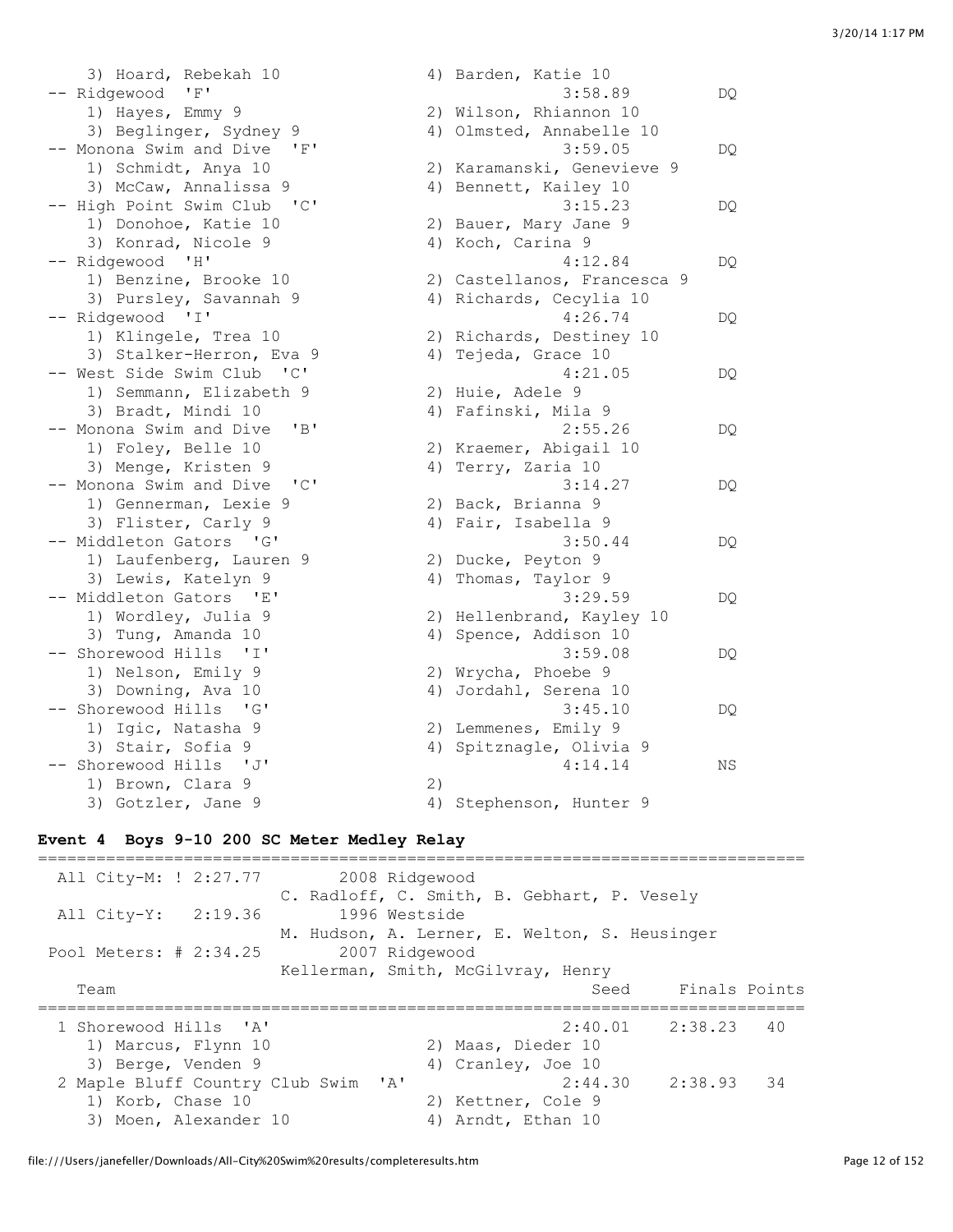```
    3) Hoard, Rebekah 10              4) Barden, Katie 10
 -- Ridgewood  'F'                              3:58.89          DQ
    1) Hayes, Emmy 9                  2) Wilson, Rhiannon 10
    3) Beglinger, Sydney 9            4) Olmsted, Annabelle 10
 -- Monona Swim and Dive  'F'                   3:59.05          DQ
    1) Schmidt, Anya 10               2) Karamanski, Genevieve 9
    3) McCaw, Annalissa 9             4) Bennett, Kailey 10
 -- High Point Swim Club  'C'                   3:15.23          DQ
    1) Donohoe, Katie 10              2) Bauer, Mary Jane 9
    3) Konrad, Nicole 9               4) Koch, Carina 9
 -- Ridgewood  'H'                              4:12.84          DQ
    1) Benzine, Brooke 10             2) Castellanos, Francesca 9
    3) Pursley, Savannah 9            4) Richards, Cecylia 10
 -- Ridgewood  'I'                              4:26.74          DQ
    1) Klingele, Trea 10              2) Richards, Destiney 10
    3) Stalker-Herron, Eva 9          4) Tejeda, Grace 10
 -- West Side Swim Club  'C'                    4:21.05          DQ
    1) Semmann, Elizabeth 9           2) Huie, Adele 9
    3) Bradt, Mindi 10                4) Fafinski, Mila 9
 -- Monona Swim and Dive  'B'                   2:55.26          DQ
    1) Foley, Belle 10                2) Kraemer, Abigail 10
    3) Menge, Kristen 9               4) Terry, Zaria 10
 -- Monona Swim and Dive  'C'                   3:14.27          DQ
    1) Gennerman, Lexie 9             2) Back, Brianna 9
    3) Flister, Carly 9               4) Fair, Isabella 9
 -- Middleton Gators  'G'                       3:50.44          DQ
    1) Laufenberg, Lauren 9           2) Ducke, Peyton 9
    3) Lewis, Katelyn 9               4) Thomas, Taylor 9
 -- Middleton Gators  'E'                       3:29.59          DQ
    1) Wordley, Julia 9               2) Hellenbrand, Kayley 10
    3) Tung, Amanda 10                4) Spence, Addison 10
 -- Shorewood Hills  'I'                        3:59.08          DQ
    1) Nelson, Emily 9                2) Wrycha, Phoebe 9
    3) Downing, Ava 10                4) Jordahl, Serena 10
 -- Shorewood Hills  'G'                        3:45.10          DQ
    1) Igic, Natasha 9                2) Lemmenes, Emily 9
    3) Stair, Sofia 9                 4) Spitznagle, Olivia 9
 -- Shorewood Hills  'J'                        4:14.14          NS
    1) Brown, Clara 9                 2)
    3) Gotzler, Jane 9                4) Stephenson, Hunter 9
```

**Event 4  Boys 9-10 200 SC Meter Medley Relay**

```
===============================================================================
  All City-M: ! 2:27.77        2008 Ridgewood
                         C. Radloff, C. Smith, B. Gebhart, P. Vesely
  All City-Y:   2:19.36        1996 Westside
                         M. Hudson, A. Lerner, E. Welton, S. Heusinger
 Pool Meters: # 2:34.25        2007 Ridgewood
                         Kellerman, Smith, McGilvray, Henry
    Team                                            Seed     Finals Points
===============================================================================
  1 Shorewood Hills  'A'                         2:40.01    2:38.23   40
     1) Marcus, Flynn 10              2) Maas, Dieder 10
     3) Berge, Venden 9               4) Cranley, Joe 10
  2 Maple Bluff Country Club Swim  'A'           2:44.30    2:38.93   34
     1) Korb, Chase 10                2) Kettner, Cole 9
     3) Moen, Alexander 10            4) Arndt, Ethan 10
```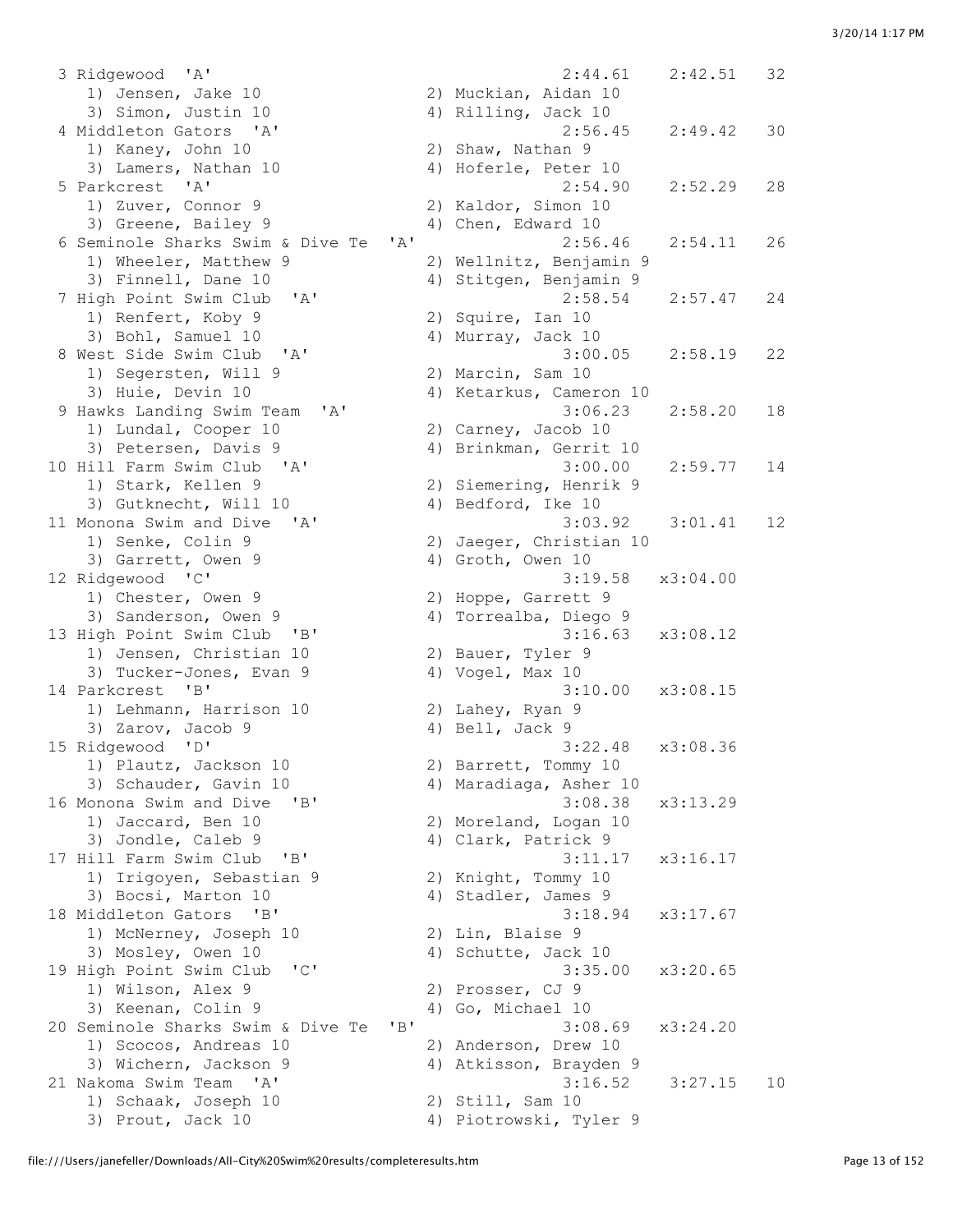```
  3 Ridgewood  'A'                                      2:44.61    2:42.51   32
     1) Jensen, Jake 10                2) Muckian, Aidan 10
     3) Simon, Justin 10               4) Rilling, Jack 10
  4 Middleton Gators  'A'                               2:56.45    2:49.42   30
     1) Kaney, John 10                 2) Shaw, Nathan 9
     3) Lamers, Nathan 10              4) Hoferle, Peter 10
  5 Parkcrest  'A'                                      2:54.90    2:52.29   28
     1) Zuver, Connor 9                2) Kaldor, Simon 10
     3) Greene, Bailey 9               4) Chen, Edward 10
  6 Seminole Sharks Swim & Dive Te  'A'                 2:56.46    2:54.11   26
     1) Wheeler, Matthew 9             2) Wellnitz, Benjamin 9
     3) Finnell, Dane 10               4) Stitgen, Benjamin 9
  7 High Point Swim Club  'A'                           2:58.54    2:57.47   24
     1) Renfert, Koby 9                2) Squire, Ian 10
     3) Bohl, Samuel 10                4) Murray, Jack 10
  8 West Side Swim Club  'A'                            3:00.05    2:58.19   22
     1) Segersten, Will 9              2) Marcin, Sam 10
     3) Huie, Devin 10                 4) Ketarkus, Cameron 10
  9 Hawks Landing Swim Team  'A'                        3:06.23    2:58.20   18
     1) Lundal, Cooper 10              2) Carney, Jacob 10
     3) Petersen, Davis 9              4) Brinkman, Gerrit 10
 10 Hill Farm Swim Club  'A'                            3:00.00    2:59.77   14
     1) Stark, Kellen 9                2) Siemering, Henrik 9
     3) Gutknecht, Will 10             4) Bedford, Ike 10
 11 Monona Swim and Dive  'A'                           3:03.92    3:01.41   12
     1) Senke, Colin 9                 2) Jaeger, Christian 10
     3) Garrett, Owen 9                4) Groth, Owen 10
 12 Ridgewood  'C'                                      3:19.58   x3:04.00
     1) Chester, Owen 9                2) Hoppe, Garrett 9
     3) Sanderson, Owen 9              4) Torrealba, Diego 9
 13 High Point Swim Club  'B'                           3:16.63   x3:08.12
     1) Jensen, Christian 10           2) Bauer, Tyler 9
     3) Tucker-Jones, Evan 9           4) Vogel, Max 10
 14 Parkcrest  'B'                                      3:10.00   x3:08.15
     1) Lehmann, Harrison 10           2) Lahey, Ryan 9
     3) Zarov, Jacob 9                 4) Bell, Jack 9
 15 Ridgewood  'D'                                      3:22.48   x3:08.36
     1) Plautz, Jackson 10             2) Barrett, Tommy 10
     3) Schauder, Gavin 10             4) Maradiaga, Asher 10
 16 Monona Swim and Dive  'B'                           3:08.38   x3:13.29
     1) Jaccard, Ben 10                2) Moreland, Logan 10
     3) Jondle, Caleb 9                4) Clark, Patrick 9
 17 Hill Farm Swim Club  'B'                            3:11.17   x3:16.17
     1) Irigoyen, Sebastian 9          2) Knight, Tommy 10
     3) Bocsi, Marton 10               4) Stadler, James 9
 18 Middleton Gators  'B'                               3:18.94   x3:17.67
     1) McNerney, Joseph 10            2) Lin, Blaise 9
     3) Mosley, Owen 10                4) Schutte, Jack 10
 19 High Point Swim Club  'C'                           3:35.00   x3:20.65
     1) Wilson, Alex 9                 2) Prosser, CJ 9
     3) Keenan, Colin 9                4) Go, Michael 10
 20 Seminole Sharks Swim & Dive Te  'B'                 3:08.69   x3:24.20
     1) Scocos, Andreas 10             2) Anderson, Drew 10
     3) Wichern, Jackson 9             4) Atkisson, Brayden 9
 21 Nakoma Swim Team  'A'                               3:16.52    3:27.15   10
     1) Schaak, Joseph 10              2) Still, Sam 10
     3) Prout, Jack 10                 4) Piotrowski, Tyler 9
```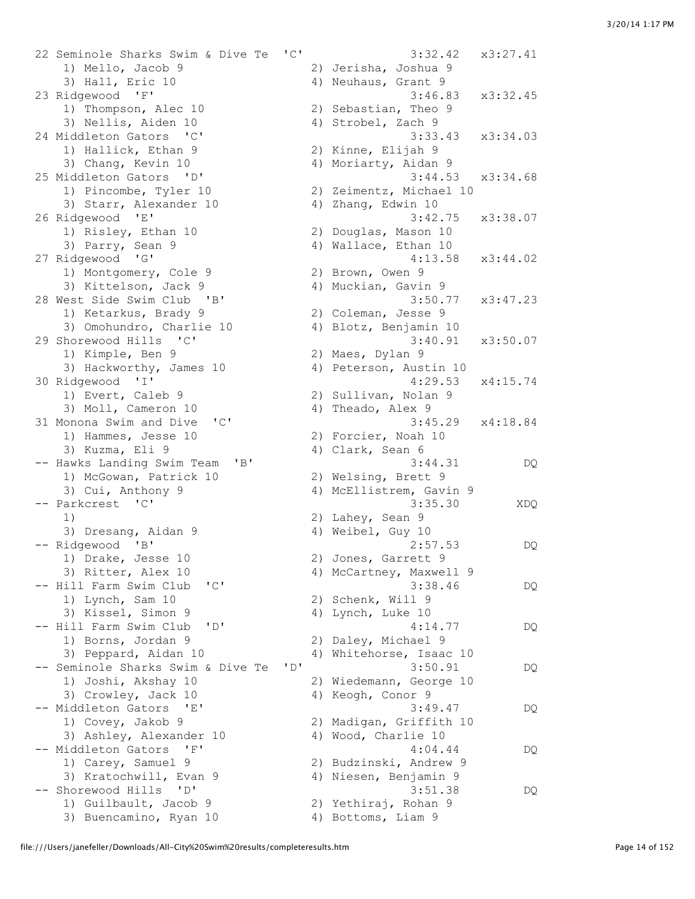```
22 Seminole Sharks Swim & Dive Te  'C'                3:32.42   x3:27.41
    1) Mello, Jacob 9                  2) Jerisha, Joshua 9
    3) Hall, Eric 10                   4) Neuhaus, Grant 9
23 Ridgewood  'F'                                     3:46.83   x3:32.45
    1) Thompson, Alec 10               2) Sebastian, Theo 9
    3) Nellis, Aiden 10                4) Strobel, Zach 9
24 Middleton Gators  'C'                              3:33.43   x3:34.03
    1) Hallick, Ethan 9                2) Kinne, Elijah 9
    3) Chang, Kevin 10                 4) Moriarty, Aidan 9
25 Middleton Gators  'D'                              3:44.53   x3:34.68
    1) Pincombe, Tyler 10              2) Zeimentz, Michael 10
    3) Starr, Alexander 10             4) Zhang, Edwin 10
26 Ridgewood  'E'                                     3:42.75   x3:38.07
    1) Risley, Ethan 10                2) Douglas, Mason 10
    3) Parry, Sean 9                   4) Wallace, Ethan 10
27 Ridgewood  'G'                                     4:13.58   x3:44.02
    1) Montgomery, Cole 9              2) Brown, Owen 9
    3) Kittelson, Jack 9               4) Muckian, Gavin 9
28 West Side Swim Club  'B'                           3:50.77   x3:47.23
    1) Ketarkus, Brady 9               2) Coleman, Jesse 9
    3) Omohundro, Charlie 10           4) Blotz, Benjamin 10
29 Shorewood Hills  'C'                               3:40.91   x3:50.07
    1) Kimple, Ben 9                   2) Maes, Dylan 9
    3) Hackworthy, James 10            4) Peterson, Austin 10
30 Ridgewood  'I'                                     4:29.53   x4:15.74
    1) Evert, Caleb 9                  2) Sullivan, Nolan 9
    3) Moll, Cameron 10                4) Theado, Alex 9
31 Monona Swim and Dive  'C'                          3:45.29   x4:18.84
    1) Hammes, Jesse 10                2) Forcier, Noah 10
    3) Kuzma, Eli 9                    4) Clark, Sean 6
-- Hawks Landing Swim Team  'B'                       3:44.31         DQ
    1) McGowan, Patrick 10             2) Welsing, Brett 9
    3) Cui, Anthony 9                  4) McEllistrem, Gavin 9
-- Parkcrest  'C'                                     3:35.30        XDQ
    1)                                 2) Lahey, Sean 9
    3) Dresang, Aidan 9                4) Weibel, Guy 10
-- Ridgewood  'B'                                     2:57.53         DQ
    1) Drake, Jesse 10                 2) Jones, Garrett 9
    3) Ritter, Alex 10                 4) McCartney, Maxwell 9
-- Hill Farm Swim Club  'C'                           3:38.46         DQ
    1) Lynch, Sam 10                   2) Schenk, Will 9
    3) Kissel, Simon 9                 4) Lynch, Luke 10
-- Hill Farm Swim Club  'D'                           4:14.77         DQ
    1) Borns, Jordan 9                 2) Daley, Michael 9
    3) Peppard, Aidan 10               4) Whitehorse, Isaac 10
-- Seminole Sharks Swim & Dive Te  'D'                3:50.91         DQ
    1) Joshi, Akshay 10                2) Wiedemann, George 10
    3) Crowley, Jack 10                4) Keogh, Conor 9
-- Middleton Gators  'E'                              3:49.47         DQ
    1) Covey, Jakob 9                  2) Madigan, Griffith 10
    3) Ashley, Alexander 10            4) Wood, Charlie 10
-- Middleton Gators  'F'                              4:04.44         DQ
    1) Carey, Samuel 9                 2) Budzinski, Andrew 9
    3) Kratochwill, Evan 9             4) Niesen, Benjamin 9
-- Shorewood Hills  'D'                               3:51.38         DQ
    1) Guilbault, Jacob 9              2) Yethiraj, Rohan 9
    3) Buencamino, Ryan 10             4) Bottoms, Liam 9
```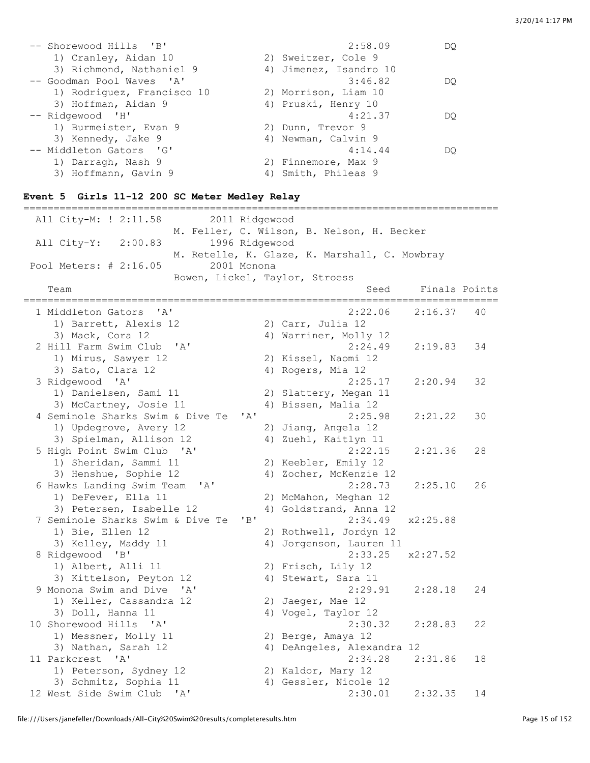```
 -- Shorewood Hills  'B'                               2:58.09          DQ
     1) Cranley, Aidan 10               2) Sweitzer, Cole 9
     3) Richmond, Nathaniel 9           4) Jimenez, Isandro 10
 -- Goodman Pool Waves  'A'                            3:46.82          DQ
     1) Rodriguez, Francisco 10         2) Morrison, Liam 10
     3) Hoffman, Aidan 9                4) Pruski, Henry 10
 -- Ridgewood  'H'                                     4:21.37          DQ
     1) Burmeister, Evan 9              2) Dunn, Trevor 9
     3) Kennedy, Jake 9                 4) Newman, Calvin 9
 -- Middleton Gators  'G'                              4:14.44          DQ
     1) Darragh, Nash 9                 2) Finnemore, Max 9
     3) Hoffmann, Gavin 9               4) Smith, Phileas 9
```

**Event 5  Girls 11-12 200 SC Meter Medley Relay**

```
===============================================================================
  All City-M: ! 2:11.58       2011 Ridgewood
                     M. Feller, C. Wilson, B. Nelson, H. Becker
  All City-Y:   2:00.83       1996 Ridgewood
                     M. Retelle, K. Glaze, K. Marshall, C. Mowbray
 Pool Meters: # 2:16.05       2001 Monona
                     Bowen, Lickel, Taylor, Stroess
    Team                                               Seed     Finals Points
===============================================================================
  1 Middleton Gators  'A'                            2:22.06    2:16.37   40
     1) Barrett, Alexis 12              2) Carr, Julia 12
     3) Mack, Cora 12                   4) Warriner, Molly 12
  2 Hill Farm Swim Club  'A'                         2:24.49    2:19.83   34
     1) Mirus, Sawyer 12                2) Kissel, Naomi 12
     3) Sato, Clara 12                  4) Rogers, Mia 12
  3 Ridgewood  'A'                                   2:25.17    2:20.94   32
     1) Danielsen, Sami 11              2) Slattery, Megan 11
     3) McCartney, Josie 11             4) Bissen, Malia 12
  4 Seminole Sharks Swim & Dive Te  'A'              2:25.98    2:21.22   30
     1) Updegrove, Avery 12             2) Jiang, Angela 12
     3) Spielman, Allison 12            4) Zuehl, Kaitlyn 11
  5 High Point Swim Club  'A'                        2:22.15    2:21.36   28
     1) Sheridan, Sammi 11              2) Keebler, Emily 12
     3) Henshue, Sophie 12              4) Zocher, McKenzie 12
  6 Hawks Landing Swim Team  'A'                     2:28.73    2:25.10   26
     1) DeFever, Ella 11                2) McMahon, Meghan 12
     3) Petersen, Isabelle 12           4) Goldstrand, Anna 12
  7 Seminole Sharks Swim & Dive Te  'B'              2:34.49   x2:25.88
     1) Bie, Ellen 12                   2) Rothwell, Jordyn 12
     3) Kelley, Maddy 11                4) Jorgenson, Lauren 11
  8 Ridgewood  'B'                                   2:33.25   x2:27.52
     1) Albert, Alli 11                 2) Frisch, Lily 12
     3) Kittelson, Peyton 12            4) Stewart, Sara 11
  9 Monona Swim and Dive  'A'                        2:29.91    2:28.18   24
     1) Keller, Cassandra 12            2) Jaeger, Mae 12
     3) Doll, Hanna 11                  4) Vogel, Taylor 12
 10 Shorewood Hills  'A'                             2:30.32    2:28.83   22
     1) Messner, Molly 11               2) Berge, Amaya 12
     3) Nathan, Sarah 12                4) DeAngeles, Alexandra 12
 11 Parkcrest  'A'                                   2:34.28    2:31.86   18
     1) Peterson, Sydney 12             2) Kaldor, Mary 12
     3) Schmitz, Sophia 11              4) Gessler, Nicole 12
 12 West Side Swim Club  'A'                         2:30.01    2:32.35   14
```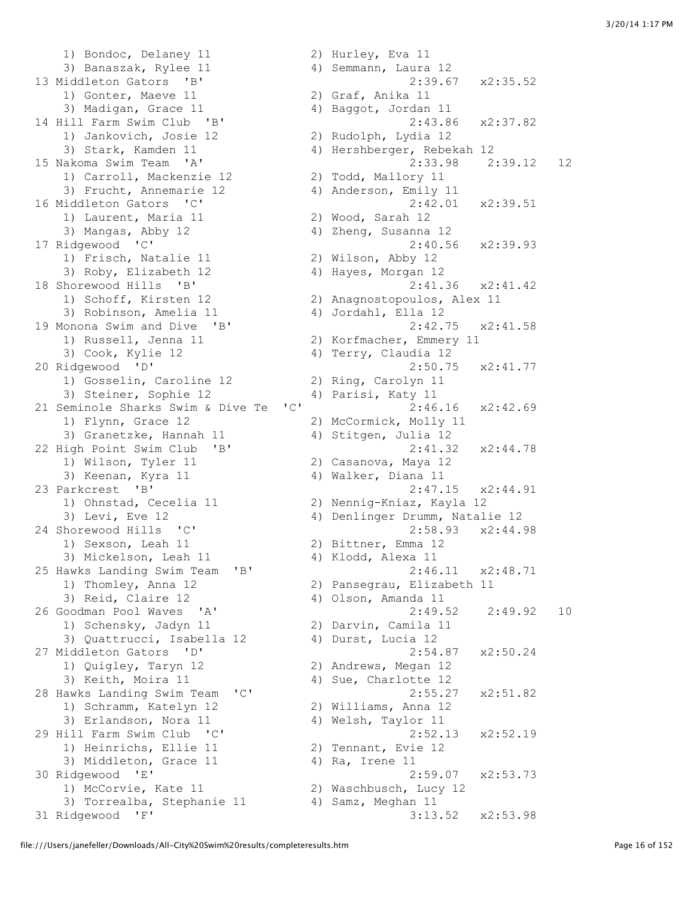```
    1) Bondoc, Delaney 11            2) Hurley, Eva 11
    3) Banaszak, Rylee 11            4) Semmann, Laura 12
 13 Middleton Gators  'B'                          2:39.67   x2:35.52
    1) Gonter, Maeve 11              2) Graf, Anika 11
    3) Madigan, Grace 11             4) Baggot, Jordan 11
 14 Hill Farm Swim Club  'B'                       2:43.86   x2:37.82
    1) Jankovich, Josie 12           2) Rudolph, Lydia 12
    3) Stark, Kamden 11              4) Hershberger, Rebekah 12
 15 Nakoma Swim Team  'A'                          2:33.98    2:39.12   12
    1) Carroll, Mackenzie 12         2) Todd, Mallory 11
    3) Frucht, Annemarie 12          4) Anderson, Emily 11
 16 Middleton Gators  'C'                          2:42.01   x2:39.51
    1) Laurent, Maria 11             2) Wood, Sarah 12
    3) Mangas, Abby 12               4) Zheng, Susanna 12
 17 Ridgewood  'C'                                 2:40.56   x2:39.93
    1) Frisch, Natalie 11            2) Wilson, Abby 12
    3) Roby, Elizabeth 12            4) Hayes, Morgan 12
 18 Shorewood Hills  'B'                           2:41.36   x2:41.42
    1) Schoff, Kirsten 12            2) Anagnostopoulos, Alex 11
    3) Robinson, Amelia 11           4) Jordahl, Ella 12
 19 Monona Swim and Dive  'B'                      2:42.75   x2:41.58
    1) Russell, Jenna 11             2) Korfmacher, Emmery 11
    3) Cook, Kylie 12                4) Terry, Claudia 12
 20 Ridgewood  'D'                                 2:50.75   x2:41.77
    1) Gosselin, Caroline 12         2) Ring, Carolyn 11
    3) Steiner, Sophie 12            4) Parisi, Katy 11
 21 Seminole Sharks Swim & Dive Te  'C'            2:46.16   x2:42.69
    1) Flynn, Grace 12               2) McCormick, Molly 11
    3) Granetzke, Hannah 11          4) Stitgen, Julia 12
 22 High Point Swim Club  'B'                      2:41.32   x2:44.78
    1) Wilson, Tyler 11              2) Casanova, Maya 12
    3) Keenan, Kyra 11               4) Walker, Diana 11
 23 Parkcrest  'B'                                 2:47.15   x2:44.91
    1) Ohnstad, Cecelia 11           2) Nennig-Kniaz, Kayla 12
    3) Levi, Eve 12                  4) Denlinger Drumm, Natalie 12
 24 Shorewood Hills  'C'                           2:58.93   x2:44.98
    1) Sexson, Leah 11               2) Bittner, Emma 12
    3) Mickelson, Leah 11            4) Klodd, Alexa 11
 25 Hawks Landing Swim Team  'B'                   2:46.11   x2:48.71
    1) Thomley, Anna 12              2) Pansegrau, Elizabeth 11
    3) Reid, Claire 12               4) Olson, Amanda 11
 26 Goodman Pool Waves  'A'                        2:49.52    2:49.92   10
    1) Schensky, Jadyn 11            2) Darvin, Camila 11
    3) Quattrucci, Isabella 12       4) Durst, Lucia 12
 27 Middleton Gators  'D'                          2:54.87   x2:50.24
    1) Quigley, Taryn 12             2) Andrews, Megan 12
    3) Keith, Moira 11               4) Sue, Charlotte 12
 28 Hawks Landing Swim Team  'C'                   2:55.27   x2:51.82
    1) Schramm, Katelyn 12           2) Williams, Anna 12
    3) Erlandson, Nora 11            4) Welsh, Taylor 11
 29 Hill Farm Swim Club  'C'                       2:52.13   x2:52.19
    1) Heinrichs, Ellie 11           2) Tennant, Evie 12
    3) Middleton, Grace 11           4) Ra, Irene 11
 30 Ridgewood  'E'                                 2:59.07   x2:53.73
    1) McCorvie, Kate 11             2) Waschbusch, Lucy 12
    3) Torrealba, Stephanie 11       4) Samz, Meghan 11
 31 Ridgewood  'F'                                 3:13.52   x2:53.98
```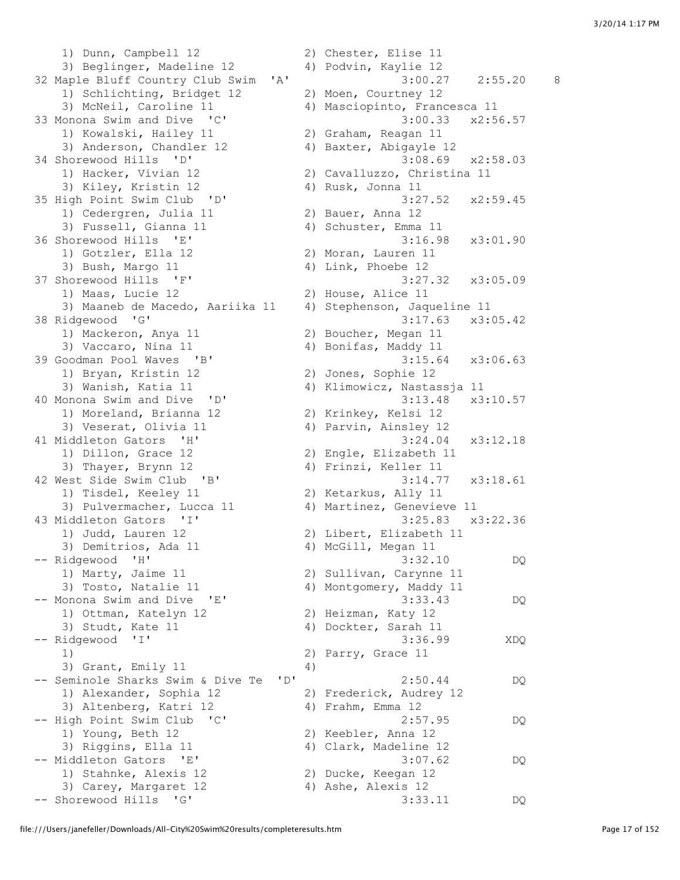```
    1) Dunn, Campbell 12              2) Chester, Elise 11
    3) Beglinger, Madeline 12         4) Podvin, Kaylie 12
 32 Maple Bluff Country Club Swim  'A'              3:00.27    2:55.20    8
    1) Schlichting, Bridget 12        2) Moen, Courtney 12
    3) McNeil, Caroline 11            4) Masciopinto, Francesca 11
 33 Monona Swim and Dive  'C'                       3:00.33   x2:56.57
    1) Kowalski, Hailey 11            2) Graham, Reagan 11
    3) Anderson, Chandler 12          4) Baxter, Abigayle 12
 34 Shorewood Hills  'D'                            3:08.69   x2:58.03
    1) Hacker, Vivian 12              2) Cavalluzzo, Christina 11
    3) Kiley, Kristin 12              4) Rusk, Jonna 11
 35 High Point Swim Club  'D'                       3:27.52   x2:59.45
    1) Cedergren, Julia 11            2) Bauer, Anna 12
    3) Fussell, Gianna 11             4) Schuster, Emma 11
 36 Shorewood Hills  'E'                            3:16.98   x3:01.90
    1) Gotzler, Ella 12               2) Moran, Lauren 11
    3) Bush, Margo 11                 4) Link, Phoebe 12
 37 Shorewood Hills  'F'                            3:27.32   x3:05.09
    1) Maas, Lucie 12                 2) House, Alice 11
    3) Maaneb de Macedo, Aariika 11   4) Stephenson, Jaqueline 11
 38 Ridgewood  'G'                                  3:17.63   x3:05.42
    1) Mackeron, Anya 11              2) Boucher, Megan 11
    3) Vaccaro, Nina 11               4) Bonifas, Maddy 11
 39 Goodman Pool Waves  'B'                         3:15.64   x3:06.63
    1) Bryan, Kristin 12              2) Jones, Sophie 12
    3) Wanish, Katia 11               4) Klimowicz, Nastassja 11
 40 Monona Swim and Dive  'D'                       3:13.48   x3:10.57
    1) Moreland, Brianna 12           2) Krinkey, Kelsi 12
    3) Veserat, Olivia 11             4) Parvin, Ainsley 12
 41 Middleton Gators  'H'                           3:24.04   x3:12.18
    1) Dillon, Grace 12               2) Engle, Elizabeth 11
    3) Thayer, Brynn 12               4) Frinzi, Keller 11
 42 West Side Swim Club  'B'                        3:14.77   x3:18.61
    1) Tisdel, Keeley 11              2) Ketarkus, Ally 11
    3) Pulvermacher, Lucca 11         4) Martinez, Genevieve 11
 43 Middleton Gators  'I'                           3:25.83   x3:22.36
    1) Judd, Lauren 12                2) Libert, Elizabeth 11
    3) Demitrios, Ada 11              4) McGill, Megan 11
 -- Ridgewood  'H'                                  3:32.10         DQ
    1) Marty, Jaime 11                2) Sullivan, Carynne 11
    3) Tosto, Natalie 11              4) Montgomery, Maddy 11
 -- Monona Swim and Dive  'E'                       3:33.43         DQ
    1) Ottman, Katelyn 12             2) Heizman, Katy 12
    3) Studt, Kate 11                 4) Dockter, Sarah 11
 -- Ridgewood  'I'                                  3:36.99        XDQ
    1)                                2) Parry, Grace 11
    3) Grant, Emily 11                4)
 -- Seminole Sharks Swim & Dive Te  'D'             2:50.44         DQ
    1) Alexander, Sophia 12           2) Frederick, Audrey 12
    3) Altenberg, Katri 12            4) Frahm, Emma 12
 -- High Point Swim Club  'C'                       2:57.95         DQ
    1) Young, Beth 12                 2) Keebler, Anna 12
    3) Riggins, Ella 11               4) Clark, Madeline 12
 -- Middleton Gators  'E'                           3:07.62         DQ
    1) Stahnke, Alexis 12             2) Ducke, Keegan 12
    3) Carey, Margaret 12             4) Ashe, Alexis 12
 -- Shorewood Hills  'G'                            3:33.11         DQ
```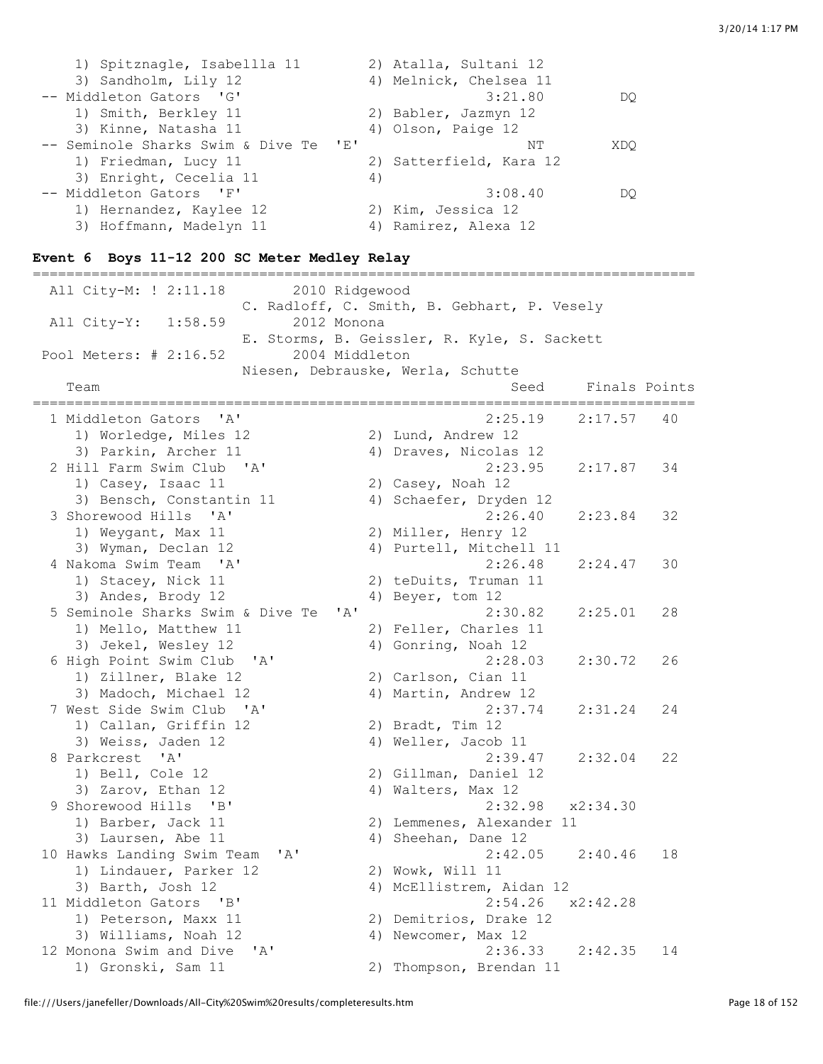```
    1) Spitznagle, Isabellla 11        2) Atalla, Sultani 12
    3) Sandholm, Lily 12               4) Melnick, Chelsea 11
 -- Middleton Gators  'G'                        3:21.80         DQ
    1) Smith, Berkley 11               2) Babler, Jazmyn 12
    3) Kinne, Natasha 11               4) Olson, Paige 12
 -- Seminole Sharks Swim & Dive Te  'E'               NT        XDQ
    1) Friedman, Lucy 11               2) Satterfield, Kara 12
    3) Enright, Cecelia 11             4)
 -- Middleton Gators  'F'                        3:08.40         DQ
    1) Hernandez, Kaylee 12            2) Kim, Jessica 12
    3) Hoffmann, Madelyn 11            4) Ramirez, Alexa 12
```

**Event 6  Boys 11-12 200 SC Meter Medley Relay**

```
===============================================================================
  All City-M: ! 2:11.18        2010 Ridgewood
                        C. Radloff, C. Smith, B. Gebhart, P. Vesely
  All City-Y:   1:58.59        2012 Monona
                        E. Storms, B. Geissler, R. Kyle, S. Sackett
  Pool Meters: # 2:16.52       2004 Middleton
                        Niesen, Debrauske, Werla, Schutte
    Team                                           Seed     Finals Points
===============================================================================
  1 Middleton Gators  'A'                        2:25.19    2:17.57   40
     1) Worledge, Miles 12              2) Lund, Andrew 12
     3) Parkin, Archer 11               4) Draves, Nicolas 12
  2 Hill Farm Swim Club  'A'                     2:23.95    2:17.87   34
     1) Casey, Isaac 11                 2) Casey, Noah 12
     3) Bensch, Constantin 11           4) Schaefer, Dryden 12
  3 Shorewood Hills  'A'                         2:26.40    2:23.84   32
     1) Weygant, Max 11                 2) Miller, Henry 12
     3) Wyman, Declan 12                4) Purtell, Mitchell 11
  4 Nakoma Swim Team  'A'                        2:26.48    2:24.47   30
     1) Stacey, Nick 11                 2) teDuits, Truman 11
     3) Andes, Brody 12                 4) Beyer, tom 12
  5 Seminole Sharks Swim & Dive Te  'A'          2:30.82    2:25.01   28
     1) Mello, Matthew 11               2) Feller, Charles 11
     3) Jekel, Wesley 12                4) Gonring, Noah 12
  6 High Point Swim Club  'A'                    2:28.03    2:30.72   26
     1) Zillner, Blake 12               2) Carlson, Cian 11
     3) Madoch, Michael 12              4) Martin, Andrew 12
  7 West Side Swim Club  'A'                     2:37.74    2:31.24   24
     1) Callan, Griffin 12              2) Bradt, Tim 12
     3) Weiss, Jaden 12                 4) Weller, Jacob 11
  8 Parkcrest  'A'                               2:39.47    2:32.04   22
     1) Bell, Cole 12                   2) Gillman, Daniel 12
     3) Zarov, Ethan 12                 4) Walters, Max 12
  9 Shorewood Hills  'B'                         2:32.98   x2:34.30
     1) Barber, Jack 11                 2) Lemmenes, Alexander 11
     3) Laursen, Abe 11                 4) Sheehan, Dane 12
 10 Hawks Landing Swim Team  'A'                 2:42.05    2:40.46   18
     1) Lindauer, Parker 12             2) Wowk, Will 11
     3) Barth, Josh 12                  4) McEllistrem, Aidan 12
 11 Middleton Gators  'B'                        2:54.26   x2:42.28
     1) Peterson, Maxx 11               2) Demitrios, Drake 12
     3) Williams, Noah 12               4) Newcomer, Max 12
 12 Monona Swim and Dive  'A'                    2:36.33    2:42.35   14
     1) Gronski, Sam 11                 2) Thompson, Brendan 11
```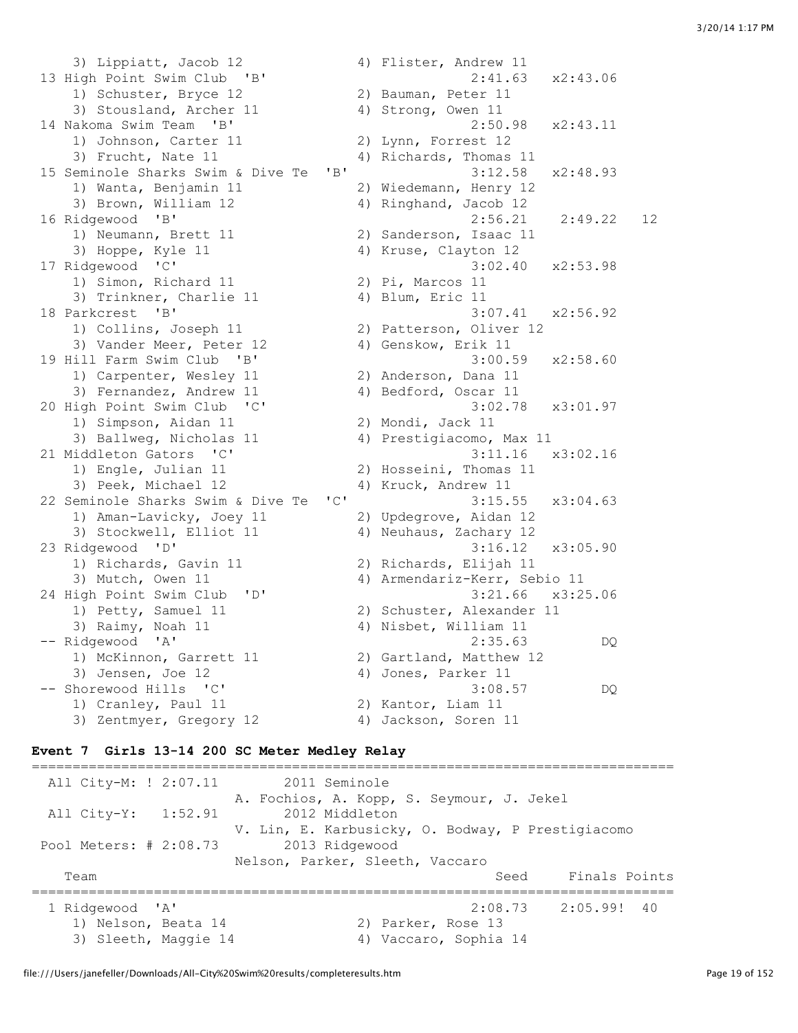```
    3) Lippiatt, Jacob 12             4) Flister, Andrew 11
 13 High Point Swim Club  'B'                       2:41.63   x2:43.06
    1) Schuster, Bryce 12             2) Bauman, Peter 11
    3) Stousland, Archer 11           4) Strong, Owen 11
 14 Nakoma Swim Team  'B'                           2:50.98   x2:43.11
    1) Johnson, Carter 11             2) Lynn, Forrest 12
    3) Frucht, Nate 11                4) Richards, Thomas 11
 15 Seminole Sharks Swim & Dive Te  'B'             3:12.58   x2:48.93
    1) Wanta, Benjamin 11             2) Wiedemann, Henry 12
    3) Brown, William 12              4) Ringhand, Jacob 12
 16 Ridgewood  'B'                                  2:56.21    2:49.22   12
    1) Neumann, Brett 11              2) Sanderson, Isaac 11
    3) Hoppe, Kyle 11                 4) Kruse, Clayton 12
 17 Ridgewood  'C'                                  3:02.40   x2:53.98
    1) Simon, Richard 11              2) Pi, Marcos 11
    3) Trinkner, Charlie 11           4) Blum, Eric 11
 18 Parkcrest  'B'                                  3:07.41   x2:56.92
    1) Collins, Joseph 11             2) Patterson, Oliver 12
    3) Vander Meer, Peter 12          4) Genskow, Erik 11
 19 Hill Farm Swim Club  'B'                        3:00.59   x2:58.60
    1) Carpenter, Wesley 11           2) Anderson, Dana 11
    3) Fernandez, Andrew 11           4) Bedford, Oscar 11
 20 High Point Swim Club  'C'                       3:02.78   x3:01.97
    1) Simpson, Aidan 11              2) Mondi, Jack 11
    3) Ballweg, Nicholas 11           4) Prestigiacomo, Max 11
 21 Middleton Gators  'C'                           3:11.16   x3:02.16
    1) Engle, Julian 11               2) Hosseini, Thomas 11
    3) Peek, Michael 12               4) Kruck, Andrew 11
 22 Seminole Sharks Swim & Dive Te  'C'             3:15.55   x3:04.63
    1) Aman-Lavicky, Joey 11          2) Updegrove, Aidan 12
    3) Stockwell, Elliot 11           4) Neuhaus, Zachary 12
 23 Ridgewood  'D'                                  3:16.12   x3:05.90
    1) Richards, Gavin 11             2) Richards, Elijah 11
    3) Mutch, Owen 11                 4) Armendariz-Kerr, Sebio 11
 24 High Point Swim Club  'D'                       3:21.66   x3:25.06
    1) Petty, Samuel 11               2) Schuster, Alexander 11
    3) Raimy, Noah 11                 4) Nisbet, William 11
 -- Ridgewood  'A'                                  2:35.63         DQ
    1) McKinnon, Garrett 11           2) Gartland, Matthew 12
    3) Jensen, Joe 12                 4) Jones, Parker 11
 -- Shorewood Hills  'C'                            3:08.57         DQ
    1) Cranley, Paul 11               2) Kantor, Liam 11
    3) Zentmyer, Gregory 12           4) Jackson, Soren 11
```

**Event 7  Girls 13-14 200 SC Meter Medley Relay**

```
===============================================================================
  All City-M: ! 2:07.11        2011 Seminole
                         A. Fochios, A. Kopp, S. Seymour, J. Jekel
  All City-Y:   1:52.91        2012 Middleton
                         V. Lin, E. Karbusicky, O. Bodway, P Prestigiacomo
 Pool Meters: # 2:08.73        2013 Ridgewood
                         Nelson, Parker, Sleeth, Vaccaro
    Team                                            Seed     Finals Points
===============================================================================
  1 Ridgewood  'A'                                  2:08.73    2:05.99!  40
     1) Nelson, Beata 14              2) Parker, Rose 13
     3) Sleeth, Maggie 14             4) Vaccaro, Sophia 14
```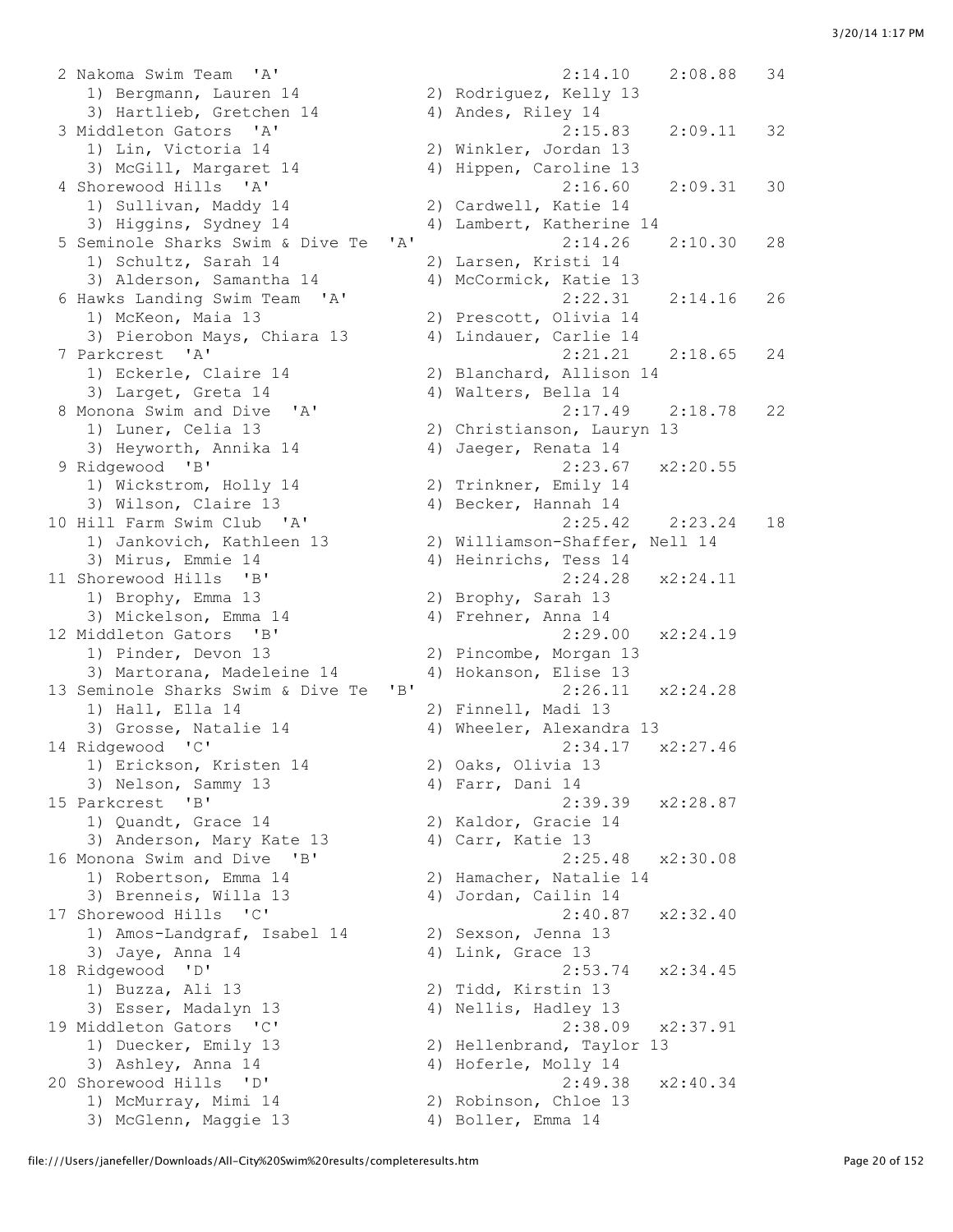```
 2 Nakoma Swim Team  'A'                                2:14.10    2:08.88   34
    1) Bergmann, Lauren 14            2) Rodriguez, Kelly 13
    3) Hartlieb, Gretchen 14          4) Andes, Riley 14
 3 Middleton Gators  'A'                                2:15.83    2:09.11   32
    1) Lin, Victoria 14               2) Winkler, Jordan 13
    3) McGill, Margaret 14            4) Hippen, Caroline 13
 4 Shorewood Hills  'A'                                 2:16.60    2:09.31   30
    1) Sullivan, Maddy 14             2) Cardwell, Katie 14
    3) Higgins, Sydney 14             4) Lambert, Katherine 14
 5 Seminole Sharks Swim & Dive Te  'A'                  2:14.26    2:10.30   28
    1) Schultz, Sarah 14              2) Larsen, Kristi 14
    3) Alderson, Samantha 14          4) McCormick, Katie 13
 6 Hawks Landing Swim Team  'A'                         2:22.31    2:14.16   26
    1) McKeon, Maia 13                2) Prescott, Olivia 14
    3) Pierobon Mays, Chiara 13       4) Lindauer, Carlie 14
 7 Parkcrest  'A'                                       2:21.21    2:18.65   24
    1) Eckerle, Claire 14             2) Blanchard, Allison 14
    3) Larget, Greta 14               4) Walters, Bella 14
 8 Monona Swim and Dive  'A'                            2:17.49    2:18.78   22
    1) Luner, Celia 13                2) Christianson, Lauryn 13
    3) Heyworth, Annika 14            4) Jaeger, Renata 14
 9 Ridgewood  'B'                                       2:23.67   x2:20.55
    1) Wickstrom, Holly 14            2) Trinkner, Emily 14
    3) Wilson, Claire 13              4) Becker, Hannah 14
10 Hill Farm Swim Club  'A'                             2:25.42    2:23.24   18
    1) Jankovich, Kathleen 13         2) Williamson-Shaffer, Nell 14
    3) Mirus, Emmie 14                4) Heinrichs, Tess 14
11 Shorewood Hills  'B'                                 2:24.28   x2:24.11
    1) Brophy, Emma 13                2) Brophy, Sarah 13
    3) Mickelson, Emma 14             4) Frehner, Anna 14
12 Middleton Gators  'B'                                2:29.00   x2:24.19
    1) Pinder, Devon 13               2) Pincombe, Morgan 13
    3) Martorana, Madeleine 14        4) Hokanson, Elise 13
13 Seminole Sharks Swim & Dive Te  'B'                  2:26.11   x2:24.28
    1) Hall, Ella 14                  2) Finnell, Madi 13
    3) Grosse, Natalie 14             4) Wheeler, Alexandra 13
14 Ridgewood  'C'                                       2:34.17   x2:27.46
    1) Erickson, Kristen 14           2) Oaks, Olivia 13
    3) Nelson, Sammy 13               4) Farr, Dani 14
15 Parkcrest  'B'                                       2:39.39   x2:28.87
    1) Quandt, Grace 14               2) Kaldor, Gracie 14
    3) Anderson, Mary Kate 13         4) Carr, Katie 13
16 Monona Swim and Dive  'B'                            2:25.48   x2:30.08
    1) Robertson, Emma 14             2) Hamacher, Natalie 14
    3) Brenneis, Willa 13             4) Jordan, Cailin 14
17 Shorewood Hills  'C'                                 2:40.87   x2:32.40
    1) Amos-Landgraf, Isabel 14       2) Sexson, Jenna 13
    3) Jaye, Anna 14                  4) Link, Grace 13
18 Ridgewood  'D'                                       2:53.74   x2:34.45
    1) Buzza, Ali 13                  2) Tidd, Kirstin 13
    3) Esser, Madalyn 13              4) Nellis, Hadley 13
19 Middleton Gators  'C'                                2:38.09   x2:37.91
    1) Duecker, Emily 13              2) Hellenbrand, Taylor 13
    3) Ashley, Anna 14                4) Hoferle, Molly 14
20 Shorewood Hills  'D'                                 2:49.38   x2:40.34
    1) McMurray, Mimi 14              2) Robinson, Chloe 13
    3) McGlenn, Maggie 13             4) Boller, Emma 14
```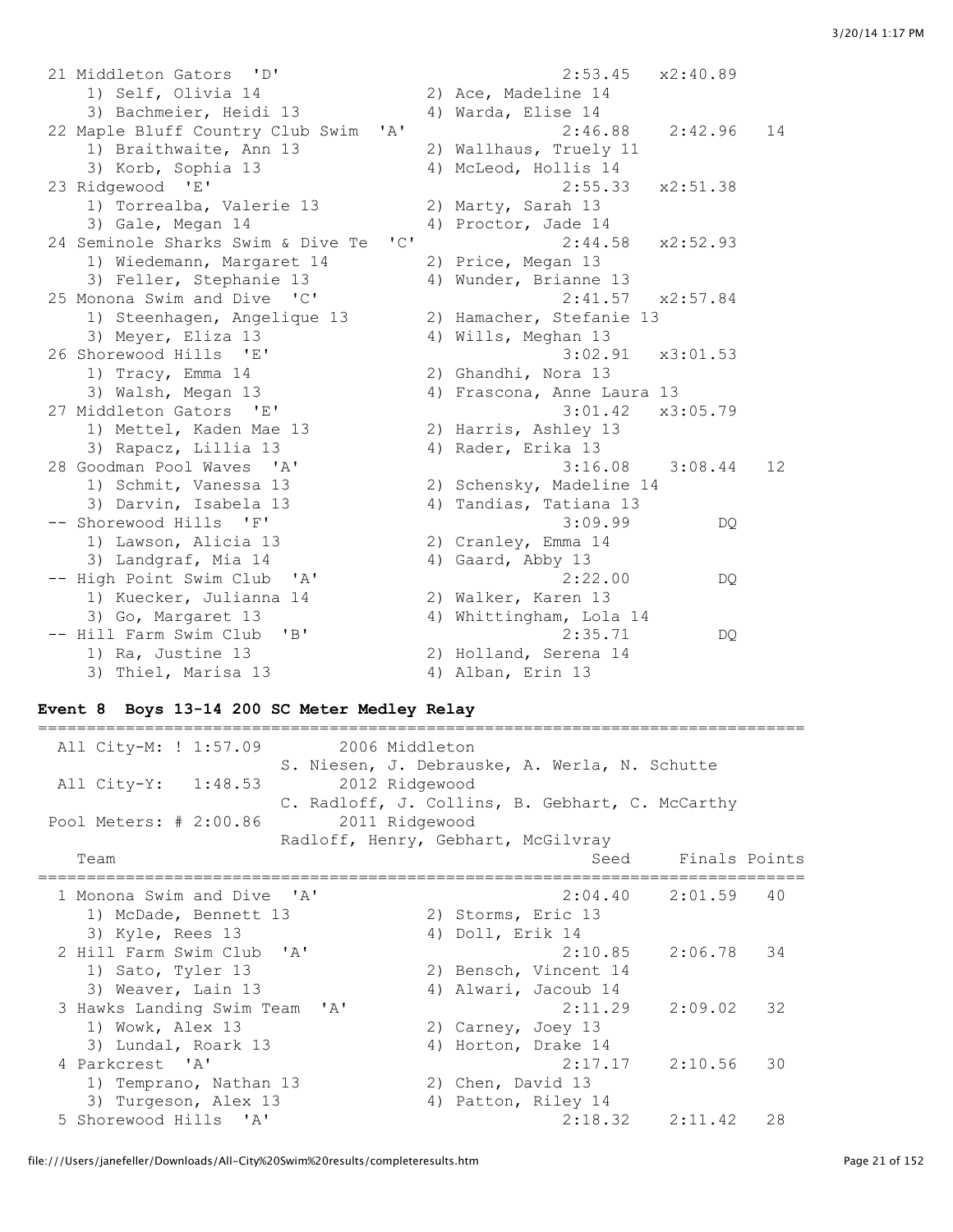```
 21 Middleton Gators  'D'                              2:53.45   x2:40.89
     1) Self, Olivia 14                2) Ace, Madeline 14
     3) Bachmeier, Heidi 13            4) Warda, Elise 14
 22 Maple Bluff Country Club Swim  'A'                 2:46.88    2:42.96   14
     1) Braithwaite, Ann 13            2) Wallhaus, Truely 11
     3) Korb, Sophia 13                4) McLeod, Hollis 14
 23 Ridgewood  'E'                                     2:55.33   x2:51.38
     1) Torrealba, Valerie 13          2) Marty, Sarah 13
     3) Gale, Megan 14                 4) Proctor, Jade 14
 24 Seminole Sharks Swim & Dive Te  'C'                2:44.58   x2:52.93
     1) Wiedemann, Margaret 14         2) Price, Megan 13
     3) Feller, Stephanie 13           4) Wunder, Brianne 13
 25 Monona Swim and Dive  'C'                          2:41.57   x2:57.84
     1) Steenhagen, Angelique 13       2) Hamacher, Stefanie 13
     3) Meyer, Eliza 13                4) Wills, Meghan 13
 26 Shorewood Hills  'E'                               3:02.91   x3:01.53
     1) Tracy, Emma 14                 2) Ghandhi, Nora 13
     3) Walsh, Megan 13                4) Frascona, Anne Laura 13
 27 Middleton Gators  'E'                              3:01.42   x3:05.79
     1) Mettel, Kaden Mae 13           2) Harris, Ashley 13
     3) Rapacz, Lillia 13              4) Rader, Erika 13
 28 Goodman Pool Waves  'A'                            3:16.08    3:08.44   12
     1) Schmit, Vanessa 13             2) Schensky, Madeline 14
     3) Darvin, Isabela 13             4) Tandias, Tatiana 13
 -- Shorewood Hills  'F'                               3:09.99         DQ
     1) Lawson, Alicia 13              2) Cranley, Emma 14
     3) Landgraf, Mia 14               4) Gaard, Abby 13
 -- High Point Swim Club  'A'                          2:22.00         DQ
     1) Kuecker, Julianna 14           2) Walker, Karen 13
     3) Go, Margaret 13                4) Whittingham, Lola 14
 -- Hill Farm Swim Club  'B'                           2:35.71         DQ
     1) Ra, Justine 13                 2) Holland, Serena 14
     3) Thiel, Marisa 13               4) Alban, Erin 13
```

**Event 8  Boys 13-14 200 SC Meter Medley Relay**

```
===============================================================================
  All City-M: ! 1:57.09       2006 Middleton
                          S. Niesen, J. Debrauske, A. Werla, N. Schutte
  All City-Y:   1:48.53       2012 Ridgewood
                          C. Radloff, J. Collins, B. Gebhart, C. McCarthy
  Pool Meters: # 2:00.86      2011 Ridgewood
                          Radloff, Henry, Gebhart, McGilvray
    Team                                               Seed     Finals Points
===============================================================================
  1 Monona Swim and Dive  'A'                          2:04.40    2:01.59   40
     1) McDade, Bennett 13             2) Storms, Eric 13
     3) Kyle, Rees 13                  4) Doll, Erik 14
  2 Hill Farm Swim Club  'A'                           2:10.85    2:06.78   34
     1) Sato, Tyler 13                 2) Bensch, Vincent 14
     3) Weaver, Lain 13                4) Alwari, Jacoub 14
  3 Hawks Landing Swim Team  'A'                       2:11.29    2:09.02   32
     1) Wowk, Alex 13                  2) Carney, Joey 13
     3) Lundal, Roark 13               4) Horton, Drake 14
  4 Parkcrest  'A'                                     2:17.17    2:10.56   30
     1) Temprano, Nathan 13            2) Chen, David 13
     3) Turgeson, Alex 13              4) Patton, Riley 14
  5 Shorewood Hills  'A'                               2:18.32    2:11.42   28
```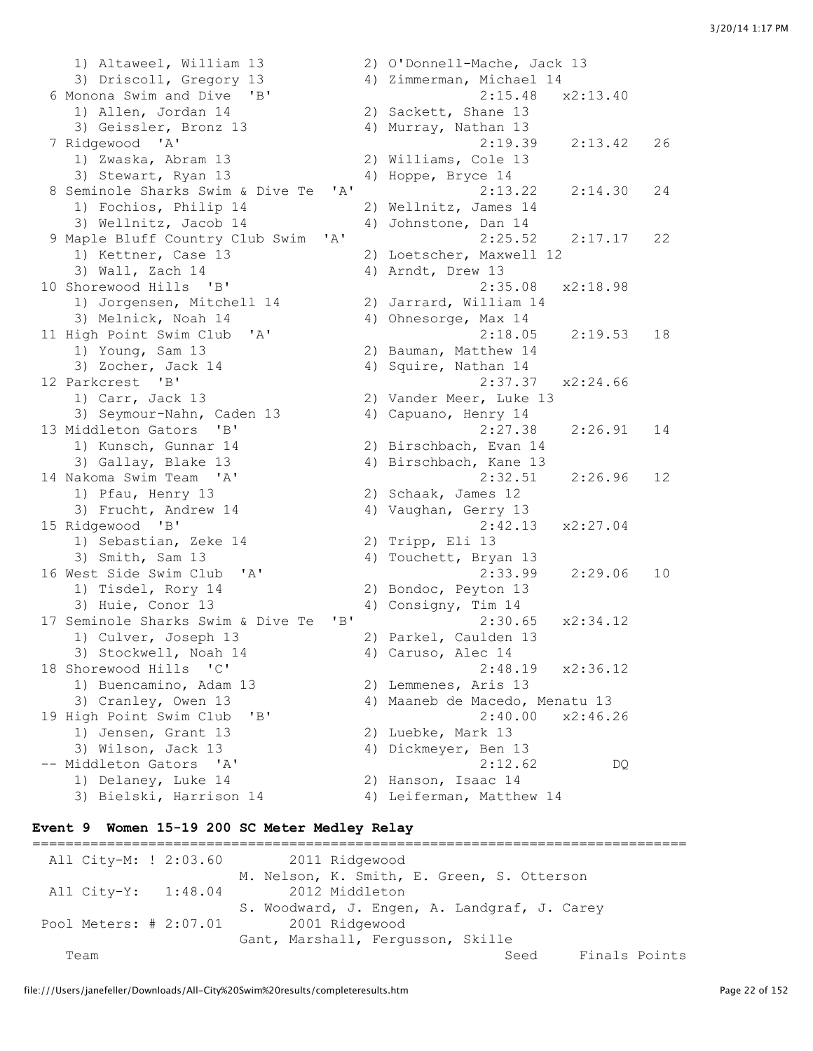```
    1) Altaweel, William 13            2) O'Donnell-Mache, Jack 13
    3) Driscoll, Gregory 13            4) Zimmerman, Michael 14
  6 Monona Swim and Dive  'B'                    2:15.48   x2:13.40
    1) Allen, Jordan 14                2) Sackett, Shane 13
    3) Geissler, Bronz 13              4) Murray, Nathan 13
  7 Ridgewood  'A'                               2:19.39    2:13.42   26
    1) Zwaska, Abram 13                2) Williams, Cole 13
    3) Stewart, Ryan 13                4) Hoppe, Bryce 14
  8 Seminole Sharks Swim & Dive Te  'A'          2:13.22    2:14.30   24
    1) Fochios, Philip 14              2) Wellnitz, James 14
    3) Wellnitz, Jacob 14              4) Johnstone, Dan 14
  9 Maple Bluff Country Club Swim  'A'           2:25.52    2:17.17   22
    1) Kettner, Case 13                2) Loetscher, Maxwell 12
    3) Wall, Zach 14                   4) Arndt, Drew 13
 10 Shorewood Hills  'B'                         2:35.08   x2:18.98
    1) Jorgensen, Mitchell 14          2) Jarrard, William 14
    3) Melnick, Noah 14                4) Ohnesorge, Max 14
 11 High Point Swim Club  'A'                    2:18.05    2:19.53   18
    1) Young, Sam 13                   2) Bauman, Matthew 14
    3) Zocher, Jack 14                 4) Squire, Nathan 14
 12 Parkcrest  'B'                               2:37.37   x2:24.66
    1) Carr, Jack 13                   2) Vander Meer, Luke 13
    3) Seymour-Nahn, Caden 13          4) Capuano, Henry 14
 13 Middleton Gators  'B'                        2:27.38    2:26.91   14
    1) Kunsch, Gunnar 14               2) Birschbach, Evan 14
    3) Gallay, Blake 13                4) Birschbach, Kane 13
 14 Nakoma Swim Team  'A'                        2:32.51    2:26.96   12
    1) Pfau, Henry 13                  2) Schaak, James 12
    3) Frucht, Andrew 14               4) Vaughan, Gerry 13
 15 Ridgewood  'B'                               2:42.13   x2:27.04
    1) Sebastian, Zeke 14              2) Tripp, Eli 13
    3) Smith, Sam 13                   4) Touchett, Bryan 13
 16 West Side Swim Club  'A'                     2:33.99    2:29.06   10
    1) Tisdel, Rory 14                 2) Bondoc, Peyton 13
    3) Huie, Conor 13                  4) Consigny, Tim 14
 17 Seminole Sharks Swim & Dive Te  'B'          2:30.65   x2:34.12
    1) Culver, Joseph 13               2) Parkel, Caulden 13
    3) Stockwell, Noah 14              4) Caruso, Alec 14
 18 Shorewood Hills  'C'                         2:48.19   x2:36.12
    1) Buencamino, Adam 13             2) Lemmenes, Aris 13
    3) Cranley, Owen 13                4) Maaneb de Macedo, Menatu 13
 19 High Point Swim Club  'B'                    2:40.00   x2:46.26
    1) Jensen, Grant 13                2) Luebke, Mark 13
    3) Wilson, Jack 13                 4) Dickmeyer, Ben 13
 -- Middleton Gators  'A'                        2:12.62         DQ
    1) Delaney, Luke 14                2) Hanson, Isaac 14
    3) Bielski, Harrison 14            4) Leiferman, Matthew 14
```

**Event 9  Women 15-19 200 SC Meter Medley Relay**

```
===============================================================================
  All City-M: ! 2:03.60        2011 Ridgewood
                         M. Nelson, K. Smith, E. Green, S. Otterson
  All City-Y:   1:48.04        2012 Middleton
                         S. Woodward, J. Engen, A. Landgraf, J. Carey
 Pool Meters: # 2:07.01        2001 Ridgewood
                         Gant, Marshall, Fergusson, Skille
    Team                                           Seed     Finals Points
```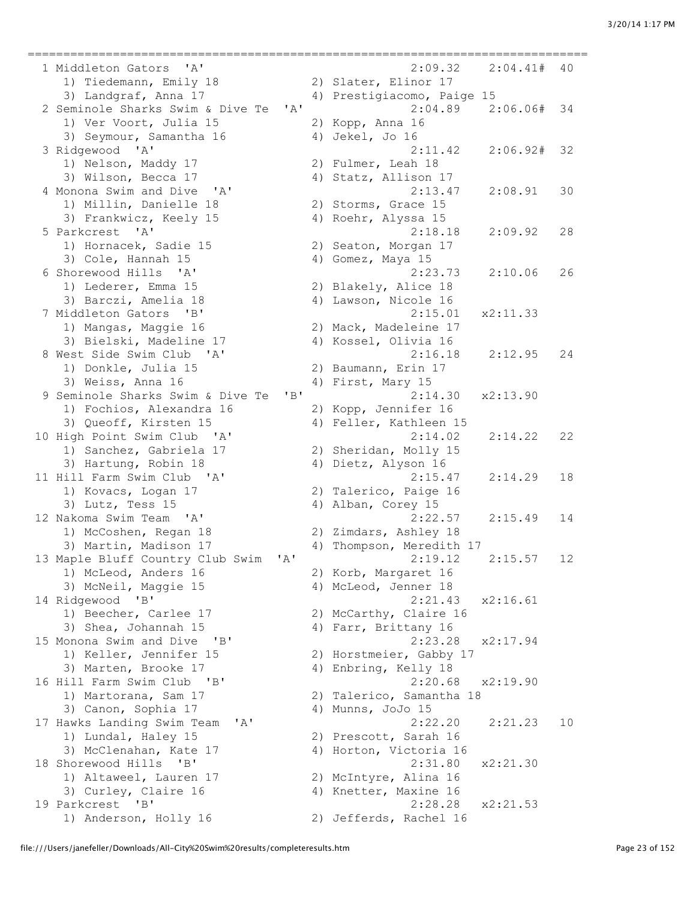```
===============================================================================
  1 Middleton Gators  'A'                              2:09.32    2:04.41#  40
     1) Tiedemann, Emily 18           2) Slater, Elinor 17
     3) Landgraf, Anna 17             4) Prestigiacomo, Paige 15
  2 Seminole Sharks Swim & Dive Te  'A'                2:04.89    2:06.06#  34
     1) Ver Voort, Julia 15           2) Kopp, Anna 16
     3) Seymour, Samantha 16          4) Jekel, Jo 16
  3 Ridgewood  'A'                                     2:11.42    2:06.92#  32
     1) Nelson, Maddy 17              2) Fulmer, Leah 18
     3) Wilson, Becca 17              4) Statz, Allison 17
  4 Monona Swim and Dive  'A'                          2:13.47    2:08.91   30
     1) Millin, Danielle 18           2) Storms, Grace 15
     3) Frankwicz, Keely 15           4) Roehr, Alyssa 15
  5 Parkcrest  'A'                                     2:18.18    2:09.92   28
     1) Hornacek, Sadie 15            2) Seaton, Morgan 17
     3) Cole, Hannah 15               4) Gomez, Maya 15
  6 Shorewood Hills  'A'                               2:23.73    2:10.06   26
     1) Lederer, Emma 15              2) Blakely, Alice 18
     3) Barczi, Amelia 18             4) Lawson, Nicole 16
  7 Middleton Gators  'B'                              2:15.01   x2:11.33
     1) Mangas, Maggie 16             2) Mack, Madeleine 17
     3) Bielski, Madeline 17          4) Kossel, Olivia 16
  8 West Side Swim Club  'A'                           2:16.18    2:12.95   24
     1) Donkle, Julia 15              2) Baumann, Erin 17
     3) Weiss, Anna 16                4) First, Mary 15
  9 Seminole Sharks Swim & Dive Te  'B'                2:14.30   x2:13.90
     1) Fochios, Alexandra 16         2) Kopp, Jennifer 16
     3) Queoff, Kirsten 15            4) Feller, Kathleen 15
 10 High Point Swim Club  'A'                          2:14.02    2:14.22   22
     1) Sanchez, Gabriela 17          2) Sheridan, Molly 15
     3) Hartung, Robin 18             4) Dietz, Alyson 16
 11 Hill Farm Swim Club  'A'                           2:15.47    2:14.29   18
     1) Kovacs, Logan 17              2) Talerico, Paige 16
     3) Lutz, Tess 15                 4) Alban, Corey 15
 12 Nakoma Swim Team  'A'                              2:22.57    2:15.49   14
     1) McCoshen, Regan 18            2) Zimdars, Ashley 18
     3) Martin, Madison 17            4) Thompson, Meredith 17
 13 Maple Bluff Country Club Swim  'A'                 2:19.12    2:15.57   12
     1) McLeod, Anders 16             2) Korb, Margaret 16
     3) McNeil, Maggie 15             4) McLeod, Jenner 18
 14 Ridgewood  'B'                                     2:21.43   x2:16.61
     1) Beecher, Carlee 17            2) McCarthy, Claire 16
     3) Shea, Johannah 15             4) Farr, Brittany 16
 15 Monona Swim and Dive  'B'                          2:23.28   x2:17.94
     1) Keller, Jennifer 15           2) Horstmeier, Gabby 17
     3) Marten, Brooke 17             4) Enbring, Kelly 18
 16 Hill Farm Swim Club  'B'                           2:20.68   x2:19.90
     1) Martorana, Sam 17             2) Talerico, Samantha 18
     3) Canon, Sophia 17              4) Munns, JoJo 15
 17 Hawks Landing Swim Team  'A'                       2:22.20    2:21.23   10
     1) Lundal, Haley 15              2) Prescott, Sarah 16
     3) McClenahan, Kate 17           4) Horton, Victoria 16
 18 Shorewood Hills  'B'                               2:31.80   x2:21.30
     1) Altaweel, Lauren 17           2) McIntyre, Alina 16
     3) Curley, Claire 16             4) Knetter, Maxine 16
 19 Parkcrest  'B'                                     2:28.28   x2:21.53
     1) Anderson, Holly 16            2) Jefferds, Rachel 16
```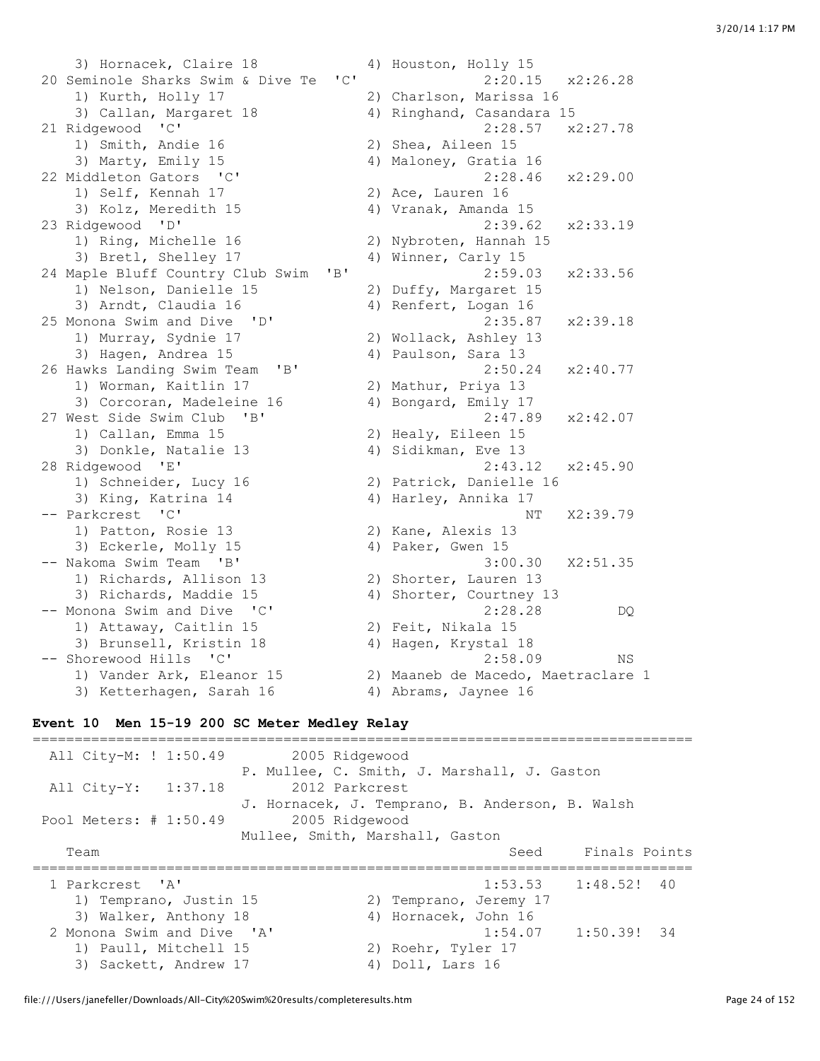```
   3) Hornacek, Claire 18             4) Houston, Holly 15
 20 Seminole Sharks Swim & Dive Te  'C'             2:20.15   x2:26.28
   1) Kurth, Holly 17                 2) Charlson, Marissa 16
   3) Callan, Margaret 18             4) Ringhand, Casandara 15
 21 Ridgewood  'C'                                  2:28.57   x2:27.78
   1) Smith, Andie 16                 2) Shea, Aileen 15
   3) Marty, Emily 15                 4) Maloney, Gratia 16
 22 Middleton Gators  'C'                           2:28.46   x2:29.00
   1) Self, Kennah 17                 2) Ace, Lauren 16
   3) Kolz, Meredith 15               4) Vranak, Amanda 15
 23 Ridgewood  'D'                                  2:39.62   x2:33.19
   1) Ring, Michelle 16               2) Nybroten, Hannah 15
   3) Bretl, Shelley 17               4) Winner, Carly 15
 24 Maple Bluff Country Club Swim  'B'              2:59.03   x2:33.56
   1) Nelson, Danielle 15             2) Duffy, Margaret 15
   3) Arndt, Claudia 16               4) Renfert, Logan 16
 25 Monona Swim and Dive  'D'                       2:35.87   x2:39.18
   1) Murray, Sydnie 17               2) Wollack, Ashley 13
   3) Hagen, Andrea 15                4) Paulson, Sara 13
 26 Hawks Landing Swim Team  'B'                    2:50.24   x2:40.77
   1) Worman, Kaitlin 17              2) Mathur, Priya 13
   3) Corcoran, Madeleine 16          4) Bongard, Emily 17
 27 West Side Swim Club  'B'                        2:47.89   x2:42.07
   1) Callan, Emma 15                 2) Healy, Eileen 15
   3) Donkle, Natalie 13              4) Sidikman, Eve 13
 28 Ridgewood  'E'                                  2:43.12   x2:45.90
   1) Schneider, Lucy 16              2) Patrick, Danielle 16
   3) King, Katrina 14                4) Harley, Annika 17
 -- Parkcrest  'C'                                       NT   X2:39.79
   1) Patton, Rosie 13                2) Kane, Alexis 13
   3) Eckerle, Molly 15               4) Paker, Gwen 15
 -- Nakoma Swim Team  'B'                           3:00.30   X2:51.35
   1) Richards, Allison 13            2) Shorter, Lauren 13
   3) Richards, Maddie 15             4) Shorter, Courtney 13
 -- Monona Swim and Dive  'C'                       2:28.28         DQ
   1) Attaway, Caitlin 15             2) Feit, Nikala 15
   3) Brunsell, Kristin 18            4) Hagen, Krystal 18
 -- Shorewood Hills  'C'                            2:58.09         NS
   1) Vander Ark, Eleanor 15          2) Maaneb de Macedo, Maetraclare 1
   3) Ketterhagen, Sarah 16           4) Abrams, Jaynee 16
```

**Event 10  Men 15-19 200 SC Meter Medley Relay**

```
===============================================================================
  All City-M: ! 1:50.49        2005 Ridgewood
                          P. Mullee, C. Smith, J. Marshall, J. Gaston
  All City-Y:   1:37.18        2012 Parkcrest
                          J. Hornacek, J. Temprano, B. Anderson, B. Walsh
 Pool Meters: # 1:50.49        2005 Ridgewood
                          Mullee, Smith, Marshall, Gaston
    Team                                            Seed     Finals Points
===============================================================================
  1 Parkcrest  'A'                                1:53.53    1:48.52!  40
    1) Temprano, Justin 15            2) Temprano, Jeremy 17
    3) Walker, Anthony 18             4) Hornacek, John 16
  2 Monona Swim and Dive  'A'                     1:54.07    1:50.39!  34
    1) Paull, Mitchell 15             2) Roehr, Tyler 17
    3) Sackett, Andrew 17             4) Doll, Lars 16
```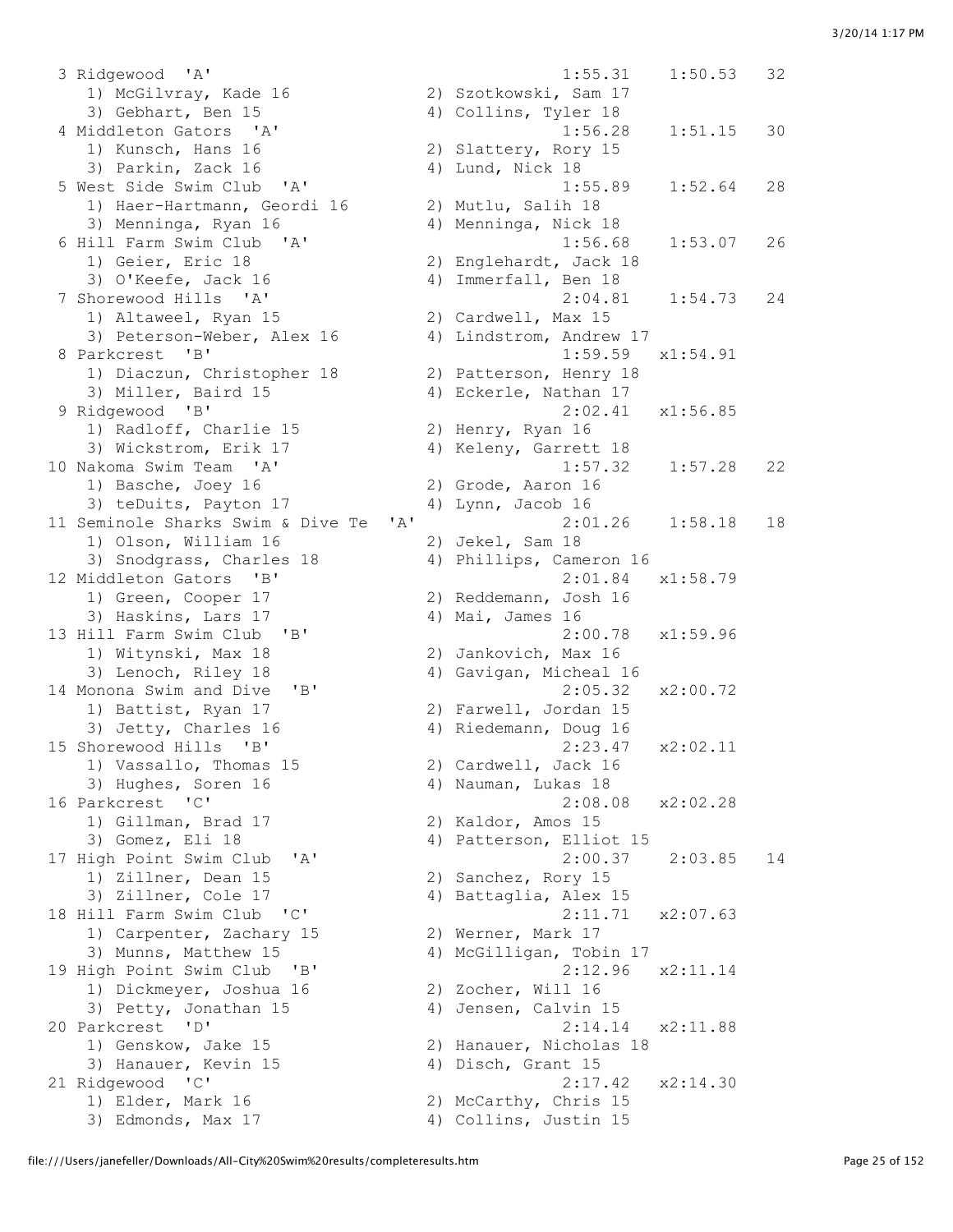```
 3 Ridgewood  'A'                                      1:55.31    1:50.53   32
    1) McGilvray, Kade 16             2) Szotkowski, Sam 17
    3) Gebhart, Ben 15                4) Collins, Tyler 18
 4 Middleton Gators  'A'                               1:56.28    1:51.15   30
    1) Kunsch, Hans 16                2) Slattery, Rory 15
    3) Parkin, Zack 16                4) Lund, Nick 18
 5 West Side Swim Club  'A'                            1:55.89    1:52.64   28
    1) Haer-Hartmann, Geordi 16       2) Mutlu, Salih 18
    3) Menninga, Ryan 16              4) Menninga, Nick 18
 6 Hill Farm Swim Club  'A'                            1:56.68    1:53.07   26
    1) Geier, Eric 18                 2) Englehardt, Jack 18
    3) O'Keefe, Jack 16               4) Immerfall, Ben 18
 7 Shorewood Hills  'A'                                2:04.81    1:54.73   24
    1) Altaweel, Ryan 15              2) Cardwell, Max 15
    3) Peterson-Weber, Alex 16        4) Lindstrom, Andrew 17
 8 Parkcrest  'B'                                      1:59.59   x1:54.91
    1) Diaczun, Christopher 18        2) Patterson, Henry 18
    3) Miller, Baird 15               4) Eckerle, Nathan 17
 9 Ridgewood  'B'                                      2:02.41   x1:56.85
    1) Radloff, Charlie 15            2) Henry, Ryan 16
    3) Wickstrom, Erik 17             4) Keleny, Garrett 18
10 Nakoma Swim Team  'A'                               1:57.32    1:57.28   22
    1) Basche, Joey 16                2) Grode, Aaron 16
    3) teDuits, Payton 17             4) Lynn, Jacob 16
11 Seminole Sharks Swim & Dive Te  'A'                 2:01.26    1:58.18   18
    1) Olson, William 16              2) Jekel, Sam 18
    3) Snodgrass, Charles 18          4) Phillips, Cameron 16
12 Middleton Gators  'B'                               2:01.84   x1:58.79
    1) Green, Cooper 17               2) Reddemann, Josh 16
    3) Haskins, Lars 17               4) Mai, James 16
13 Hill Farm Swim Club  'B'                            2:00.78   x1:59.96
    1) Witynski, Max 18               2) Jankovich, Max 16
    3) Lenoch, Riley 18               4) Gavigan, Micheal 16
14 Monona Swim and Dive  'B'                           2:05.32   x2:00.72
    1) Battist, Ryan 17               2) Farwell, Jordan 15
    3) Jetty, Charles 16              4) Riedemann, Doug 16
15 Shorewood Hills  'B'                                2:23.47   x2:02.11
    1) Vassallo, Thomas 15            2) Cardwell, Jack 16
    3) Hughes, Soren 16               4) Nauman, Lukas 18
16 Parkcrest  'C'                                      2:08.08   x2:02.28
    1) Gillman, Brad 17               2) Kaldor, Amos 15
    3) Gomez, Eli 18                  4) Patterson, Elliot 15
17 High Point Swim Club  'A'                           2:00.37    2:03.85   14
    1) Zillner, Dean 15               2) Sanchez, Rory 15
    3) Zillner, Cole 17               4) Battaglia, Alex 15
18 Hill Farm Swim Club  'C'                            2:11.71   x2:07.63
    1) Carpenter, Zachary 15          2) Werner, Mark 17
    3) Munns, Matthew 15              4) McGilligan, Tobin 17
19 High Point Swim Club  'B'                           2:12.96   x2:11.14
    1) Dickmeyer, Joshua 16           2) Zocher, Will 16
    3) Petty, Jonathan 15             4) Jensen, Calvin 15
20 Parkcrest  'D'                                      2:14.14   x2:11.88
    1) Genskow, Jake 15               2) Hanauer, Nicholas 18
    3) Hanauer, Kevin 15              4) Disch, Grant 15
21 Ridgewood  'C'                                      2:17.42   x2:14.30
    1) Elder, Mark 16                 2) McCarthy, Chris 15
    3) Edmonds, Max 17                4) Collins, Justin 15
```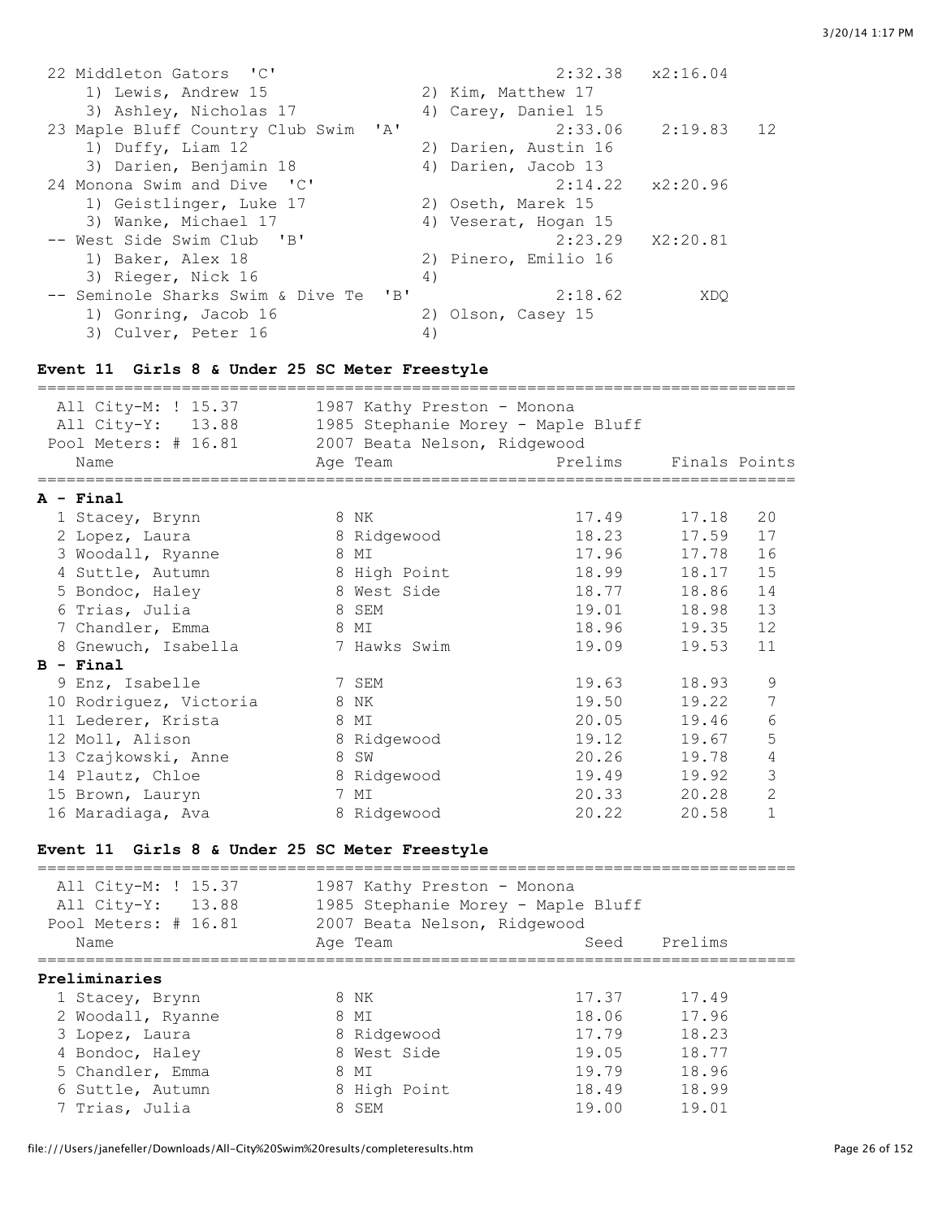| | | | | |
|---|---|---|---|---|
| 22 Middleton Gators 'C' | | 2:32.38 | x2:16.04 | |
| 1) Lewis, Andrew 15 | 2) Kim, Matthew 17 | | | |
| 3) Ashley, Nicholas 17 | 4) Carey, Daniel 15 | | | |
| 23 Maple Bluff Country Club Swim 'A' | | 2:33.06 | 2:19.83 | 12 |
| 1) Duffy, Liam 12 | 2) Darien, Austin 16 | | | |
| 3) Darien, Benjamin 18 | 4) Darien, Jacob 13 | | | |
| 24 Monona Swim and Dive 'C' | | 2:14.22 | x2:20.96 | |
| 1) Geistlinger, Luke 17 | 2) Oseth, Marek 15 | | | |
| 3) Wanke, Michael 17 | 4) Veserat, Hogan 15 | | | |
| -- West Side Swim Club 'B' | | 2:23.29 | X2:20.81 | |
| 1) Baker, Alex 18 | 2) Pinero, Emilio 16 | | | |
| 3) Rieger, Nick 16 | 4) | | | |
| -- Seminole Sharks Swim & Dive Te 'B' | | 2:18.62 | XDQ | |
| 1) Gonring, Jacob 16 | 2) Olson, Casey 15 | | | |
| 3) Culver, Peter 16 | 4) | | | |

### Event 11 Girls 8 & Under 25 SC Meter Freestyle

All City-M: ! 15.37 — 1987 Kathy Preston - Monona
All City-Y: 13.88 — 1985 Stephanie Morey - Maple Bluff
Pool Meters: # 16.81 — 2007 Beata Nelson, Ridgewood

| Name | Age | Team | Prelims | Finals | Points |
|---|---|---|---|---|---|
| **A - Final** | | | | | |
| 1 Stacey, Brynn | 8 | NK | 17.49 | 17.18 | 20 |
| 2 Lopez, Laura | 8 | Ridgewood | 18.23 | 17.59 | 17 |
| 3 Woodall, Ryanne | 8 | MI | 17.96 | 17.78 | 16 |
| 4 Suttle, Autumn | 8 | High Point | 18.99 | 18.17 | 15 |
| 5 Bondoc, Haley | 8 | West Side | 18.77 | 18.86 | 14 |
| 6 Trias, Julia | 8 | SEM | 19.01 | 18.98 | 13 |
| 7 Chandler, Emma | 8 | MI | 18.96 | 19.35 | 12 |
| 8 Gnewuch, Isabella | 7 | Hawks Swim | 19.09 | 19.53 | 11 |
| **B - Final** | | | | | |
| 9 Enz, Isabelle | 7 | SEM | 19.63 | 18.93 | 9 |
| 10 Rodriguez, Victoria | 8 | NK | 19.50 | 19.22 | 7 |
| 11 Lederer, Krista | 8 | MI | 20.05 | 19.46 | 6 |
| 12 Moll, Alison | 8 | Ridgewood | 19.12 | 19.67 | 5 |
| 13 Czajkowski, Anne | 8 | SW | 20.26 | 19.78 | 4 |
| 14 Plautz, Chloe | 8 | Ridgewood | 19.49 | 19.92 | 3 |
| 15 Brown, Lauryn | 7 | MI | 20.33 | 20.28 | 2 |
| 16 Maradiaga, Ava | 8 | Ridgewood | 20.22 | 20.58 | 1 |

### Event 11 Girls 8 & Under 25 SC Meter Freestyle

All City-M: ! 15.37 — 1987 Kathy Preston - Monona
All City-Y: 13.88 — 1985 Stephanie Morey - Maple Bluff
Pool Meters: # 16.81 — 2007 Beata Nelson, Ridgewood

| Name | Age | Team | Seed | Prelims |
|---|---|---|---|---|
| **Preliminaries** | | | | |
| 1 Stacey, Brynn | 8 | NK | 17.37 | 17.49 |
| 2 Woodall, Ryanne | 8 | MI | 18.06 | 17.96 |
| 3 Lopez, Laura | 8 | Ridgewood | 17.79 | 18.23 |
| 4 Bondoc, Haley | 8 | West Side | 19.05 | 18.77 |
| 5 Chandler, Emma | 8 | MI | 19.79 | 18.96 |
| 6 Suttle, Autumn | 8 | High Point | 18.49 | 18.99 |
| 7 Trias, Julia | 8 | SEM | 19.00 | 19.01 |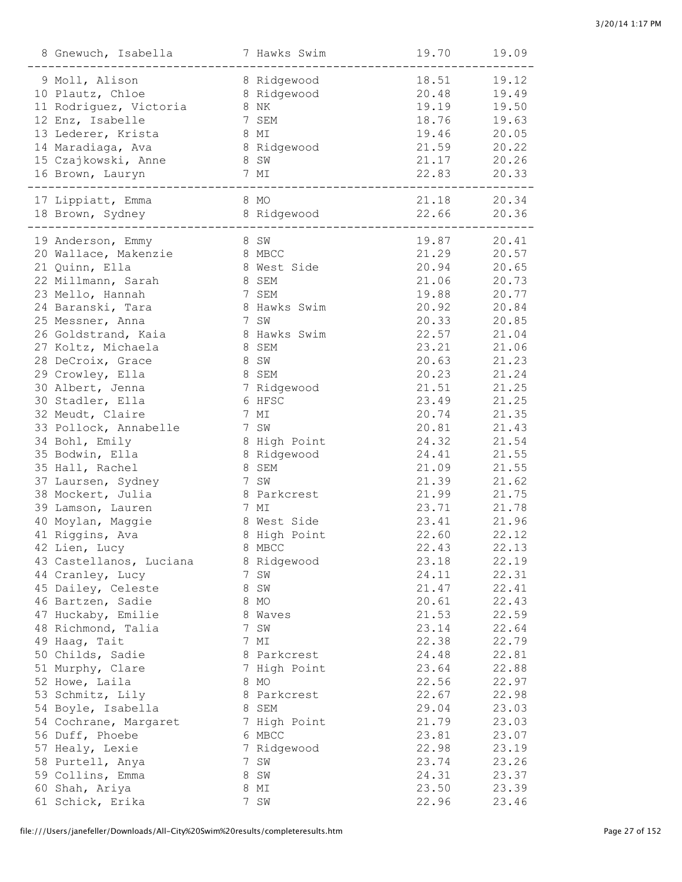```
  8 Gnewuch, Isabella         7 Hawks Swim             19.70      19.09
-----------------------------------------------------------------------
  9 Moll, Alison              8 Ridgewood              18.51      19.12
 10 Plautz, Chloe             8 Ridgewood              20.48      19.49
 11 Rodriguez, Victoria       8 NK                     19.19      19.50
 12 Enz, Isabelle             7 SEM                    18.76      19.63
 13 Lederer, Krista           8 MI                     19.46      20.05
 14 Maradiaga, Ava            8 Ridgewood              21.59      20.22
 15 Czajkowski, Anne          8 SW                     21.17      20.26
 16 Brown, Lauryn             7 MI                     22.83      20.33
-----------------------------------------------------------------------
 17 Lippiatt, Emma            8 MO                     21.18      20.34
 18 Brown, Sydney             8 Ridgewood              22.66      20.36
-----------------------------------------------------------------------
 19 Anderson, Emmy            8 SW                     19.87      20.41
 20 Wallace, Makenzie         8 MBCC                   21.29      20.57
 21 Quinn, Ella               8 West Side              20.94      20.65
 22 Millmann, Sarah           8 SEM                    21.06      20.73
 23 Mello, Hannah             7 SEM                    19.88      20.77
 24 Baranski, Tara            8 Hawks Swim             20.92      20.84
 25 Messner, Anna             7 SW                     20.33      20.85
 26 Goldstrand, Kaia          8 Hawks Swim             22.57      21.04
 27 Koltz, Michaela           8 SEM                    23.21      21.06
 28 DeCroix, Grace            8 SW                     20.63      21.23
 29 Crowley, Ella             8 SEM                    20.23      21.24
 30 Albert, Jenna             7 Ridgewood              21.51      21.25
 30 Stadler, Ella             6 HFSC                   23.49      21.25
 32 Meudt, Claire             7 MI                     20.74      21.35
 33 Pollock, Annabelle        7 SW                     20.81      21.43
 34 Bohl, Emily               8 High Point             24.32      21.54
 35 Bodwin, Ella              8 Ridgewood              24.41      21.55
 35 Hall, Rachel              8 SEM                    21.09      21.55
 37 Laursen, Sydney           7 SW                     21.39      21.62
 38 Mockert, Julia            8 Parkcrest              21.99      21.75
 39 Lamson, Lauren            7 MI                     23.71      21.78
 40 Moylan, Maggie            8 West Side              23.41      21.96
 41 Riggins, Ava              8 High Point             22.60      22.12
 42 Lien, Lucy                8 MBCC                   22.43      22.13
 43 Castellanos, Luciana      8 Ridgewood              23.18      22.19
 44 Cranley, Lucy             7 SW                     24.11      22.31
 45 Dailey, Celeste           8 SW                     21.47      22.41
 46 Bartzen, Sadie            8 MO                     20.61      22.43
 47 Huckaby, Emilie           8 Waves                  21.53      22.59
 48 Richmond, Talia           7 SW                     23.14      22.64
 49 Haag, Tait                7 MI                     22.38      22.79
 50 Childs, Sadie             8 Parkcrest              24.48      22.81
 51 Murphy, Clare             7 High Point             23.64      22.88
 52 Howe, Laila               8 MO                     22.56      22.97
 53 Schmitz, Lily             8 Parkcrest              22.67      22.98
 54 Boyle, Isabella           8 SEM                    29.04      23.03
 54 Cochrane, Margaret        7 High Point             21.79      23.03
 56 Duff, Phoebe              6 MBCC                   23.81      23.07
 57 Healy, Lexie              7 Ridgewood              22.98      23.19
 58 Purtell, Anya             7 SW                     23.74      23.26
 59 Collins, Emma             8 SW                     24.31      23.37
 60 Shah, Ariya               8 MI                     23.50      23.39
 61 Schick, Erika             7 SW                     22.96      23.46
```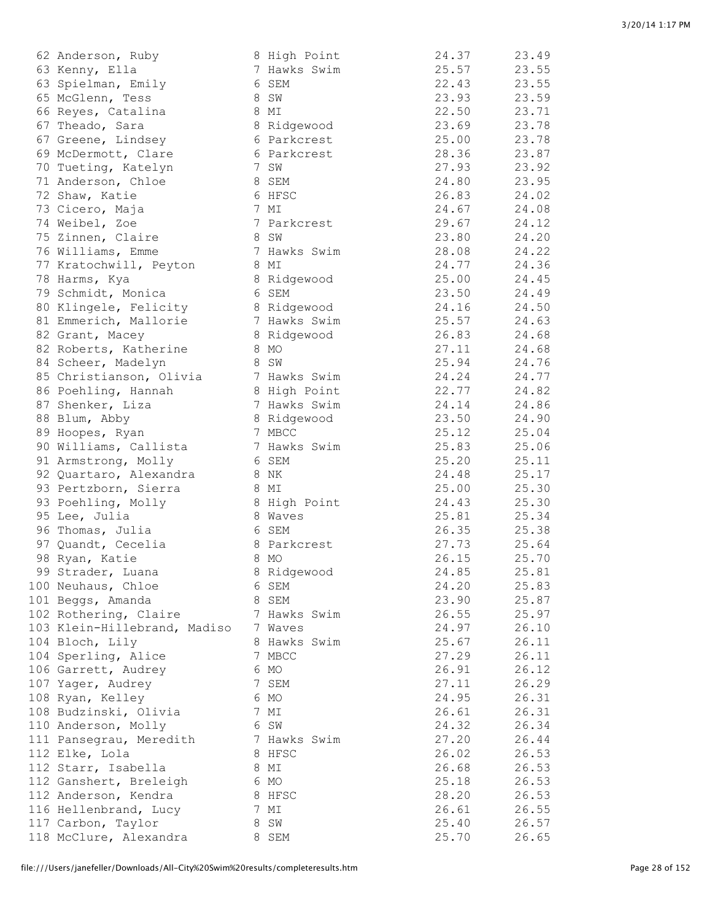| Place | Name | Age | Team | Seed Time | Finals Time |
|---|---|---|---|---|---|
| 62 | Anderson, Ruby | 8 | High Point | 24.37 | 23.49 |
| 63 | Kenny, Ella | 7 | Hawks Swim | 25.57 | 23.55 |
| 63 | Spielman, Emily | 6 | SEM | 22.43 | 23.55 |
| 65 | McGlenn, Tess | 8 | SW | 23.93 | 23.59 |
| 66 | Reyes, Catalina | 8 | MI | 22.50 | 23.71 |
| 67 | Theado, Sara | 8 | Ridgewood | 23.69 | 23.78 |
| 67 | Greene, Lindsey | 6 | Parkcrest | 25.00 | 23.78 |
| 69 | McDermott, Clare | 6 | Parkcrest | 28.36 | 23.87 |
| 70 | Tueting, Katelyn | 7 | SW | 27.93 | 23.92 |
| 71 | Anderson, Chloe | 8 | SEM | 24.80 | 23.95 |
| 72 | Shaw, Katie | 6 | HFSC | 26.83 | 24.02 |
| 73 | Cicero, Maja | 7 | MI | 24.67 | 24.08 |
| 74 | Weibel, Zoe | 7 | Parkcrest | 29.67 | 24.12 |
| 75 | Zinnen, Claire | 8 | SW | 23.80 | 24.20 |
| 76 | Williams, Emme | 7 | Hawks Swim | 28.08 | 24.22 |
| 77 | Kratochwill, Peyton | 8 | MI | 24.77 | 24.36 |
| 78 | Harms, Kya | 8 | Ridgewood | 25.00 | 24.45 |
| 79 | Schmidt, Monica | 6 | SEM | 23.50 | 24.49 |
| 80 | Klingele, Felicity | 8 | Ridgewood | 24.16 | 24.50 |
| 81 | Emmerich, Mallorie | 7 | Hawks Swim | 25.57 | 24.63 |
| 82 | Grant, Macey | 8 | Ridgewood | 26.83 | 24.68 |
| 82 | Roberts, Katherine | 8 | MO | 27.11 | 24.68 |
| 84 | Scheer, Madelyn | 8 | SW | 25.94 | 24.76 |
| 85 | Christianson, Olivia | 7 | Hawks Swim | 24.24 | 24.77 |
| 86 | Poehling, Hannah | 8 | High Point | 22.77 | 24.82 |
| 87 | Shenker, Liza | 7 | Hawks Swim | 24.14 | 24.86 |
| 88 | Blum, Abby | 8 | Ridgewood | 23.50 | 24.90 |
| 89 | Hoopes, Ryan | 7 | MBCC | 25.12 | 25.04 |
| 90 | Williams, Callista | 7 | Hawks Swim | 25.83 | 25.06 |
| 91 | Armstrong, Molly | 6 | SEM | 25.20 | 25.11 |
| 92 | Quartaro, Alexandra | 8 | NK | 24.48 | 25.17 |
| 93 | Pertzborn, Sierra | 8 | MI | 25.00 | 25.30 |
| 93 | Poehling, Molly | 8 | High Point | 24.43 | 25.30 |
| 95 | Lee, Julia | 8 | Waves | 25.81 | 25.34 |
| 96 | Thomas, Julia | 6 | SEM | 26.35 | 25.38 |
| 97 | Quandt, Cecelia | 8 | Parkcrest | 27.73 | 25.64 |
| 98 | Ryan, Katie | 8 | MO | 26.15 | 25.70 |
| 99 | Strader, Luana | 8 | Ridgewood | 24.85 | 25.81 |
| 100 | Neuhaus, Chloe | 6 | SEM | 24.20 | 25.83 |
| 101 | Beggs, Amanda | 8 | SEM | 23.90 | 25.87 |
| 102 | Rothering, Claire | 7 | Hawks Swim | 26.55 | 25.97 |
| 103 | Klein-Hillebrand, Madiso | 7 | Waves | 24.97 | 26.10 |
| 104 | Bloch, Lily | 8 | Hawks Swim | 25.67 | 26.11 |
| 104 | Sperling, Alice | 7 | MBCC | 27.29 | 26.11 |
| 106 | Garrett, Audrey | 6 | MO | 26.91 | 26.12 |
| 107 | Yager, Audrey | 7 | SEM | 27.11 | 26.29 |
| 108 | Ryan, Kelley | 6 | MO | 24.95 | 26.31 |
| 108 | Budzinski, Olivia | 7 | MI | 26.61 | 26.31 |
| 110 | Anderson, Molly | 6 | SW | 24.32 | 26.34 |
| 111 | Pansegrau, Meredith | 7 | Hawks Swim | 27.20 | 26.44 |
| 112 | Elke, Lola | 8 | HFSC | 26.02 | 26.53 |
| 112 | Starr, Isabella | 8 | MI | 26.68 | 26.53 |
| 112 | Ganshert, Breleigh | 6 | MO | 25.18 | 26.53 |
| 112 | Anderson, Kendra | 8 | HFSC | 28.20 | 26.53 |
| 116 | Hellenbrand, Lucy | 7 | MI | 26.61 | 26.55 |
| 117 | Carbon, Taylor | 8 | SW | 25.40 | 26.57 |
| 118 | McClure, Alexandra | 8 | SEM | 25.70 | 26.65 |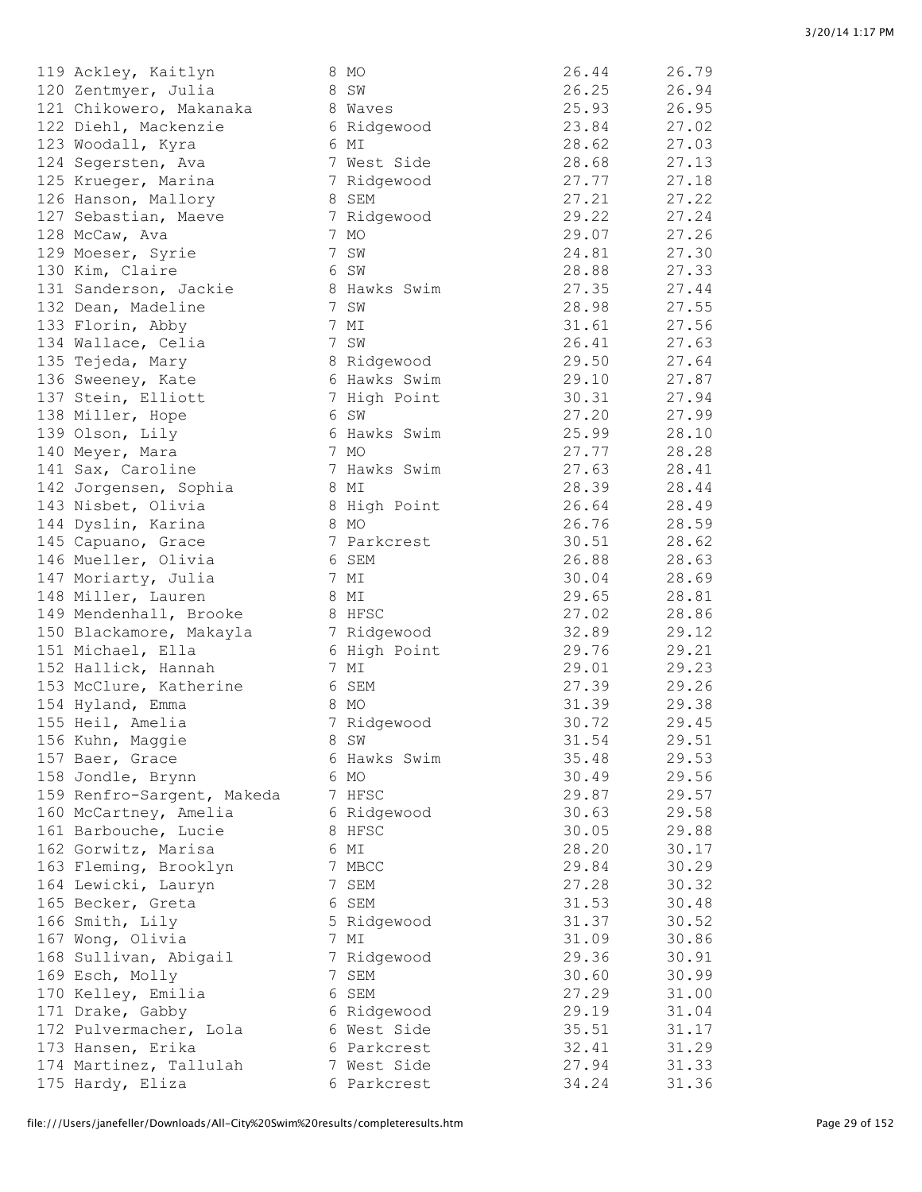```
119 Ackley, Kaitlyn            8 MO                      26.44      26.79
120 Zentmyer, Julia            8 SW                      26.25      26.94
121 Chikowero, Makanaka        8 Waves                   25.93      26.95
122 Diehl, Mackenzie           6 Ridgewood               23.84      27.02
123 Woodall, Kyra              6 MI                      28.62      27.03
124 Segersten, Ava             7 West Side               28.68      27.13
125 Krueger, Marina            7 Ridgewood               27.77      27.18
126 Hanson, Mallory            8 SEM                     27.21      27.22
127 Sebastian, Maeve           7 Ridgewood               29.22      27.24
128 McCaw, Ava                 7 MO                      29.07      27.26
129 Moeser, Syrie              7 SW                      24.81      27.30
130 Kim, Claire                6 SW                      28.88      27.33
131 Sanderson, Jackie          8 Hawks Swim              27.35      27.44
132 Dean, Madeline             7 SW                      28.98      27.55
133 Florin, Abby               7 MI                      31.61      27.56
134 Wallace, Celia             7 SW                      26.41      27.63
135 Tejeda, Mary               8 Ridgewood               29.50      27.64
136 Sweeney, Kate              6 Hawks Swim              29.10      27.87
137 Stein, Elliott             7 High Point              30.31      27.94
138 Miller, Hope               6 SW                      27.20      27.99
139 Olson, Lily                6 Hawks Swim              25.99      28.10
140 Meyer, Mara                7 MO                      27.77      28.28
141 Sax, Caroline              7 Hawks Swim              27.63      28.41
142 Jorgensen, Sophia          8 MI                      28.39      28.44
143 Nisbet, Olivia             8 High Point              26.64      28.49
144 Dyslin, Karina             8 MO                      26.76      28.59
145 Capuano, Grace             7 Parkcrest               30.51      28.62
146 Mueller, Olivia            6 SEM                     26.88      28.63
147 Moriarty, Julia            7 MI                      30.04      28.69
148 Miller, Lauren             8 MI                      29.65      28.81
149 Mendenhall, Brooke         8 HFSC                    27.02      28.86
150 Blackamore, Makayla        7 Ridgewood               32.89      29.12
151 Michael, Ella              6 High Point              29.76      29.21
152 Hallick, Hannah            7 MI                      29.01      29.23
153 McClure, Katherine         6 SEM                     27.39      29.26
154 Hyland, Emma               8 MO                      31.39      29.38
155 Heil, Amelia               7 Ridgewood               30.72      29.45
156 Kuhn, Maggie               8 SW                      31.54      29.51
157 Baer, Grace                6 Hawks Swim              35.48      29.53
158 Jondle, Brynn              6 MO                      30.49      29.56
159 Renfro-Sargent, Makeda     7 HFSC                    29.87      29.57
160 McCartney, Amelia          6 Ridgewood               30.63      29.58
161 Barbouche, Lucie           8 HFSC                    30.05      29.88
162 Gorwitz, Marisa            6 MI                      28.20      30.17
163 Fleming, Brooklyn          7 MBCC                    29.84      30.29
164 Lewicki, Lauryn            7 SEM                     27.28      30.32
165 Becker, Greta              6 SEM                     31.53      30.48
166 Smith, Lily                5 Ridgewood               31.37      30.52
167 Wong, Olivia               7 MI                      31.09      30.86
168 Sullivan, Abigail          7 Ridgewood               29.36      30.91
169 Esch, Molly                7 SEM                     30.60      30.99
170 Kelley, Emilia             6 SEM                     27.29      31.00
171 Drake, Gabby               6 Ridgewood               29.19      31.04
172 Pulvermacher, Lola         6 West Side               35.51      31.17
173 Hansen, Erika              6 Parkcrest               32.41      31.29
174 Martinez, Tallulah         7 West Side               27.94      31.33
175 Hardy, Eliza               6 Parkcrest               34.24      31.36
```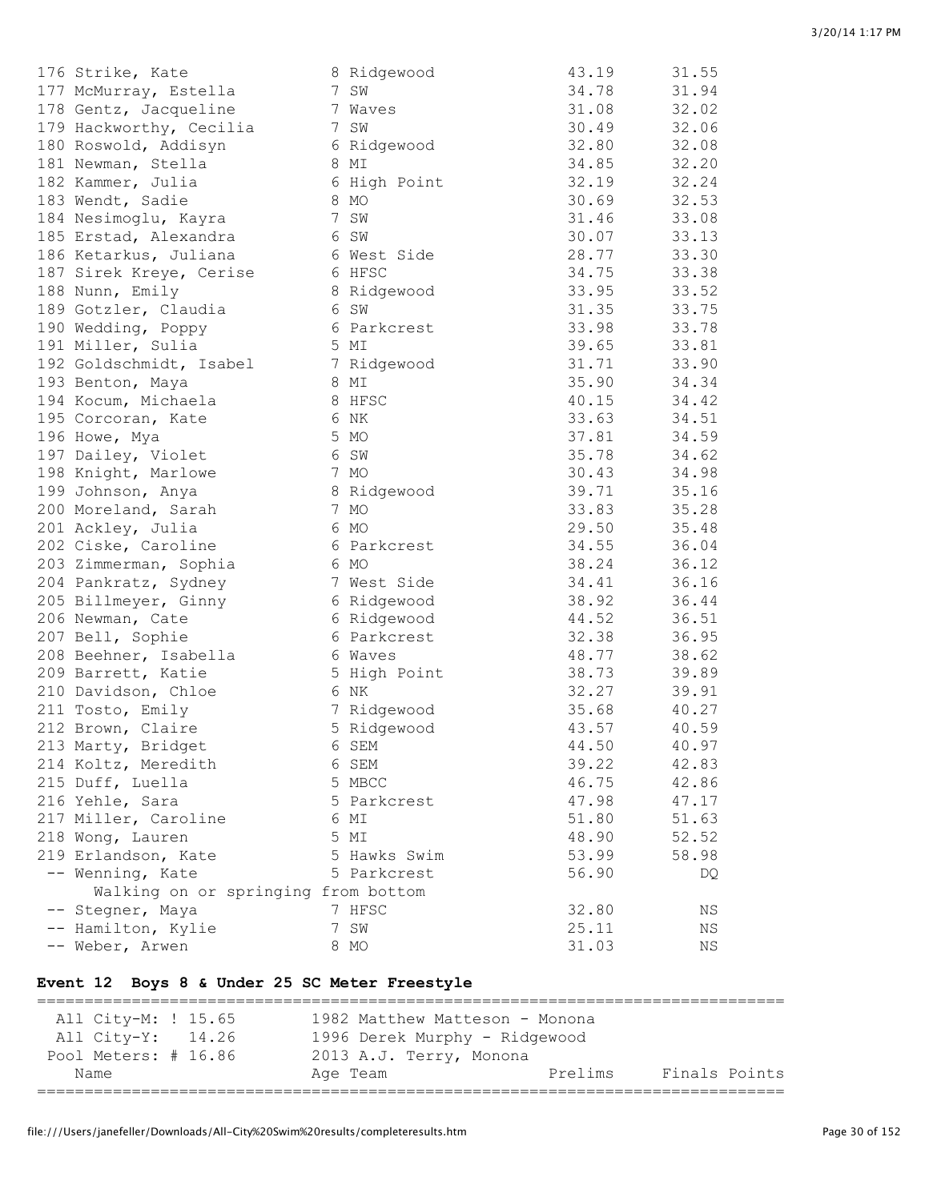| | Name | Age | Team | Prelims | Finals |
|---|---|---|---|---|---|
| 176 | Strike, Kate | 8 | Ridgewood | 43.19 | 31.55 |
| 177 | McMurray, Estella | 7 | SW | 34.78 | 31.94 |
| 178 | Gentz, Jacqueline | 7 | Waves | 31.08 | 32.02 |
| 179 | Hackworthy, Cecilia | 7 | SW | 30.49 | 32.06 |
| 180 | Roswold, Addisyn | 6 | Ridgewood | 32.80 | 32.08 |
| 181 | Newman, Stella | 8 | MI | 34.85 | 32.20 |
| 182 | Kammer, Julia | 6 | High Point | 32.19 | 32.24 |
| 183 | Wendt, Sadie | 8 | MO | 30.69 | 32.53 |
| 184 | Nesimoglu, Kayra | 7 | SW | 31.46 | 33.08 |
| 185 | Erstad, Alexandra | 6 | SW | 30.07 | 33.13 |
| 186 | Ketarkus, Juliana | 6 | West Side | 28.77 | 33.30 |
| 187 | Sirek Kreye, Cerise | 6 | HFSC | 34.75 | 33.38 |
| 188 | Nunn, Emily | 8 | Ridgewood | 33.95 | 33.52 |
| 189 | Gotzler, Claudia | 6 | SW | 31.35 | 33.75 |
| 190 | Wedding, Poppy | 6 | Parkcrest | 33.98 | 33.78 |
| 191 | Miller, Sulia | 5 | MI | 39.65 | 33.81 |
| 192 | Goldschmidt, Isabel | 7 | Ridgewood | 31.71 | 33.90 |
| 193 | Benton, Maya | 8 | MI | 35.90 | 34.34 |
| 194 | Kocum, Michaela | 8 | HFSC | 40.15 | 34.42 |
| 195 | Corcoran, Kate | 6 | NK | 33.63 | 34.51 |
| 196 | Howe, Mya | 5 | MO | 37.81 | 34.59 |
| 197 | Dailey, Violet | 6 | SW | 35.78 | 34.62 |
| 198 | Knight, Marlowe | 7 | MO | 30.43 | 34.98 |
| 199 | Johnson, Anya | 8 | Ridgewood | 39.71 | 35.16 |
| 200 | Moreland, Sarah | 7 | MO | 33.83 | 35.28 |
| 201 | Ackley, Julia | 6 | MO | 29.50 | 35.48 |
| 202 | Ciske, Caroline | 6 | Parkcrest | 34.55 | 36.04 |
| 203 | Zimmerman, Sophia | 6 | MO | 38.24 | 36.12 |
| 204 | Pankratz, Sydney | 7 | West Side | 34.41 | 36.16 |
| 205 | Billmeyer, Ginny | 6 | Ridgewood | 38.92 | 36.44 |
| 206 | Newman, Cate | 6 | Ridgewood | 44.52 | 36.51 |
| 207 | Bell, Sophie | 6 | Parkcrest | 32.38 | 36.95 |
| 208 | Beehner, Isabella | 6 | Waves | 48.77 | 38.62 |
| 209 | Barrett, Katie | 5 | High Point | 38.73 | 39.89 |
| 210 | Davidson, Chloe | 6 | NK | 32.27 | 39.91 |
| 211 | Tosto, Emily | 7 | Ridgewood | 35.68 | 40.27 |
| 212 | Brown, Claire | 5 | Ridgewood | 43.57 | 40.59 |
| 213 | Marty, Bridget | 6 | SEM | 44.50 | 40.97 |
| 214 | Koltz, Meredith | 6 | SEM | 39.22 | 42.83 |
| 215 | Duff, Luella | 5 | MBCC | 46.75 | 42.86 |
| 216 | Yehle, Sara | 5 | Parkcrest | 47.98 | 47.17 |
| 217 | Miller, Caroline | 6 | MI | 51.80 | 51.63 |
| 218 | Wong, Lauren | 5 | MI | 48.90 | 52.52 |
| 219 | Erlandson, Kate | 5 | Hawks Swim | 53.99 | 58.98 |
| -- | Wenning, Kate | 5 | Parkcrest | 56.90 | DQ |
| | Walking on or springing from bottom | | | | |
| -- | Stegner, Maya | 7 | HFSC | 32.80 | NS |
| -- | Hamilton, Kylie | 7 | SW | 25.11 | NS |
| -- | Weber, Arwen | 8 | MO | 31.03 | NS |

### Event 12 Boys 8 & Under 25 SC Meter Freestyle

```
===============================================================================
  All City-M: ! 15.65       1982 Matthew Matteson - Monona
  All City-Y:   14.26       1996 Derek Murphy - Ridgewood
  Pool Meters: # 16.86      2013 A.J. Terry, Monona
    Name                    Age Team                 Prelims     Finals Points
===============================================================================
```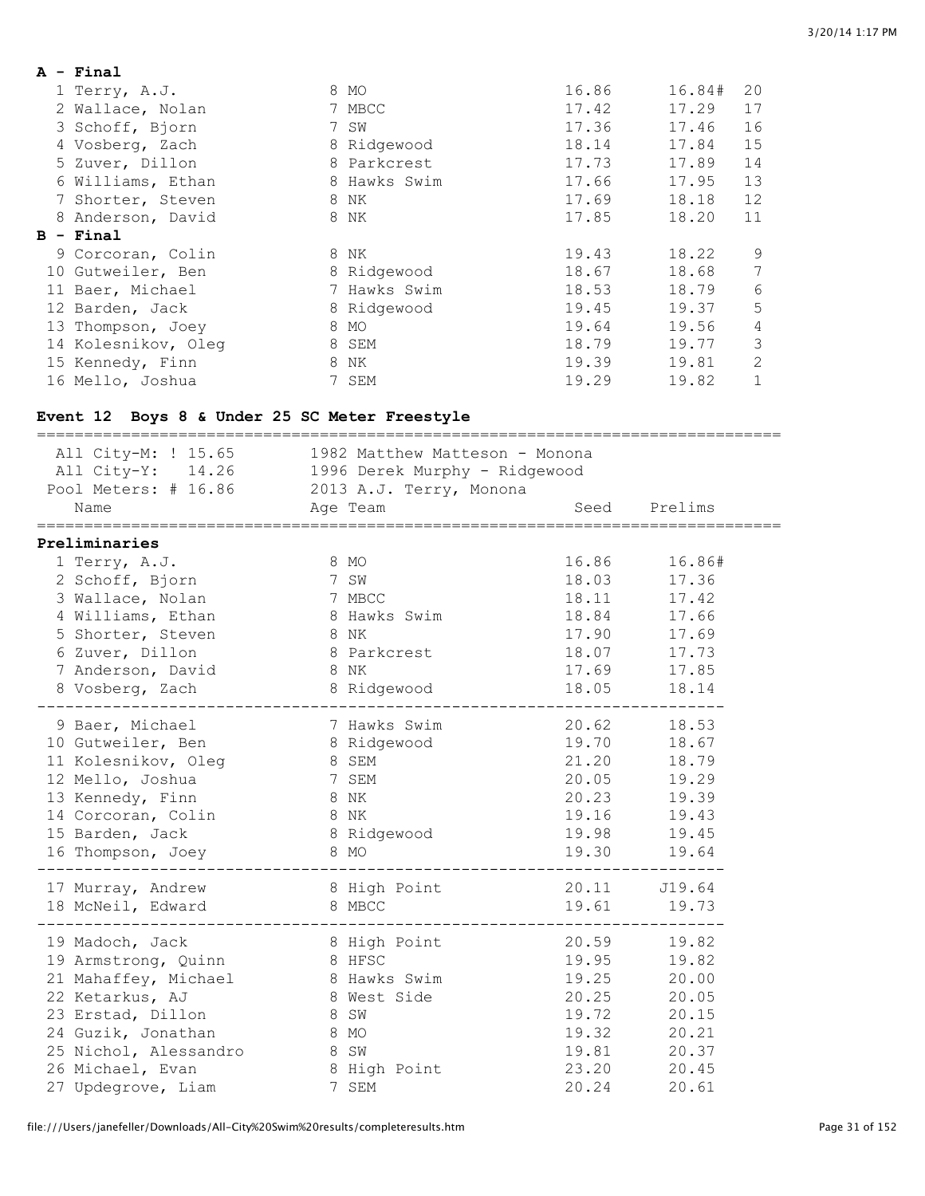**A - Final**

| Place | Name | Age | Team | Prelims | Finals | Points |
|---|---|---|---|---|---|---|
| 1 | Terry, A.J. | 8 | MO | 16.86 | 16.84# | 20 |
| 2 | Wallace, Nolan | 7 | MBCC | 17.42 | 17.29 | 17 |
| 3 | Schoff, Bjorn | 7 | SW | 17.36 | 17.46 | 16 |
| 4 | Vosberg, Zach | 8 | Ridgewood | 18.14 | 17.84 | 15 |
| 5 | Zuver, Dillon | 8 | Parkcrest | 17.73 | 17.89 | 14 |
| 6 | Williams, Ethan | 8 | Hawks Swim | 17.66 | 17.95 | 13 |
| 7 | Shorter, Steven | 8 | NK | 17.69 | 18.18 | 12 |
| 8 | Anderson, David | 8 | NK | 17.85 | 18.20 | 11 |

**B - Final**

| Place | Name | Age | Team | Prelims | Finals | Points |
|---|---|---|---|---|---|---|
| 9 | Corcoran, Colin | 8 | NK | 19.43 | 18.22 | 9 |
| 10 | Gutweiler, Ben | 8 | Ridgewood | 18.67 | 18.68 | 7 |
| 11 | Baer, Michael | 7 | Hawks Swim | 18.53 | 18.79 | 6 |
| 12 | Barden, Jack | 8 | Ridgewood | 19.45 | 19.37 | 5 |
| 13 | Thompson, Joey | 8 | MO | 19.64 | 19.56 | 4 |
| 14 | Kolesnikov, Oleg | 8 | SEM | 18.79 | 19.77 | 3 |
| 15 | Kennedy, Finn | 8 | NK | 19.39 | 19.81 | 2 |
| 16 | Mello, Joshua | 7 | SEM | 19.29 | 19.82 | 1 |

## Event 12 Boys 8 & Under 25 SC Meter Freestyle

```
All City-M: ! 15.65      1982 Matthew Matteson - Monona
All City-Y:   14.26      1996 Derek Murphy - Ridgewood
Pool Meters: # 16.86     2013 A.J. Terry, Monona
```

**Preliminaries**

| Place | Name | Age | Team | Seed | Prelims |
|---|---|---|---|---|---|
| 1 | Terry, A.J. | 8 | MO | 16.86 | 16.86# |
| 2 | Schoff, Bjorn | 7 | SW | 18.03 | 17.36 |
| 3 | Wallace, Nolan | 7 | MBCC | 18.11 | 17.42 |
| 4 | Williams, Ethan | 8 | Hawks Swim | 18.84 | 17.66 |
| 5 | Shorter, Steven | 8 | NK | 17.90 | 17.69 |
| 6 | Zuver, Dillon | 8 | Parkcrest | 18.07 | 17.73 |
| 7 | Anderson, David | 8 | NK | 17.69 | 17.85 |
| 8 | Vosberg, Zach | 8 | Ridgewood | 18.05 | 18.14 |
| 9 | Baer, Michael | 7 | Hawks Swim | 20.62 | 18.53 |
| 10 | Gutweiler, Ben | 8 | Ridgewood | 19.70 | 18.67 |
| 11 | Kolesnikov, Oleg | 8 | SEM | 21.20 | 18.79 |
| 12 | Mello, Joshua | 7 | SEM | 20.05 | 19.29 |
| 13 | Kennedy, Finn | 8 | NK | 20.23 | 19.39 |
| 14 | Corcoran, Colin | 8 | NK | 19.16 | 19.43 |
| 15 | Barden, Jack | 8 | Ridgewood | 19.98 | 19.45 |
| 16 | Thompson, Joey | 8 | MO | 19.30 | 19.64 |
| 17 | Murray, Andrew | 8 | High Point | 20.11 | J19.64 |
| 18 | McNeil, Edward | 8 | MBCC | 19.61 | 19.73 |
| 19 | Madoch, Jack | 8 | High Point | 20.59 | 19.82 |
| 19 | Armstrong, Quinn | 8 | HFSC | 19.95 | 19.82 |
| 21 | Mahaffey, Michael | 8 | Hawks Swim | 19.25 | 20.00 |
| 22 | Ketarkus, AJ | 8 | West Side | 20.25 | 20.05 |
| 23 | Erstad, Dillon | 8 | SW | 19.72 | 20.15 |
| 24 | Guzik, Jonathan | 8 | MO | 19.32 | 20.21 |
| 25 | Nichol, Alessandro | 8 | SW | 19.81 | 20.37 |
| 26 | Michael, Evan | 8 | High Point | 23.20 | 20.45 |
| 27 | Updegrove, Liam | 7 | SEM | 20.24 | 20.61 |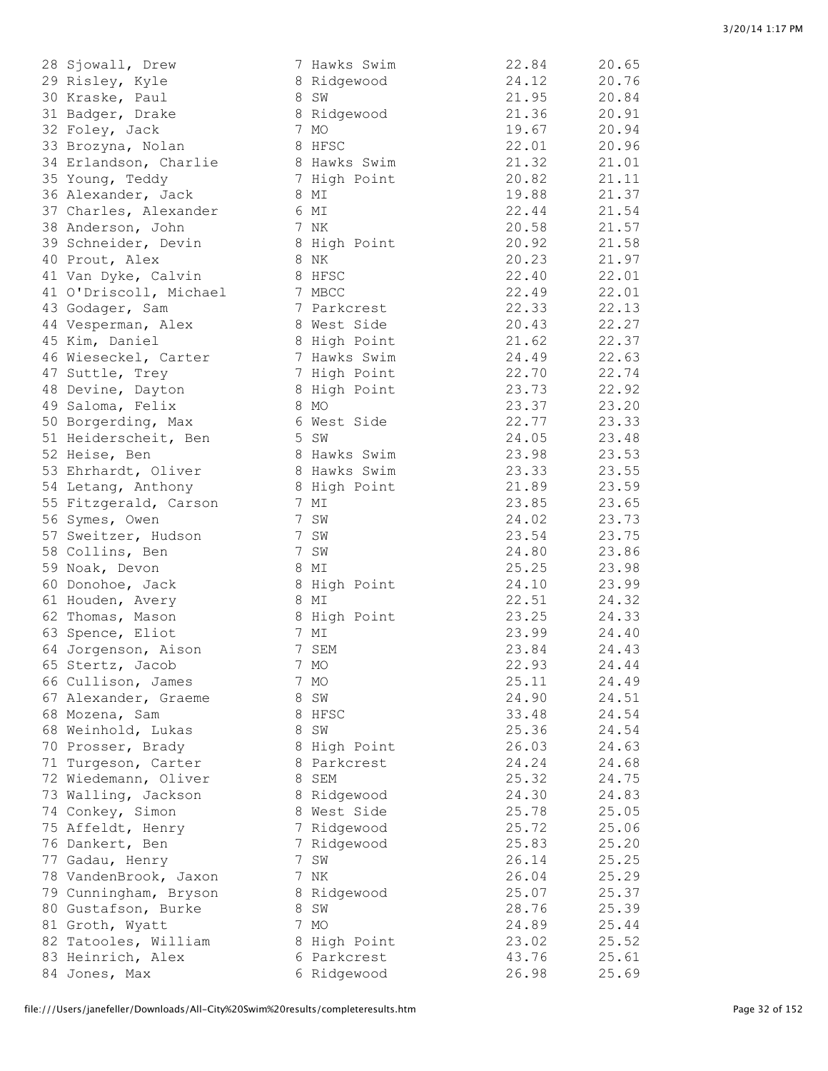| | | | | | |
|---|---|---|---|---|---|
| 28 | Sjowall, Drew | 7 | Hawks Swim | 22.84 | 20.65 |
| 29 | Risley, Kyle | 8 | Ridgewood | 24.12 | 20.76 |
| 30 | Kraske, Paul | 8 | SW | 21.95 | 20.84 |
| 31 | Badger, Drake | 8 | Ridgewood | 21.36 | 20.91 |
| 32 | Foley, Jack | 7 | MO | 19.67 | 20.94 |
| 33 | Brozyna, Nolan | 8 | HFSC | 22.01 | 20.96 |
| 34 | Erlandson, Charlie | 8 | Hawks Swim | 21.32 | 21.01 |
| 35 | Young, Teddy | 7 | High Point | 20.82 | 21.11 |
| 36 | Alexander, Jack | 8 | MI | 19.88 | 21.37 |
| 37 | Charles, Alexander | 6 | MI | 22.44 | 21.54 |
| 38 | Anderson, John | 7 | NK | 20.58 | 21.57 |
| 39 | Schneider, Devin | 8 | High Point | 20.92 | 21.58 |
| 40 | Prout, Alex | 8 | NK | 20.23 | 21.97 |
| 41 | Van Dyke, Calvin | 8 | HFSC | 22.40 | 22.01 |
| 41 | O'Driscoll, Michael | 7 | MBCC | 22.49 | 22.01 |
| 43 | Godager, Sam | 7 | Parkcrest | 22.33 | 22.13 |
| 44 | Vesperman, Alex | 8 | West Side | 20.43 | 22.27 |
| 45 | Kim, Daniel | 8 | High Point | 21.62 | 22.37 |
| 46 | Wieseckel, Carter | 7 | Hawks Swim | 24.49 | 22.63 |
| 47 | Suttle, Trey | 7 | High Point | 22.70 | 22.74 |
| 48 | Devine, Dayton | 8 | High Point | 23.73 | 22.92 |
| 49 | Saloma, Felix | 8 | MO | 23.37 | 23.20 |
| 50 | Borgerding, Max | 6 | West Side | 22.77 | 23.33 |
| 51 | Heiderscheit, Ben | 5 | SW | 24.05 | 23.48 |
| 52 | Heise, Ben | 8 | Hawks Swim | 23.98 | 23.53 |
| 53 | Ehrhardt, Oliver | 8 | Hawks Swim | 23.33 | 23.55 |
| 54 | Letang, Anthony | 8 | High Point | 21.89 | 23.59 |
| 55 | Fitzgerald, Carson | 7 | MI | 23.85 | 23.65 |
| 56 | Symes, Owen | 7 | SW | 24.02 | 23.73 |
| 57 | Sweitzer, Hudson | 7 | SW | 23.54 | 23.75 |
| 58 | Collins, Ben | 7 | SW | 24.80 | 23.86 |
| 59 | Noak, Devon | 8 | MI | 25.25 | 23.98 |
| 60 | Donohoe, Jack | 8 | High Point | 24.10 | 23.99 |
| 61 | Houden, Avery | 8 | MI | 22.51 | 24.32 |
| 62 | Thomas, Mason | 8 | High Point | 23.25 | 24.33 |
| 63 | Spence, Eliot | 7 | MI | 23.99 | 24.40 |
| 64 | Jorgenson, Aison | 7 | SEM | 23.84 | 24.43 |
| 65 | Stertz, Jacob | 7 | MO | 22.93 | 24.44 |
| 66 | Cullison, James | 7 | MO | 25.11 | 24.49 |
| 67 | Alexander, Graeme | 8 | SW | 24.90 | 24.51 |
| 68 | Mozena, Sam | 8 | HFSC | 33.48 | 24.54 |
| 68 | Weinhold, Lukas | 8 | SW | 25.36 | 24.54 |
| 70 | Prosser, Brady | 8 | High Point | 26.03 | 24.63 |
| 71 | Turgeson, Carter | 8 | Parkcrest | 24.24 | 24.68 |
| 72 | Wiedemann, Oliver | 8 | SEM | 25.32 | 24.75 |
| 73 | Walling, Jackson | 8 | Ridgewood | 24.30 | 24.83 |
| 74 | Conkey, Simon | 8 | West Side | 25.78 | 25.05 |
| 75 | Affeldt, Henry | 7 | Ridgewood | 25.72 | 25.06 |
| 76 | Dankert, Ben | 7 | Ridgewood | 25.83 | 25.20 |
| 77 | Gadau, Henry | 7 | SW | 26.14 | 25.25 |
| 78 | VandenBrook, Jaxon | 7 | NK | 26.04 | 25.29 |
| 79 | Cunningham, Bryson | 8 | Ridgewood | 25.07 | 25.37 |
| 80 | Gustafson, Burke | 8 | SW | 28.76 | 25.39 |
| 81 | Groth, Wyatt | 7 | MO | 24.89 | 25.44 |
| 82 | Tatooles, William | 8 | High Point | 23.02 | 25.52 |
| 83 | Heinrich, Alex | 6 | Parkcrest | 43.76 | 25.61 |
| 84 | Jones, Max | 6 | Ridgewood | 26.98 | 25.69 |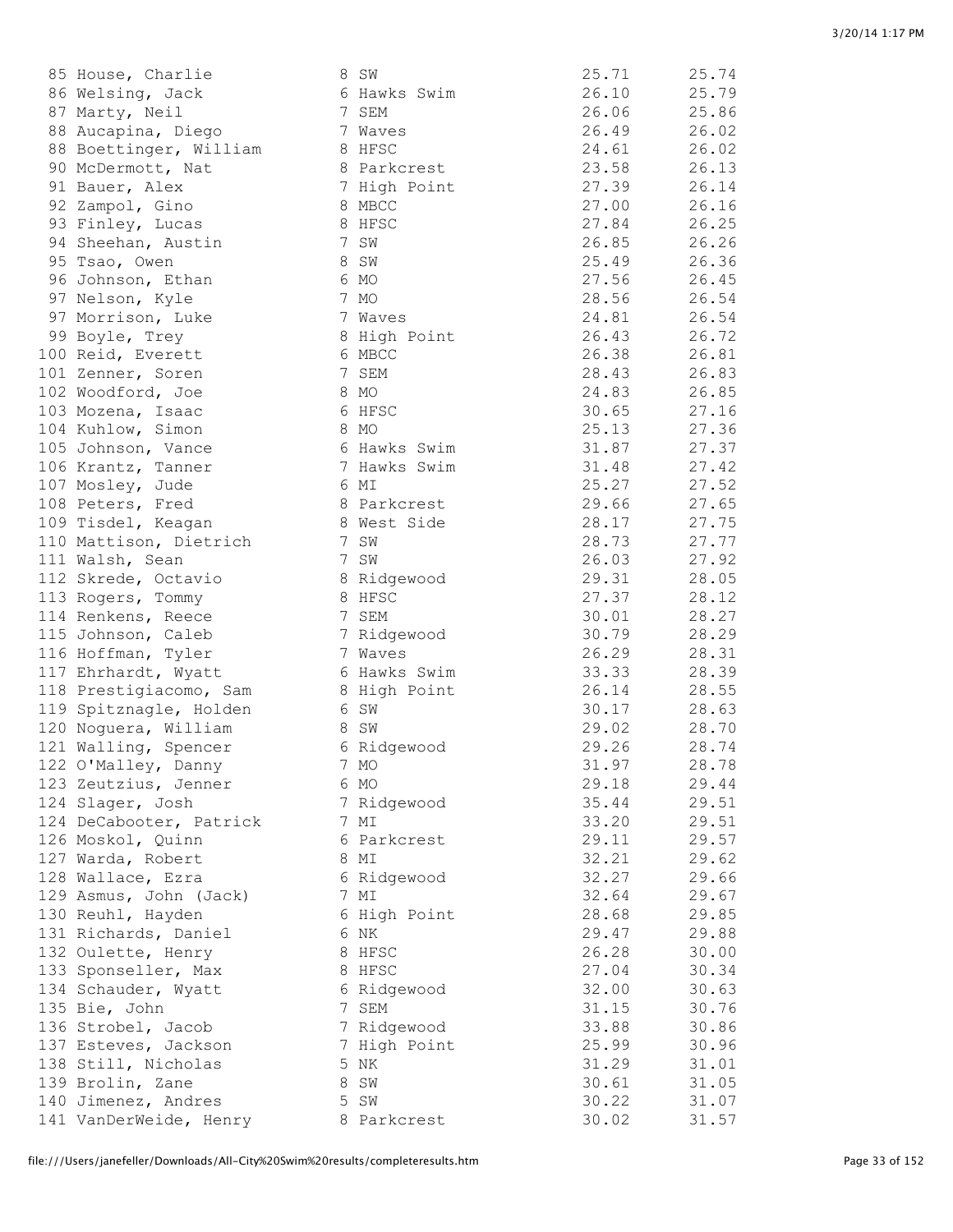| Place | Name | Age | Team | Seed Time | Finals Time |
|---|---|---|---|---|---|
| 85 | House, Charlie | 8 | SW | 25.71 | 25.74 |
| 86 | Welsing, Jack | 6 | Hawks Swim | 26.10 | 25.79 |
| 87 | Marty, Neil | 7 | SEM | 26.06 | 25.86 |
| 88 | Aucapina, Diego | 7 | Waves | 26.49 | 26.02 |
| 88 | Boettinger, William | 8 | HFSC | 24.61 | 26.02 |
| 90 | McDermott, Nat | 8 | Parkcrest | 23.58 | 26.13 |
| 91 | Bauer, Alex | 7 | High Point | 27.39 | 26.14 |
| 92 | Zampol, Gino | 8 | MBCC | 27.00 | 26.16 |
| 93 | Finley, Lucas | 8 | HFSC | 27.84 | 26.25 |
| 94 | Sheehan, Austin | 7 | SW | 26.85 | 26.26 |
| 95 | Tsao, Owen | 8 | SW | 25.49 | 26.36 |
| 96 | Johnson, Ethan | 6 | MO | 27.56 | 26.45 |
| 97 | Nelson, Kyle | 7 | MO | 28.56 | 26.54 |
| 97 | Morrison, Luke | 7 | Waves | 24.81 | 26.54 |
| 99 | Boyle, Trey | 8 | High Point | 26.43 | 26.72 |
| 100 | Reid, Everett | 6 | MBCC | 26.38 | 26.81 |
| 101 | Zenner, Soren | 7 | SEM | 28.43 | 26.83 |
| 102 | Woodford, Joe | 8 | MO | 24.83 | 26.85 |
| 103 | Mozena, Isaac | 6 | HFSC | 30.65 | 27.16 |
| 104 | Kuhlow, Simon | 8 | MO | 25.13 | 27.36 |
| 105 | Johnson, Vance | 6 | Hawks Swim | 31.87 | 27.37 |
| 106 | Krantz, Tanner | 7 | Hawks Swim | 31.48 | 27.42 |
| 107 | Mosley, Jude | 6 | MI | 25.27 | 27.52 |
| 108 | Peters, Fred | 8 | Parkcrest | 29.66 | 27.65 |
| 109 | Tisdel, Keagan | 8 | West Side | 28.17 | 27.75 |
| 110 | Mattison, Dietrich | 7 | SW | 28.73 | 27.77 |
| 111 | Walsh, Sean | 7 | SW | 26.03 | 27.92 |
| 112 | Skrede, Octavio | 8 | Ridgewood | 29.31 | 28.05 |
| 113 | Rogers, Tommy | 8 | HFSC | 27.37 | 28.12 |
| 114 | Renkens, Reece | 7 | SEM | 30.01 | 28.27 |
| 115 | Johnson, Caleb | 7 | Ridgewood | 30.79 | 28.29 |
| 116 | Hoffman, Tyler | 7 | Waves | 26.29 | 28.31 |
| 117 | Ehrhardt, Wyatt | 6 | Hawks Swim | 33.33 | 28.39 |
| 118 | Prestigiacomo, Sam | 8 | High Point | 26.14 | 28.55 |
| 119 | Spitznagle, Holden | 6 | SW | 30.17 | 28.63 |
| 120 | Noguera, William | 8 | SW | 29.02 | 28.70 |
| 121 | Walling, Spencer | 6 | Ridgewood | 29.26 | 28.74 |
| 122 | O'Malley, Danny | 7 | MO | 31.97 | 28.78 |
| 123 | Zeutzius, Jenner | 6 | MO | 29.18 | 29.44 |
| 124 | Slager, Josh | 7 | Ridgewood | 35.44 | 29.51 |
| 124 | DeCabooter, Patrick | 7 | MI | 33.20 | 29.51 |
| 126 | Moskol, Quinn | 6 | Parkcrest | 29.11 | 29.57 |
| 127 | Warda, Robert | 8 | MI | 32.21 | 29.62 |
| 128 | Wallace, Ezra | 6 | Ridgewood | 32.27 | 29.66 |
| 129 | Asmus, John (Jack) | 7 | MI | 32.64 | 29.67 |
| 130 | Reuhl, Hayden | 6 | High Point | 28.68 | 29.85 |
| 131 | Richards, Daniel | 6 | NK | 29.47 | 29.88 |
| 132 | Oulette, Henry | 8 | HFSC | 26.28 | 30.00 |
| 133 | Sponseller, Max | 8 | HFSC | 27.04 | 30.34 |
| 134 | Schauder, Wyatt | 6 | Ridgewood | 32.00 | 30.63 |
| 135 | Bie, John | 7 | SEM | 31.15 | 30.76 |
| 136 | Strobel, Jacob | 7 | Ridgewood | 33.88 | 30.86 |
| 137 | Esteves, Jackson | 7 | High Point | 25.99 | 30.96 |
| 138 | Still, Nicholas | 5 | NK | 31.29 | 31.01 |
| 139 | Brolin, Zane | 8 | SW | 30.61 | 31.05 |
| 140 | Jimenez, Andres | 5 | SW | 30.22 | 31.07 |
| 141 | VanDerWeide, Henry | 8 | Parkcrest | 30.02 | 31.57 |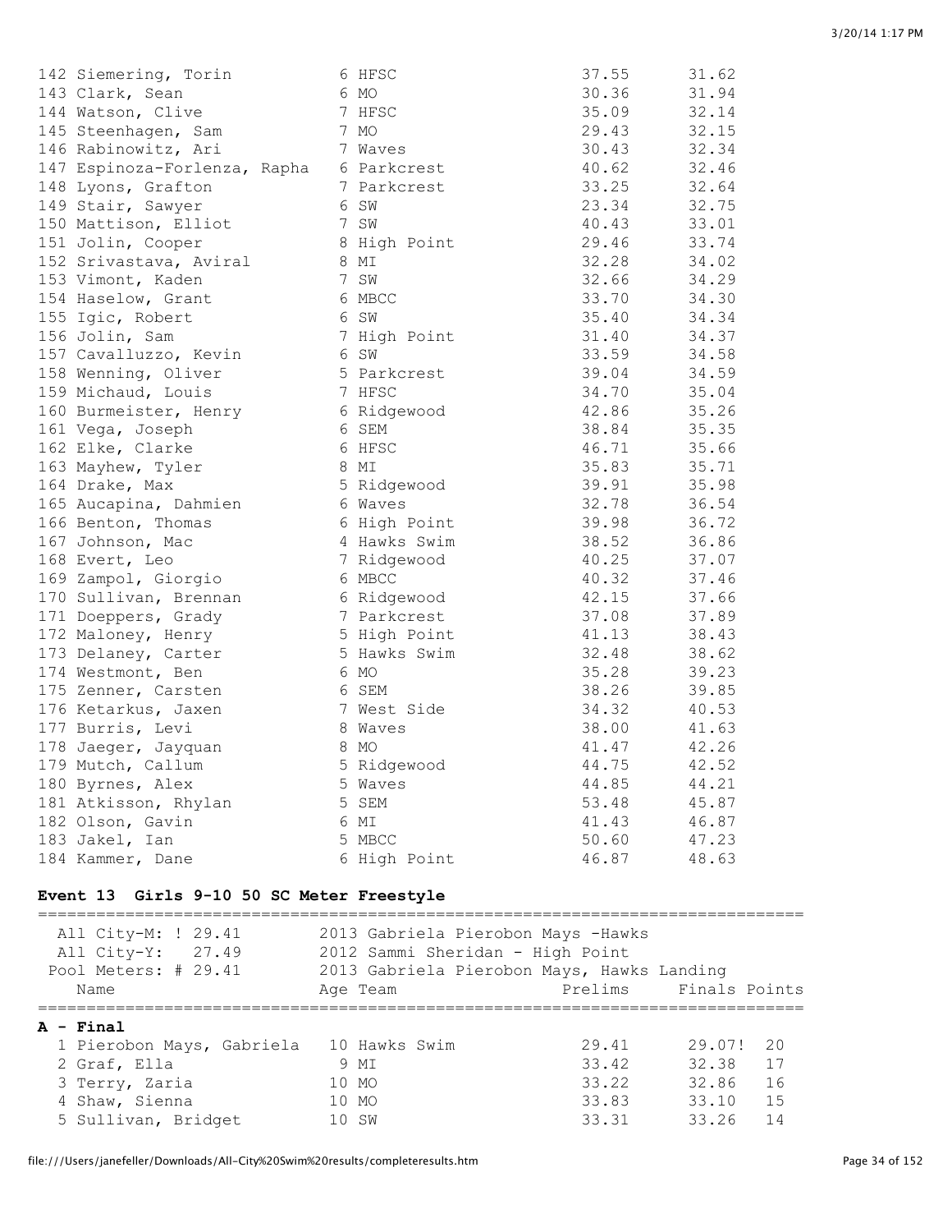| Place | Name | Age | Team | Prelims | Finals |
|---|---|---|---|---|---|
| 142 | Siemering, Torin | 6 | HFSC | 37.55 | 31.62 |
| 143 | Clark, Sean | 6 | MO | 30.36 | 31.94 |
| 144 | Watson, Clive | 7 | HFSC | 35.09 | 32.14 |
| 145 | Steenhagen, Sam | 7 | MO | 29.43 | 32.15 |
| 146 | Rabinowitz, Ari | 7 | Waves | 30.43 | 32.34 |
| 147 | Espinoza-Forlenza, Rapha | 6 | Parkcrest | 40.62 | 32.46 |
| 148 | Lyons, Grafton | 7 | Parkcrest | 33.25 | 32.64 |
| 149 | Stair, Sawyer | 6 | SW | 23.34 | 32.75 |
| 150 | Mattison, Elliot | 7 | SW | 40.43 | 33.01 |
| 151 | Jolin, Cooper | 8 | High Point | 29.46 | 33.74 |
| 152 | Srivastava, Aviral | 8 | MI | 32.28 | 34.02 |
| 153 | Vimont, Kaden | 7 | SW | 32.66 | 34.29 |
| 154 | Haselow, Grant | 6 | MBCC | 33.70 | 34.30 |
| 155 | Igic, Robert | 6 | SW | 35.40 | 34.34 |
| 156 | Jolin, Sam | 7 | High Point | 31.40 | 34.37 |
| 157 | Cavalluzzo, Kevin | 6 | SW | 33.59 | 34.58 |
| 158 | Wenning, Oliver | 5 | Parkcrest | 39.04 | 34.59 |
| 159 | Michaud, Louis | 7 | HFSC | 34.70 | 35.04 |
| 160 | Burmeister, Henry | 6 | Ridgewood | 42.86 | 35.26 |
| 161 | Vega, Joseph | 6 | SEM | 38.84 | 35.35 |
| 162 | Elke, Clarke | 6 | HFSC | 46.71 | 35.66 |
| 163 | Mayhew, Tyler | 8 | MI | 35.83 | 35.71 |
| 164 | Drake, Max | 5 | Ridgewood | 39.91 | 35.98 |
| 165 | Aucapina, Dahmien | 6 | Waves | 32.78 | 36.54 |
| 166 | Benton, Thomas | 6 | High Point | 39.98 | 36.72 |
| 167 | Johnson, Mac | 4 | Hawks Swim | 38.52 | 36.86 |
| 168 | Evert, Leo | 7 | Ridgewood | 40.25 | 37.07 |
| 169 | Zampol, Giorgio | 6 | MBCC | 40.32 | 37.46 |
| 170 | Sullivan, Brennan | 6 | Ridgewood | 42.15 | 37.66 |
| 171 | Doeppers, Grady | 7 | Parkcrest | 37.08 | 37.89 |
| 172 | Maloney, Henry | 5 | High Point | 41.13 | 38.43 |
| 173 | Delaney, Carter | 5 | Hawks Swim | 32.48 | 38.62 |
| 174 | Westmont, Ben | 6 | MO | 35.28 | 39.23 |
| 175 | Zenner, Carsten | 6 | SEM | 38.26 | 39.85 |
| 176 | Ketarkus, Jaxen | 7 | West Side | 34.32 | 40.53 |
| 177 | Burris, Levi | 8 | Waves | 38.00 | 41.63 |
| 178 | Jaeger, Jayquan | 8 | MO | 41.47 | 42.26 |
| 179 | Mutch, Callum | 5 | Ridgewood | 44.75 | 42.52 |
| 180 | Byrnes, Alex | 5 | Waves | 44.85 | 44.21 |
| 181 | Atkisson, Rhylan | 5 | SEM | 53.48 | 45.87 |
| 182 | Olson, Gavin | 6 | MI | 41.43 | 46.87 |
| 183 | Jakel, Ian | 5 | MBCC | 50.60 | 47.23 |
| 184 | Kammer, Dane | 6 | High Point | 46.87 | 48.63 |

## Event 13 Girls 9-10 50 SC Meter Freestyle

All City-M: ! 29.41 — 2013 Gabriela Pierobon Mays -Hawks
All City-Y: 27.49 — 2012 Sammi Sheridan - High Point
Pool Meters: # 29.41 — 2013 Gabriela Pierobon Mays, Hawks Landing

**A - Final**

| Place | Name | Age | Team | Prelims | Finals | Points |
|---|---|---|---|---|---|---|
| 1 | Pierobon Mays, Gabriela | 10 | Hawks Swim | 29.41 | 29.07! | 20 |
| 2 | Graf, Ella | 9 | MI | 33.42 | 32.38 | 17 |
| 3 | Terry, Zaria | 10 | MO | 33.22 | 32.86 | 16 |
| 4 | Shaw, Sienna | 10 | MO | 33.83 | 33.10 | 15 |
| 5 | Sullivan, Bridget | 10 | SW | 33.31 | 33.26 | 14 |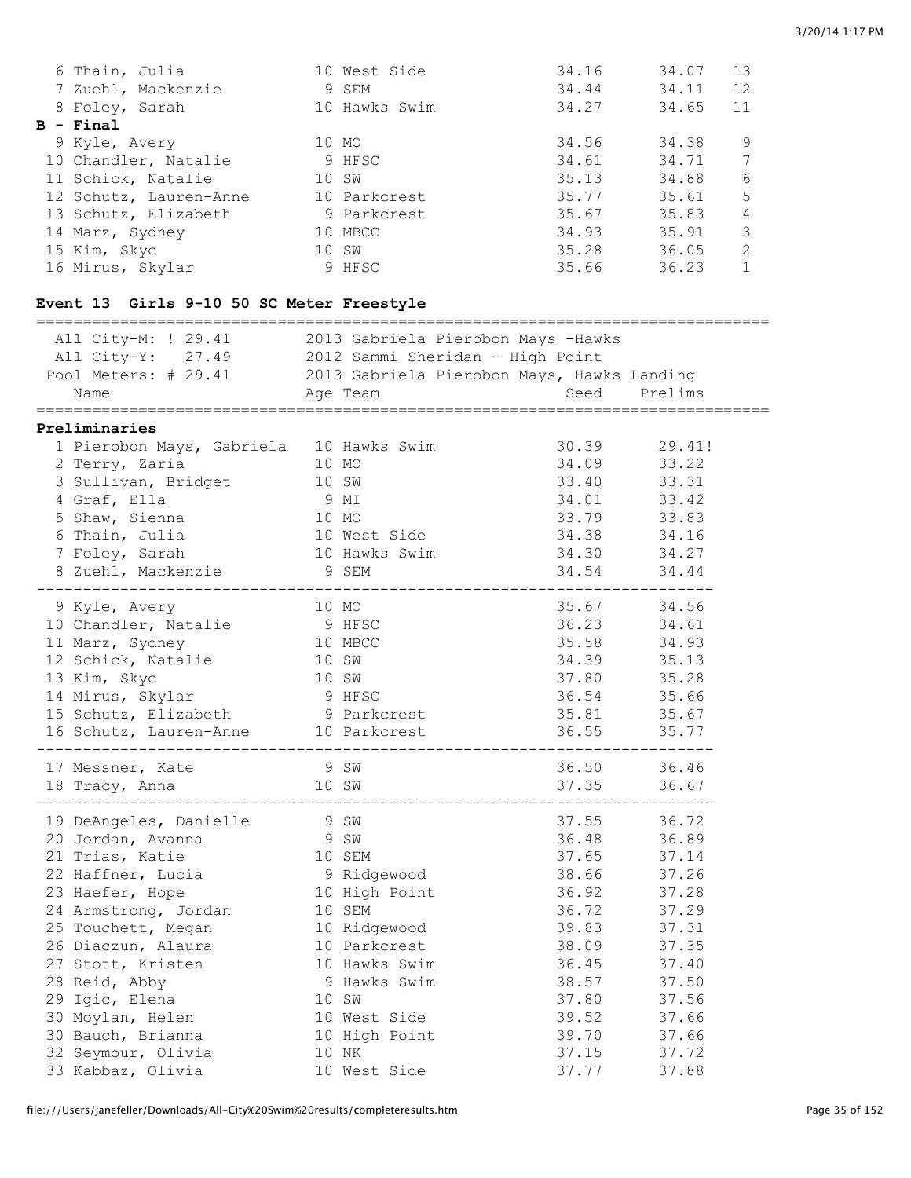| Place | Name | Age | Team | Prelims | Finals | Points |
|---|---|---|---|---|---|---|
| 6 | Thain, Julia | 10 | West Side | 34.16 | 34.07 | 13 |
| 7 | Zuehl, Mackenzie | 9 | SEM | 34.44 | 34.11 | 12 |
| 8 | Foley, Sarah | 10 | Hawks Swim | 34.27 | 34.65 | 11 |

**B - Final**

| Place | Name | Age | Team | Prelims | Finals | Points |
|---|---|---|---|---|---|---|
| 9 | Kyle, Avery | 10 | MO | 34.56 | 34.38 | 9 |
| 10 | Chandler, Natalie | 9 | HFSC | 34.61 | 34.71 | 7 |
| 11 | Schick, Natalie | 10 | SW | 35.13 | 34.88 | 6 |
| 12 | Schutz, Lauren-Anne | 10 | Parkcrest | 35.77 | 35.61 | 5 |
| 13 | Schutz, Elizabeth | 9 | Parkcrest | 35.67 | 35.83 | 4 |
| 14 | Marz, Sydney | 10 | MBCC | 34.93 | 35.91 | 3 |
| 15 | Kim, Skye | 10 | SW | 35.28 | 36.05 | 2 |
| 16 | Mirus, Skylar | 9 | HFSC | 35.66 | 36.23 | 1 |

## Event 13 Girls 9-10 50 SC Meter Freestyle

All City-M: ! 29.41 — 2013 Gabriela Pierobon Mays -Hawks
All City-Y: 27.49 — 2012 Sammi Sheridan - High Point
Pool Meters: # 29.41 — 2013 Gabriela Pierobon Mays, Hawks Landing

**Preliminaries**

| Place | Name | Age | Team | Seed | Prelims |
|---|---|---|---|---|---|
| 1 | Pierobon Mays, Gabriela | 10 | Hawks Swim | 30.39 | 29.41! |
| 2 | Terry, Zaria | 10 | MO | 34.09 | 33.22 |
| 3 | Sullivan, Bridget | 10 | SW | 33.40 | 33.31 |
| 4 | Graf, Ella | 9 | MI | 34.01 | 33.42 |
| 5 | Shaw, Sienna | 10 | MO | 33.79 | 33.83 |
| 6 | Thain, Julia | 10 | West Side | 34.38 | 34.16 |
| 7 | Foley, Sarah | 10 | Hawks Swim | 34.30 | 34.27 |
| 8 | Zuehl, Mackenzie | 9 | SEM | 34.54 | 34.44 |
| 9 | Kyle, Avery | 10 | MO | 35.67 | 34.56 |
| 10 | Chandler, Natalie | 9 | HFSC | 36.23 | 34.61 |
| 11 | Marz, Sydney | 10 | MBCC | 35.58 | 34.93 |
| 12 | Schick, Natalie | 10 | SW | 34.39 | 35.13 |
| 13 | Kim, Skye | 10 | SW | 37.80 | 35.28 |
| 14 | Mirus, Skylar | 9 | HFSC | 36.54 | 35.66 |
| 15 | Schutz, Elizabeth | 9 | Parkcrest | 35.81 | 35.67 |
| 16 | Schutz, Lauren-Anne | 10 | Parkcrest | 36.55 | 35.77 |
| 17 | Messner, Kate | 9 | SW | 36.50 | 36.46 |
| 18 | Tracy, Anna | 10 | SW | 37.35 | 36.67 |
| 19 | DeAngeles, Danielle | 9 | SW | 37.55 | 36.72 |
| 20 | Jordan, Avanna | 9 | SW | 36.48 | 36.89 |
| 21 | Trias, Katie | 10 | SEM | 37.65 | 37.14 |
| 22 | Haffner, Lucia | 9 | Ridgewood | 38.66 | 37.26 |
| 23 | Haefer, Hope | 10 | High Point | 36.92 | 37.28 |
| 24 | Armstrong, Jordan | 10 | SEM | 36.72 | 37.29 |
| 25 | Touchett, Megan | 10 | Ridgewood | 39.83 | 37.31 |
| 26 | Diaczun, Alaura | 10 | Parkcrest | 38.09 | 37.35 |
| 27 | Stott, Kristen | 10 | Hawks Swim | 36.45 | 37.40 |
| 28 | Reid, Abby | 9 | Hawks Swim | 38.57 | 37.50 |
| 29 | Igic, Elena | 10 | SW | 37.80 | 37.56 |
| 30 | Moylan, Helen | 10 | West Side | 39.52 | 37.66 |
| 30 | Bauch, Brianna | 10 | High Point | 39.70 | 37.66 |
| 32 | Seymour, Olivia | 10 | NK | 37.15 | 37.72 |
| 33 | Kabbaz, Olivia | 10 | West Side | 37.77 | 37.88 |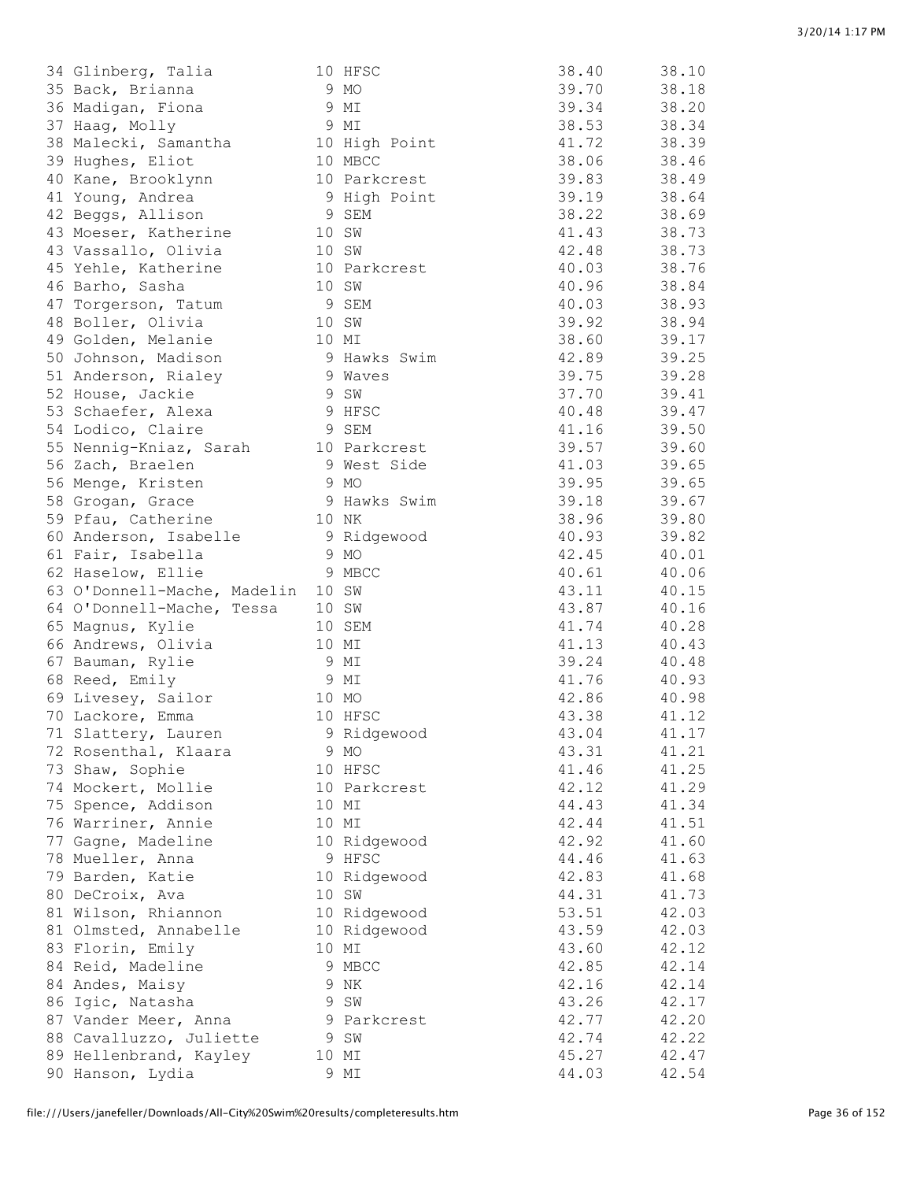| Place | Name | Age | Team | Seed Time | Finals Time |
|---|---|---|---|---|---|
| 34 | Glinberg, Talia | 10 | HFSC | 38.40 | 38.10 |
| 35 | Back, Brianna | 9 | MO | 39.70 | 38.18 |
| 36 | Madigan, Fiona | 9 | MI | 39.34 | 38.20 |
| 37 | Haag, Molly | 9 | MI | 38.53 | 38.34 |
| 38 | Malecki, Samantha | 10 | High Point | 41.72 | 38.39 |
| 39 | Hughes, Eliot | 10 | MBCC | 38.06 | 38.46 |
| 40 | Kane, Brooklynn | 10 | Parkcrest | 39.83 | 38.49 |
| 41 | Young, Andrea | 9 | High Point | 39.19 | 38.64 |
| 42 | Beggs, Allison | 9 | SEM | 38.22 | 38.69 |
| 43 | Moeser, Katherine | 10 | SW | 41.43 | 38.73 |
| 43 | Vassallo, Olivia | 10 | SW | 42.48 | 38.73 |
| 45 | Yehle, Katherine | 10 | Parkcrest | 40.03 | 38.76 |
| 46 | Barho, Sasha | 10 | SW | 40.96 | 38.84 |
| 47 | Torgerson, Tatum | 9 | SEM | 40.03 | 38.93 |
| 48 | Boller, Olivia | 10 | SW | 39.92 | 38.94 |
| 49 | Golden, Melanie | 10 | MI | 38.60 | 39.17 |
| 50 | Johnson, Madison | 9 | Hawks Swim | 42.89 | 39.25 |
| 51 | Anderson, Rialey | 9 | Waves | 39.75 | 39.28 |
| 52 | House, Jackie | 9 | SW | 37.70 | 39.41 |
| 53 | Schaefer, Alexa | 9 | HFSC | 40.48 | 39.47 |
| 54 | Lodico, Claire | 9 | SEM | 41.16 | 39.50 |
| 55 | Nennig-Kniaz, Sarah | 10 | Parkcrest | 39.57 | 39.60 |
| 56 | Zach, Braelen | 9 | West Side | 41.03 | 39.65 |
| 56 | Menge, Kristen | 9 | MO | 39.95 | 39.65 |
| 58 | Grogan, Grace | 9 | Hawks Swim | 39.18 | 39.67 |
| 59 | Pfau, Catherine | 10 | NK | 38.96 | 39.80 |
| 60 | Anderson, Isabelle | 9 | Ridgewood | 40.93 | 39.82 |
| 61 | Fair, Isabella | 9 | MO | 42.45 | 40.01 |
| 62 | Haselow, Ellie | 9 | MBCC | 40.61 | 40.06 |
| 63 | O'Donnell-Mache, Madelin | 10 | SW | 43.11 | 40.15 |
| 64 | O'Donnell-Mache, Tessa | 10 | SW | 43.87 | 40.16 |
| 65 | Magnus, Kylie | 10 | SEM | 41.74 | 40.28 |
| 66 | Andrews, Olivia | 10 | MI | 41.13 | 40.43 |
| 67 | Bauman, Rylie | 9 | MI | 39.24 | 40.48 |
| 68 | Reed, Emily | 9 | MI | 41.76 | 40.93 |
| 69 | Livesey, Sailor | 10 | MO | 42.86 | 40.98 |
| 70 | Lackore, Emma | 10 | HFSC | 43.38 | 41.12 |
| 71 | Slattery, Lauren | 9 | Ridgewood | 43.04 | 41.17 |
| 72 | Rosenthal, Klaara | 9 | MO | 43.31 | 41.21 |
| 73 | Shaw, Sophie | 10 | HFSC | 41.46 | 41.25 |
| 74 | Mockert, Mollie | 10 | Parkcrest | 42.12 | 41.29 |
| 75 | Spence, Addison | 10 | MI | 44.43 | 41.34 |
| 76 | Warriner, Annie | 10 | MI | 42.44 | 41.51 |
| 77 | Gagne, Madeline | 10 | Ridgewood | 42.92 | 41.60 |
| 78 | Mueller, Anna | 9 | HFSC | 44.46 | 41.63 |
| 79 | Barden, Katie | 10 | Ridgewood | 42.83 | 41.68 |
| 80 | DeCroix, Ava | 10 | SW | 44.31 | 41.73 |
| 81 | Wilson, Rhiannon | 10 | Ridgewood | 53.51 | 42.03 |
| 81 | Olmsted, Annabelle | 10 | Ridgewood | 43.59 | 42.03 |
| 83 | Florin, Emily | 10 | MI | 43.60 | 42.12 |
| 84 | Reid, Madeline | 9 | MBCC | 42.85 | 42.14 |
| 84 | Andes, Maisy | 9 | NK | 42.16 | 42.14 |
| 86 | Igic, Natasha | 9 | SW | 43.26 | 42.17 |
| 87 | Vander Meer, Anna | 9 | Parkcrest | 42.77 | 42.20 |
| 88 | Cavalluzzo, Juliette | 9 | SW | 42.74 | 42.22 |
| 89 | Hellenbrand, Kayley | 10 | MI | 45.27 | 42.47 |
| 90 | Hanson, Lydia | 9 | MI | 44.03 | 42.54 |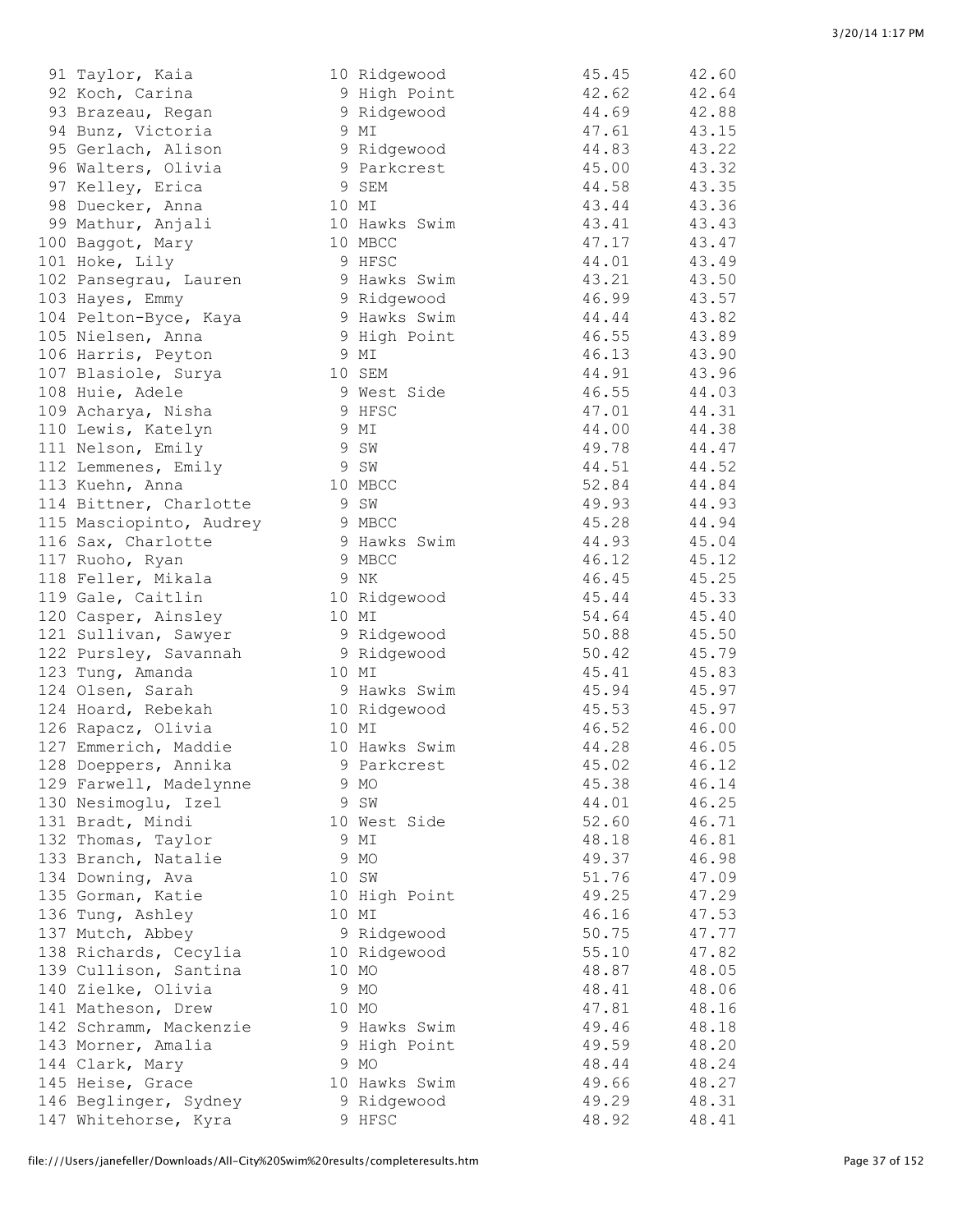| Place | Name | Age | Team | Seed Time | Finals Time |
|---|---|---|---|---|---|
| 91 | Taylor, Kaia | 10 | Ridgewood | 45.45 | 42.60 |
| 92 | Koch, Carina | 9 | High Point | 42.62 | 42.64 |
| 93 | Brazeau, Regan | 9 | Ridgewood | 44.69 | 42.88 |
| 94 | Bunz, Victoria | 9 | MI | 47.61 | 43.15 |
| 95 | Gerlach, Alison | 9 | Ridgewood | 44.83 | 43.22 |
| 96 | Walters, Olivia | 9 | Parkcrest | 45.00 | 43.32 |
| 97 | Kelley, Erica | 9 | SEM | 44.58 | 43.35 |
| 98 | Duecker, Anna | 10 | MI | 43.44 | 43.36 |
| 99 | Mathur, Anjali | 10 | Hawks Swim | 43.41 | 43.43 |
| 100 | Baggot, Mary | 10 | MBCC | 47.17 | 43.47 |
| 101 | Hoke, Lily | 9 | HFSC | 44.01 | 43.49 |
| 102 | Pansegrau, Lauren | 9 | Hawks Swim | 43.21 | 43.50 |
| 103 | Hayes, Emmy | 9 | Ridgewood | 46.99 | 43.57 |
| 104 | Pelton-Byce, Kaya | 9 | Hawks Swim | 44.44 | 43.82 |
| 105 | Nielsen, Anna | 9 | High Point | 46.55 | 43.89 |
| 106 | Harris, Peyton | 9 | MI | 46.13 | 43.90 |
| 107 | Blasiole, Surya | 10 | SEM | 44.91 | 43.96 |
| 108 | Huie, Adele | 9 | West Side | 46.55 | 44.03 |
| 109 | Acharya, Nisha | 9 | HFSC | 47.01 | 44.31 |
| 110 | Lewis, Katelyn | 9 | MI | 44.00 | 44.38 |
| 111 | Nelson, Emily | 9 | SW | 49.78 | 44.47 |
| 112 | Lemmenes, Emily | 9 | SW | 44.51 | 44.52 |
| 113 | Kuehn, Anna | 10 | MBCC | 52.84 | 44.84 |
| 114 | Bittner, Charlotte | 9 | SW | 49.93 | 44.93 |
| 115 | Masciopinto, Audrey | 9 | MBCC | 45.28 | 44.94 |
| 116 | Sax, Charlotte | 9 | Hawks Swim | 44.93 | 45.04 |
| 117 | Ruoho, Ryan | 9 | MBCC | 46.12 | 45.12 |
| 118 | Feller, Mikala | 9 | NK | 46.45 | 45.25 |
| 119 | Gale, Caitlin | 10 | Ridgewood | 45.44 | 45.33 |
| 120 | Casper, Ainsley | 10 | MI | 54.64 | 45.40 |
| 121 | Sullivan, Sawyer | 9 | Ridgewood | 50.88 | 45.50 |
| 122 | Pursley, Savannah | 9 | Ridgewood | 50.42 | 45.79 |
| 123 | Tung, Amanda | 10 | MI | 45.41 | 45.83 |
| 124 | Olsen, Sarah | 9 | Hawks Swim | 45.94 | 45.97 |
| 124 | Hoard, Rebekah | 10 | Ridgewood | 45.53 | 45.97 |
| 126 | Rapacz, Olivia | 10 | MI | 46.52 | 46.00 |
| 127 | Emmerich, Maddie | 10 | Hawks Swim | 44.28 | 46.05 |
| 128 | Doeppers, Annika | 9 | Parkcrest | 45.02 | 46.12 |
| 129 | Farwell, Madelynne | 9 | MO | 45.38 | 46.14 |
| 130 | Nesimoglu, Izel | 9 | SW | 44.01 | 46.25 |
| 131 | Bradt, Mindi | 10 | West Side | 52.60 | 46.71 |
| 132 | Thomas, Taylor | 9 | MI | 48.18 | 46.81 |
| 133 | Branch, Natalie | 9 | MO | 49.37 | 46.98 |
| 134 | Downing, Ava | 10 | SW | 51.76 | 47.09 |
| 135 | Gorman, Katie | 10 | High Point | 49.25 | 47.29 |
| 136 | Tung, Ashley | 10 | MI | 46.16 | 47.53 |
| 137 | Mutch, Abbey | 9 | Ridgewood | 50.75 | 47.77 |
| 138 | Richards, Cecylia | 10 | Ridgewood | 55.10 | 47.82 |
| 139 | Cullison, Santina | 10 | MO | 48.87 | 48.05 |
| 140 | Zielke, Olivia | 9 | MO | 48.41 | 48.06 |
| 141 | Matheson, Drew | 10 | MO | 47.81 | 48.16 |
| 142 | Schramm, Mackenzie | 9 | Hawks Swim | 49.46 | 48.18 |
| 143 | Morner, Amalia | 9 | High Point | 49.59 | 48.20 |
| 144 | Clark, Mary | 9 | MO | 48.44 | 48.24 |
| 145 | Heise, Grace | 10 | Hawks Swim | 49.66 | 48.27 |
| 146 | Beglinger, Sydney | 9 | Ridgewood | 49.29 | 48.31 |
| 147 | Whitehorse, Kyra | 9 | HFSC | 48.92 | 48.41 |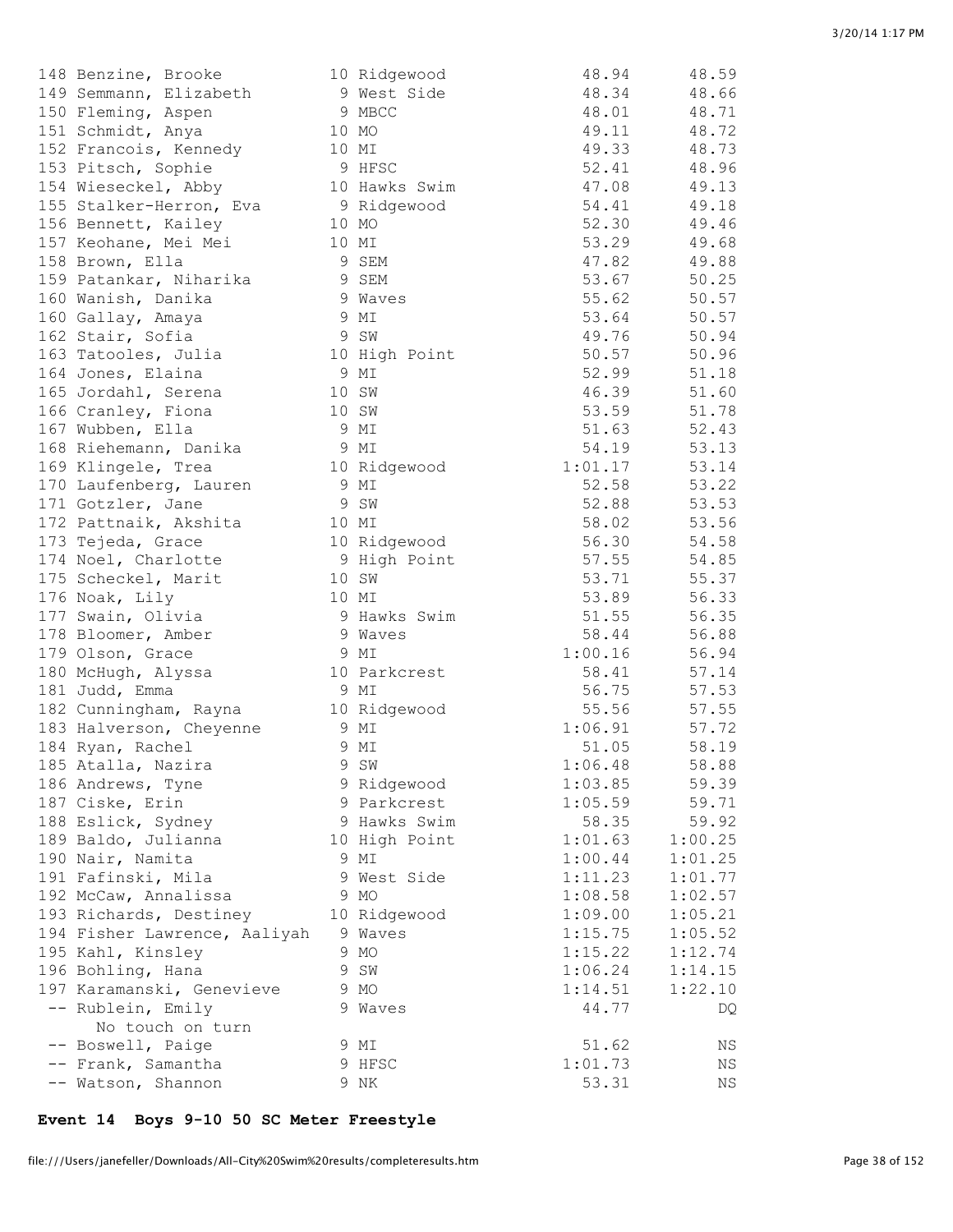| Place | Name | Age | Team | Seed Time | Finals Time |
|---|---|---|---|---|---|
| 148 | Benzine, Brooke | 10 | Ridgewood | 48.94 | 48.59 |
| 149 | Semmann, Elizabeth | 9 | West Side | 48.34 | 48.66 |
| 150 | Fleming, Aspen | 9 | MBCC | 48.01 | 48.71 |
| 151 | Schmidt, Anya | 10 | MO | 49.11 | 48.72 |
| 152 | Francois, Kennedy | 10 | MI | 49.33 | 48.73 |
| 153 | Pitsch, Sophie | 9 | HFSC | 52.41 | 48.96 |
| 154 | Wieseckel, Abby | 10 | Hawks Swim | 47.08 | 49.13 |
| 155 | Stalker-Herron, Eva | 9 | Ridgewood | 54.41 | 49.18 |
| 156 | Bennett, Kailey | 10 | MO | 52.30 | 49.46 |
| 157 | Keohane, Mei Mei | 10 | MI | 53.29 | 49.68 |
| 158 | Brown, Ella | 9 | SEM | 47.82 | 49.88 |
| 159 | Patankar, Niharika | 9 | SEM | 53.67 | 50.25 |
| 160 | Wanish, Danika | 9 | Waves | 55.62 | 50.57 |
| 160 | Gallay, Amaya | 9 | MI | 53.64 | 50.57 |
| 162 | Stair, Sofia | 9 | SW | 49.76 | 50.94 |
| 163 | Tatooles, Julia | 10 | High Point | 50.57 | 50.96 |
| 164 | Jones, Elaina | 9 | MI | 52.99 | 51.18 |
| 165 | Jordahl, Serena | 10 | SW | 46.39 | 51.60 |
| 166 | Cranley, Fiona | 10 | SW | 53.59 | 51.78 |
| 167 | Wubben, Ella | 9 | MI | 51.63 | 52.43 |
| 168 | Riehemann, Danika | 9 | MI | 54.19 | 53.13 |
| 169 | Klingele, Trea | 10 | Ridgewood | 1:01.17 | 53.14 |
| 170 | Laufenberg, Lauren | 9 | MI | 52.58 | 53.22 |
| 171 | Gotzler, Jane | 9 | SW | 52.88 | 53.53 |
| 172 | Pattnaik, Akshita | 10 | MI | 58.02 | 53.56 |
| 173 | Tejeda, Grace | 10 | Ridgewood | 56.30 | 54.58 |
| 174 | Noel, Charlotte | 9 | High Point | 57.55 | 54.85 |
| 175 | Scheckel, Marit | 10 | SW | 53.71 | 55.37 |
| 176 | Noak, Lily | 10 | MI | 53.89 | 56.33 |
| 177 | Swain, Olivia | 9 | Hawks Swim | 51.55 | 56.35 |
| 178 | Bloomer, Amber | 9 | Waves | 58.44 | 56.88 |
| 179 | Olson, Grace | 9 | MI | 1:00.16 | 56.94 |
| 180 | McHugh, Alyssa | 10 | Parkcrest | 58.41 | 57.14 |
| 181 | Judd, Emma | 9 | MI | 56.75 | 57.53 |
| 182 | Cunningham, Rayna | 10 | Ridgewood | 55.56 | 57.55 |
| 183 | Halverson, Cheyenne | 9 | MI | 1:06.91 | 57.72 |
| 184 | Ryan, Rachel | 9 | MI | 51.05 | 58.19 |
| 185 | Atalla, Nazira | 9 | SW | 1:06.48 | 58.88 |
| 186 | Andrews, Tyne | 9 | Ridgewood | 1:03.85 | 59.39 |
| 187 | Ciske, Erin | 9 | Parkcrest | 1:05.59 | 59.71 |
| 188 | Eslick, Sydney | 9 | Hawks Swim | 58.35 | 59.92 |
| 189 | Baldo, Julianna | 10 | High Point | 1:01.63 | 1:00.25 |
| 190 | Nair, Namita | 9 | MI | 1:00.44 | 1:01.25 |
| 191 | Fafinski, Mila | 9 | West Side | 1:11.23 | 1:01.77 |
| 192 | McCaw, Annalissa | 9 | MO | 1:08.58 | 1:02.57 |
| 193 | Richards, Destiney | 10 | Ridgewood | 1:09.00 | 1:05.21 |
| 194 | Fisher Lawrence, Aaliyah | 9 | Waves | 1:15.75 | 1:05.52 |
| 195 | Kahl, Kinsley | 9 | MO | 1:15.22 | 1:12.74 |
| 196 | Bohling, Hana | 9 | SW | 1:06.24 | 1:14.15 |
| 197 | Karamanski, Genevieve | 9 | MO | 1:14.51 | 1:22.10 |
| -- | Rublein, Emily | 9 | Waves | 44.77 | DQ |
| | No touch on turn | | | | |
| -- | Boswell, Paige | 9 | MI | 51.62 | NS |
| -- | Frank, Samantha | 9 | HFSC | 1:01.73 | NS |
| -- | Watson, Shannon | 9 | NK | 53.31 | NS |

**Event 14 Boys 9-10 50 SC Meter Freestyle**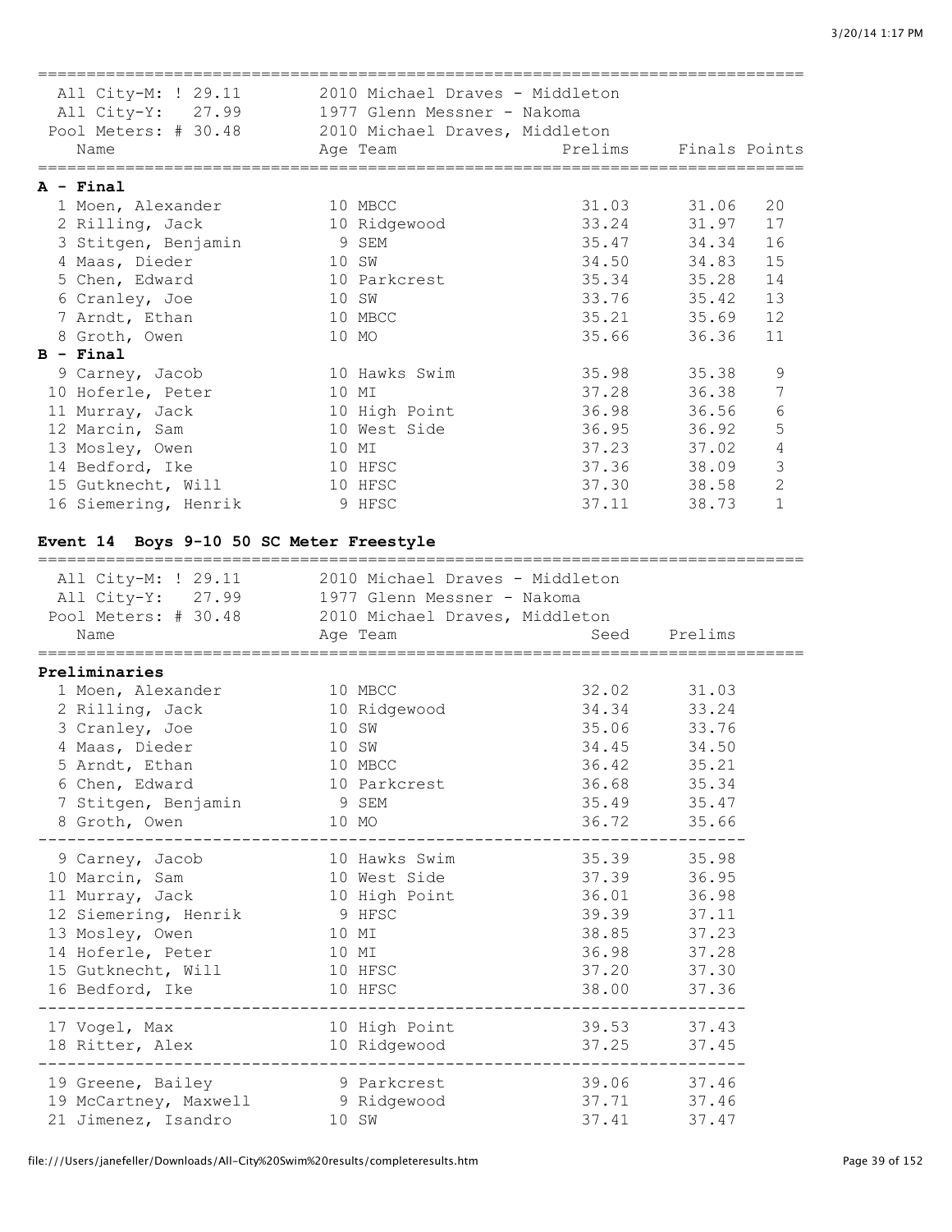| | | | | |
|---|---|---|---|---|
| All City-M: ! 29.11 | 2010 Michael Draves - Middleton | | | |
| All City-Y: 27.99 | 1977 Glenn Messner - Nakoma | | | |
| Pool Meters: # 30.48 | 2010 Michael Draves, Middleton | | | |

| Name | Age | Team | Prelims | Finals | Points |
|---|---|---|---|---|---|
| **A - Final** | | | | | |
| 1 Moen, Alexander | 10 | MBCC | 31.03 | 31.06 | 20 |
| 2 Rilling, Jack | 10 | Ridgewood | 33.24 | 31.97 | 17 |
| 3 Stitgen, Benjamin | 9 | SEM | 35.47 | 34.34 | 16 |
| 4 Maas, Dieder | 10 | SW | 34.50 | 34.83 | 15 |
| 5 Chen, Edward | 10 | Parkcrest | 35.34 | 35.28 | 14 |
| 6 Cranley, Joe | 10 | SW | 33.76 | 35.42 | 13 |
| 7 Arndt, Ethan | 10 | MBCC | 35.21 | 35.69 | 12 |
| 8 Groth, Owen | 10 | MO | 35.66 | 36.36 | 11 |
| **B - Final** | | | | | |
| 9 Carney, Jacob | 10 | Hawks Swim | 35.98 | 35.38 | 9 |
| 10 Hoferle, Peter | 10 | MI | 37.28 | 36.38 | 7 |
| 11 Murray, Jack | 10 | High Point | 36.98 | 36.56 | 6 |
| 12 Marcin, Sam | 10 | West Side | 36.95 | 36.92 | 5 |
| 13 Mosley, Owen | 10 | MI | 37.23 | 37.02 | 4 |
| 14 Bedford, Ike | 10 | HFSC | 37.36 | 38.09 | 3 |
| 15 Gutknecht, Will | 10 | HFSC | 37.30 | 38.58 | 2 |
| 16 Siemering, Henrik | 9 | HFSC | 37.11 | 38.73 | 1 |

## Event 14 Boys 9-10 50 SC Meter Freestyle

| | |
|---|---|
| All City-M: ! 29.11 | 2010 Michael Draves - Middleton |
| All City-Y: 27.99 | 1977 Glenn Messner - Nakoma |
| Pool Meters: # 30.48 | 2010 Michael Draves, Middleton |

| Name | Age | Team | Seed | Prelims |
|---|---|---|---|---|
| **Preliminaries** | | | | |
| 1 Moen, Alexander | 10 | MBCC | 32.02 | 31.03 |
| 2 Rilling, Jack | 10 | Ridgewood | 34.34 | 33.24 |
| 3 Cranley, Joe | 10 | SW | 35.06 | 33.76 |
| 4 Maas, Dieder | 10 | SW | 34.45 | 34.50 |
| 5 Arndt, Ethan | 10 | MBCC | 36.42 | 35.21 |
| 6 Chen, Edward | 10 | Parkcrest | 36.68 | 35.34 |
| 7 Stitgen, Benjamin | 9 | SEM | 35.49 | 35.47 |
| 8 Groth, Owen | 10 | MO | 36.72 | 35.66 |
| 9 Carney, Jacob | 10 | Hawks Swim | 35.39 | 35.98 |
| 10 Marcin, Sam | 10 | West Side | 37.39 | 36.95 |
| 11 Murray, Jack | 10 | High Point | 36.01 | 36.98 |
| 12 Siemering, Henrik | 9 | HFSC | 39.39 | 37.11 |
| 13 Mosley, Owen | 10 | MI | 38.85 | 37.23 |
| 14 Hoferle, Peter | 10 | MI | 36.98 | 37.28 |
| 15 Gutknecht, Will | 10 | HFSC | 37.20 | 37.30 |
| 16 Bedford, Ike | 10 | HFSC | 38.00 | 37.36 |
| 17 Vogel, Max | 10 | High Point | 39.53 | 37.43 |
| 18 Ritter, Alex | 10 | Ridgewood | 37.25 | 37.45 |
| 19 Greene, Bailey | 9 | Parkcrest | 39.06 | 37.46 |
| 19 McCartney, Maxwell | 9 | Ridgewood | 37.71 | 37.46 |
| 21 Jimenez, Isandro | 10 | SW | 37.41 | 37.47 |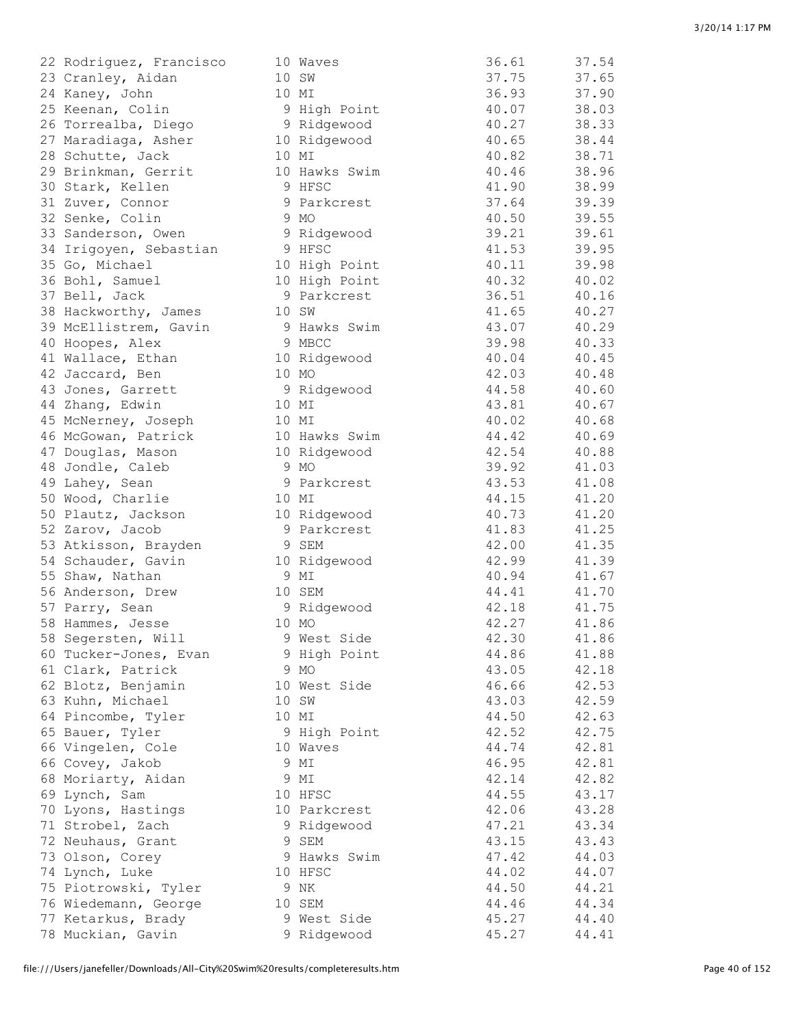```
22 Rodriguez, Francisco      10 Waves                     36.61      37.54
23 Cranley, Aidan            10 SW                        37.75      37.65
24 Kaney, John               10 MI                        36.93      37.90
25 Keenan, Colin              9 High Point                40.07      38.03
26 Torrealba, Diego           9 Ridgewood                 40.27      38.33
27 Maradiaga, Asher          10 Ridgewood                 40.65      38.44
28 Schutte, Jack             10 MI                        40.82      38.71
29 Brinkman, Gerrit          10 Hawks Swim                40.46      38.96
30 Stark, Kellen              9 HFSC                      41.90      38.99
31 Zuver, Connor              9 Parkcrest                 37.64      39.39
32 Senke, Colin               9 MO                        40.50      39.55
33 Sanderson, Owen            9 Ridgewood                 39.21      39.61
34 Irigoyen, Sebastian        9 HFSC                      41.53      39.95
35 Go, Michael               10 High Point                40.11      39.98
36 Bohl, Samuel              10 High Point                40.32      40.02
37 Bell, Jack                 9 Parkcrest                 36.51      40.16
38 Hackworthy, James         10 SW                        41.65      40.27
39 McEllistrem, Gavin         9 Hawks Swim                43.07      40.29
40 Hoopes, Alex               9 MBCC                      39.98      40.33
41 Wallace, Ethan            10 Ridgewood                 40.04      40.45
42 Jaccard, Ben              10 MO                        42.03      40.48
43 Jones, Garrett             9 Ridgewood                 44.58      40.60
44 Zhang, Edwin              10 MI                        43.81      40.67
45 McNerney, Joseph          10 MI                        40.02      40.68
46 McGowan, Patrick          10 Hawks Swim                44.42      40.69
47 Douglas, Mason            10 Ridgewood                 42.54      40.88
48 Jondle, Caleb              9 MO                        39.92      41.03
49 Lahey, Sean                9 Parkcrest                 43.53      41.08
50 Wood, Charlie             10 MI                        44.15      41.20
50 Plautz, Jackson           10 Ridgewood                 40.73      41.20
52 Zarov, Jacob               9 Parkcrest                 41.83      41.25
53 Atkisson, Brayden          9 SEM                       42.00      41.35
54 Schauder, Gavin           10 Ridgewood                 42.99      41.39
55 Shaw, Nathan               9 MI                        40.94      41.67
56 Anderson, Drew            10 SEM                       44.41      41.70
57 Parry, Sean                9 Ridgewood                 42.18      41.75
58 Hammes, Jesse             10 MO                        42.27      41.86
58 Segersten, Will            9 West Side                 42.30      41.86
60 Tucker-Jones, Evan         9 High Point                44.86      41.88
61 Clark, Patrick             9 MO                        43.05      42.18
62 Blotz, Benjamin           10 West Side                 46.66      42.53
63 Kuhn, Michael             10 SW                        43.03      42.59
64 Pincombe, Tyler           10 MI                        44.50      42.63
65 Bauer, Tyler               9 High Point                42.52      42.75
66 Vingelen, Cole            10 Waves                     44.74      42.81
66 Covey, Jakob               9 MI                        46.95      42.81
68 Moriarty, Aidan            9 MI                        42.14      42.82
69 Lynch, Sam                10 HFSC                      44.55      43.17
70 Lyons, Hastings           10 Parkcrest                 42.06      43.28
71 Strobel, Zach              9 Ridgewood                 47.21      43.34
72 Neuhaus, Grant             9 SEM                       43.15      43.43
73 Olson, Corey               9 Hawks Swim                47.42      44.03
74 Lynch, Luke               10 HFSC                      44.02      44.07
75 Piotrowski, Tyler          9 NK                        44.50      44.21
76 Wiedemann, George         10 SEM                       44.46      44.34
77 Ketarkus, Brady            9 West Side                 45.27      44.40
78 Muckian, Gavin             9 Ridgewood                 45.27      44.41
```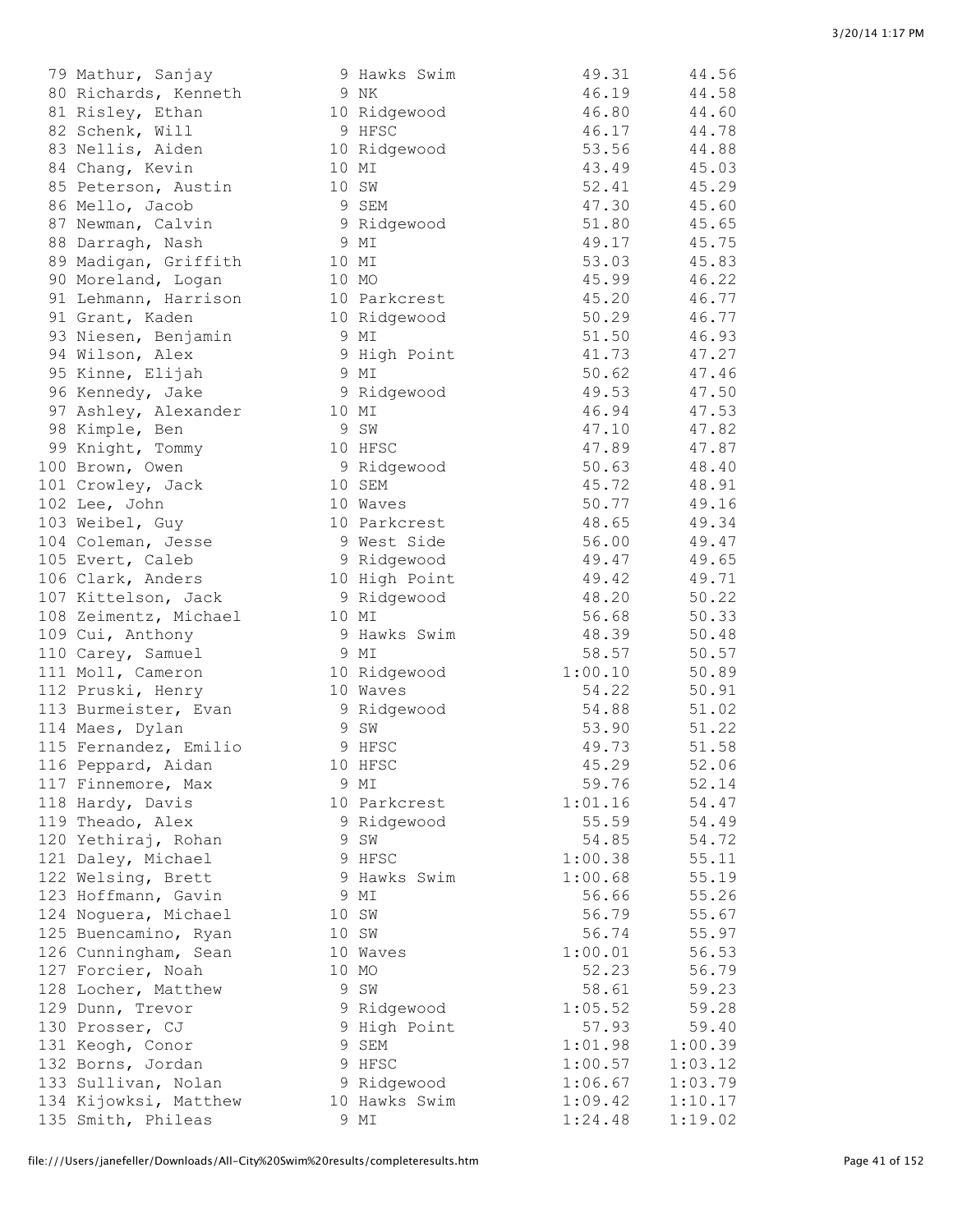```
 79 Mathur, Sanjay            9 Hawks Swim            49.31      44.56
 80 Richards, Kenneth         9 NK                    46.19      44.58
 81 Risley, Ethan            10 Ridgewood             46.80      44.60
 82 Schenk, Will              9 HFSC                  46.17      44.78
 83 Nellis, Aiden            10 Ridgewood             53.56      44.88
 84 Chang, Kevin             10 MI                    43.49      45.03
 85 Peterson, Austin         10 SW                    52.41      45.29
 86 Mello, Jacob              9 SEM                   47.30      45.60
 87 Newman, Calvin            9 Ridgewood             51.80      45.65
 88 Darragh, Nash             9 MI                    49.17      45.75
 89 Madigan, Griffith        10 MI                    53.03      45.83
 90 Moreland, Logan          10 MO                    45.99      46.22
 91 Lehmann, Harrison        10 Parkcrest             45.20      46.77
 91 Grant, Kaden             10 Ridgewood             50.29      46.77
 93 Niesen, Benjamin          9 MI                    51.50      46.93
 94 Wilson, Alex              9 High Point            41.73      47.27
 95 Kinne, Elijah             9 MI                    50.62      47.46
 96 Kennedy, Jake             9 Ridgewood             49.53      47.50
 97 Ashley, Alexander        10 MI                    46.94      47.53
 98 Kimple, Ben               9 SW                    47.10      47.82
 99 Knight, Tommy            10 HFSC                  47.89      47.87
100 Brown, Owen               9 Ridgewood             50.63      48.40
101 Crowley, Jack            10 SEM                   45.72      48.91
102 Lee, John                10 Waves                 50.77      49.16
103 Weibel, Guy              10 Parkcrest             48.65      49.34
104 Coleman, Jesse            9 West Side             56.00      49.47
105 Evert, Caleb              9 Ridgewood             49.47      49.65
106 Clark, Anders            10 High Point            49.42      49.71
107 Kittelson, Jack           9 Ridgewood             48.20      50.22
108 Zeimentz, Michael        10 MI                    56.68      50.33
109 Cui, Anthony              9 Hawks Swim            48.39      50.48
110 Carey, Samuel             9 MI                    58.57      50.57
111 Moll, Cameron            10 Ridgewood           1:00.10      50.89
112 Pruski, Henry            10 Waves                 54.22      50.91
113 Burmeister, Evan          9 Ridgewood             54.88      51.02
114 Maes, Dylan               9 SW                    53.90      51.22
115 Fernandez, Emilio         9 HFSC                  49.73      51.58
116 Peppard, Aidan           10 HFSC                  45.29      52.06
117 Finnemore, Max            9 MI                    59.76      52.14
118 Hardy, Davis             10 Parkcrest           1:01.16      54.47
119 Theado, Alex              9 Ridgewood             55.59      54.49
120 Yethiraj, Rohan           9 SW                    54.85      54.72
121 Daley, Michael            9 HFSC                1:00.38      55.11
122 Welsing, Brett            9 Hawks Swim          1:00.68      55.19
123 Hoffmann, Gavin           9 MI                    56.66      55.26
124 Noguera, Michael         10 SW                    56.79      55.67
125 Buencamino, Ryan         10 SW                    56.74      55.97
126 Cunningham, Sean         10 Waves               1:00.01      56.53
127 Forcier, Noah            10 MO                    52.23      56.79
128 Locher, Matthew           9 SW                    58.61      59.23
129 Dunn, Trevor              9 Ridgewood           1:05.52      59.28
130 Prosser, CJ               9 High Point            57.93      59.40
131 Keogh, Conor              9 SEM                 1:01.98    1:00.39
132 Borns, Jordan             9 HFSC                1:00.57    1:03.12
133 Sullivan, Nolan           9 Ridgewood           1:06.67    1:03.79
134 Kijowksi, Matthew        10 Hawks Swim          1:09.42    1:10.17
135 Smith, Phileas            9 MI                  1:24.48    1:19.02
```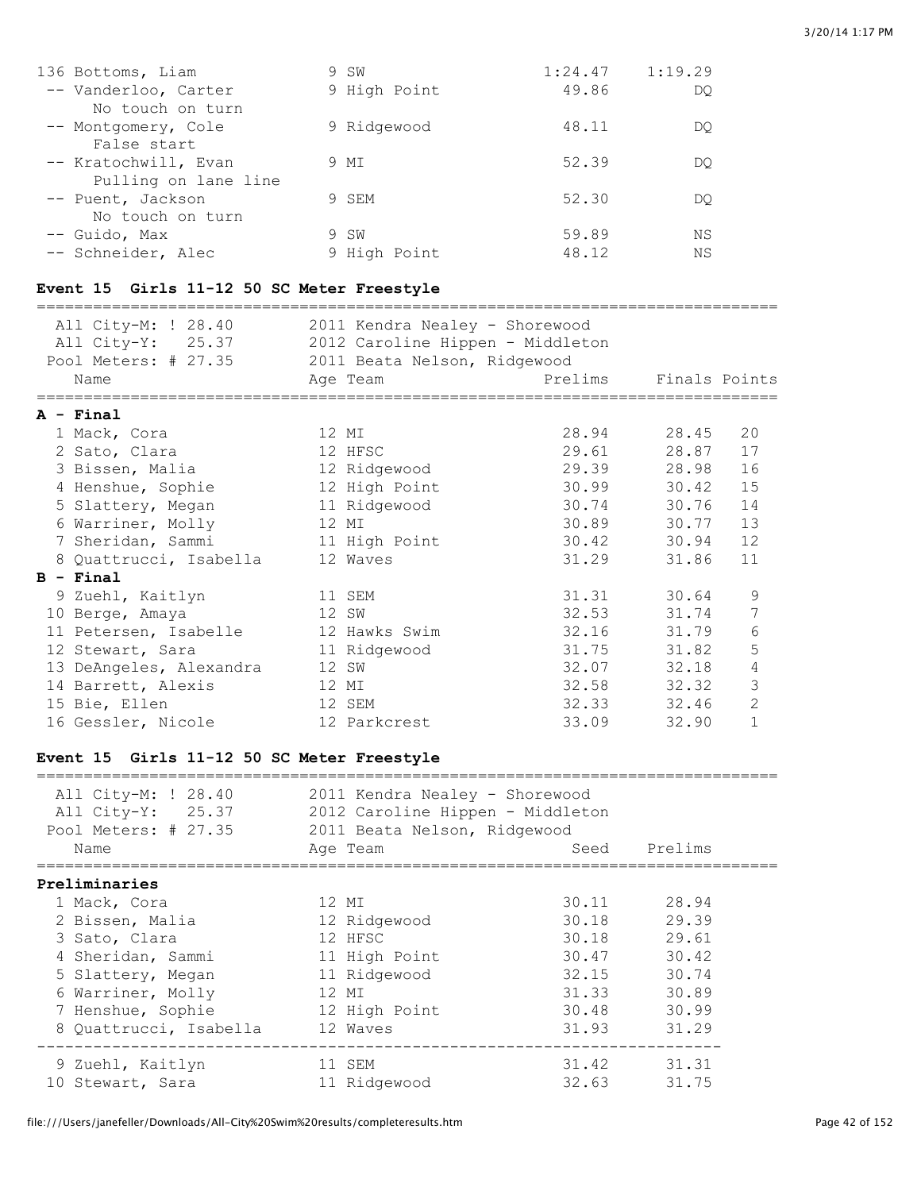| Name | Age | Team | Prelims | Finals |
|---|---|---|---|---|
| 136 Bottoms, Liam | 9 | SW | 1:24.47 | 1:19.29 |
| -- Vanderloo, Carter | 9 | High Point | 49.86 | DQ |
| No touch on turn | | | | |
| -- Montgomery, Cole | 9 | Ridgewood | 48.11 | DQ |
| False start | | | | |
| -- Kratochwill, Evan | 9 | MI | 52.39 | DQ |
| Pulling on lane line | | | | |
| -- Puent, Jackson | 9 | SEM | 52.30 | DQ |
| No touch on turn | | | | |
| -- Guido, Max | 9 | SW | 59.89 | NS |
| -- Schneider, Alec | 9 | High Point | 48.12 | NS |

### Event 15 Girls 11-12 50 SC Meter Freestyle

All City-M: ! 28.40 — 2011 Kendra Nealey - Shorewood
All City-Y: 25.37 — 2012 Caroline Hippen - Middleton
Pool Meters: # 27.35 — 2011 Beata Nelson, Ridgewood

| Name | Age | Team | Prelims | Finals | Points |
|---|---|---|---|---|---|
| **A - Final** | | | | | |
| 1 Mack, Cora | 12 | MI | 28.94 | 28.45 | 20 |
| 2 Sato, Clara | 12 | HFSC | 29.61 | 28.87 | 17 |
| 3 Bissen, Malia | 12 | Ridgewood | 29.39 | 28.98 | 16 |
| 4 Henshue, Sophie | 12 | High Point | 30.99 | 30.42 | 15 |
| 5 Slattery, Megan | 11 | Ridgewood | 30.74 | 30.76 | 14 |
| 6 Warriner, Molly | 12 | MI | 30.89 | 30.77 | 13 |
| 7 Sheridan, Sammi | 11 | High Point | 30.42 | 30.94 | 12 |
| 8 Quattrucci, Isabella | 12 | Waves | 31.29 | 31.86 | 11 |
| **B - Final** | | | | | |
| 9 Zuehl, Kaitlyn | 11 | SEM | 31.31 | 30.64 | 9 |
| 10 Berge, Amaya | 12 | SW | 32.53 | 31.74 | 7 |
| 11 Petersen, Isabelle | 12 | Hawks Swim | 32.16 | 31.79 | 6 |
| 12 Stewart, Sara | 11 | Ridgewood | 31.75 | 31.82 | 5 |
| 13 DeAngeles, Alexandra | 12 | SW | 32.07 | 32.18 | 4 |
| 14 Barrett, Alexis | 12 | MI | 32.58 | 32.32 | 3 |
| 15 Bie, Ellen | 12 | SEM | 32.33 | 32.46 | 2 |
| 16 Gessler, Nicole | 12 | Parkcrest | 33.09 | 32.90 | 1 |

### Event 15 Girls 11-12 50 SC Meter Freestyle

All City-M: ! 28.40 — 2011 Kendra Nealey - Shorewood
All City-Y: 25.37 — 2012 Caroline Hippen - Middleton
Pool Meters: # 27.35 — 2011 Beata Nelson, Ridgewood

| Name | Age | Team | Seed | Prelims |
|---|---|---|---|---|
| **Preliminaries** | | | | |
| 1 Mack, Cora | 12 | MI | 30.11 | 28.94 |
| 2 Bissen, Malia | 12 | Ridgewood | 30.18 | 29.39 |
| 3 Sato, Clara | 12 | HFSC | 30.18 | 29.61 |
| 4 Sheridan, Sammi | 11 | High Point | 30.47 | 30.42 |
| 5 Slattery, Megan | 11 | Ridgewood | 32.15 | 30.74 |
| 6 Warriner, Molly | 12 | MI | 31.33 | 30.89 |
| 7 Henshue, Sophie | 12 | High Point | 30.48 | 30.99 |
| 8 Quattrucci, Isabella | 12 | Waves | 31.93 | 31.29 |
| 9 Zuehl, Kaitlyn | 11 | SEM | 31.42 | 31.31 |
| 10 Stewart, Sara | 11 | Ridgewood | 32.63 | 31.75 |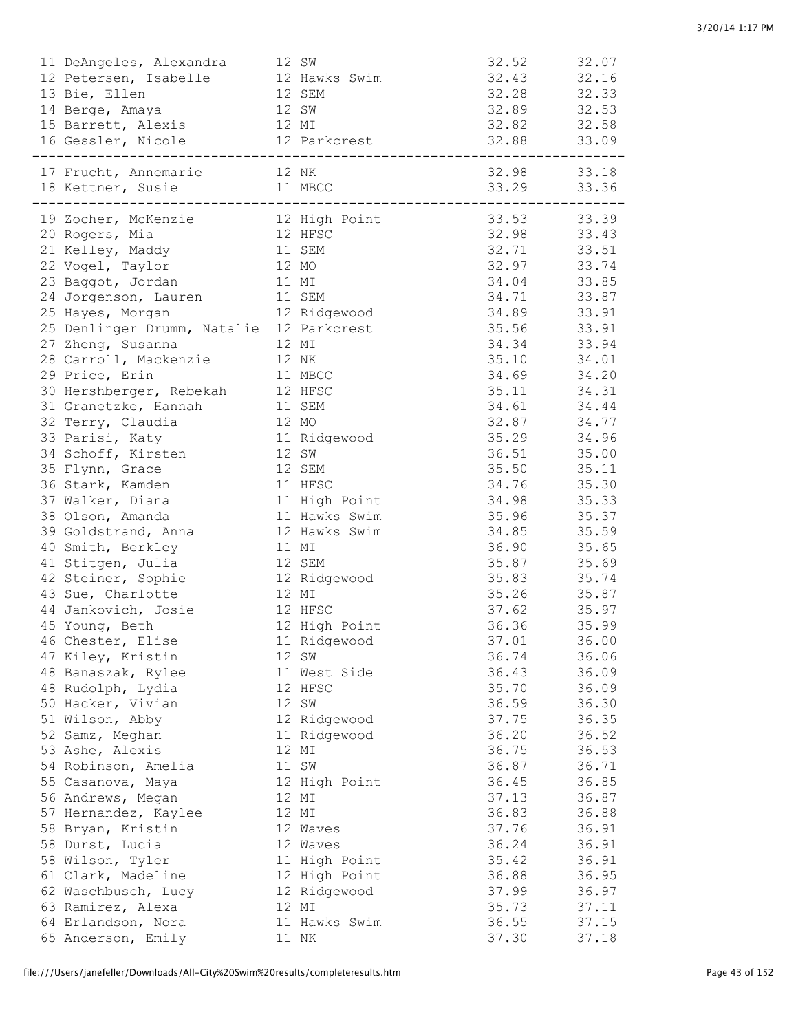```
 11 DeAngeles, Alexandra      12 SW                       32.52      32.07
 12 Petersen, Isabelle        12 Hawks Swim               32.43      32.16
 13 Bie, Ellen                12 SEM                      32.28      32.33
 14 Berge, Amaya              12 SW                       32.89      32.53
 15 Barrett, Alexis           12 MI                       32.82      32.58
 16 Gessler, Nicole           12 Parkcrest                32.88      33.09
-------------------------------------------------------------------------
 17 Frucht, Annemarie         12 NK                       32.98      33.18
 18 Kettner, Susie            11 MBCC                     33.29      33.36
-------------------------------------------------------------------------
 19 Zocher, McKenzie          12 High Point               33.53      33.39
 20 Rogers, Mia               12 HFSC                     32.98      33.43
 21 Kelley, Maddy             11 SEM                      32.71      33.51
 22 Vogel, Taylor             12 MO                       32.97      33.74
 23 Baggot, Jordan            11 MI                       34.04      33.85
 24 Jorgenson, Lauren         11 SEM                      34.71      33.87
 25 Hayes, Morgan             12 Ridgewood                34.89      33.91
 25 Denlinger Drumm, Natalie  12 Parkcrest                35.56      33.91
 27 Zheng, Susanna            12 MI                       34.34      33.94
 28 Carroll, Mackenzie        12 NK                       35.10      34.01
 29 Price, Erin               11 MBCC                     34.69      34.20
 30 Hershberger, Rebekah      12 HFSC                     35.11      34.31
 31 Granetzke, Hannah         11 SEM                      34.61      34.44
 32 Terry, Claudia            12 MO                       32.87      34.77
 33 Parisi, Katy              11 Ridgewood                35.29      34.96
 34 Schoff, Kirsten           12 SW                       36.51      35.00
 35 Flynn, Grace              12 SEM                      35.50      35.11
 36 Stark, Kamden             11 HFSC                     34.76      35.30
 37 Walker, Diana             11 High Point               34.98      35.33
 38 Olson, Amanda             11 Hawks Swim               35.96      35.37
 39 Goldstrand, Anna          12 Hawks Swim               34.85      35.59
 40 Smith, Berkley            11 MI                       36.90      35.65
 41 Stitgen, Julia            12 SEM                      35.87      35.69
 42 Steiner, Sophie           12 Ridgewood                35.83      35.74
 43 Sue, Charlotte            12 MI                       35.26      35.87
 44 Jankovich, Josie          12 HFSC                     37.62      35.97
 45 Young, Beth               12 High Point               36.36      35.99
 46 Chester, Elise            11 Ridgewood                37.01      36.00
 47 Kiley, Kristin            12 SW                       36.74      36.06
 48 Banaszak, Rylee           11 West Side                36.43      36.09
 48 Rudolph, Lydia            12 HFSC                     35.70      36.09
 50 Hacker, Vivian            12 SW                       36.59      36.30
 51 Wilson, Abby              12 Ridgewood                37.75      36.35
 52 Samz, Meghan              11 Ridgewood                36.20      36.52
 53 Ashe, Alexis              12 MI                       36.75      36.53
 54 Robinson, Amelia          11 SW                       36.87      36.71
 55 Casanova, Maya            12 High Point               36.45      36.85
 56 Andrews, Megan            12 MI                       37.13      36.87
 57 Hernandez, Kaylee         12 MI                       36.83      36.88
 58 Bryan, Kristin            12 Waves                    37.76      36.91
 58 Durst, Lucia              12 Waves                    36.24      36.91
 58 Wilson, Tyler             11 High Point               35.42      36.91
 61 Clark, Madeline           12 High Point               36.88      36.95
 62 Waschbusch, Lucy          12 Ridgewood                37.99      36.97
 63 Ramirez, Alexa            12 MI                       35.73      37.11
 64 Erlandson, Nora           11 Hawks Swim               36.55      37.15
 65 Anderson, Emily           11 NK                       37.30      37.18
```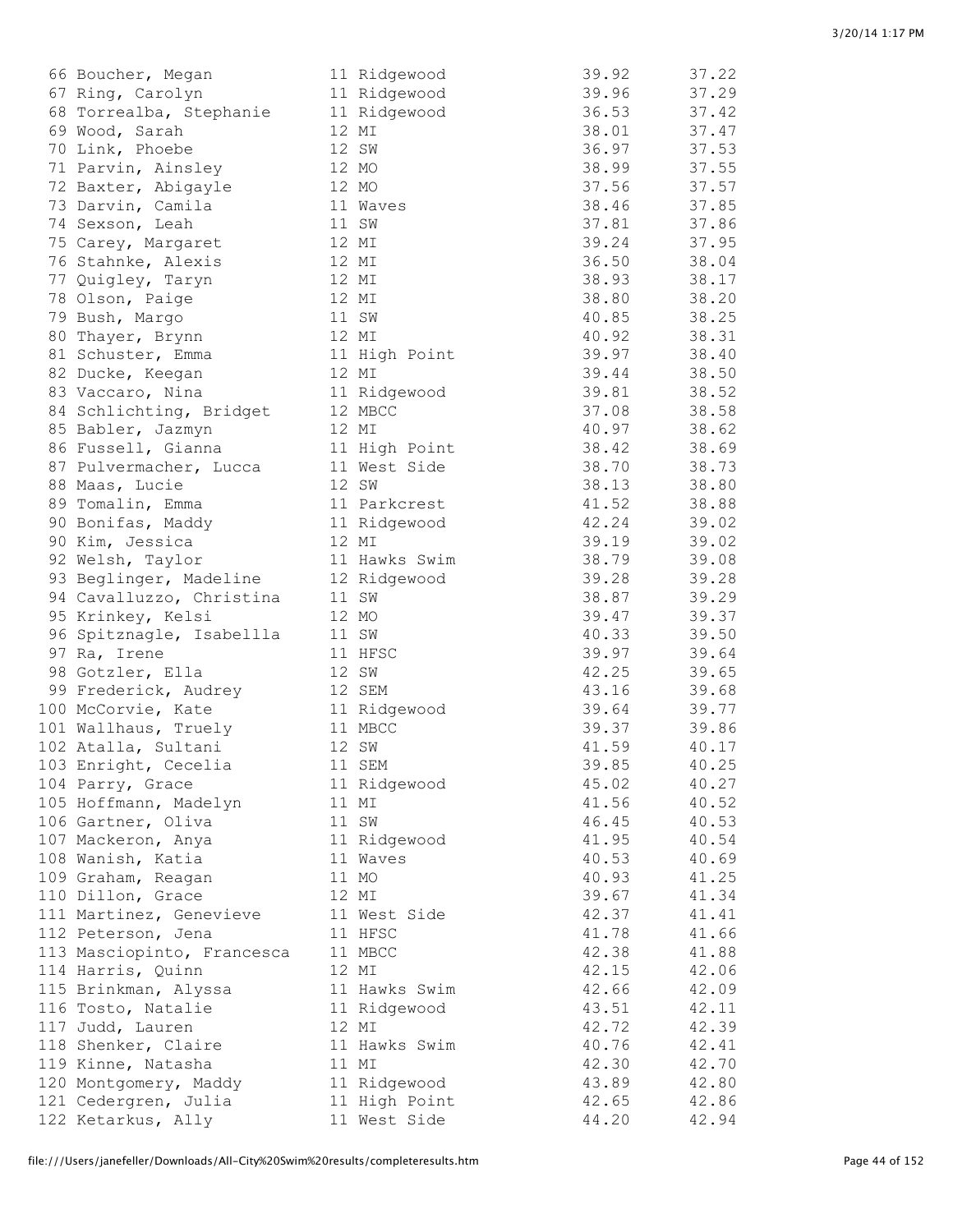```
 66 Boucher, Megan            11 Ridgewood           39.92      37.22
 67 Ring, Carolyn             11 Ridgewood           39.96      37.29
 68 Torrealba, Stephanie      11 Ridgewood           36.53      37.42
 69 Wood, Sarah               12 MI                  38.01      37.47
 70 Link, Phoebe              12 SW                  36.97      37.53
 71 Parvin, Ainsley           12 MO                  38.99      37.55
 72 Baxter, Abigayle          12 MO                  37.56      37.57
 73 Darvin, Camila            11 Waves               38.46      37.85
 74 Sexson, Leah              11 SW                  37.81      37.86
 75 Carey, Margaret           12 MI                  39.24      37.95
 76 Stahnke, Alexis           12 MI                  36.50      38.04
 77 Quigley, Taryn            12 MI                  38.93      38.17
 78 Olson, Paige              12 MI                  38.80      38.20
 79 Bush, Margo               11 SW                  40.85      38.25
 80 Thayer, Brynn             12 MI                  40.92      38.31
 81 Schuster, Emma            11 High Point          39.97      38.40
 82 Ducke, Keegan             12 MI                  39.44      38.50
 83 Vaccaro, Nina             11 Ridgewood           39.81      38.52
 84 Schlichting, Bridget      12 MBCC                37.08      38.58
 85 Babler, Jazmyn            12 MI                  40.97      38.62
 86 Fussell, Gianna           11 High Point          38.42      38.69
 87 Pulvermacher, Lucca       11 West Side           38.70      38.73
 88 Maas, Lucie               12 SW                  38.13      38.80
 89 Tomalin, Emma             11 Parkcrest           41.52      38.88
 90 Bonifas, Maddy            11 Ridgewood           42.24      39.02
 90 Kim, Jessica              12 MI                  39.19      39.02
 92 Welsh, Taylor             11 Hawks Swim          38.79      39.08
 93 Beglinger, Madeline       12 Ridgewood           39.28      39.28
 94 Cavalluzzo, Christina     11 SW                  38.87      39.29
 95 Krinkey, Kelsi            12 MO                  39.47      39.37
 96 Spitznagle, Isabellla     11 SW                  40.33      39.50
 97 Ra, Irene                 11 HFSC                39.97      39.64
 98 Gotzler, Ella             12 SW                  42.25      39.65
 99 Frederick, Audrey         12 SEM                 43.16      39.68
100 McCorvie, Kate            11 Ridgewood           39.64      39.77
101 Wallhaus, Truely          11 MBCC                39.37      39.86
102 Atalla, Sultani           12 SW                  41.59      40.17
103 Enright, Cecelia          11 SEM                 39.85      40.25
104 Parry, Grace              11 Ridgewood           45.02      40.27
105 Hoffmann, Madelyn         11 MI                  41.56      40.52
106 Gartner, Oliva            11 SW                  46.45      40.53
107 Mackeron, Anya            11 Ridgewood           41.95      40.54
108 Wanish, Katia             11 Waves               40.53      40.69
109 Graham, Reagan            11 MO                  40.93      41.25
110 Dillon, Grace             12 MI                  39.67      41.34
111 Martinez, Genevieve       11 West Side           42.37      41.41
112 Peterson, Jena            11 HFSC                41.78      41.66
113 Masciopinto, Francesca    11 MBCC                42.38      41.88
114 Harris, Quinn             12 MI                  42.15      42.06
115 Brinkman, Alyssa          11 Hawks Swim          42.66      42.09
116 Tosto, Natalie            11 Ridgewood           43.51      42.11
117 Judd, Lauren              12 MI                  42.72      42.39
118 Shenker, Claire           11 Hawks Swim          40.76      42.41
119 Kinne, Natasha            11 MI                  42.30      42.70
120 Montgomery, Maddy         11 Ridgewood           43.89      42.80
121 Cedergren, Julia          11 High Point          42.65      42.86
122 Ketarkus, Ally            11 West Side           44.20      42.94
```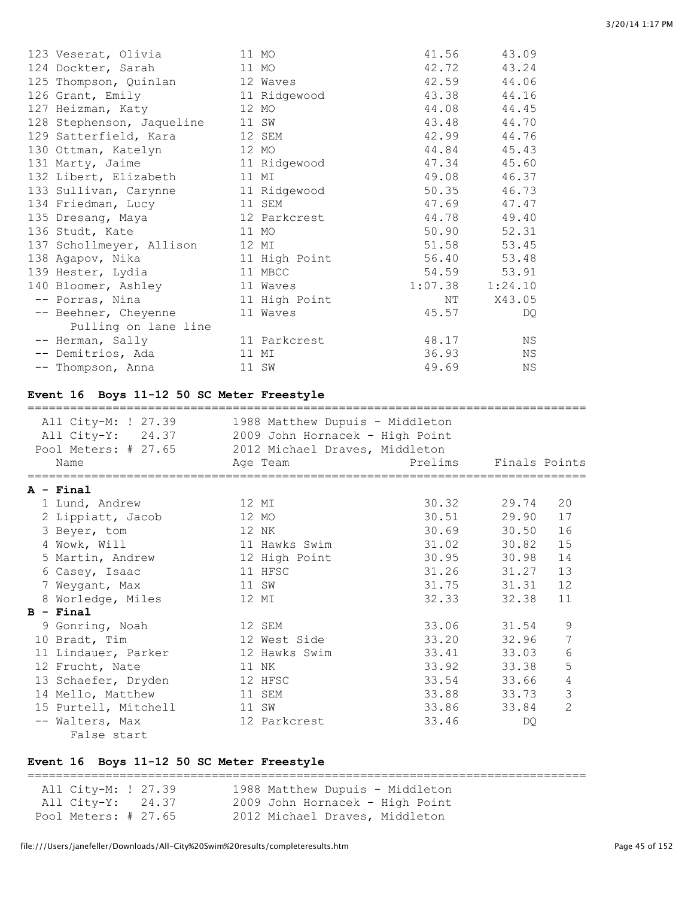| Place | Name | Age | Team | Prelims | Finals |
|---|---|---|---|---|---|
| 123 | Veserat, Olivia | 11 | MO | 41.56 | 43.09 |
| 124 | Dockter, Sarah | 11 | MO | 42.72 | 43.24 |
| 125 | Thompson, Quinlan | 12 | Waves | 42.59 | 44.06 |
| 126 | Grant, Emily | 11 | Ridgewood | 43.38 | 44.16 |
| 127 | Heizman, Katy | 12 | MO | 44.08 | 44.45 |
| 128 | Stephenson, Jaqueline | 11 | SW | 43.48 | 44.70 |
| 129 | Satterfield, Kara | 12 | SEM | 42.99 | 44.76 |
| 130 | Ottman, Katelyn | 12 | MO | 44.84 | 45.43 |
| 131 | Marty, Jaime | 11 | Ridgewood | 47.34 | 45.60 |
| 132 | Libert, Elizabeth | 11 | MI | 49.08 | 46.37 |
| 133 | Sullivan, Carynne | 11 | Ridgewood | 50.35 | 46.73 |
| 134 | Friedman, Lucy | 11 | SEM | 47.69 | 47.47 |
| 135 | Dresang, Maya | 12 | Parkcrest | 44.78 | 49.40 |
| 136 | Studt, Kate | 11 | MO | 50.90 | 52.31 |
| 137 | Schollmeyer, Allison | 12 | MI | 51.58 | 53.45 |
| 138 | Agapov, Nika | 11 | High Point | 56.40 | 53.48 |
| 139 | Hester, Lydia | 11 | MBCC | 54.59 | 53.91 |
| 140 | Bloomer, Ashley | 11 | Waves | 1:07.38 | 1:24.10 |
| -- | Porras, Nina | 11 | High Point | NT | X43.05 |
| -- | Beehner, Cheyenne (Pulling on lane line) | 11 | Waves | 45.57 | DQ |
| -- | Herman, Sally | 11 | Parkcrest | 48.17 | NS |
| -- | Demitrios, Ada | 11 | MI | 36.93 | NS |
| -- | Thompson, Anna | 11 | SW | 49.69 | NS |

## Event 16 Boys 11-12 50 SC Meter Freestyle

All City-M: ! 27.39 — 1988 Matthew Dupuis - Middleton
All City-Y: 24.37 — 2009 John Hornacek - High Point
Pool Meters: # 27.65 — 2012 Michael Draves, Middleton

| Place | Name | Age | Team | Prelims | Finals | Points |
|---|---|---|---|---|---|---|
| **A - Final** | | | | | | |
| 1 | Lund, Andrew | 12 | MI | 30.32 | 29.74 | 20 |
| 2 | Lippiatt, Jacob | 12 | MO | 30.51 | 29.90 | 17 |
| 3 | Beyer, tom | 12 | NK | 30.69 | 30.50 | 16 |
| 4 | Wowk, Will | 11 | Hawks Swim | 31.02 | 30.82 | 15 |
| 5 | Martin, Andrew | 12 | High Point | 30.95 | 30.98 | 14 |
| 6 | Casey, Isaac | 11 | HFSC | 31.26 | 31.27 | 13 |
| 7 | Weygant, Max | 11 | SW | 31.75 | 31.31 | 12 |
| 8 | Worledge, Miles | 12 | MI | 32.33 | 32.38 | 11 |
| **B - Final** | | | | | | |
| 9 | Gonring, Noah | 12 | SEM | 33.06 | 31.54 | 9 |
| 10 | Bradt, Tim | 12 | West Side | 33.20 | 32.96 | 7 |
| 11 | Lindauer, Parker | 12 | Hawks Swim | 33.41 | 33.03 | 6 |
| 12 | Frucht, Nate | 11 | NK | 33.92 | 33.38 | 5 |
| 13 | Schaefer, Dryden | 12 | HFSC | 33.54 | 33.66 | 4 |
| 14 | Mello, Matthew | 11 | SEM | 33.88 | 33.73 | 3 |
| 15 | Purtell, Mitchell | 11 | SW | 33.86 | 33.84 | 2 |
| -- | Walters, Max (False start) | 12 | Parkcrest | 33.46 | DQ | |

## Event 16 Boys 11-12 50 SC Meter Freestyle

All City-M: ! 27.39 — 1988 Matthew Dupuis - Middleton
All City-Y: 24.37 — 2009 John Hornacek - High Point
Pool Meters: # 27.65 — 2012 Michael Draves, Middleton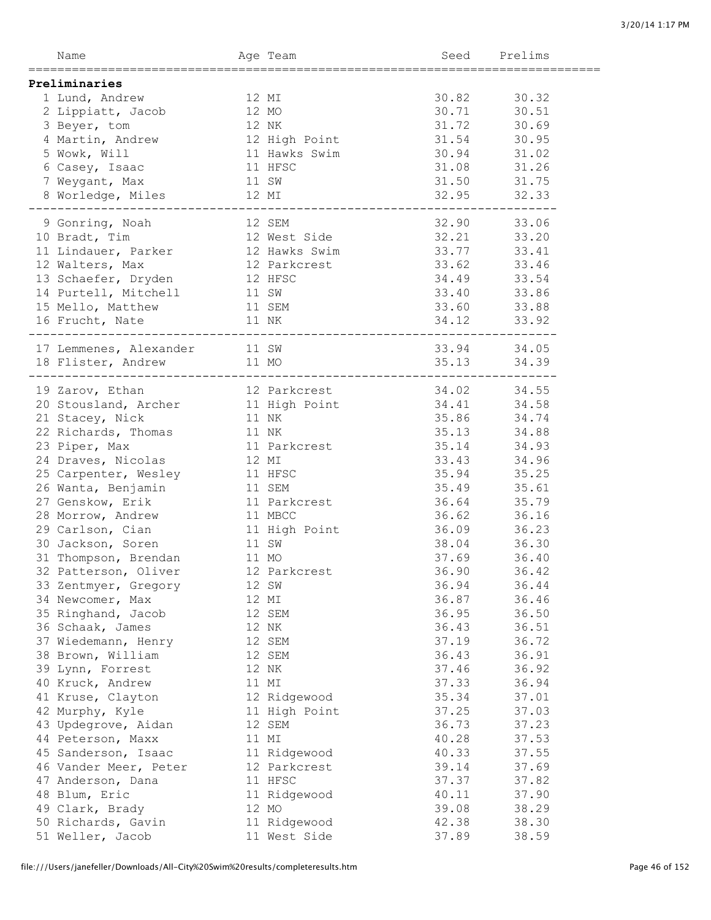| Name | Age | Team | Seed | Prelims |
|---|---|---|---|---|
| **Preliminaries** | | | | |
| 1 Lund, Andrew | 12 | MI | 30.82 | 30.32 |
| 2 Lippiatt, Jacob | 12 | MO | 30.71 | 30.51 |
| 3 Beyer, tom | 12 | NK | 31.72 | 30.69 |
| 4 Martin, Andrew | 12 | High Point | 31.54 | 30.95 |
| 5 Wowk, Will | 11 | Hawks Swim | 30.94 | 31.02 |
| 6 Casey, Isaac | 11 | HFSC | 31.08 | 31.26 |
| 7 Weygant, Max | 11 | SW | 31.50 | 31.75 |
| 8 Worledge, Miles | 12 | MI | 32.95 | 32.33 |
| 9 Gonring, Noah | 12 | SEM | 32.90 | 33.06 |
| 10 Bradt, Tim | 12 | West Side | 32.21 | 33.20 |
| 11 Lindauer, Parker | 12 | Hawks Swim | 33.77 | 33.41 |
| 12 Walters, Max | 12 | Parkcrest | 33.62 | 33.46 |
| 13 Schaefer, Dryden | 12 | HFSC | 34.49 | 33.54 |
| 14 Purtell, Mitchell | 11 | SW | 33.40 | 33.86 |
| 15 Mello, Matthew | 11 | SEM | 33.60 | 33.88 |
| 16 Frucht, Nate | 11 | NK | 34.12 | 33.92 |
| 17 Lemmenes, Alexander | 11 | SW | 33.94 | 34.05 |
| 18 Flister, Andrew | 11 | MO | 35.13 | 34.39 |
| 19 Zarov, Ethan | 12 | Parkcrest | 34.02 | 34.55 |
| 20 Stousland, Archer | 11 | High Point | 34.41 | 34.58 |
| 21 Stacey, Nick | 11 | NK | 35.86 | 34.74 |
| 22 Richards, Thomas | 11 | NK | 35.13 | 34.88 |
| 23 Piper, Max | 11 | Parkcrest | 35.14 | 34.93 |
| 24 Draves, Nicolas | 12 | MI | 33.43 | 34.96 |
| 25 Carpenter, Wesley | 11 | HFSC | 35.94 | 35.25 |
| 26 Wanta, Benjamin | 11 | SEM | 35.49 | 35.61 |
| 27 Genskow, Erik | 11 | Parkcrest | 36.64 | 35.79 |
| 28 Morrow, Andrew | 11 | MBCC | 36.62 | 36.16 |
| 29 Carlson, Cian | 11 | High Point | 36.09 | 36.23 |
| 30 Jackson, Soren | 11 | SW | 38.04 | 36.30 |
| 31 Thompson, Brendan | 11 | MO | 37.69 | 36.40 |
| 32 Patterson, Oliver | 12 | Parkcrest | 36.90 | 36.42 |
| 33 Zentmyer, Gregory | 12 | SW | 36.94 | 36.44 |
| 34 Newcomer, Max | 12 | MI | 36.87 | 36.46 |
| 35 Ringhand, Jacob | 12 | SEM | 36.95 | 36.50 |
| 36 Schaak, James | 12 | NK | 36.43 | 36.51 |
| 37 Wiedemann, Henry | 12 | SEM | 37.19 | 36.72 |
| 38 Brown, William | 12 | SEM | 36.43 | 36.91 |
| 39 Lynn, Forrest | 12 | NK | 37.46 | 36.92 |
| 40 Kruck, Andrew | 11 | MI | 37.33 | 36.94 |
| 41 Kruse, Clayton | 12 | Ridgewood | 35.34 | 37.01 |
| 42 Murphy, Kyle | 11 | High Point | 37.25 | 37.03 |
| 43 Updegrove, Aidan | 12 | SEM | 36.73 | 37.23 |
| 44 Peterson, Maxx | 11 | MI | 40.28 | 37.53 |
| 45 Sanderson, Isaac | 11 | Ridgewood | 40.33 | 37.55 |
| 46 Vander Meer, Peter | 12 | Parkcrest | 39.14 | 37.69 |
| 47 Anderson, Dana | 11 | HFSC | 37.37 | 37.82 |
| 48 Blum, Eric | 11 | Ridgewood | 40.11 | 37.90 |
| 49 Clark, Brady | 12 | MO | 39.08 | 38.29 |
| 50 Richards, Gavin | 11 | Ridgewood | 42.38 | 38.30 |
| 51 Weller, Jacob | 11 | West Side | 37.89 | 38.59 |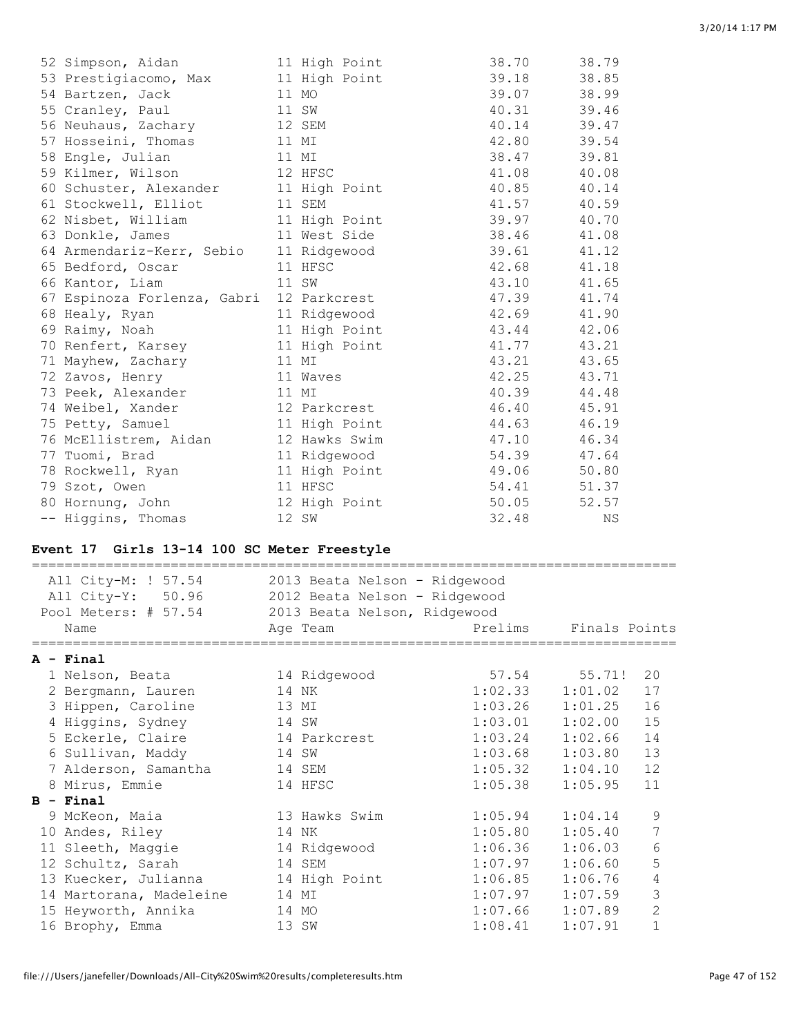| Place | Name | Age | Team | Prelims | Finals |
|---|---|---|---|---|---|
| 52 | Simpson, Aidan | 11 | High Point | 38.70 | 38.79 |
| 53 | Prestigiacomo, Max | 11 | High Point | 39.18 | 38.85 |
| 54 | Bartzen, Jack | 11 | MO | 39.07 | 38.99 |
| 55 | Cranley, Paul | 11 | SW | 40.31 | 39.46 |
| 56 | Neuhaus, Zachary | 12 | SEM | 40.14 | 39.47 |
| 57 | Hosseini, Thomas | 11 | MI | 42.80 | 39.54 |
| 58 | Engle, Julian | 11 | MI | 38.47 | 39.81 |
| 59 | Kilmer, Wilson | 12 | HFSC | 41.08 | 40.08 |
| 60 | Schuster, Alexander | 11 | High Point | 40.85 | 40.14 |
| 61 | Stockwell, Elliot | 11 | SEM | 41.57 | 40.59 |
| 62 | Nisbet, William | 11 | High Point | 39.97 | 40.70 |
| 63 | Donkle, James | 11 | West Side | 38.46 | 41.08 |
| 64 | Armendariz-Kerr, Sebio | 11 | Ridgewood | 39.61 | 41.12 |
| 65 | Bedford, Oscar | 11 | HFSC | 42.68 | 41.18 |
| 66 | Kantor, Liam | 11 | SW | 43.10 | 41.65 |
| 67 | Espinoza Forlenza, Gabri | 12 | Parkcrest | 47.39 | 41.74 |
| 68 | Healy, Ryan | 11 | Ridgewood | 42.69 | 41.90 |
| 69 | Raimy, Noah | 11 | High Point | 43.44 | 42.06 |
| 70 | Renfert, Karsey | 11 | High Point | 41.77 | 43.21 |
| 71 | Mayhew, Zachary | 11 | MI | 43.21 | 43.65 |
| 72 | Zavos, Henry | 11 | Waves | 42.25 | 43.71 |
| 73 | Peek, Alexander | 11 | MI | 40.39 | 44.48 |
| 74 | Weibel, Xander | 12 | Parkcrest | 46.40 | 45.91 |
| 75 | Petty, Samuel | 11 | High Point | 44.63 | 46.19 |
| 76 | McEllistrem, Aidan | 12 | Hawks Swim | 47.10 | 46.34 |
| 77 | Tuomi, Brad | 11 | Ridgewood | 54.39 | 47.64 |
| 78 | Rockwell, Ryan | 11 | High Point | 49.06 | 50.80 |
| 79 | Szot, Owen | 11 | HFSC | 54.41 | 51.37 |
| 80 | Hornung, John | 12 | High Point | 50.05 | 52.57 |
| -- | Higgins, Thomas | 12 | SW | 32.48 | NS |

## Event 17 Girls 13-14 100 SC Meter Freestyle

All City-M: ! 57.54 — 2013 Beata Nelson - Ridgewood
All City-Y: 50.96 — 2012 Beata Nelson - Ridgewood
Pool Meters: # 57.54 — 2013 Beata Nelson, Ridgewood

| Place | Name | Age | Team | Prelims | Finals | Points |
|---|---|---|---|---|---|---|
| **A - Final** | | | | | | |
| 1 | Nelson, Beata | 14 | Ridgewood | 57.54 | 55.71! | 20 |
| 2 | Bergmann, Lauren | 14 | NK | 1:02.33 | 1:01.02 | 17 |
| 3 | Hippen, Caroline | 13 | MI | 1:03.26 | 1:01.25 | 16 |
| 4 | Higgins, Sydney | 14 | SW | 1:03.01 | 1:02.00 | 15 |
| 5 | Eckerle, Claire | 14 | Parkcrest | 1:03.24 | 1:02.66 | 14 |
| 6 | Sullivan, Maddy | 14 | SW | 1:03.68 | 1:03.80 | 13 |
| 7 | Alderson, Samantha | 14 | SEM | 1:05.32 | 1:04.10 | 12 |
| 8 | Mirus, Emmie | 14 | HFSC | 1:05.38 | 1:05.95 | 11 |
| **B - Final** | | | | | | |
| 9 | McKeon, Maia | 13 | Hawks Swim | 1:05.94 | 1:04.14 | 9 |
| 10 | Andes, Riley | 14 | NK | 1:05.80 | 1:05.40 | 7 |
| 11 | Sleeth, Maggie | 14 | Ridgewood | 1:06.36 | 1:06.03 | 6 |
| 12 | Schultz, Sarah | 14 | SEM | 1:07.97 | 1:06.60 | 5 |
| 13 | Kuecker, Julianna | 14 | High Point | 1:06.85 | 1:06.76 | 4 |
| 14 | Martorana, Madeleine | 14 | MI | 1:07.97 | 1:07.59 | 3 |
| 15 | Heyworth, Annika | 14 | MO | 1:07.66 | 1:07.89 | 2 |
| 16 | Brophy, Emma | 13 | SW | 1:08.41 | 1:07.91 | 1 |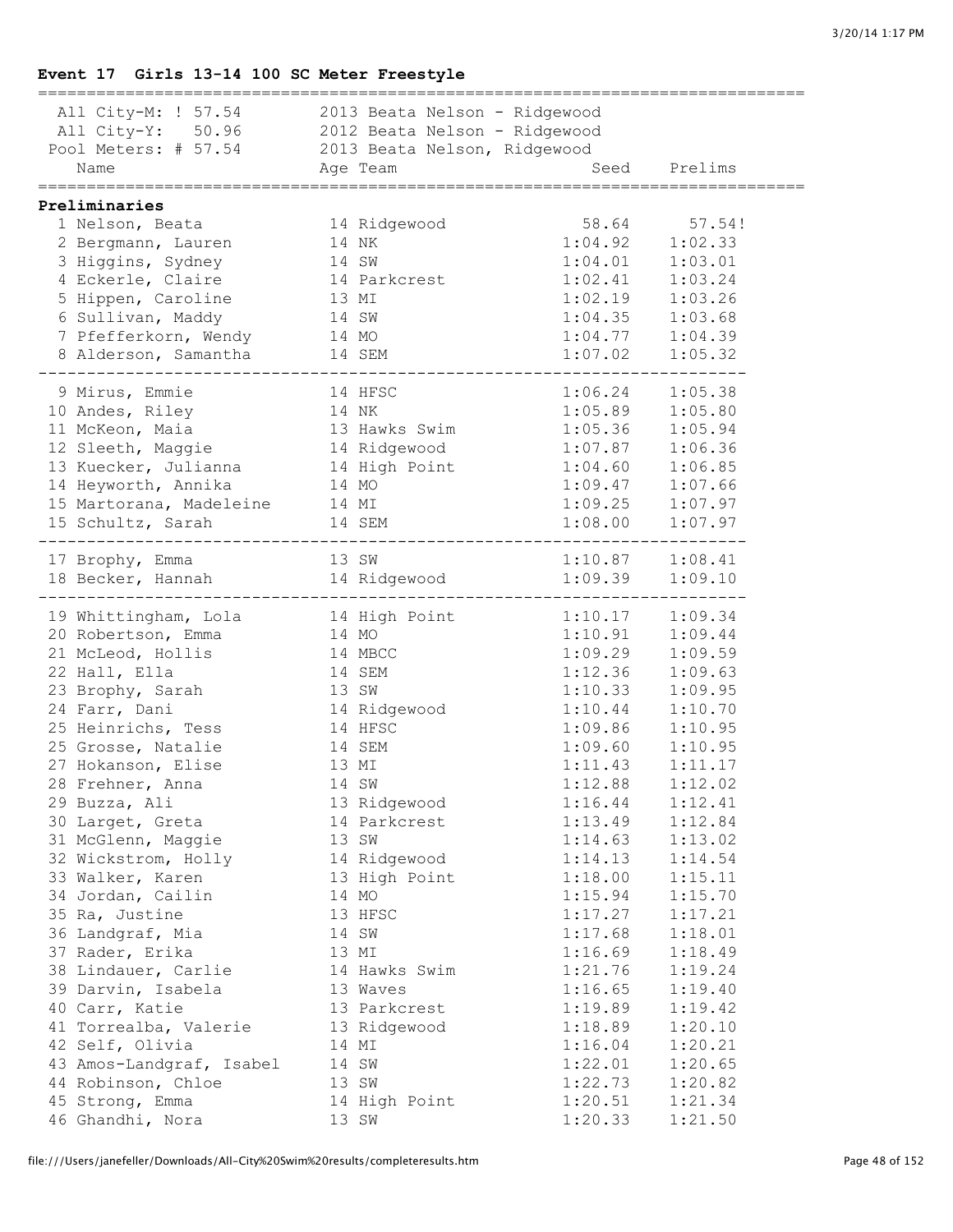## Event 17 Girls 13-14 100 SC Meter Freestyle

All City-M: ! 57.54 — 2013 Beata Nelson - Ridgewood
All City-Y: 50.96 — 2012 Beata Nelson - Ridgewood
Pool Meters: # 57.54 — 2013 Beata Nelson, Ridgewood

**Preliminaries**

| Place | Name | Age | Team | Seed | Prelims |
|---|---|---|---|---|---|
| 1 | Nelson, Beata | 14 | Ridgewood | 58.64 | 57.54! |
| 2 | Bergmann, Lauren | 14 | NK | 1:04.92 | 1:02.33 |
| 3 | Higgins, Sydney | 14 | SW | 1:04.01 | 1:03.01 |
| 4 | Eckerle, Claire | 14 | Parkcrest | 1:02.41 | 1:03.24 |
| 5 | Hippen, Caroline | 13 | MI | 1:02.19 | 1:03.26 |
| 6 | Sullivan, Maddy | 14 | SW | 1:04.35 | 1:03.68 |
| 7 | Pfefferkorn, Wendy | 14 | MO | 1:04.77 | 1:04.39 |
| 8 | Alderson, Samantha | 14 | SEM | 1:07.02 | 1:05.32 |
| 9 | Mirus, Emmie | 14 | HFSC | 1:06.24 | 1:05.38 |
| 10 | Andes, Riley | 14 | NK | 1:05.89 | 1:05.80 |
| 11 | McKeon, Maia | 13 | Hawks Swim | 1:05.36 | 1:05.94 |
| 12 | Sleeth, Maggie | 14 | Ridgewood | 1:07.87 | 1:06.36 |
| 13 | Kuecker, Julianna | 14 | High Point | 1:04.60 | 1:06.85 |
| 14 | Heyworth, Annika | 14 | MO | 1:09.47 | 1:07.66 |
| 15 | Martorana, Madeleine | 14 | MI | 1:09.25 | 1:07.97 |
| 15 | Schultz, Sarah | 14 | SEM | 1:08.00 | 1:07.97 |
| 17 | Brophy, Emma | 13 | SW | 1:10.87 | 1:08.41 |
| 18 | Becker, Hannah | 14 | Ridgewood | 1:09.39 | 1:09.10 |
| 19 | Whittingham, Lola | 14 | High Point | 1:10.17 | 1:09.34 |
| 20 | Robertson, Emma | 14 | MO | 1:10.91 | 1:09.44 |
| 21 | McLeod, Hollis | 14 | MBCC | 1:09.29 | 1:09.59 |
| 22 | Hall, Ella | 14 | SEM | 1:12.36 | 1:09.63 |
| 23 | Brophy, Sarah | 13 | SW | 1:10.33 | 1:09.95 |
| 24 | Farr, Dani | 14 | Ridgewood | 1:10.44 | 1:10.70 |
| 25 | Heinrichs, Tess | 14 | HFSC | 1:09.86 | 1:10.95 |
| 25 | Grosse, Natalie | 14 | SEM | 1:09.60 | 1:10.95 |
| 27 | Hokanson, Elise | 13 | MI | 1:11.43 | 1:11.17 |
| 28 | Frehner, Anna | 14 | SW | 1:12.88 | 1:12.02 |
| 29 | Buzza, Ali | 13 | Ridgewood | 1:16.44 | 1:12.41 |
| 30 | Larget, Greta | 14 | Parkcrest | 1:13.49 | 1:12.84 |
| 31 | McGlenn, Maggie | 13 | SW | 1:14.63 | 1:13.02 |
| 32 | Wickstrom, Holly | 14 | Ridgewood | 1:14.13 | 1:14.54 |
| 33 | Walker, Karen | 13 | High Point | 1:18.00 | 1:15.11 |
| 34 | Jordan, Cailin | 14 | MO | 1:15.94 | 1:15.70 |
| 35 | Ra, Justine | 13 | HFSC | 1:17.27 | 1:17.21 |
| 36 | Landgraf, Mia | 14 | SW | 1:17.68 | 1:18.01 |
| 37 | Rader, Erika | 13 | MI | 1:16.69 | 1:18.49 |
| 38 | Lindauer, Carlie | 14 | Hawks Swim | 1:21.76 | 1:19.24 |
| 39 | Darvin, Isabela | 13 | Waves | 1:16.65 | 1:19.40 |
| 40 | Carr, Katie | 13 | Parkcrest | 1:19.89 | 1:19.42 |
| 41 | Torrealba, Valerie | 13 | Ridgewood | 1:18.89 | 1:20.10 |
| 42 | Self, Olivia | 14 | MI | 1:16.04 | 1:20.21 |
| 43 | Amos-Landgraf, Isabel | 14 | SW | 1:22.01 | 1:20.65 |
| 44 | Robinson, Chloe | 13 | SW | 1:22.73 | 1:20.82 |
| 45 | Strong, Emma | 14 | High Point | 1:20.51 | 1:21.34 |
| 46 | Ghandhi, Nora | 13 | SW | 1:20.33 | 1:21.50 |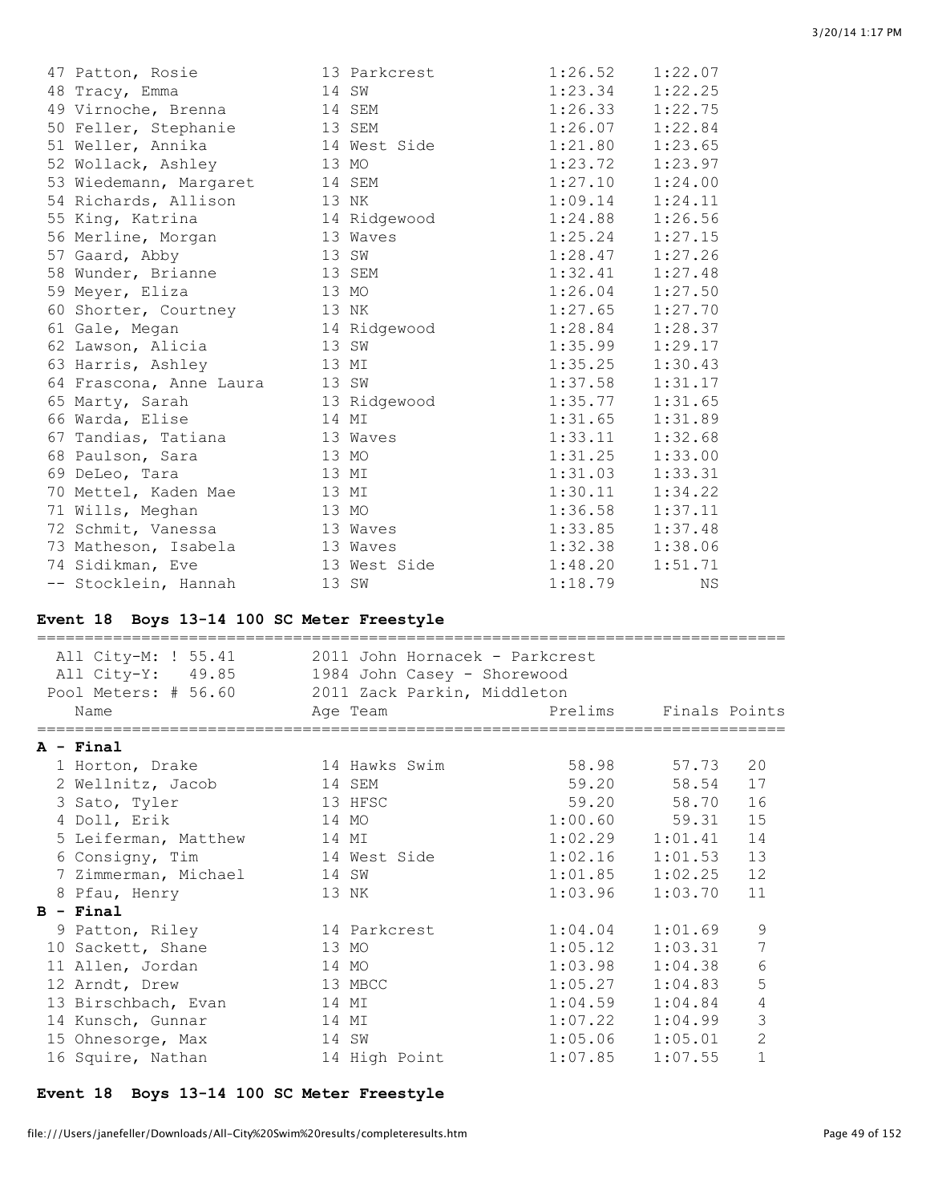| Place | Name | Age | Team | Prelims | Finals |
|---|---|---|---|---|---|
| 47 | Patton, Rosie | 13 | Parkcrest | 1:26.52 | 1:22.07 |
| 48 | Tracy, Emma | 14 | SW | 1:23.34 | 1:22.25 |
| 49 | Virnoche, Brenna | 14 | SEM | 1:26.33 | 1:22.75 |
| 50 | Feller, Stephanie | 13 | SEM | 1:26.07 | 1:22.84 |
| 51 | Weller, Annika | 14 | West Side | 1:21.80 | 1:23.65 |
| 52 | Wollack, Ashley | 13 | MO | 1:23.72 | 1:23.97 |
| 53 | Wiedemann, Margaret | 14 | SEM | 1:27.10 | 1:24.00 |
| 54 | Richards, Allison | 13 | NK | 1:09.14 | 1:24.11 |
| 55 | King, Katrina | 14 | Ridgewood | 1:24.88 | 1:26.56 |
| 56 | Merline, Morgan | 13 | Waves | 1:25.24 | 1:27.15 |
| 57 | Gaard, Abby | 13 | SW | 1:28.47 | 1:27.26 |
| 58 | Wunder, Brianne | 13 | SEM | 1:32.41 | 1:27.48 |
| 59 | Meyer, Eliza | 13 | MO | 1:26.04 | 1:27.50 |
| 60 | Shorter, Courtney | 13 | NK | 1:27.65 | 1:27.70 |
| 61 | Gale, Megan | 14 | Ridgewood | 1:28.84 | 1:28.37 |
| 62 | Lawson, Alicia | 13 | SW | 1:35.99 | 1:29.17 |
| 63 | Harris, Ashley | 13 | MI | 1:35.25 | 1:30.43 |
| 64 | Frascona, Anne Laura | 13 | SW | 1:37.58 | 1:31.17 |
| 65 | Marty, Sarah | 13 | Ridgewood | 1:35.77 | 1:31.65 |
| 66 | Warda, Elise | 14 | MI | 1:31.65 | 1:31.89 |
| 67 | Tandias, Tatiana | 13 | Waves | 1:33.11 | 1:32.68 |
| 68 | Paulson, Sara | 13 | MO | 1:31.25 | 1:33.00 |
| 69 | DeLeo, Tara | 13 | MI | 1:31.03 | 1:33.31 |
| 70 | Mettel, Kaden Mae | 13 | MI | 1:30.11 | 1:34.22 |
| 71 | Wills, Meghan | 13 | MO | 1:36.58 | 1:37.11 |
| 72 | Schmit, Vanessa | 13 | Waves | 1:33.85 | 1:37.48 |
| 73 | Matheson, Isabela | 13 | Waves | 1:32.38 | 1:38.06 |
| 74 | Sidikman, Eve | 13 | West Side | 1:48.20 | 1:51.71 |
| -- | Stocklein, Hannah | 13 | SW | 1:18.79 | NS |

## Event 18 Boys 13-14 100 SC Meter Freestyle

All City-M: ! 55.41 — 2011 John Hornacek - Parkcrest
All City-Y: 49.85 — 1984 John Casey - Shorewood
Pool Meters: # 56.60 — 2011 Zack Parkin, Middleton

| Place | Name | Age | Team | Prelims | Finals | Points |
|---|---|---|---|---|---|---|
| **A - Final** | | | | | | |
| 1 | Horton, Drake | 14 | Hawks Swim | 58.98 | 57.73 | 20 |
| 2 | Wellnitz, Jacob | 14 | SEM | 59.20 | 58.54 | 17 |
| 3 | Sato, Tyler | 13 | HFSC | 59.20 | 58.70 | 16 |
| 4 | Doll, Erik | 14 | MO | 1:00.60 | 59.31 | 15 |
| 5 | Leiferman, Matthew | 14 | MI | 1:02.29 | 1:01.41 | 14 |
| 6 | Consigny, Tim | 14 | West Side | 1:02.16 | 1:01.53 | 13 |
| 7 | Zimmerman, Michael | 14 | SW | 1:01.85 | 1:02.25 | 12 |
| 8 | Pfau, Henry | 13 | NK | 1:03.96 | 1:03.70 | 11 |
| **B - Final** | | | | | | |
| 9 | Patton, Riley | 14 | Parkcrest | 1:04.04 | 1:01.69 | 9 |
| 10 | Sackett, Shane | 13 | MO | 1:05.12 | 1:03.31 | 7 |
| 11 | Allen, Jordan | 14 | MO | 1:03.98 | 1:04.38 | 6 |
| 12 | Arndt, Drew | 13 | MBCC | 1:05.27 | 1:04.83 | 5 |
| 13 | Birschbach, Evan | 14 | MI | 1:04.59 | 1:04.84 | 4 |
| 14 | Kunsch, Gunnar | 14 | MI | 1:07.22 | 1:04.99 | 3 |
| 15 | Ohnesorge, Max | 14 | SW | 1:05.06 | 1:05.01 | 2 |
| 16 | Squire, Nathan | 14 | High Point | 1:07.85 | 1:07.55 | 1 |

## Event 18 Boys 13-14 100 SC Meter Freestyle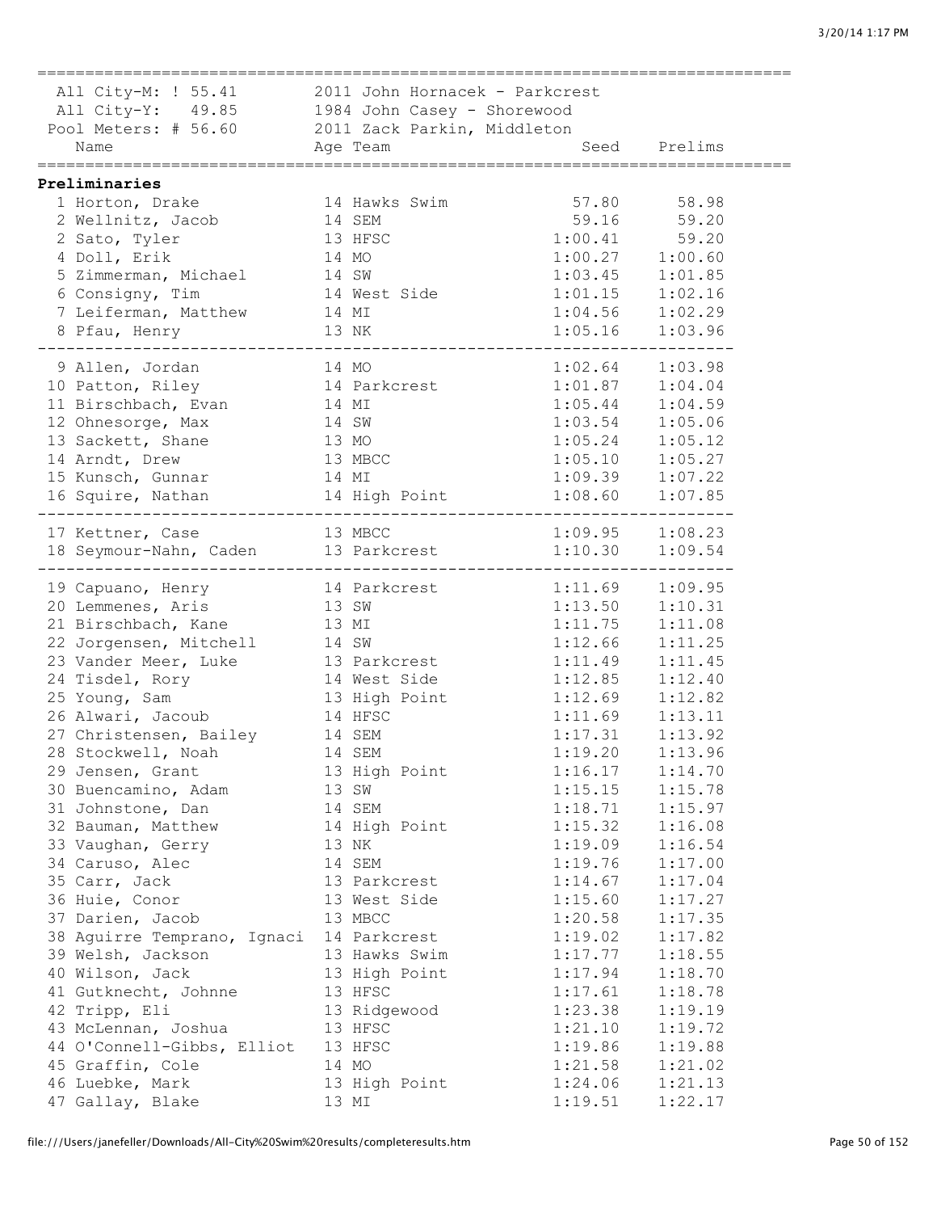| All City-M: ! 55.41 | 2011 John Hornacek - Parkcrest | | |
|---|---|---|---|
| All City-Y: 49.85 | 1984 John Casey - Shorewood | | |
| Pool Meters: # 56.60 | 2011 Zack Parkin, Middleton | | |
| Name | Age Team | Seed | Prelims |

**Preliminaries**

| Name | Age Team | Seed | Prelims |
|---|---|---|---|
| 1 Horton, Drake | 14 Hawks Swim | 57.80 | 58.98 |
| 2 Wellnitz, Jacob | 14 SEM | 59.16 | 59.20 |
| 2 Sato, Tyler | 13 HFSC | 1:00.41 | 59.20 |
| 4 Doll, Erik | 14 MO | 1:00.27 | 1:00.60 |
| 5 Zimmerman, Michael | 14 SW | 1:03.45 | 1:01.85 |
| 6 Consigny, Tim | 14 West Side | 1:01.15 | 1:02.16 |
| 7 Leiferman, Matthew | 14 MI | 1:04.56 | 1:02.29 |
| 8 Pfau, Henry | 13 NK | 1:05.16 | 1:03.96 |
| 9 Allen, Jordan | 14 MO | 1:02.64 | 1:03.98 |
| 10 Patton, Riley | 14 Parkcrest | 1:01.87 | 1:04.04 |
| 11 Birschbach, Evan | 14 MI | 1:05.44 | 1:04.59 |
| 12 Ohnesorge, Max | 14 SW | 1:03.54 | 1:05.06 |
| 13 Sackett, Shane | 13 MO | 1:05.24 | 1:05.12 |
| 14 Arndt, Drew | 13 MBCC | 1:05.10 | 1:05.27 |
| 15 Kunsch, Gunnar | 14 MI | 1:09.39 | 1:07.22 |
| 16 Squire, Nathan | 14 High Point | 1:08.60 | 1:07.85 |
| 17 Kettner, Case | 13 MBCC | 1:09.95 | 1:08.23 |
| 18 Seymour-Nahn, Caden | 13 Parkcrest | 1:10.30 | 1:09.54 |
| 19 Capuano, Henry | 14 Parkcrest | 1:11.69 | 1:09.95 |
| 20 Lemmenes, Aris | 13 SW | 1:13.50 | 1:10.31 |
| 21 Birschbach, Kane | 13 MI | 1:11.75 | 1:11.08 |
| 22 Jorgensen, Mitchell | 14 SW | 1:12.66 | 1:11.25 |
| 23 Vander Meer, Luke | 13 Parkcrest | 1:11.49 | 1:11.45 |
| 24 Tisdel, Rory | 14 West Side | 1:12.85 | 1:12.40 |
| 25 Young, Sam | 13 High Point | 1:12.69 | 1:12.82 |
| 26 Alwari, Jacoub | 14 HFSC | 1:11.69 | 1:13.11 |
| 27 Christensen, Bailey | 14 SEM | 1:17.31 | 1:13.92 |
| 28 Stockwell, Noah | 14 SEM | 1:19.20 | 1:13.96 |
| 29 Jensen, Grant | 13 High Point | 1:16.17 | 1:14.70 |
| 30 Buencamino, Adam | 13 SW | 1:15.15 | 1:15.78 |
| 31 Johnstone, Dan | 14 SEM | 1:18.71 | 1:15.97 |
| 32 Bauman, Matthew | 14 High Point | 1:15.32 | 1:16.08 |
| 33 Vaughan, Gerry | 13 NK | 1:19.09 | 1:16.54 |
| 34 Caruso, Alec | 14 SEM | 1:19.76 | 1:17.00 |
| 35 Carr, Jack | 13 Parkcrest | 1:14.67 | 1:17.04 |
| 36 Huie, Conor | 13 West Side | 1:15.60 | 1:17.27 |
| 37 Darien, Jacob | 13 MBCC | 1:20.58 | 1:17.35 |
| 38 Aguirre Temprano, Ignaci | 14 Parkcrest | 1:19.02 | 1:17.82 |
| 39 Welsh, Jackson | 13 Hawks Swim | 1:17.77 | 1:18.55 |
| 40 Wilson, Jack | 13 High Point | 1:17.94 | 1:18.70 |
| 41 Gutknecht, Johnne | 13 HFSC | 1:17.61 | 1:18.78 |
| 42 Tripp, Eli | 13 Ridgewood | 1:23.38 | 1:19.19 |
| 43 McLennan, Joshua | 13 HFSC | 1:21.10 | 1:19.72 |
| 44 O'Connell-Gibbs, Elliot | 13 HFSC | 1:19.86 | 1:19.88 |
| 45 Graffin, Cole | 14 MO | 1:21.58 | 1:21.02 |
| 46 Luebke, Mark | 13 High Point | 1:24.06 | 1:21.13 |
| 47 Gallay, Blake | 13 MI | 1:19.51 | 1:22.17 |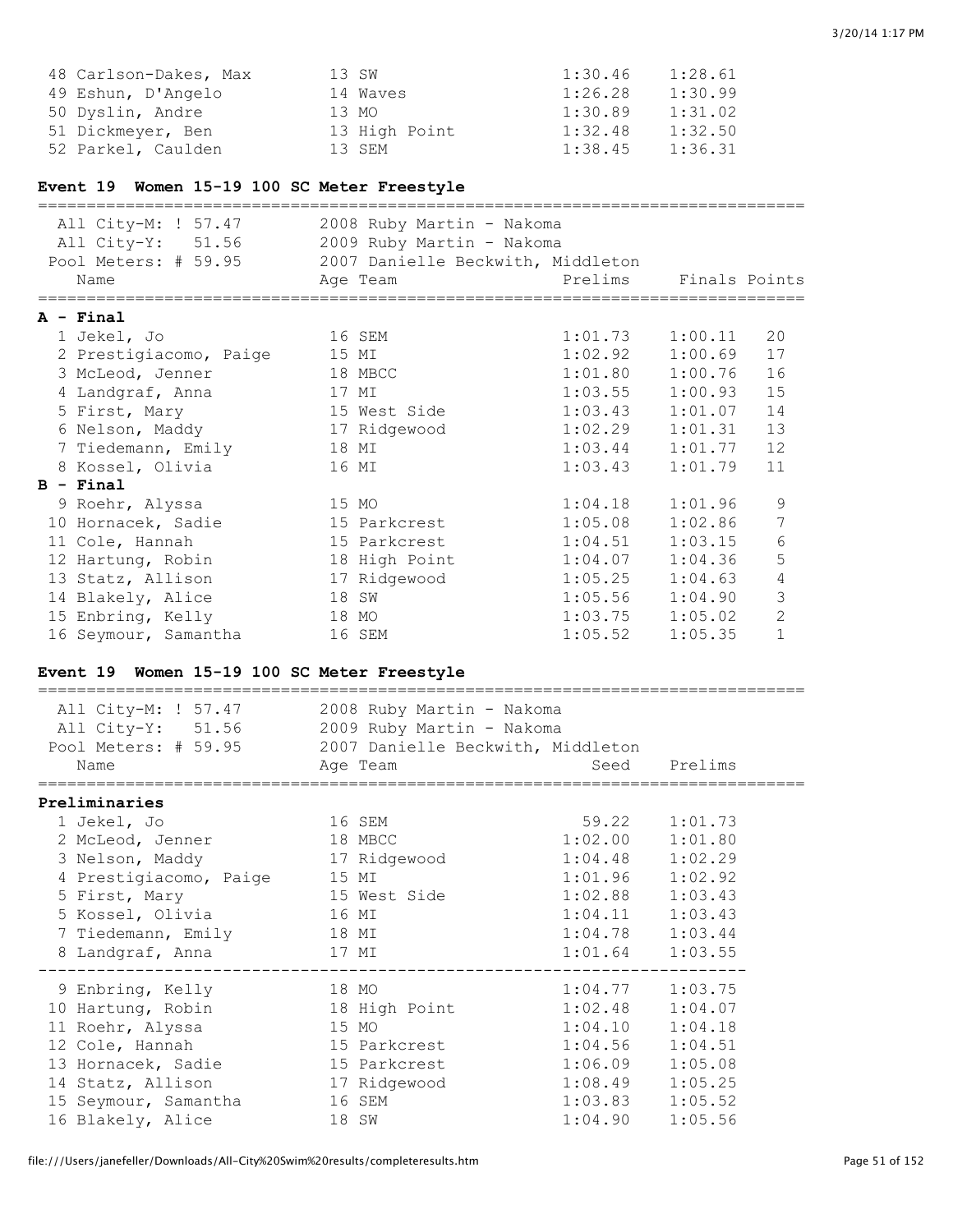| | | | |
|---|---|---|---|
| 48 Carlson-Dakes, Max | 13 SW | 1:30.46 | 1:28.61 |
| 49 Eshun, D'Angelo | 14 Waves | 1:26.28 | 1:30.99 |
| 50 Dyslin, Andre | 13 MO | 1:30.89 | 1:31.02 |
| 51 Dickmeyer, Ben | 13 High Point | 1:32.48 | 1:32.50 |
| 52 Parkel, Caulden | 13 SEM | 1:38.45 | 1:36.31 |

## Event 19 Women 15-19 100 SC Meter Freestyle

All City-M: ! 57.47 — 2008 Ruby Martin - Nakoma
All City-Y: 51.56 — 2009 Ruby Martin - Nakoma
Pool Meters: # 59.95 — 2007 Danielle Beckwith, Middleton

| Name | Age Team | Prelims | Finals | Points |
|---|---|---|---|---|
| **A - Final** | | | | |
| 1 Jekel, Jo | 16 SEM | 1:01.73 | 1:00.11 | 20 |
| 2 Prestigiacomo, Paige | 15 MI | 1:02.92 | 1:00.69 | 17 |
| 3 McLeod, Jenner | 18 MBCC | 1:01.80 | 1:00.76 | 16 |
| 4 Landgraf, Anna | 17 MI | 1:03.55 | 1:00.93 | 15 |
| 5 First, Mary | 15 West Side | 1:03.43 | 1:01.07 | 14 |
| 6 Nelson, Maddy | 17 Ridgewood | 1:02.29 | 1:01.31 | 13 |
| 7 Tiedemann, Emily | 18 MI | 1:03.44 | 1:01.77 | 12 |
| 8 Kossel, Olivia | 16 MI | 1:03.43 | 1:01.79 | 11 |
| **B - Final** | | | | |
| 9 Roehr, Alyssa | 15 MO | 1:04.18 | 1:01.96 | 9 |
| 10 Hornacek, Sadie | 15 Parkcrest | 1:05.08 | 1:02.86 | 7 |
| 11 Cole, Hannah | 15 Parkcrest | 1:04.51 | 1:03.15 | 6 |
| 12 Hartung, Robin | 18 High Point | 1:04.07 | 1:04.36 | 5 |
| 13 Statz, Allison | 17 Ridgewood | 1:05.25 | 1:04.63 | 4 |
| 14 Blakely, Alice | 18 SW | 1:05.56 | 1:04.90 | 3 |
| 15 Enbring, Kelly | 18 MO | 1:03.75 | 1:05.02 | 2 |
| 16 Seymour, Samantha | 16 SEM | 1:05.52 | 1:05.35 | 1 |

## Event 19 Women 15-19 100 SC Meter Freestyle

All City-M: ! 57.47 — 2008 Ruby Martin - Nakoma
All City-Y: 51.56 — 2009 Ruby Martin - Nakoma
Pool Meters: # 59.95 — 2007 Danielle Beckwith, Middleton

| Name | Age Team | Seed | Prelims |
|---|---|---|---|
| **Preliminaries** | | | |
| 1 Jekel, Jo | 16 SEM | 59.22 | 1:01.73 |
| 2 McLeod, Jenner | 18 MBCC | 1:02.00 | 1:01.80 |
| 3 Nelson, Maddy | 17 Ridgewood | 1:04.48 | 1:02.29 |
| 4 Prestigiacomo, Paige | 15 MI | 1:01.96 | 1:02.92 |
| 5 First, Mary | 15 West Side | 1:02.88 | 1:03.43 |
| 5 Kossel, Olivia | 16 MI | 1:04.11 | 1:03.43 |
| 7 Tiedemann, Emily | 18 MI | 1:04.78 | 1:03.44 |
| 8 Landgraf, Anna | 17 MI | 1:01.64 | 1:03.55 |
| 9 Enbring, Kelly | 18 MO | 1:04.77 | 1:03.75 |
| 10 Hartung, Robin | 18 High Point | 1:02.48 | 1:04.07 |
| 11 Roehr, Alyssa | 15 MO | 1:04.10 | 1:04.18 |
| 12 Cole, Hannah | 15 Parkcrest | 1:04.56 | 1:04.51 |
| 13 Hornacek, Sadie | 15 Parkcrest | 1:06.09 | 1:05.08 |
| 14 Statz, Allison | 17 Ridgewood | 1:08.49 | 1:05.25 |
| 15 Seymour, Samantha | 16 SEM | 1:03.83 | 1:05.52 |
| 16 Blakely, Alice | 18 SW | 1:04.90 | 1:05.56 |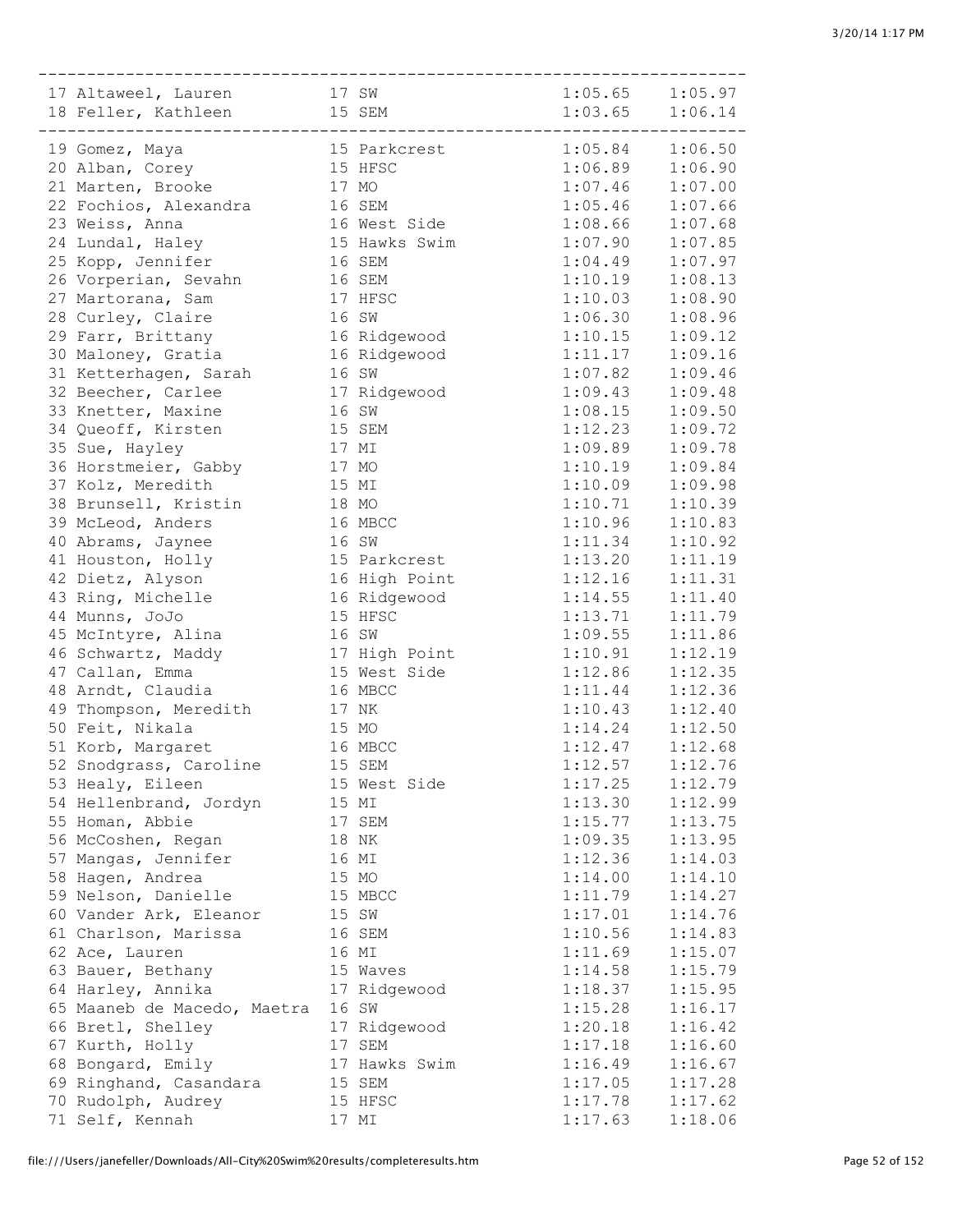```
 ------------------------------------------------------------------------
 17 Altaweel, Lauren          17 SW                  1:05.65    1:05.97
 18 Feller, Kathleen          15 SEM                 1:03.65    1:06.14
 ------------------------------------------------------------------------
 19 Gomez, Maya               15 Parkcrest           1:05.84    1:06.50
 20 Alban, Corey              15 HFSC                1:06.89    1:06.90
 21 Marten, Brooke            17 MO                  1:07.46    1:07.00
 22 Fochios, Alexandra        16 SEM                 1:05.46    1:07.66
 23 Weiss, Anna               16 West Side           1:08.66    1:07.68
 24 Lundal, Haley             15 Hawks Swim          1:07.90    1:07.85
 25 Kopp, Jennifer            16 SEM                 1:04.49    1:07.97
 26 Vorperian, Sevahn         16 SEM                 1:10.19    1:08.13
 27 Martorana, Sam            17 HFSC                1:10.03    1:08.90
 28 Curley, Claire            16 SW                  1:06.30    1:08.96
 29 Farr, Brittany            16 Ridgewood           1:10.15    1:09.12
 30 Maloney, Gratia           16 Ridgewood           1:11.17    1:09.16
 31 Ketterhagen, Sarah        16 SW                  1:07.82    1:09.46
 32 Beecher, Carlee           17 Ridgewood           1:09.43    1:09.48
 33 Knetter, Maxine           16 SW                  1:08.15    1:09.50
 34 Queoff, Kirsten           15 SEM                 1:12.23    1:09.72
 35 Sue, Hayley               17 MI                  1:09.89    1:09.78
 36 Horstmeier, Gabby         17 MO                  1:10.19    1:09.84
 37 Kolz, Meredith            15 MI                  1:10.09    1:09.98
 38 Brunsell, Kristin         18 MO                  1:10.71    1:10.39
 39 McLeod, Anders            16 MBCC                1:10.96    1:10.83
 40 Abrams, Jaynee            16 SW                  1:11.34    1:10.92
 41 Houston, Holly            15 Parkcrest           1:13.20    1:11.19
 42 Dietz, Alyson             16 High Point          1:12.16    1:11.31
 43 Ring, Michelle            16 Ridgewood           1:14.55    1:11.40
 44 Munns, JoJo               15 HFSC                1:13.71    1:11.79
 45 McIntyre, Alina           16 SW                  1:09.55    1:11.86
 46 Schwartz, Maddy           17 High Point          1:10.91    1:12.19
 47 Callan, Emma              15 West Side           1:12.86    1:12.35
 48 Arndt, Claudia            16 MBCC                1:11.44    1:12.36
 49 Thompson, Meredith        17 NK                  1:10.43    1:12.40
 50 Feit, Nikala              15 MO                  1:14.24    1:12.50
 51 Korb, Margaret            16 MBCC                1:12.47    1:12.68
 52 Snodgrass, Caroline       15 SEM                 1:12.57    1:12.76
 53 Healy, Eileen             15 West Side           1:17.25    1:12.79
 54 Hellenbrand, Jordyn       15 MI                  1:13.30    1:12.99
 55 Homan, Abbie              17 SEM                 1:15.77    1:13.75
 56 McCoshen, Regan           18 NK                  1:09.35    1:13.95
 57 Mangas, Jennifer          16 MI                  1:12.36    1:14.03
 58 Hagen, Andrea             15 MO                  1:14.00    1:14.10
 59 Nelson, Danielle          15 MBCC                1:11.79    1:14.27
 60 Vander Ark, Eleanor       15 SW                  1:17.01    1:14.76
 61 Charlson, Marissa         16 SEM                 1:10.56    1:14.83
 62 Ace, Lauren               16 MI                  1:11.69    1:15.07
 63 Bauer, Bethany            15 Waves               1:14.58    1:15.79
 64 Harley, Annika            17 Ridgewood           1:18.37    1:15.95
 65 Maaneb de Macedo, Maetra  16 SW                  1:15.28    1:16.17
 66 Bretl, Shelley            17 Ridgewood           1:20.18    1:16.42
 67 Kurth, Holly              17 SEM                 1:17.18    1:16.60
 68 Bongard, Emily            17 Hawks Swim          1:16.49    1:16.67
 69 Ringhand, Casandara       15 SEM                 1:17.05    1:17.28
 70 Rudolph, Audrey           15 HFSC                1:17.78    1:17.62
 71 Self, Kennah              17 MI                  1:17.63    1:18.06
```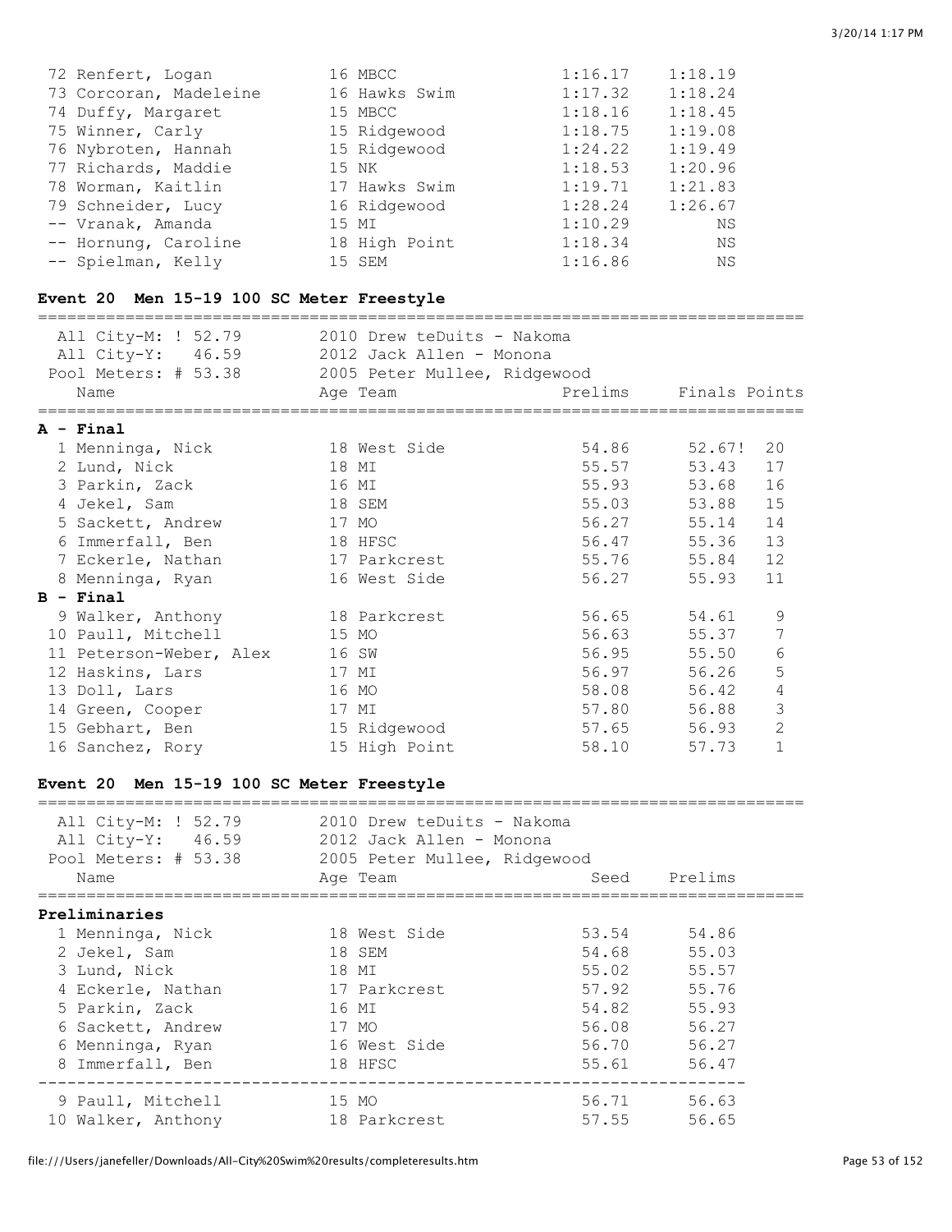| Name | Age | Team | Prelims | Finals |
|---|---|---|---|---|
| 72 Renfert, Logan | 16 | MBCC | 1:16.17 | 1:18.19 |
| 73 Corcoran, Madeleine | 16 | Hawks Swim | 1:17.32 | 1:18.24 |
| 74 Duffy, Margaret | 15 | MBCC | 1:18.16 | 1:18.45 |
| 75 Winner, Carly | 15 | Ridgewood | 1:18.75 | 1:19.08 |
| 76 Nybroten, Hannah | 15 | Ridgewood | 1:24.22 | 1:19.49 |
| 77 Richards, Maddie | 15 | NK | 1:18.53 | 1:20.96 |
| 78 Worman, Kaitlin | 17 | Hawks Swim | 1:19.71 | 1:21.83 |
| 79 Schneider, Lucy | 16 | Ridgewood | 1:28.24 | 1:26.67 |
| -- Vranak, Amanda | 15 | MI | 1:10.29 | NS |
| -- Hornung, Caroline | 18 | High Point | 1:18.34 | NS |
| -- Spielman, Kelly | 15 | SEM | 1:16.86 | NS |

### Event 20 Men 15-19 100 SC Meter Freestyle

All City-M: ! 52.79 — 2010 Drew teDuits - Nakoma
All City-Y: 46.59 — 2012 Jack Allen - Monona
Pool Meters: # 53.38 — 2005 Peter Mullee, Ridgewood

| Name | Age | Team | Prelims | Finals | Points |
|---|---|---|---|---|---|
| **A - Final** | | | | | |
| 1 Menninga, Nick | 18 | West Side | 54.86 | 52.67! | 20 |
| 2 Lund, Nick | 18 | MI | 55.57 | 53.43 | 17 |
| 3 Parkin, Zack | 16 | MI | 55.93 | 53.68 | 16 |
| 4 Jekel, Sam | 18 | SEM | 55.03 | 53.88 | 15 |
| 5 Sackett, Andrew | 17 | MO | 56.27 | 55.14 | 14 |
| 6 Immerfall, Ben | 18 | HFSC | 56.47 | 55.36 | 13 |
| 7 Eckerle, Nathan | 17 | Parkcrest | 55.76 | 55.84 | 12 |
| 8 Menninga, Ryan | 16 | West Side | 56.27 | 55.93 | 11 |
| **B - Final** | | | | | |
| 9 Walker, Anthony | 18 | Parkcrest | 56.65 | 54.61 | 9 |
| 10 Paull, Mitchell | 15 | MO | 56.63 | 55.37 | 7 |
| 11 Peterson-Weber, Alex | 16 | SW | 56.95 | 55.50 | 6 |
| 12 Haskins, Lars | 17 | MI | 56.97 | 56.26 | 5 |
| 13 Doll, Lars | 16 | MO | 58.08 | 56.42 | 4 |
| 14 Green, Cooper | 17 | MI | 57.80 | 56.88 | 3 |
| 15 Gebhart, Ben | 15 | Ridgewood | 57.65 | 56.93 | 2 |
| 16 Sanchez, Rory | 15 | High Point | 58.10 | 57.73 | 1 |

### Event 20 Men 15-19 100 SC Meter Freestyle

All City-M: ! 52.79 — 2010 Drew teDuits - Nakoma
All City-Y: 46.59 — 2012 Jack Allen - Monona
Pool Meters: # 53.38 — 2005 Peter Mullee, Ridgewood

| Name | Age | Team | Seed | Prelims |
|---|---|---|---|---|
| **Preliminaries** | | | | |
| 1 Menninga, Nick | 18 | West Side | 53.54 | 54.86 |
| 2 Jekel, Sam | 18 | SEM | 54.68 | 55.03 |
| 3 Lund, Nick | 18 | MI | 55.02 | 55.57 |
| 4 Eckerle, Nathan | 17 | Parkcrest | 57.92 | 55.76 |
| 5 Parkin, Zack | 16 | MI | 54.82 | 55.93 |
| 6 Sackett, Andrew | 17 | MO | 56.08 | 56.27 |
| 6 Menninga, Ryan | 16 | West Side | 56.70 | 56.27 |
| 8 Immerfall, Ben | 18 | HFSC | 55.61 | 56.47 |
| 9 Paull, Mitchell | 15 | MO | 56.71 | 56.63 |
| 10 Walker, Anthony | 18 | Parkcrest | 57.55 | 56.65 |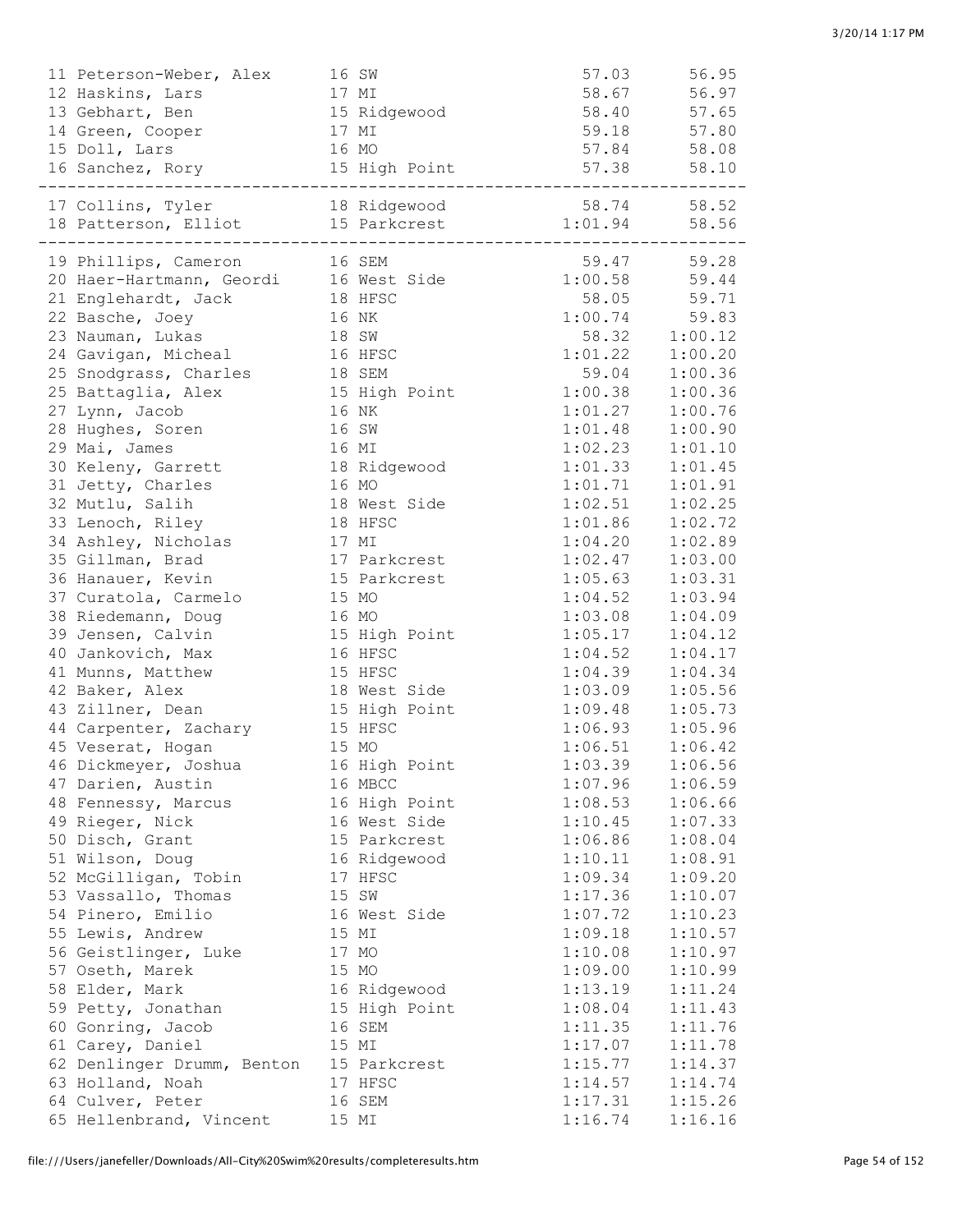```
 11 Peterson-Weber, Alex      16 SW                   57.03      56.95
 12 Haskins, Lars             17 MI                   58.67      56.97
 13 Gebhart, Ben              15 Ridgewood            58.40      57.65
 14 Green, Cooper             17 MI                   59.18      57.80
 15 Doll, Lars                16 MO                   57.84      58.08
 16 Sanchez, Rory             15 High Point           57.38      58.10
-------------------------------------------------------------------------
 17 Collins, Tyler            18 Ridgewood            58.74      58.52
 18 Patterson, Elliot         15 Parkcrest          1:01.94      58.56
-------------------------------------------------------------------------
 19 Phillips, Cameron         16 SEM                  59.47      59.28
 20 Haer-Hartmann, Geordi     16 West Side          1:00.58      59.44
 21 Englehardt, Jack          18 HFSC                 58.05      59.71
 22 Basche, Joey              16 NK                 1:00.74      59.83
 23 Nauman, Lukas             18 SW                   58.32    1:00.12
 24 Gavigan, Micheal          16 HFSC               1:01.22    1:00.20
 25 Snodgrass, Charles        18 SEM                  59.04    1:00.36
 25 Battaglia, Alex           15 High Point         1:00.38    1:00.36
 27 Lynn, Jacob               16 NK                 1:01.27    1:00.76
 28 Hughes, Soren             16 SW                 1:01.48    1:00.90
 29 Mai, James                16 MI                 1:02.23    1:01.10
 30 Keleny, Garrett           18 Ridgewood          1:01.33    1:01.45
 31 Jetty, Charles            16 MO                 1:01.71    1:01.91
 32 Mutlu, Salih              18 West Side          1:02.51    1:02.25
 33 Lenoch, Riley             18 HFSC               1:01.86    1:02.72
 34 Ashley, Nicholas          17 MI                 1:04.20    1:02.89
 35 Gillman, Brad             17 Parkcrest          1:02.47    1:03.00
 36 Hanauer, Kevin            15 Parkcrest          1:05.63    1:03.31
 37 Curatola, Carmelo         15 MO                 1:04.52    1:03.94
 38 Riedemann, Doug           16 MO                 1:03.08    1:04.09
 39 Jensen, Calvin            15 High Point         1:05.17    1:04.12
 40 Jankovich, Max            16 HFSC               1:04.52    1:04.17
 41 Munns, Matthew            15 HFSC               1:04.39    1:04.34
 42 Baker, Alex               18 West Side          1:03.09    1:05.56
 43 Zillner, Dean             15 High Point         1:09.48    1:05.73
 44 Carpenter, Zachary        15 HFSC               1:06.93    1:05.96
 45 Veserat, Hogan            15 MO                 1:06.51    1:06.42
 46 Dickmeyer, Joshua         16 High Point         1:03.39    1:06.56
 47 Darien, Austin            16 MBCC               1:07.96    1:06.59
 48 Fennessy, Marcus          16 High Point         1:08.53    1:06.66
 49 Rieger, Nick              16 West Side          1:10.45    1:07.33
 50 Disch, Grant              15 Parkcrest          1:06.86    1:08.04
 51 Wilson, Doug              16 Ridgewood          1:10.11    1:08.91
 52 McGilligan, Tobin         17 HFSC               1:09.34    1:09.20
 53 Vassallo, Thomas          15 SW                 1:17.36    1:10.07
 54 Pinero, Emilio            16 West Side          1:07.72    1:10.23
 55 Lewis, Andrew             15 MI                 1:09.18    1:10.57
 56 Geistlinger, Luke         17 MO                 1:10.08    1:10.97
 57 Oseth, Marek              15 MO                 1:09.00    1:10.99
 58 Elder, Mark               16 Ridgewood          1:13.19    1:11.24
 59 Petty, Jonathan           15 High Point         1:08.04    1:11.43
 60 Gonring, Jacob            16 SEM                1:11.35    1:11.76
 61 Carey, Daniel             15 MI                 1:17.07    1:11.78
 62 Denlinger Drumm, Benton   15 Parkcrest          1:15.77    1:14.37
 63 Holland, Noah             17 HFSC               1:14.57    1:14.74
 64 Culver, Peter             16 SEM                1:17.31    1:15.26
 65 Hellenbrand, Vincent      15 MI                 1:16.74    1:16.16
```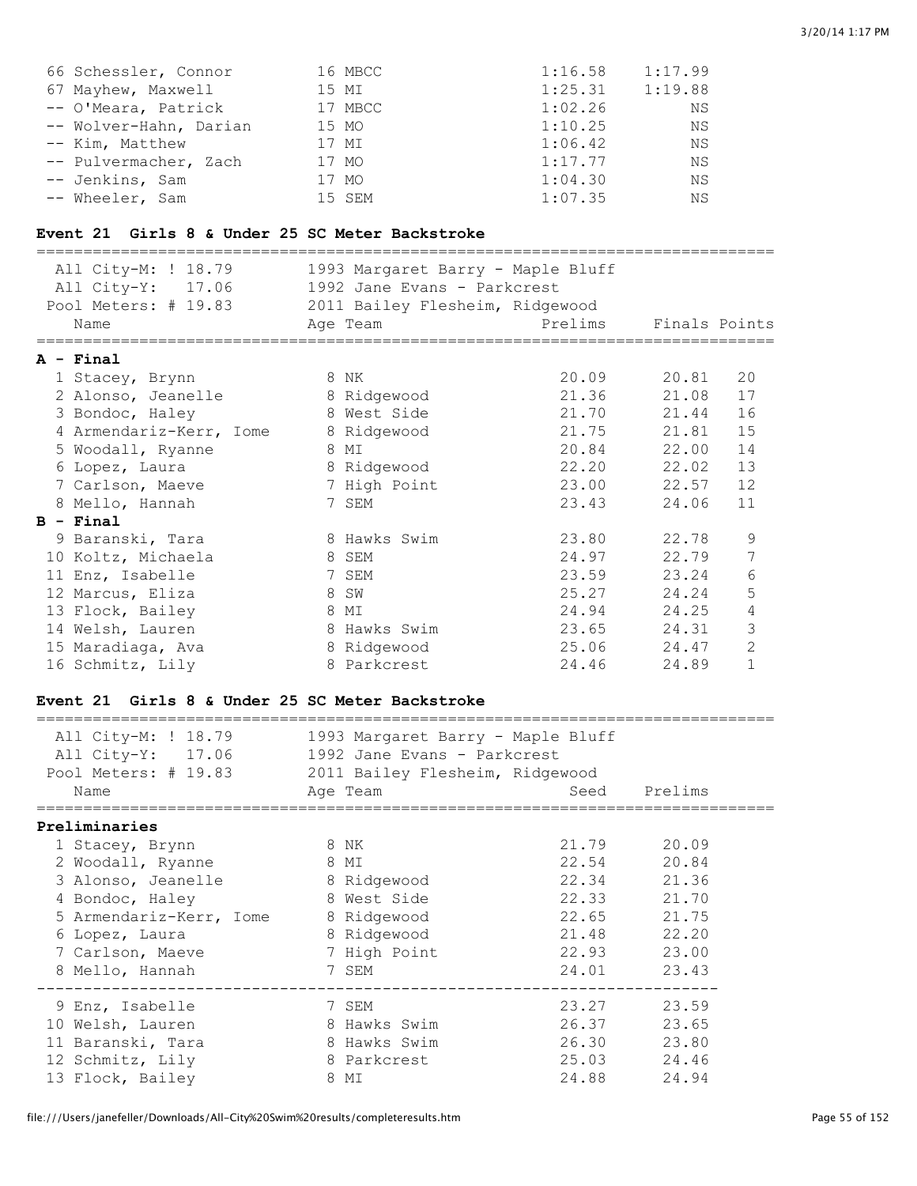| Place | Name | Age | Team | Seed | Finals |
|---|---|---|---|---|---|
| 66 | Schessler, Connor | 16 | MBCC | 1:16.58 | 1:17.99 |
| 67 | Mayhew, Maxwell | 15 | MI | 1:25.31 | 1:19.88 |
| -- | O'Meara, Patrick | 17 | MBCC | 1:02.26 | NS |
| -- | Wolver-Hahn, Darian | 15 | MO | 1:10.25 | NS |
| -- | Kim, Matthew | 17 | MI | 1:06.42 | NS |
| -- | Pulvermacher, Zach | 17 | MO | 1:17.77 | NS |
| -- | Jenkins, Sam | 17 | MO | 1:04.30 | NS |
| -- | Wheeler, Sam | 15 | SEM | 1:07.35 | NS |

### Event 21 Girls 8 & Under 25 SC Meter Backstroke

All City-M: ! 18.79 — 1993 Margaret Barry - Maple Bluff
All City-Y: 17.06 — 1992 Jane Evans - Parkcrest
Pool Meters: # 19.83 — 2011 Bailey Flesheim, Ridgewood

| Place | Name | Age | Team | Prelims | Finals | Points |
|---|---|---|---|---|---|---|
| **A - Final** | | | | | | |
| 1 | Stacey, Brynn | 8 | NK | 20.09 | 20.81 | 20 |
| 2 | Alonso, Jeanelle | 8 | Ridgewood | 21.36 | 21.08 | 17 |
| 3 | Bondoc, Haley | 8 | West Side | 21.70 | 21.44 | 16 |
| 4 | Armendariz-Kerr, Iome | 8 | Ridgewood | 21.75 | 21.81 | 15 |
| 5 | Woodall, Ryanne | 8 | MI | 20.84 | 22.00 | 14 |
| 6 | Lopez, Laura | 8 | Ridgewood | 22.20 | 22.02 | 13 |
| 7 | Carlson, Maeve | 7 | High Point | 23.00 | 22.57 | 12 |
| 8 | Mello, Hannah | 7 | SEM | 23.43 | 24.06 | 11 |
| **B - Final** | | | | | | |
| 9 | Baranski, Tara | 8 | Hawks Swim | 23.80 | 22.78 | 9 |
| 10 | Koltz, Michaela | 8 | SEM | 24.97 | 22.79 | 7 |
| 11 | Enz, Isabelle | 7 | SEM | 23.59 | 23.24 | 6 |
| 12 | Marcus, Eliza | 8 | SW | 25.27 | 24.24 | 5 |
| 13 | Flock, Bailey | 8 | MI | 24.94 | 24.25 | 4 |
| 14 | Welsh, Lauren | 8 | Hawks Swim | 23.65 | 24.31 | 3 |
| 15 | Maradiaga, Ava | 8 | Ridgewood | 25.06 | 24.47 | 2 |
| 16 | Schmitz, Lily | 8 | Parkcrest | 24.46 | 24.89 | 1 |

### Event 21 Girls 8 & Under 25 SC Meter Backstroke

All City-M: ! 18.79 — 1993 Margaret Barry - Maple Bluff
All City-Y: 17.06 — 1992 Jane Evans - Parkcrest
Pool Meters: # 19.83 — 2011 Bailey Flesheim, Ridgewood

| Place | Name | Age | Team | Seed | Prelims |
|---|---|---|---|---|---|
| **Preliminaries** | | | | | |
| 1 | Stacey, Brynn | 8 | NK | 21.79 | 20.09 |
| 2 | Woodall, Ryanne | 8 | MI | 22.54 | 20.84 |
| 3 | Alonso, Jeanelle | 8 | Ridgewood | 22.34 | 21.36 |
| 4 | Bondoc, Haley | 8 | West Side | 22.33 | 21.70 |
| 5 | Armendariz-Kerr, Iome | 8 | Ridgewood | 22.65 | 21.75 |
| 6 | Lopez, Laura | 8 | Ridgewood | 21.48 | 22.20 |
| 7 | Carlson, Maeve | 7 | High Point | 22.93 | 23.00 |
| 8 | Mello, Hannah | 7 | SEM | 24.01 | 23.43 |
| 9 | Enz, Isabelle | 7 | SEM | 23.27 | 23.59 |
| 10 | Welsh, Lauren | 8 | Hawks Swim | 26.37 | 23.65 |
| 11 | Baranski, Tara | 8 | Hawks Swim | 26.30 | 23.80 |
| 12 | Schmitz, Lily | 8 | Parkcrest | 25.03 | 24.46 |
| 13 | Flock, Bailey | 8 | MI | 24.88 | 24.94 |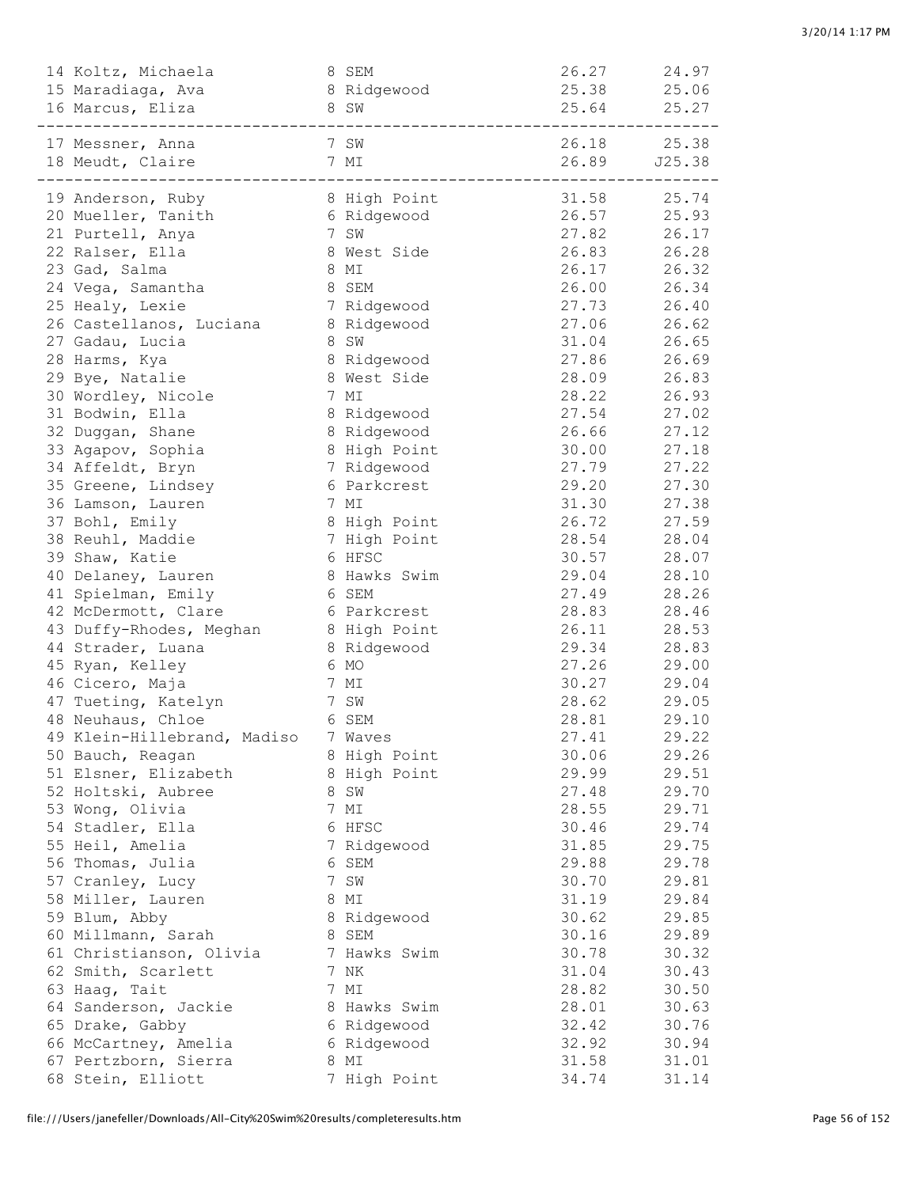```
 14 Koltz, Michaela              8 SEM                  26.27      24.97
 15 Maradiaga, Ava               8 Ridgewood            25.38      25.06
 16 Marcus, Eliza                8 SW                   25.64      25.27
-------------------------------------------------------------------------
 17 Messner, Anna                7 SW                   26.18      25.38
 18 Meudt, Claire                7 MI                   26.89     J25.38
-------------------------------------------------------------------------
 19 Anderson, Ruby               8 High Point           31.58      25.74
 20 Mueller, Tanith              6 Ridgewood            26.57      25.93
 21 Purtell, Anya                7 SW                   27.82      26.17
 22 Ralser, Ella                 8 West Side            26.83      26.28
 23 Gad, Salma                   8 MI                   26.17      26.32
 24 Vega, Samantha               8 SEM                  26.00      26.34
 25 Healy, Lexie                 7 Ridgewood            27.73      26.40
 26 Castellanos, Luciana         8 Ridgewood            27.06      26.62
 27 Gadau, Lucia                 8 SW                   31.04      26.65
 28 Harms, Kya                   8 Ridgewood            27.86      26.69
 29 Bye, Natalie                 8 West Side            28.09      26.83
 30 Wordley, Nicole              7 MI                   28.22      26.93
 31 Bodwin, Ella                 8 Ridgewood            27.54      27.02
 32 Duggan, Shane                8 Ridgewood            26.66      27.12
 33 Agapov, Sophia               8 High Point           30.00      27.18
 34 Affeldt, Bryn                7 Ridgewood            27.79      27.22
 35 Greene, Lindsey              6 Parkcrest            29.20      27.30
 36 Lamson, Lauren               7 MI                   31.30      27.38
 37 Bohl, Emily                  8 High Point           26.72      27.59
 38 Reuhl, Maddie                7 High Point           28.54      28.04
 39 Shaw, Katie                  6 HFSC                 30.57      28.07
 40 Delaney, Lauren              8 Hawks Swim           29.04      28.10
 41 Spielman, Emily              6 SEM                  27.49      28.26
 42 McDermott, Clare             6 Parkcrest            28.83      28.46
 43 Duffy-Rhodes, Meghan         8 High Point           26.11      28.53
 44 Strader, Luana               8 Ridgewood            29.34      28.83
 45 Ryan, Kelley                 6 MO                   27.26      29.00
 46 Cicero, Maja                 7 MI                   30.27      29.04
 47 Tueting, Katelyn             7 SW                   28.62      29.05
 48 Neuhaus, Chloe               6 SEM                  28.81      29.10
 49 Klein-Hillebrand, Madiso     7 Waves                27.41      29.22
 50 Bauch, Reagan                8 High Point           30.06      29.26
 51 Elsner, Elizabeth            8 High Point           29.99      29.51
 52 Holtski, Aubree              8 SW                   27.48      29.70
 53 Wong, Olivia                 7 MI                   28.55      29.71
 54 Stadler, Ella                6 HFSC                 30.46      29.74
 55 Heil, Amelia                 7 Ridgewood            31.85      29.75
 56 Thomas, Julia                6 SEM                  29.88      29.78
 57 Cranley, Lucy                7 SW                   30.70      29.81
 58 Miller, Lauren               8 MI                   31.19      29.84
 59 Blum, Abby                   8 Ridgewood            30.62      29.85
 60 Millmann, Sarah              8 SEM                  30.16      29.89
 61 Christianson, Olivia         7 Hawks Swim           30.78      30.32
 62 Smith, Scarlett              7 NK                   31.04      30.43
 63 Haag, Tait                   7 MI                   28.82      30.50
 64 Sanderson, Jackie            8 Hawks Swim           28.01      30.63
 65 Drake, Gabby                 6 Ridgewood            32.42      30.76
 66 McCartney, Amelia            6 Ridgewood            32.92      30.94
 67 Pertzborn, Sierra            8 MI                   31.58      31.01
 68 Stein, Elliott               7 High Point           34.74      31.14
```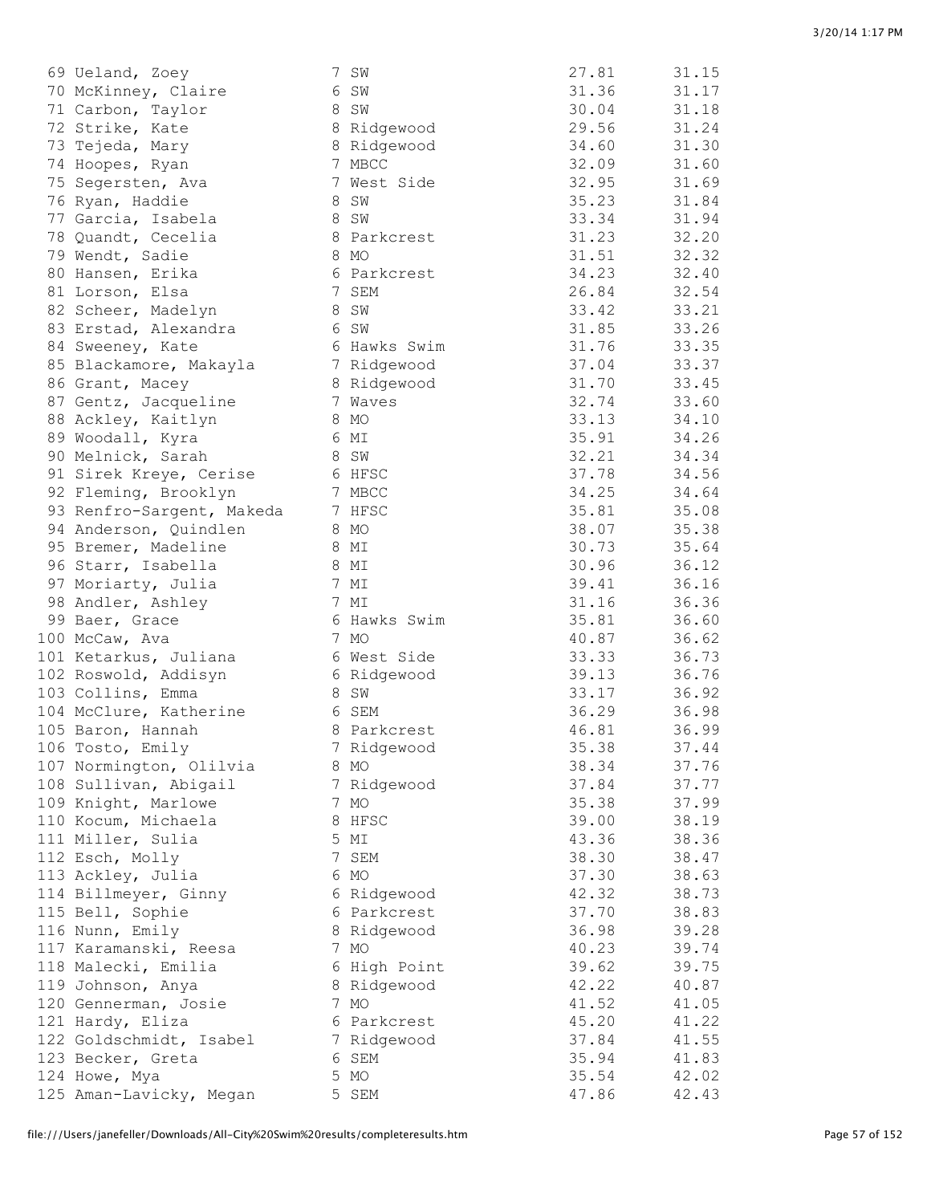| Place | Name | Age | Team | Seed Time | Finals Time |
|---|---|---|---|---|---|
| 69 | Ueland, Zoey | 7 | SW | 27.81 | 31.15 |
| 70 | McKinney, Claire | 6 | SW | 31.36 | 31.17 |
| 71 | Carbon, Taylor | 8 | SW | 30.04 | 31.18 |
| 72 | Strike, Kate | 8 | Ridgewood | 29.56 | 31.24 |
| 73 | Tejeda, Mary | 8 | Ridgewood | 34.60 | 31.30 |
| 74 | Hoopes, Ryan | 7 | MBCC | 32.09 | 31.60 |
| 75 | Segersten, Ava | 7 | West Side | 32.95 | 31.69 |
| 76 | Ryan, Haddie | 8 | SW | 35.23 | 31.84 |
| 77 | Garcia, Isabela | 8 | SW | 33.34 | 31.94 |
| 78 | Quandt, Cecelia | 8 | Parkcrest | 31.23 | 32.20 |
| 79 | Wendt, Sadie | 8 | MO | 31.51 | 32.32 |
| 80 | Hansen, Erika | 6 | Parkcrest | 34.23 | 32.40 |
| 81 | Lorson, Elsa | 7 | SEM | 26.84 | 32.54 |
| 82 | Scheer, Madelyn | 8 | SW | 33.42 | 33.21 |
| 83 | Erstad, Alexandra | 6 | SW | 31.85 | 33.26 |
| 84 | Sweeney, Kate | 6 | Hawks Swim | 31.76 | 33.35 |
| 85 | Blackamore, Makayla | 7 | Ridgewood | 37.04 | 33.37 |
| 86 | Grant, Macey | 8 | Ridgewood | 31.70 | 33.45 |
| 87 | Gentz, Jacqueline | 7 | Waves | 32.74 | 33.60 |
| 88 | Ackley, Kaitlyn | 8 | MO | 33.13 | 34.10 |
| 89 | Woodall, Kyra | 6 | MI | 35.91 | 34.26 |
| 90 | Melnick, Sarah | 8 | SW | 32.21 | 34.34 |
| 91 | Sirek Kreye, Cerise | 6 | HFSC | 37.78 | 34.56 |
| 92 | Fleming, Brooklyn | 7 | MBCC | 34.25 | 34.64 |
| 93 | Renfro-Sargent, Makeda | 7 | HFSC | 35.81 | 35.08 |
| 94 | Anderson, Quindlen | 8 | MO | 38.07 | 35.38 |
| 95 | Bremer, Madeline | 8 | MI | 30.73 | 35.64 |
| 96 | Starr, Isabella | 8 | MI | 30.96 | 36.12 |
| 97 | Moriarty, Julia | 7 | MI | 39.41 | 36.16 |
| 98 | Andler, Ashley | 7 | MI | 31.16 | 36.36 |
| 99 | Baer, Grace | 6 | Hawks Swim | 35.81 | 36.60 |
| 100 | McCaw, Ava | 7 | MO | 40.87 | 36.62 |
| 101 | Ketarkus, Juliana | 6 | West Side | 33.33 | 36.73 |
| 102 | Roswold, Addisyn | 6 | Ridgewood | 39.13 | 36.76 |
| 103 | Collins, Emma | 8 | SW | 33.17 | 36.92 |
| 104 | McClure, Katherine | 6 | SEM | 36.29 | 36.98 |
| 105 | Baron, Hannah | 8 | Parkcrest | 46.81 | 36.99 |
| 106 | Tosto, Emily | 7 | Ridgewood | 35.38 | 37.44 |
| 107 | Normington, Olilvia | 8 | MO | 38.34 | 37.76 |
| 108 | Sullivan, Abigail | 7 | Ridgewood | 37.84 | 37.77 |
| 109 | Knight, Marlowe | 7 | MO | 35.38 | 37.99 |
| 110 | Kocum, Michaela | 8 | HFSC | 39.00 | 38.19 |
| 111 | Miller, Sulia | 5 | MI | 43.36 | 38.36 |
| 112 | Esch, Molly | 7 | SEM | 38.30 | 38.47 |
| 113 | Ackley, Julia | 6 | MO | 37.30 | 38.63 |
| 114 | Billmeyer, Ginny | 6 | Ridgewood | 42.32 | 38.73 |
| 115 | Bell, Sophie | 6 | Parkcrest | 37.70 | 38.83 |
| 116 | Nunn, Emily | 8 | Ridgewood | 36.98 | 39.28 |
| 117 | Karamanski, Reesa | 7 | MO | 40.23 | 39.74 |
| 118 | Malecki, Emilia | 6 | High Point | 39.62 | 39.75 |
| 119 | Johnson, Anya | 8 | Ridgewood | 42.22 | 40.87 |
| 120 | Gennerman, Josie | 7 | MO | 41.52 | 41.05 |
| 121 | Hardy, Eliza | 6 | Parkcrest | 45.20 | 41.22 |
| 122 | Goldschmidt, Isabel | 7 | Ridgewood | 37.84 | 41.55 |
| 123 | Becker, Greta | 6 | SEM | 35.94 | 41.83 |
| 124 | Howe, Mya | 5 | MO | 35.54 | 42.02 |
| 125 | Aman-Lavicky, Megan | 5 | SEM | 47.86 | 42.43 |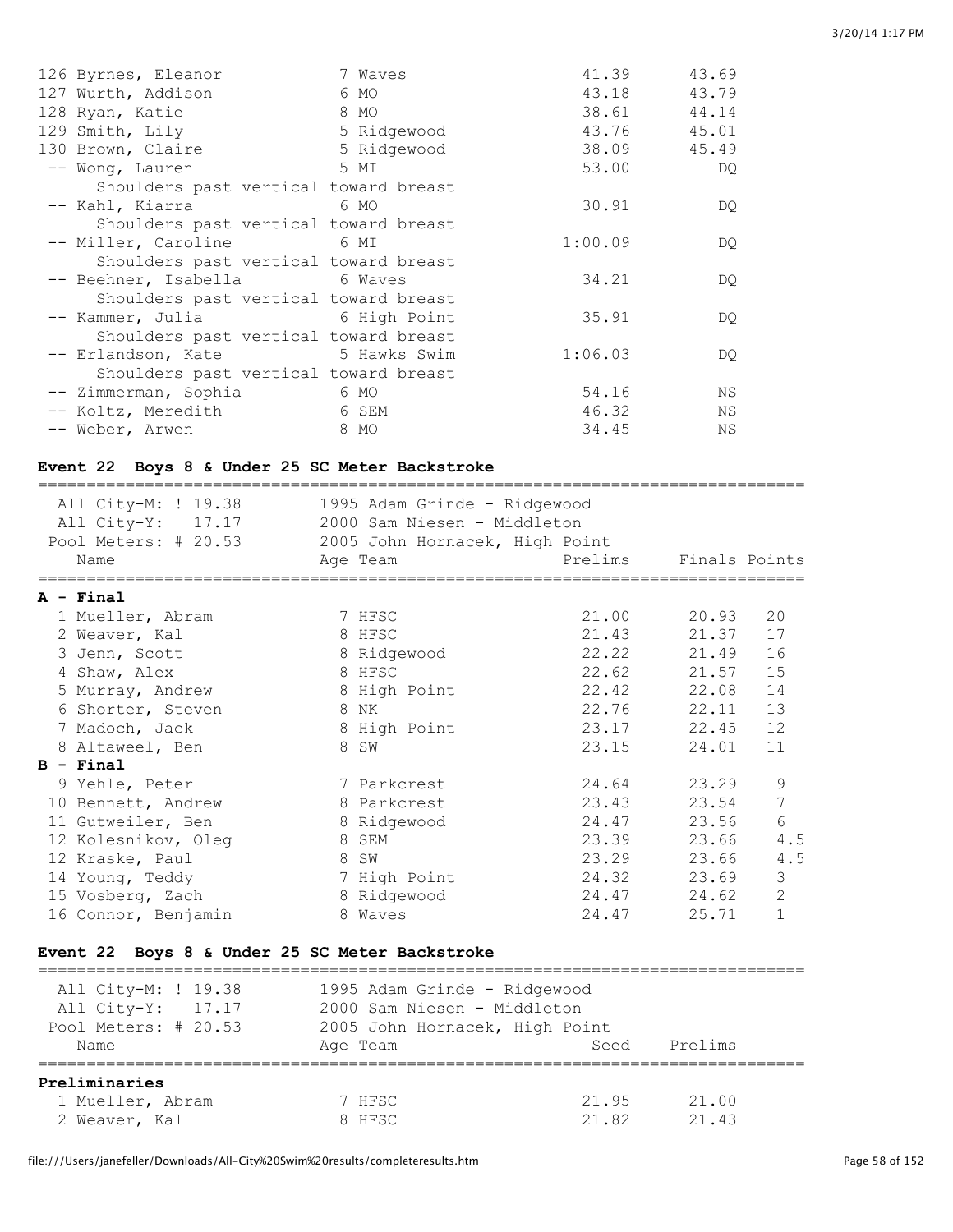| Place | Name | Age | Team | Prelims | Finals |
|---|---|---|---|---|---|
| 126 | Byrnes, Eleanor | 7 | Waves | 41.39 | 43.69 |
| 127 | Wurth, Addison | 6 | MO | 43.18 | 43.79 |
| 128 | Ryan, Katie | 8 | MO | 38.61 | 44.14 |
| 129 | Smith, Lily | 5 | Ridgewood | 43.76 | 45.01 |
| 130 | Brown, Claire | 5 | Ridgewood | 38.09 | 45.49 |
| -- | Wong, Lauren | 5 | MI | 53.00 | DQ |
| | Shoulders past vertical toward breast | | | | |
| -- | Kahl, Kiarra | 6 | MO | 30.91 | DQ |
| | Shoulders past vertical toward breast | | | | |
| -- | Miller, Caroline | 6 | MI | 1:00.09 | DQ |
| | Shoulders past vertical toward breast | | | | |
| -- | Beehner, Isabella | 6 | Waves | 34.21 | DQ |
| | Shoulders past vertical toward breast | | | | |
| -- | Kammer, Julia | 6 | High Point | 35.91 | DQ |
| | Shoulders past vertical toward breast | | | | |
| -- | Erlandson, Kate | 5 | Hawks Swim | 1:06.03 | DQ |
| | Shoulders past vertical toward breast | | | | |
| -- | Zimmerman, Sophia | 6 | MO | 54.16 | NS |
| -- | Koltz, Meredith | 6 | SEM | 46.32 | NS |
| -- | Weber, Arwen | 8 | MO | 34.45 | NS |

## Event 22 Boys 8 & Under 25 SC Meter Backstroke

All City-M: ! 19.38 — 1995 Adam Grinde - Ridgewood
All City-Y: 17.17 — 2000 Sam Niesen - Middleton
Pool Meters: # 20.53 — 2005 John Hornacek, High Point

| Place | Name | Age | Team | Prelims | Finals | Points |
|---|---|---|---|---|---|---|
| **A - Final** | | | | | | |
| 1 | Mueller, Abram | 7 | HFSC | 21.00 | 20.93 | 20 |
| 2 | Weaver, Kal | 8 | HFSC | 21.43 | 21.37 | 17 |
| 3 | Jenn, Scott | 8 | Ridgewood | 22.22 | 21.49 | 16 |
| 4 | Shaw, Alex | 8 | HFSC | 22.62 | 21.57 | 15 |
| 5 | Murray, Andrew | 8 | High Point | 22.42 | 22.08 | 14 |
| 6 | Shorter, Steven | 8 | NK | 22.76 | 22.11 | 13 |
| 7 | Madoch, Jack | 8 | High Point | 23.17 | 22.45 | 12 |
| 8 | Altaweel, Ben | 8 | SW | 23.15 | 24.01 | 11 |
| **B - Final** | | | | | | |
| 9 | Yehle, Peter | 7 | Parkcrest | 24.64 | 23.29 | 9 |
| 10 | Bennett, Andrew | 8 | Parkcrest | 23.43 | 23.54 | 7 |
| 11 | Gutweiler, Ben | 8 | Ridgewood | 24.47 | 23.56 | 6 |
| 12 | Kolesnikov, Oleg | 8 | SEM | 23.39 | 23.66 | 4.5 |
| 12 | Kraske, Paul | 8 | SW | 23.29 | 23.66 | 4.5 |
| 14 | Young, Teddy | 7 | High Point | 24.32 | 23.69 | 3 |
| 15 | Vosberg, Zach | 8 | Ridgewood | 24.47 | 24.62 | 2 |
| 16 | Connor, Benjamin | 8 | Waves | 24.47 | 25.71 | 1 |

## Event 22 Boys 8 & Under 25 SC Meter Backstroke

All City-M: ! 19.38 — 1995 Adam Grinde - Ridgewood
All City-Y: 17.17 — 2000 Sam Niesen - Middleton
Pool Meters: # 20.53 — 2005 John Hornacek, High Point

| Place | Name | Age | Team | Seed | Prelims |
|---|---|---|---|---|---|
| **Preliminaries** | | | | | |
| 1 | Mueller, Abram | 7 | HFSC | 21.95 | 21.00 |
| 2 | Weaver, Kal | 8 | HFSC | 21.82 | 21.43 |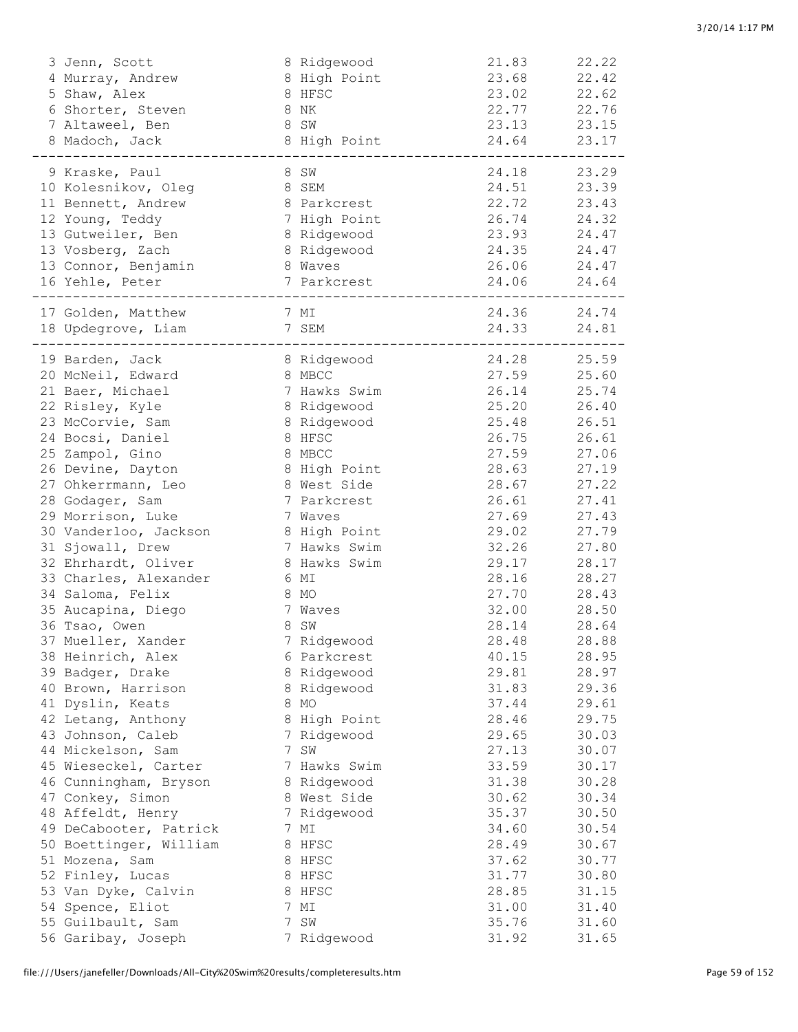| Place | Name | Age | Team | Seed Time | Finals Time |
|---|---|---|---|---|---|
| 3 | Jenn, Scott | 8 | Ridgewood | 21.83 | 22.22 |
| 4 | Murray, Andrew | 8 | High Point | 23.68 | 22.42 |
| 5 | Shaw, Alex | 8 | HFSC | 23.02 | 22.62 |
| 6 | Shorter, Steven | 8 | NK | 22.77 | 22.76 |
| 7 | Altaweel, Ben | 8 | SW | 23.13 | 23.15 |
| 8 | Madoch, Jack | 8 | High Point | 24.64 | 23.17 |
| 9 | Kraske, Paul | 8 | SW | 24.18 | 23.29 |
| 10 | Kolesnikov, Oleg | 8 | SEM | 24.51 | 23.39 |
| 11 | Bennett, Andrew | 8 | Parkcrest | 22.72 | 23.43 |
| 12 | Young, Teddy | 7 | High Point | 26.74 | 24.32 |
| 13 | Gutweiler, Ben | 8 | Ridgewood | 23.93 | 24.47 |
| 13 | Vosberg, Zach | 8 | Ridgewood | 24.35 | 24.47 |
| 13 | Connor, Benjamin | 8 | Waves | 26.06 | 24.47 |
| 16 | Yehle, Peter | 7 | Parkcrest | 24.06 | 24.64 |
| 17 | Golden, Matthew | 7 | MI | 24.36 | 24.74 |
| 18 | Updegrove, Liam | 7 | SEM | 24.33 | 24.81 |
| 19 | Barden, Jack | 8 | Ridgewood | 24.28 | 25.59 |
| 20 | McNeil, Edward | 8 | MBCC | 27.59 | 25.60 |
| 21 | Baer, Michael | 7 | Hawks Swim | 26.14 | 25.74 |
| 22 | Risley, Kyle | 8 | Ridgewood | 25.20 | 26.40 |
| 23 | McCorvie, Sam | 8 | Ridgewood | 25.48 | 26.51 |
| 24 | Bocsi, Daniel | 8 | HFSC | 26.75 | 26.61 |
| 25 | Zampol, Gino | 8 | MBCC | 27.59 | 27.06 |
| 26 | Devine, Dayton | 8 | High Point | 28.63 | 27.19 |
| 27 | Ohkerrmann, Leo | 8 | West Side | 28.67 | 27.22 |
| 28 | Godager, Sam | 7 | Parkcrest | 26.61 | 27.41 |
| 29 | Morrison, Luke | 7 | Waves | 27.69 | 27.43 |
| 30 | Vanderloo, Jackson | 8 | High Point | 29.02 | 27.79 |
| 31 | Sjowall, Drew | 7 | Hawks Swim | 32.26 | 27.80 |
| 32 | Ehrhardt, Oliver | 8 | Hawks Swim | 29.17 | 28.17 |
| 33 | Charles, Alexander | 6 | MI | 28.16 | 28.27 |
| 34 | Saloma, Felix | 8 | MO | 27.70 | 28.43 |
| 35 | Aucapina, Diego | 7 | Waves | 32.00 | 28.50 |
| 36 | Tsao, Owen | 8 | SW | 28.14 | 28.64 |
| 37 | Mueller, Xander | 7 | Ridgewood | 28.48 | 28.88 |
| 38 | Heinrich, Alex | 6 | Parkcrest | 40.15 | 28.95 |
| 39 | Badger, Drake | 8 | Ridgewood | 29.81 | 28.97 |
| 40 | Brown, Harrison | 8 | Ridgewood | 31.83 | 29.36 |
| 41 | Dyslin, Keats | 8 | MO | 37.44 | 29.61 |
| 42 | Letang, Anthony | 8 | High Point | 28.46 | 29.75 |
| 43 | Johnson, Caleb | 7 | Ridgewood | 29.65 | 30.03 |
| 44 | Mickelson, Sam | 7 | SW | 27.13 | 30.07 |
| 45 | Wieseckel, Carter | 7 | Hawks Swim | 33.59 | 30.17 |
| 46 | Cunningham, Bryson | 8 | Ridgewood | 31.38 | 30.28 |
| 47 | Conkey, Simon | 8 | West Side | 30.62 | 30.34 |
| 48 | Affeldt, Henry | 7 | Ridgewood | 35.37 | 30.50 |
| 49 | DeCabooter, Patrick | 7 | MI | 34.60 | 30.54 |
| 50 | Boettinger, William | 8 | HFSC | 28.49 | 30.67 |
| 51 | Mozena, Sam | 8 | HFSC | 37.62 | 30.77 |
| 52 | Finley, Lucas | 8 | HFSC | 31.77 | 30.80 |
| 53 | Van Dyke, Calvin | 8 | HFSC | 28.85 | 31.15 |
| 54 | Spence, Eliot | 7 | MI | 31.00 | 31.40 |
| 55 | Guilbault, Sam | 7 | SW | 35.76 | 31.60 |
| 56 | Garibay, Joseph | 7 | Ridgewood | 31.92 | 31.65 |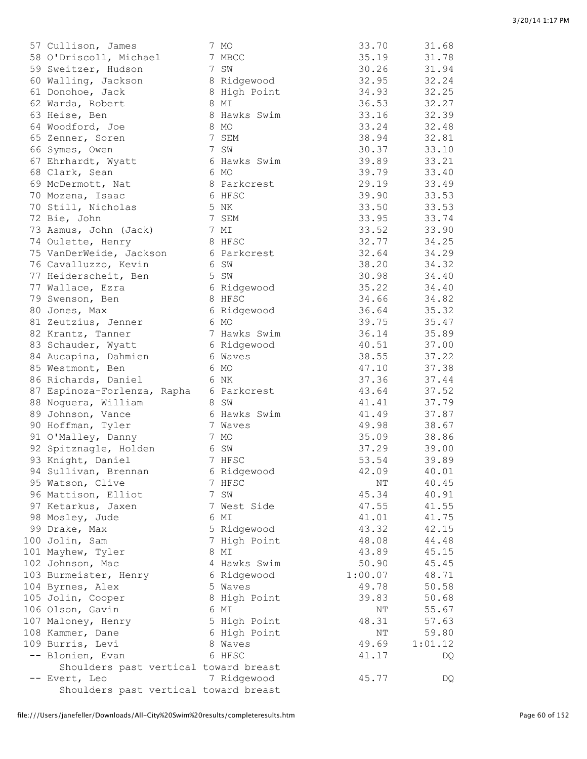| Place | Name | Age | Team | Seed Time | Finals Time |
|---|---|---|---|---|---|
| 57 | Cullison, James | 7 | MO | 33.70 | 31.68 |
| 58 | O'Driscoll, Michael | 7 | MBCC | 35.19 | 31.78 |
| 59 | Sweitzer, Hudson | 7 | SW | 30.26 | 31.94 |
| 60 | Walling, Jackson | 8 | Ridgewood | 32.95 | 32.24 |
| 61 | Donohoe, Jack | 8 | High Point | 34.93 | 32.25 |
| 62 | Warda, Robert | 8 | MI | 36.53 | 32.27 |
| 63 | Heise, Ben | 8 | Hawks Swim | 33.16 | 32.39 |
| 64 | Woodford, Joe | 8 | MO | 33.24 | 32.48 |
| 65 | Zenner, Soren | 7 | SEM | 38.94 | 32.81 |
| 66 | Symes, Owen | 7 | SW | 30.37 | 33.10 |
| 67 | Ehrhardt, Wyatt | 6 | Hawks Swim | 39.89 | 33.21 |
| 68 | Clark, Sean | 6 | MO | 39.79 | 33.40 |
| 69 | McDermott, Nat | 8 | Parkcrest | 29.19 | 33.49 |
| 70 | Mozena, Isaac | 6 | HFSC | 39.90 | 33.53 |
| 70 | Still, Nicholas | 5 | NK | 33.50 | 33.53 |
| 72 | Bie, John | 7 | SEM | 33.95 | 33.74 |
| 73 | Asmus, John (Jack) | 7 | MI | 33.52 | 33.90 |
| 74 | Oulette, Henry | 8 | HFSC | 32.77 | 34.25 |
| 75 | VanDerWeide, Jackson | 6 | Parkcrest | 32.64 | 34.29 |
| 76 | Cavalluzzo, Kevin | 6 | SW | 38.20 | 34.32 |
| 77 | Heiderscheit, Ben | 5 | SW | 30.98 | 34.40 |
| 77 | Wallace, Ezra | 6 | Ridgewood | 35.22 | 34.40 |
| 79 | Swenson, Ben | 8 | HFSC | 34.66 | 34.82 |
| 80 | Jones, Max | 6 | Ridgewood | 36.64 | 35.32 |
| 81 | Zeutzius, Jenner | 6 | MO | 39.75 | 35.47 |
| 82 | Krantz, Tanner | 7 | Hawks Swim | 36.14 | 35.89 |
| 83 | Schauder, Wyatt | 6 | Ridgewood | 40.51 | 37.00 |
| 84 | Aucapina, Dahmien | 6 | Waves | 38.55 | 37.22 |
| 85 | Westmont, Ben | 6 | MO | 47.10 | 37.38 |
| 86 | Richards, Daniel | 6 | NK | 37.36 | 37.44 |
| 87 | Espinoza-Forlenza, Rapha | 6 | Parkcrest | 43.64 | 37.52 |
| 88 | Noguera, William | 8 | SW | 41.41 | 37.79 |
| 89 | Johnson, Vance | 6 | Hawks Swim | 41.49 | 37.87 |
| 90 | Hoffman, Tyler | 7 | Waves | 49.98 | 38.67 |
| 91 | O'Malley, Danny | 7 | MO | 35.09 | 38.86 |
| 92 | Spitznagle, Holden | 6 | SW | 37.29 | 39.00 |
| 93 | Knight, Daniel | 7 | HFSC | 53.54 | 39.89 |
| 94 | Sullivan, Brennan | 6 | Ridgewood | 42.09 | 40.01 |
| 95 | Watson, Clive | 7 | HFSC | NT | 40.45 |
| 96 | Mattison, Elliot | 7 | SW | 45.34 | 40.91 |
| 97 | Ketarkus, Jaxen | 7 | West Side | 47.55 | 41.55 |
| 98 | Mosley, Jude | 6 | MI | 41.01 | 41.75 |
| 99 | Drake, Max | 5 | Ridgewood | 43.32 | 42.15 |
| 100 | Jolin, Sam | 7 | High Point | 48.08 | 44.48 |
| 101 | Mayhew, Tyler | 8 | MI | 43.89 | 45.15 |
| 102 | Johnson, Mac | 4 | Hawks Swim | 50.90 | 45.45 |
| 103 | Burmeister, Henry | 6 | Ridgewood | 1:00.07 | 48.71 |
| 104 | Byrnes, Alex | 5 | Waves | 49.78 | 50.58 |
| 105 | Jolin, Cooper | 8 | High Point | 39.83 | 50.68 |
| 106 | Olson, Gavin | 6 | MI | NT | 55.67 |
| 107 | Maloney, Henry | 5 | High Point | 48.31 | 57.63 |
| 108 | Kammer, Dane | 6 | High Point | NT | 59.80 |
| 109 | Burris, Levi | 8 | Waves | 49.69 | 1:01.12 |
| -- | Blonien, Evan | 6 | HFSC | 41.17 | DQ |
| | Shoulders past vertical toward breast | | | | |
| -- | Evert, Leo | 7 | Ridgewood | 45.77 | DQ |
| | Shoulders past vertical toward breast | | | | |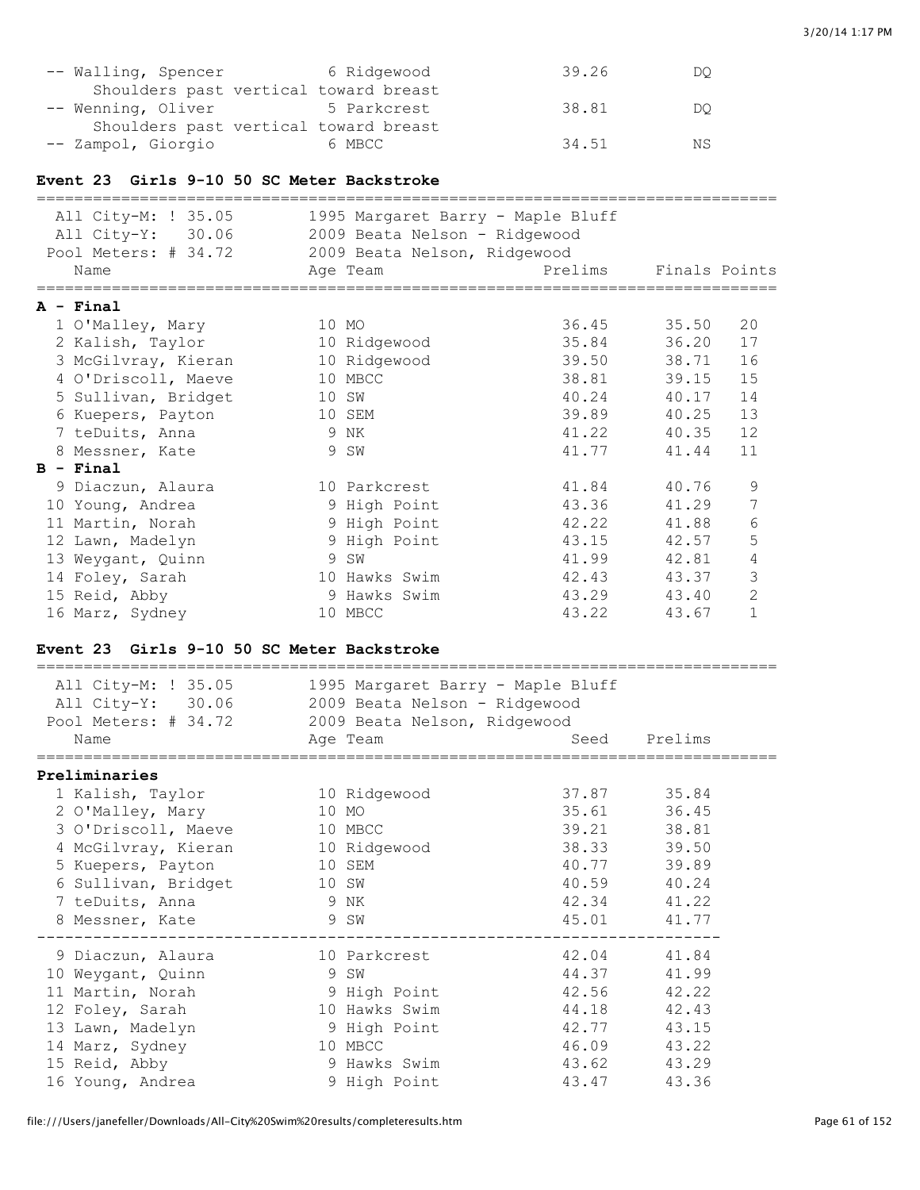| Name | Age | Team | Seed | Prelims |
|---|---|---|---|---|
| -- Walling, Spencer | 6 | Ridgewood | 39.26 | DQ |
| Shoulders past vertical toward breast | | | | |
| -- Wenning, Oliver | 5 | Parkcrest | 38.81 | DQ |
| Shoulders past vertical toward breast | | | | |
| -- Zampol, Giorgio | 6 | MBCC | 34.51 | NS |

### Event 23 Girls 9-10 50 SC Meter Backstroke

All City-M: ! 35.05 — 1995 Margaret Barry - Maple Bluff
All City-Y: 30.06 — 2009 Beata Nelson - Ridgewood
Pool Meters: # 34.72 — 2009 Beata Nelson, Ridgewood

| Name | Age | Team | Prelims | Finals | Points |
|---|---|---|---|---|---|
| **A - Final** | | | | | |
| 1 O'Malley, Mary | 10 | MO | 36.45 | 35.50 | 20 |
| 2 Kalish, Taylor | 10 | Ridgewood | 35.84 | 36.20 | 17 |
| 3 McGilvray, Kieran | 10 | Ridgewood | 39.50 | 38.71 | 16 |
| 4 O'Driscoll, Maeve | 10 | MBCC | 38.81 | 39.15 | 15 |
| 5 Sullivan, Bridget | 10 | SW | 40.24 | 40.17 | 14 |
| 6 Kuepers, Payton | 10 | SEM | 39.89 | 40.25 | 13 |
| 7 teDuits, Anna | 9 | NK | 41.22 | 40.35 | 12 |
| 8 Messner, Kate | 9 | SW | 41.77 | 41.44 | 11 |
| **B - Final** | | | | | |
| 9 Diaczun, Alaura | 10 | Parkcrest | 41.84 | 40.76 | 9 |
| 10 Young, Andrea | 9 | High Point | 43.36 | 41.29 | 7 |
| 11 Martin, Norah | 9 | High Point | 42.22 | 41.88 | 6 |
| 12 Lawn, Madelyn | 9 | High Point | 43.15 | 42.57 | 5 |
| 13 Weygant, Quinn | 9 | SW | 41.99 | 42.81 | 4 |
| 14 Foley, Sarah | 10 | Hawks Swim | 42.43 | 43.37 | 3 |
| 15 Reid, Abby | 9 | Hawks Swim | 43.29 | 43.40 | 2 |
| 16 Marz, Sydney | 10 | MBCC | 43.22 | 43.67 | 1 |

### Event 23 Girls 9-10 50 SC Meter Backstroke

All City-M: ! 35.05 — 1995 Margaret Barry - Maple Bluff
All City-Y: 30.06 — 2009 Beata Nelson - Ridgewood
Pool Meters: # 34.72 — 2009 Beata Nelson, Ridgewood

| Name | Age | Team | Seed | Prelims |
|---|---|---|---|---|
| **Preliminaries** | | | | |
| 1 Kalish, Taylor | 10 | Ridgewood | 37.87 | 35.84 |
| 2 O'Malley, Mary | 10 | MO | 35.61 | 36.45 |
| 3 O'Driscoll, Maeve | 10 | MBCC | 39.21 | 38.81 |
| 4 McGilvray, Kieran | 10 | Ridgewood | 38.33 | 39.50 |
| 5 Kuepers, Payton | 10 | SEM | 40.77 | 39.89 |
| 6 Sullivan, Bridget | 10 | SW | 40.59 | 40.24 |
| 7 teDuits, Anna | 9 | NK | 42.34 | 41.22 |
| 8 Messner, Kate | 9 | SW | 45.01 | 41.77 |
| 9 Diaczun, Alaura | 10 | Parkcrest | 42.04 | 41.84 |
| 10 Weygant, Quinn | 9 | SW | 44.37 | 41.99 |
| 11 Martin, Norah | 9 | High Point | 42.56 | 42.22 |
| 12 Foley, Sarah | 10 | Hawks Swim | 44.18 | 42.43 |
| 13 Lawn, Madelyn | 9 | High Point | 42.77 | 43.15 |
| 14 Marz, Sydney | 10 | MBCC | 46.09 | 43.22 |
| 15 Reid, Abby | 9 | Hawks Swim | 43.62 | 43.29 |
| 16 Young, Andrea | 9 | High Point | 43.47 | 43.36 |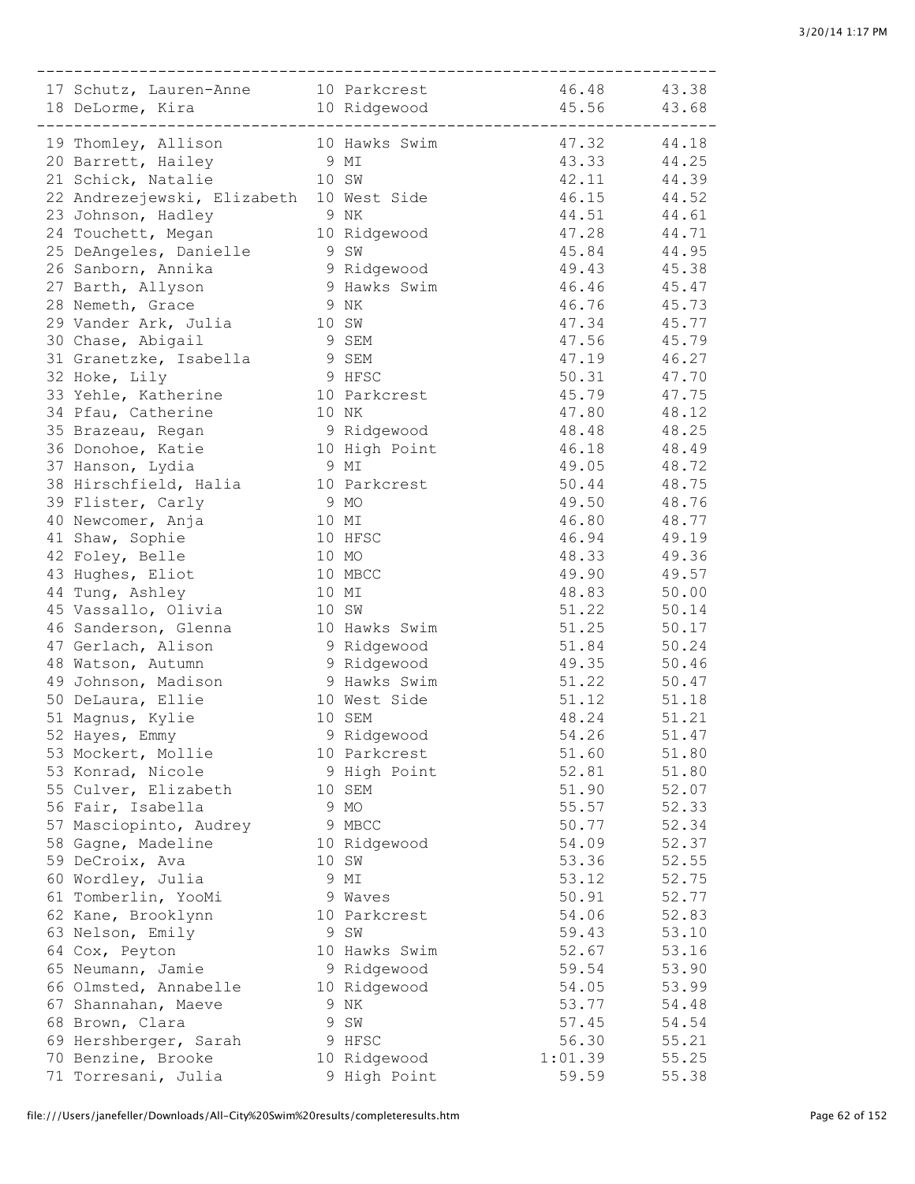| Place | Name | Age | Team | Seed Time | Finals Time |
|---|---|---|---|---|---|
| 17 | Schutz, Lauren-Anne | 10 | Parkcrest | 46.48 | 43.38 |
| 18 | DeLorme, Kira | 10 | Ridgewood | 45.56 | 43.68 |
| 19 | Thomley, Allison | 10 | Hawks Swim | 47.32 | 44.18 |
| 20 | Barrett, Hailey | 9 | MI | 43.33 | 44.25 |
| 21 | Schick, Natalie | 10 | SW | 42.11 | 44.39 |
| 22 | Andrezejewski, Elizabeth | 10 | West Side | 46.15 | 44.52 |
| 23 | Johnson, Hadley | 9 | NK | 44.51 | 44.61 |
| 24 | Touchett, Megan | 10 | Ridgewood | 47.28 | 44.71 |
| 25 | DeAngeles, Danielle | 9 | SW | 45.84 | 44.95 |
| 26 | Sanborn, Annika | 9 | Ridgewood | 49.43 | 45.38 |
| 27 | Barth, Allyson | 9 | Hawks Swim | 46.46 | 45.47 |
| 28 | Nemeth, Grace | 9 | NK | 46.76 | 45.73 |
| 29 | Vander Ark, Julia | 10 | SW | 47.34 | 45.77 |
| 30 | Chase, Abigail | 9 | SEM | 47.56 | 45.79 |
| 31 | Granetzke, Isabella | 9 | SEM | 47.19 | 46.27 |
| 32 | Hoke, Lily | 9 | HFSC | 50.31 | 47.70 |
| 33 | Yehle, Katherine | 10 | Parkcrest | 45.79 | 47.75 |
| 34 | Pfau, Catherine | 10 | NK | 47.80 | 48.12 |
| 35 | Brazeau, Regan | 9 | Ridgewood | 48.48 | 48.25 |
| 36 | Donohoe, Katie | 10 | High Point | 46.18 | 48.49 |
| 37 | Hanson, Lydia | 9 | MI | 49.05 | 48.72 |
| 38 | Hirschfield, Halia | 10 | Parkcrest | 50.44 | 48.75 |
| 39 | Flister, Carly | 9 | MO | 49.50 | 48.76 |
| 40 | Newcomer, Anja | 10 | MI | 46.80 | 48.77 |
| 41 | Shaw, Sophie | 10 | HFSC | 46.94 | 49.19 |
| 42 | Foley, Belle | 10 | MO | 48.33 | 49.36 |
| 43 | Hughes, Eliot | 10 | MBCC | 49.90 | 49.57 |
| 44 | Tung, Ashley | 10 | MI | 48.83 | 50.00 |
| 45 | Vassallo, Olivia | 10 | SW | 51.22 | 50.14 |
| 46 | Sanderson, Glenna | 10 | Hawks Swim | 51.25 | 50.17 |
| 47 | Gerlach, Alison | 9 | Ridgewood | 51.84 | 50.24 |
| 48 | Watson, Autumn | 9 | Ridgewood | 49.35 | 50.46 |
| 49 | Johnson, Madison | 9 | Hawks Swim | 51.22 | 50.47 |
| 50 | DeLaura, Ellie | 10 | West Side | 51.12 | 51.18 |
| 51 | Magnus, Kylie | 10 | SEM | 48.24 | 51.21 |
| 52 | Hayes, Emmy | 9 | Ridgewood | 54.26 | 51.47 |
| 53 | Mockert, Mollie | 10 | Parkcrest | 51.60 | 51.80 |
| 53 | Konrad, Nicole | 9 | High Point | 52.81 | 51.80 |
| 55 | Culver, Elizabeth | 10 | SEM | 51.90 | 52.07 |
| 56 | Fair, Isabella | 9 | MO | 55.57 | 52.33 |
| 57 | Masciopinto, Audrey | 9 | MBCC | 50.77 | 52.34 |
| 58 | Gagne, Madeline | 10 | Ridgewood | 54.09 | 52.37 |
| 59 | DeCroix, Ava | 10 | SW | 53.36 | 52.55 |
| 60 | Wordley, Julia | 9 | MI | 53.12 | 52.75 |
| 61 | Tomberlin, YooMi | 9 | Waves | 50.91 | 52.77 |
| 62 | Kane, Brooklynn | 10 | Parkcrest | 54.06 | 52.83 |
| 63 | Nelson, Emily | 9 | SW | 59.43 | 53.10 |
| 64 | Cox, Peyton | 10 | Hawks Swim | 52.67 | 53.16 |
| 65 | Neumann, Jamie | 9 | Ridgewood | 59.54 | 53.90 |
| 66 | Olmsted, Annabelle | 10 | Ridgewood | 54.05 | 53.99 |
| 67 | Shannahan, Maeve | 9 | NK | 53.77 | 54.48 |
| 68 | Brown, Clara | 9 | SW | 57.45 | 54.54 |
| 69 | Hershberger, Sarah | 9 | HFSC | 56.30 | 55.21 |
| 70 | Benzine, Brooke | 10 | Ridgewood | 1:01.39 | 55.25 |
| 71 | Torresani, Julia | 9 | High Point | 59.59 | 55.38 |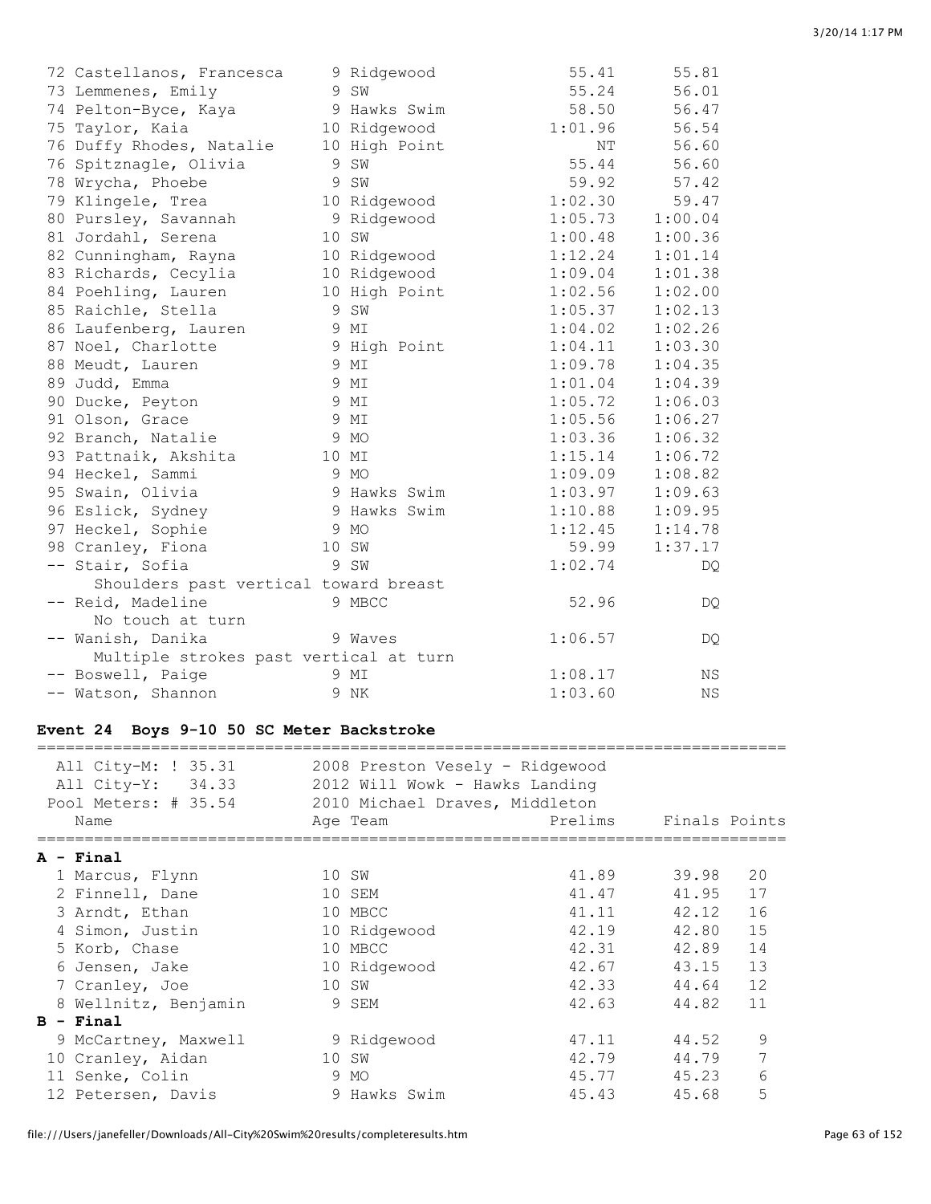| Place | Name | Age | Team | Prelims | Finals |
|---|---|---|---|---|---|
| 72 | Castellanos, Francesca | 9 | Ridgewood | 55.41 | 55.81 |
| 73 | Lemmenes, Emily | 9 | SW | 55.24 | 56.01 |
| 74 | Pelton-Byce, Kaya | 9 | Hawks Swim | 58.50 | 56.47 |
| 75 | Taylor, Kaia | 10 | Ridgewood | 1:01.96 | 56.54 |
| 76 | Duffy Rhodes, Natalie | 10 | High Point | NT | 56.60 |
| 76 | Spitznagle, Olivia | 9 | SW | 55.44 | 56.60 |
| 78 | Wrycha, Phoebe | 9 | SW | 59.92 | 57.42 |
| 79 | Klingele, Trea | 10 | Ridgewood | 1:02.30 | 59.47 |
| 80 | Pursley, Savannah | 9 | Ridgewood | 1:05.73 | 1:00.04 |
| 81 | Jordahl, Serena | 10 | SW | 1:00.48 | 1:00.36 |
| 82 | Cunningham, Rayna | 10 | Ridgewood | 1:12.24 | 1:01.14 |
| 83 | Richards, Cecylia | 10 | Ridgewood | 1:09.04 | 1:01.38 |
| 84 | Poehling, Lauren | 10 | High Point | 1:02.56 | 1:02.00 |
| 85 | Raichle, Stella | 9 | SW | 1:05.37 | 1:02.13 |
| 86 | Laufenberg, Lauren | 9 | MI | 1:04.02 | 1:02.26 |
| 87 | Noel, Charlotte | 9 | High Point | 1:04.11 | 1:03.30 |
| 88 | Meudt, Lauren | 9 | MI | 1:09.78 | 1:04.35 |
| 89 | Judd, Emma | 9 | MI | 1:01.04 | 1:04.39 |
| 90 | Ducke, Peyton | 9 | MI | 1:05.72 | 1:06.03 |
| 91 | Olson, Grace | 9 | MI | 1:05.56 | 1:06.27 |
| 92 | Branch, Natalie | 9 | MO | 1:03.36 | 1:06.32 |
| 93 | Pattnaik, Akshita | 10 | MI | 1:15.14 | 1:06.72 |
| 94 | Heckel, Sammi | 9 | MO | 1:09.09 | 1:08.82 |
| 95 | Swain, Olivia | 9 | Hawks Swim | 1:03.97 | 1:09.63 |
| 96 | Eslick, Sydney | 9 | Hawks Swim | 1:10.88 | 1:09.95 |
| 97 | Heckel, Sophie | 9 | MO | 1:12.45 | 1:14.78 |
| 98 | Cranley, Fiona | 10 | SW | 59.99 | 1:37.17 |
| -- | Stair, Sofia | 9 | SW | 1:02.74 | DQ |
| | Shoulders past vertical toward breast | | | | |
| -- | Reid, Madeline | 9 | MBCC | 52.96 | DQ |
| | No touch at turn | | | | |
| -- | Wanish, Danika | 9 | Waves | 1:06.57 | DQ |
| | Multiple strokes past vertical at turn | | | | |
| -- | Boswell, Paige | 9 | MI | 1:08.17 | NS |
| -- | Watson, Shannon | 9 | NK | 1:03.60 | NS |

## Event 24 Boys 9-10 50 SC Meter Backstroke

All City-M: ! 35.31 — 2008 Preston Vesely - Ridgewood
All City-Y: 34.33 — 2012 Will Wowk - Hawks Landing
Pool Meters: # 35.54 — 2010 Michael Draves, Middleton

| Place | Name | Age | Team | Prelims | Finals | Points |
|---|---|---|---|---|---|---|
| **A - Final** | | | | | | |
| 1 | Marcus, Flynn | 10 | SW | 41.89 | 39.98 | 20 |
| 2 | Finnell, Dane | 10 | SEM | 41.47 | 41.95 | 17 |
| 3 | Arndt, Ethan | 10 | MBCC | 41.11 | 42.12 | 16 |
| 4 | Simon, Justin | 10 | Ridgewood | 42.19 | 42.80 | 15 |
| 5 | Korb, Chase | 10 | MBCC | 42.31 | 42.89 | 14 |
| 6 | Jensen, Jake | 10 | Ridgewood | 42.67 | 43.15 | 13 |
| 7 | Cranley, Joe | 10 | SW | 42.33 | 44.64 | 12 |
| 8 | Wellnitz, Benjamin | 9 | SEM | 42.63 | 44.82 | 11 |
| **B - Final** | | | | | | |
| 9 | McCartney, Maxwell | 9 | Ridgewood | 47.11 | 44.52 | 9 |
| 10 | Cranley, Aidan | 10 | SW | 42.79 | 44.79 | 7 |
| 11 | Senke, Colin | 9 | MO | 45.77 | 45.23 | 6 |
| 12 | Petersen, Davis | 9 | Hawks Swim | 45.43 | 45.68 | 5 |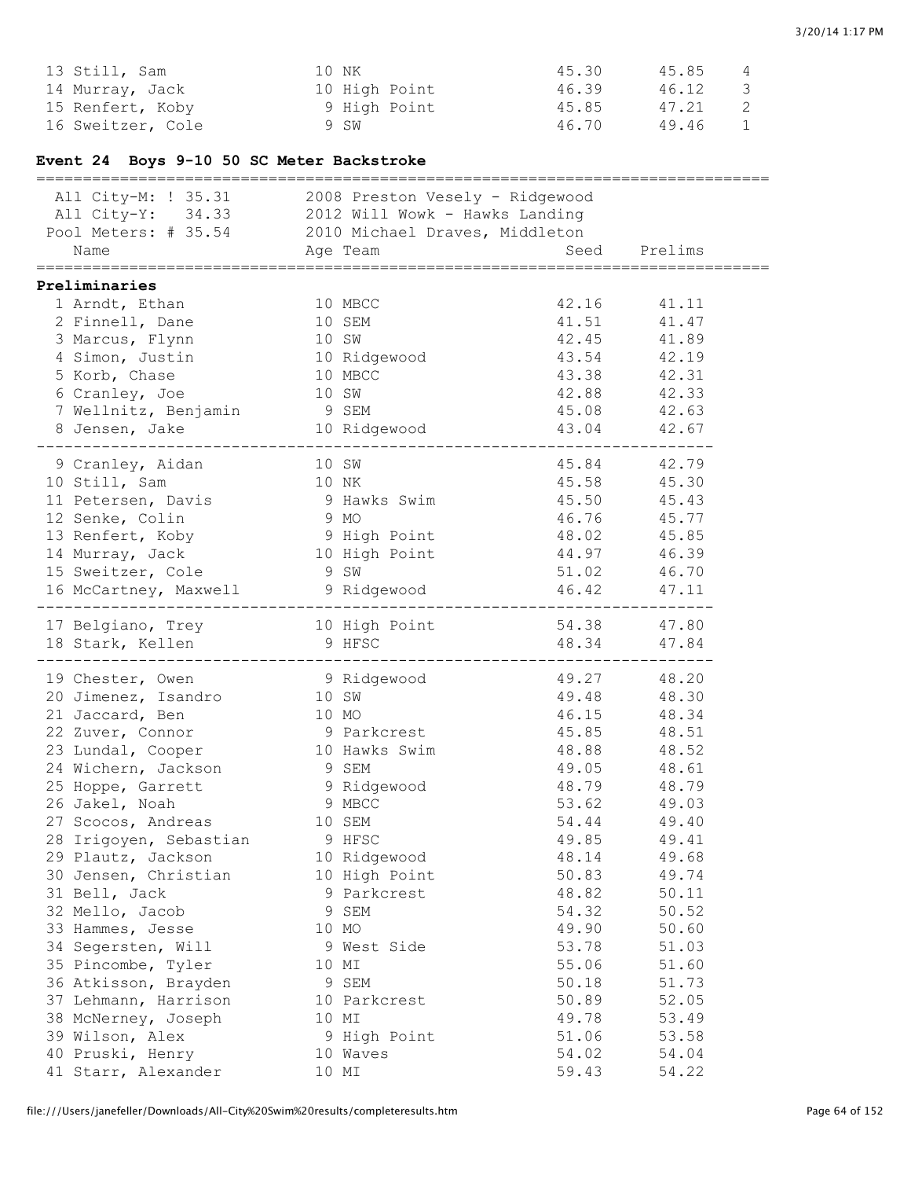| | Name | Age | Team | Seed | Finals | Points |
|---|---|---|---|---|---|---|
| 13 | Still, Sam | 10 | NK | 45.30 | 45.85 | 4 |
| 14 | Murray, Jack | 10 | High Point | 46.39 | 46.12 | 3 |
| 15 | Renfert, Koby | 9 | High Point | 45.85 | 47.21 | 2 |
| 16 | Sweitzer, Cole | 9 | SW | 46.70 | 49.46 | 1 |

## Event 24 Boys 9-10 50 SC Meter Backstroke

```
All City-M: ! 35.31       2008 Preston Vesely - Ridgewood
All City-Y:   34.33       2012 Will Wowk - Hawks Landing
Pool Meters: # 35.54      2010 Michael Draves, Middleton
```

**Preliminaries**

| | Name | Age | Team | Seed | Prelims |
|---|---|---|---|---|---|
| 1 | Arndt, Ethan | 10 | MBCC | 42.16 | 41.11 |
| 2 | Finnell, Dane | 10 | SEM | 41.51 | 41.47 |
| 3 | Marcus, Flynn | 10 | SW | 42.45 | 41.89 |
| 4 | Simon, Justin | 10 | Ridgewood | 43.54 | 42.19 |
| 5 | Korb, Chase | 10 | MBCC | 43.38 | 42.31 |
| 6 | Cranley, Joe | 10 | SW | 42.88 | 42.33 |
| 7 | Wellnitz, Benjamin | 9 | SEM | 45.08 | 42.63 |
| 8 | Jensen, Jake | 10 | Ridgewood | 43.04 | 42.67 |
| 9 | Cranley, Aidan | 10 | SW | 45.84 | 42.79 |
| 10 | Still, Sam | 10 | NK | 45.58 | 45.30 |
| 11 | Petersen, Davis | 9 | Hawks Swim | 45.50 | 45.43 |
| 12 | Senke, Colin | 9 | MO | 46.76 | 45.77 |
| 13 | Renfert, Koby | 9 | High Point | 48.02 | 45.85 |
| 14 | Murray, Jack | 10 | High Point | 44.97 | 46.39 |
| 15 | Sweitzer, Cole | 9 | SW | 51.02 | 46.70 |
| 16 | McCartney, Maxwell | 9 | Ridgewood | 46.42 | 47.11 |
| 17 | Belgiano, Trey | 10 | High Point | 54.38 | 47.80 |
| 18 | Stark, Kellen | 9 | HFSC | 48.34 | 47.84 |
| 19 | Chester, Owen | 9 | Ridgewood | 49.27 | 48.20 |
| 20 | Jimenez, Isandro | 10 | SW | 49.48 | 48.30 |
| 21 | Jaccard, Ben | 10 | MO | 46.15 | 48.34 |
| 22 | Zuver, Connor | 9 | Parkcrest | 45.85 | 48.51 |
| 23 | Lundal, Cooper | 10 | Hawks Swim | 48.88 | 48.52 |
| 24 | Wichern, Jackson | 9 | SEM | 49.05 | 48.61 |
| 25 | Hoppe, Garrett | 9 | Ridgewood | 48.79 | 48.79 |
| 26 | Jakel, Noah | 9 | MBCC | 53.62 | 49.03 |
| 27 | Scocos, Andreas | 10 | SEM | 54.44 | 49.40 |
| 28 | Irigoyen, Sebastian | 9 | HFSC | 49.85 | 49.41 |
| 29 | Plautz, Jackson | 10 | Ridgewood | 48.14 | 49.68 |
| 30 | Jensen, Christian | 10 | High Point | 50.83 | 49.74 |
| 31 | Bell, Jack | 9 | Parkcrest | 48.82 | 50.11 |
| 32 | Mello, Jacob | 9 | SEM | 54.32 | 50.52 |
| 33 | Hammes, Jesse | 10 | MO | 49.90 | 50.60 |
| 34 | Segersten, Will | 9 | West Side | 53.78 | 51.03 |
| 35 | Pincombe, Tyler | 10 | MI | 55.06 | 51.60 |
| 36 | Atkisson, Brayden | 9 | SEM | 50.18 | 51.73 |
| 37 | Lehmann, Harrison | 10 | Parkcrest | 50.89 | 52.05 |
| 38 | McNerney, Joseph | 10 | MI | 49.78 | 53.49 |
| 39 | Wilson, Alex | 9 | High Point | 51.06 | 53.58 |
| 40 | Pruski, Henry | 10 | Waves | 54.02 | 54.04 |
| 41 | Starr, Alexander | 10 | MI | 59.43 | 54.22 |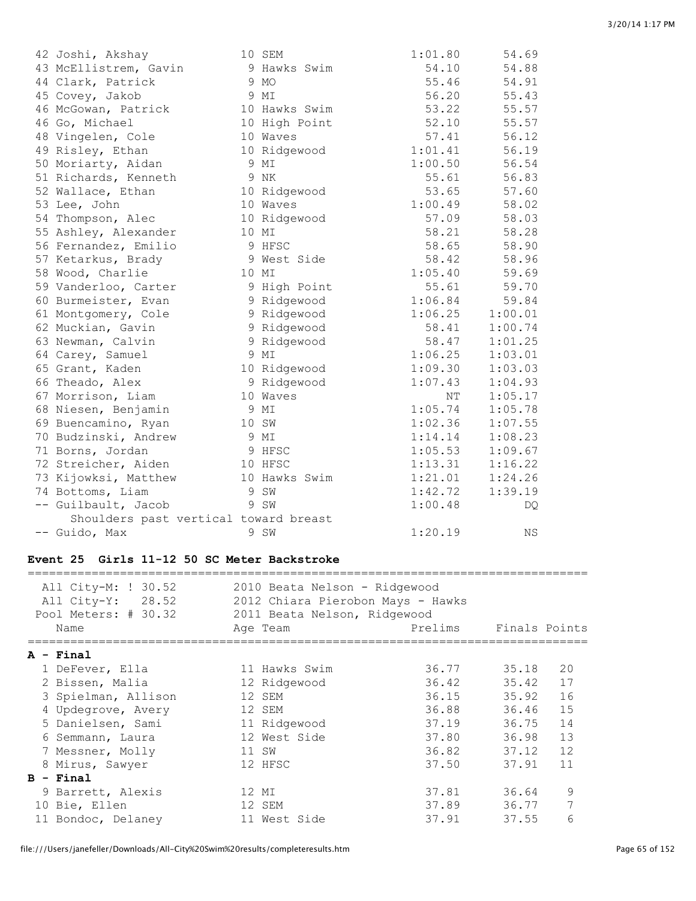| Place | Name | Age | Team | Prelims | Finals |
|---|---|---|---|---|---|
| 42 | Joshi, Akshay | 10 | SEM | 1:01.80 | 54.69 |
| 43 | McEllistrem, Gavin | 9 | Hawks Swim | 54.10 | 54.88 |
| 44 | Clark, Patrick | 9 | MO | 55.46 | 54.91 |
| 45 | Covey, Jakob | 9 | MI | 56.20 | 55.43 |
| 46 | McGowan, Patrick | 10 | Hawks Swim | 53.22 | 55.57 |
| 46 | Go, Michael | 10 | High Point | 52.10 | 55.57 |
| 48 | Vingelen, Cole | 10 | Waves | 57.41 | 56.12 |
| 49 | Risley, Ethan | 10 | Ridgewood | 1:01.41 | 56.19 |
| 50 | Moriarty, Aidan | 9 | MI | 1:00.50 | 56.54 |
| 51 | Richards, Kenneth | 9 | NK | 55.61 | 56.83 |
| 52 | Wallace, Ethan | 10 | Ridgewood | 53.65 | 57.60 |
| 53 | Lee, John | 10 | Waves | 1:00.49 | 58.02 |
| 54 | Thompson, Alec | 10 | Ridgewood | 57.09 | 58.03 |
| 55 | Ashley, Alexander | 10 | MI | 58.21 | 58.28 |
| 56 | Fernandez, Emilio | 9 | HFSC | 58.65 | 58.90 |
| 57 | Ketarkus, Brady | 9 | West Side | 58.42 | 58.96 |
| 58 | Wood, Charlie | 10 | MI | 1:05.40 | 59.69 |
| 59 | Vanderloo, Carter | 9 | High Point | 55.61 | 59.70 |
| 60 | Burmeister, Evan | 9 | Ridgewood | 1:06.84 | 59.84 |
| 61 | Montgomery, Cole | 9 | Ridgewood | 1:06.25 | 1:00.01 |
| 62 | Muckian, Gavin | 9 | Ridgewood | 58.41 | 1:00.74 |
| 63 | Newman, Calvin | 9 | Ridgewood | 58.47 | 1:01.25 |
| 64 | Carey, Samuel | 9 | MI | 1:06.25 | 1:03.01 |
| 65 | Grant, Kaden | 10 | Ridgewood | 1:09.30 | 1:03.03 |
| 66 | Theado, Alex | 9 | Ridgewood | 1:07.43 | 1:04.93 |
| 67 | Morrison, Liam | 10 | Waves | NT | 1:05.17 |
| 68 | Niesen, Benjamin | 9 | MI | 1:05.74 | 1:05.78 |
| 69 | Buencamino, Ryan | 10 | SW | 1:02.36 | 1:07.55 |
| 70 | Budzinski, Andrew | 9 | MI | 1:14.14 | 1:08.23 |
| 71 | Borns, Jordan | 9 | HFSC | 1:05.53 | 1:09.67 |
| 72 | Streicher, Aiden | 10 | HFSC | 1:13.31 | 1:16.22 |
| 73 | Kijowksi, Matthew | 10 | Hawks Swim | 1:21.01 | 1:24.26 |
| 74 | Bottoms, Liam | 9 | SW | 1:42.72 | 1:39.19 |
| -- | Guilbault, Jacob | 9 | SW | 1:00.48 | DQ |
| | Shoulders past vertical toward breast | | | | |
| -- | Guido, Max | 9 | SW | 1:20.19 | NS |

**Event 25 Girls 11-12 50 SC Meter Backstroke**

All City-M: ! 30.52 — 2010 Beata Nelson - Ridgewood
All City-Y: 28.52 — 2012 Chiara Pierobon Mays - Hawks
Pool Meters: # 30.32 — 2011 Beata Nelson, Ridgewood

| Place | Name | Age | Team | Prelims | Finals | Points |
|---|---|---|---|---|---|---|
| **A - Final** | | | | | | |
| 1 | DeFever, Ella | 11 | Hawks Swim | 36.77 | 35.18 | 20 |
| 2 | Bissen, Malia | 12 | Ridgewood | 36.42 | 35.42 | 17 |
| 3 | Spielman, Allison | 12 | SEM | 36.15 | 35.92 | 16 |
| 4 | Updegrove, Avery | 12 | SEM | 36.88 | 36.46 | 15 |
| 5 | Danielsen, Sami | 11 | Ridgewood | 37.19 | 36.75 | 14 |
| 6 | Semmann, Laura | 12 | West Side | 37.80 | 36.98 | 13 |
| 7 | Messner, Molly | 11 | SW | 36.82 | 37.12 | 12 |
| 8 | Mirus, Sawyer | 12 | HFSC | 37.50 | 37.91 | 11 |
| **B - Final** | | | | | | |
| 9 | Barrett, Alexis | 12 | MI | 37.81 | 36.64 | 9 |
| 10 | Bie, Ellen | 12 | SEM | 37.89 | 36.77 | 7 |
| 11 | Bondoc, Delaney | 11 | West Side | 37.91 | 37.55 | 6 |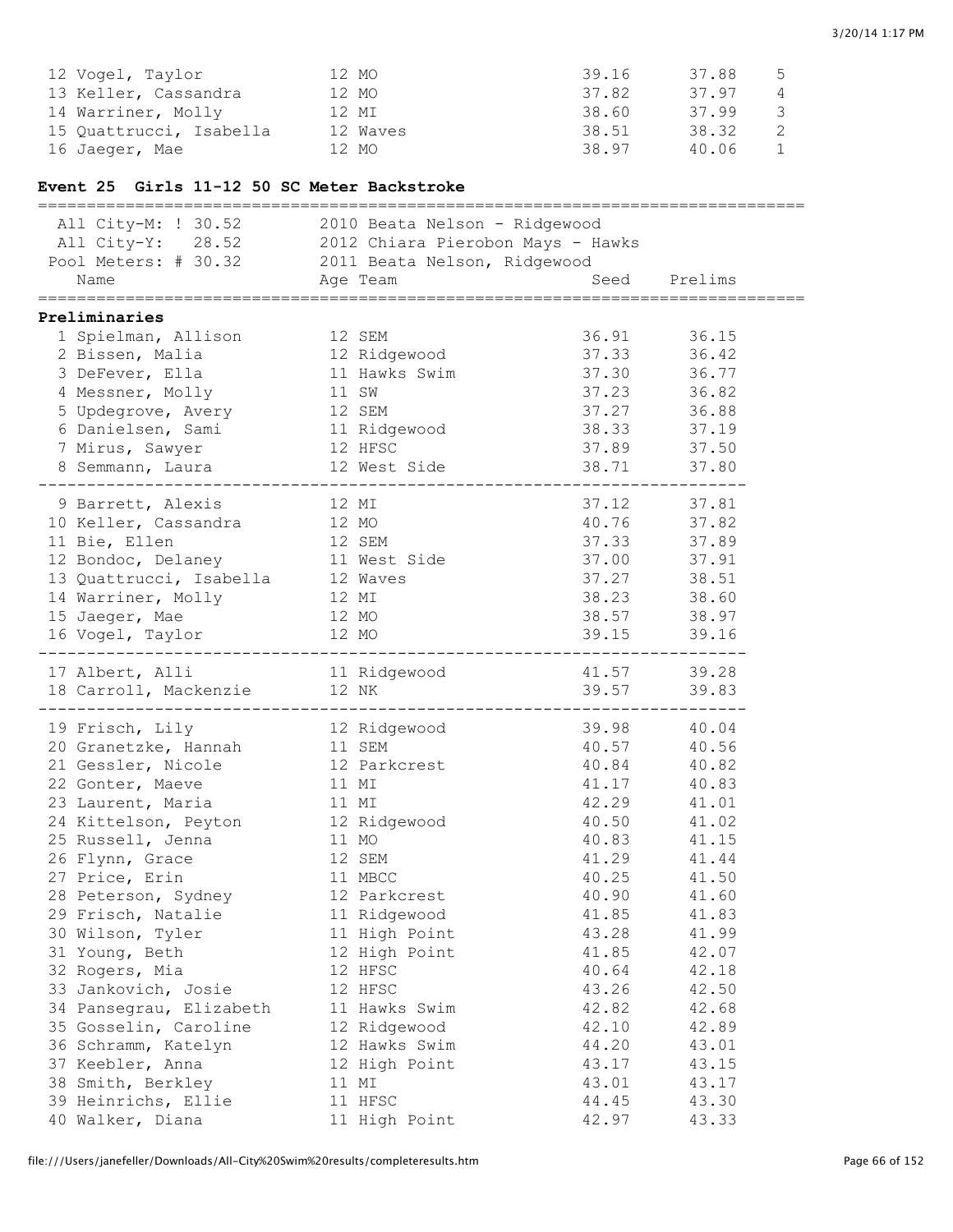| | Name | Age | Team | Seed | Finals | Points |
|---|---|---|---|---|---|---|
| 12 | Vogel, Taylor | 12 | MO | 39.16 | 37.88 | 5 |
| 13 | Keller, Cassandra | 12 | MO | 37.82 | 37.97 | 4 |
| 14 | Warriner, Molly | 12 | MI | 38.60 | 37.99 | 3 |
| 15 | Quattrucci, Isabella | 12 | Waves | 38.51 | 38.32 | 2 |
| 16 | Jaeger, Mae | 12 | MO | 38.97 | 40.06 | 1 |

### Event 25 Girls 11-12 50 SC Meter Backstroke

All City-M: ! 30.52 2010 Beata Nelson - Ridgewood
All City-Y: 28.52 2012 Chiara Pierobon Mays - Hawks
Pool Meters: # 30.32 2011 Beata Nelson, Ridgewood

**Preliminaries**

| | Name | Age | Team | Seed | Prelims |
|---|---|---|---|---|---|
| 1 | Spielman, Allison | 12 | SEM | 36.91 | 36.15 |
| 2 | Bissen, Malia | 12 | Ridgewood | 37.33 | 36.42 |
| 3 | DeFever, Ella | 11 | Hawks Swim | 37.30 | 36.77 |
| 4 | Messner, Molly | 11 | SW | 37.23 | 36.82 |
| 5 | Updegrove, Avery | 12 | SEM | 37.27 | 36.88 |
| 6 | Danielsen, Sami | 11 | Ridgewood | 38.33 | 37.19 |
| 7 | Mirus, Sawyer | 12 | HFSC | 37.89 | 37.50 |
| 8 | Semmann, Laura | 12 | West Side | 38.71 | 37.80 |
| 9 | Barrett, Alexis | 12 | MI | 37.12 | 37.81 |
| 10 | Keller, Cassandra | 12 | MO | 40.76 | 37.82 |
| 11 | Bie, Ellen | 12 | SEM | 37.33 | 37.89 |
| 12 | Bondoc, Delaney | 11 | West Side | 37.00 | 37.91 |
| 13 | Quattrucci, Isabella | 12 | Waves | 37.27 | 38.51 |
| 14 | Warriner, Molly | 12 | MI | 38.23 | 38.60 |
| 15 | Jaeger, Mae | 12 | MO | 38.57 | 38.97 |
| 16 | Vogel, Taylor | 12 | MO | 39.15 | 39.16 |
| 17 | Albert, Alli | 11 | Ridgewood | 41.57 | 39.28 |
| 18 | Carroll, Mackenzie | 12 | NK | 39.57 | 39.83 |
| 19 | Frisch, Lily | 12 | Ridgewood | 39.98 | 40.04 |
| 20 | Granetzke, Hannah | 11 | SEM | 40.57 | 40.56 |
| 21 | Gessler, Nicole | 12 | Parkcrest | 40.84 | 40.82 |
| 22 | Gonter, Maeve | 11 | MI | 41.17 | 40.83 |
| 23 | Laurent, Maria | 11 | MI | 42.29 | 41.01 |
| 24 | Kittelson, Peyton | 12 | Ridgewood | 40.50 | 41.02 |
| 25 | Russell, Jenna | 11 | MO | 40.83 | 41.15 |
| 26 | Flynn, Grace | 12 | SEM | 41.29 | 41.44 |
| 27 | Price, Erin | 11 | MBCC | 40.25 | 41.50 |
| 28 | Peterson, Sydney | 12 | Parkcrest | 40.90 | 41.60 |
| 29 | Frisch, Natalie | 11 | Ridgewood | 41.85 | 41.83 |
| 30 | Wilson, Tyler | 11 | High Point | 43.28 | 41.99 |
| 31 | Young, Beth | 12 | High Point | 41.85 | 42.07 |
| 32 | Rogers, Mia | 12 | HFSC | 40.64 | 42.18 |
| 33 | Jankovich, Josie | 12 | HFSC | 43.26 | 42.50 |
| 34 | Pansegrau, Elizabeth | 11 | Hawks Swim | 42.82 | 42.68 |
| 35 | Gosselin, Caroline | 12 | Ridgewood | 42.10 | 42.89 |
| 36 | Schramm, Katelyn | 12 | Hawks Swim | 44.20 | 43.01 |
| 37 | Keebler, Anna | 12 | High Point | 43.17 | 43.15 |
| 38 | Smith, Berkley | 11 | MI | 43.01 | 43.17 |
| 39 | Heinrichs, Ellie | 11 | HFSC | 44.45 | 43.30 |
| 40 | Walker, Diana | 11 | High Point | 42.97 | 43.33 |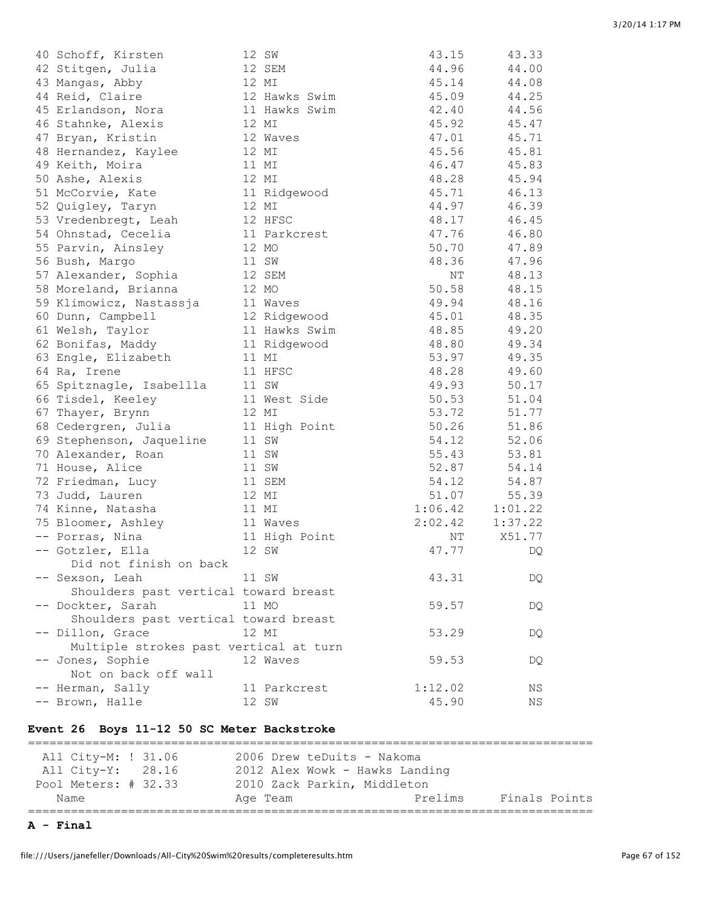| Place | Name | Age | Team | Prelims | Finals |
|---|---|---|---|---|---|
| 40 | Schoff, Kirsten | 12 | SW | 43.15 | 43.33 |
| 42 | Stitgen, Julia | 12 | SEM | 44.96 | 44.00 |
| 43 | Mangas, Abby | 12 | MI | 45.14 | 44.08 |
| 44 | Reid, Claire | 12 | Hawks Swim | 45.09 | 44.25 |
| 45 | Erlandson, Nora | 11 | Hawks Swim | 42.40 | 44.56 |
| 46 | Stahnke, Alexis | 12 | MI | 45.92 | 45.47 |
| 47 | Bryan, Kristin | 12 | Waves | 47.01 | 45.71 |
| 48 | Hernandez, Kaylee | 12 | MI | 45.56 | 45.81 |
| 49 | Keith, Moira | 11 | MI | 46.47 | 45.83 |
| 50 | Ashe, Alexis | 12 | MI | 48.28 | 45.94 |
| 51 | McCorvie, Kate | 11 | Ridgewood | 45.71 | 46.13 |
| 52 | Quigley, Taryn | 12 | MI | 44.97 | 46.39 |
| 53 | Vredenbregt, Leah | 12 | HFSC | 48.17 | 46.45 |
| 54 | Ohnstad, Cecelia | 11 | Parkcrest | 47.76 | 46.80 |
| 55 | Parvin, Ainsley | 12 | MO | 50.70 | 47.89 |
| 56 | Bush, Margo | 11 | SW | 48.36 | 47.96 |
| 57 | Alexander, Sophia | 12 | SEM | NT | 48.13 |
| 58 | Moreland, Brianna | 12 | MO | 50.58 | 48.15 |
| 59 | Klimowicz, Nastassja | 11 | Waves | 49.94 | 48.16 |
| 60 | Dunn, Campbell | 12 | Ridgewood | 45.01 | 48.35 |
| 61 | Welsh, Taylor | 11 | Hawks Swim | 48.85 | 49.20 |
| 62 | Bonifas, Maddy | 11 | Ridgewood | 48.80 | 49.34 |
| 63 | Engle, Elizabeth | 11 | MI | 53.97 | 49.35 |
| 64 | Ra, Irene | 11 | HFSC | 48.28 | 49.60 |
| 65 | Spitznagle, Isabellla | 11 | SW | 49.93 | 50.17 |
| 66 | Tisdel, Keeley | 11 | West Side | 50.53 | 51.04 |
| 67 | Thayer, Brynn | 12 | MI | 53.72 | 51.77 |
| 68 | Cedergren, Julia | 11 | High Point | 50.26 | 51.86 |
| 69 | Stephenson, Jaqueline | 11 | SW | 54.12 | 52.06 |
| 70 | Alexander, Roan | 11 | SW | 55.43 | 53.81 |
| 71 | House, Alice | 11 | SW | 52.87 | 54.14 |
| 72 | Friedman, Lucy | 11 | SEM | 54.12 | 54.87 |
| 73 | Judd, Lauren | 12 | MI | 51.07 | 55.39 |
| 74 | Kinne, Natasha | 11 | MI | 1:06.42 | 1:01.22 |
| 75 | Bloomer, Ashley | 11 | Waves | 2:02.42 | 1:37.22 |
| -- | Porras, Nina | 11 | High Point | NT | X51.77 |
| -- | Gotzler, Ella | 12 | SW | 47.77 | DQ |
| | Did not finish on back | | | | |
| -- | Sexson, Leah | 11 | SW | 43.31 | DQ |
| | Shoulders past vertical toward breast | | | | |
| -- | Dockter, Sarah | 11 | MO | 59.57 | DQ |
| | Shoulders past vertical toward breast | | | | |
| -- | Dillon, Grace | 12 | MI | 53.29 | DQ |
| | Multiple strokes past vertical at turn | | | | |
| -- | Jones, Sophie | 12 | Waves | 59.53 | DQ |
| | Not on back off wall | | | | |
| -- | Herman, Sally | 11 | Parkcrest | 1:12.02 | NS |
| -- | Brown, Halle | 12 | SW | 45.90 | NS |

## Event 26 Boys 11-12 50 SC Meter Backstroke

| Record | Time | Year / Holder |
|---|---|---|
| All City-M: | ! 31.06 | 2006 Drew teDuits - Nakoma |
| All City-Y: | 28.16 | 2012 Alex Wowk - Hawks Landing |
| Pool Meters: | # 32.33 | 2010 Zack Parkin, Middleton |

| Name | Age | Team | Prelims | Finals | Points |
|---|---|---|---|---|---|

**A - Final**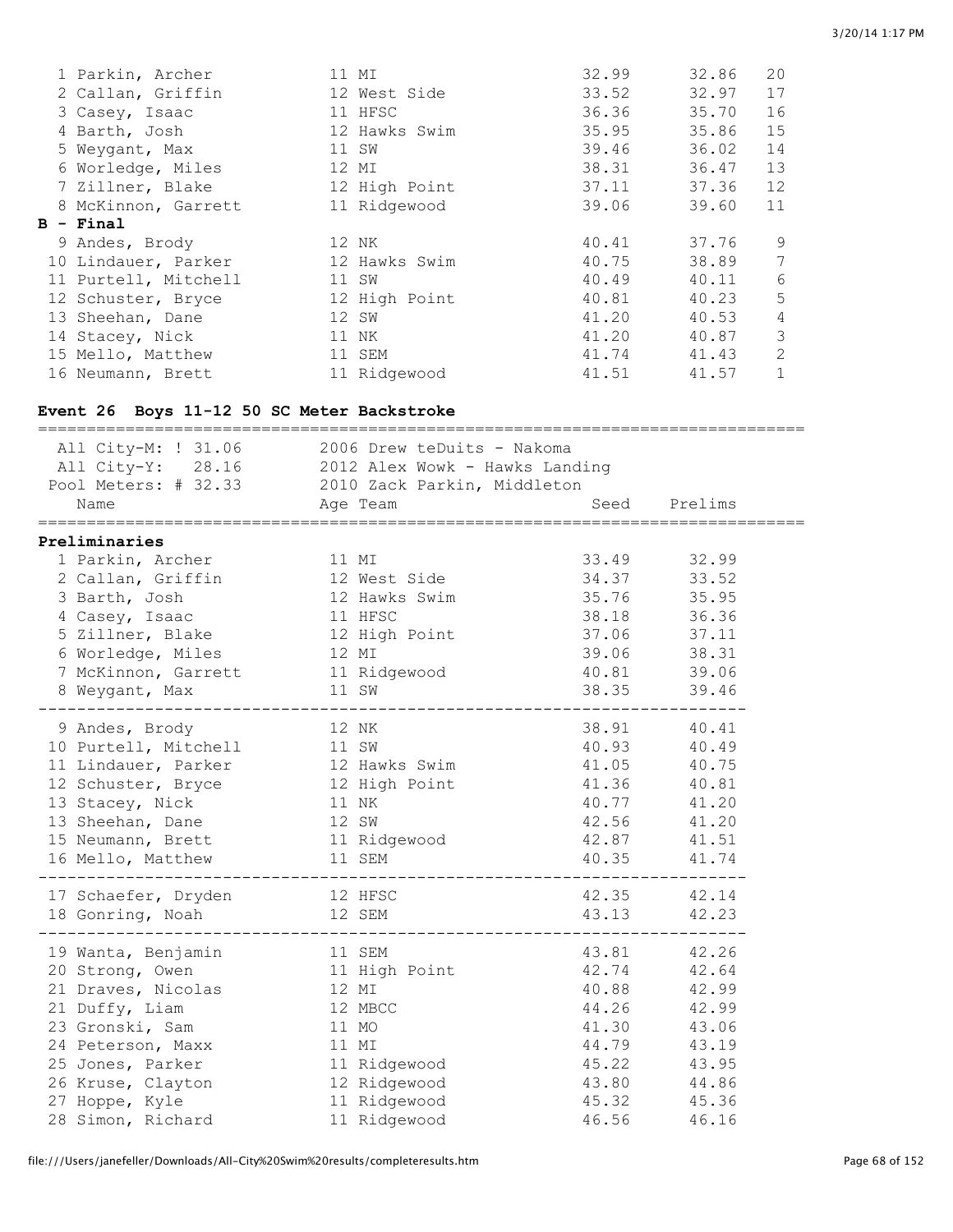| Name | Age | Team | Prelims | Finals | Points |
|---|---|---|---|---|---|
| 1 Parkin, Archer | 11 | MI | 32.99 | 32.86 | 20 |
| 2 Callan, Griffin | 12 | West Side | 33.52 | 32.97 | 17 |
| 3 Casey, Isaac | 11 | HFSC | 36.36 | 35.70 | 16 |
| 4 Barth, Josh | 12 | Hawks Swim | 35.95 | 35.86 | 15 |
| 5 Weygant, Max | 11 | SW | 39.46 | 36.02 | 14 |
| 6 Worledge, Miles | 12 | MI | 38.31 | 36.47 | 13 |
| 7 Zillner, Blake | 12 | High Point | 37.11 | 37.36 | 12 |
| 8 McKinnon, Garrett | 11 | Ridgewood | 39.06 | 39.60 | 11 |
| **B - Final** | | | | | |
| 9 Andes, Brody | 12 | NK | 40.41 | 37.76 | 9 |
| 10 Lindauer, Parker | 12 | Hawks Swim | 40.75 | 38.89 | 7 |
| 11 Purtell, Mitchell | 11 | SW | 40.49 | 40.11 | 6 |
| 12 Schuster, Bryce | 12 | High Point | 40.81 | 40.23 | 5 |
| 13 Sheehan, Dane | 12 | SW | 41.20 | 40.53 | 4 |
| 14 Stacey, Nick | 11 | NK | 41.20 | 40.87 | 3 |
| 15 Mello, Matthew | 11 | SEM | 41.74 | 41.43 | 2 |
| 16 Neumann, Brett | 11 | Ridgewood | 41.51 | 41.57 | 1 |

## Event 26 Boys 11-12 50 SC Meter Backstroke

All City-M: ! 31.06 — 2006 Drew teDuits - Nakoma
All City-Y: 28.16 — 2012 Alex Wowk - Hawks Landing
Pool Meters: # 32.33 — 2010 Zack Parkin, Middleton

| Name | Age | Team | Seed | Prelims |
|---|---|---|---|---|
| **Preliminaries** | | | | |
| 1 Parkin, Archer | 11 | MI | 33.49 | 32.99 |
| 2 Callan, Griffin | 12 | West Side | 34.37 | 33.52 |
| 3 Barth, Josh | 12 | Hawks Swim | 35.76 | 35.95 |
| 4 Casey, Isaac | 11 | HFSC | 38.18 | 36.36 |
| 5 Zillner, Blake | 12 | High Point | 37.06 | 37.11 |
| 6 Worledge, Miles | 12 | MI | 39.06 | 38.31 |
| 7 McKinnon, Garrett | 11 | Ridgewood | 40.81 | 39.06 |
| 8 Weygant, Max | 11 | SW | 38.35 | 39.46 |
| 9 Andes, Brody | 12 | NK | 38.91 | 40.41 |
| 10 Purtell, Mitchell | 11 | SW | 40.93 | 40.49 |
| 11 Lindauer, Parker | 12 | Hawks Swim | 41.05 | 40.75 |
| 12 Schuster, Bryce | 12 | High Point | 41.36 | 40.81 |
| 13 Stacey, Nick | 11 | NK | 40.77 | 41.20 |
| 13 Sheehan, Dane | 12 | SW | 42.56 | 41.20 |
| 15 Neumann, Brett | 11 | Ridgewood | 42.87 | 41.51 |
| 16 Mello, Matthew | 11 | SEM | 40.35 | 41.74 |
| 17 Schaefer, Dryden | 12 | HFSC | 42.35 | 42.14 |
| 18 Gonring, Noah | 12 | SEM | 43.13 | 42.23 |
| 19 Wanta, Benjamin | 11 | SEM | 43.81 | 42.26 |
| 20 Strong, Owen | 11 | High Point | 42.74 | 42.64 |
| 21 Draves, Nicolas | 12 | MI | 40.88 | 42.99 |
| 21 Duffy, Liam | 12 | MBCC | 44.26 | 42.99 |
| 23 Gronski, Sam | 11 | MO | 41.30 | 43.06 |
| 24 Peterson, Maxx | 11 | MI | 44.79 | 43.19 |
| 25 Jones, Parker | 11 | Ridgewood | 45.22 | 43.95 |
| 26 Kruse, Clayton | 12 | Ridgewood | 43.80 | 44.86 |
| 27 Hoppe, Kyle | 11 | Ridgewood | 45.32 | 45.36 |
| 28 Simon, Richard | 11 | Ridgewood | 46.56 | 46.16 |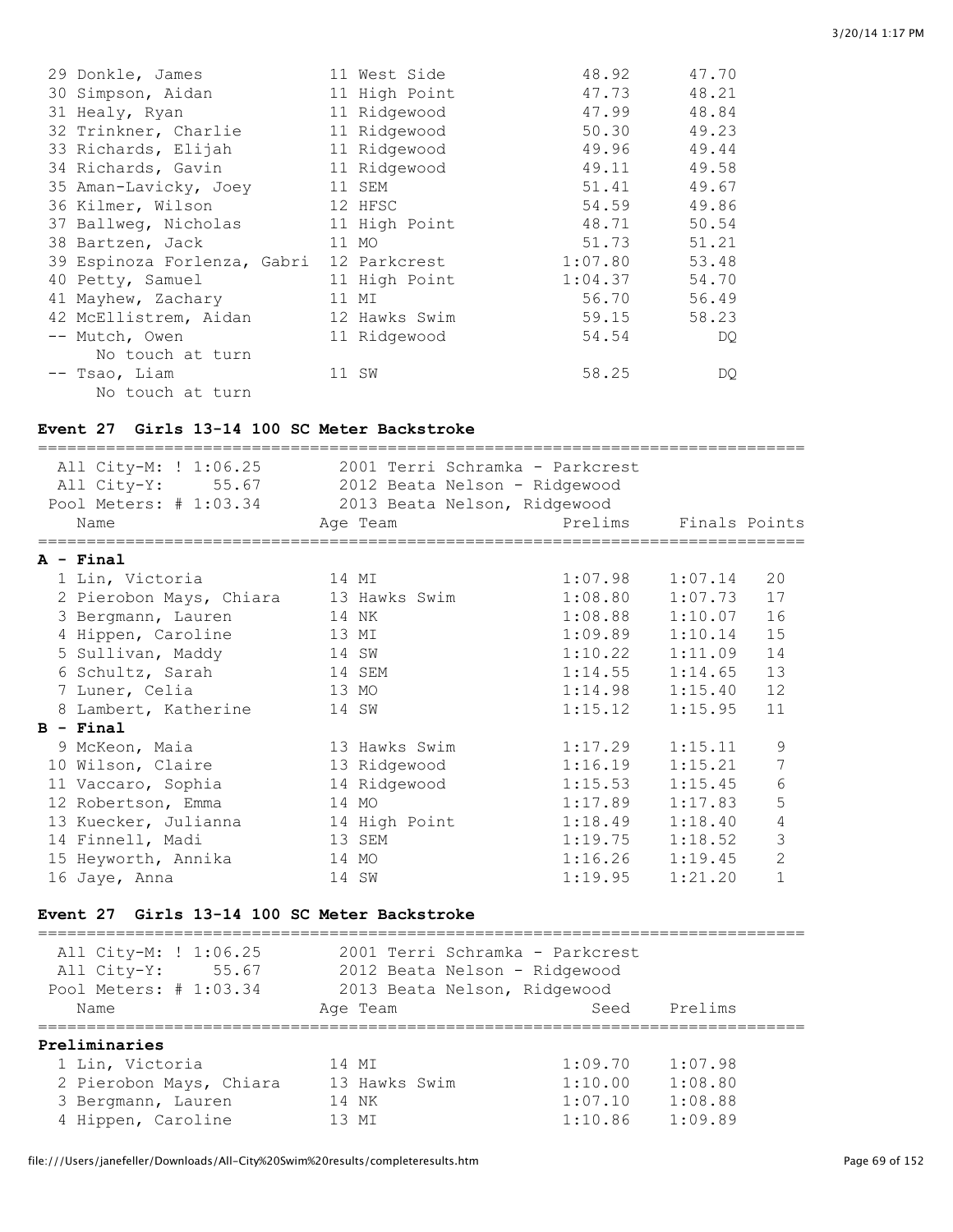| Place | Name | Age | Team | Prelims | Finals |
|---|---|---|---|---|---|
| 29 | Donkle, James | 11 | West Side | 48.92 | 47.70 |
| 30 | Simpson, Aidan | 11 | High Point | 47.73 | 48.21 |
| 31 | Healy, Ryan | 11 | Ridgewood | 47.99 | 48.84 |
| 32 | Trinkner, Charlie | 11 | Ridgewood | 50.30 | 49.23 |
| 33 | Richards, Elijah | 11 | Ridgewood | 49.96 | 49.44 |
| 34 | Richards, Gavin | 11 | Ridgewood | 49.11 | 49.58 |
| 35 | Aman-Lavicky, Joey | 11 | SEM | 51.41 | 49.67 |
| 36 | Kilmer, Wilson | 12 | HFSC | 54.59 | 49.86 |
| 37 | Ballweg, Nicholas | 11 | High Point | 48.71 | 50.54 |
| 38 | Bartzen, Jack | 11 | MO | 51.73 | 51.21 |
| 39 | Espinoza Forlenza, Gabri | 12 | Parkcrest | 1:07.80 | 53.48 |
| 40 | Petty, Samuel | 11 | High Point | 1:04.37 | 54.70 |
| 41 | Mayhew, Zachary | 11 | MI | 56.70 | 56.49 |
| 42 | McEllistrem, Aidan | 12 | Hawks Swim | 59.15 | 58.23 |
| -- | Mutch, Owen (No touch at turn) | 11 | Ridgewood | 54.54 | DQ |
| -- | Tsao, Liam (No touch at turn) | 11 | SW | 58.25 | DQ |

### Event 27 Girls 13-14 100 SC Meter Backstroke

All City-M: ! 1:06.25 — 2001 Terri Schramka - Parkcrest
All City-Y: 55.67 — 2012 Beata Nelson - Ridgewood
Pool Meters: # 1:03.34 — 2013 Beata Nelson, Ridgewood

| Place | Name | Age | Team | Prelims | Finals | Points |
|---|---|---|---|---|---|---|
| **A - Final** | | | | | | |
| 1 | Lin, Victoria | 14 | MI | 1:07.98 | 1:07.14 | 20 |
| 2 | Pierobon Mays, Chiara | 13 | Hawks Swim | 1:08.80 | 1:07.73 | 17 |
| 3 | Bergmann, Lauren | 14 | NK | 1:08.88 | 1:10.07 | 16 |
| 4 | Hippen, Caroline | 13 | MI | 1:09.89 | 1:10.14 | 15 |
| 5 | Sullivan, Maddy | 14 | SW | 1:10.22 | 1:11.09 | 14 |
| 6 | Schultz, Sarah | 14 | SEM | 1:14.55 | 1:14.65 | 13 |
| 7 | Luner, Celia | 13 | MO | 1:14.98 | 1:15.40 | 12 |
| 8 | Lambert, Katherine | 14 | SW | 1:15.12 | 1:15.95 | 11 |
| **B - Final** | | | | | | |
| 9 | McKeon, Maia | 13 | Hawks Swim | 1:17.29 | 1:15.11 | 9 |
| 10 | Wilson, Claire | 13 | Ridgewood | 1:16.19 | 1:15.21 | 7 |
| 11 | Vaccaro, Sophia | 14 | Ridgewood | 1:15.53 | 1:15.45 | 6 |
| 12 | Robertson, Emma | 14 | MO | 1:17.89 | 1:17.83 | 5 |
| 13 | Kuecker, Julianna | 14 | High Point | 1:18.49 | 1:18.40 | 4 |
| 14 | Finnell, Madi | 13 | SEM | 1:19.75 | 1:18.52 | 3 |
| 15 | Heyworth, Annika | 14 | MO | 1:16.26 | 1:19.45 | 2 |
| 16 | Jaye, Anna | 14 | SW | 1:19.95 | 1:21.20 | 1 |

### Event 27 Girls 13-14 100 SC Meter Backstroke

All City-M: ! 1:06.25 — 2001 Terri Schramka - Parkcrest
All City-Y: 55.67 — 2012 Beata Nelson - Ridgewood
Pool Meters: # 1:03.34 — 2013 Beata Nelson, Ridgewood

| Place | Name | Age | Team | Seed | Prelims |
|---|---|---|---|---|---|
| **Preliminaries** | | | | | |
| 1 | Lin, Victoria | 14 | MI | 1:09.70 | 1:07.98 |
| 2 | Pierobon Mays, Chiara | 13 | Hawks Swim | 1:10.00 | 1:08.80 |
| 3 | Bergmann, Lauren | 14 | NK | 1:07.10 | 1:08.88 |
| 4 | Hippen, Caroline | 13 | MI | 1:10.86 | 1:09.89 |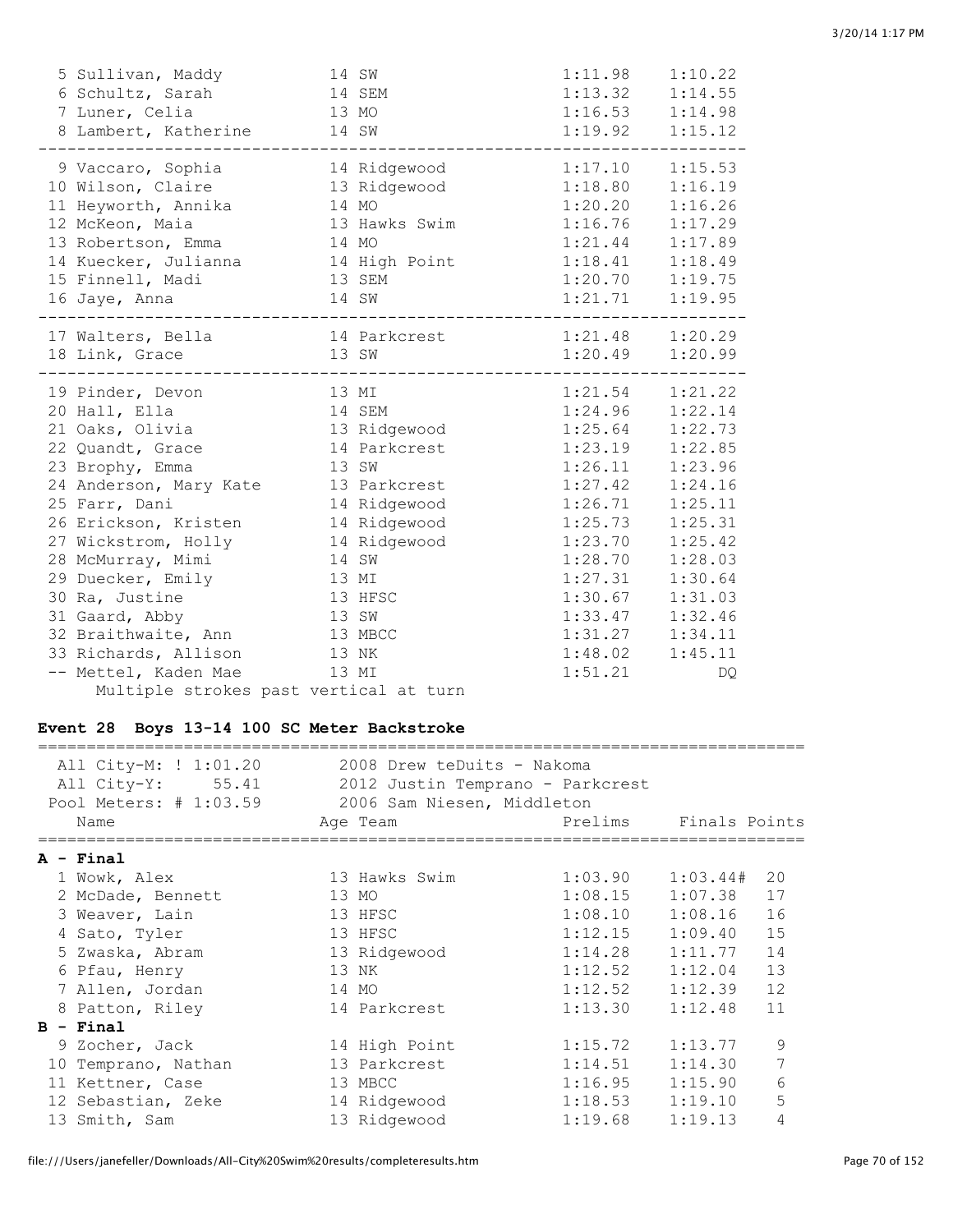| Place | Name | Age | Team | Prelims | Finals |
|---|---|---|---|---|---|
| 5 | Sullivan, Maddy | 14 | SW | 1:11.98 | 1:10.22 |
| 6 | Schultz, Sarah | 14 | SEM | 1:13.32 | 1:14.55 |
| 7 | Luner, Celia | 13 | MO | 1:16.53 | 1:14.98 |
| 8 | Lambert, Katherine | 14 | SW | 1:19.92 | 1:15.12 |
| 9 | Vaccaro, Sophia | 14 | Ridgewood | 1:17.10 | 1:15.53 |
| 10 | Wilson, Claire | 13 | Ridgewood | 1:18.80 | 1:16.19 |
| 11 | Heyworth, Annika | 14 | MO | 1:20.20 | 1:16.26 |
| 12 | McKeon, Maia | 13 | Hawks Swim | 1:16.76 | 1:17.29 |
| 13 | Robertson, Emma | 14 | MO | 1:21.44 | 1:17.89 |
| 14 | Kuecker, Julianna | 14 | High Point | 1:18.41 | 1:18.49 |
| 15 | Finnell, Madi | 13 | SEM | 1:20.70 | 1:19.75 |
| 16 | Jaye, Anna | 14 | SW | 1:21.71 | 1:19.95 |
| 17 | Walters, Bella | 14 | Parkcrest | 1:21.48 | 1:20.29 |
| 18 | Link, Grace | 13 | SW | 1:20.49 | 1:20.99 |
| 19 | Pinder, Devon | 13 | MI | 1:21.54 | 1:21.22 |
| 20 | Hall, Ella | 14 | SEM | 1:24.96 | 1:22.14 |
| 21 | Oaks, Olivia | 13 | Ridgewood | 1:25.64 | 1:22.73 |
| 22 | Quandt, Grace | 14 | Parkcrest | 1:23.19 | 1:22.85 |
| 23 | Brophy, Emma | 13 | SW | 1:26.11 | 1:23.96 |
| 24 | Anderson, Mary Kate | 13 | Parkcrest | 1:27.42 | 1:24.16 |
| 25 | Farr, Dani | 14 | Ridgewood | 1:26.71 | 1:25.11 |
| 26 | Erickson, Kristen | 14 | Ridgewood | 1:25.73 | 1:25.31 |
| 27 | Wickstrom, Holly | 14 | Ridgewood | 1:23.70 | 1:25.42 |
| 28 | McMurray, Mimi | 14 | SW | 1:28.70 | 1:28.03 |
| 29 | Duecker, Emily | 13 | MI | 1:27.31 | 1:30.64 |
| 30 | Ra, Justine | 13 | HFSC | 1:30.67 | 1:31.03 |
| 31 | Gaard, Abby | 13 | SW | 1:33.47 | 1:32.46 |
| 32 | Braithwaite, Ann | 13 | MBCC | 1:31.27 | 1:34.11 |
| 33 | Richards, Allison | 13 | NK | 1:48.02 | 1:45.11 |
| -- | Mettel, Kaden Mae | 13 | MI | 1:51.21 | DQ |

Multiple strokes past vertical at turn

### Event 28 Boys 13-14 100 SC Meter Backstroke

All City-M: ! 1:01.20 — 2008 Drew teDuits - Nakoma
All City-Y: 55.41 — 2012 Justin Temprano - Parkcrest
Pool Meters: # 1:03.59 — 2006 Sam Niesen, Middleton

| Place | Name | Age | Team | Prelims | Finals | Points |
|---|---|---|---|---|---|---|
| **A - Final** | | | | | | |
| 1 | Wowk, Alex | 13 | Hawks Swim | 1:03.90 | 1:03.44# | 20 |
| 2 | McDade, Bennett | 13 | MO | 1:08.15 | 1:07.38 | 17 |
| 3 | Weaver, Lain | 13 | HFSC | 1:08.10 | 1:08.16 | 16 |
| 4 | Sato, Tyler | 13 | HFSC | 1:12.15 | 1:09.40 | 15 |
| 5 | Zwaska, Abram | 13 | Ridgewood | 1:14.28 | 1:11.77 | 14 |
| 6 | Pfau, Henry | 13 | NK | 1:12.52 | 1:12.04 | 13 |
| 7 | Allen, Jordan | 14 | MO | 1:12.52 | 1:12.39 | 12 |
| 8 | Patton, Riley | 14 | Parkcrest | 1:13.30 | 1:12.48 | 11 |
| **B - Final** | | | | | | |
| 9 | Zocher, Jack | 14 | High Point | 1:15.72 | 1:13.77 | 9 |
| 10 | Temprano, Nathan | 13 | Parkcrest | 1:14.51 | 1:14.30 | 7 |
| 11 | Kettner, Case | 13 | MBCC | 1:16.95 | 1:15.90 | 6 |
| 12 | Sebastian, Zeke | 14 | Ridgewood | 1:18.53 | 1:19.10 | 5 |
| 13 | Smith, Sam | 13 | Ridgewood | 1:19.68 | 1:19.13 | 4 |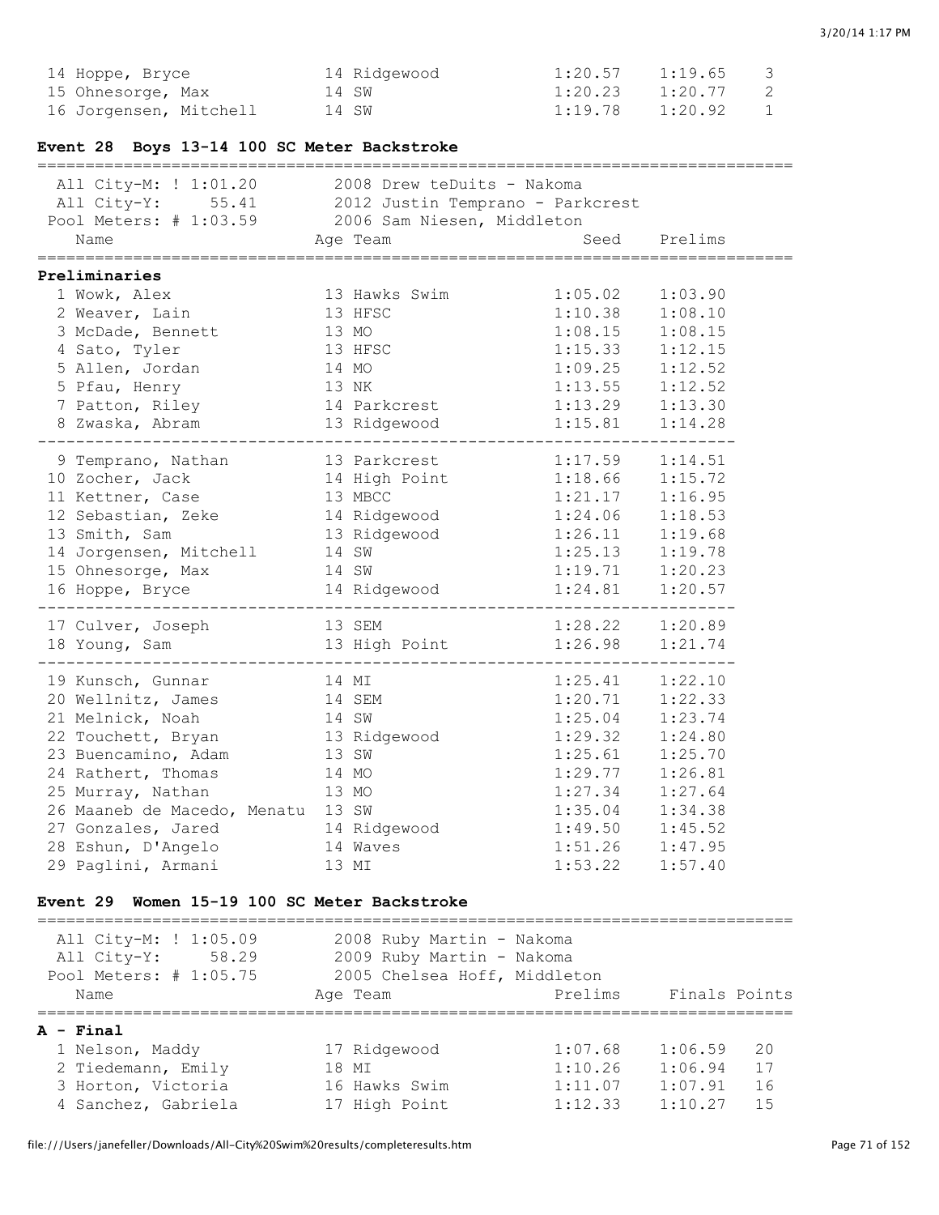| | Name | Age | Team | Seed | Prelims | |
|---|---|---|---|---|---|---|
| 14 | Hoppe, Bryce | 14 | Ridgewood | 1:20.57 | 1:19.65 | 3 |
| 15 | Ohnesorge, Max | 14 | SW | 1:20.23 | 1:20.77 | 2 |
| 16 | Jorgensen, Mitchell | 14 | SW | 1:19.78 | 1:20.92 | 1 |

### Event 28 Boys 13-14 100 SC Meter Backstroke

All City-M: ! 1:01.20 — 2008 Drew teDuits - Nakoma
All City-Y: 55.41 — 2012 Justin Temprano - Parkcrest
Pool Meters: # 1:03.59 — 2006 Sam Niesen, Middleton

**Preliminaries**

| | Name | Age | Team | Seed | Prelims |
|---|---|---|---|---|---|
| 1 | Wowk, Alex | 13 | Hawks Swim | 1:05.02 | 1:03.90 |
| 2 | Weaver, Lain | 13 | HFSC | 1:10.38 | 1:08.10 |
| 3 | McDade, Bennett | 13 | MO | 1:08.15 | 1:08.15 |
| 4 | Sato, Tyler | 13 | HFSC | 1:15.33 | 1:12.15 |
| 5 | Allen, Jordan | 14 | MO | 1:09.25 | 1:12.52 |
| 5 | Pfau, Henry | 13 | NK | 1:13.55 | 1:12.52 |
| 7 | Patton, Riley | 14 | Parkcrest | 1:13.29 | 1:13.30 |
| 8 | Zwaska, Abram | 13 | Ridgewood | 1:15.81 | 1:14.28 |
| 9 | Temprano, Nathan | 13 | Parkcrest | 1:17.59 | 1:14.51 |
| 10 | Zocher, Jack | 14 | High Point | 1:18.66 | 1:15.72 |
| 11 | Kettner, Case | 13 | MBCC | 1:21.17 | 1:16.95 |
| 12 | Sebastian, Zeke | 14 | Ridgewood | 1:24.06 | 1:18.53 |
| 13 | Smith, Sam | 13 | Ridgewood | 1:26.11 | 1:19.68 |
| 14 | Jorgensen, Mitchell | 14 | SW | 1:25.13 | 1:19.78 |
| 15 | Ohnesorge, Max | 14 | SW | 1:19.71 | 1:20.23 |
| 16 | Hoppe, Bryce | 14 | Ridgewood | 1:24.81 | 1:20.57 |
| 17 | Culver, Joseph | 13 | SEM | 1:28.22 | 1:20.89 |
| 18 | Young, Sam | 13 | High Point | 1:26.98 | 1:21.74 |
| 19 | Kunsch, Gunnar | 14 | MI | 1:25.41 | 1:22.10 |
| 20 | Wellnitz, James | 14 | SEM | 1:20.71 | 1:22.33 |
| 21 | Melnick, Noah | 14 | SW | 1:25.04 | 1:23.74 |
| 22 | Touchett, Bryan | 13 | Ridgewood | 1:29.32 | 1:24.80 |
| 23 | Buencamino, Adam | 13 | SW | 1:25.61 | 1:25.70 |
| 24 | Rathert, Thomas | 14 | MO | 1:29.77 | 1:26.81 |
| 25 | Murray, Nathan | 13 | MO | 1:27.34 | 1:27.64 |
| 26 | Maaneb de Macedo, Menatu | 13 | SW | 1:35.04 | 1:34.38 |
| 27 | Gonzales, Jared | 14 | Ridgewood | 1:49.50 | 1:45.52 |
| 28 | Eshun, D'Angelo | 14 | Waves | 1:51.26 | 1:47.95 |
| 29 | Paglini, Armani | 13 | MI | 1:53.22 | 1:57.40 |

### Event 29 Women 15-19 100 SC Meter Backstroke

All City-M: ! 1:05.09 — 2008 Ruby Martin - Nakoma
All City-Y: 58.29 — 2009 Ruby Martin - Nakoma
Pool Meters: # 1:05.75 — 2005 Chelsea Hoff, Middleton

**A - Final**

| | Name | Age | Team | Prelims | Finals | Points |
|---|---|---|---|---|---|---|
| 1 | Nelson, Maddy | 17 | Ridgewood | 1:07.68 | 1:06.59 | 20 |
| 2 | Tiedemann, Emily | 18 | MI | 1:10.26 | 1:06.94 | 17 |
| 3 | Horton, Victoria | 16 | Hawks Swim | 1:11.07 | 1:07.91 | 16 |
| 4 | Sanchez, Gabriela | 17 | High Point | 1:12.33 | 1:10.27 | 15 |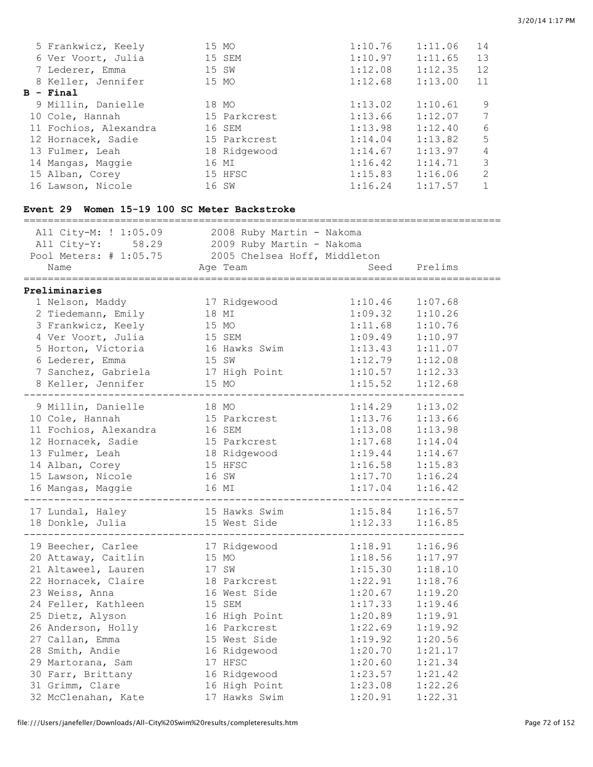| Place | Name | Age | Team | Prelims | Finals | Points |
|---|---|---|---|---|---|---|
| 5 | Frankwicz, Keely | 15 | MO | 1:10.76 | 1:11.06 | 14 |
| 6 | Ver Voort, Julia | 15 | SEM | 1:10.97 | 1:11.65 | 13 |
| 7 | Lederer, Emma | 15 | SW | 1:12.08 | 1:12.35 | 12 |
| 8 | Keller, Jennifer | 15 | MO | 1:12.68 | 1:13.00 | 11 |

**B - Final**

| Place | Name | Age | Team | Prelims | Finals | Points |
|---|---|---|---|---|---|---|
| 9 | Millin, Danielle | 18 | MO | 1:13.02 | 1:10.61 | 9 |
| 10 | Cole, Hannah | 15 | Parkcrest | 1:13.66 | 1:12.07 | 7 |
| 11 | Fochios, Alexandra | 16 | SEM | 1:13.98 | 1:12.40 | 6 |
| 12 | Hornacek, Sadie | 15 | Parkcrest | 1:14.04 | 1:13.82 | 5 |
| 13 | Fulmer, Leah | 18 | Ridgewood | 1:14.67 | 1:13.97 | 4 |
| 14 | Mangas, Maggie | 16 | MI | 1:16.42 | 1:14.71 | 3 |
| 15 | Alban, Corey | 15 | HFSC | 1:15.83 | 1:16.06 | 2 |
| 16 | Lawson, Nicole | 16 | SW | 1:16.24 | 1:17.57 | 1 |

### Event 29 Women 15-19 100 SC Meter Backstroke

```
All City-M: ! 1:05.09     2008 Ruby Martin - Nakoma
All City-Y:     58.29     2009 Ruby Martin - Nakoma
Pool Meters: # 1:05.75    2005 Chelsea Hoff, Middleton
```

**Preliminaries**

| Place | Name | Age | Team | Seed | Prelims |
|---|---|---|---|---|---|
| 1 | Nelson, Maddy | 17 | Ridgewood | 1:10.46 | 1:07.68 |
| 2 | Tiedemann, Emily | 18 | MI | 1:09.32 | 1:10.26 |
| 3 | Frankwicz, Keely | 15 | MO | 1:11.68 | 1:10.76 |
| 4 | Ver Voort, Julia | 15 | SEM | 1:09.49 | 1:10.97 |
| 5 | Horton, Victoria | 16 | Hawks Swim | 1:13.43 | 1:11.07 |
| 6 | Lederer, Emma | 15 | SW | 1:12.79 | 1:12.08 |
| 7 | Sanchez, Gabriela | 17 | High Point | 1:10.57 | 1:12.33 |
| 8 | Keller, Jennifer | 15 | MO | 1:15.52 | 1:12.68 |
| 9 | Millin, Danielle | 18 | MO | 1:14.29 | 1:13.02 |
| 10 | Cole, Hannah | 15 | Parkcrest | 1:13.76 | 1:13.66 |
| 11 | Fochios, Alexandra | 16 | SEM | 1:13.08 | 1:13.98 |
| 12 | Hornacek, Sadie | 15 | Parkcrest | 1:17.68 | 1:14.04 |
| 13 | Fulmer, Leah | 18 | Ridgewood | 1:19.44 | 1:14.67 |
| 14 | Alban, Corey | 15 | HFSC | 1:16.58 | 1:15.83 |
| 15 | Lawson, Nicole | 16 | SW | 1:17.70 | 1:16.24 |
| 16 | Mangas, Maggie | 16 | MI | 1:17.04 | 1:16.42 |
| 17 | Lundal, Haley | 15 | Hawks Swim | 1:15.84 | 1:16.57 |
| 18 | Donkle, Julia | 15 | West Side | 1:12.33 | 1:16.85 |
| 19 | Beecher, Carlee | 17 | Ridgewood | 1:18.91 | 1:16.96 |
| 20 | Attaway, Caitlin | 15 | MO | 1:18.56 | 1:17.97 |
| 21 | Altaweel, Lauren | 17 | SW | 1:15.30 | 1:18.10 |
| 22 | Hornacek, Claire | 18 | Parkcrest | 1:22.91 | 1:18.76 |
| 23 | Weiss, Anna | 16 | West Side | 1:20.67 | 1:19.20 |
| 24 | Feller, Kathleen | 15 | SEM | 1:17.33 | 1:19.46 |
| 25 | Dietz, Alyson | 16 | High Point | 1:20.89 | 1:19.91 |
| 26 | Anderson, Holly | 16 | Parkcrest | 1:22.69 | 1:19.92 |
| 27 | Callan, Emma | 15 | West Side | 1:19.92 | 1:20.56 |
| 28 | Smith, Andie | 16 | Ridgewood | 1:20.70 | 1:21.17 |
| 29 | Martorana, Sam | 17 | HFSC | 1:20.60 | 1:21.34 |
| 30 | Farr, Brittany | 16 | Ridgewood | 1:23.57 | 1:21.42 |
| 31 | Grimm, Clare | 16 | High Point | 1:23.08 | 1:22.26 |
| 32 | McClenahan, Kate | 17 | Hawks Swim | 1:20.91 | 1:22.31 |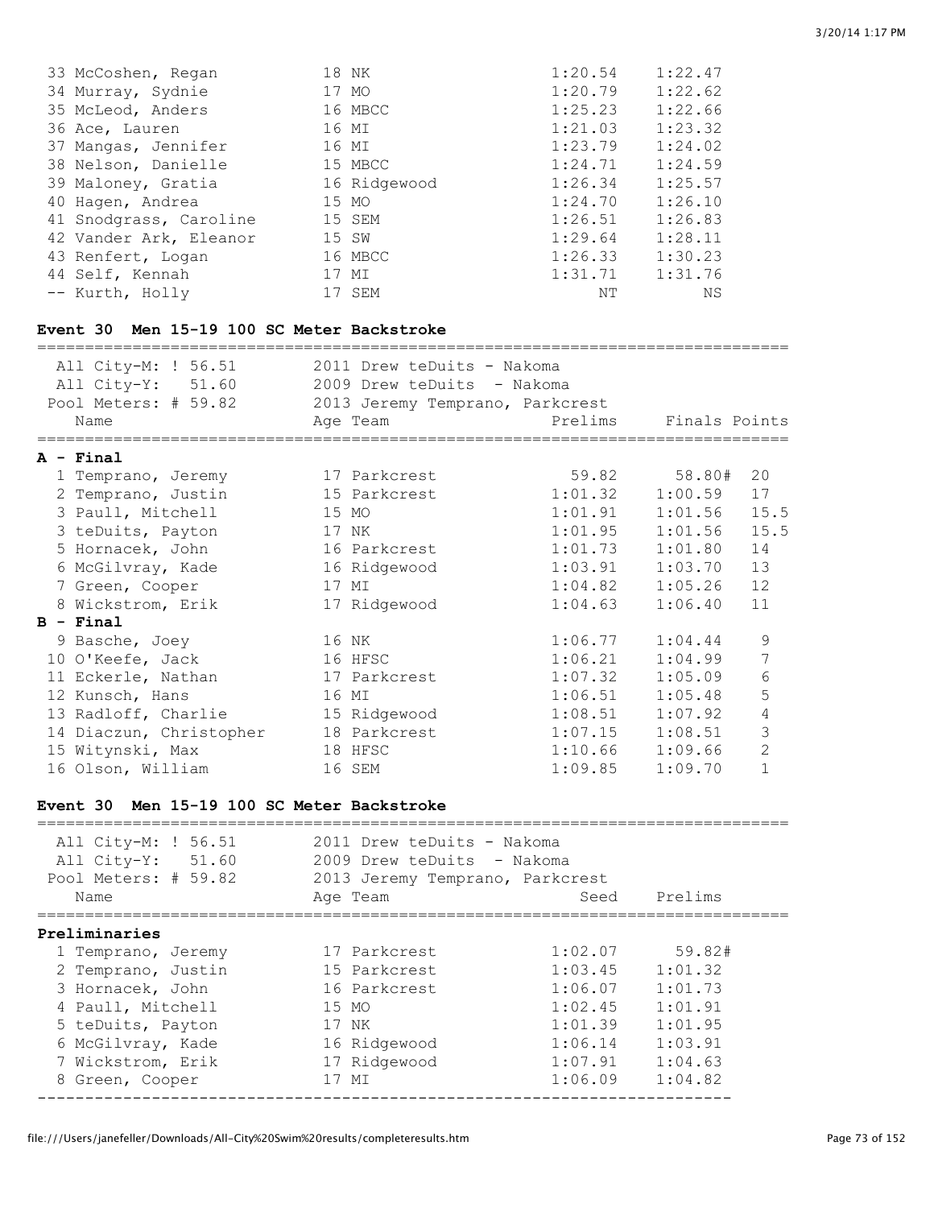| Place | Name | Age | Team | Prelims | Finals |
|---|---|---|---|---|---|
| 33 | McCoshen, Regan | 18 | NK | 1:20.54 | 1:22.47 |
| 34 | Murray, Sydnie | 17 | MO | 1:20.79 | 1:22.62 |
| 35 | McLeod, Anders | 16 | MBCC | 1:25.23 | 1:22.66 |
| 36 | Ace, Lauren | 16 | MI | 1:21.03 | 1:23.32 |
| 37 | Mangas, Jennifer | 16 | MI | 1:23.79 | 1:24.02 |
| 38 | Nelson, Danielle | 15 | MBCC | 1:24.71 | 1:24.59 |
| 39 | Maloney, Gratia | 16 | Ridgewood | 1:26.34 | 1:25.57 |
| 40 | Hagen, Andrea | 15 | MO | 1:24.70 | 1:26.10 |
| 41 | Snodgrass, Caroline | 15 | SEM | 1:26.51 | 1:26.83 |
| 42 | Vander Ark, Eleanor | 15 | SW | 1:29.64 | 1:28.11 |
| 43 | Renfert, Logan | 16 | MBCC | 1:26.33 | 1:30.23 |
| 44 | Self, Kennah | 17 | MI | 1:31.71 | 1:31.76 |
| -- | Kurth, Holly | 17 | SEM | NT | NS |

**Event 30 Men 15-19 100 SC Meter Backstroke**

All City-M: ! 56.51 — 2011 Drew teDuits - Nakoma
All City-Y: 51.60 — 2009 Drew teDuits - Nakoma
Pool Meters: # 59.82 — 2013 Jeremy Temprano, Parkcrest

| Place | Name | Age | Team | Prelims | Finals | Points |
|---|---|---|---|---|---|---|
| **A - Final** | | | | | | |
| 1 | Temprano, Jeremy | 17 | Parkcrest | 59.82 | 58.80# | 20 |
| 2 | Temprano, Justin | 15 | Parkcrest | 1:01.32 | 1:00.59 | 17 |
| 3 | Paull, Mitchell | 15 | MO | 1:01.91 | 1:01.56 | 15.5 |
| 3 | teDuits, Payton | 17 | NK | 1:01.95 | 1:01.56 | 15.5 |
| 5 | Hornacek, John | 16 | Parkcrest | 1:01.73 | 1:01.80 | 14 |
| 6 | McGilvray, Kade | 16 | Ridgewood | 1:03.91 | 1:03.70 | 13 |
| 7 | Green, Cooper | 17 | MI | 1:04.82 | 1:05.26 | 12 |
| 8 | Wickstrom, Erik | 17 | Ridgewood | 1:04.63 | 1:06.40 | 11 |
| **B - Final** | | | | | | |
| 9 | Basche, Joey | 16 | NK | 1:06.77 | 1:04.44 | 9 |
| 10 | O'Keefe, Jack | 16 | HFSC | 1:06.21 | 1:04.99 | 7 |
| 11 | Eckerle, Nathan | 17 | Parkcrest | 1:07.32 | 1:05.09 | 6 |
| 12 | Kunsch, Hans | 16 | MI | 1:06.51 | 1:05.48 | 5 |
| 13 | Radloff, Charlie | 15 | Ridgewood | 1:08.51 | 1:07.92 | 4 |
| 14 | Diaczun, Christopher | 18 | Parkcrest | 1:07.15 | 1:08.51 | 3 |
| 15 | Witynski, Max | 18 | HFSC | 1:10.66 | 1:09.66 | 2 |
| 16 | Olson, William | 16 | SEM | 1:09.85 | 1:09.70 | 1 |

**Event 30 Men 15-19 100 SC Meter Backstroke**

All City-M: ! 56.51 — 2011 Drew teDuits - Nakoma
All City-Y: 51.60 — 2009 Drew teDuits - Nakoma
Pool Meters: # 59.82 — 2013 Jeremy Temprano, Parkcrest

| Place | Name | Age | Team | Seed | Prelims |
|---|---|---|---|---|---|
| **Preliminaries** | | | | | |
| 1 | Temprano, Jeremy | 17 | Parkcrest | 1:02.07 | 59.82# |
| 2 | Temprano, Justin | 15 | Parkcrest | 1:03.45 | 1:01.32 |
| 3 | Hornacek, John | 16 | Parkcrest | 1:06.07 | 1:01.73 |
| 4 | Paull, Mitchell | 15 | MO | 1:02.45 | 1:01.91 |
| 5 | teDuits, Payton | 17 | NK | 1:01.39 | 1:01.95 |
| 6 | McGilvray, Kade | 16 | Ridgewood | 1:06.14 | 1:03.91 |
| 7 | Wickstrom, Erik | 17 | Ridgewood | 1:07.91 | 1:04.63 |
| 8 | Green, Cooper | 17 | MI | 1:06.09 | 1:04.82 |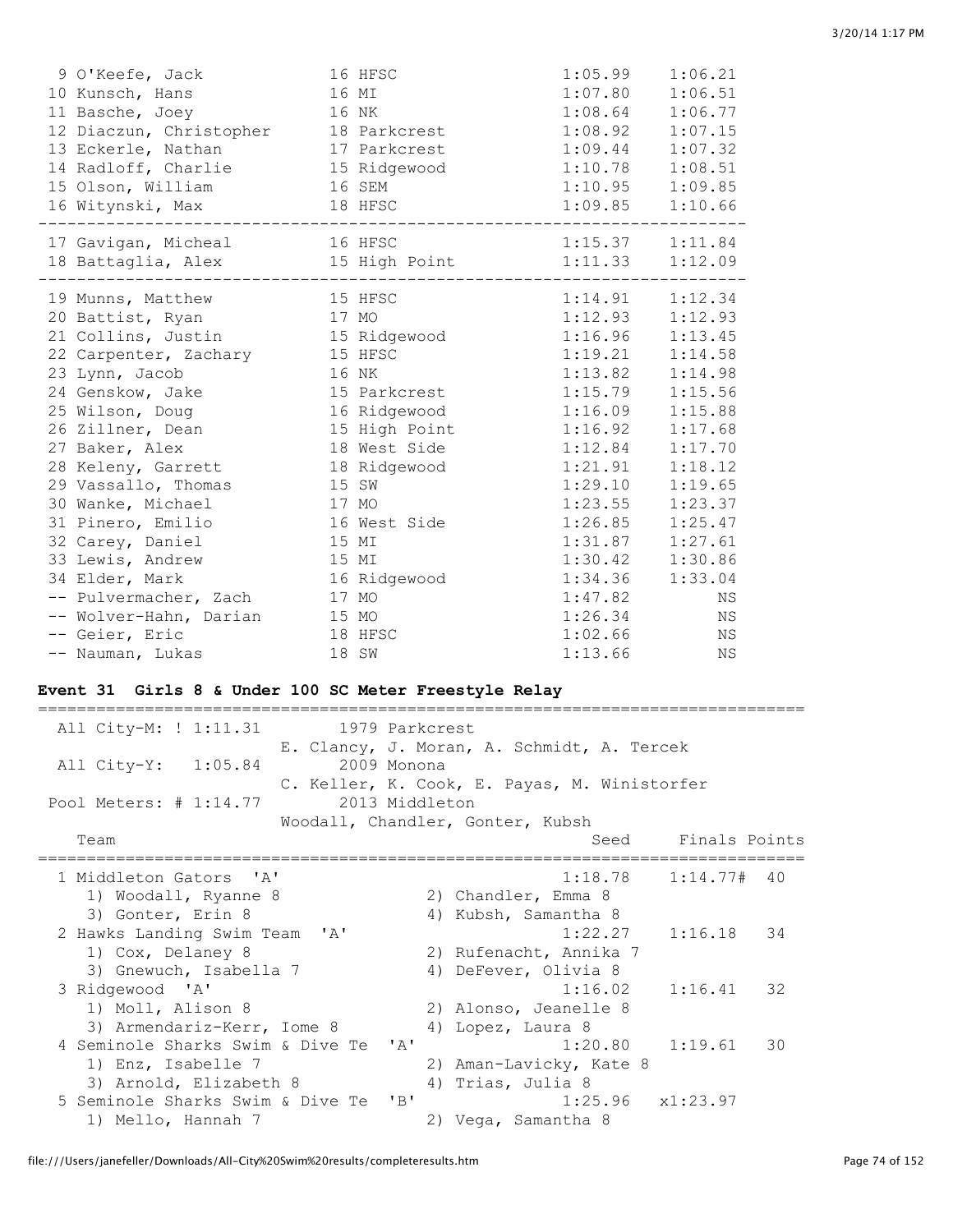```
  9 O'Keefe, Jack               16 HFSC                  1:05.99    1:06.21
 10 Kunsch, Hans                16 MI                    1:07.80    1:06.51
 11 Basche, Joey                16 NK                    1:08.64    1:06.77
 12 Diaczun, Christopher        18 Parkcrest             1:08.92    1:07.15
 13 Eckerle, Nathan             17 Parkcrest             1:09.44    1:07.32
 14 Radloff, Charlie            15 Ridgewood             1:10.78    1:08.51
 15 Olson, William              16 SEM                   1:10.95    1:09.85
 16 Witynski, Max               18 HFSC                  1:09.85    1:10.66
-------------------------------------------------------------------------
 17 Gavigan, Micheal            16 HFSC                  1:15.37    1:11.84
 18 Battaglia, Alex             15 High Point            1:11.33    1:12.09
-------------------------------------------------------------------------
 19 Munns, Matthew              15 HFSC                  1:14.91    1:12.34
 20 Battist, Ryan               17 MO                    1:12.93    1:12.93
 21 Collins, Justin             15 Ridgewood             1:16.96    1:13.45
 22 Carpenter, Zachary          15 HFSC                  1:19.21    1:14.58
 23 Lynn, Jacob                 16 NK                    1:13.82    1:14.98
 24 Genskow, Jake               15 Parkcrest             1:15.79    1:15.56
 25 Wilson, Doug                16 Ridgewood             1:16.09    1:15.88
 26 Zillner, Dean               15 High Point            1:16.92    1:17.68
 27 Baker, Alex                 18 West Side             1:12.84    1:17.70
 28 Keleny, Garrett             18 Ridgewood             1:21.91    1:18.12
 29 Vassallo, Thomas            15 SW                    1:29.10    1:19.65
 30 Wanke, Michael              17 MO                    1:23.55    1:23.37
 31 Pinero, Emilio              16 West Side             1:26.85    1:25.47
 32 Carey, Daniel               15 MI                    1:31.87    1:27.61
 33 Lewis, Andrew               15 MI                    1:30.42    1:30.86
 34 Elder, Mark                 16 Ridgewood             1:34.36    1:33.04
 -- Pulvermacher, Zach          17 MO                    1:47.82         NS
 -- Wolver-Hahn, Darian         15 MO                    1:26.34         NS
 -- Geier, Eric                 18 HFSC                  1:02.66         NS
 -- Nauman, Lukas               18 SW                    1:13.66         NS
```

### Event 31  Girls 8 & Under 100 SC Meter Freestyle Relay

```
===============================================================================
  All City-M: ! 1:11.31        1979 Parkcrest
                         E. Clancy, J. Moran, A. Schmidt, A. Tercek
  All City-Y:   1:05.84        2009 Monona
                         C. Keller, K. Cook, E. Payas, M. Winistorfer
  Pool Meters: # 1:14.77       2013 Middleton
                         Woodall, Chandler, Gonter, Kubsh
    Team                                            Seed    Finals Points
===============================================================================
  1 Middleton Gators  'A'                        1:18.78    1:14.77#  40
     1) Woodall, Ryanne 8              2) Chandler, Emma 8
     3) Gonter, Erin 8                 4) Kubsh, Samantha 8
  2 Hawks Landing Swim Team  'A'                 1:22.27    1:16.18   34
     1) Cox, Delaney 8                 2) Rufenacht, Annika 7
     3) Gnewuch, Isabella 7            4) DeFever, Olivia 8
  3 Ridgewood  'A'                               1:16.02    1:16.41   32
     1) Moll, Alison 8                 2) Alonso, Jeanelle 8
     3) Armendariz-Kerr, Iome 8        4) Lopez, Laura 8
  4 Seminole Sharks Swim & Dive Te  'A'          1:20.80    1:19.61   30
     1) Enz, Isabelle 7                2) Aman-Lavicky, Kate 8
     3) Arnold, Elizabeth 8            4) Trias, Julia 8
  5 Seminole Sharks Swim & Dive Te  'B'          1:25.96   x1:23.97
     1) Mello, Hannah 7                2) Vega, Samantha 8
```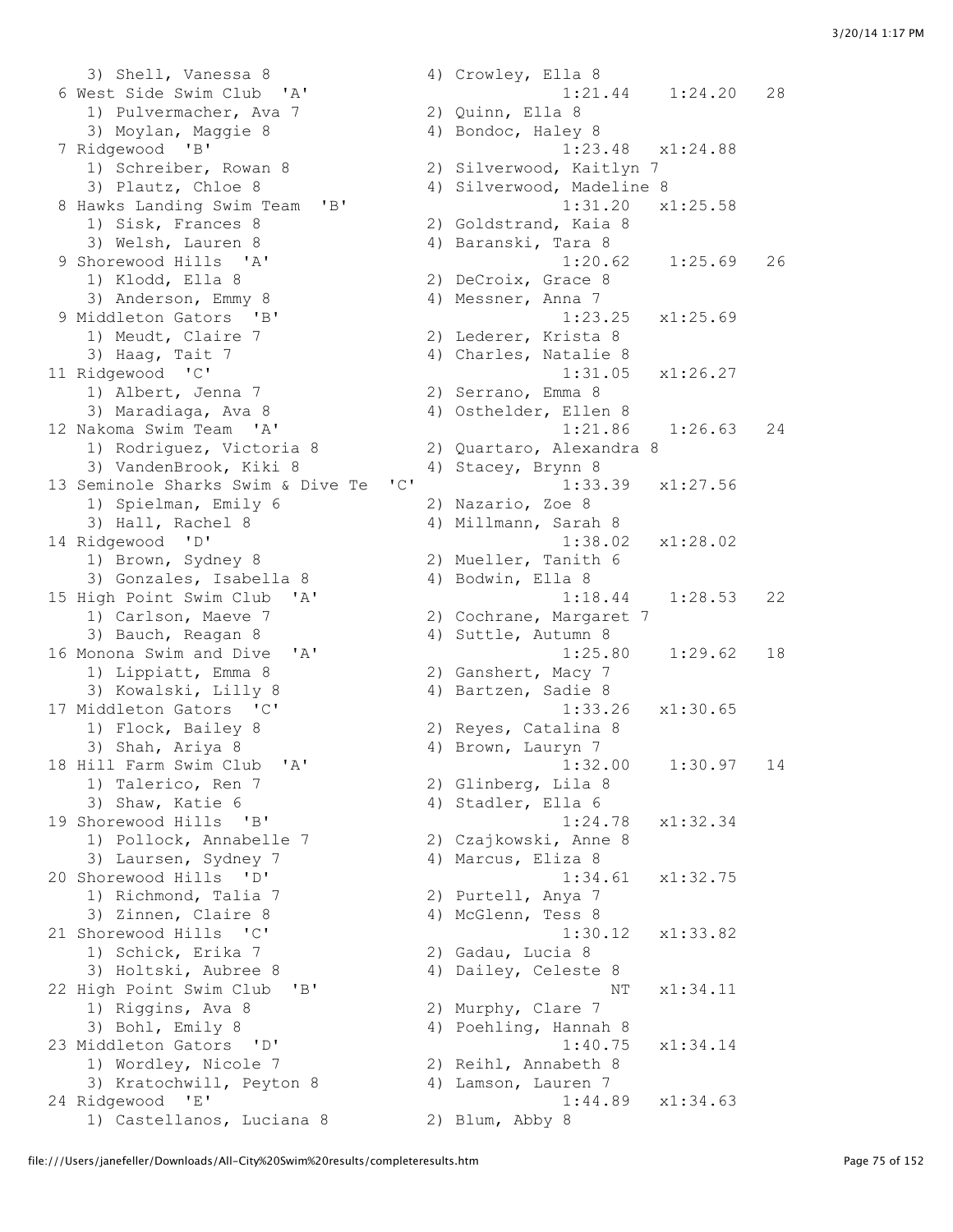```
   3) Shell, Vanessa 8               4) Crowley, Ella 8
 6 West Side Swim Club  'A'                     1:21.44    1:24.20   28
   1) Pulvermacher, Ava 7            2) Quinn, Ella 8
   3) Moylan, Maggie 8               4) Bondoc, Haley 8
 7 Ridgewood  'B'                               1:23.48   x1:24.88
   1) Schreiber, Rowan 8             2) Silverwood, Kaitlyn 7
   3) Plautz, Chloe 8                4) Silverwood, Madeline 8
 8 Hawks Landing Swim Team  'B'                 1:31.20   x1:25.58
   1) Sisk, Frances 8                2) Goldstrand, Kaia 8
   3) Welsh, Lauren 8                4) Baranski, Tara 8
 9 Shorewood Hills  'A'                         1:20.62    1:25.69   26
   1) Klodd, Ella 8                  2) DeCroix, Grace 8
   3) Anderson, Emmy 8               4) Messner, Anna 7
 9 Middleton Gators  'B'                        1:23.25   x1:25.69
   1) Meudt, Claire 7                2) Lederer, Krista 8
   3) Haag, Tait 7                   4) Charles, Natalie 8
11 Ridgewood  'C'                               1:31.05   x1:26.27
   1) Albert, Jenna 7                2) Serrano, Emma 8
   3) Maradiaga, Ava 8               4) Osthelder, Ellen 8
12 Nakoma Swim Team  'A'                        1:21.86    1:26.63   24
   1) Rodriguez, Victoria 8          2) Quartaro, Alexandra 8
   3) VandenBrook, Kiki 8            4) Stacey, Brynn 8
13 Seminole Sharks Swim & Dive Te  'C'          1:33.39   x1:27.56
   1) Spielman, Emily 6              2) Nazario, Zoe 8
   3) Hall, Rachel 8                 4) Millmann, Sarah 8
14 Ridgewood  'D'                               1:38.02   x1:28.02
   1) Brown, Sydney 8                2) Mueller, Tanith 6
   3) Gonzales, Isabella 8           4) Bodwin, Ella 8
15 High Point Swim Club  'A'                    1:18.44    1:28.53   22
   1) Carlson, Maeve 7               2) Cochrane, Margaret 7
   3) Bauch, Reagan 8                4) Suttle, Autumn 8
16 Monona Swim and Dive  'A'                    1:25.80    1:29.62   18
   1) Lippiatt, Emma 8               2) Ganshert, Macy 7
   3) Kowalski, Lilly 8              4) Bartzen, Sadie 8
17 Middleton Gators  'C'                        1:33.26   x1:30.65
   1) Flock, Bailey 8                2) Reyes, Catalina 8
   3) Shah, Ariya 8                  4) Brown, Lauryn 7
18 Hill Farm Swim Club  'A'                     1:32.00    1:30.97   14
   1) Talerico, Ren 7                2) Glinberg, Lila 8
   3) Shaw, Katie 6                  4) Stadler, Ella 6
19 Shorewood Hills  'B'                         1:24.78   x1:32.34
   1) Pollock, Annabelle 7           2) Czajkowski, Anne 8
   3) Laursen, Sydney 7              4) Marcus, Eliza 8
20 Shorewood Hills  'D'                         1:34.61   x1:32.75
   1) Richmond, Talia 7              2) Purtell, Anya 7
   3) Zinnen, Claire 8               4) McGlenn, Tess 8
21 Shorewood Hills  'C'                         1:30.12   x1:33.82
   1) Schick, Erika 7                2) Gadau, Lucia 8
   3) Holtski, Aubree 8              4) Dailey, Celeste 8
22 High Point Swim Club  'B'                         NT   x1:34.11
   1) Riggins, Ava 8                 2) Murphy, Clare 7
   3) Bohl, Emily 8                  4) Poehling, Hannah 8
23 Middleton Gators  'D'                        1:40.75   x1:34.14
   1) Wordley, Nicole 7              2) Reihl, Annabeth 8
   3) Kratochwill, Peyton 8          4) Lamson, Lauren 7
24 Ridgewood  'E'                               1:44.89   x1:34.63
   1) Castellanos, Luciana 8         2) Blum, Abby 8
```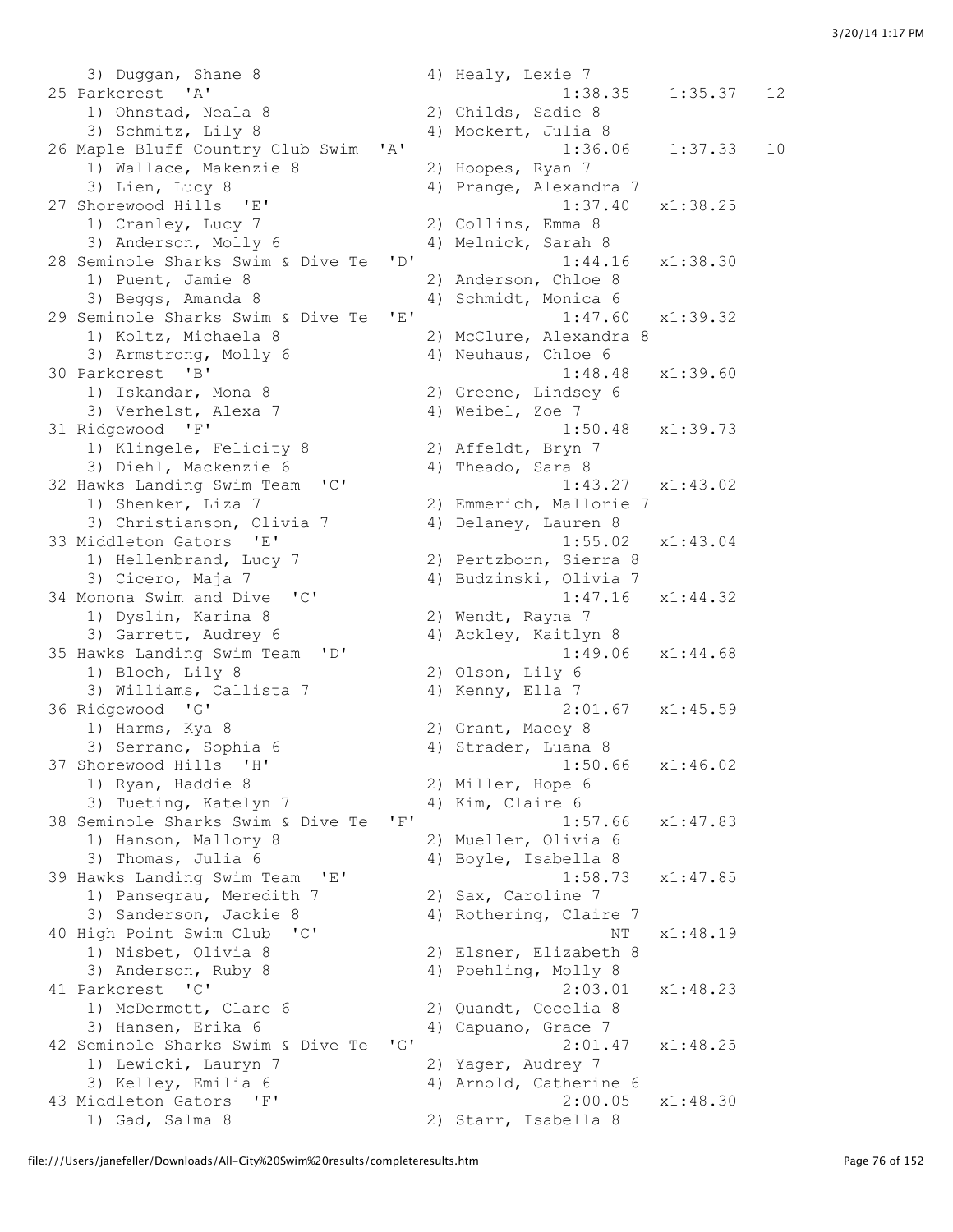```
    3) Duggan, Shane 8                4) Healy, Lexie 7
 25 Parkcrest  'A'                             1:38.35    1:35.37   12
    1) Ohnstad, Neala 8               2) Childs, Sadie 8
    3) Schmitz, Lily 8                4) Mockert, Julia 8
 26 Maple Bluff Country Club Swim  'A'         1:36.06    1:37.33   10
    1) Wallace, Makenzie 8            2) Hoopes, Ryan 7
    3) Lien, Lucy 8                   4) Prange, Alexandra 7
 27 Shorewood Hills  'E'                       1:37.40   x1:38.25
    1) Cranley, Lucy 7                2) Collins, Emma 8
    3) Anderson, Molly 6              4) Melnick, Sarah 8
 28 Seminole Sharks Swim & Dive Te  'D'        1:44.16   x1:38.30
    1) Puent, Jamie 8                 2) Anderson, Chloe 8
    3) Beggs, Amanda 8                4) Schmidt, Monica 6
 29 Seminole Sharks Swim & Dive Te  'E'        1:47.60   x1:39.32
    1) Koltz, Michaela 8              2) McClure, Alexandra 8
    3) Armstrong, Molly 6             4) Neuhaus, Chloe 6
 30 Parkcrest  'B'                             1:48.48   x1:39.60
    1) Iskandar, Mona 8               2) Greene, Lindsey 6
    3) Verhelst, Alexa 7              4) Weibel, Zoe 7
 31 Ridgewood  'F'                             1:50.48   x1:39.73
    1) Klingele, Felicity 8           2) Affeldt, Bryn 7
    3) Diehl, Mackenzie 6             4) Theado, Sara 8
 32 Hawks Landing Swim Team  'C'               1:43.27   x1:43.02
    1) Shenker, Liza 7                2) Emmerich, Mallorie 7
    3) Christianson, Olivia 7         4) Delaney, Lauren 8
 33 Middleton Gators  'E'                      1:55.02   x1:43.04
    1) Hellenbrand, Lucy 7            2) Pertzborn, Sierra 8
    3) Cicero, Maja 7                 4) Budzinski, Olivia 7
 34 Monona Swim and Dive  'C'                  1:47.16   x1:44.32
    1) Dyslin, Karina 8               2) Wendt, Rayna 7
    3) Garrett, Audrey 6              4) Ackley, Kaitlyn 8
 35 Hawks Landing Swim Team  'D'               1:49.06   x1:44.68
    1) Bloch, Lily 8                  2) Olson, Lily 6
    3) Williams, Callista 7           4) Kenny, Ella 7
 36 Ridgewood  'G'                             2:01.67   x1:45.59
    1) Harms, Kya 8                   2) Grant, Macey 8
    3) Serrano, Sophia 6              4) Strader, Luana 8
 37 Shorewood Hills  'H'                       1:50.66   x1:46.02
    1) Ryan, Haddie 8                 2) Miller, Hope 6
    3) Tueting, Katelyn 7             4) Kim, Claire 6
 38 Seminole Sharks Swim & Dive Te  'F'        1:57.66   x1:47.83
    1) Hanson, Mallory 8              2) Mueller, Olivia 6
    3) Thomas, Julia 6                4) Boyle, Isabella 8
 39 Hawks Landing Swim Team  'E'               1:58.73   x1:47.85
    1) Pansegrau, Meredith 7          2) Sax, Caroline 7
    3) Sanderson, Jackie 8            4) Rothering, Claire 7
 40 High Point Swim Club  'C'                       NT   x1:48.19
    1) Nisbet, Olivia 8               2) Elsner, Elizabeth 8
    3) Anderson, Ruby 8               4) Poehling, Molly 8
 41 Parkcrest  'C'                             2:03.01   x1:48.23
    1) McDermott, Clare 6             2) Quandt, Cecelia 8
    3) Hansen, Erika 6                4) Capuano, Grace 7
 42 Seminole Sharks Swim & Dive Te  'G'        2:01.47   x1:48.25
    1) Lewicki, Lauryn 7              2) Yager, Audrey 7
    3) Kelley, Emilia 6               4) Arnold, Catherine 6
 43 Middleton Gators  'F'                      2:00.05   x1:48.30
    1) Gad, Salma 8                   2) Starr, Isabella 8
```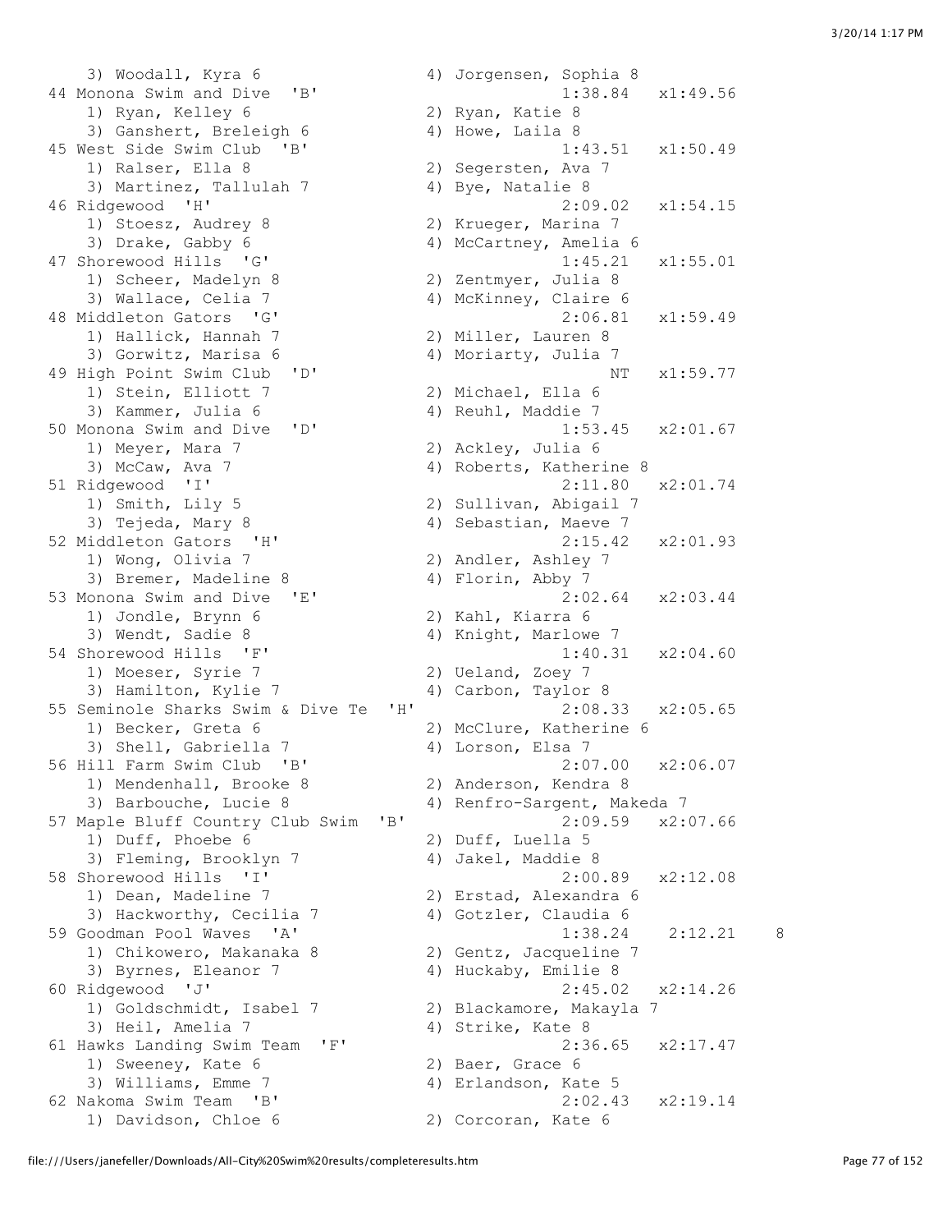```
    3) Woodall, Kyra 6                  4) Jorgensen, Sophia 8
 44 Monona Swim and Dive  'B'                       1:38.84   x1:49.56
    1) Ryan, Kelley 6                   2) Ryan, Katie 8
    3) Ganshert, Breleigh 6             4) Howe, Laila 8
 45 West Side Swim Club  'B'                        1:43.51   x1:50.49
    1) Ralser, Ella 8                   2) Segersten, Ava 7
    3) Martinez, Tallulah 7             4) Bye, Natalie 8
 46 Ridgewood  'H'                                  2:09.02   x1:54.15
    1) Stoesz, Audrey 8                 2) Krueger, Marina 7
    3) Drake, Gabby 6                   4) McCartney, Amelia 6
 47 Shorewood Hills  'G'                            1:45.21   x1:55.01
    1) Scheer, Madelyn 8                2) Zentmyer, Julia 8
    3) Wallace, Celia 7                 4) McKinney, Claire 6
 48 Middleton Gators  'G'                           2:06.81   x1:59.49
    1) Hallick, Hannah 7                2) Miller, Lauren 8
    3) Gorwitz, Marisa 6                4) Moriarty, Julia 7
 49 High Point Swim Club  'D'                            NT   x1:59.77
    1) Stein, Elliott 7                 2) Michael, Ella 6
    3) Kammer, Julia 6                  4) Reuhl, Maddie 7
 50 Monona Swim and Dive  'D'                       1:53.45   x2:01.67
    1) Meyer, Mara 7                    2) Ackley, Julia 6
    3) McCaw, Ava 7                     4) Roberts, Katherine 8
 51 Ridgewood  'I'                                  2:11.80   x2:01.74
    1) Smith, Lily 5                    2) Sullivan, Abigail 7
    3) Tejeda, Mary 8                   4) Sebastian, Maeve 7
 52 Middleton Gators  'H'                           2:15.42   x2:01.93
    1) Wong, Olivia 7                   2) Andler, Ashley 7
    3) Bremer, Madeline 8               4) Florin, Abby 7
 53 Monona Swim and Dive  'E'                       2:02.64   x2:03.44
    1) Jondle, Brynn 6                  2) Kahl, Kiarra 6
    3) Wendt, Sadie 8                   4) Knight, Marlowe 7
 54 Shorewood Hills  'F'                            1:40.31   x2:04.60
    1) Moeser, Syrie 7                  2) Ueland, Zoey 7
    3) Hamilton, Kylie 7                4) Carbon, Taylor 8
 55 Seminole Sharks Swim & Dive Te  'H'             2:08.33   x2:05.65
    1) Becker, Greta 6                  2) McClure, Katherine 6
    3) Shell, Gabriella 7               4) Lorson, Elsa 7
 56 Hill Farm Swim Club  'B'                        2:07.00   x2:06.07
    1) Mendenhall, Brooke 8             2) Anderson, Kendra 8
    3) Barbouche, Lucie 8               4) Renfro-Sargent, Makeda 7
 57 Maple Bluff Country Club Swim  'B'              2:09.59   x2:07.66
    1) Duff, Phoebe 6                   2) Duff, Luella 5
    3) Fleming, Brooklyn 7              4) Jakel, Maddie 8
 58 Shorewood Hills  'I'                            2:00.89   x2:12.08
    1) Dean, Madeline 7                 2) Erstad, Alexandra 6
    3) Hackworthy, Cecilia 7            4) Gotzler, Claudia 6
 59 Goodman Pool Waves  'A'                         1:38.24    2:12.21    8
    1) Chikowero, Makanaka 8            2) Gentz, Jacqueline 7
    3) Byrnes, Eleanor 7                4) Huckaby, Emilie 8
 60 Ridgewood  'J'                                  2:45.02   x2:14.26
    1) Goldschmidt, Isabel 7            2) Blackamore, Makayla 7
    3) Heil, Amelia 7                   4) Strike, Kate 8
 61 Hawks Landing Swim Team  'F'                    2:36.65   x2:17.47
    1) Sweeney, Kate 6                  2) Baer, Grace 6
    3) Williams, Emme 7                 4) Erlandson, Kate 5
 62 Nakoma Swim Team  'B'                           2:02.43   x2:19.14
    1) Davidson, Chloe 6                2) Corcoran, Kate 6
```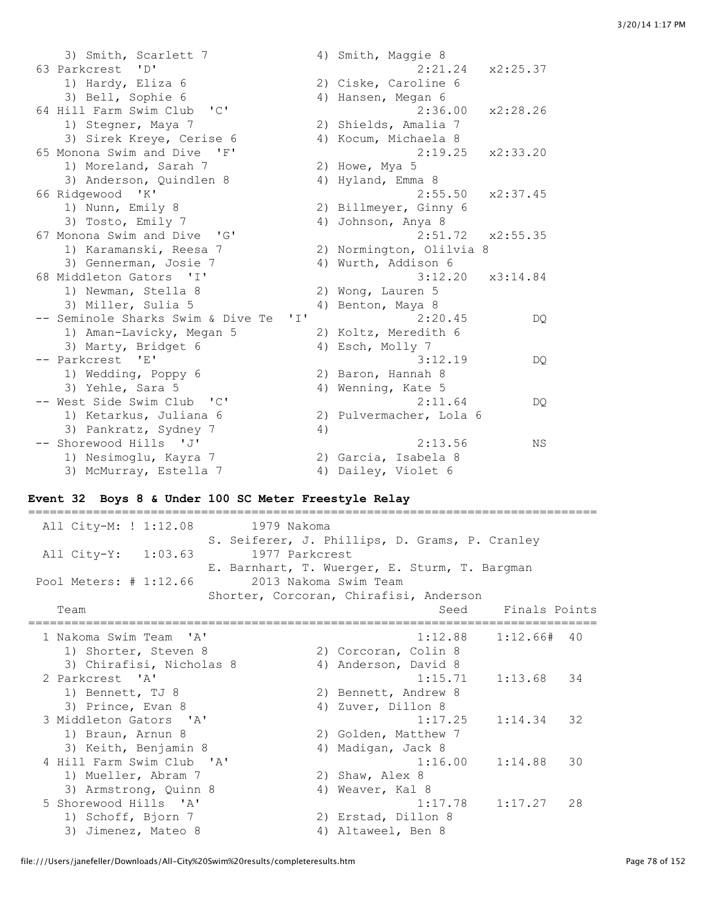```
    3) Smith, Scarlett 7               4) Smith, Maggie 8
 63 Parkcrest  'D'                              2:21.24   x2:25.37
    1) Hardy, Eliza 6                  2) Ciske, Caroline 6
    3) Bell, Sophie 6                  4) Hansen, Megan 6
 64 Hill Farm Swim Club  'C'                    2:36.00   x2:28.26
    1) Stegner, Maya 7                 2) Shields, Amalia 7
    3) Sirek Kreye, Cerise 6           4) Kocum, Michaela 8
 65 Monona Swim and Dive  'F'                   2:19.25   x2:33.20
    1) Moreland, Sarah 7               2) Howe, Mya 5
    3) Anderson, Quindlen 8            4) Hyland, Emma 8
 66 Ridgewood  'K'                              2:55.50   x2:37.45
    1) Nunn, Emily 8                   2) Billmeyer, Ginny 6
    3) Tosto, Emily 7                  4) Johnson, Anya 8
 67 Monona Swim and Dive  'G'                   2:51.72   x2:55.35
    1) Karamanski, Reesa 7             2) Normington, Olilvia 8
    3) Gennerman, Josie 7              4) Wurth, Addison 6
 68 Middleton Gators  'I'                       3:12.20   x3:14.84
    1) Newman, Stella 8                2) Wong, Lauren 5
    3) Miller, Sulia 5                 4) Benton, Maya 8
 -- Seminole Sharks Swim & Dive Te  'I'         2:20.45         DQ
    1) Aman-Lavicky, Megan 5           2) Koltz, Meredith 6
    3) Marty, Bridget 6                4) Esch, Molly 7
 -- Parkcrest  'E'                              3:12.19         DQ
    1) Wedding, Poppy 6                2) Baron, Hannah 8
    3) Yehle, Sara 5                   4) Wenning, Kate 5
 -- West Side Swim Club  'C'                    2:11.64         DQ
    1) Ketarkus, Juliana 6             2) Pulvermacher, Lola 6
    3) Pankratz, Sydney 7              4)
 -- Shorewood Hills  'J'                        2:13.56         NS
    1) Nesimoglu, Kayra 7              2) Garcia, Isabela 8
    3) McMurray, Estella 7             4) Dailey, Violet 6
```

**Event 32  Boys 8 & Under 100 SC Meter Freestyle Relay**

```
===============================================================================
  All City-M: ! 1:12.08        1979 Nakoma
                         S. Seiferer, J. Phillips, D. Grams, P. Cranley
  All City-Y:   1:03.63        1977 Parkcrest
                         E. Barnhart, T. Wuerger, E. Sturm, T. Bargman
  Pool Meters: # 1:12.66       2013 Nakoma Swim Team
                         Shorter, Corcoran, Chirafisi, Anderson
    Team                                          Seed     Finals Points
===============================================================================
  1 Nakoma Swim Team  'A'                       1:12.88    1:12.66#  40
     1) Shorter, Steven 8              2) Corcoran, Colin 8
     3) Chirafisi, Nicholas 8          4) Anderson, David 8
  2 Parkcrest  'A'                              1:15.71    1:13.68   34
     1) Bennett, TJ 8                  2) Bennett, Andrew 8
     3) Prince, Evan 8                 4) Zuver, Dillon 8
  3 Middleton Gators  'A'                       1:17.25    1:14.34   32
     1) Braun, Arnun 8                 2) Golden, Matthew 7
     3) Keith, Benjamin 8              4) Madigan, Jack 8
  4 Hill Farm Swim Club  'A'                    1:16.00    1:14.88   30
     1) Mueller, Abram 7               2) Shaw, Alex 8
     3) Armstrong, Quinn 8             4) Weaver, Kal 8
  5 Shorewood Hills  'A'                        1:17.78    1:17.27   28
     1) Schoff, Bjorn 7                2) Erstad, Dillon 8
     3) Jimenez, Mateo 8               4) Altaweel, Ben 8
```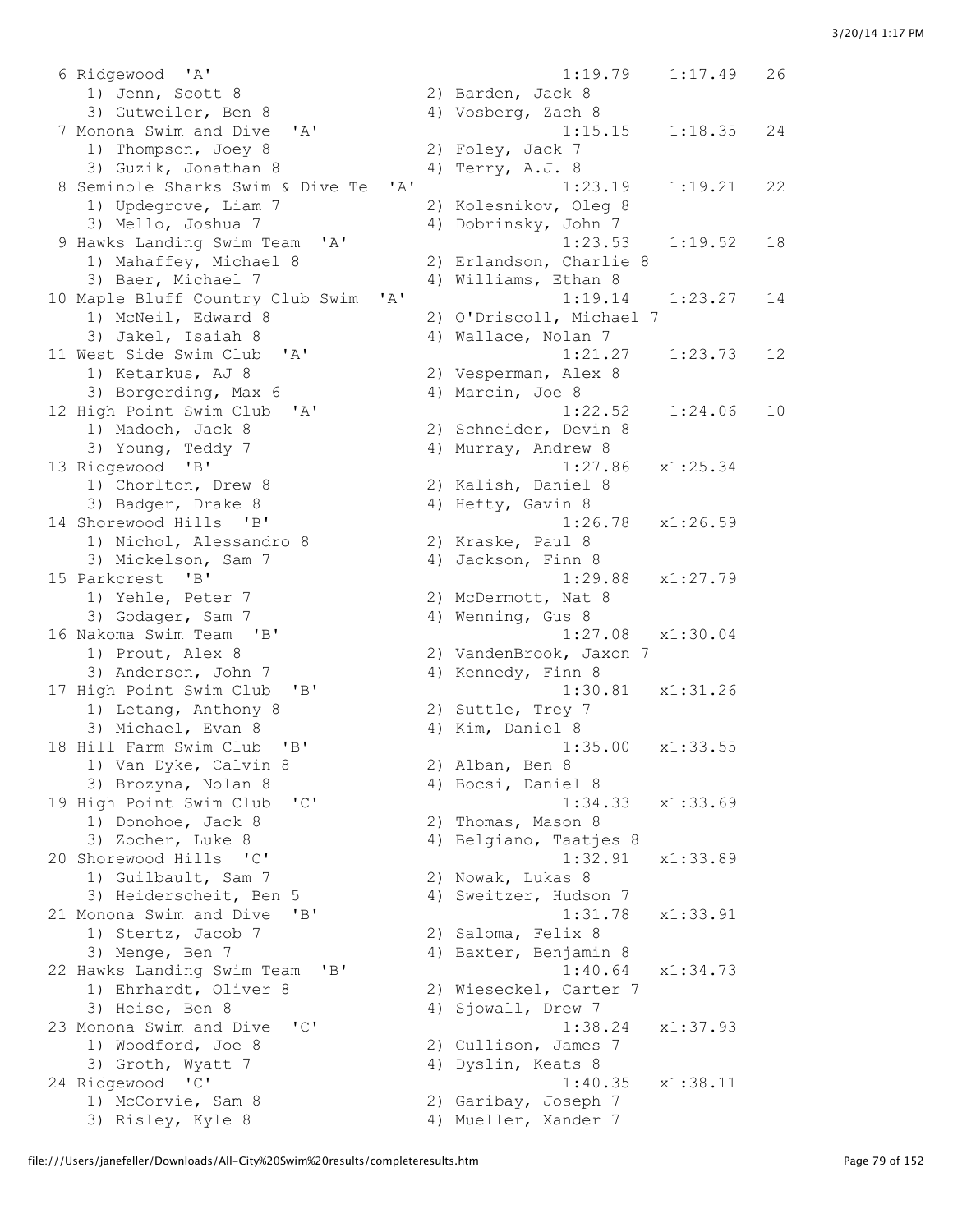```
 6 Ridgewood  'A'                                        1:19.79    1:17.49   26
    1) Jenn, Scott 8                  2) Barden, Jack 8
    3) Gutweiler, Ben 8               4) Vosberg, Zach 8
 7 Monona Swim and Dive  'A'                             1:15.15    1:18.35   24
    1) Thompson, Joey 8               2) Foley, Jack 7
    3) Guzik, Jonathan 8              4) Terry, A.J. 8
 8 Seminole Sharks Swim & Dive Te  'A'                   1:23.19    1:19.21   22
    1) Updegrove, Liam 7              2) Kolesnikov, Oleg 8
    3) Mello, Joshua 7                4) Dobrinsky, John 7
 9 Hawks Landing Swim Team  'A'                          1:23.53    1:19.52   18
    1) Mahaffey, Michael 8            2) Erlandson, Charlie 8
    3) Baer, Michael 7                4) Williams, Ethan 8
10 Maple Bluff Country Club Swim  'A'                    1:19.14    1:23.27   14
    1) McNeil, Edward 8               2) O'Driscoll, Michael 7
    3) Jakel, Isaiah 8                4) Wallace, Nolan 7
11 West Side Swim Club  'A'                              1:21.27    1:23.73   12
    1) Ketarkus, AJ 8                 2) Vesperman, Alex 8
    3) Borgerding, Max 6              4) Marcin, Joe 8
12 High Point Swim Club  'A'                             1:22.52    1:24.06   10
    1) Madoch, Jack 8                 2) Schneider, Devin 8
    3) Young, Teddy 7                 4) Murray, Andrew 8
13 Ridgewood  'B'                                        1:27.86   x1:25.34
    1) Chorlton, Drew 8               2) Kalish, Daniel 8
    3) Badger, Drake 8                4) Hefty, Gavin 8
14 Shorewood Hills  'B'                                  1:26.78   x1:26.59
    1) Nichol, Alessandro 8           2) Kraske, Paul 8
    3) Mickelson, Sam 7               4) Jackson, Finn 8
15 Parkcrest  'B'                                        1:29.88   x1:27.79
    1) Yehle, Peter 7                 2) McDermott, Nat 8
    3) Godager, Sam 7                 4) Wenning, Gus 8
16 Nakoma Swim Team  'B'                                 1:27.08   x1:30.04
    1) Prout, Alex 8                  2) VandenBrook, Jaxon 7
    3) Anderson, John 7               4) Kennedy, Finn 8
17 High Point Swim Club  'B'                             1:30.81   x1:31.26
    1) Letang, Anthony 8              2) Suttle, Trey 7
    3) Michael, Evan 8                4) Kim, Daniel 8
18 Hill Farm Swim Club  'B'                              1:35.00   x1:33.55
    1) Van Dyke, Calvin 8             2) Alban, Ben 8
    3) Brozyna, Nolan 8               4) Bocsi, Daniel 8
19 High Point Swim Club  'C'                             1:34.33   x1:33.69
    1) Donohoe, Jack 8                2) Thomas, Mason 8
    3) Zocher, Luke 8                 4) Belgiano, Taatjes 8
20 Shorewood Hills  'C'                                  1:32.91   x1:33.89
    1) Guilbault, Sam 7               2) Nowak, Lukas 8
    3) Heiderscheit, Ben 5            4) Sweitzer, Hudson 7
21 Monona Swim and Dive  'B'                             1:31.78   x1:33.91
    1) Stertz, Jacob 7                2) Saloma, Felix 8
    3) Menge, Ben 7                   4) Baxter, Benjamin 8
22 Hawks Landing Swim Team  'B'                          1:40.64   x1:34.73
    1) Ehrhardt, Oliver 8             2) Wieseckel, Carter 7
    3) Heise, Ben 8                   4) Sjowall, Drew 7
23 Monona Swim and Dive  'C'                             1:38.24   x1:37.93
    1) Woodford, Joe 8                2) Cullison, James 7
    3) Groth, Wyatt 7                 4) Dyslin, Keats 8
24 Ridgewood  'C'                                        1:40.35   x1:38.11
    1) McCorvie, Sam 8                2) Garibay, Joseph 7
    3) Risley, Kyle 8                 4) Mueller, Xander 7
```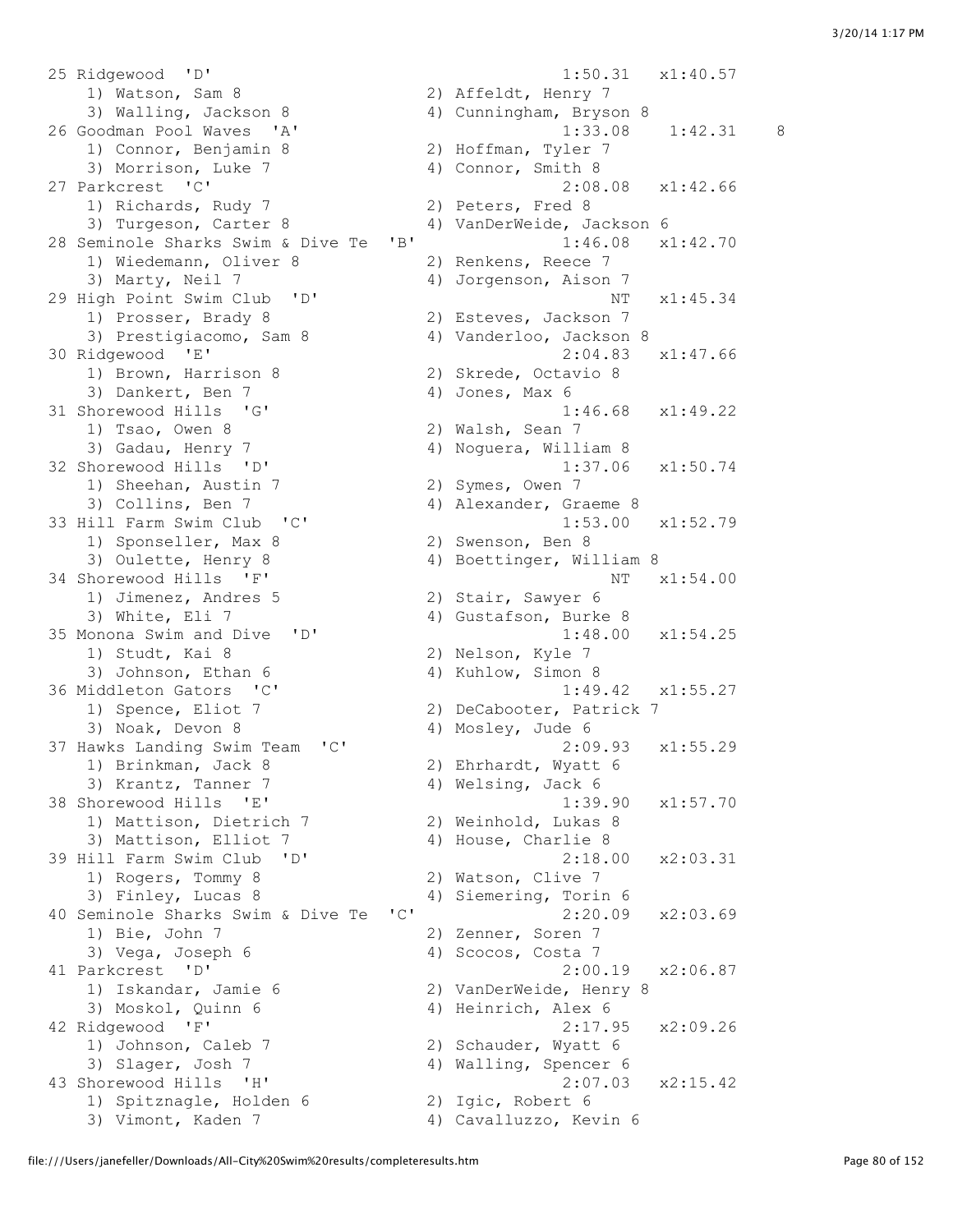```
25 Ridgewood  'D'                                      1:50.31   x1:40.57
    1) Watson, Sam 8                  2) Affeldt, Henry 7
    3) Walling, Jackson 8             4) Cunningham, Bryson 8
26 Goodman Pool Waves  'A'                             1:33.08    1:42.31    8
    1) Connor, Benjamin 8             2) Hoffman, Tyler 7
    3) Morrison, Luke 7               4) Connor, Smith 8
27 Parkcrest  'C'                                      2:08.08   x1:42.66
    1) Richards, Rudy 7               2) Peters, Fred 8
    3) Turgeson, Carter 8             4) VanDerWeide, Jackson 6
28 Seminole Sharks Swim & Dive Te  'B'                 1:46.08   x1:42.70
    1) Wiedemann, Oliver 8            2) Renkens, Reece 7
    3) Marty, Neil 7                  4) Jorgenson, Aison 7
29 High Point Swim Club  'D'                                NT   x1:45.34
    1) Prosser, Brady 8               2) Esteves, Jackson 7
    3) Prestigiacomo, Sam 8           4) Vanderloo, Jackson 8
30 Ridgewood  'E'                                      2:04.83   x1:47.66
    1) Brown, Harrison 8              2) Skrede, Octavio 8
    3) Dankert, Ben 7                 4) Jones, Max 6
31 Shorewood Hills  'G'                                1:46.68   x1:49.22
    1) Tsao, Owen 8                   2) Walsh, Sean 7
    3) Gadau, Henry 7                 4) Noguera, William 8
32 Shorewood Hills  'D'                                1:37.06   x1:50.74
    1) Sheehan, Austin 7              2) Symes, Owen 7
    3) Collins, Ben 7                 4) Alexander, Graeme 8
33 Hill Farm Swim Club  'C'                            1:53.00   x1:52.79
    1) Sponseller, Max 8              2) Swenson, Ben 8
    3) Oulette, Henry 8               4) Boettinger, William 8
34 Shorewood Hills  'F'                                     NT   x1:54.00
    1) Jimenez, Andres 5              2) Stair, Sawyer 6
    3) White, Eli 7                   4) Gustafson, Burke 8
35 Monona Swim and Dive  'D'                           1:48.00   x1:54.25
    1) Studt, Kai 8                   2) Nelson, Kyle 7
    3) Johnson, Ethan 6               4) Kuhlow, Simon 8
36 Middleton Gators  'C'                               1:49.42   x1:55.27
    1) Spence, Eliot 7                2) DeCabooter, Patrick 7
    3) Noak, Devon 8                  4) Mosley, Jude 6
37 Hawks Landing Swim Team  'C'                        2:09.93   x1:55.29
    1) Brinkman, Jack 8               2) Ehrhardt, Wyatt 6
    3) Krantz, Tanner 7               4) Welsing, Jack 6
38 Shorewood Hills  'E'                                1:39.90   x1:57.70
    1) Mattison, Dietrich 7           2) Weinhold, Lukas 8
    3) Mattison, Elliot 7             4) House, Charlie 8
39 Hill Farm Swim Club  'D'                            2:18.00   x2:03.31
    1) Rogers, Tommy 8                2) Watson, Clive 7
    3) Finley, Lucas 8                4) Siemering, Torin 6
40 Seminole Sharks Swim & Dive Te  'C'                 2:20.09   x2:03.69
    1) Bie, John 7                    2) Zenner, Soren 7
    3) Vega, Joseph 6                 4) Scocos, Costa 7
41 Parkcrest  'D'                                      2:00.19   x2:06.87
    1) Iskandar, Jamie 6              2) VanDerWeide, Henry 8
    3) Moskol, Quinn 6                4) Heinrich, Alex 6
42 Ridgewood  'F'                                      2:17.95   x2:09.26
    1) Johnson, Caleb 7               2) Schauder, Wyatt 6
    3) Slager, Josh 7                 4) Walling, Spencer 6
43 Shorewood Hills  'H'                                2:07.03   x2:15.42
    1) Spitznagle, Holden 6           2) Igic, Robert 6
    3) Vimont, Kaden 7                4) Cavalluzzo, Kevin 6
```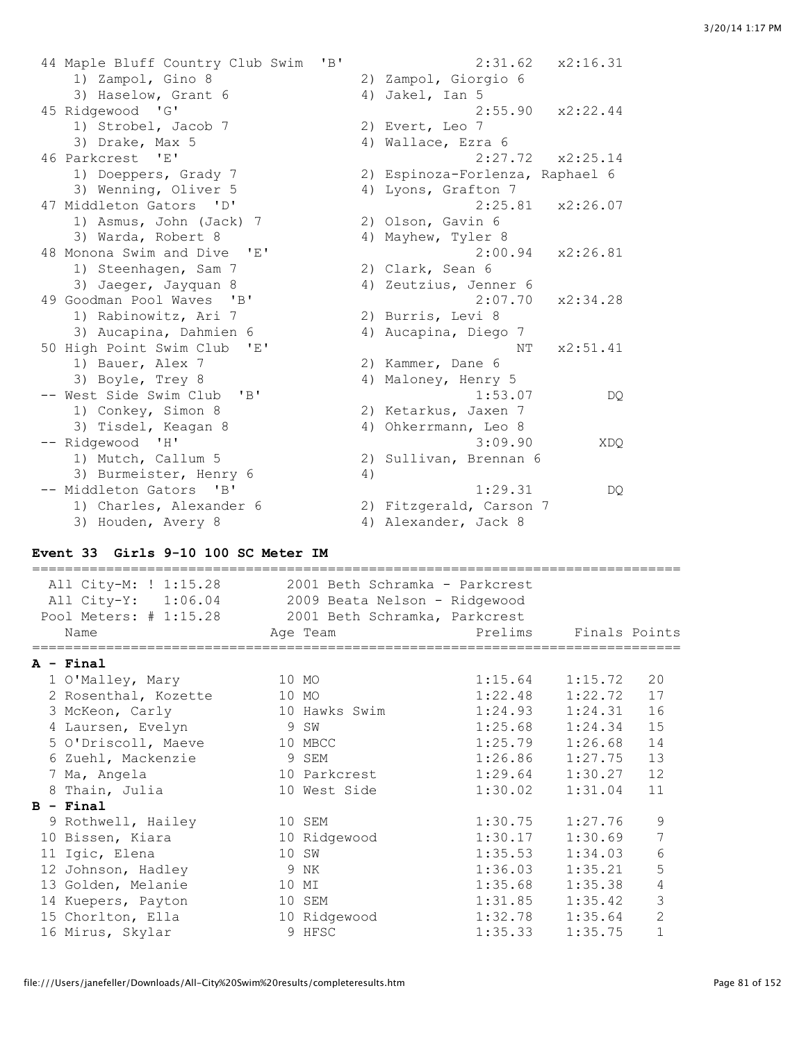```
 44 Maple Bluff Country Club Swim  'B'                2:31.62   x2:16.31
    1) Zampol, Gino 8                 2) Zampol, Giorgio 6
    3) Haselow, Grant 6               4) Jakel, Ian 5
 45 Ridgewood  'G'                                    2:55.90   x2:22.44
    1) Strobel, Jacob 7               2) Evert, Leo 7
    3) Drake, Max 5                   4) Wallace, Ezra 6
 46 Parkcrest  'E'                                    2:27.72   x2:25.14
    1) Doeppers, Grady 7              2) Espinoza-Forlenza, Raphael 6
    3) Wenning, Oliver 5              4) Lyons, Grafton 7
 47 Middleton Gators  'D'                             2:25.81   x2:26.07
    1) Asmus, John (Jack) 7           2) Olson, Gavin 6
    3) Warda, Robert 8                4) Mayhew, Tyler 8
 48 Monona Swim and Dive  'E'                         2:00.94   x2:26.81
    1) Steenhagen, Sam 7              2) Clark, Sean 6
    3) Jaeger, Jayquan 8              4) Zeutzius, Jenner 6
 49 Goodman Pool Waves  'B'                           2:07.70   x2:34.28
    1) Rabinowitz, Ari 7              2) Burris, Levi 8
    3) Aucapina, Dahmien 6            4) Aucapina, Diego 7
 50 High Point Swim Club  'E'                              NT   x2:51.41
    1) Bauer, Alex 7                  2) Kammer, Dane 6
    3) Boyle, Trey 8                  4) Maloney, Henry 5
 -- West Side Swim Club  'B'                          1:53.07         DQ
    1) Conkey, Simon 8                2) Ketarkus, Jaxen 7
    3) Tisdel, Keagan 8               4) Ohkerrmann, Leo 8
 -- Ridgewood  'H'                                    3:09.90        XDQ
    1) Mutch, Callum 5                2) Sullivan, Brennan 6
    3) Burmeister, Henry 6            4)
 -- Middleton Gators  'B'                             1:29.31         DQ
    1) Charles, Alexander 6           2) Fitzgerald, Carson 7
    3) Houden, Avery 8                4) Alexander, Jack 8
```

**Event 33  Girls 9-10 100 SC Meter IM**

```
===============================================================================
  All City-M: ! 1:15.28       2001 Beth Schramka - Parkcrest
  All City-Y:   1:06.04       2009 Beata Nelson - Ridgewood
  Pool Meters: # 1:15.28      2001 Beth Schramka, Parkcrest
    Name                    Age Team                 Prelims     Finals Points
===============================================================================
```

**A - Final**

```
  1 O'Malley, Mary          10 MO                    1:15.64    1:15.72   20
  2 Rosenthal, Kozette      10 MO                    1:22.48    1:22.72   17
  3 McKeon, Carly           10 Hawks Swim            1:24.93    1:24.31   16
  4 Laursen, Evelyn          9 SW                    1:25.68    1:24.34   15
  5 O'Driscoll, Maeve       10 MBCC                  1:25.79    1:26.68   14
  6 Zuehl, Mackenzie         9 SEM                   1:26.86    1:27.75   13
  7 Ma, Angela              10 Parkcrest             1:29.64    1:30.27   12
  8 Thain, Julia            10 West Side             1:30.02    1:31.04   11
```

**B - Final**

```
  9 Rothwell, Hailey        10 SEM                   1:30.75    1:27.76    9
 10 Bissen, Kiara           10 Ridgewood             1:30.17    1:30.69    7
 11 Igic, Elena             10 SW                    1:35.53    1:34.03    6
 12 Johnson, Hadley          9 NK                    1:36.03    1:35.21    5
 13 Golden, Melanie         10 MI                    1:35.68    1:35.38    4
 14 Kuepers, Payton         10 SEM                   1:31.85    1:35.42    3
 15 Chorlton, Ella          10 Ridgewood             1:32.78    1:35.64    2
 16 Mirus, Skylar            9 HFSC                  1:35.33    1:35.75    1
```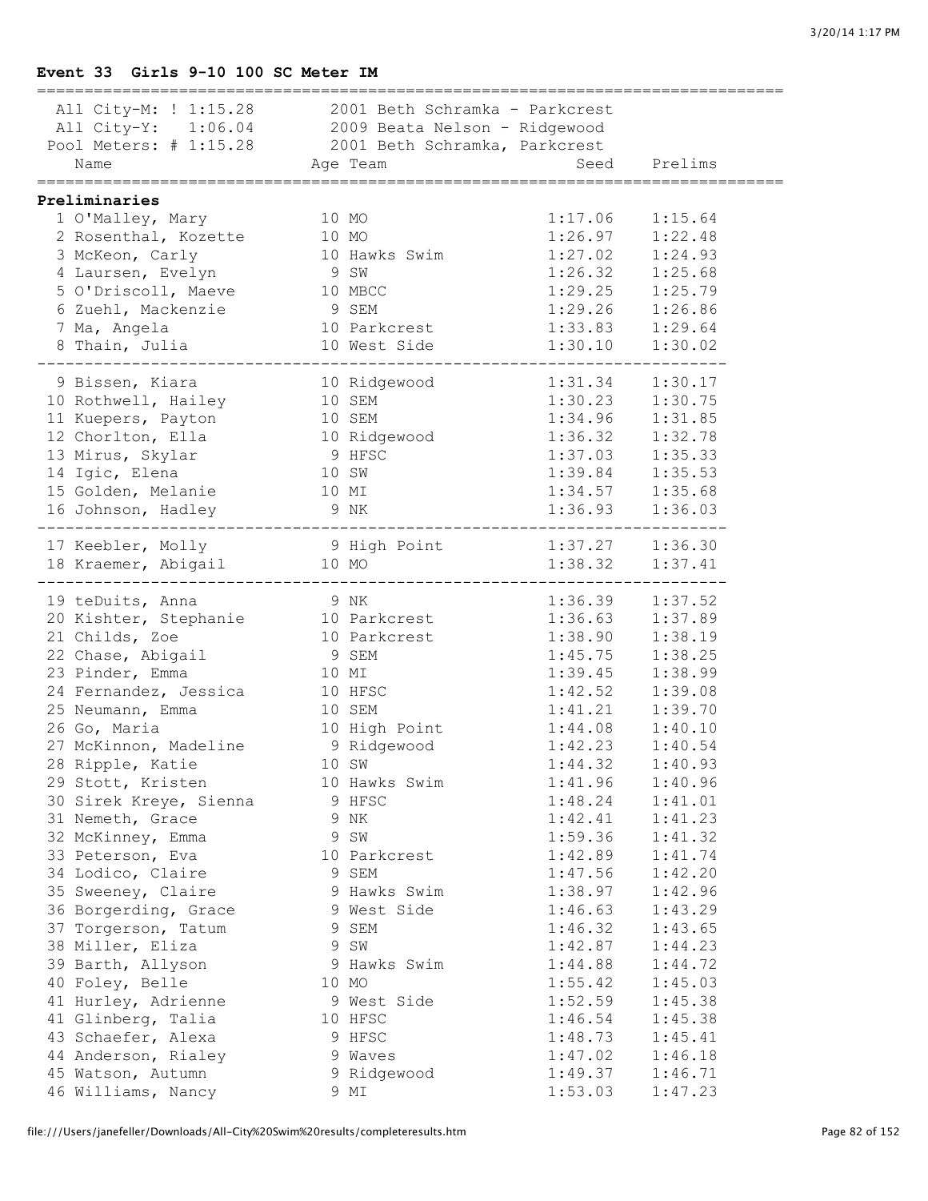## Event 33 Girls 9-10 100 SC Meter IM

All City-M: ! 1:15.28 — 2001 Beth Schramka - Parkcrest
All City-Y: 1:06.04 — 2009 Beata Nelson - Ridgewood
Pool Meters: # 1:15.28 — 2001 Beth Schramka, Parkcrest

### Preliminaries

| Place | Name | Age | Team | Seed | Prelims |
|---|---|---|---|---|---|
| 1 | O'Malley, Mary | 10 | MO | 1:17.06 | 1:15.64 |
| 2 | Rosenthal, Kozette | 10 | MO | 1:26.97 | 1:22.48 |
| 3 | McKeon, Carly | 10 | Hawks Swim | 1:27.02 | 1:24.93 |
| 4 | Laursen, Evelyn | 9 | SW | 1:26.32 | 1:25.68 |
| 5 | O'Driscoll, Maeve | 10 | MBCC | 1:29.25 | 1:25.79 |
| 6 | Zuehl, Mackenzie | 9 | SEM | 1:29.26 | 1:26.86 |
| 7 | Ma, Angela | 10 | Parkcrest | 1:33.83 | 1:29.64 |
| 8 | Thain, Julia | 10 | West Side | 1:30.10 | 1:30.02 |
| 9 | Bissen, Kiara | 10 | Ridgewood | 1:31.34 | 1:30.17 |
| 10 | Rothwell, Hailey | 10 | SEM | 1:30.23 | 1:30.75 |
| 11 | Kuepers, Payton | 10 | SEM | 1:34.96 | 1:31.85 |
| 12 | Chorlton, Ella | 10 | Ridgewood | 1:36.32 | 1:32.78 |
| 13 | Mirus, Skylar | 9 | HFSC | 1:37.03 | 1:35.33 |
| 14 | Igic, Elena | 10 | SW | 1:39.84 | 1:35.53 |
| 15 | Golden, Melanie | 10 | MI | 1:34.57 | 1:35.68 |
| 16 | Johnson, Hadley | 9 | NK | 1:36.93 | 1:36.03 |
| 17 | Keebler, Molly | 9 | High Point | 1:37.27 | 1:36.30 |
| 18 | Kraemer, Abigail | 10 | MO | 1:38.32 | 1:37.41 |
| 19 | teDuits, Anna | 9 | NK | 1:36.39 | 1:37.52 |
| 20 | Kishter, Stephanie | 10 | Parkcrest | 1:36.63 | 1:37.89 |
| 21 | Childs, Zoe | 10 | Parkcrest | 1:38.90 | 1:38.19 |
| 22 | Chase, Abigail | 9 | SEM | 1:45.75 | 1:38.25 |
| 23 | Pinder, Emma | 10 | MI | 1:39.45 | 1:38.99 |
| 24 | Fernandez, Jessica | 10 | HFSC | 1:42.52 | 1:39.08 |
| 25 | Neumann, Emma | 10 | SEM | 1:41.21 | 1:39.70 |
| 26 | Go, Maria | 10 | High Point | 1:44.08 | 1:40.10 |
| 27 | McKinnon, Madeline | 9 | Ridgewood | 1:42.23 | 1:40.54 |
| 28 | Ripple, Katie | 10 | SW | 1:44.32 | 1:40.93 |
| 29 | Stott, Kristen | 10 | Hawks Swim | 1:41.96 | 1:40.96 |
| 30 | Sirek Kreye, Sienna | 9 | HFSC | 1:48.24 | 1:41.01 |
| 31 | Nemeth, Grace | 9 | NK | 1:42.41 | 1:41.23 |
| 32 | McKinney, Emma | 9 | SW | 1:59.36 | 1:41.32 |
| 33 | Peterson, Eva | 10 | Parkcrest | 1:42.89 | 1:41.74 |
| 34 | Lodico, Claire | 9 | SEM | 1:47.56 | 1:42.20 |
| 35 | Sweeney, Claire | 9 | Hawks Swim | 1:38.97 | 1:42.96 |
| 36 | Borgerding, Grace | 9 | West Side | 1:46.63 | 1:43.29 |
| 37 | Torgerson, Tatum | 9 | SEM | 1:46.32 | 1:43.65 |
| 38 | Miller, Eliza | 9 | SW | 1:42.87 | 1:44.23 |
| 39 | Barth, Allyson | 9 | Hawks Swim | 1:44.88 | 1:44.72 |
| 40 | Foley, Belle | 10 | MO | 1:55.42 | 1:45.03 |
| 41 | Hurley, Adrienne | 9 | West Side | 1:52.59 | 1:45.38 |
| 41 | Glinberg, Talia | 10 | HFSC | 1:46.54 | 1:45.38 |
| 43 | Schaefer, Alexa | 9 | HFSC | 1:48.73 | 1:45.41 |
| 44 | Anderson, Rialey | 9 | Waves | 1:47.02 | 1:46.18 |
| 45 | Watson, Autumn | 9 | Ridgewood | 1:49.37 | 1:46.71 |
| 46 | Williams, Nancy | 9 | MI | 1:53.03 | 1:47.23 |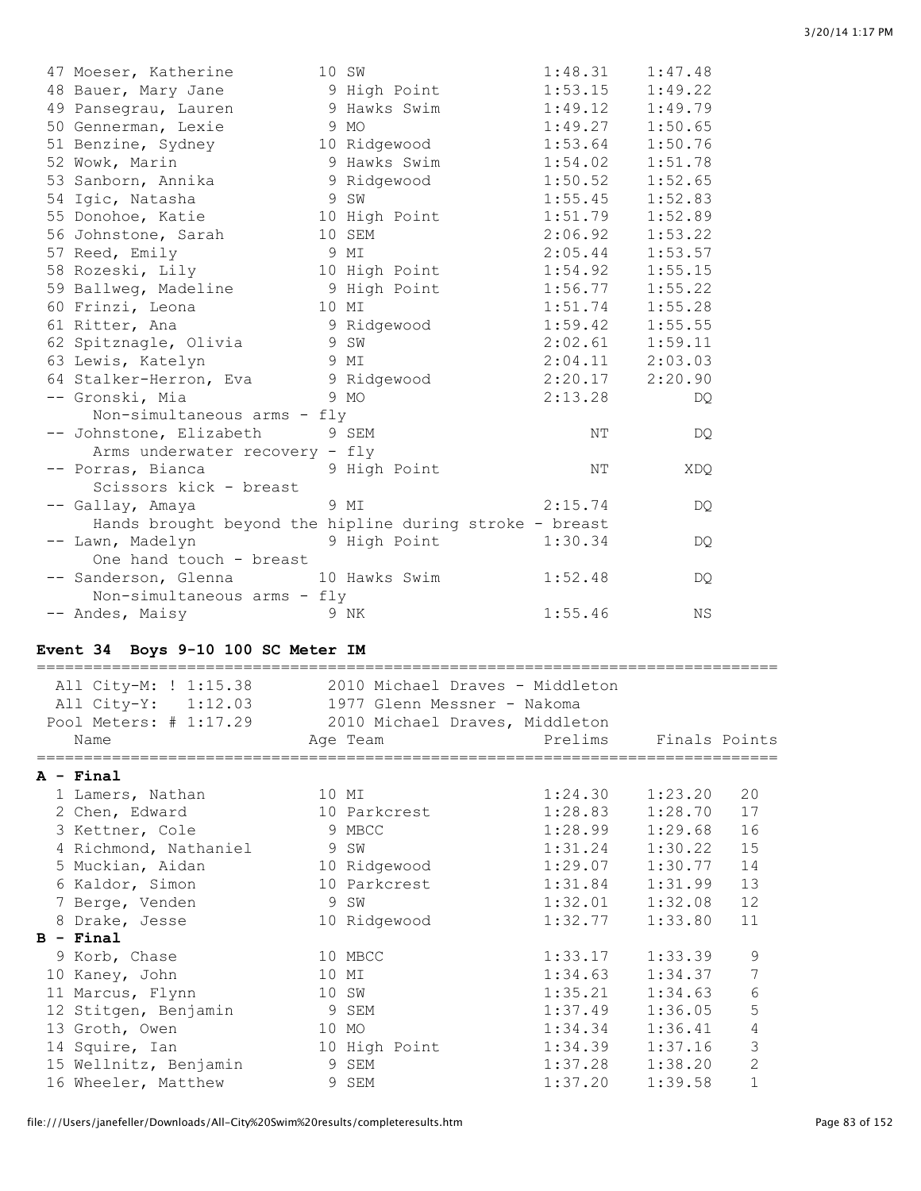| Place | Name | Age | Team | Prelims | Finals |
|---|---|---|---|---|---|
| 47 | Moeser, Katherine | 10 | SW | 1:48.31 | 1:47.48 |
| 48 | Bauer, Mary Jane | 9 | High Point | 1:53.15 | 1:49.22 |
| 49 | Pansegrau, Lauren | 9 | Hawks Swim | 1:49.12 | 1:49.79 |
| 50 | Gennerman, Lexie | 9 | MO | 1:49.27 | 1:50.65 |
| 51 | Benzine, Sydney | 10 | Ridgewood | 1:53.64 | 1:50.76 |
| 52 | Wowk, Marin | 9 | Hawks Swim | 1:54.02 | 1:51.78 |
| 53 | Sanborn, Annika | 9 | Ridgewood | 1:50.52 | 1:52.65 |
| 54 | Igic, Natasha | 9 | SW | 1:55.45 | 1:52.83 |
| 55 | Donohoe, Katie | 10 | High Point | 1:51.79 | 1:52.89 |
| 56 | Johnstone, Sarah | 10 | SEM | 2:06.92 | 1:53.22 |
| 57 | Reed, Emily | 9 | MI | 2:05.44 | 1:53.57 |
| 58 | Rozeski, Lily | 10 | High Point | 1:54.92 | 1:55.15 |
| 59 | Ballweg, Madeline | 9 | High Point | 1:56.77 | 1:55.22 |
| 60 | Frinzi, Leona | 10 | MI | 1:51.74 | 1:55.28 |
| 61 | Ritter, Ana | 9 | Ridgewood | 1:59.42 | 1:55.55 |
| 62 | Spitznagle, Olivia | 9 | SW | 2:02.61 | 1:59.11 |
| 63 | Lewis, Katelyn | 9 | MI | 2:04.11 | 2:03.03 |
| 64 | Stalker-Herron, Eva | 9 | Ridgewood | 2:20.17 | 2:20.90 |
| -- | Gronski, Mia | 9 | MO | 2:13.28 | DQ |
| | Non-simultaneous arms - fly | | | | |
| -- | Johnstone, Elizabeth | 9 | SEM | NT | DQ |
| | Arms underwater recovery - fly | | | | |
| -- | Porras, Bianca | 9 | High Point | NT | XDQ |
| | Scissors kick - breast | | | | |
| -- | Gallay, Amaya | 9 | MI | 2:15.74 | DQ |
| | Hands brought beyond the hipline during stroke - breast | | | | |
| -- | Lawn, Madelyn | 9 | High Point | 1:30.34 | DQ |
| | One hand touch - breast | | | | |
| -- | Sanderson, Glenna | 10 | Hawks Swim | 1:52.48 | DQ |
| | Non-simultaneous arms - fly | | | | |
| -- | Andes, Maisy | 9 | NK | 1:55.46 | NS |

## Event 34 Boys 9-10 100 SC Meter IM

```
All City-M: ! 1:15.38      2010 Michael Draves - Middleton
All City-Y:   1:12.03      1977 Glenn Messner - Nakoma
Pool Meters: # 1:17.29     2010 Michael Draves, Middleton
```

| Place | Name | Age | Team | Prelims | Finals | Points |
|---|---|---|---|---|---|---|
| **A - Final** | | | | | | |
| 1 | Lamers, Nathan | 10 | MI | 1:24.30 | 1:23.20 | 20 |
| 2 | Chen, Edward | 10 | Parkcrest | 1:28.83 | 1:28.70 | 17 |
| 3 | Kettner, Cole | 9 | MBCC | 1:28.99 | 1:29.68 | 16 |
| 4 | Richmond, Nathaniel | 9 | SW | 1:31.24 | 1:30.22 | 15 |
| 5 | Muckian, Aidan | 10 | Ridgewood | 1:29.07 | 1:30.77 | 14 |
| 6 | Kaldor, Simon | 10 | Parkcrest | 1:31.84 | 1:31.99 | 13 |
| 7 | Berge, Venden | 9 | SW | 1:32.01 | 1:32.08 | 12 |
| 8 | Drake, Jesse | 10 | Ridgewood | 1:32.77 | 1:33.80 | 11 |
| **B - Final** | | | | | | |
| 9 | Korb, Chase | 10 | MBCC | 1:33.17 | 1:33.39 | 9 |
| 10 | Kaney, John | 10 | MI | 1:34.63 | 1:34.37 | 7 |
| 11 | Marcus, Flynn | 10 | SW | 1:35.21 | 1:34.63 | 6 |
| 12 | Stitgen, Benjamin | 9 | SEM | 1:37.49 | 1:36.05 | 5 |
| 13 | Groth, Owen | 10 | MO | 1:34.34 | 1:36.41 | 4 |
| 14 | Squire, Ian | 10 | High Point | 1:34.39 | 1:37.16 | 3 |
| 15 | Wellnitz, Benjamin | 9 | SEM | 1:37.28 | 1:38.20 | 2 |
| 16 | Wheeler, Matthew | 9 | SEM | 1:37.20 | 1:39.58 | 1 |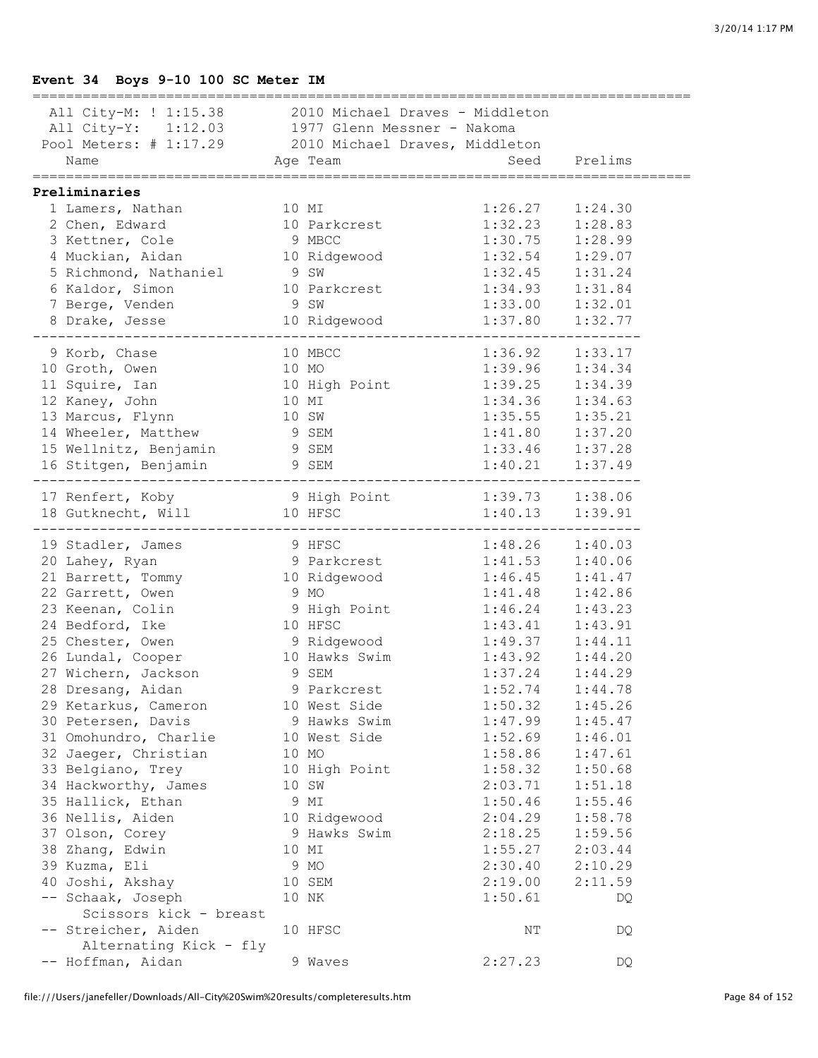### Event 34 Boys 9-10 100 SC Meter IM

All City-M: ! 1:15.38 2010 Michael Draves - Middleton
All City-Y: 1:12.03 1977 Glenn Messner - Nakoma
Pool Meters: # 1:17.29 2010 Michael Draves, Middleton

**Preliminaries**

| Place | Name | Age | Team | Seed | Prelims |
|---|---|---|---|---|---|
| 1 | Lamers, Nathan | 10 | MI | 1:26.27 | 1:24.30 |
| 2 | Chen, Edward | 10 | Parkcrest | 1:32.23 | 1:28.83 |
| 3 | Kettner, Cole | 9 | MBCC | 1:30.75 | 1:28.99 |
| 4 | Muckian, Aidan | 10 | Ridgewood | 1:32.54 | 1:29.07 |
| 5 | Richmond, Nathaniel | 9 | SW | 1:32.45 | 1:31.24 |
| 6 | Kaldor, Simon | 10 | Parkcrest | 1:34.93 | 1:31.84 |
| 7 | Berge, Venden | 9 | SW | 1:33.00 | 1:32.01 |
| 8 | Drake, Jesse | 10 | Ridgewood | 1:37.80 | 1:32.77 |
| 9 | Korb, Chase | 10 | MBCC | 1:36.92 | 1:33.17 |
| 10 | Groth, Owen | 10 | MO | 1:39.96 | 1:34.34 |
| 11 | Squire, Ian | 10 | High Point | 1:39.25 | 1:34.39 |
| 12 | Kaney, John | 10 | MI | 1:34.36 | 1:34.63 |
| 13 | Marcus, Flynn | 10 | SW | 1:35.55 | 1:35.21 |
| 14 | Wheeler, Matthew | 9 | SEM | 1:41.80 | 1:37.20 |
| 15 | Wellnitz, Benjamin | 9 | SEM | 1:33.46 | 1:37.28 |
| 16 | Stitgen, Benjamin | 9 | SEM | 1:40.21 | 1:37.49 |
| 17 | Renfert, Koby | 9 | High Point | 1:39.73 | 1:38.06 |
| 18 | Gutknecht, Will | 10 | HFSC | 1:40.13 | 1:39.91 |
| 19 | Stadler, James | 9 | HFSC | 1:48.26 | 1:40.03 |
| 20 | Lahey, Ryan | 9 | Parkcrest | 1:41.53 | 1:40.06 |
| 21 | Barrett, Tommy | 10 | Ridgewood | 1:46.45 | 1:41.47 |
| 22 | Garrett, Owen | 9 | MO | 1:41.48 | 1:42.86 |
| 23 | Keenan, Colin | 9 | High Point | 1:46.24 | 1:43.23 |
| 24 | Bedford, Ike | 10 | HFSC | 1:43.41 | 1:43.91 |
| 25 | Chester, Owen | 9 | Ridgewood | 1:49.37 | 1:44.11 |
| 26 | Lundal, Cooper | 10 | Hawks Swim | 1:43.92 | 1:44.20 |
| 27 | Wichern, Jackson | 9 | SEM | 1:37.24 | 1:44.29 |
| 28 | Dresang, Aidan | 9 | Parkcrest | 1:52.74 | 1:44.78 |
| 29 | Ketarkus, Cameron | 10 | West Side | 1:50.32 | 1:45.26 |
| 30 | Petersen, Davis | 9 | Hawks Swim | 1:47.99 | 1:45.47 |
| 31 | Omohundro, Charlie | 10 | West Side | 1:52.69 | 1:46.01 |
| 32 | Jaeger, Christian | 10 | MO | 1:58.86 | 1:47.61 |
| 33 | Belgiano, Trey | 10 | High Point | 1:58.32 | 1:50.68 |
| 34 | Hackworthy, James | 10 | SW | 2:03.71 | 1:51.18 |
| 35 | Hallick, Ethan | 9 | MI | 1:50.46 | 1:55.46 |
| 36 | Nellis, Aiden | 10 | Ridgewood | 2:04.29 | 1:58.78 |
| 37 | Olson, Corey | 9 | Hawks Swim | 2:18.25 | 1:59.56 |
| 38 | Zhang, Edwin | 10 | MI | 1:55.27 | 2:03.44 |
| 39 | Kuzma, Eli | 9 | MO | 2:30.40 | 2:10.29 |
| 40 | Joshi, Akshay | 10 | SEM | 2:19.00 | 2:11.59 |
| -- | Schaak, Joseph (Scissors kick - breast) | 10 | NK | 1:50.61 | DQ |
| -- | Streicher, Aiden (Alternating Kick - fly) | 10 | HFSC | NT | DQ |
| -- | Hoffman, Aidan | 9 | Waves | 2:27.23 | DQ |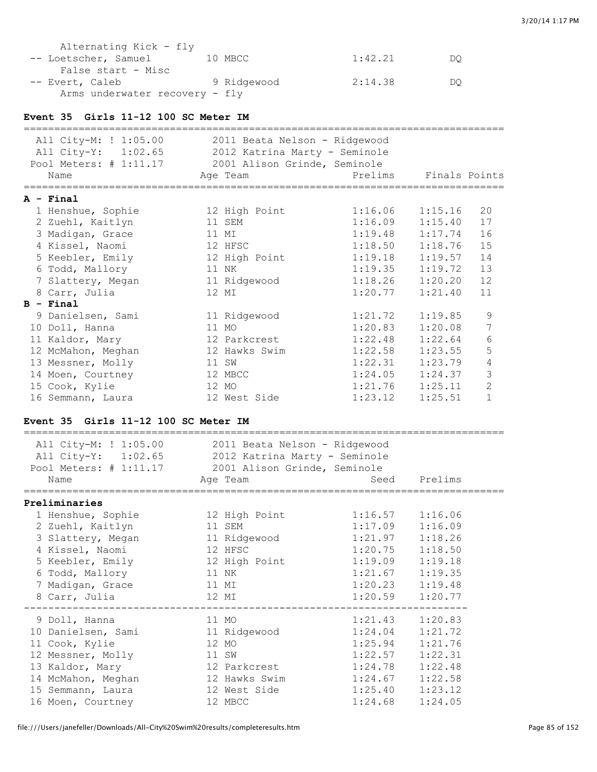Alternating Kick - fly

| | Name | Age Team | Seed | Prelims | |
|---|---|---|---|---|---|
| -- | Loetscher, Samuel | 10 MBCC | | 1:42.21 | DQ |
| | False start - Misc | | | | |
| -- | Evert, Caleb | 9 Ridgewood | | 2:14.38 | DQ |
| | Arms underwater recovery - fly | | | | |

### Event 35 Girls 11-12 100 SC Meter IM

All City-M: ! 1:05.00 2011 Beata Nelson - Ridgewood
All City-Y: 1:02.65 2012 Katrina Marty - Seminole
Pool Meters: # 1:11.17 2001 Alison Grinde, Seminole

| | Name | Age | Team | Prelims | Finals | Points |
|---|---|---|---|---|---|---|
| **A - Final** | | | | | | |
| 1 | Henshue, Sophie | 12 | High Point | 1:16.06 | 1:15.16 | 20 |
| 2 | Zuehl, Kaitlyn | 11 | SEM | 1:16.09 | 1:15.40 | 17 |
| 3 | Madigan, Grace | 11 | MI | 1:19.48 | 1:17.74 | 16 |
| 4 | Kissel, Naomi | 12 | HFSC | 1:18.50 | 1:18.76 | 15 |
| 5 | Keebler, Emily | 12 | High Point | 1:19.18 | 1:19.57 | 14 |
| 6 | Todd, Mallory | 11 | NK | 1:19.35 | 1:19.72 | 13 |
| 7 | Slattery, Megan | 11 | Ridgewood | 1:18.26 | 1:20.20 | 12 |
| 8 | Carr, Julia | 12 | MI | 1:20.77 | 1:21.40 | 11 |
| **B - Final** | | | | | | |
| 9 | Danielsen, Sami | 11 | Ridgewood | 1:21.72 | 1:19.85 | 9 |
| 10 | Doll, Hanna | 11 | MO | 1:20.83 | 1:20.08 | 7 |
| 11 | Kaldor, Mary | 12 | Parkcrest | 1:22.48 | 1:22.64 | 6 |
| 12 | McMahon, Meghan | 12 | Hawks Swim | 1:22.58 | 1:23.55 | 5 |
| 13 | Messner, Molly | 11 | SW | 1:22.31 | 1:23.79 | 4 |
| 14 | Moen, Courtney | 12 | MBCC | 1:24.05 | 1:24.37 | 3 |
| 15 | Cook, Kylie | 12 | MO | 1:21.76 | 1:25.11 | 2 |
| 16 | Semmann, Laura | 12 | West Side | 1:23.12 | 1:25.51 | 1 |

### Event 35 Girls 11-12 100 SC Meter IM

All City-M: ! 1:05.00 2011 Beata Nelson - Ridgewood
All City-Y: 1:02.65 2012 Katrina Marty - Seminole
Pool Meters: # 1:11.17 2001 Alison Grinde, Seminole

| | Name | Age | Team | Seed | Prelims |
|---|---|---|---|---|---|
| **Preliminaries** | | | | | |
| 1 | Henshue, Sophie | 12 | High Point | 1:16.57 | 1:16.06 |
| 2 | Zuehl, Kaitlyn | 11 | SEM | 1:17.09 | 1:16.09 |
| 3 | Slattery, Megan | 11 | Ridgewood | 1:21.97 | 1:18.26 |
| 4 | Kissel, Naomi | 12 | HFSC | 1:20.75 | 1:18.50 |
| 5 | Keebler, Emily | 12 | High Point | 1:19.09 | 1:19.18 |
| 6 | Todd, Mallory | 11 | NK | 1:21.67 | 1:19.35 |
| 7 | Madigan, Grace | 11 | MI | 1:20.23 | 1:19.48 |
| 8 | Carr, Julia | 12 | MI | 1:20.59 | 1:20.77 |
| 9 | Doll, Hanna | 11 | MO | 1:21.43 | 1:20.83 |
| 10 | Danielsen, Sami | 11 | Ridgewood | 1:24.04 | 1:21.72 |
| 11 | Cook, Kylie | 12 | MO | 1:25.94 | 1:21.76 |
| 12 | Messner, Molly | 11 | SW | 1:22.57 | 1:22.31 |
| 13 | Kaldor, Mary | 12 | Parkcrest | 1:24.78 | 1:22.48 |
| 14 | McMahon, Meghan | 12 | Hawks Swim | 1:24.67 | 1:22.58 |
| 15 | Semmann, Laura | 12 | West Side | 1:25.40 | 1:23.12 |
| 16 | Moen, Courtney | 12 | MBCC | 1:24.68 | 1:24.05 |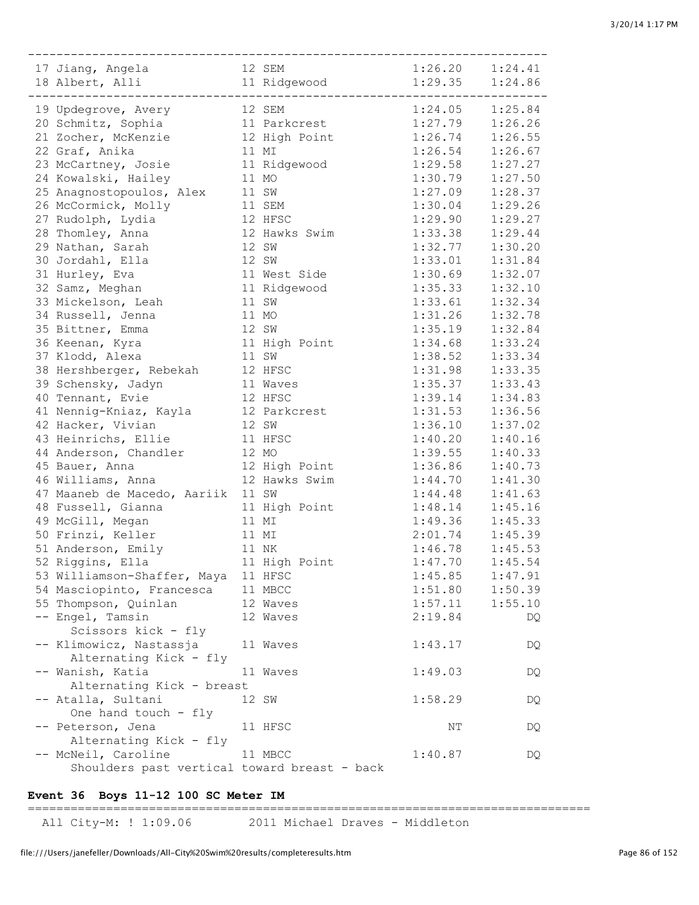| Place | Name | Age | Team | Seed Time | Finals Time |
|---|---|---|---|---|---|
| 17 | Jiang, Angela | 12 | SEM | 1:26.20 | 1:24.41 |
| 18 | Albert, Alli | 11 | Ridgewood | 1:29.35 | 1:24.86 |
| 19 | Updegrove, Avery | 12 | SEM | 1:24.05 | 1:25.84 |
| 20 | Schmitz, Sophia | 11 | Parkcrest | 1:27.79 | 1:26.26 |
| 21 | Zocher, McKenzie | 12 | High Point | 1:26.74 | 1:26.55 |
| 22 | Graf, Anika | 11 | MI | 1:26.54 | 1:26.67 |
| 23 | McCartney, Josie | 11 | Ridgewood | 1:29.58 | 1:27.27 |
| 24 | Kowalski, Hailey | 11 | MO | 1:30.79 | 1:27.50 |
| 25 | Anagnostopoulos, Alex | 11 | SW | 1:27.09 | 1:28.37 |
| 26 | McCormick, Molly | 11 | SEM | 1:30.04 | 1:29.26 |
| 27 | Rudolph, Lydia | 12 | HFSC | 1:29.90 | 1:29.27 |
| 28 | Thomley, Anna | 12 | Hawks Swim | 1:33.38 | 1:29.44 |
| 29 | Nathan, Sarah | 12 | SW | 1:32.77 | 1:30.20 |
| 30 | Jordahl, Ella | 12 | SW | 1:33.01 | 1:31.84 |
| 31 | Hurley, Eva | 11 | West Side | 1:30.69 | 1:32.07 |
| 32 | Samz, Meghan | 11 | Ridgewood | 1:35.33 | 1:32.10 |
| 33 | Mickelson, Leah | 11 | SW | 1:33.61 | 1:32.34 |
| 34 | Russell, Jenna | 11 | MO | 1:31.26 | 1:32.78 |
| 35 | Bittner, Emma | 12 | SW | 1:35.19 | 1:32.84 |
| 36 | Keenan, Kyra | 11 | High Point | 1:34.68 | 1:33.24 |
| 37 | Klodd, Alexa | 11 | SW | 1:38.52 | 1:33.34 |
| 38 | Hershberger, Rebekah | 12 | HFSC | 1:31.98 | 1:33.35 |
| 39 | Schensky, Jadyn | 11 | Waves | 1:35.37 | 1:33.43 |
| 40 | Tennant, Evie | 12 | HFSC | 1:39.14 | 1:34.83 |
| 41 | Nennig-Kniaz, Kayla | 12 | Parkcrest | 1:31.53 | 1:36.56 |
| 42 | Hacker, Vivian | 12 | SW | 1:36.10 | 1:37.02 |
| 43 | Heinrichs, Ellie | 11 | HFSC | 1:40.20 | 1:40.16 |
| 44 | Anderson, Chandler | 12 | MO | 1:39.55 | 1:40.33 |
| 45 | Bauer, Anna | 12 | High Point | 1:36.86 | 1:40.73 |
| 46 | Williams, Anna | 12 | Hawks Swim | 1:44.70 | 1:41.30 |
| 47 | Maaneb de Macedo, Aariik | 11 | SW | 1:44.48 | 1:41.63 |
| 48 | Fussell, Gianna | 11 | High Point | 1:48.14 | 1:45.16 |
| 49 | McGill, Megan | 11 | MI | 1:49.36 | 1:45.33 |
| 50 | Frinzi, Keller | 11 | MI | 2:01.74 | 1:45.39 |
| 51 | Anderson, Emily | 11 | NK | 1:46.78 | 1:45.53 |
| 52 | Riggins, Ella | 11 | High Point | 1:47.70 | 1:45.54 |
| 53 | Williamson-Shaffer, Maya | 11 | HFSC | 1:45.85 | 1:47.91 |
| 54 | Masciopinto, Francesca | 11 | MBCC | 1:51.80 | 1:50.39 |
| 55 | Thompson, Quinlan | 12 | Waves | 1:57.11 | 1:55.10 |
| -- | Engel, Tamsin (Scissors kick - fly) | 12 | Waves | 2:19.84 | DQ |
| -- | Klimowicz, Nastassja (Alternating Kick - fly) | 11 | Waves | 1:43.17 | DQ |
| -- | Wanish, Katia (Alternating Kick - breast) | 11 | Waves | 1:49.03 | DQ |
| -- | Atalla, Sultani (One hand touch - fly) | 12 | SW | 1:58.29 | DQ |
| -- | Peterson, Jena (Alternating Kick - fly) | 11 | HFSC | NT | DQ |
| -- | McNeil, Caroline (Shoulders past vertical toward breast - back) | 11 | MBCC | 1:40.87 | DQ |

**Event 36 Boys 11-12 100 SC Meter IM**

All City-M: ! 1:09.06 2011 Michael Draves - Middleton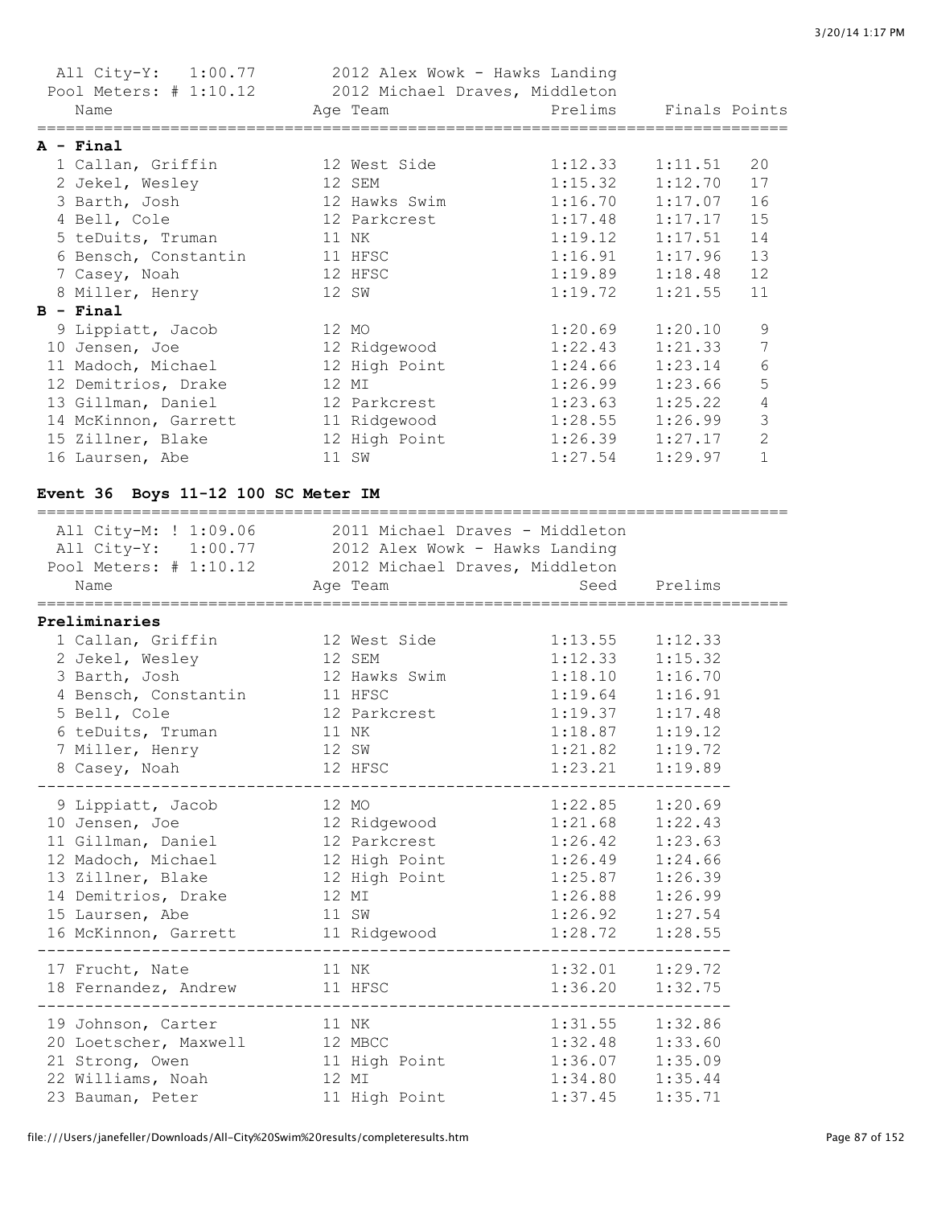All City-Y: 1:00.77 2012 Alex Wowk - Hawks Landing
Pool Meters: # 1:10.12 2012 Michael Draves, Middleton

| Name | Age | Team | Prelims | Finals | Points |
|---|---|---|---|---|---|
| **A - Final** | | | | | |
| 1 Callan, Griffin | 12 | West Side | 1:12.33 | 1:11.51 | 20 |
| 2 Jekel, Wesley | 12 | SEM | 1:15.32 | 1:12.70 | 17 |
| 3 Barth, Josh | 12 | Hawks Swim | 1:16.70 | 1:17.07 | 16 |
| 4 Bell, Cole | 12 | Parkcrest | 1:17.48 | 1:17.17 | 15 |
| 5 teDuits, Truman | 11 | NK | 1:19.12 | 1:17.51 | 14 |
| 6 Bensch, Constantin | 11 | HFSC | 1:16.91 | 1:17.96 | 13 |
| 7 Casey, Noah | 12 | HFSC | 1:19.89 | 1:18.48 | 12 |
| 8 Miller, Henry | 12 | SW | 1:19.72 | 1:21.55 | 11 |
| **B - Final** | | | | | |
| 9 Lippiatt, Jacob | 12 | MO | 1:20.69 | 1:20.10 | 9 |
| 10 Jensen, Joe | 12 | Ridgewood | 1:22.43 | 1:21.33 | 7 |
| 11 Madoch, Michael | 12 | High Point | 1:24.66 | 1:23.14 | 6 |
| 12 Demitrios, Drake | 12 | MI | 1:26.99 | 1:23.66 | 5 |
| 13 Gillman, Daniel | 12 | Parkcrest | 1:23.63 | 1:25.22 | 4 |
| 14 McKinnon, Garrett | 11 | Ridgewood | 1:28.55 | 1:26.99 | 3 |
| 15 Zillner, Blake | 12 | High Point | 1:26.39 | 1:27.17 | 2 |
| 16 Laursen, Abe | 11 | SW | 1:27.54 | 1:29.97 | 1 |

## Event 36 Boys 11-12 100 SC Meter IM

All City-M: ! 1:09.06 2011 Michael Draves - Middleton
All City-Y: 1:00.77 2012 Alex Wowk - Hawks Landing
Pool Meters: # 1:10.12 2012 Michael Draves, Middleton

| Name | Age | Team | Seed | Prelims |
|---|---|---|---|---|
| **Preliminaries** | | | | |
| 1 Callan, Griffin | 12 | West Side | 1:13.55 | 1:12.33 |
| 2 Jekel, Wesley | 12 | SEM | 1:12.33 | 1:15.32 |
| 3 Barth, Josh | 12 | Hawks Swim | 1:18.10 | 1:16.70 |
| 4 Bensch, Constantin | 11 | HFSC | 1:19.64 | 1:16.91 |
| 5 Bell, Cole | 12 | Parkcrest | 1:19.37 | 1:17.48 |
| 6 teDuits, Truman | 11 | NK | 1:18.87 | 1:19.12 |
| 7 Miller, Henry | 12 | SW | 1:21.82 | 1:19.72 |
| 8 Casey, Noah | 12 | HFSC | 1:23.21 | 1:19.89 |
| 9 Lippiatt, Jacob | 12 | MO | 1:22.85 | 1:20.69 |
| 10 Jensen, Joe | 12 | Ridgewood | 1:21.68 | 1:22.43 |
| 11 Gillman, Daniel | 12 | Parkcrest | 1:26.42 | 1:23.63 |
| 12 Madoch, Michael | 12 | High Point | 1:26.49 | 1:24.66 |
| 13 Zillner, Blake | 12 | High Point | 1:25.87 | 1:26.39 |
| 14 Demitrios, Drake | 12 | MI | 1:26.88 | 1:26.99 |
| 15 Laursen, Abe | 11 | SW | 1:26.92 | 1:27.54 |
| 16 McKinnon, Garrett | 11 | Ridgewood | 1:28.72 | 1:28.55 |
| 17 Frucht, Nate | 11 | NK | 1:32.01 | 1:29.72 |
| 18 Fernandez, Andrew | 11 | HFSC | 1:36.20 | 1:32.75 |
| 19 Johnson, Carter | 11 | NK | 1:31.55 | 1:32.86 |
| 20 Loetscher, Maxwell | 12 | MBCC | 1:32.48 | 1:33.60 |
| 21 Strong, Owen | 11 | High Point | 1:36.07 | 1:35.09 |
| 22 Williams, Noah | 12 | MI | 1:34.80 | 1:35.44 |
| 23 Bauman, Peter | 11 | High Point | 1:37.45 | 1:35.71 |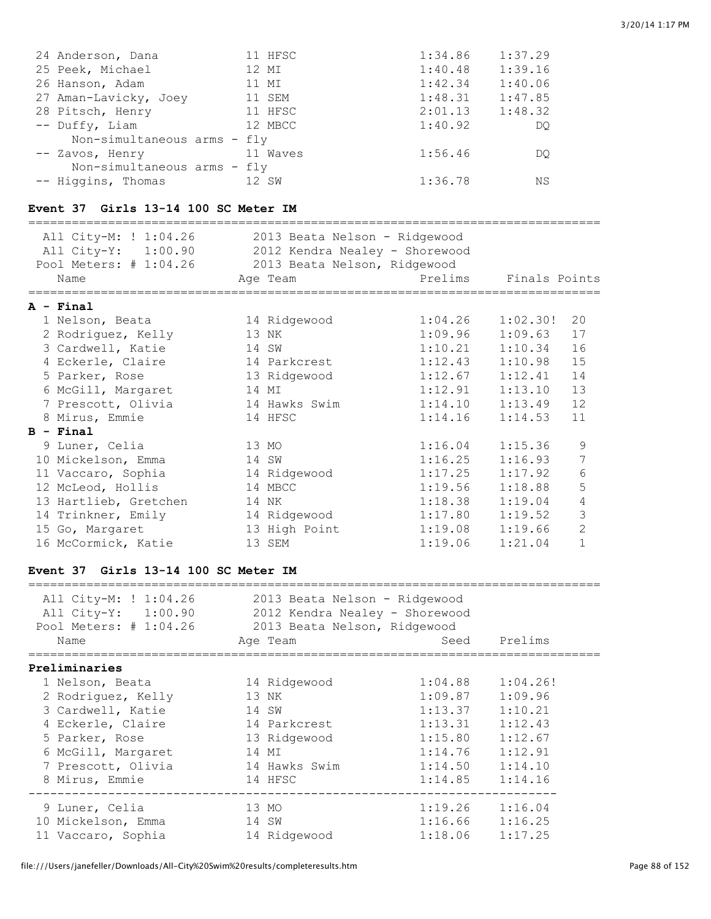| Place | Name | Age | Team | Prelims | Finals |
|---|---|---|---|---|---|
| 24 | Anderson, Dana | 11 | HFSC | 1:34.86 | 1:37.29 |
| 25 | Peek, Michael | 12 | MI | 1:40.48 | 1:39.16 |
| 26 | Hanson, Adam | 11 | MI | 1:42.34 | 1:40.06 |
| 27 | Aman-Lavicky, Joey | 11 | SEM | 1:48.31 | 1:47.85 |
| 28 | Pitsch, Henry | 11 | HFSC | 2:01.13 | 1:48.32 |
| -- | Duffy, Liam | 12 | MBCC | 1:40.92 | DQ |
| | Non-simultaneous arms - fly | | | | |
| -- | Zavos, Henry | 11 | Waves | 1:56.46 | DQ |
| | Non-simultaneous arms - fly | | | | |
| -- | Higgins, Thomas | 12 | SW | 1:36.78 | NS |

### Event 37 Girls 13-14 100 SC Meter IM

All City-M: ! 1:04.26 — 2013 Beata Nelson - Ridgewood
All City-Y: 1:00.90 — 2012 Kendra Nealey - Shorewood
Pool Meters: # 1:04.26 — 2013 Beata Nelson, Ridgewood

| Place | Name | Age | Team | Prelims | Finals | Points |
|---|---|---|---|---|---|---|
| **A - Final** | | | | | | |
| 1 | Nelson, Beata | 14 | Ridgewood | 1:04.26 | 1:02.30! | 20 |
| 2 | Rodriguez, Kelly | 13 | NK | 1:09.96 | 1:09.63 | 17 |
| 3 | Cardwell, Katie | 14 | SW | 1:10.21 | 1:10.34 | 16 |
| 4 | Eckerle, Claire | 14 | Parkcrest | 1:12.43 | 1:10.98 | 15 |
| 5 | Parker, Rose | 13 | Ridgewood | 1:12.67 | 1:12.41 | 14 |
| 6 | McGill, Margaret | 14 | MI | 1:12.91 | 1:13.10 | 13 |
| 7 | Prescott, Olivia | 14 | Hawks Swim | 1:14.10 | 1:13.49 | 12 |
| 8 | Mirus, Emmie | 14 | HFSC | 1:14.16 | 1:14.53 | 11 |
| **B - Final** | | | | | | |
| 9 | Luner, Celia | 13 | MO | 1:16.04 | 1:15.36 | 9 |
| 10 | Mickelson, Emma | 14 | SW | 1:16.25 | 1:16.93 | 7 |
| 11 | Vaccaro, Sophia | 14 | Ridgewood | 1:17.25 | 1:17.92 | 6 |
| 12 | McLeod, Hollis | 14 | MBCC | 1:19.56 | 1:18.88 | 5 |
| 13 | Hartlieb, Gretchen | 14 | NK | 1:18.38 | 1:19.04 | 4 |
| 14 | Trinkner, Emily | 14 | Ridgewood | 1:17.80 | 1:19.52 | 3 |
| 15 | Go, Margaret | 13 | High Point | 1:19.08 | 1:19.66 | 2 |
| 16 | McCormick, Katie | 13 | SEM | 1:19.06 | 1:21.04 | 1 |

### Event 37 Girls 13-14 100 SC Meter IM

All City-M: ! 1:04.26 — 2013 Beata Nelson - Ridgewood
All City-Y: 1:00.90 — 2012 Kendra Nealey - Shorewood
Pool Meters: # 1:04.26 — 2013 Beata Nelson, Ridgewood

| Place | Name | Age | Team | Seed | Prelims |
|---|---|---|---|---|---|
| **Preliminaries** | | | | | |
| 1 | Nelson, Beata | 14 | Ridgewood | 1:04.88 | 1:04.26! |
| 2 | Rodriguez, Kelly | 13 | NK | 1:09.87 | 1:09.96 |
| 3 | Cardwell, Katie | 14 | SW | 1:13.37 | 1:10.21 |
| 4 | Eckerle, Claire | 14 | Parkcrest | 1:13.31 | 1:12.43 |
| 5 | Parker, Rose | 13 | Ridgewood | 1:15.80 | 1:12.67 |
| 6 | McGill, Margaret | 14 | MI | 1:14.76 | 1:12.91 |
| 7 | Prescott, Olivia | 14 | Hawks Swim | 1:14.50 | 1:14.10 |
| 8 | Mirus, Emmie | 14 | HFSC | 1:14.85 | 1:14.16 |
| 9 | Luner, Celia | 13 | MO | 1:19.26 | 1:16.04 |
| 10 | Mickelson, Emma | 14 | SW | 1:16.66 | 1:16.25 |
| 11 | Vaccaro, Sophia | 14 | Ridgewood | 1:18.06 | 1:17.25 |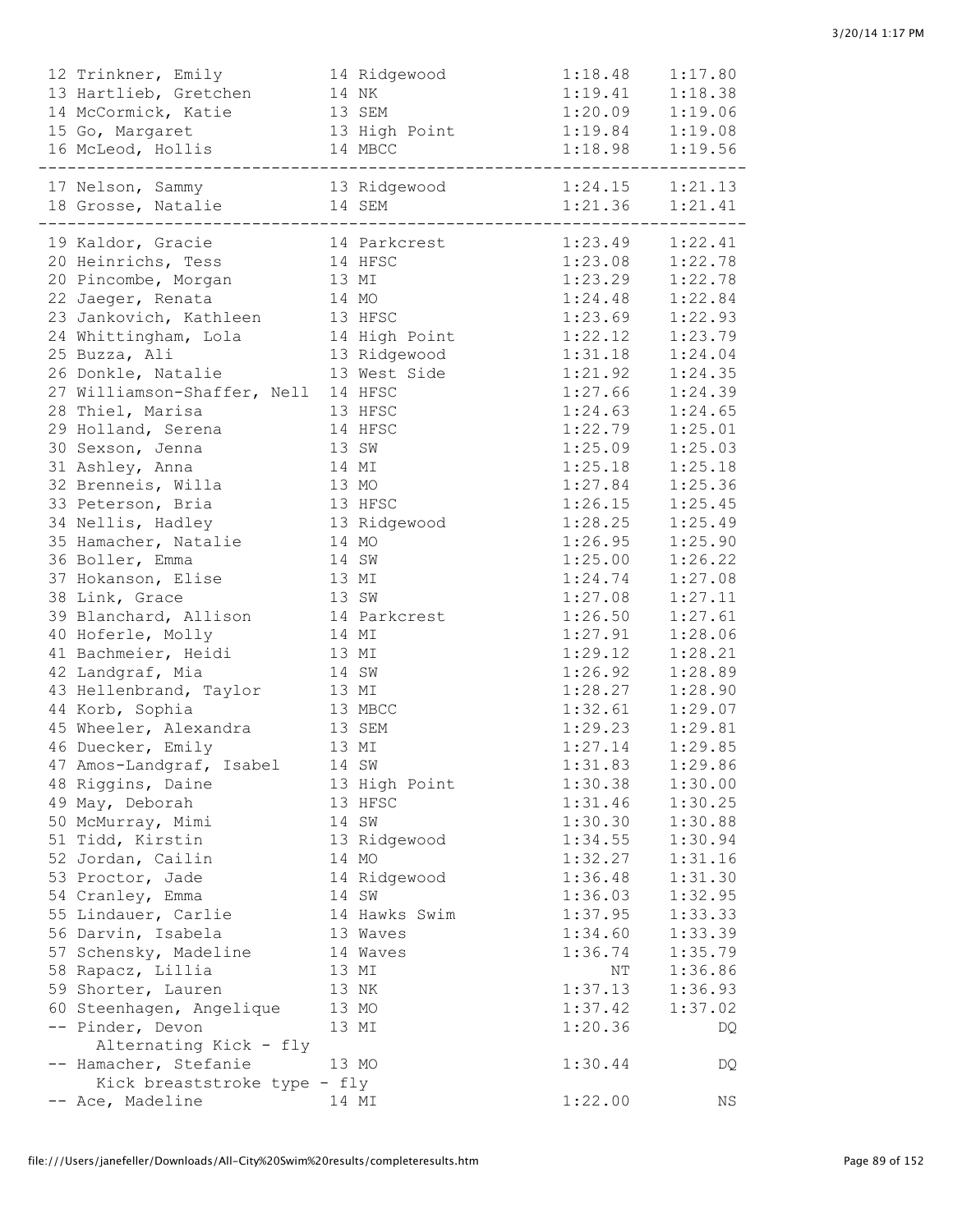```
 12 Trinkner, Emily            14 Ridgewood            1:18.48    1:17.80
 13 Hartlieb, Gretchen         14 NK                   1:19.41    1:18.38
 14 McCormick, Katie           13 SEM                  1:20.09    1:19.06
 15 Go, Margaret               13 High Point           1:19.84    1:19.08
 16 McLeod, Hollis             14 MBCC                 1:18.98    1:19.56
-------------------------------------------------------------------------
 17 Nelson, Sammy              13 Ridgewood            1:24.15    1:21.13
 18 Grosse, Natalie            14 SEM                  1:21.36    1:21.41
-------------------------------------------------------------------------
 19 Kaldor, Gracie             14 Parkcrest            1:23.49    1:22.41
 20 Heinrichs, Tess            14 HFSC                 1:23.08    1:22.78
 20 Pincombe, Morgan           13 MI                   1:23.29    1:22.78
 22 Jaeger, Renata             14 MO                   1:24.48    1:22.84
 23 Jankovich, Kathleen        13 HFSC                 1:23.69    1:22.93
 24 Whittingham, Lola          14 High Point           1:22.12    1:23.79
 25 Buzza, Ali                 13 Ridgewood            1:31.18    1:24.04
 26 Donkle, Natalie            13 West Side            1:21.92    1:24.35
 27 Williamson-Shaffer, Nell  14 HFSC                  1:27.66    1:24.39
 28 Thiel, Marisa              13 HFSC                 1:24.63    1:24.65
 29 Holland, Serena            14 HFSC                 1:22.79    1:25.01
 30 Sexson, Jenna              13 SW                   1:25.09    1:25.03
 31 Ashley, Anna               14 MI                   1:25.18    1:25.18
 32 Brenneis, Willa            13 MO                   1:27.84    1:25.36
 33 Peterson, Bria             13 HFSC                 1:26.15    1:25.45
 34 Nellis, Hadley             13 Ridgewood            1:28.25    1:25.49
 35 Hamacher, Natalie          14 MO                   1:26.95    1:25.90
 36 Boller, Emma               14 SW                   1:25.00    1:26.22
 37 Hokanson, Elise            13 MI                   1:24.74    1:27.08
 38 Link, Grace                13 SW                   1:27.08    1:27.11
 39 Blanchard, Allison         14 Parkcrest            1:26.50    1:27.61
 40 Hoferle, Molly             14 MI                   1:27.91    1:28.06
 41 Bachmeier, Heidi           13 MI                   1:29.12    1:28.21
 42 Landgraf, Mia              14 SW                   1:26.92    1:28.89
 43 Hellenbrand, Taylor        13 MI                   1:28.27    1:28.90
 44 Korb, Sophia               13 MBCC                 1:32.61    1:29.07
 45 Wheeler, Alexandra         13 SEM                  1:29.23    1:29.81
 46 Duecker, Emily             13 MI                   1:27.14    1:29.85
 47 Amos-Landgraf, Isabel      14 SW                   1:31.83    1:29.86
 48 Riggins, Daine             13 High Point           1:30.38    1:30.00
 49 May, Deborah               13 HFSC                 1:31.46    1:30.25
 50 McMurray, Mimi             14 SW                   1:30.30    1:30.88
 51 Tidd, Kirstin              13 Ridgewood            1:34.55    1:30.94
 52 Jordan, Cailin             14 MO                   1:32.27    1:31.16
 53 Proctor, Jade              14 Ridgewood            1:36.48    1:31.30
 54 Cranley, Emma              14 SW                   1:36.03    1:32.95
 55 Lindauer, Carlie           14 Hawks Swim           1:37.95    1:33.33
 56 Darvin, Isabela            13 Waves                1:34.60    1:33.39
 57 Schensky, Madeline         14 Waves                1:36.74    1:35.79
 58 Rapacz, Lillia             13 MI                        NT    1:36.86
 59 Shorter, Lauren            13 NK                   1:37.13    1:36.93
 60 Steenhagen, Angelique      13 MO                   1:37.42    1:37.02
 -- Pinder, Devon              13 MI                   1:20.36         DQ
      Alternating Kick - fly
 -- Hamacher, Stefanie         13 MO                   1:30.44         DQ
      Kick breaststroke type - fly
 -- Ace, Madeline              14 MI                   1:22.00         NS
```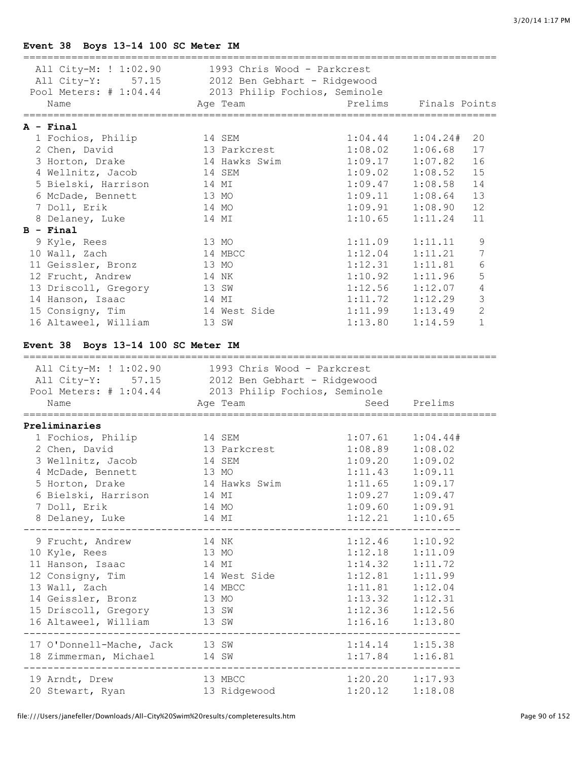### Event 38 Boys 13-14 100 SC Meter IM

All City-M: ! 1:02.90 — 1993 Chris Wood - Parkcrest
All City-Y: 57.15 — 2012 Ben Gebhart - Ridgewood
Pool Meters: # 1:04.44 — 2013 Philip Fochios, Seminole

| | Name | Age | Team | Prelims | Finals | Points |
|---|---|---|---|---|---|---|
| **A - Final** | | | | | | |
| 1 | Fochios, Philip | 14 | SEM | 1:04.44 | 1:04.24# | 20 |
| 2 | Chen, David | 13 | Parkcrest | 1:08.02 | 1:06.68 | 17 |
| 3 | Horton, Drake | 14 | Hawks Swim | 1:09.17 | 1:07.82 | 16 |
| 4 | Wellnitz, Jacob | 14 | SEM | 1:09.02 | 1:08.52 | 15 |
| 5 | Bielski, Harrison | 14 | MI | 1:09.47 | 1:08.58 | 14 |
| 6 | McDade, Bennett | 13 | MO | 1:09.11 | 1:08.64 | 13 |
| 7 | Doll, Erik | 14 | MO | 1:09.91 | 1:08.90 | 12 |
| 8 | Delaney, Luke | 14 | MI | 1:10.65 | 1:11.24 | 11 |
| **B - Final** | | | | | | |
| 9 | Kyle, Rees | 13 | MO | 1:11.09 | 1:11.11 | 9 |
| 10 | Wall, Zach | 14 | MBCC | 1:12.04 | 1:11.21 | 7 |
| 11 | Geissler, Bronz | 13 | MO | 1:12.31 | 1:11.81 | 6 |
| 12 | Frucht, Andrew | 14 | NK | 1:10.92 | 1:11.96 | 5 |
| 13 | Driscoll, Gregory | 13 | SW | 1:12.56 | 1:12.07 | 4 |
| 14 | Hanson, Isaac | 14 | MI | 1:11.72 | 1:12.29 | 3 |
| 15 | Consigny, Tim | 14 | West Side | 1:11.99 | 1:13.49 | 2 |
| 16 | Altaweel, William | 13 | SW | 1:13.80 | 1:14.59 | 1 |

### Event 38 Boys 13-14 100 SC Meter IM

All City-M: ! 1:02.90 — 1993 Chris Wood - Parkcrest
All City-Y: 57.15 — 2012 Ben Gebhart - Ridgewood
Pool Meters: # 1:04.44 — 2013 Philip Fochios, Seminole

| | Name | Age | Team | Seed | Prelims |
|---|---|---|---|---|---|
| **Preliminaries** | | | | | |
| 1 | Fochios, Philip | 14 | SEM | 1:07.61 | 1:04.44# |
| 2 | Chen, David | 13 | Parkcrest | 1:08.89 | 1:08.02 |
| 3 | Wellnitz, Jacob | 14 | SEM | 1:09.20 | 1:09.02 |
| 4 | McDade, Bennett | 13 | MO | 1:11.43 | 1:09.11 |
| 5 | Horton, Drake | 14 | Hawks Swim | 1:11.65 | 1:09.17 |
| 6 | Bielski, Harrison | 14 | MI | 1:09.27 | 1:09.47 |
| 7 | Doll, Erik | 14 | MO | 1:09.60 | 1:09.91 |
| 8 | Delaney, Luke | 14 | MI | 1:12.21 | 1:10.65 |
| 9 | Frucht, Andrew | 14 | NK | 1:12.46 | 1:10.92 |
| 10 | Kyle, Rees | 13 | MO | 1:12.18 | 1:11.09 |
| 11 | Hanson, Isaac | 14 | MI | 1:14.32 | 1:11.72 |
| 12 | Consigny, Tim | 14 | West Side | 1:12.81 | 1:11.99 |
| 13 | Wall, Zach | 14 | MBCC | 1:11.81 | 1:12.04 |
| 14 | Geissler, Bronz | 13 | MO | 1:13.32 | 1:12.31 |
| 15 | Driscoll, Gregory | 13 | SW | 1:12.36 | 1:12.56 |
| 16 | Altaweel, William | 13 | SW | 1:16.16 | 1:13.80 |
| 17 | O'Donnell-Mache, Jack | 13 | SW | 1:14.14 | 1:15.38 |
| 18 | Zimmerman, Michael | 14 | SW | 1:17.84 | 1:16.81 |
| 19 | Arndt, Drew | 13 | MBCC | 1:20.20 | 1:17.93 |
| 20 | Stewart, Ryan | 13 | Ridgewood | 1:20.12 | 1:18.08 |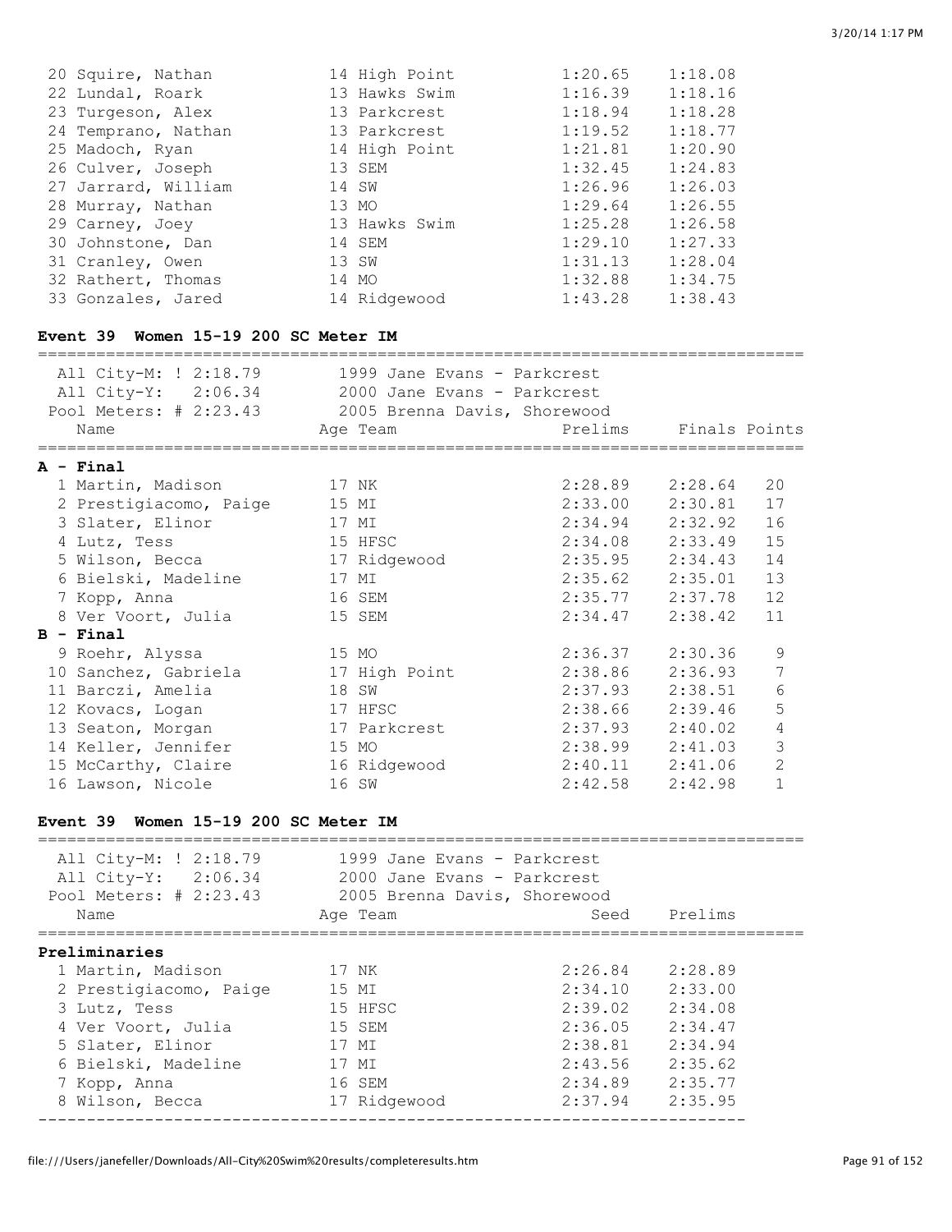| Name | Age | Team | Prelims | Finals |
|---|---|---|---|---|
| 20 Squire, Nathan | 14 | High Point | 1:20.65 | 1:18.08 |
| 22 Lundal, Roark | 13 | Hawks Swim | 1:16.39 | 1:18.16 |
| 23 Turgeson, Alex | 13 | Parkcrest | 1:18.94 | 1:18.28 |
| 24 Temprano, Nathan | 13 | Parkcrest | 1:19.52 | 1:18.77 |
| 25 Madoch, Ryan | 14 | High Point | 1:21.81 | 1:20.90 |
| 26 Culver, Joseph | 13 | SEM | 1:32.45 | 1:24.83 |
| 27 Jarrard, William | 14 | SW | 1:26.96 | 1:26.03 |
| 28 Murray, Nathan | 13 | MO | 1:29.64 | 1:26.55 |
| 29 Carney, Joey | 13 | Hawks Swim | 1:25.28 | 1:26.58 |
| 30 Johnstone, Dan | 14 | SEM | 1:29.10 | 1:27.33 |
| 31 Cranley, Owen | 13 | SW | 1:31.13 | 1:28.04 |
| 32 Rathert, Thomas | 14 | MO | 1:32.88 | 1:34.75 |
| 33 Gonzales, Jared | 14 | Ridgewood | 1:43.28 | 1:38.43 |

**Event 39 Women 15-19 200 SC Meter IM**

All City-M: ! 2:18.79 — 1999 Jane Evans - Parkcrest
All City-Y: 2:06.34 — 2000 Jane Evans - Parkcrest
Pool Meters: # 2:23.43 — 2005 Brenna Davis, Shorewood

| Name | Age | Team | Prelims | Finals | Points |
|---|---|---|---|---|---|
| **A - Final** | | | | | |
| 1 Martin, Madison | 17 | NK | 2:28.89 | 2:28.64 | 20 |
| 2 Prestigiacomo, Paige | 15 | MI | 2:33.00 | 2:30.81 | 17 |
| 3 Slater, Elinor | 17 | MI | 2:34.94 | 2:32.92 | 16 |
| 4 Lutz, Tess | 15 | HFSC | 2:34.08 | 2:33.49 | 15 |
| 5 Wilson, Becca | 17 | Ridgewood | 2:35.95 | 2:34.43 | 14 |
| 6 Bielski, Madeline | 17 | MI | 2:35.62 | 2:35.01 | 13 |
| 7 Kopp, Anna | 16 | SEM | 2:35.77 | 2:37.78 | 12 |
| 8 Ver Voort, Julia | 15 | SEM | 2:34.47 | 2:38.42 | 11 |
| **B - Final** | | | | | |
| 9 Roehr, Alyssa | 15 | MO | 2:36.37 | 2:30.36 | 9 |
| 10 Sanchez, Gabriela | 17 | High Point | 2:38.86 | 2:36.93 | 7 |
| 11 Barczi, Amelia | 18 | SW | 2:37.93 | 2:38.51 | 6 |
| 12 Kovacs, Logan | 17 | HFSC | 2:38.66 | 2:39.46 | 5 |
| 13 Seaton, Morgan | 17 | Parkcrest | 2:37.93 | 2:40.02 | 4 |
| 14 Keller, Jennifer | 15 | MO | 2:38.99 | 2:41.03 | 3 |
| 15 McCarthy, Claire | 16 | Ridgewood | 2:40.11 | 2:41.06 | 2 |
| 16 Lawson, Nicole | 16 | SW | 2:42.58 | 2:42.98 | 1 |

**Event 39 Women 15-19 200 SC Meter IM**

All City-M: ! 2:18.79 — 1999 Jane Evans - Parkcrest
All City-Y: 2:06.34 — 2000 Jane Evans - Parkcrest
Pool Meters: # 2:23.43 — 2005 Brenna Davis, Shorewood

| Name | Age | Team | Seed | Prelims |
|---|---|---|---|---|
| **Preliminaries** | | | | |
| 1 Martin, Madison | 17 | NK | 2:26.84 | 2:28.89 |
| 2 Prestigiacomo, Paige | 15 | MI | 2:34.10 | 2:33.00 |
| 3 Lutz, Tess | 15 | HFSC | 2:39.02 | 2:34.08 |
| 4 Ver Voort, Julia | 15 | SEM | 2:36.05 | 2:34.47 |
| 5 Slater, Elinor | 17 | MI | 2:38.81 | 2:34.94 |
| 6 Bielski, Madeline | 17 | MI | 2:43.56 | 2:35.62 |
| 7 Kopp, Anna | 16 | SEM | 2:34.89 | 2:35.77 |
| 8 Wilson, Becca | 17 | Ridgewood | 2:37.94 | 2:35.95 |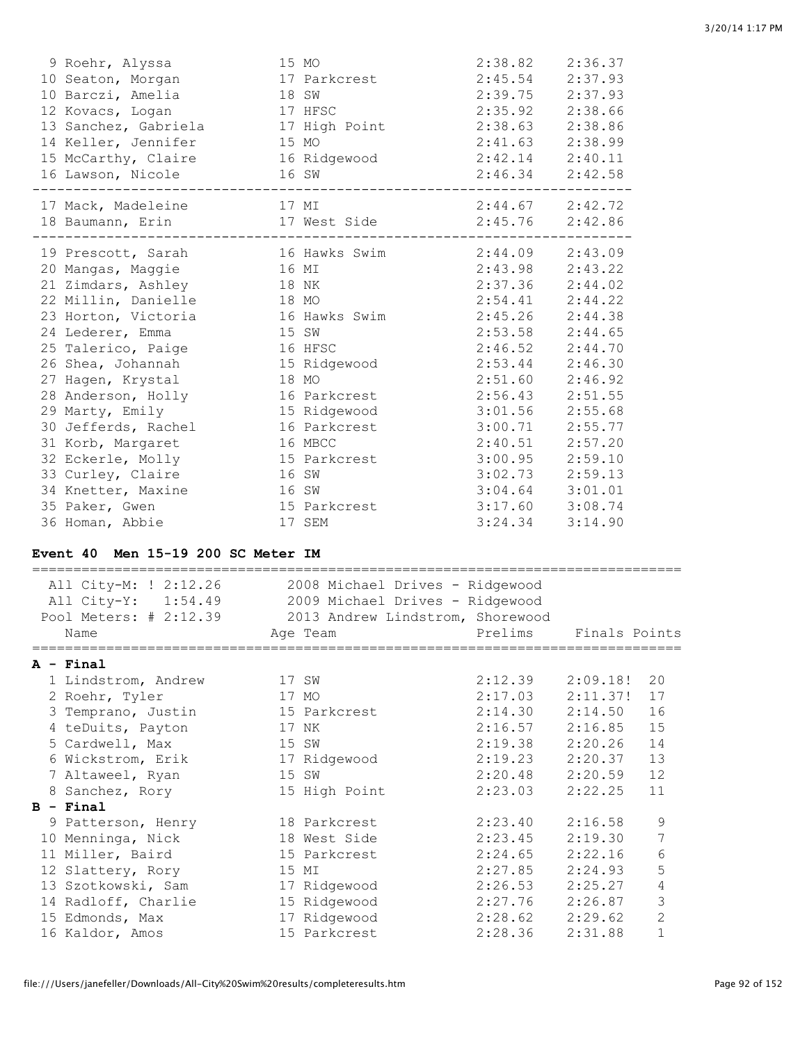| Place | Name | Age | Team | Prelims | Finals |
|---|---|---|---|---|---|
| 9 | Roehr, Alyssa | 15 | MO | 2:38.82 | 2:36.37 |
| 10 | Seaton, Morgan | 17 | Parkcrest | 2:45.54 | 2:37.93 |
| 10 | Barczi, Amelia | 18 | SW | 2:39.75 | 2:37.93 |
| 12 | Kovacs, Logan | 17 | HFSC | 2:35.92 | 2:38.66 |
| 13 | Sanchez, Gabriela | 17 | High Point | 2:38.63 | 2:38.86 |
| 14 | Keller, Jennifer | 15 | MO | 2:41.63 | 2:38.99 |
| 15 | McCarthy, Claire | 16 | Ridgewood | 2:42.14 | 2:40.11 |
| 16 | Lawson, Nicole | 16 | SW | 2:46.34 | 2:42.58 |
| 17 | Mack, Madeleine | 17 | MI | 2:44.67 | 2:42.72 |
| 18 | Baumann, Erin | 17 | West Side | 2:45.76 | 2:42.86 |
| 19 | Prescott, Sarah | 16 | Hawks Swim | 2:44.09 | 2:43.09 |
| 20 | Mangas, Maggie | 16 | MI | 2:43.98 | 2:43.22 |
| 21 | Zimdars, Ashley | 18 | NK | 2:37.36 | 2:44.02 |
| 22 | Millin, Danielle | 18 | MO | 2:54.41 | 2:44.22 |
| 23 | Horton, Victoria | 16 | Hawks Swim | 2:45.26 | 2:44.38 |
| 24 | Lederer, Emma | 15 | SW | 2:53.58 | 2:44.65 |
| 25 | Talerico, Paige | 16 | HFSC | 2:46.52 | 2:44.70 |
| 26 | Shea, Johannah | 15 | Ridgewood | 2:53.44 | 2:46.30 |
| 27 | Hagen, Krystal | 18 | MO | 2:51.60 | 2:46.92 |
| 28 | Anderson, Holly | 16 | Parkcrest | 2:56.43 | 2:51.55 |
| 29 | Marty, Emily | 15 | Ridgewood | 3:01.56 | 2:55.68 |
| 30 | Jeffers, Rachel | 16 | Parkcrest | 3:00.71 | 2:55.77 |
| 31 | Korb, Margaret | 16 | MBCC | 2:40.51 | 2:57.20 |
| 32 | Eckerle, Molly | 15 | Parkcrest | 3:00.95 | 2:59.10 |
| 33 | Curley, Claire | 16 | SW | 3:02.73 | 2:59.13 |
| 34 | Knetter, Maxine | 16 | SW | 3:04.64 | 3:01.01 |
| 35 | Paker, Gwen | 15 | Parkcrest | 3:17.60 | 3:08.74 |
| 36 | Homan, Abbie | 17 | SEM | 3:24.34 | 3:14.90 |

## Event 40 Men 15-19 200 SC Meter IM

All City-M: ! 2:12.26 — 2008 Michael Drives - Ridgewood
All City-Y: 1:54.49 — 2009 Michael Drives - Ridgewood
Pool Meters: # 2:12.39 — 2013 Andrew Lindstrom, Shorewood

| Place | Name | Age | Team | Prelims | Finals | Points |
|---|---|---|---|---|---|---|
| **A - Final** | | | | | | |
| 1 | Lindstrom, Andrew | 17 | SW | 2:12.39 | 2:09.18! | 20 |
| 2 | Roehr, Tyler | 17 | MO | 2:17.03 | 2:11.37! | 17 |
| 3 | Temprano, Justin | 15 | Parkcrest | 2:14.30 | 2:14.50 | 16 |
| 4 | teDuits, Payton | 17 | NK | 2:16.57 | 2:16.85 | 15 |
| 5 | Cardwell, Max | 15 | SW | 2:19.38 | 2:20.26 | 14 |
| 6 | Wickstrom, Erik | 17 | Ridgewood | 2:19.23 | 2:20.37 | 13 |
| 7 | Altaweel, Ryan | 15 | SW | 2:20.48 | 2:20.59 | 12 |
| 8 | Sanchez, Rory | 15 | High Point | 2:23.03 | 2:22.25 | 11 |
| **B - Final** | | | | | | |
| 9 | Patterson, Henry | 18 | Parkcrest | 2:23.40 | 2:16.58 | 9 |
| 10 | Menninga, Nick | 18 | West Side | 2:23.45 | 2:19.30 | 7 |
| 11 | Miller, Baird | 15 | Parkcrest | 2:24.65 | 2:22.16 | 6 |
| 12 | Slattery, Rory | 15 | MI | 2:27.85 | 2:24.93 | 5 |
| 13 | Szotkowski, Sam | 17 | Ridgewood | 2:26.53 | 2:25.27 | 4 |
| 14 | Radloff, Charlie | 15 | Ridgewood | 2:27.76 | 2:26.87 | 3 |
| 15 | Edmonds, Max | 17 | Ridgewood | 2:28.62 | 2:29.62 | 2 |
| 16 | Kaldor, Amos | 15 | Parkcrest | 2:28.36 | 2:31.88 | 1 |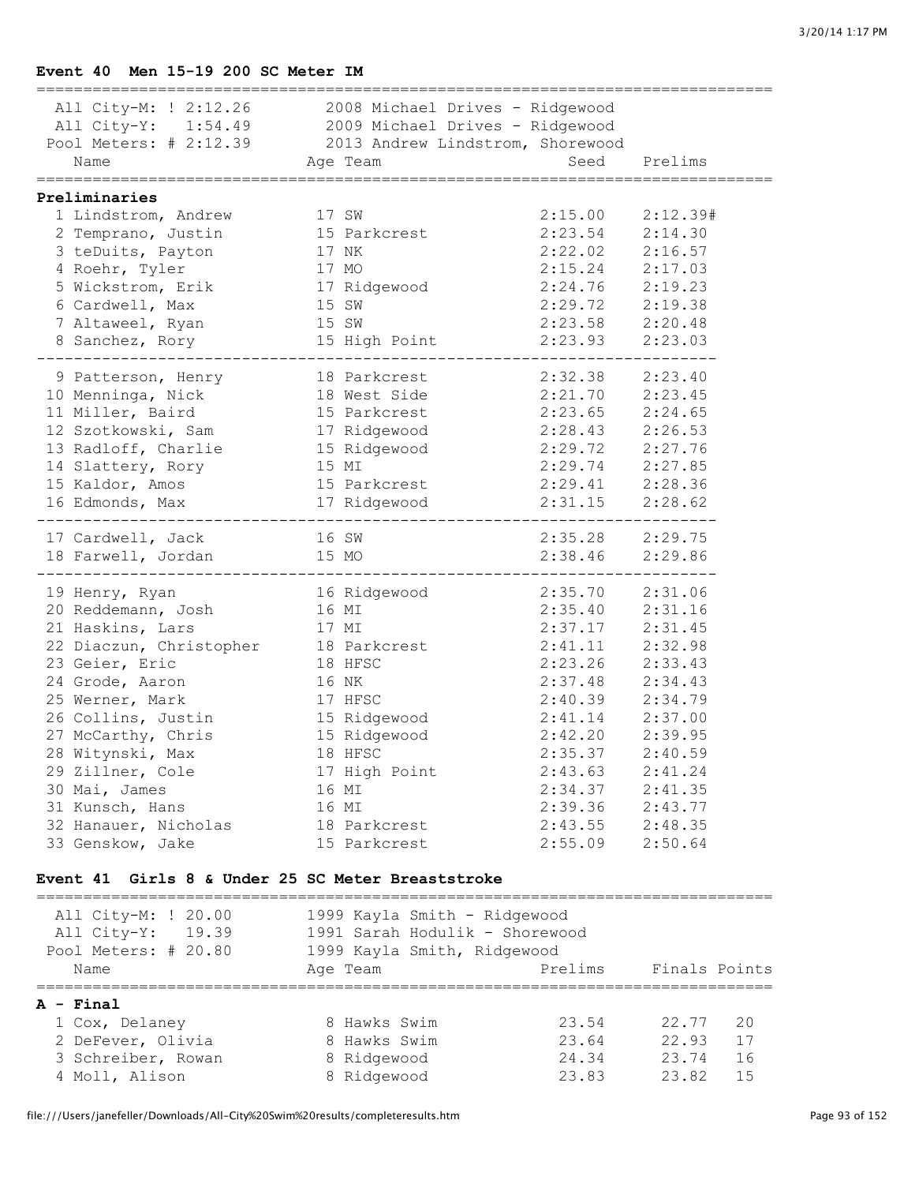## Event 40 Men 15-19 200 SC Meter IM

All City-M: ! 2:12.26 — 2008 Michael Drives - Ridgewood
All City-Y: 1:54.49 — 2009 Michael Drives - Ridgewood
Pool Meters: # 2:12.39 — 2013 Andrew Lindstrom, Shorewood

**Preliminaries**

| | Name | Age | Team | Seed | Prelims |
|---|---|---|---|---|---|
| 1 | Lindstrom, Andrew | 17 | SW | 2:15.00 | 2:12.39# |
| 2 | Temprano, Justin | 15 | Parkcrest | 2:23.54 | 2:14.30 |
| 3 | teDuits, Payton | 17 | NK | 2:22.02 | 2:16.57 |
| 4 | Roehr, Tyler | 17 | MO | 2:15.24 | 2:17.03 |
| 5 | Wickstrom, Erik | 17 | Ridgewood | 2:24.76 | 2:19.23 |
| 6 | Cardwell, Max | 15 | SW | 2:29.72 | 2:19.38 |
| 7 | Altaweel, Ryan | 15 | SW | 2:23.58 | 2:20.48 |
| 8 | Sanchez, Rory | 15 | High Point | 2:23.93 | 2:23.03 |
| 9 | Patterson, Henry | 18 | Parkcrest | 2:32.38 | 2:23.40 |
| 10 | Menninga, Nick | 18 | West Side | 2:21.70 | 2:23.45 |
| 11 | Miller, Baird | 15 | Parkcrest | 2:23.65 | 2:24.65 |
| 12 | Szotkowski, Sam | 17 | Ridgewood | 2:28.43 | 2:26.53 |
| 13 | Radloff, Charlie | 15 | Ridgewood | 2:29.72 | 2:27.76 |
| 14 | Slattery, Rory | 15 | MI | 2:29.74 | 2:27.85 |
| 15 | Kaldor, Amos | 15 | Parkcrest | 2:29.41 | 2:28.36 |
| 16 | Edmonds, Max | 17 | Ridgewood | 2:31.15 | 2:28.62 |
| 17 | Cardwell, Jack | 16 | SW | 2:35.28 | 2:29.75 |
| 18 | Farwell, Jordan | 15 | MO | 2:38.46 | 2:29.86 |
| 19 | Henry, Ryan | 16 | Ridgewood | 2:35.70 | 2:31.06 |
| 20 | Reddemann, Josh | 16 | MI | 2:35.40 | 2:31.16 |
| 21 | Haskins, Lars | 17 | MI | 2:37.17 | 2:31.45 |
| 22 | Diaczun, Christopher | 18 | Parkcrest | 2:41.11 | 2:32.98 |
| 23 | Geier, Eric | 18 | HFSC | 2:23.26 | 2:33.43 |
| 24 | Grode, Aaron | 16 | NK | 2:37.48 | 2:34.43 |
| 25 | Werner, Mark | 17 | HFSC | 2:40.39 | 2:34.79 |
| 26 | Collins, Justin | 15 | Ridgewood | 2:41.14 | 2:37.00 |
| 27 | McCarthy, Chris | 15 | Ridgewood | 2:42.20 | 2:39.95 |
| 28 | Witynski, Max | 18 | HFSC | 2:35.37 | 2:40.59 |
| 29 | Zillner, Cole | 17 | High Point | 2:43.63 | 2:41.24 |
| 30 | Mai, James | 16 | MI | 2:34.37 | 2:41.35 |
| 31 | Kunsch, Hans | 16 | MI | 2:39.36 | 2:43.77 |
| 32 | Hanauer, Nicholas | 18 | Parkcrest | 2:43.55 | 2:48.35 |
| 33 | Genskow, Jake | 15 | Parkcrest | 2:55.09 | 2:50.64 |

## Event 41 Girls 8 & Under 25 SC Meter Breaststroke

All City-M: ! 20.00 — 1999 Kayla Smith - Ridgewood
All City-Y: 19.39 — 1991 Sarah Hodulik - Shorewood
Pool Meters: # 20.80 — 1999 Kayla Smith, Ridgewood

**A - Final**

| | Name | Age | Team | Prelims | Finals | Points |
|---|---|---|---|---|---|---|
| 1 | Cox, Delaney | 8 | Hawks Swim | 23.54 | 22.77 | 20 |
| 2 | DeFever, Olivia | 8 | Hawks Swim | 23.64 | 22.93 | 17 |
| 3 | Schreiber, Rowan | 8 | Ridgewood | 24.34 | 23.74 | 16 |
| 4 | Moll, Alison | 8 | Ridgewood | 23.83 | 23.82 | 15 |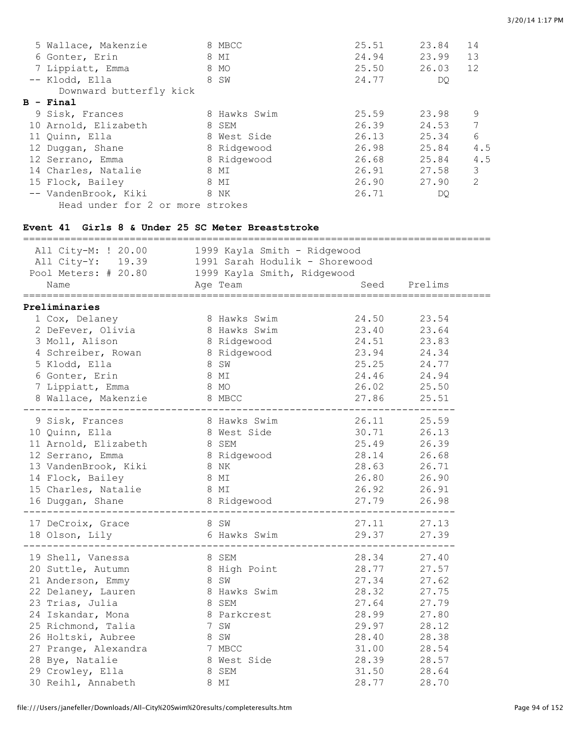| Place | Name | Age | Team | Prelims | Finals | Points |
|---|---|---|---|---|---|---|
| 5 | Wallace, Makenzie | 8 | MBCC | 25.51 | 23.84 | 14 |
| 6 | Gonter, Erin | 8 | MI | 24.94 | 23.99 | 13 |
| 7 | Lippiatt, Emma | 8 | MO | 25.50 | 26.03 | 12 |
| -- | Klodd, Ella | 8 | SW | 24.77 | DQ | |
| | Downward butterfly kick | | | | | |

**B - Final**

| Place | Name | Age | Team | Prelims | Finals | Points |
|---|---|---|---|---|---|---|
| 9 | Sisk, Frances | 8 | Hawks Swim | 25.59 | 23.98 | 9 |
| 10 | Arnold, Elizabeth | 8 | SEM | 26.39 | 24.53 | 7 |
| 11 | Quinn, Ella | 8 | West Side | 26.13 | 25.34 | 6 |
| 12 | Duggan, Shane | 8 | Ridgewood | 26.98 | 25.84 | 4.5 |
| 12 | Serrano, Emma | 8 | Ridgewood | 26.68 | 25.84 | 4.5 |
| 14 | Charles, Natalie | 8 | MI | 26.91 | 27.58 | 3 |
| 15 | Flock, Bailey | 8 | MI | 26.90 | 27.90 | 2 |
| -- | VandenBrook, Kiki | 8 | NK | 26.71 | DQ | |
| | Head under for 2 or more strokes | | | | | |

### Event 41 Girls 8 & Under 25 SC Meter Breaststroke

All City-M: ! 20.00 — 1999 Kayla Smith - Ridgewood
All City-Y: 19.39 — 1991 Sarah Hodulik - Shorewood
Pool Meters: # 20.80 — 1999 Kayla Smith, Ridgewood

**Preliminaries**

| Place | Name | Age | Team | Seed | Prelims |
|---|---|---|---|---|---|
| 1 | Cox, Delaney | 8 | Hawks Swim | 24.50 | 23.54 |
| 2 | DeFever, Olivia | 8 | Hawks Swim | 23.40 | 23.64 |
| 3 | Moll, Alison | 8 | Ridgewood | 24.51 | 23.83 |
| 4 | Schreiber, Rowan | 8 | Ridgewood | 23.94 | 24.34 |
| 5 | Klodd, Ella | 8 | SW | 25.25 | 24.77 |
| 6 | Gonter, Erin | 8 | MI | 24.46 | 24.94 |
| 7 | Lippiatt, Emma | 8 | MO | 26.02 | 25.50 |
| 8 | Wallace, Makenzie | 8 | MBCC | 27.86 | 25.51 |
| 9 | Sisk, Frances | 8 | Hawks Swim | 26.11 | 25.59 |
| 10 | Quinn, Ella | 8 | West Side | 30.71 | 26.13 |
| 11 | Arnold, Elizabeth | 8 | SEM | 25.49 | 26.39 |
| 12 | Serrano, Emma | 8 | Ridgewood | 28.14 | 26.68 |
| 13 | VandenBrook, Kiki | 8 | NK | 28.63 | 26.71 |
| 14 | Flock, Bailey | 8 | MI | 26.80 | 26.90 |
| 15 | Charles, Natalie | 8 | MI | 26.92 | 26.91 |
| 16 | Duggan, Shane | 8 | Ridgewood | 27.79 | 26.98 |
| 17 | DeCroix, Grace | 8 | SW | 27.11 | 27.13 |
| 18 | Olson, Lily | 6 | Hawks Swim | 29.37 | 27.39 |
| 19 | Shell, Vanessa | 8 | SEM | 28.34 | 27.40 |
| 20 | Suttle, Autumn | 8 | High Point | 28.77 | 27.57 |
| 21 | Anderson, Emmy | 8 | SW | 27.34 | 27.62 |
| 22 | Delaney, Lauren | 8 | Hawks Swim | 28.32 | 27.75 |
| 23 | Trias, Julia | 8 | SEM | 27.64 | 27.79 |
| 24 | Iskandar, Mona | 8 | Parkcrest | 28.99 | 27.80 |
| 25 | Richmond, Talia | 7 | SW | 29.97 | 28.12 |
| 26 | Holtski, Aubree | 8 | SW | 28.40 | 28.38 |
| 27 | Prange, Alexandra | 7 | MBCC | 31.00 | 28.54 |
| 28 | Bye, Natalie | 8 | West Side | 28.39 | 28.57 |
| 29 | Crowley, Ella | 8 | SEM | 31.50 | 28.64 |
| 30 | Reihl, Annabeth | 8 | MI | 28.77 | 28.70 |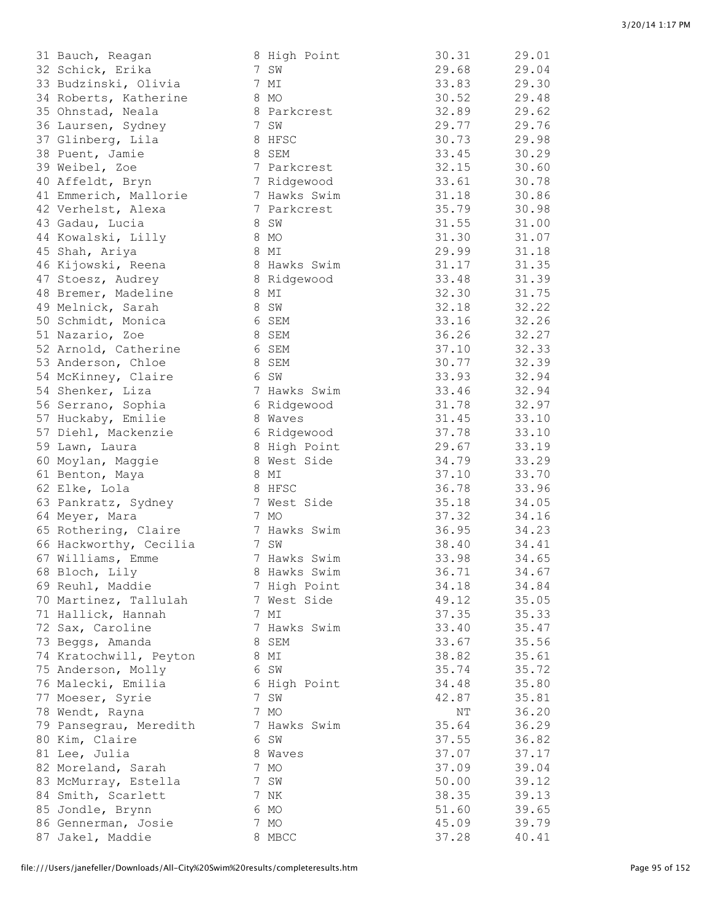| | | | | | |
|---|---|---|---|---|---|
| 31 | Bauch, Reagan | 8 | High Point | 30.31 | 29.01 |
| 32 | Schick, Erika | 7 | SW | 29.68 | 29.04 |
| 33 | Budzinski, Olivia | 7 | MI | 33.83 | 29.30 |
| 34 | Roberts, Katherine | 8 | MO | 30.52 | 29.48 |
| 35 | Ohnstad, Neala | 8 | Parkcrest | 32.89 | 29.62 |
| 36 | Laursen, Sydney | 7 | SW | 29.77 | 29.76 |
| 37 | Glinberg, Lila | 8 | HFSC | 30.73 | 29.98 |
| 38 | Puent, Jamie | 8 | SEM | 33.45 | 30.29 |
| 39 | Weibel, Zoe | 7 | Parkcrest | 32.15 | 30.60 |
| 40 | Affeldt, Bryn | 7 | Ridgewood | 33.61 | 30.78 |
| 41 | Emmerich, Mallorie | 7 | Hawks Swim | 31.18 | 30.86 |
| 42 | Verhelst, Alexa | 7 | Parkcrest | 35.79 | 30.98 |
| 43 | Gadau, Lucia | 8 | SW | 31.55 | 31.00 |
| 44 | Kowalski, Lilly | 8 | MO | 31.30 | 31.07 |
| 45 | Shah, Ariya | 8 | MI | 29.99 | 31.18 |
| 46 | Kijowski, Reena | 8 | Hawks Swim | 31.17 | 31.35 |
| 47 | Stoesz, Audrey | 8 | Ridgewood | 33.48 | 31.39 |
| 48 | Bremer, Madeline | 8 | MI | 32.30 | 31.75 |
| 49 | Melnick, Sarah | 8 | SW | 32.18 | 32.22 |
| 50 | Schmidt, Monica | 6 | SEM | 33.16 | 32.26 |
| 51 | Nazario, Zoe | 8 | SEM | 36.26 | 32.27 |
| 52 | Arnold, Catherine | 6 | SEM | 37.10 | 32.33 |
| 53 | Anderson, Chloe | 8 | SEM | 30.77 | 32.39 |
| 54 | McKinney, Claire | 6 | SW | 33.93 | 32.94 |
| 54 | Shenker, Liza | 7 | Hawks Swim | 33.46 | 32.94 |
| 56 | Serrano, Sophia | 6 | Ridgewood | 31.78 | 32.97 |
| 57 | Huckaby, Emilie | 8 | Waves | 31.45 | 33.10 |
| 57 | Diehl, Mackenzie | 6 | Ridgewood | 37.78 | 33.10 |
| 59 | Lawn, Laura | 8 | High Point | 29.67 | 33.19 |
| 60 | Moylan, Maggie | 8 | West Side | 34.79 | 33.29 |
| 61 | Benton, Maya | 8 | MI | 37.10 | 33.70 |
| 62 | Elke, Lola | 8 | HFSC | 36.78 | 33.96 |
| 63 | Pankratz, Sydney | 7 | West Side | 35.18 | 34.05 |
| 64 | Meyer, Mara | 7 | MO | 37.32 | 34.16 |
| 65 | Rothering, Claire | 7 | Hawks Swim | 36.95 | 34.23 |
| 66 | Hackworthy, Cecilia | 7 | SW | 38.40 | 34.41 |
| 67 | Williams, Emme | 7 | Hawks Swim | 33.98 | 34.65 |
| 68 | Bloch, Lily | 8 | Hawks Swim | 36.71 | 34.67 |
| 69 | Reuhl, Maddie | 7 | High Point | 34.18 | 34.84 |
| 70 | Martinez, Tallulah | 7 | West Side | 49.12 | 35.05 |
| 71 | Hallick, Hannah | 7 | MI | 37.35 | 35.33 |
| 72 | Sax, Caroline | 7 | Hawks Swim | 33.40 | 35.47 |
| 73 | Beggs, Amanda | 8 | SEM | 33.67 | 35.56 |
| 74 | Kratochwill, Peyton | 8 | MI | 38.82 | 35.61 |
| 75 | Anderson, Molly | 6 | SW | 35.74 | 35.72 |
| 76 | Malecki, Emilia | 6 | High Point | 34.48 | 35.80 |
| 77 | Moeser, Syrie | 7 | SW | 42.87 | 35.81 |
| 78 | Wendt, Rayna | 7 | MO | NT | 36.20 |
| 79 | Pansegrau, Meredith | 7 | Hawks Swim | 35.64 | 36.29 |
| 80 | Kim, Claire | 6 | SW | 37.55 | 36.82 |
| 81 | Lee, Julia | 8 | Waves | 37.07 | 37.17 |
| 82 | Moreland, Sarah | 7 | MO | 37.09 | 39.04 |
| 83 | McMurray, Estella | 7 | SW | 50.00 | 39.12 |
| 84 | Smith, Scarlett | 7 | NK | 38.35 | 39.13 |
| 85 | Jondle, Brynn | 6 | MO | 51.60 | 39.65 |
| 86 | Gennerman, Josie | 7 | MO | 45.09 | 39.79 |
| 87 | Jakel, Maddie | 8 | MBCC | 37.28 | 40.41 |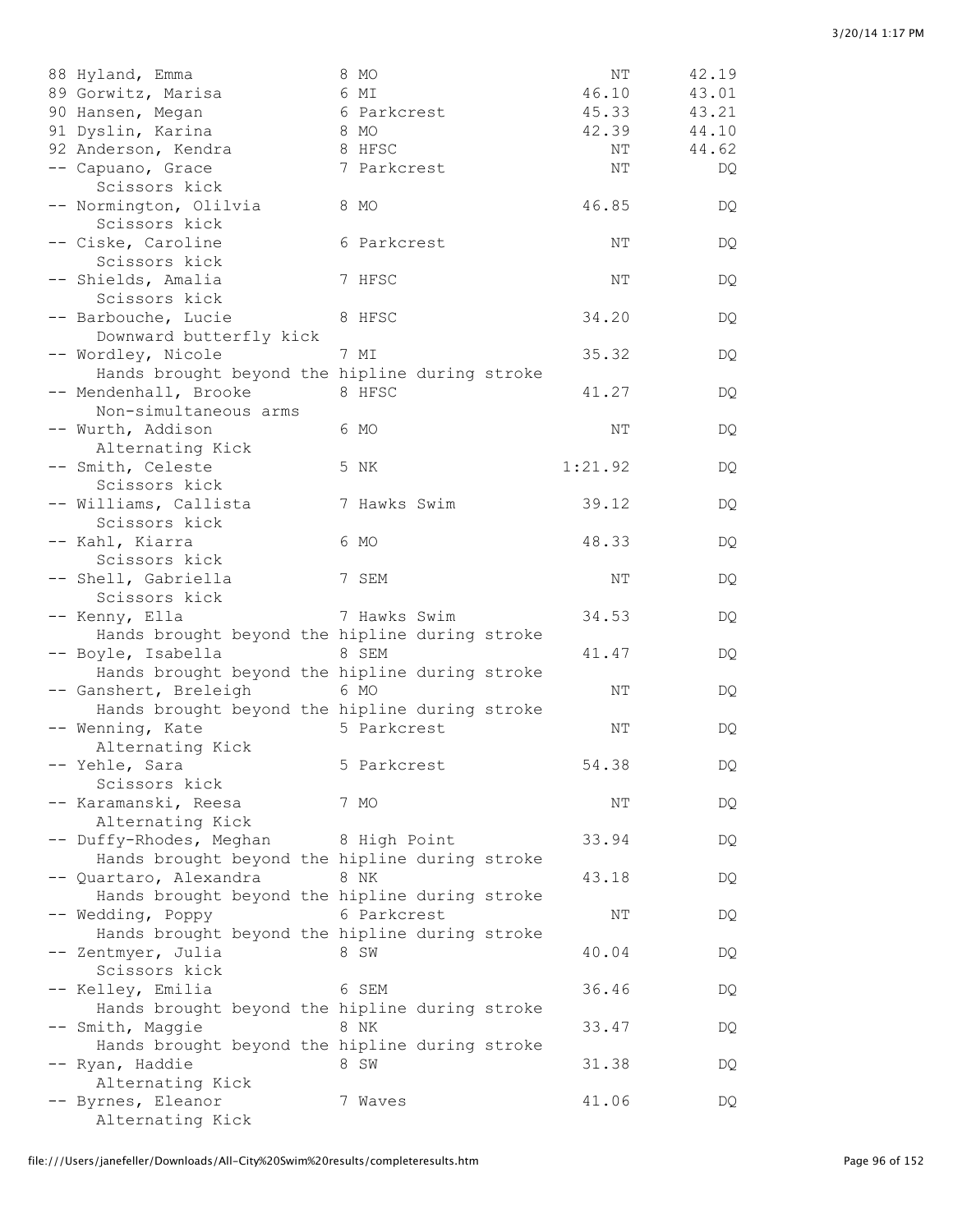```
88 Hyland, Emma              8 MO                      NT      42.19
89 Gorwitz, Marisa           6 MI                   46.10      43.01
90 Hansen, Megan             6 Parkcrest            45.33      43.21
91 Dyslin, Karina            8 MO                   42.39      44.10
92 Anderson, Kendra          8 HFSC                    NT      44.62
-- Capuano, Grace            7 Parkcrest               NT         DQ
    Scissors kick
-- Normington, Olilvia       8 MO                   46.85         DQ
    Scissors kick
-- Ciske, Caroline           6 Parkcrest               NT         DQ
    Scissors kick
-- Shields, Amalia           7 HFSC                    NT         DQ
    Scissors kick
-- Barbouche, Lucie          8 HFSC                 34.20         DQ
    Downward butterfly kick
-- Wordley, Nicole           7 MI                   35.32         DQ
    Hands brought beyond the hipline during stroke
-- Mendenhall, Brooke        8 HFSC                 41.27         DQ
    Non-simultaneous arms
-- Wurth, Addison            6 MO                      NT         DQ
    Alternating Kick
-- Smith, Celeste            5 NK                 1:21.92         DQ
    Scissors kick
-- Williams, Callista        7 Hawks Swim           39.12         DQ
    Scissors kick
-- Kahl, Kiarra              6 MO                   48.33         DQ
    Scissors kick
-- Shell, Gabriella          7 SEM                     NT         DQ
    Scissors kick
-- Kenny, Ella               7 Hawks Swim           34.53         DQ
    Hands brought beyond the hipline during stroke
-- Boyle, Isabella           8 SEM                  41.47         DQ
    Hands brought beyond the hipline during stroke
-- Ganshert, Breleigh        6 MO                      NT         DQ
    Hands brought beyond the hipline during stroke
-- Wenning, Kate             5 Parkcrest               NT         DQ
    Alternating Kick
-- Yehle, Sara               5 Parkcrest            54.38         DQ
    Scissors kick
-- Karamanski, Reesa         7 MO                      NT         DQ
    Alternating Kick
-- Duffy-Rhodes, Meghan      8 High Point           33.94         DQ
    Hands brought beyond the hipline during stroke
-- Quartaro, Alexandra       8 NK                   43.18         DQ
    Hands brought beyond the hipline during stroke
-- Wedding, Poppy            6 Parkcrest               NT         DQ
    Hands brought beyond the hipline during stroke
-- Zentmyer, Julia           8 SW                   40.04         DQ
    Scissors kick
-- Kelley, Emilia            6 SEM                  36.46         DQ
    Hands brought beyond the hipline during stroke
-- Smith, Maggie             8 NK                   33.47         DQ
    Hands brought beyond the hipline during stroke
-- Ryan, Haddie              8 SW                   31.38         DQ
    Alternating Kick
-- Byrnes, Eleanor           7 Waves                41.06         DQ
    Alternating Kick
```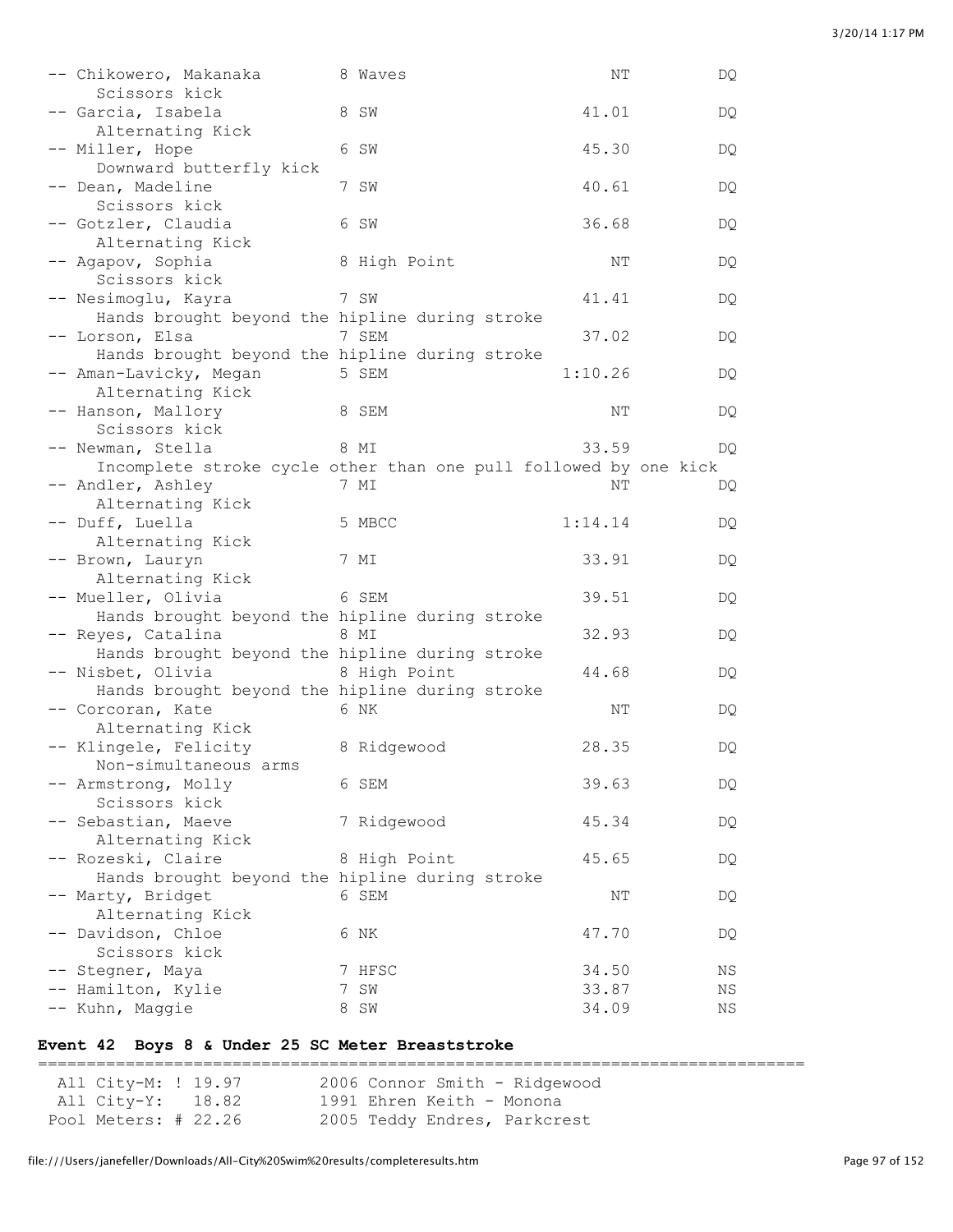```
 -- Chikowero, Makanaka        8 Waves                   NT          DQ
      Scissors kick
 -- Garcia, Isabela            8 SW                   41.01          DQ
      Alternating Kick
 -- Miller, Hope               6 SW                   45.30          DQ
      Downward butterfly kick
 -- Dean, Madeline             7 SW                   40.61          DQ
      Scissors kick
 -- Gotzler, Claudia           6 SW                   36.68          DQ
      Alternating Kick
 -- Agapov, Sophia             8 High Point              NT          DQ
      Scissors kick
 -- Nesimoglu, Kayra           7 SW                   41.41          DQ
      Hands brought beyond the hipline during stroke
 -- Lorson, Elsa               7 SEM                  37.02          DQ
      Hands brought beyond the hipline during stroke
 -- Aman-Lavicky, Megan        5 SEM                1:10.26          DQ
      Alternating Kick
 -- Hanson, Mallory            8 SEM                     NT          DQ
      Scissors kick
 -- Newman, Stella             8 MI                   33.59          DQ
      Incomplete stroke cycle other than one pull followed by one kick
 -- Andler, Ashley             7 MI                      NT          DQ
      Alternating Kick
 -- Duff, Luella               5 MBCC               1:14.14          DQ
      Alternating Kick
 -- Brown, Lauryn              7 MI                   33.91          DQ
      Alternating Kick
 -- Mueller, Olivia            6 SEM                  39.51          DQ
      Hands brought beyond the hipline during stroke
 -- Reyes, Catalina            8 MI                   32.93          DQ
      Hands brought beyond the hipline during stroke
 -- Nisbet, Olivia             8 High Point           44.68          DQ
      Hands brought beyond the hipline during stroke
 -- Corcoran, Kate             6 NK                      NT          DQ
      Alternating Kick
 -- Klingele, Felicity         8 Ridgewood            28.35          DQ
      Non-simultaneous arms
 -- Armstrong, Molly           6 SEM                  39.63          DQ
      Scissors kick
 -- Sebastian, Maeve           7 Ridgewood            45.34          DQ
      Alternating Kick
 -- Rozeski, Claire            8 High Point           45.65          DQ
      Hands brought beyond the hipline during stroke
 -- Marty, Bridget             6 SEM                     NT          DQ
      Alternating Kick
 -- Davidson, Chloe            6 NK                   47.70          DQ
      Scissors kick
 -- Stegner, Maya              7 HFSC                 34.50          NS
 -- Hamilton, Kylie            7 SW                   33.87          NS
 -- Kuhn, Maggie               8 SW                   34.09          NS
```

**Event 42  Boys 8 & Under 25 SC Meter Breaststroke**

```
===============================================================================
  All City-M: ! 19.97        2006 Connor Smith - Ridgewood
  All City-Y:   18.82        1991 Ehren Keith - Monona
 Pool Meters: # 22.26        2005 Teddy Endres, Parkcrest
```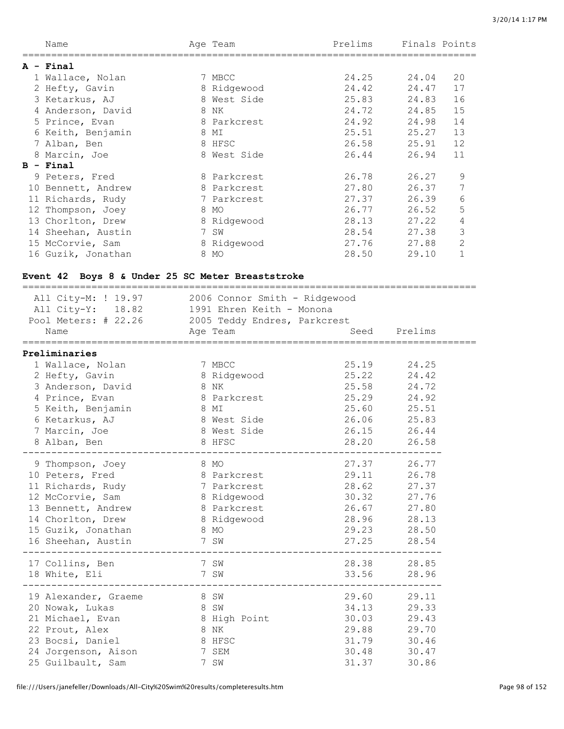| Name | Age | Team | Prelims | Finals | Points |
|---|---|---|---|---|---|
| **A - Final** | | | | | |
| 1 Wallace, Nolan | 7 | MBCC | 24.25 | 24.04 | 20 |
| 2 Hefty, Gavin | 8 | Ridgewood | 24.42 | 24.47 | 17 |
| 3 Ketarkus, AJ | 8 | West Side | 25.83 | 24.83 | 16 |
| 4 Anderson, David | 8 | NK | 24.72 | 24.85 | 15 |
| 5 Prince, Evan | 8 | Parkcrest | 24.92 | 24.98 | 14 |
| 6 Keith, Benjamin | 8 | MI | 25.51 | 25.27 | 13 |
| 7 Alban, Ben | 8 | HFSC | 26.58 | 25.91 | 12 |
| 8 Marcin, Joe | 8 | West Side | 26.44 | 26.94 | 11 |
| **B - Final** | | | | | |
| 9 Peters, Fred | 8 | Parkcrest | 26.78 | 26.27 | 9 |
| 10 Bennett, Andrew | 8 | Parkcrest | 27.80 | 26.37 | 7 |
| 11 Richards, Rudy | 7 | Parkcrest | 27.37 | 26.39 | 6 |
| 12 Thompson, Joey | 8 | MO | 26.77 | 26.52 | 5 |
| 13 Chorlton, Drew | 8 | Ridgewood | 28.13 | 27.22 | 4 |
| 14 Sheehan, Austin | 7 | SW | 28.54 | 27.38 | 3 |
| 15 McCorvie, Sam | 8 | Ridgewood | 27.76 | 27.88 | 2 |
| 16 Guzik, Jonathan | 8 | MO | 28.50 | 29.10 | 1 |

### Event 42 Boys 8 & Under 25 SC Meter Breaststroke

```
All City-M: ! 19.97     2006 Connor Smith - Ridgewood
All City-Y:   18.82     1991 Ehren Keith - Monona
Pool Meters: # 22.26    2005 Teddy Endres, Parkcrest
```

| Name | Age | Team | Seed | Prelims |
|---|---|---|---|---|
| **Preliminaries** | | | | |
| 1 Wallace, Nolan | 7 | MBCC | 25.19 | 24.25 |
| 2 Hefty, Gavin | 8 | Ridgewood | 25.22 | 24.42 |
| 3 Anderson, David | 8 | NK | 25.58 | 24.72 |
| 4 Prince, Evan | 8 | Parkcrest | 25.29 | 24.92 |
| 5 Keith, Benjamin | 8 | MI | 25.60 | 25.51 |
| 6 Ketarkus, AJ | 8 | West Side | 26.06 | 25.83 |
| 7 Marcin, Joe | 8 | West Side | 26.15 | 26.44 |
| 8 Alban, Ben | 8 | HFSC | 28.20 | 26.58 |
| 9 Thompson, Joey | 8 | MO | 27.37 | 26.77 |
| 10 Peters, Fred | 8 | Parkcrest | 29.11 | 26.78 |
| 11 Richards, Rudy | 7 | Parkcrest | 28.62 | 27.37 |
| 12 McCorvie, Sam | 8 | Ridgewood | 30.32 | 27.76 |
| 13 Bennett, Andrew | 8 | Parkcrest | 26.67 | 27.80 |
| 14 Chorlton, Drew | 8 | Ridgewood | 28.96 | 28.13 |
| 15 Guzik, Jonathan | 8 | MO | 29.23 | 28.50 |
| 16 Sheehan, Austin | 7 | SW | 27.25 | 28.54 |
| 17 Collins, Ben | 7 | SW | 28.38 | 28.85 |
| 18 White, Eli | 7 | SW | 33.56 | 28.96 |
| 19 Alexander, Graeme | 8 | SW | 29.60 | 29.11 |
| 20 Nowak, Lukas | 8 | SW | 34.13 | 29.33 |
| 21 Michael, Evan | 8 | High Point | 30.03 | 29.43 |
| 22 Prout, Alex | 8 | NK | 29.88 | 29.70 |
| 23 Bocsi, Daniel | 8 | HFSC | 31.79 | 30.46 |
| 24 Jorgenson, Aison | 7 | SEM | 30.48 | 30.47 |
| 25 Guilbault, Sam | 7 | SW | 31.37 | 30.86 |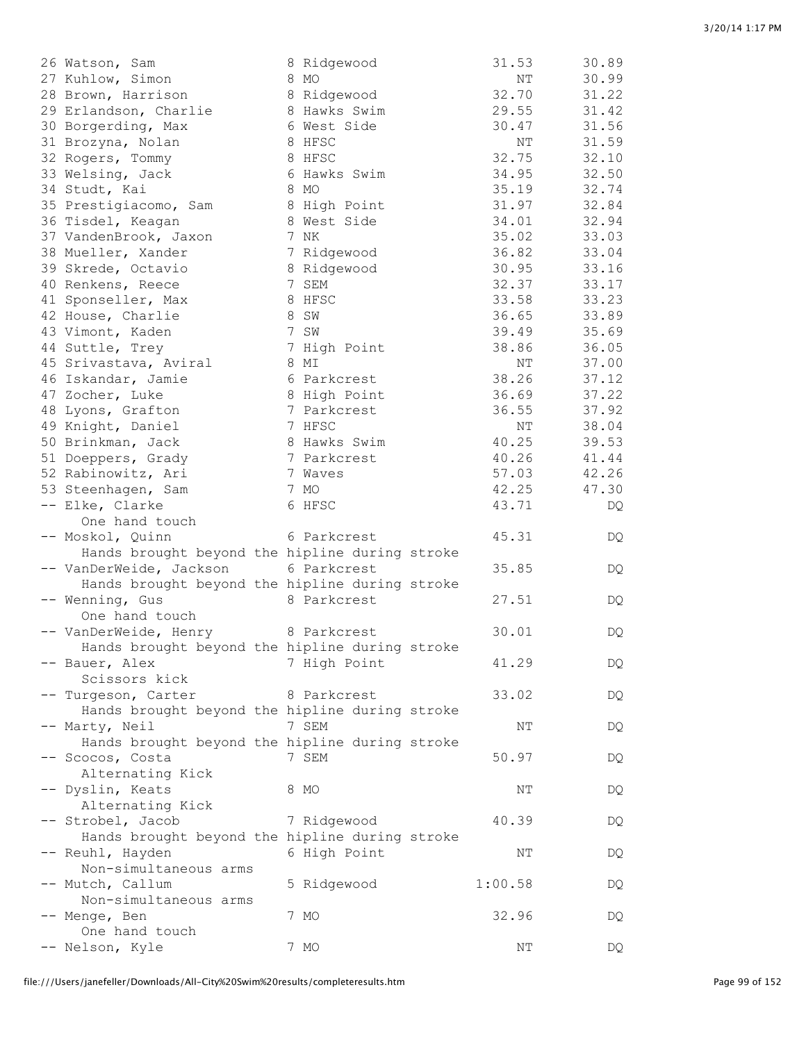```
 26 Watson, Sam               8 Ridgewood            31.53      30.89
 27 Kuhlow, Simon             8 MO                      NT      30.99
 28 Brown, Harrison           8 Ridgewood            32.70      31.22
 29 Erlandson, Charlie        8 Hawks Swim           29.55      31.42
 30 Borgerding, Max           6 West Side            30.47      31.56
 31 Brozyna, Nolan            8 HFSC                    NT      31.59
 32 Rogers, Tommy             8 HFSC                 32.75      32.10
 33 Welsing, Jack             6 Hawks Swim           34.95      32.50
 34 Studt, Kai                8 MO                   35.19      32.74
 35 Prestigiacomo, Sam        8 High Point           31.97      32.84
 36 Tisdel, Keagan            8 West Side            34.01      32.94
 37 VandenBrook, Jaxon        7 NK                   35.02      33.03
 38 Mueller, Xander           7 Ridgewood            36.82      33.04
 39 Skrede, Octavio           8 Ridgewood            30.95      33.16
 40 Renkens, Reece            7 SEM                  32.37      33.17
 41 Sponseller, Max           8 HFSC                 33.58      33.23
 42 House, Charlie            8 SW                   36.65      33.89
 43 Vimont, Kaden             7 SW                   39.49      35.69
 44 Suttle, Trey              7 High Point           38.86      36.05
 45 Srivastava, Aviral        8 MI                      NT      37.00
 46 Iskandar, Jamie           6 Parkcrest            38.26      37.12
 47 Zocher, Luke              8 High Point           36.69      37.22
 48 Lyons, Grafton            7 Parkcrest            36.55      37.92
 49 Knight, Daniel            7 HFSC                    NT      38.04
 50 Brinkman, Jack            8 Hawks Swim           40.25      39.53
 51 Doeppers, Grady           7 Parkcrest            40.26      41.44
 52 Rabinowitz, Ari           7 Waves                57.03      42.26
 53 Steenhagen, Sam           7 MO                   42.25      47.30
 -- Elke, Clarke              6 HFSC                 43.71         DQ
     One hand touch
 -- Moskol, Quinn             6 Parkcrest            45.31         DQ
     Hands brought beyond the hipline during stroke
 -- VanDerWeide, Jackson      6 Parkcrest            35.85         DQ
     Hands brought beyond the hipline during stroke
 -- Wenning, Gus              8 Parkcrest            27.51         DQ
     One hand touch
 -- VanDerWeide, Henry        8 Parkcrest            30.01         DQ
     Hands brought beyond the hipline during stroke
 -- Bauer, Alex               7 High Point           41.29         DQ
     Scissors kick
 -- Turgeson, Carter          8 Parkcrest            33.02         DQ
     Hands brought beyond the hipline during stroke
 -- Marty, Neil               7 SEM                     NT         DQ
     Hands brought beyond the hipline during stroke
 -- Scocos, Costa             7 SEM                  50.97         DQ
     Alternating Kick
 -- Dyslin, Keats             8 MO                      NT         DQ
     Alternating Kick
 -- Strobel, Jacob            7 Ridgewood            40.39         DQ
     Hands brought beyond the hipline during stroke
 -- Reuhl, Hayden             6 High Point              NT         DQ
     Non-simultaneous arms
 -- Mutch, Callum             5 Ridgewood          1:00.58         DQ
     Non-simultaneous arms
 -- Menge, Ben                7 MO                   32.96         DQ
     One hand touch
 -- Nelson, Kyle              7 MO                      NT         DQ
```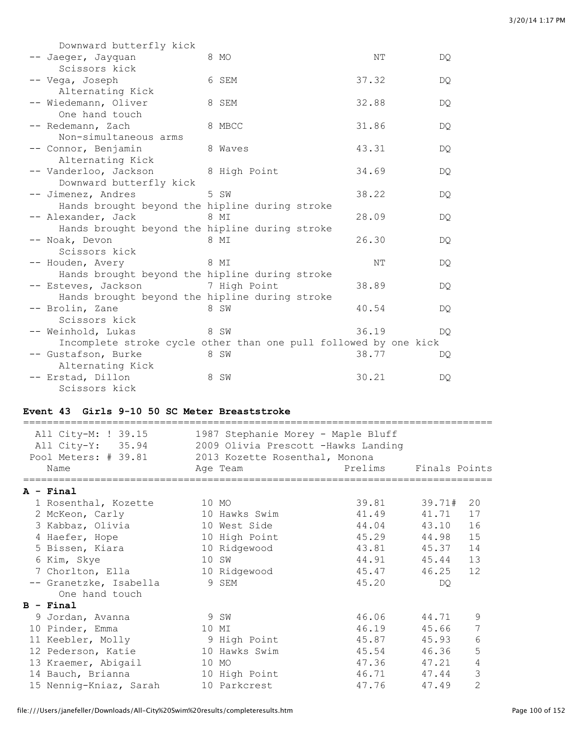Downward butterfly kick

| Name | Age Team | Prelims | Finals |
|---|---|---|---|
| -- Jaeger, Jayquan | 8 MO | NT | DQ |
| Scissors kick | | | |
| -- Vega, Joseph | 6 SEM | 37.32 | DQ |
| Alternating Kick | | | |
| -- Wiedemann, Oliver | 8 SEM | 32.88 | DQ |
| One hand touch | | | |
| -- Redemann, Zach | 8 MBCC | 31.86 | DQ |
| Non-simultaneous arms | | | |
| -- Connor, Benjamin | 8 Waves | 43.31 | DQ |
| Alternating Kick | | | |
| -- Vanderloo, Jackson | 8 High Point | 34.69 | DQ |
| Downward butterfly kick | | | |
| -- Jimenez, Andres | 5 SW | 38.22 | DQ |
| Hands brought beyond the hipline during stroke | | | |
| -- Alexander, Jack | 8 MI | 28.09 | DQ |
| Hands brought beyond the hipline during stroke | | | |
| -- Noak, Devon | 8 MI | 26.30 | DQ |
| Scissors kick | | | |
| -- Houden, Avery | 8 MI | NT | DQ |
| Hands brought beyond the hipline during stroke | | | |
| -- Esteves, Jackson | 7 High Point | 38.89 | DQ |
| Hands brought beyond the hipline during stroke | | | |
| -- Brolin, Zane | 8 SW | 40.54 | DQ |
| Scissors kick | | | |
| -- Weinhold, Lukas | 8 SW | 36.19 | DQ |
| Incomplete stroke cycle other than one pull followed by one kick | | | |
| -- Gustafson, Burke | 8 SW | 38.77 | DQ |
| Alternating Kick | | | |
| -- Erstad, Dillon | 8 SW | 30.21 | DQ |
| Scissors kick | | | |

### Event 43 Girls 9-10 50 SC Meter Breaststroke

All City-M: ! 39.15 — 1987 Stephanie Morey - Maple Bluff
All City-Y: 35.94 — 2009 Olivia Prescott -Hawks Landing
Pool Meters: # 39.81 — 2013 Kozette Rosenthal, Monona

| Name | Age Team | Prelims | Finals | Points |
|---|---|---|---|---|
| **A - Final** | | | | |
| 1 Rosenthal, Kozette | 10 MO | 39.81 | 39.71# | 20 |
| 2 McKeon, Carly | 10 Hawks Swim | 41.49 | 41.71 | 17 |
| 3 Kabbaz, Olivia | 10 West Side | 44.04 | 43.10 | 16 |
| 4 Haefer, Hope | 10 High Point | 45.29 | 44.98 | 15 |
| 5 Bissen, Kiara | 10 Ridgewood | 43.81 | 45.37 | 14 |
| 6 Kim, Skye | 10 SW | 44.91 | 45.44 | 13 |
| 7 Chorlton, Ella | 10 Ridgewood | 45.47 | 46.25 | 12 |
| -- Granetzke, Isabella | 9 SEM | 45.20 | DQ | |
| One hand touch | | | | |
| **B - Final** | | | | |
| 9 Jordan, Avanna | 9 SW | 46.06 | 44.71 | 9 |
| 10 Pinder, Emma | 10 MI | 46.19 | 45.66 | 7 |
| 11 Keebler, Molly | 9 High Point | 45.87 | 45.93 | 6 |
| 12 Pederson, Katie | 10 Hawks Swim | 45.54 | 46.36 | 5 |
| 13 Kraemer, Abigail | 10 MO | 47.36 | 47.21 | 4 |
| 14 Bauch, Brianna | 10 High Point | 46.71 | 47.44 | 3 |
| 15 Nennig-Kniaz, Sarah | 10 Parkcrest | 47.76 | 47.49 | 2 |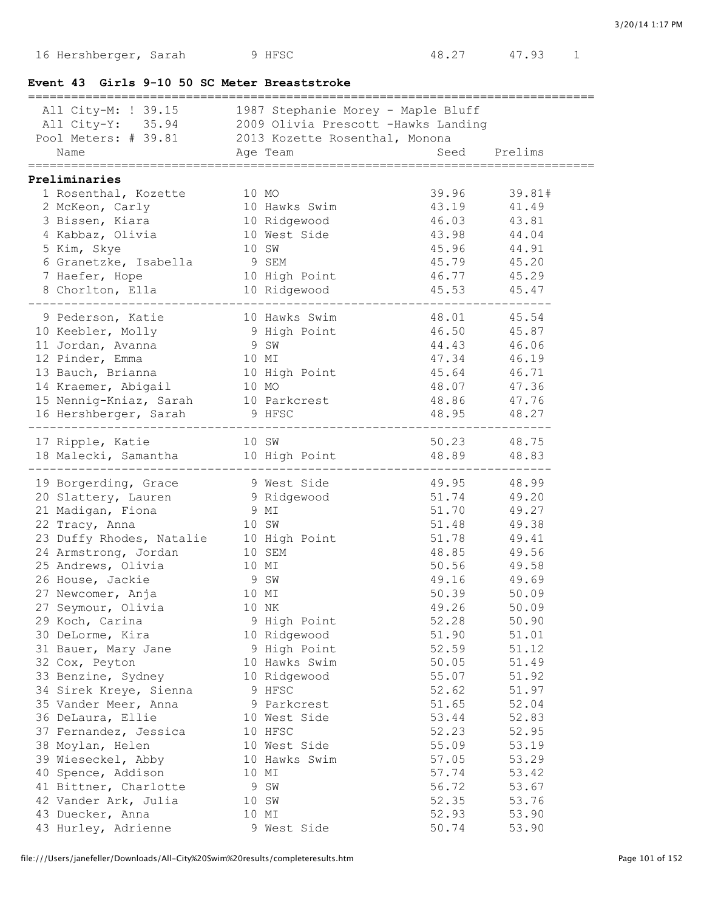| | | | | | |
|---|---|---|---|---|---|
| 16 Hershberger, Sarah | 9 | HFSC | 48.27 | 47.93 | 1 |

**Event 43 Girls 9-10 50 SC Meter Breaststroke**

| | | |
|---|---|---|
| All City-M: | ! 39.15 | 1987 Stephanie Morey - Maple Bluff |
| All City-Y: | 35.94 | 2009 Olivia Prescott -Hawks Landing |
| Pool Meters: | # 39.81 | 2013 Kozette Rosenthal, Monona |

**Preliminaries**

| Name | Age | Team | Seed | Prelims |
|---|---|---|---|---|
| 1 Rosenthal, Kozette | 10 | MO | 39.96 | 39.81# |
| 2 McKeon, Carly | 10 | Hawks Swim | 43.19 | 41.49 |
| 3 Bissen, Kiara | 10 | Ridgewood | 46.03 | 43.81 |
| 4 Kabbaz, Olivia | 10 | West Side | 43.98 | 44.04 |
| 5 Kim, Skye | 10 | SW | 45.96 | 44.91 |
| 6 Granetzke, Isabella | 9 | SEM | 45.79 | 45.20 |
| 7 Haefer, Hope | 10 | High Point | 46.77 | 45.29 |
| 8 Chorlton, Ella | 10 | Ridgewood | 45.53 | 45.47 |
| 9 Pederson, Katie | 10 | Hawks Swim | 48.01 | 45.54 |
| 10 Keebler, Molly | 9 | High Point | 46.50 | 45.87 |
| 11 Jordan, Avanna | 9 | SW | 44.43 | 46.06 |
| 12 Pinder, Emma | 10 | MI | 47.34 | 46.19 |
| 13 Bauch, Brianna | 10 | High Point | 45.64 | 46.71 |
| 14 Kraemer, Abigail | 10 | MO | 48.07 | 47.36 |
| 15 Nennig-Kniaz, Sarah | 10 | Parkcrest | 48.86 | 47.76 |
| 16 Hershberger, Sarah | 9 | HFSC | 48.95 | 48.27 |
| 17 Ripple, Katie | 10 | SW | 50.23 | 48.75 |
| 18 Malecki, Samantha | 10 | High Point | 48.89 | 48.83 |
| 19 Borgerding, Grace | 9 | West Side | 49.95 | 48.99 |
| 20 Slattery, Lauren | 9 | Ridgewood | 51.74 | 49.20 |
| 21 Madigan, Fiona | 9 | MI | 51.70 | 49.27 |
| 22 Tracy, Anna | 10 | SW | 51.48 | 49.38 |
| 23 Duffy Rhodes, Natalie | 10 | High Point | 51.78 | 49.41 |
| 24 Armstrong, Jordan | 10 | SEM | 48.85 | 49.56 |
| 25 Andrews, Olivia | 10 | MI | 50.56 | 49.58 |
| 26 House, Jackie | 9 | SW | 49.16 | 49.69 |
| 27 Newcomer, Anja | 10 | MI | 50.39 | 50.09 |
| 27 Seymour, Olivia | 10 | NK | 49.26 | 50.09 |
| 29 Koch, Carina | 9 | High Point | 52.28 | 50.90 |
| 30 DeLorme, Kira | 10 | Ridgewood | 51.90 | 51.01 |
| 31 Bauer, Mary Jane | 9 | High Point | 52.59 | 51.12 |
| 32 Cox, Peyton | 10 | Hawks Swim | 50.05 | 51.49 |
| 33 Benzine, Sydney | 10 | Ridgewood | 55.07 | 51.92 |
| 34 Sirek Kreye, Sienna | 9 | HFSC | 52.62 | 51.97 |
| 35 Vander Meer, Anna | 9 | Parkcrest | 51.65 | 52.04 |
| 36 DeLaura, Ellie | 10 | West Side | 53.44 | 52.83 |
| 37 Fernandez, Jessica | 10 | HFSC | 52.23 | 52.95 |
| 38 Moylan, Helen | 10 | West Side | 55.09 | 53.19 |
| 39 Wieseckel, Abby | 10 | Hawks Swim | 57.05 | 53.29 |
| 40 Spence, Addison | 10 | MI | 57.74 | 53.42 |
| 41 Bittner, Charlotte | 9 | SW | 56.72 | 53.67 |
| 42 Vander Ark, Julia | 10 | SW | 52.35 | 53.76 |
| 43 Duecker, Anna | 10 | MI | 52.93 | 53.90 |
| 43 Hurley, Adrienne | 9 | West Side | 50.74 | 53.90 |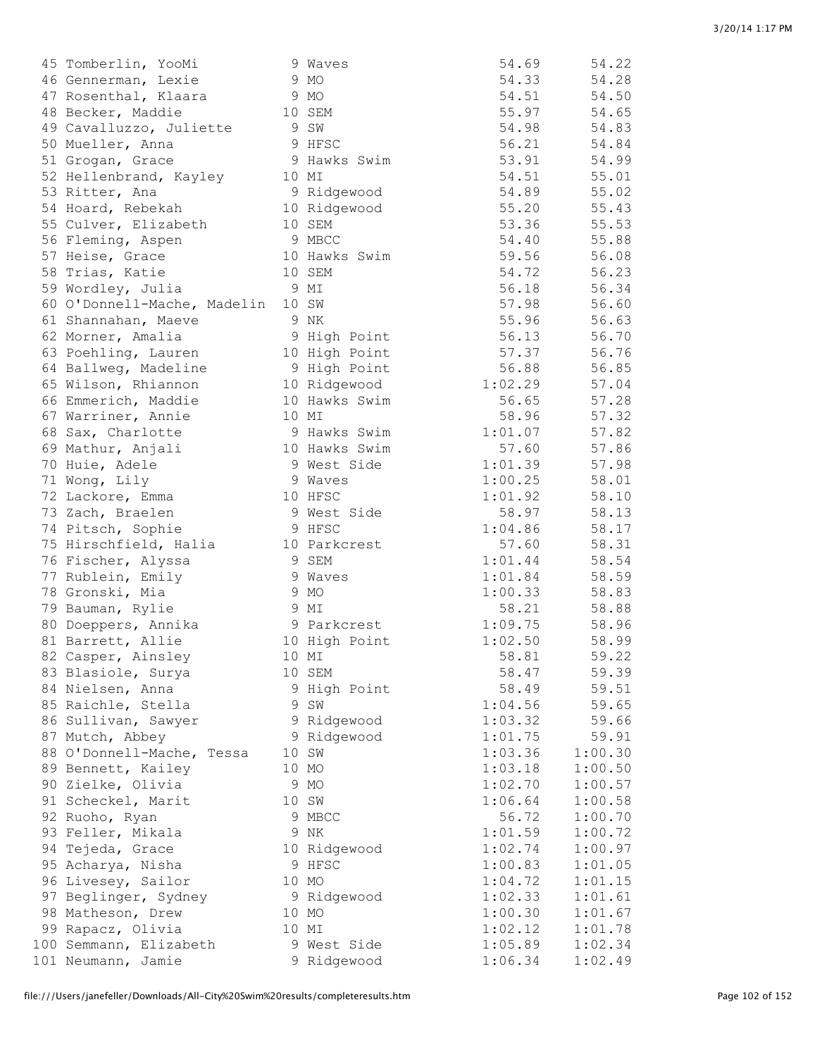| | Name | Age | Team | Seed Time | Finals Time |
|---|---|---|---|---|---|
| 45 | Tomberlin, YooMi | 9 | Waves | 54.69 | 54.22 |
| 46 | Gennerman, Lexie | 9 | MO | 54.33 | 54.28 |
| 47 | Rosenthal, Klaara | 9 | MO | 54.51 | 54.50 |
| 48 | Becker, Maddie | 10 | SEM | 55.97 | 54.65 |
| 49 | Cavalluzzo, Juliette | 9 | SW | 54.98 | 54.83 |
| 50 | Mueller, Anna | 9 | HFSC | 56.21 | 54.84 |
| 51 | Grogan, Grace | 9 | Hawks Swim | 53.91 | 54.99 |
| 52 | Hellenbrand, Kayley | 10 | MI | 54.51 | 55.01 |
| 53 | Ritter, Ana | 9 | Ridgewood | 54.89 | 55.02 |
| 54 | Hoard, Rebekah | 10 | Ridgewood | 55.20 | 55.43 |
| 55 | Culver, Elizabeth | 10 | SEM | 53.36 | 55.53 |
| 56 | Fleming, Aspen | 9 | MBCC | 54.40 | 55.88 |
| 57 | Heise, Grace | 10 | Hawks Swim | 59.56 | 56.08 |
| 58 | Trias, Katie | 10 | SEM | 54.72 | 56.23 |
| 59 | Wordley, Julia | 9 | MI | 56.18 | 56.34 |
| 60 | O'Donnell-Mache, Madelin | 10 | SW | 57.98 | 56.60 |
| 61 | Shannahan, Maeve | 9 | NK | 55.96 | 56.63 |
| 62 | Morner, Amalia | 9 | High Point | 56.13 | 56.70 |
| 63 | Poehling, Lauren | 10 | High Point | 57.37 | 56.76 |
| 64 | Ballweg, Madeline | 9 | High Point | 56.88 | 56.85 |
| 65 | Wilson, Rhiannon | 10 | Ridgewood | 1:02.29 | 57.04 |
| 66 | Emmerich, Maddie | 10 | Hawks Swim | 56.65 | 57.28 |
| 67 | Warriner, Annie | 10 | MI | 58.96 | 57.32 |
| 68 | Sax, Charlotte | 9 | Hawks Swim | 1:01.07 | 57.82 |
| 69 | Mathur, Anjali | 10 | Hawks Swim | 57.60 | 57.86 |
| 70 | Huie, Adele | 9 | West Side | 1:01.39 | 57.98 |
| 71 | Wong, Lily | 9 | Waves | 1:00.25 | 58.01 |
| 72 | Lackore, Emma | 10 | HFSC | 1:01.92 | 58.10 |
| 73 | Zach, Braelen | 9 | West Side | 58.97 | 58.13 |
| 74 | Pitsch, Sophie | 9 | HFSC | 1:04.86 | 58.17 |
| 75 | Hirschfield, Halia | 10 | Parkcrest | 57.60 | 58.31 |
| 76 | Fischer, Alyssa | 9 | SEM | 1:01.44 | 58.54 |
| 77 | Rublein, Emily | 9 | Waves | 1:01.84 | 58.59 |
| 78 | Gronski, Mia | 9 | MO | 1:00.33 | 58.83 |
| 79 | Bauman, Rylie | 9 | MI | 58.21 | 58.88 |
| 80 | Doeppers, Annika | 9 | Parkcrest | 1:09.75 | 58.96 |
| 81 | Barrett, Allie | 10 | High Point | 1:02.50 | 58.99 |
| 82 | Casper, Ainsley | 10 | MI | 58.81 | 59.22 |
| 83 | Blasiole, Surya | 10 | SEM | 58.47 | 59.39 |
| 84 | Nielsen, Anna | 9 | High Point | 58.49 | 59.51 |
| 85 | Raichle, Stella | 9 | SW | 1:04.56 | 59.65 |
| 86 | Sullivan, Sawyer | 9 | Ridgewood | 1:03.32 | 59.66 |
| 87 | Mutch, Abbey | 9 | Ridgewood | 1:01.75 | 59.91 |
| 88 | O'Donnell-Mache, Tessa | 10 | SW | 1:03.36 | 1:00.30 |
| 89 | Bennett, Kailey | 10 | MO | 1:03.18 | 1:00.50 |
| 90 | Zielke, Olivia | 9 | MO | 1:02.70 | 1:00.57 |
| 91 | Scheckel, Marit | 10 | SW | 1:06.64 | 1:00.58 |
| 92 | Ruoho, Ryan | 9 | MBCC | 56.72 | 1:00.70 |
| 93 | Feller, Mikala | 9 | NK | 1:01.59 | 1:00.72 |
| 94 | Tejeda, Grace | 10 | Ridgewood | 1:02.74 | 1:00.97 |
| 95 | Acharya, Nisha | 9 | HFSC | 1:00.83 | 1:01.05 |
| 96 | Livesey, Sailor | 10 | MO | 1:04.72 | 1:01.15 |
| 97 | Beglinger, Sydney | 9 | Ridgewood | 1:02.33 | 1:01.61 |
| 98 | Matheson, Drew | 10 | MO | 1:00.30 | 1:01.67 |
| 99 | Rapacz, Olivia | 10 | MI | 1:02.12 | 1:01.78 |
| 100 | Semmann, Elizabeth | 9 | West Side | 1:05.89 | 1:02.34 |
| 101 | Neumann, Jamie | 9 | Ridgewood | 1:06.34 | 1:02.49 |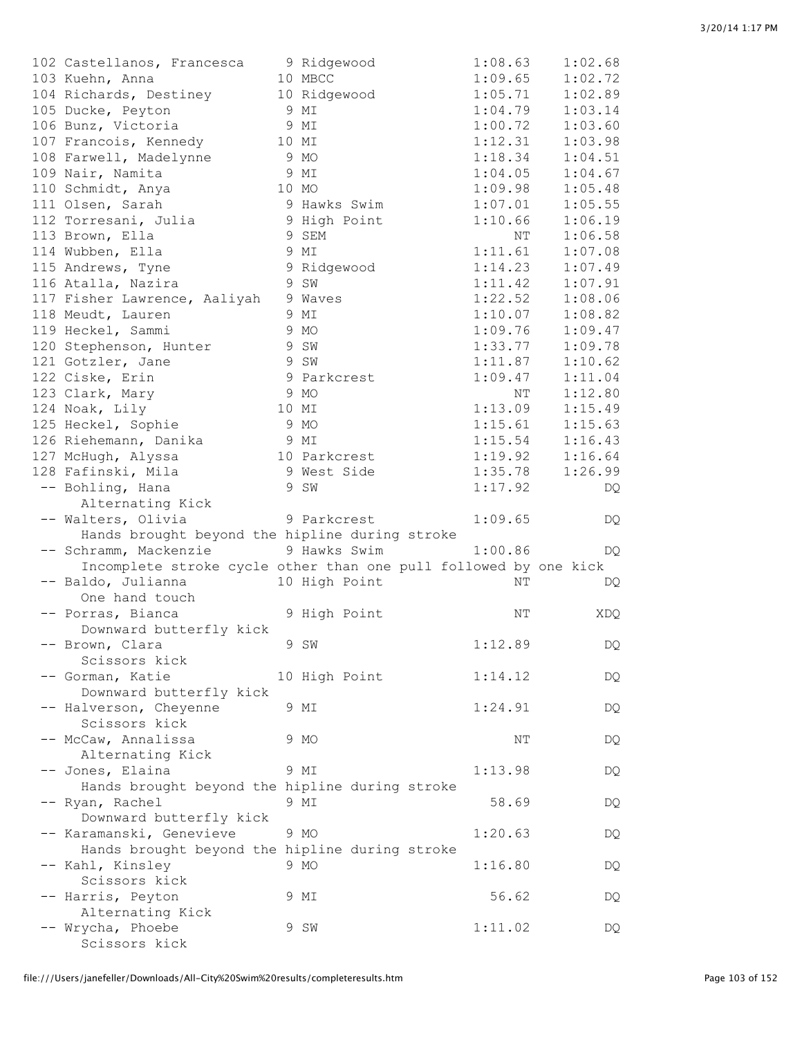```
102 Castellanos, Francesca     9 Ridgewood           1:08.63    1:02.68
103 Kuehn, Anna               10 MBCC                1:09.65    1:02.72
104 Richards, Destiney        10 Ridgewood           1:05.71    1:02.89
105 Ducke, Peyton              9 MI                  1:04.79    1:03.14
106 Bunz, Victoria             9 MI                  1:00.72    1:03.60
107 Francois, Kennedy         10 MI                  1:12.31    1:03.98
108 Farwell, Madelynne         9 MO                  1:18.34    1:04.51
109 Nair, Namita               9 MI                  1:04.05    1:04.67
110 Schmidt, Anya             10 MO                  1:09.98    1:05.48
111 Olsen, Sarah               9 Hawks Swim          1:07.01    1:05.55
112 Torresani, Julia           9 High Point          1:10.66    1:06.19
113 Brown, Ella                9 SEM                      NT    1:06.58
114 Wubben, Ella               9 MI                  1:11.61    1:07.08
115 Andrews, Tyne              9 Ridgewood           1:14.23    1:07.49
116 Atalla, Nazira             9 SW                  1:11.42    1:07.91
117 Fisher Lawrence, Aaliyah   9 Waves               1:22.52    1:08.06
118 Meudt, Lauren              9 MI                  1:10.07    1:08.82
119 Heckel, Sammi              9 MO                  1:09.76    1:09.47
120 Stephenson, Hunter         9 SW                  1:33.77    1:09.78
121 Gotzler, Jane              9 SW                  1:11.87    1:10.62
122 Ciske, Erin                9 Parkcrest           1:09.47    1:11.04
123 Clark, Mary                9 MO                       NT    1:12.80
124 Noak, Lily                10 MI                  1:13.09    1:15.49
125 Heckel, Sophie             9 MO                  1:15.61    1:15.63
126 Riehemann, Danika          9 MI                  1:15.54    1:16.43
127 McHugh, Alyssa            10 Parkcrest           1:19.92    1:16.64
128 Fafinski, Mila             9 West Side           1:35.78    1:26.99
 -- Bohling, Hana              9 SW                  1:17.92         DQ
      Alternating Kick
 -- Walters, Olivia            9 Parkcrest           1:09.65         DQ
      Hands brought beyond the hipline during stroke
 -- Schramm, Mackenzie         9 Hawks Swim          1:00.86         DQ
      Incomplete stroke cycle other than one pull followed by one kick
 -- Baldo, Julianna           10 High Point               NT         DQ
      One hand touch
 -- Porras, Bianca             9 High Point               NT        XDQ
      Downward butterfly kick
 -- Brown, Clara               9 SW                  1:12.89         DQ
      Scissors kick
 -- Gorman, Katie             10 High Point          1:14.12         DQ
      Downward butterfly kick
 -- Halverson, Cheyenne        9 MI                  1:24.91         DQ
      Scissors kick
 -- McCaw, Annalissa           9 MO                       NT         DQ
      Alternating Kick
 -- Jones, Elaina              9 MI                  1:13.98         DQ
      Hands brought beyond the hipline during stroke
 -- Ryan, Rachel               9 MI                    58.69         DQ
      Downward butterfly kick
 -- Karamanski, Genevieve      9 MO                  1:20.63         DQ
      Hands brought beyond the hipline during stroke
 -- Kahl, Kinsley              9 MO                  1:16.80         DQ
      Scissors kick
 -- Harris, Peyton             9 MI                    56.62         DQ
      Alternating Kick
 -- Wrycha, Phoebe             9 SW                  1:11.02         DQ
      Scissors kick
```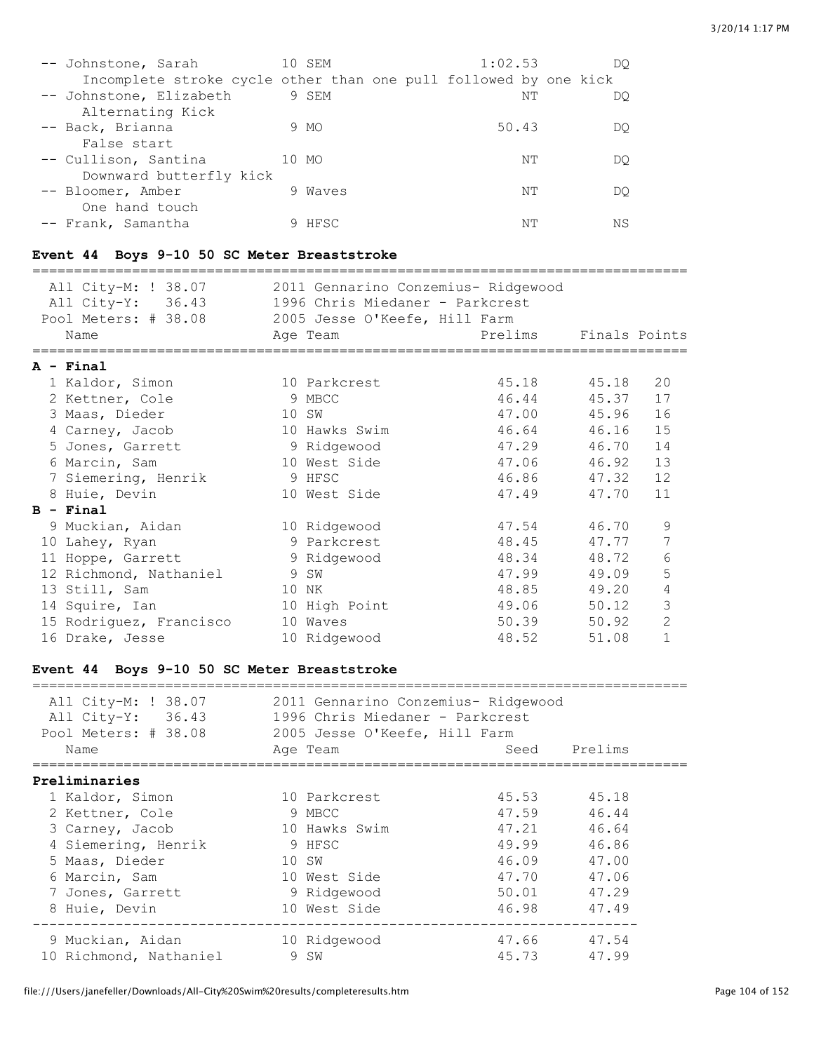| Name | Age | Team | Seed | Prelims |
|---|---|---|---|---|
| -- Johnstone, Sarah | 10 | SEM | 1:02.53 | DQ |
| Incomplete stroke cycle other than one pull followed by one kick | | | | |
| -- Johnstone, Elizabeth | 9 | SEM | NT | DQ |
| Alternating Kick | | | | |
| -- Back, Brianna | 9 | MO | 50.43 | DQ |
| False start | | | | |
| -- Cullison, Santina | 10 | MO | NT | DQ |
| Downward butterfly kick | | | | |
| -- Bloomer, Amber | 9 | Waves | NT | DQ |
| One hand touch | | | | |
| -- Frank, Samantha | 9 | HFSC | NT | NS |

### Event 44 Boys 9-10 50 SC Meter Breaststroke

All City-M: ! 38.07 — 2011 Gennarino Conzemius- Ridgewood
All City-Y: 36.43 — 1996 Chris Miedaner - Parkcrest
Pool Meters: # 38.08 — 2005 Jesse O'Keefe, Hill Farm

| Name | Age | Team | Prelims | Finals | Points |
|---|---|---|---|---|---|
| **A - Final** | | | | | |
| 1 Kaldor, Simon | 10 | Parkcrest | 45.18 | 45.18 | 20 |
| 2 Kettner, Cole | 9 | MBCC | 46.44 | 45.37 | 17 |
| 3 Maas, Dieder | 10 | SW | 47.00 | 45.96 | 16 |
| 4 Carney, Jacob | 10 | Hawks Swim | 46.64 | 46.16 | 15 |
| 5 Jones, Garrett | 9 | Ridgewood | 47.29 | 46.70 | 14 |
| 6 Marcin, Sam | 10 | West Side | 47.06 | 46.92 | 13 |
| 7 Siemering, Henrik | 9 | HFSC | 46.86 | 47.32 | 12 |
| 8 Huie, Devin | 10 | West Side | 47.49 | 47.70 | 11 |
| **B - Final** | | | | | |
| 9 Muckian, Aidan | 10 | Ridgewood | 47.54 | 46.70 | 9 |
| 10 Lahey, Ryan | 9 | Parkcrest | 48.45 | 47.77 | 7 |
| 11 Hoppe, Garrett | 9 | Ridgewood | 48.34 | 48.72 | 6 |
| 12 Richmond, Nathaniel | 9 | SW | 47.99 | 49.09 | 5 |
| 13 Still, Sam | 10 | NK | 48.85 | 49.20 | 4 |
| 14 Squire, Ian | 10 | High Point | 49.06 | 50.12 | 3 |
| 15 Rodriguez, Francisco | 10 | Waves | 50.39 | 50.92 | 2 |
| 16 Drake, Jesse | 10 | Ridgewood | 48.52 | 51.08 | 1 |

### Event 44 Boys 9-10 50 SC Meter Breaststroke

All City-M: ! 38.07 — 2011 Gennarino Conzemius- Ridgewood
All City-Y: 36.43 — 1996 Chris Miedaner - Parkcrest
Pool Meters: # 38.08 — 2005 Jesse O'Keefe, Hill Farm

| Name | Age | Team | Seed | Prelims |
|---|---|---|---|---|
| **Preliminaries** | | | | |
| 1 Kaldor, Simon | 10 | Parkcrest | 45.53 | 45.18 |
| 2 Kettner, Cole | 9 | MBCC | 47.59 | 46.44 |
| 3 Carney, Jacob | 10 | Hawks Swim | 47.21 | 46.64 |
| 4 Siemering, Henrik | 9 | HFSC | 49.99 | 46.86 |
| 5 Maas, Dieder | 10 | SW | 46.09 | 47.00 |
| 6 Marcin, Sam | 10 | West Side | 47.70 | 47.06 |
| 7 Jones, Garrett | 9 | Ridgewood | 50.01 | 47.29 |
| 8 Huie, Devin | 10 | West Side | 46.98 | 47.49 |
| 9 Muckian, Aidan | 10 | Ridgewood | 47.66 | 47.54 |
| 10 Richmond, Nathaniel | 9 | SW | 45.73 | 47.99 |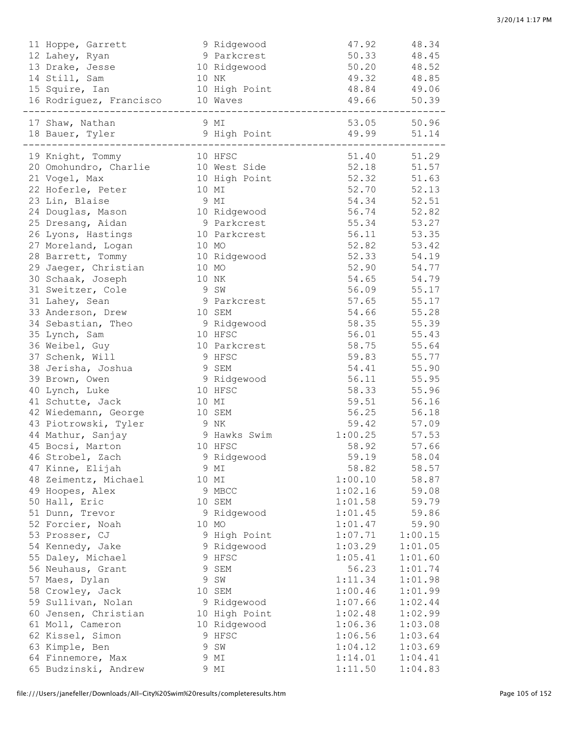```
 11 Hoppe, Garrett              9 Ridgewood              47.92      48.34
 12 Lahey, Ryan                 9 Parkcrest              50.33      48.45
 13 Drake, Jesse               10 Ridgewood              50.20      48.52
 14 Still, Sam                 10 NK                     49.32      48.85
 15 Squire, Ian                10 High Point             48.84      49.06
 16 Rodriguez, Francisco       10 Waves                  49.66      50.39
-------------------------------------------------------------------------
 17 Shaw, Nathan                9 MI                     53.05      50.96
 18 Bauer, Tyler                9 High Point             49.99      51.14
-------------------------------------------------------------------------
 19 Knight, Tommy              10 HFSC                   51.40      51.29
 20 Omohundro, Charlie         10 West Side              52.18      51.57
 21 Vogel, Max                 10 High Point             52.32      51.63
 22 Hoferle, Peter             10 MI                     52.70      52.13
 23 Lin, Blaise                 9 MI                     54.34      52.51
 24 Douglas, Mason             10 Ridgewood              56.74      52.82
 25 Dresang, Aidan              9 Parkcrest              55.34      53.27
 26 Lyons, Hastings            10 Parkcrest              56.11      53.35
 27 Moreland, Logan            10 MO                     52.82      53.42
 28 Barrett, Tommy             10 Ridgewood              52.33      54.19
 29 Jaeger, Christian          10 MO                     52.90      54.77
 30 Schaak, Joseph             10 NK                     54.65      54.79
 31 Sweitzer, Cole              9 SW                     56.09      55.17
 31 Lahey, Sean                 9 Parkcrest              57.65      55.17
 33 Anderson, Drew             10 SEM                    54.66      55.28
 34 Sebastian, Theo             9 Ridgewood              58.35      55.39
 35 Lynch, Sam                 10 HFSC                   56.01      55.43
 36 Weibel, Guy                10 Parkcrest              58.75      55.64
 37 Schenk, Will                9 HFSC                   59.83      55.77
 38 Jerisha, Joshua             9 SEM                    54.41      55.90
 39 Brown, Owen                 9 Ridgewood              56.11      55.95
 40 Lynch, Luke                10 HFSC                   58.33      55.96
 41 Schutte, Jack              10 MI                     59.51      56.16
 42 Wiedemann, George          10 SEM                    56.25      56.18
 43 Piotrowski, Tyler           9 NK                     59.42      57.09
 44 Mathur, Sanjay              9 Hawks Swim           1:00.25      57.53
 45 Bocsi, Marton              10 HFSC                   58.92      57.66
 46 Strobel, Zach               9 Ridgewood              59.19      58.04
 47 Kinne, Elijah               9 MI                     58.82      58.57
 48 Zeimentz, Michael          10 MI                   1:00.10      58.87
 49 Hoopes, Alex                9 MBCC                 1:02.16      59.08
 50 Hall, Eric                 10 SEM                  1:01.58      59.79
 51 Dunn, Trevor                9 Ridgewood            1:01.45      59.86
 52 Forcier, Noah              10 MO                   1:01.47      59.90
 53 Prosser, CJ                 9 High Point           1:07.71    1:00.15
 54 Kennedy, Jake               9 Ridgewood            1:03.29    1:01.05
 55 Daley, Michael              9 HFSC                 1:05.41    1:01.60
 56 Neuhaus, Grant              9 SEM                    56.23    1:01.74
 57 Maes, Dylan                 9 SW                   1:11.34    1:01.98
 58 Crowley, Jack              10 SEM                  1:00.46    1:01.99
 59 Sullivan, Nolan             9 Ridgewood            1:07.66    1:02.44
 60 Jensen, Christian          10 High Point           1:02.48    1:02.99
 61 Moll, Cameron              10 Ridgewood            1:06.36    1:03.08
 62 Kissel, Simon               9 HFSC                 1:06.56    1:03.64
 63 Kimple, Ben                 9 SW                   1:04.12    1:03.69
 64 Finnemore, Max              9 MI                   1:14.01    1:04.41
 65 Budzinski, Andrew           9 MI                   1:11.50    1:04.83
```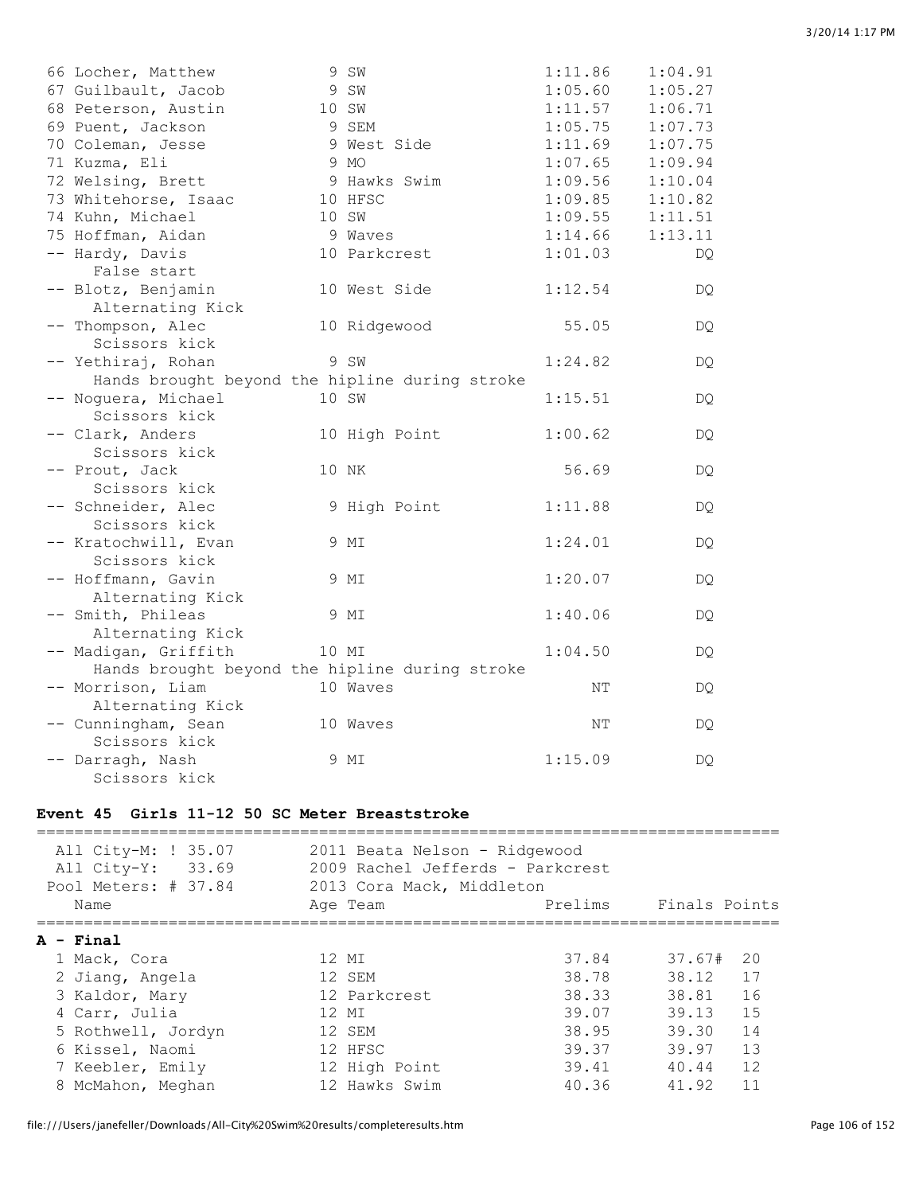| Place | Name | Age | Team | Prelims | Finals |
|---|---|---|---|---|---|
| 66 | Locher, Matthew | 9 | SW | 1:11.86 | 1:04.91 |
| 67 | Guilbault, Jacob | 9 | SW | 1:05.60 | 1:05.27 |
| 68 | Peterson, Austin | 10 | SW | 1:11.57 | 1:06.71 |
| 69 | Puent, Jackson | 9 | SEM | 1:05.75 | 1:07.73 |
| 70 | Coleman, Jesse | 9 | West Side | 1:11.69 | 1:07.75 |
| 71 | Kuzma, Eli | 9 | MO | 1:07.65 | 1:09.94 |
| 72 | Welsing, Brett | 9 | Hawks Swim | 1:09.56 | 1:10.04 |
| 73 | Whitehorse, Isaac | 10 | HFSC | 1:09.85 | 1:10.82 |
| 74 | Kuhn, Michael | 10 | SW | 1:09.55 | 1:11.51 |
| 75 | Hoffman, Aidan | 9 | Waves | 1:14.66 | 1:13.11 |
| -- | Hardy, Davis (False start) | 10 | Parkcrest | 1:01.03 | DQ |
| -- | Blotz, Benjamin (Alternating Kick) | 10 | West Side | 1:12.54 | DQ |
| -- | Thompson, Alec (Scissors kick) | 10 | Ridgewood | 55.05 | DQ |
| -- | Yethiraj, Rohan (Hands brought beyond the hipline during stroke) | 9 | SW | 1:24.82 | DQ |
| -- | Noguera, Michael (Scissors kick) | 10 | SW | 1:15.51 | DQ |
| -- | Clark, Anders (Scissors kick) | 10 | High Point | 1:00.62 | DQ |
| -- | Prout, Jack (Scissors kick) | 10 | NK | 56.69 | DQ |
| -- | Schneider, Alec (Scissors kick) | 9 | High Point | 1:11.88 | DQ |
| -- | Kratochwill, Evan (Scissors kick) | 9 | MI | 1:24.01 | DQ |
| -- | Hoffmann, Gavin (Alternating Kick) | 9 | MI | 1:20.07 | DQ |
| -- | Smith, Phileas (Alternating Kick) | 9 | MI | 1:40.06 | DQ |
| -- | Madigan, Griffith (Hands brought beyond the hipline during stroke) | 10 | MI | 1:04.50 | DQ |
| -- | Morrison, Liam (Alternating Kick) | 10 | Waves | NT | DQ |
| -- | Cunningham, Sean (Scissors kick) | 10 | Waves | NT | DQ |
| -- | Darragh, Nash (Scissors kick) | 9 | MI | 1:15.09 | DQ |

**Event 45 Girls 11-12 50 SC Meter Breaststroke**

All City-M: ! 35.07 — 2011 Beata Nelson - Ridgewood
All City-Y: 33.69 — 2009 Rachel Jefferds - Parkcrest
Pool Meters: # 37.84 — 2013 Cora Mack, Middleton

**A - Final**

| Place | Name | Age | Team | Prelims | Finals | Points |
|---|---|---|---|---|---|---|
| 1 | Mack, Cora | 12 | MI | 37.84 | 37.67# | 20 |
| 2 | Jiang, Angela | 12 | SEM | 38.78 | 38.12 | 17 |
| 3 | Kaldor, Mary | 12 | Parkcrest | 38.33 | 38.81 | 16 |
| 4 | Carr, Julia | 12 | MI | 39.07 | 39.13 | 15 |
| 5 | Rothwell, Jordyn | 12 | SEM | 38.95 | 39.30 | 14 |
| 6 | Kissel, Naomi | 12 | HFSC | 39.37 | 39.97 | 13 |
| 7 | Keebler, Emily | 12 | High Point | 39.41 | 40.44 | 12 |
| 8 | McMahon, Meghan | 12 | Hawks Swim | 40.36 | 41.92 | 11 |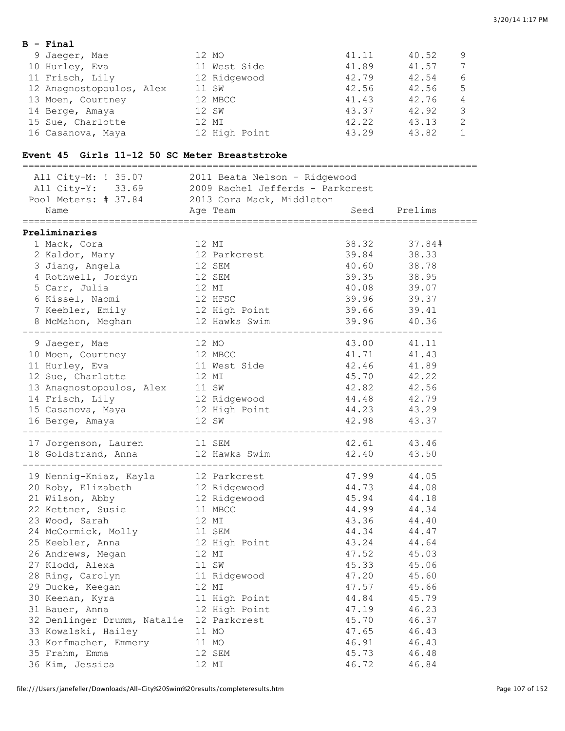**B - Final**

| Place | Name | Age | Team | Prelims | Finals | Points |
|---|---|---|---|---|---|---|
| 9 | Jaeger, Mae | 12 | MO | 41.11 | 40.52 | 9 |
| 10 | Hurley, Eva | 11 | West Side | 41.89 | 41.57 | 7 |
| 11 | Frisch, Lily | 12 | Ridgewood | 42.79 | 42.54 | 6 |
| 12 | Anagnostopoulos, Alex | 11 | SW | 42.56 | 42.56 | 5 |
| 13 | Moen, Courtney | 12 | MBCC | 41.43 | 42.76 | 4 |
| 14 | Berge, Amaya | 12 | SW | 43.37 | 42.92 | 3 |
| 15 | Sue, Charlotte | 12 | MI | 42.22 | 43.13 | 2 |
| 16 | Casanova, Maya | 12 | High Point | 43.29 | 43.82 | 1 |

## Event 45 Girls 11-12 50 SC Meter Breaststroke

All City-M: ! 35.07 — 2011 Beata Nelson - Ridgewood
All City-Y: 33.69 — 2009 Rachel Jefferds - Parkcrest
Pool Meters: # 37.84 — 2013 Cora Mack, Middleton

**Preliminaries**

| Place | Name | Age | Team | Seed | Prelims |
|---|---|---|---|---|---|
| 1 | Mack, Cora | 12 | MI | 38.32 | 37.84# |
| 2 | Kaldor, Mary | 12 | Parkcrest | 39.84 | 38.33 |
| 3 | Jiang, Angela | 12 | SEM | 40.60 | 38.78 |
| 4 | Rothwell, Jordyn | 12 | SEM | 39.35 | 38.95 |
| 5 | Carr, Julia | 12 | MI | 40.08 | 39.07 |
| 6 | Kissel, Naomi | 12 | HFSC | 39.96 | 39.37 |
| 7 | Keebler, Emily | 12 | High Point | 39.66 | 39.41 |
| 8 | McMahon, Meghan | 12 | Hawks Swim | 39.96 | 40.36 |
| 9 | Jaeger, Mae | 12 | MO | 43.00 | 41.11 |
| 10 | Moen, Courtney | 12 | MBCC | 41.71 | 41.43 |
| 11 | Hurley, Eva | 11 | West Side | 42.46 | 41.89 |
| 12 | Sue, Charlotte | 12 | MI | 45.70 | 42.22 |
| 13 | Anagnostopoulos, Alex | 11 | SW | 42.82 | 42.56 |
| 14 | Frisch, Lily | 12 | Ridgewood | 44.48 | 42.79 |
| 15 | Casanova, Maya | 12 | High Point | 44.23 | 43.29 |
| 16 | Berge, Amaya | 12 | SW | 42.98 | 43.37 |
| 17 | Jorgenson, Lauren | 11 | SEM | 42.61 | 43.46 |
| 18 | Goldstrand, Anna | 12 | Hawks Swim | 42.40 | 43.50 |
| 19 | Nennig-Kniaz, Kayla | 12 | Parkcrest | 47.99 | 44.05 |
| 20 | Roby, Elizabeth | 12 | Ridgewood | 44.73 | 44.08 |
| 21 | Wilson, Abby | 12 | Ridgewood | 45.94 | 44.18 |
| 22 | Kettner, Susie | 11 | MBCC | 44.99 | 44.34 |
| 23 | Wood, Sarah | 12 | MI | 43.36 | 44.40 |
| 24 | McCormick, Molly | 11 | SEM | 44.34 | 44.47 |
| 25 | Keebler, Anna | 12 | High Point | 43.24 | 44.64 |
| 26 | Andrews, Megan | 12 | MI | 47.52 | 45.03 |
| 27 | Klodd, Alexa | 11 | SW | 45.33 | 45.06 |
| 28 | Ring, Carolyn | 11 | Ridgewood | 47.20 | 45.60 |
| 29 | Ducke, Keegan | 12 | MI | 47.57 | 45.66 |
| 30 | Keenan, Kyra | 11 | High Point | 44.84 | 45.79 |
| 31 | Bauer, Anna | 12 | High Point | 47.19 | 46.23 |
| 32 | Denlinger Drumm, Natalie | 12 | Parkcrest | 45.70 | 46.37 |
| 33 | Kowalski, Hailey | 11 | MO | 47.65 | 46.43 |
| 33 | Korfmacher, Emmery | 11 | MO | 46.91 | 46.43 |
| 35 | Frahm, Emma | 12 | SEM | 45.73 | 46.48 |
| 36 | Kim, Jessica | 12 | MI | 46.72 | 46.84 |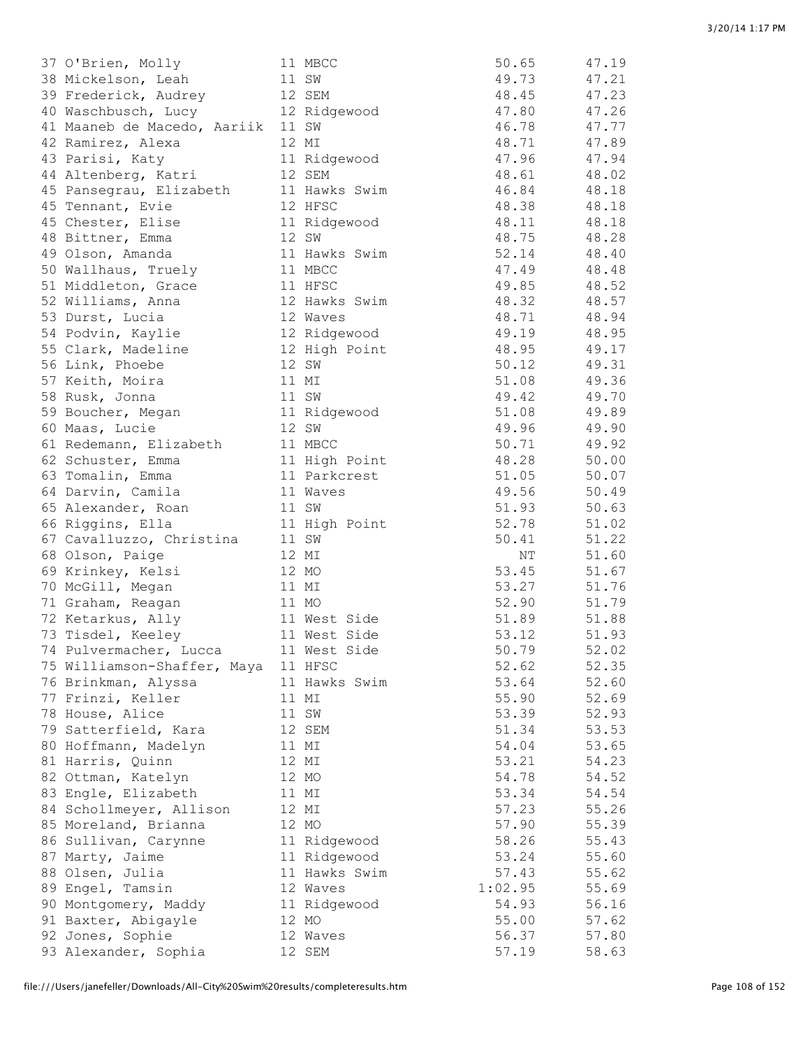```
37 O'Brien, Molly              11 MBCC                  50.65      47.19
38 Mickelson, Leah             11 SW                    49.73      47.21
39 Frederick, Audrey           12 SEM                   48.45      47.23
40 Waschbusch, Lucy            12 Ridgewood             47.80      47.26
41 Maaneb de Macedo, Aariik    11 SW                    46.78      47.77
42 Ramirez, Alexa              12 MI                    48.71      47.89
43 Parisi, Katy                11 Ridgewood             47.96      47.94
44 Altenberg, Katri            12 SEM                   48.61      48.02
45 Pansegrau, Elizabeth        11 Hawks Swim            46.84      48.18
45 Tennant, Evie               12 HFSC                  48.38      48.18
45 Chester, Elise              11 Ridgewood             48.11      48.18
48 Bittner, Emma               12 SW                    48.75      48.28
49 Olson, Amanda               11 Hawks Swim            52.14      48.40
50 Wallhaus, Truely            11 MBCC                  47.49      48.48
51 Middleton, Grace            11 HFSC                  49.85      48.52
52 Williams, Anna              12 Hawks Swim            48.32      48.57
53 Durst, Lucia                12 Waves                 48.71      48.94
54 Podvin, Kaylie              12 Ridgewood             49.19      48.95
55 Clark, Madeline             12 High Point            48.95      49.17
56 Link, Phoebe                12 SW                    50.12      49.31
57 Keith, Moira                11 MI                    51.08      49.36
58 Rusk, Jonna                 11 SW                    49.42      49.70
59 Boucher, Megan              11 Ridgewood             51.08      49.89
60 Maas, Lucie                 12 SW                    49.96      49.90
61 Redemann, Elizabeth         11 MBCC                  50.71      49.92
62 Schuster, Emma              11 High Point            48.28      50.00
63 Tomalin, Emma               11 Parkcrest             51.05      50.07
64 Darvin, Camila              11 Waves                 49.56      50.49
65 Alexander, Roan             11 SW                    51.93      50.63
66 Riggins, Ella               11 High Point            52.78      51.02
67 Cavalluzzo, Christina       11 SW                    50.41      51.22
68 Olson, Paige                12 MI                       NT      51.60
69 Krinkey, Kelsi              12 MO                    53.45      51.67
70 McGill, Megan               11 MI                    53.27      51.76
71 Graham, Reagan              11 MO                    52.90      51.79
72 Ketarkus, Ally              11 West Side             51.89      51.88
73 Tisdel, Keeley              11 West Side             53.12      51.93
74 Pulvermacher, Lucca         11 West Side             50.79      52.02
75 Williamson-Shaffer, Maya    11 HFSC                  52.62      52.35
76 Brinkman, Alyssa            11 Hawks Swim            53.64      52.60
77 Frinzi, Keller              11 MI                    55.90      52.69
78 House, Alice                11 SW                    53.39      52.93
79 Satterfield, Kara           12 SEM                   51.34      53.53
80 Hoffmann, Madelyn           11 MI                    54.04      53.65
81 Harris, Quinn               12 MI                    53.21      54.23
82 Ottman, Katelyn             12 MO                    54.78      54.52
83 Engle, Elizabeth            11 MI                    53.34      54.54
84 Schollmeyer, Allison        12 MI                    57.23      55.26
85 Moreland, Brianna           12 MO                    57.90      55.39
86 Sullivan, Carynne           11 Ridgewood             58.26      55.43
87 Marty, Jaime                11 Ridgewood             53.24      55.60
88 Olsen, Julia                11 Hawks Swim            57.43      55.62
89 Engel, Tamsin               12 Waves               1:02.95      55.69
90 Montgomery, Maddy           11 Ridgewood             54.93      56.16
91 Baxter, Abigayle            12 MO                    55.00      57.62
92 Jones, Sophie               12 Waves                 56.37      57.80
93 Alexander, Sophia           12 SEM                   57.19      58.63
```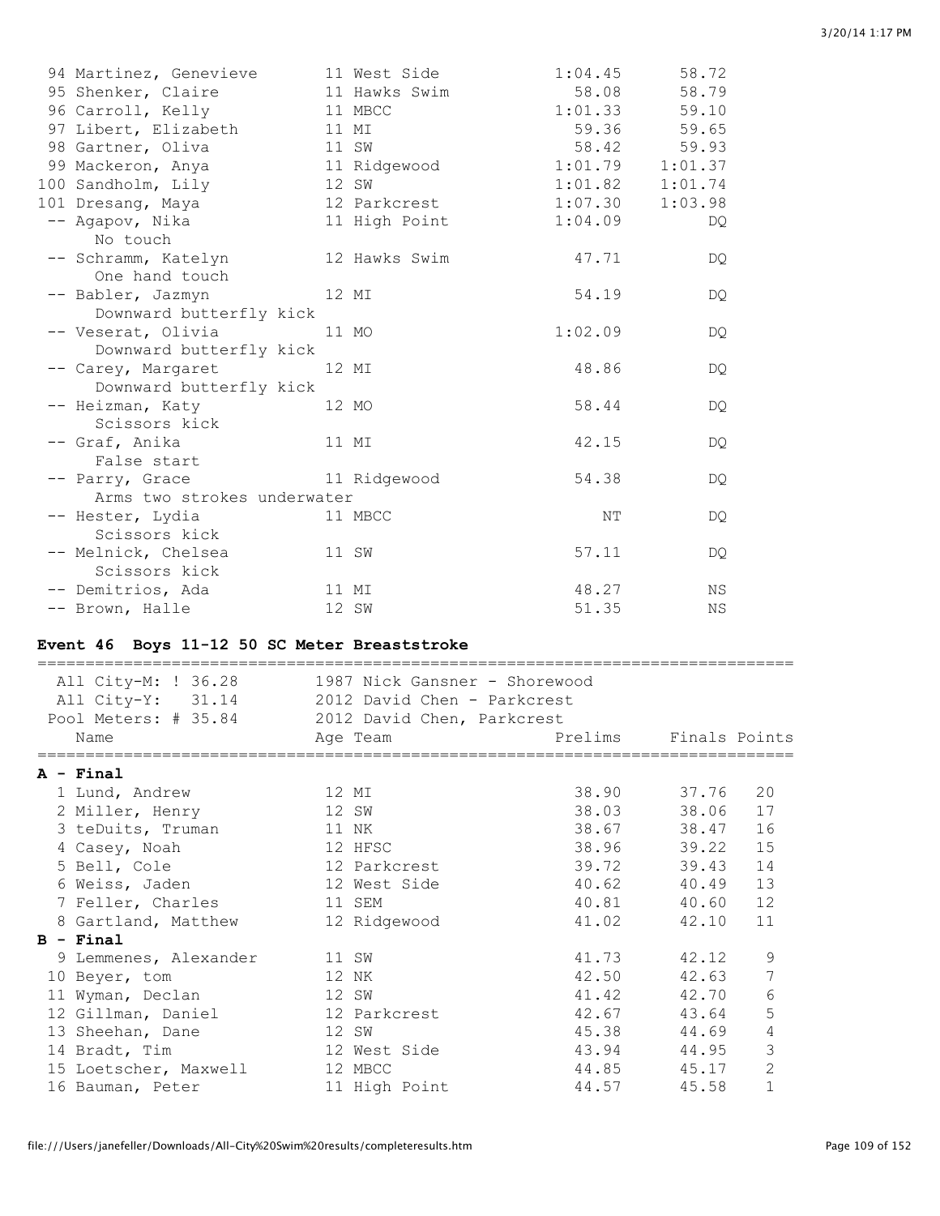| Place | Name | Age | Team | Prelims | Finals |
|---|---|---|---|---|---|
| 94 | Martinez, Genevieve | 11 | West Side | 1:04.45 | 58.72 |
| 95 | Shenker, Claire | 11 | Hawks Swim | 58.08 | 58.79 |
| 96 | Carroll, Kelly | 11 | MBCC | 1:01.33 | 59.10 |
| 97 | Libert, Elizabeth | 11 | MI | 59.36 | 59.65 |
| 98 | Gartner, Oliva | 11 | SW | 58.42 | 59.93 |
| 99 | Mackeron, Anya | 11 | Ridgewood | 1:01.79 | 1:01.37 |
| 100 | Sandholm, Lily | 12 | SW | 1:01.82 | 1:01.74 |
| 101 | Dresang, Maya | 12 | Parkcrest | 1:07.30 | 1:03.98 |
| -- | Agapov, Nika (No touch) | 11 | High Point | 1:04.09 | DQ |
| -- | Schramm, Katelyn (One hand touch) | 12 | Hawks Swim | 47.71 | DQ |
| -- | Babler, Jazmyn (Downward butterfly kick) | 12 | MI | 54.19 | DQ |
| -- | Veserat, Olivia (Downward butterfly kick) | 11 | MO | 1:02.09 | DQ |
| -- | Carey, Margaret (Downward butterfly kick) | 12 | MI | 48.86 | DQ |
| -- | Heizman, Katy (Scissors kick) | 12 | MO | 58.44 | DQ |
| -- | Graf, Anika (False start) | 11 | MI | 42.15 | DQ |
| -- | Parry, Grace (Arms two strokes underwater) | 11 | Ridgewood | 54.38 | DQ |
| -- | Hester, Lydia (Scissors kick) | 11 | MBCC | NT | DQ |
| -- | Melnick, Chelsea (Scissors kick) | 11 | SW | 57.11 | DQ |
| -- | Demitrios, Ada | 11 | MI | 48.27 | NS |
| -- | Brown, Halle | 12 | SW | 51.35 | NS |

## Event 46 Boys 11-12 50 SC Meter Breaststroke

All City-M: ! 36.28 — 1987 Nick Gansner - Shorewood
All City-Y: 31.14 — 2012 David Chen - Parkcrest
Pool Meters: # 35.84 — 2012 David Chen, Parkcrest

**A - Final**

| Place | Name | Age | Team | Prelims | Finals | Points |
|---|---|---|---|---|---|---|
| 1 | Lund, Andrew | 12 | MI | 38.90 | 37.76 | 20 |
| 2 | Miller, Henry | 12 | SW | 38.03 | 38.06 | 17 |
| 3 | teDuits, Truman | 11 | NK | 38.67 | 38.47 | 16 |
| 4 | Casey, Noah | 12 | HFSC | 38.96 | 39.22 | 15 |
| 5 | Bell, Cole | 12 | Parkcrest | 39.72 | 39.43 | 14 |
| 6 | Weiss, Jaden | 12 | West Side | 40.62 | 40.49 | 13 |
| 7 | Feller, Charles | 11 | SEM | 40.81 | 40.60 | 12 |
| 8 | Gartland, Matthew | 12 | Ridgewood | 41.02 | 42.10 | 11 |

**B - Final**

| Place | Name | Age | Team | Prelims | Finals | Points |
|---|---|---|---|---|---|---|
| 9 | Lemmenes, Alexander | 11 | SW | 41.73 | 42.12 | 9 |
| 10 | Beyer, tom | 12 | NK | 42.50 | 42.63 | 7 |
| 11 | Wyman, Declan | 12 | SW | 41.42 | 42.70 | 6 |
| 12 | Gillman, Daniel | 12 | Parkcrest | 42.67 | 43.64 | 5 |
| 13 | Sheehan, Dane | 12 | SW | 45.38 | 44.69 | 4 |
| 14 | Bradt, Tim | 12 | West Side | 43.94 | 44.95 | 3 |
| 15 | Loetscher, Maxwell | 12 | MBCC | 44.85 | 45.17 | 2 |
| 16 | Bauman, Peter | 11 | High Point | 44.57 | 45.58 | 1 |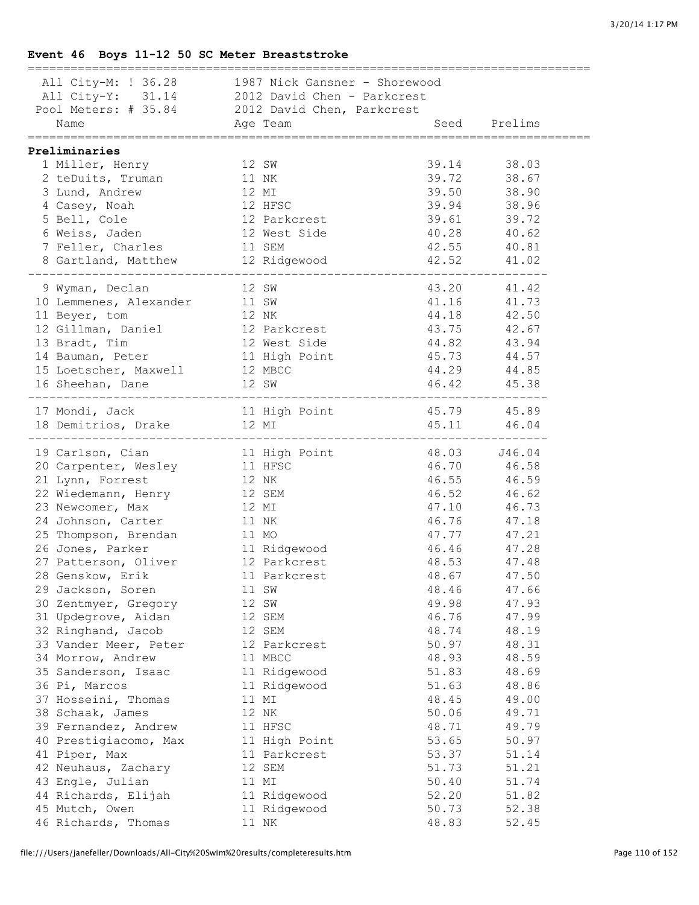## Event 46 Boys 11-12 50 SC Meter Breaststroke

All City-M: ! 36.28 — 1987 Nick Gansner - Shorewood
All City-Y: 31.14 — 2012 David Chen - Parkcrest
Pool Meters: # 35.84 — 2012 David Chen, Parkcrest

### Preliminaries

| | Name | Age | Team | Seed | Prelims |
|---|---|---|---|---|---|
| 1 | Miller, Henry | 12 | SW | 39.14 | 38.03 |
| 2 | teDuits, Truman | 11 | NK | 39.72 | 38.67 |
| 3 | Lund, Andrew | 12 | MI | 39.50 | 38.90 |
| 4 | Casey, Noah | 12 | HFSC | 39.94 | 38.96 |
| 5 | Bell, Cole | 12 | Parkcrest | 39.61 | 39.72 |
| 6 | Weiss, Jaden | 12 | West Side | 40.28 | 40.62 |
| 7 | Feller, Charles | 11 | SEM | 42.55 | 40.81 |
| 8 | Gartland, Matthew | 12 | Ridgewood | 42.52 | 41.02 |
| 9 | Wyman, Declan | 12 | SW | 43.20 | 41.42 |
| 10 | Lemmenes, Alexander | 11 | SW | 41.16 | 41.73 |
| 11 | Beyer, tom | 12 | NK | 44.18 | 42.50 |
| 12 | Gillman, Daniel | 12 | Parkcrest | 43.75 | 42.67 |
| 13 | Bradt, Tim | 12 | West Side | 44.82 | 43.94 |
| 14 | Bauman, Peter | 11 | High Point | 45.73 | 44.57 |
| 15 | Loetscher, Maxwell | 12 | MBCC | 44.29 | 44.85 |
| 16 | Sheehan, Dane | 12 | SW | 46.42 | 45.38 |
| 17 | Mondi, Jack | 11 | High Point | 45.79 | 45.89 |
| 18 | Demitrios, Drake | 12 | MI | 45.11 | 46.04 |
| 19 | Carlson, Cian | 11 | High Point | 48.03 | J46.04 |
| 20 | Carpenter, Wesley | 11 | HFSC | 46.70 | 46.58 |
| 21 | Lynn, Forrest | 12 | NK | 46.55 | 46.59 |
| 22 | Wiedemann, Henry | 12 | SEM | 46.52 | 46.62 |
| 23 | Newcomer, Max | 12 | MI | 47.10 | 46.73 |
| 24 | Johnson, Carter | 11 | NK | 46.76 | 47.18 |
| 25 | Thompson, Brendan | 11 | MO | 47.77 | 47.21 |
| 26 | Jones, Parker | 11 | Ridgewood | 46.46 | 47.28 |
| 27 | Patterson, Oliver | 12 | Parkcrest | 48.53 | 47.48 |
| 28 | Genskow, Erik | 11 | Parkcrest | 48.67 | 47.50 |
| 29 | Jackson, Soren | 11 | SW | 48.46 | 47.66 |
| 30 | Zentmyer, Gregory | 12 | SW | 49.98 | 47.93 |
| 31 | Updegrove, Aidan | 12 | SEM | 46.76 | 47.99 |
| 32 | Ringhand, Jacob | 12 | SEM | 48.74 | 48.19 |
| 33 | Vander Meer, Peter | 12 | Parkcrest | 50.97 | 48.31 |
| 34 | Morrow, Andrew | 11 | MBCC | 48.93 | 48.59 |
| 35 | Sanderson, Isaac | 11 | Ridgewood | 51.83 | 48.69 |
| 36 | Pi, Marcos | 11 | Ridgewood | 51.63 | 48.86 |
| 37 | Hosseini, Thomas | 11 | MI | 48.45 | 49.00 |
| 38 | Schaak, James | 12 | NK | 50.06 | 49.71 |
| 39 | Fernandez, Andrew | 11 | HFSC | 48.71 | 49.79 |
| 40 | Prestigiacomo, Max | 11 | High Point | 53.65 | 50.97 |
| 41 | Piper, Max | 11 | Parkcrest | 53.37 | 51.14 |
| 42 | Neuhaus, Zachary | 12 | SEM | 51.73 | 51.21 |
| 43 | Engle, Julian | 11 | MI | 50.40 | 51.74 |
| 44 | Richards, Elijah | 11 | Ridgewood | 52.20 | 51.82 |
| 45 | Mutch, Owen | 11 | Ridgewood | 50.73 | 52.38 |
| 46 | Richards, Thomas | 11 | NK | 48.83 | 52.45 |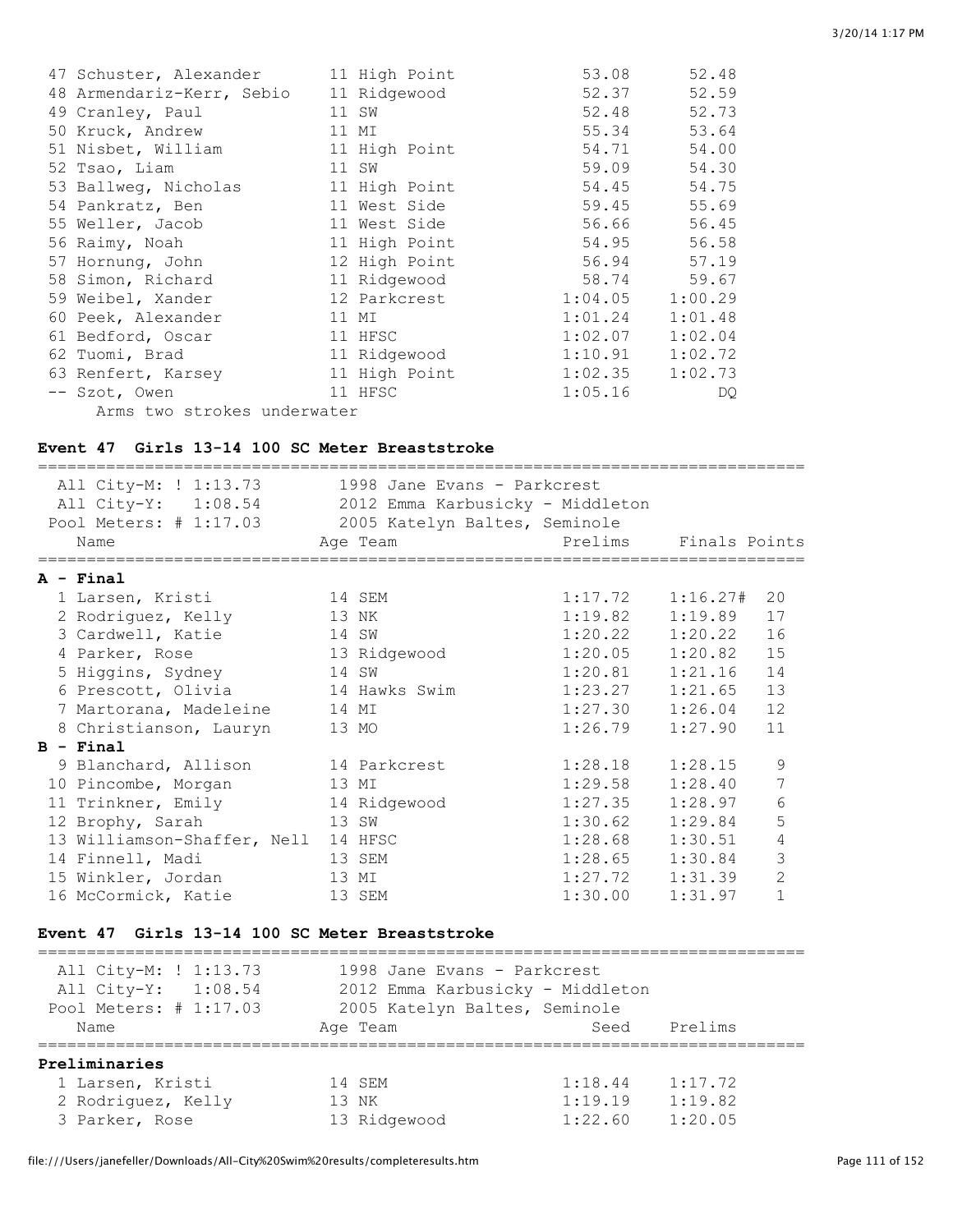| Place | Name | Age | Team | Prelims | Finals |
|---|---|---|---|---|---|
| 47 | Schuster, Alexander | 11 | High Point | 53.08 | 52.48 |
| 48 | Armendariz-Kerr, Sebio | 11 | Ridgewood | 52.37 | 52.59 |
| 49 | Cranley, Paul | 11 | SW | 52.48 | 52.73 |
| 50 | Kruck, Andrew | 11 | MI | 55.34 | 53.64 |
| 51 | Nisbet, William | 11 | High Point | 54.71 | 54.00 |
| 52 | Tsao, Liam | 11 | SW | 59.09 | 54.30 |
| 53 | Ballweg, Nicholas | 11 | High Point | 54.45 | 54.75 |
| 54 | Pankratz, Ben | 11 | West Side | 59.45 | 55.69 |
| 55 | Weller, Jacob | 11 | West Side | 56.66 | 56.45 |
| 56 | Raimy, Noah | 11 | High Point | 54.95 | 56.58 |
| 57 | Hornung, John | 12 | High Point | 56.94 | 57.19 |
| 58 | Simon, Richard | 11 | Ridgewood | 58.74 | 59.67 |
| 59 | Weibel, Xander | 12 | Parkcrest | 1:04.05 | 1:00.29 |
| 60 | Peek, Alexander | 11 | MI | 1:01.24 | 1:01.48 |
| 61 | Bedford, Oscar | 11 | HFSC | 1:02.07 | 1:02.04 |
| 62 | Tuomi, Brad | 11 | Ridgewood | 1:10.91 | 1:02.72 |
| 63 | Renfert, Karsey | 11 | High Point | 1:02.35 | 1:02.73 |
| -- | Szot, Owen | 11 | HFSC | 1:05.16 | DQ |

Arms two strokes underwater

### Event 47 Girls 13-14 100 SC Meter Breaststroke

All City-M: ! 1:13.73 — 1998 Jane Evans - Parkcrest
All City-Y: 1:08.54 — 2012 Emma Karbusicky - Middleton
Pool Meters: # 1:17.03 — 2005 Katelyn Baltes, Seminole

| Place | Name | Age | Team | Prelims | Finals | Points |
|---|---|---|---|---|---|---|
| **A - Final** | | | | | | |
| 1 | Larsen, Kristi | 14 | SEM | 1:17.72 | 1:16.27# | 20 |
| 2 | Rodriguez, Kelly | 13 | NK | 1:19.82 | 1:19.89 | 17 |
| 3 | Cardwell, Katie | 14 | SW | 1:20.22 | 1:20.22 | 16 |
| 4 | Parker, Rose | 13 | Ridgewood | 1:20.05 | 1:20.82 | 15 |
| 5 | Higgins, Sydney | 14 | SW | 1:20.81 | 1:21.16 | 14 |
| 6 | Prescott, Olivia | 14 | Hawks Swim | 1:23.27 | 1:21.65 | 13 |
| 7 | Martorana, Madeleine | 14 | MI | 1:27.30 | 1:26.04 | 12 |
| 8 | Christianson, Lauryn | 13 | MO | 1:26.79 | 1:27.90 | 11 |
| **B - Final** | | | | | | |
| 9 | Blanchard, Allison | 14 | Parkcrest | 1:28.18 | 1:28.15 | 9 |
| 10 | Pincombe, Morgan | 13 | MI | 1:29.58 | 1:28.40 | 7 |
| 11 | Trinkner, Emily | 14 | Ridgewood | 1:27.35 | 1:28.97 | 6 |
| 12 | Brophy, Sarah | 13 | SW | 1:30.62 | 1:29.84 | 5 |
| 13 | Williamson-Shaffer, Nell | 14 | HFSC | 1:28.68 | 1:30.51 | 4 |
| 14 | Finnell, Madi | 13 | SEM | 1:28.65 | 1:30.84 | 3 |
| 15 | Winkler, Jordan | 13 | MI | 1:27.72 | 1:31.39 | 2 |
| 16 | McCormick, Katie | 13 | SEM | 1:30.00 | 1:31.97 | 1 |

### Event 47 Girls 13-14 100 SC Meter Breaststroke

All City-M: ! 1:13.73 — 1998 Jane Evans - Parkcrest
All City-Y: 1:08.54 — 2012 Emma Karbusicky - Middleton
Pool Meters: # 1:17.03 — 2005 Katelyn Baltes, Seminole

| Place | Name | Age | Team | Seed | Prelims |
|---|---|---|---|---|---|
| **Preliminaries** | | | | | |
| 1 | Larsen, Kristi | 14 | SEM | 1:18.44 | 1:17.72 |
| 2 | Rodriguez, Kelly | 13 | NK | 1:19.19 | 1:19.82 |
| 3 | Parker, Rose | 13 | Ridgewood | 1:22.60 | 1:20.05 |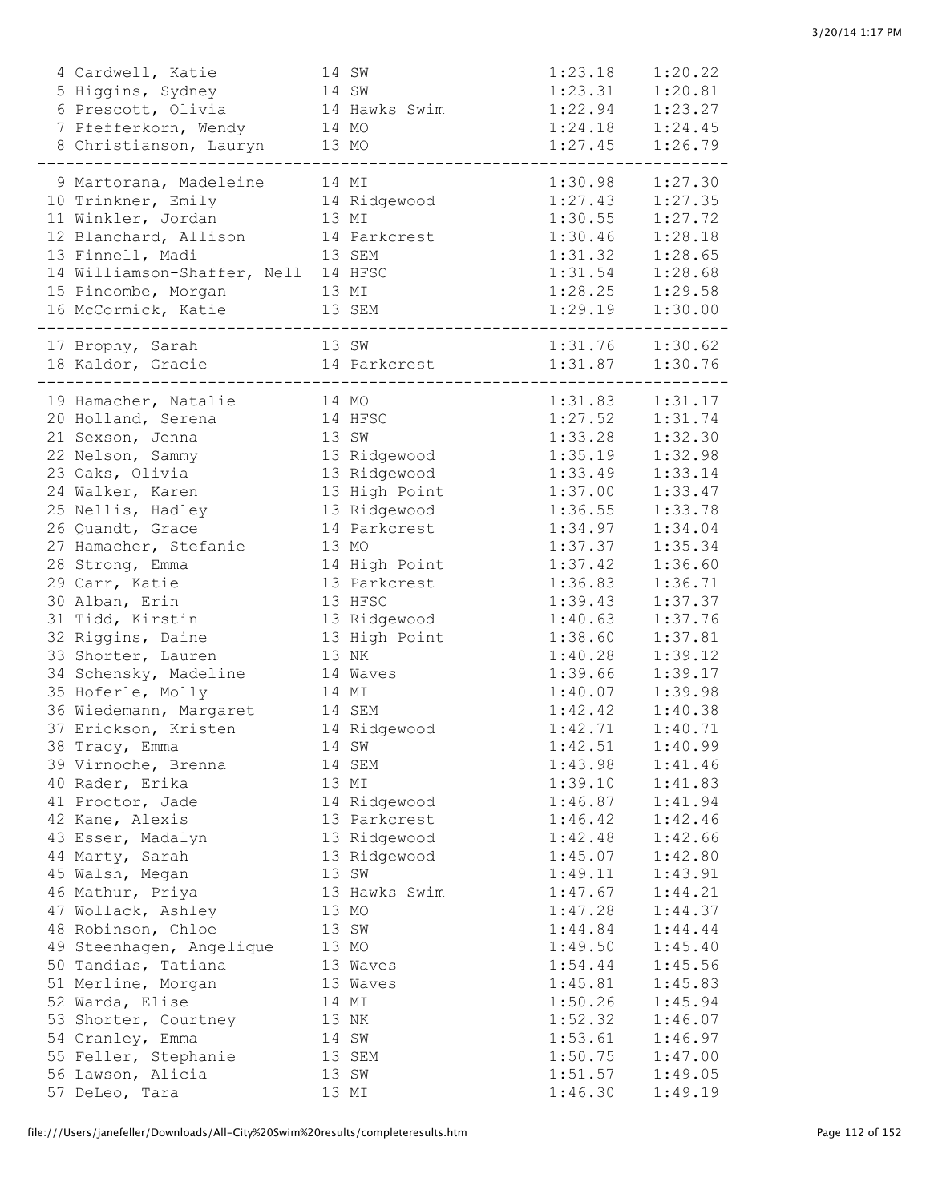```
  4 Cardwell, Katie           14 SW                 1:23.18    1:20.22
  5 Higgins, Sydney           14 SW                 1:23.31    1:20.81
  6 Prescott, Olivia          14 Hawks Swim         1:22.94    1:23.27
  7 Pfefferkorn, Wendy        14 MO                 1:24.18    1:24.45
  8 Christianson, Lauryn      13 MO                 1:27.45    1:26.79
-----------------------------------------------------------------------
  9 Martorana, Madeleine      14 MI                 1:30.98    1:27.30
 10 Trinkner, Emily           14 Ridgewood          1:27.43    1:27.35
 11 Winkler, Jordan           13 MI                 1:30.55    1:27.72
 12 Blanchard, Allison        14 Parkcrest          1:30.46    1:28.18
 13 Finnell, Madi             13 SEM                1:31.32    1:28.65
 14 Williamson-Shaffer, Nell  14 HFSC               1:31.54    1:28.68
 15 Pincombe, Morgan          13 MI                 1:28.25    1:29.58
 16 McCormick, Katie          13 SEM                1:29.19    1:30.00
-----------------------------------------------------------------------
 17 Brophy, Sarah             13 SW                 1:31.76    1:30.62
 18 Kaldor, Gracie            14 Parkcrest          1:31.87    1:30.76
-----------------------------------------------------------------------
 19 Hamacher, Natalie         14 MO                 1:31.83    1:31.17
 20 Holland, Serena           14 HFSC               1:27.52    1:31.74
 21 Sexson, Jenna             13 SW                 1:33.28    1:32.30
 22 Nelson, Sammy             13 Ridgewood          1:35.19    1:32.98
 23 Oaks, Olivia              13 Ridgewood          1:33.49    1:33.14
 24 Walker, Karen             13 High Point         1:37.00    1:33.47
 25 Nellis, Hadley            13 Ridgewood          1:36.55    1:33.78
 26 Quandt, Grace             14 Parkcrest          1:34.97    1:34.04
 27 Hamacher, Stefanie        13 MO                 1:37.37    1:35.34
 28 Strong, Emma              14 High Point         1:37.42    1:36.60
 29 Carr, Katie               13 Parkcrest          1:36.83    1:36.71
 30 Alban, Erin               13 HFSC               1:39.43    1:37.37
 31 Tidd, Kirstin             13 Ridgewood          1:40.63    1:37.76
 32 Riggins, Daine            13 High Point         1:38.60    1:37.81
 33 Shorter, Lauren           13 NK                 1:40.28    1:39.12
 34 Schensky, Madeline        14 Waves              1:39.66    1:39.17
 35 Hoferle, Molly            14 MI                 1:40.07    1:39.98
 36 Wiedemann, Margaret       14 SEM                1:42.42    1:40.38
 37 Erickson, Kristen         14 Ridgewood          1:42.71    1:40.71
 38 Tracy, Emma               14 SW                 1:42.51    1:40.99
 39 Virnoche, Brenna          14 SEM                1:43.98    1:41.46
 40 Rader, Erika              13 MI                 1:39.10    1:41.83
 41 Proctor, Jade             14 Ridgewood          1:46.87    1:41.94
 42 Kane, Alexis              13 Parkcrest          1:46.42    1:42.46
 43 Esser, Madalyn            13 Ridgewood          1:42.48    1:42.66
 44 Marty, Sarah              13 Ridgewood          1:45.07    1:42.80
 45 Walsh, Megan              13 SW                 1:49.11    1:43.91
 46 Mathur, Priya             13 Hawks Swim         1:47.67    1:44.21
 47 Wollack, Ashley           13 MO                 1:47.28    1:44.37
 48 Robinson, Chloe           13 SW                 1:44.84    1:44.44
 49 Steenhagen, Angelique     13 MO                 1:49.50    1:45.40
 50 Tandias, Tatiana          13 Waves              1:54.44    1:45.56
 51 Merline, Morgan           13 Waves              1:45.81    1:45.83
 52 Warda, Elise              14 MI                 1:50.26    1:45.94
 53 Shorter, Courtney         13 NK                 1:52.32    1:46.07
 54 Cranley, Emma             14 SW                 1:53.61    1:46.97
 55 Feller, Stephanie         13 SEM                1:50.75    1:47.00
 56 Lawson, Alicia            13 SW                 1:51.57    1:49.05
 57 DeLeo, Tara               13 MI                 1:46.30    1:49.19
```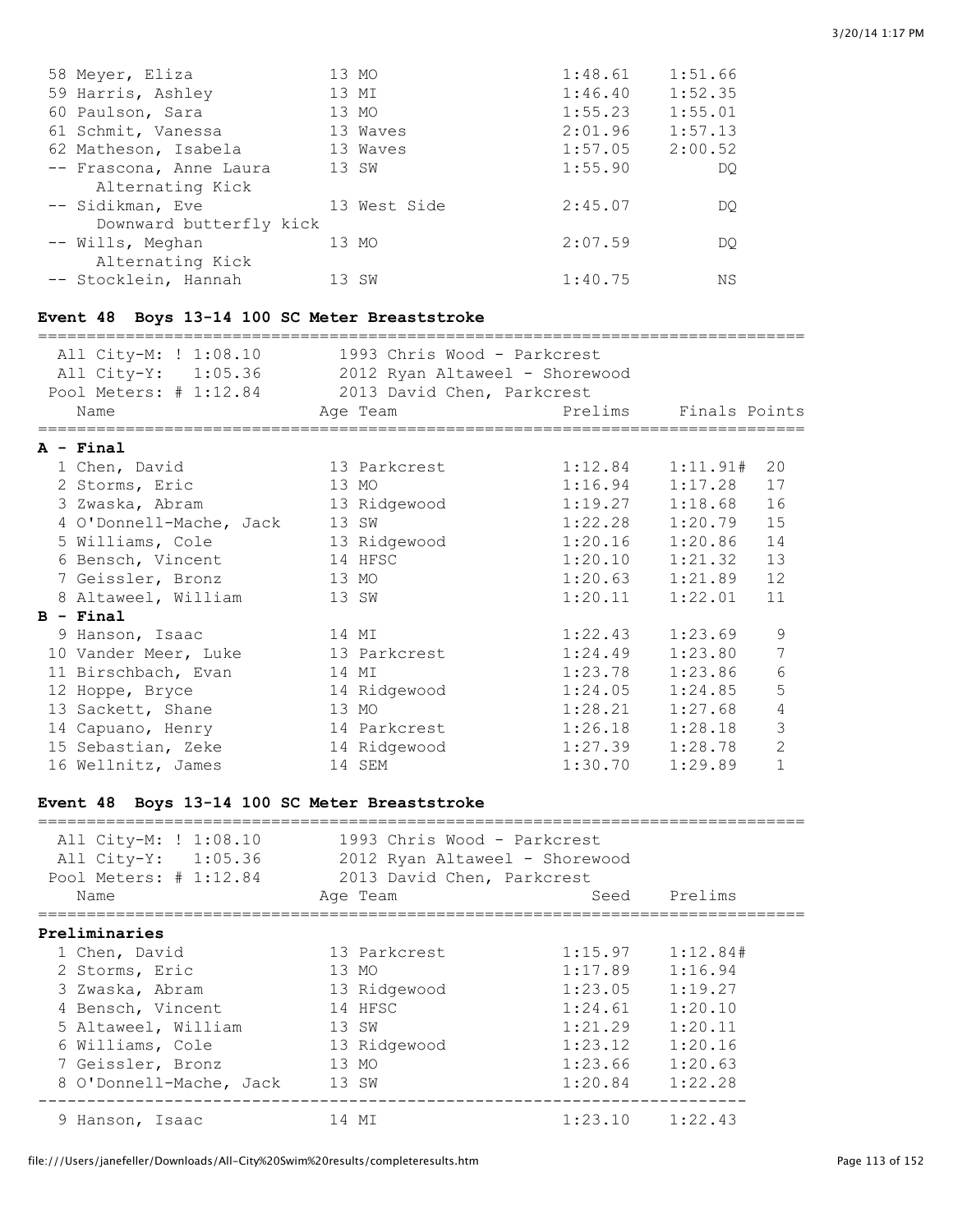| | Name | Age | Team | Prelims | Finals |
|---|---|---|---|---|---|
| 58 | Meyer, Eliza | 13 | MO | 1:48.61 | 1:51.66 |
| 59 | Harris, Ashley | 13 | MI | 1:46.40 | 1:52.35 |
| 60 | Paulson, Sara | 13 | MO | 1:55.23 | 1:55.01 |
| 61 | Schmit, Vanessa | 13 | Waves | 2:01.96 | 1:57.13 |
| 62 | Matheson, Isabela | 13 | Waves | 1:57.05 | 2:00.52 |
| -- | Frascona, Anne Laura (Alternating Kick) | 13 | SW | 1:55.90 | DQ |
| -- | Sidikman, Eve (Downward butterfly kick) | 13 | West Side | 2:45.07 | DQ |
| -- | Wills, Meghan (Alternating Kick) | 13 | MO | 2:07.59 | DQ |
| -- | Stocklein, Hannah | 13 | SW | 1:40.75 | NS |

## Event 48 Boys 13-14 100 SC Meter Breaststroke

All City-M: ! 1:08.10 — 1993 Chris Wood - Parkcrest
All City-Y: 1:05.36 — 2012 Ryan Altaweel - Shorewood
Pool Meters: # 1:12.84 — 2013 David Chen, Parkcrest

| | Name | Age | Team | Prelims | Finals | Points |
|---|---|---|---|---|---|---|
| **A - Final** | | | | | | |
| 1 | Chen, David | 13 | Parkcrest | 1:12.84 | 1:11.91# | 20 |
| 2 | Storms, Eric | 13 | MO | 1:16.94 | 1:17.28 | 17 |
| 3 | Zwaska, Abram | 13 | Ridgewood | 1:19.27 | 1:18.68 | 16 |
| 4 | O'Donnell-Mache, Jack | 13 | SW | 1:22.28 | 1:20.79 | 15 |
| 5 | Williams, Cole | 13 | Ridgewood | 1:20.16 | 1:20.86 | 14 |
| 6 | Bensch, Vincent | 14 | HFSC | 1:20.10 | 1:21.32 | 13 |
| 7 | Geissler, Bronz | 13 | MO | 1:20.63 | 1:21.89 | 12 |
| 8 | Altaweel, William | 13 | SW | 1:20.11 | 1:22.01 | 11 |
| **B - Final** | | | | | | |
| 9 | Hanson, Isaac | 14 | MI | 1:22.43 | 1:23.69 | 9 |
| 10 | Vander Meer, Luke | 13 | Parkcrest | 1:24.49 | 1:23.80 | 7 |
| 11 | Birschbach, Evan | 14 | MI | 1:23.78 | 1:23.86 | 6 |
| 12 | Hoppe, Bryce | 14 | Ridgewood | 1:24.05 | 1:24.85 | 5 |
| 13 | Sackett, Shane | 13 | MO | 1:28.21 | 1:27.68 | 4 |
| 14 | Capuano, Henry | 14 | Parkcrest | 1:26.18 | 1:28.18 | 3 |
| 15 | Sebastian, Zeke | 14 | Ridgewood | 1:27.39 | 1:28.78 | 2 |
| 16 | Wellnitz, James | 14 | SEM | 1:30.70 | 1:29.89 | 1 |

## Event 48 Boys 13-14 100 SC Meter Breaststroke

All City-M: ! 1:08.10 — 1993 Chris Wood - Parkcrest
All City-Y: 1:05.36 — 2012 Ryan Altaweel - Shorewood
Pool Meters: # 1:12.84 — 2013 David Chen, Parkcrest

| | Name | Age | Team | Seed | Prelims |
|---|---|---|---|---|---|
| **Preliminaries** | | | | | |
| 1 | Chen, David | 13 | Parkcrest | 1:15.97 | 1:12.84# |
| 2 | Storms, Eric | 13 | MO | 1:17.89 | 1:16.94 |
| 3 | Zwaska, Abram | 13 | Ridgewood | 1:23.05 | 1:19.27 |
| 4 | Bensch, Vincent | 14 | HFSC | 1:24.61 | 1:20.10 |
| 5 | Altaweel, William | 13 | SW | 1:21.29 | 1:20.11 |
| 6 | Williams, Cole | 13 | Ridgewood | 1:23.12 | 1:20.16 |
| 7 | Geissler, Bronz | 13 | MO | 1:23.66 | 1:20.63 |
| 8 | O'Donnell-Mache, Jack | 13 | SW | 1:20.84 | 1:22.28 |
| 9 | Hanson, Isaac | 14 | MI | 1:23.10 | 1:22.43 |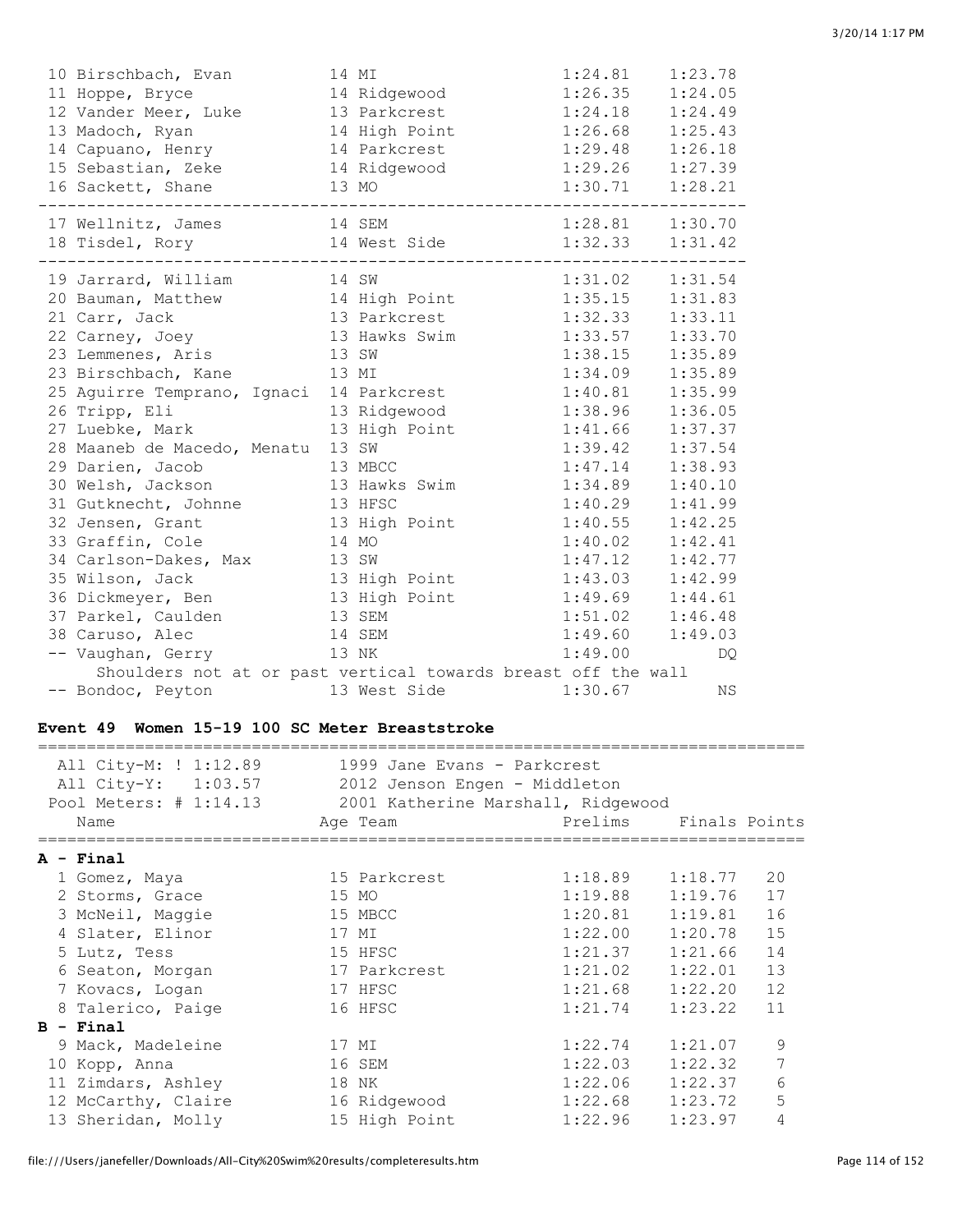| Place | Name | Age | Team | Prelims | Finals |
|---|---|---|---|---|---|
| 10 | Birschbach, Evan | 14 | MI | 1:24.81 | 1:23.78 |
| 11 | Hoppe, Bryce | 14 | Ridgewood | 1:26.35 | 1:24.05 |
| 12 | Vander Meer, Luke | 13 | Parkcrest | 1:24.18 | 1:24.49 |
| 13 | Madoch, Ryan | 14 | High Point | 1:26.68 | 1:25.43 |
| 14 | Capuano, Henry | 14 | Parkcrest | 1:29.48 | 1:26.18 |
| 15 | Sebastian, Zeke | 14 | Ridgewood | 1:29.26 | 1:27.39 |
| 16 | Sackett, Shane | 13 | MO | 1:30.71 | 1:28.21 |
| 17 | Wellnitz, James | 14 | SEM | 1:28.81 | 1:30.70 |
| 18 | Tisdel, Rory | 14 | West Side | 1:32.33 | 1:31.42 |
| 19 | Jarrard, William | 14 | SW | 1:31.02 | 1:31.54 |
| 20 | Bauman, Matthew | 14 | High Point | 1:35.15 | 1:31.83 |
| 21 | Carr, Jack | 13 | Parkcrest | 1:32.33 | 1:33.11 |
| 22 | Carney, Joey | 13 | Hawks Swim | 1:33.57 | 1:33.70 |
| 23 | Lemmenes, Aris | 13 | SW | 1:38.15 | 1:35.89 |
| 23 | Birschbach, Kane | 13 | MI | 1:34.09 | 1:35.89 |
| 25 | Aguirre Temprano, Ignaci | 14 | Parkcrest | 1:40.81 | 1:35.99 |
| 26 | Tripp, Eli | 13 | Ridgewood | 1:38.96 | 1:36.05 |
| 27 | Luebke, Mark | 13 | High Point | 1:41.66 | 1:37.37 |
| 28 | Maaneb de Macedo, Menatu | 13 | SW | 1:39.42 | 1:37.54 |
| 29 | Darien, Jacob | 13 | MBCC | 1:47.14 | 1:38.93 |
| 30 | Welsh, Jackson | 13 | Hawks Swim | 1:34.89 | 1:40.10 |
| 31 | Gutknecht, Johnne | 13 | HFSC | 1:40.29 | 1:41.99 |
| 32 | Jensen, Grant | 13 | High Point | 1:40.55 | 1:42.25 |
| 33 | Graffin, Cole | 14 | MO | 1:40.02 | 1:42.41 |
| 34 | Carlson-Dakes, Max | 13 | SW | 1:47.12 | 1:42.77 |
| 35 | Wilson, Jack | 13 | High Point | 1:43.03 | 1:42.99 |
| 36 | Dickmeyer, Ben | 13 | High Point | 1:49.69 | 1:44.61 |
| 37 | Parkel, Caulden | 13 | SEM | 1:51.02 | 1:46.48 |
| 38 | Caruso, Alec | 14 | SEM | 1:49.60 | 1:49.03 |
| -- | Vaughan, Gerry | 13 | NK | 1:49.00 | DQ |
| | Shoulders not at or past vertical towards breast off the wall | | | | |
| -- | Bondoc, Peyton | 13 | West Side | 1:30.67 | NS |

### Event 49 Women 15-19 100 SC Meter Breaststroke

All City-M: ! 1:12.89 — 1999 Jane Evans - Parkcrest
All City-Y: 1:03.57 — 2012 Jenson Engen - Middleton
Pool Meters: # 1:14.13 — 2001 Katherine Marshall, Ridgewood

| Place | Name | Age | Team | Prelims | Finals | Points |
|---|---|---|---|---|---|---|
| **A - Final** | | | | | | |
| 1 | Gomez, Maya | 15 | Parkcrest | 1:18.89 | 1:18.77 | 20 |
| 2 | Storms, Grace | 15 | MO | 1:19.88 | 1:19.76 | 17 |
| 3 | McNeil, Maggie | 15 | MBCC | 1:20.81 | 1:19.81 | 16 |
| 4 | Slater, Elinor | 17 | MI | 1:22.00 | 1:20.78 | 15 |
| 5 | Lutz, Tess | 15 | HFSC | 1:21.37 | 1:21.66 | 14 |
| 6 | Seaton, Morgan | 17 | Parkcrest | 1:21.02 | 1:22.01 | 13 |
| 7 | Kovacs, Logan | 17 | HFSC | 1:21.68 | 1:22.20 | 12 |
| 8 | Talerico, Paige | 16 | HFSC | 1:21.74 | 1:23.22 | 11 |
| **B - Final** | | | | | | |
| 9 | Mack, Madeleine | 17 | MI | 1:22.74 | 1:21.07 | 9 |
| 10 | Kopp, Anna | 16 | SEM | 1:22.03 | 1:22.32 | 7 |
| 11 | Zimdars, Ashley | 18 | NK | 1:22.06 | 1:22.37 | 6 |
| 12 | McCarthy, Claire | 16 | Ridgewood | 1:22.68 | 1:23.72 | 5 |
| 13 | Sheridan, Molly | 15 | High Point | 1:22.96 | 1:23.97 | 4 |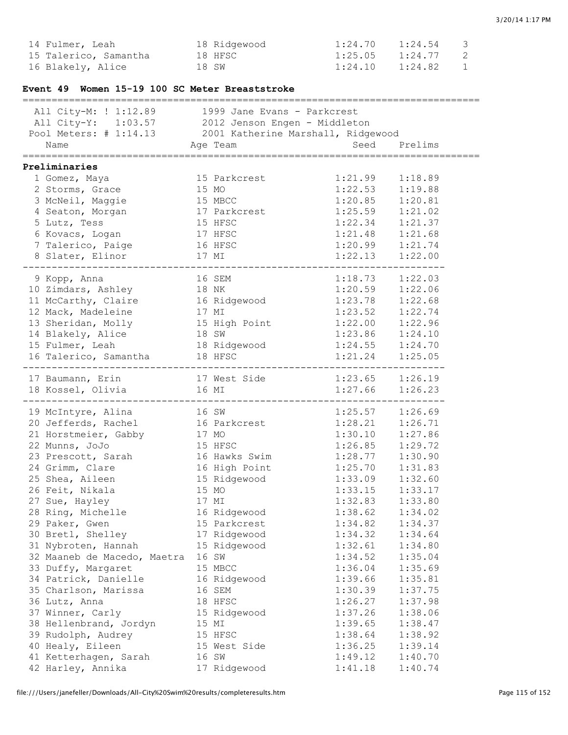| | Name | Age | Team | Seed | Prelims | |
|---|---|---|---|---|---|---|
| 14 | Fulmer, Leah | 18 | Ridgewood | 1:24.70 | 1:24.54 | 3 |
| 15 | Talerico, Samantha | 18 | HFSC | 1:25.05 | 1:24.77 | 2 |
| 16 | Blakely, Alice | 18 | SW | 1:24.10 | 1:24.82 | 1 |

## Event 49 Women 15-19 100 SC Meter Breaststroke

All City-M: ! 1:12.89 — 1999 Jane Evans - Parkcrest
All City-Y: 1:03.57 — 2012 Jenson Engen - Middleton
Pool Meters: # 1:14.13 — 2001 Katherine Marshall, Ridgewood

**Preliminaries**

| | Name | Age | Team | Seed | Prelims |
|---|---|---|---|---|---|
| 1 | Gomez, Maya | 15 | Parkcrest | 1:21.99 | 1:18.89 |
| 2 | Storms, Grace | 15 | MO | 1:22.53 | 1:19.88 |
| 3 | McNeil, Maggie | 15 | MBCC | 1:20.85 | 1:20.81 |
| 4 | Seaton, Morgan | 17 | Parkcrest | 1:25.59 | 1:21.02 |
| 5 | Lutz, Tess | 15 | HFSC | 1:22.34 | 1:21.37 |
| 6 | Kovacs, Logan | 17 | HFSC | 1:21.48 | 1:21.68 |
| 7 | Talerico, Paige | 16 | HFSC | 1:20.99 | 1:21.74 |
| 8 | Slater, Elinor | 17 | MI | 1:22.13 | 1:22.00 |
| 9 | Kopp, Anna | 16 | SEM | 1:18.73 | 1:22.03 |
| 10 | Zimdars, Ashley | 18 | NK | 1:20.59 | 1:22.06 |
| 11 | McCarthy, Claire | 16 | Ridgewood | 1:23.78 | 1:22.68 |
| 12 | Mack, Madeleine | 17 | MI | 1:23.52 | 1:22.74 |
| 13 | Sheridan, Molly | 15 | High Point | 1:22.00 | 1:22.96 |
| 14 | Blakely, Alice | 18 | SW | 1:23.86 | 1:24.10 |
| 15 | Fulmer, Leah | 18 | Ridgewood | 1:24.55 | 1:24.70 |
| 16 | Talerico, Samantha | 18 | HFSC | 1:21.24 | 1:25.05 |
| 17 | Baumann, Erin | 17 | West Side | 1:23.65 | 1:26.19 |
| 18 | Kossel, Olivia | 16 | MI | 1:27.66 | 1:26.23 |
| 19 | McIntyre, Alina | 16 | SW | 1:25.57 | 1:26.69 |
| 20 | Jefferds, Rachel | 16 | Parkcrest | 1:28.21 | 1:26.71 |
| 21 | Horstmeier, Gabby | 17 | MO | 1:30.10 | 1:27.86 |
| 22 | Munns, JoJo | 15 | HFSC | 1:26.85 | 1:29.72 |
| 23 | Prescott, Sarah | 16 | Hawks Swim | 1:28.77 | 1:30.90 |
| 24 | Grimm, Clare | 16 | High Point | 1:25.70 | 1:31.83 |
| 25 | Shea, Aileen | 15 | Ridgewood | 1:33.09 | 1:32.60 |
| 26 | Feit, Nikala | 15 | MO | 1:33.15 | 1:33.17 |
| 27 | Sue, Hayley | 17 | MI | 1:32.83 | 1:33.80 |
| 28 | Ring, Michelle | 16 | Ridgewood | 1:38.62 | 1:34.02 |
| 29 | Paker, Gwen | 15 | Parkcrest | 1:34.82 | 1:34.37 |
| 30 | Bretl, Shelley | 17 | Ridgewood | 1:34.32 | 1:34.64 |
| 31 | Nybroten, Hannah | 15 | Ridgewood | 1:32.61 | 1:34.80 |
| 32 | Maaneb de Macedo, Maetra | 16 | SW | 1:34.52 | 1:35.04 |
| 33 | Duffy, Margaret | 15 | MBCC | 1:36.04 | 1:35.69 |
| 34 | Patrick, Danielle | 16 | Ridgewood | 1:39.66 | 1:35.81 |
| 35 | Charlson, Marissa | 16 | SEM | 1:30.39 | 1:37.75 |
| 36 | Lutz, Anna | 18 | HFSC | 1:26.27 | 1:37.98 |
| 37 | Winner, Carly | 15 | Ridgewood | 1:37.26 | 1:38.06 |
| 38 | Hellenbrand, Jordyn | 15 | MI | 1:39.65 | 1:38.47 |
| 39 | Rudolph, Audrey | 15 | HFSC | 1:38.64 | 1:38.92 |
| 40 | Healy, Eileen | 15 | West Side | 1:36.25 | 1:39.14 |
| 41 | Ketterhagen, Sarah | 16 | SW | 1:49.12 | 1:40.70 |
| 42 | Harley, Annika | 17 | Ridgewood | 1:41.18 | 1:40.74 |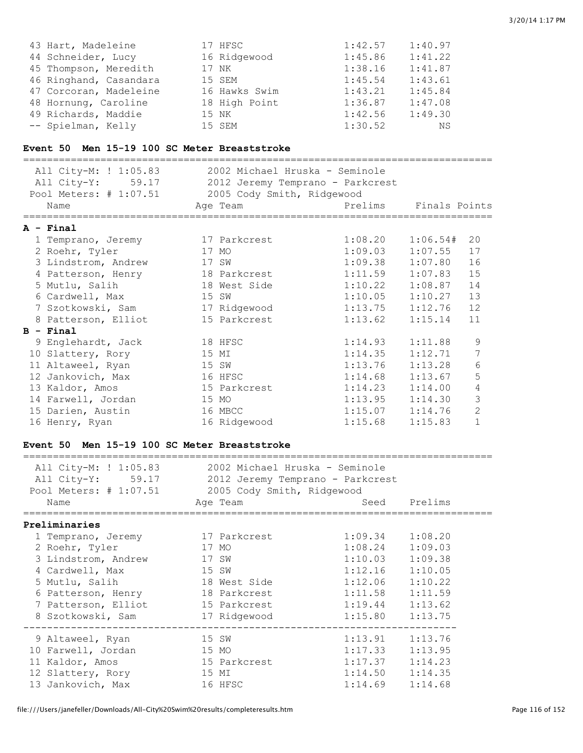| | Name | Age | Team | Prelims | Finals |
|---|---|---|---|---|---|
| 43 | Hart, Madeleine | 17 | HFSC | 1:42.57 | 1:40.97 |
| 44 | Schneider, Lucy | 16 | Ridgewood | 1:45.86 | 1:41.22 |
| 45 | Thompson, Meredith | 17 | NK | 1:38.16 | 1:41.87 |
| 46 | Ringhand, Casandara | 15 | SEM | 1:45.54 | 1:43.61 |
| 47 | Corcoran, Madeleine | 16 | Hawks Swim | 1:43.21 | 1:45.84 |
| 48 | Hornung, Caroline | 18 | High Point | 1:36.87 | 1:47.08 |
| 49 | Richards, Maddie | 15 | NK | 1:42.56 | 1:49.30 |
| -- | Spielman, Kelly | 15 | SEM | 1:30.52 | NS |

### Event 50 Men 15-19 100 SC Meter Breaststroke

All City-M: ! 1:05.83 — 2002 Michael Hruska - Seminole
All City-Y: 59.17 — 2012 Jeremy Temprano - Parkcrest
Pool Meters: # 1:07.51 — 2005 Cody Smith, Ridgewood

| | Name | Age | Team | Prelims | Finals | Points |
|---|---|---|---|---|---|---|
| **A - Final** | | | | | | |
| 1 | Temprano, Jeremy | 17 | Parkcrest | 1:08.20 | 1:06.54# | 20 |
| 2 | Roehr, Tyler | 17 | MO | 1:09.03 | 1:07.55 | 17 |
| 3 | Lindstrom, Andrew | 17 | SW | 1:09.38 | 1:07.80 | 16 |
| 4 | Patterson, Henry | 18 | Parkcrest | 1:11.59 | 1:07.83 | 15 |
| 5 | Mutlu, Salih | 18 | West Side | 1:10.22 | 1:08.87 | 14 |
| 6 | Cardwell, Max | 15 | SW | 1:10.05 | 1:10.27 | 13 |
| 7 | Szotkowski, Sam | 17 | Ridgewood | 1:13.75 | 1:12.76 | 12 |
| 8 | Patterson, Elliot | 15 | Parkcrest | 1:13.62 | 1:15.14 | 11 |
| **B - Final** | | | | | | |
| 9 | Englehardt, Jack | 18 | HFSC | 1:14.93 | 1:11.88 | 9 |
| 10 | Slattery, Rory | 15 | MI | 1:14.35 | 1:12.71 | 7 |
| 11 | Altaweel, Ryan | 15 | SW | 1:13.76 | 1:13.28 | 6 |
| 12 | Jankovich, Max | 16 | HFSC | 1:14.68 | 1:13.67 | 5 |
| 13 | Kaldor, Amos | 15 | Parkcrest | 1:14.23 | 1:14.00 | 4 |
| 14 | Farwell, Jordan | 15 | MO | 1:13.95 | 1:14.30 | 3 |
| 15 | Darien, Austin | 16 | MBCC | 1:15.07 | 1:14.76 | 2 |
| 16 | Henry, Ryan | 16 | Ridgewood | 1:15.68 | 1:15.83 | 1 |

### Event 50 Men 15-19 100 SC Meter Breaststroke

All City-M: ! 1:05.83 — 2002 Michael Hruska - Seminole
All City-Y: 59.17 — 2012 Jeremy Temprano - Parkcrest
Pool Meters: # 1:07.51 — 2005 Cody Smith, Ridgewood

| | Name | Age | Team | Seed | Prelims |
|---|---|---|---|---|---|
| **Preliminaries** | | | | | |
| 1 | Temprano, Jeremy | 17 | Parkcrest | 1:09.34 | 1:08.20 |
| 2 | Roehr, Tyler | 17 | MO | 1:08.24 | 1:09.03 |
| 3 | Lindstrom, Andrew | 17 | SW | 1:10.03 | 1:09.38 |
| 4 | Cardwell, Max | 15 | SW | 1:12.16 | 1:10.05 |
| 5 | Mutlu, Salih | 18 | West Side | 1:12.06 | 1:10.22 |
| 6 | Patterson, Henry | 18 | Parkcrest | 1:11.58 | 1:11.59 |
| 7 | Patterson, Elliot | 15 | Parkcrest | 1:19.44 | 1:13.62 |
| 8 | Szotkowski, Sam | 17 | Ridgewood | 1:15.80 | 1:13.75 |
| 9 | Altaweel, Ryan | 15 | SW | 1:13.91 | 1:13.76 |
| 10 | Farwell, Jordan | 15 | MO | 1:17.33 | 1:13.95 |
| 11 | Kaldor, Amos | 15 | Parkcrest | 1:17.37 | 1:14.23 |
| 12 | Slattery, Rory | 15 | MI | 1:14.50 | 1:14.35 |
| 13 | Jankovich, Max | 16 | HFSC | 1:14.69 | 1:14.68 |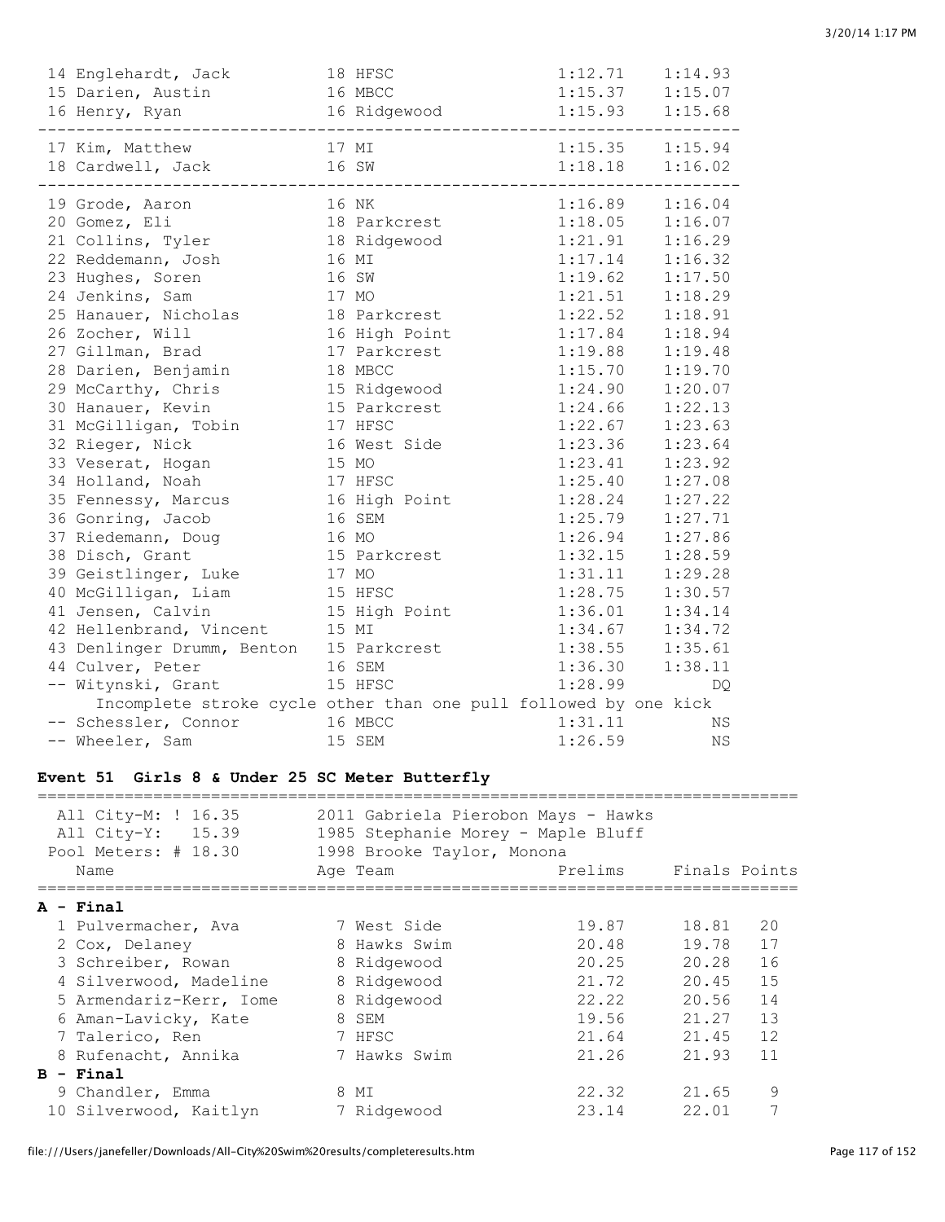| Place | Name | Age | Team | Prelims | Finals |
|---|---|---|---|---|---|
| 14 | Englehardt, Jack | 18 | HFSC | 1:12.71 | 1:14.93 |
| 15 | Darien, Austin | 16 | MBCC | 1:15.37 | 1:15.07 |
| 16 | Henry, Ryan | 16 | Ridgewood | 1:15.93 | 1:15.68 |
| 17 | Kim, Matthew | 17 | MI | 1:15.35 | 1:15.94 |
| 18 | Cardwell, Jack | 16 | SW | 1:18.18 | 1:16.02 |
| 19 | Grode, Aaron | 16 | NK | 1:16.89 | 1:16.04 |
| 20 | Gomez, Eli | 18 | Parkcrest | 1:18.05 | 1:16.07 |
| 21 | Collins, Tyler | 18 | Ridgewood | 1:21.91 | 1:16.29 |
| 22 | Reddemann, Josh | 16 | MI | 1:17.14 | 1:16.32 |
| 23 | Hughes, Soren | 16 | SW | 1:19.62 | 1:17.50 |
| 24 | Jenkins, Sam | 17 | MO | 1:21.51 | 1:18.29 |
| 25 | Hanauer, Nicholas | 18 | Parkcrest | 1:22.52 | 1:18.91 |
| 26 | Zocher, Will | 16 | High Point | 1:17.84 | 1:18.94 |
| 27 | Gillman, Brad | 17 | Parkcrest | 1:19.88 | 1:19.48 |
| 28 | Darien, Benjamin | 18 | MBCC | 1:15.70 | 1:19.70 |
| 29 | McCarthy, Chris | 15 | Ridgewood | 1:24.90 | 1:20.07 |
| 30 | Hanauer, Kevin | 15 | Parkcrest | 1:24.66 | 1:22.13 |
| 31 | McGilligan, Tobin | 17 | HFSC | 1:22.67 | 1:23.63 |
| 32 | Rieger, Nick | 16 | West Side | 1:23.36 | 1:23.64 |
| 33 | Veserat, Hogan | 15 | MO | 1:23.41 | 1:23.92 |
| 34 | Holland, Noah | 17 | HFSC | 1:25.40 | 1:27.08 |
| 35 | Fennessy, Marcus | 16 | High Point | 1:28.24 | 1:27.22 |
| 36 | Gonring, Jacob | 16 | SEM | 1:25.79 | 1:27.71 |
| 37 | Riedemann, Doug | 16 | MO | 1:26.94 | 1:27.86 |
| 38 | Disch, Grant | 15 | Parkcrest | 1:32.15 | 1:28.59 |
| 39 | Geistlinger, Luke | 17 | MO | 1:31.11 | 1:29.28 |
| 40 | McGilligan, Liam | 15 | HFSC | 1:28.75 | 1:30.57 |
| 41 | Jensen, Calvin | 15 | High Point | 1:36.01 | 1:34.14 |
| 42 | Hellenbrand, Vincent | 15 | MI | 1:34.67 | 1:34.72 |
| 43 | Denlinger Drumm, Benton | 15 | Parkcrest | 1:38.55 | 1:35.61 |
| 44 | Culver, Peter | 16 | SEM | 1:36.30 | 1:38.11 |
| -- | Witynski, Grant | 15 | HFSC | 1:28.99 | DQ |
| | Incomplete stroke cycle other than one pull followed by one kick | | | | |
| -- | Schessler, Connor | 16 | MBCC | 1:31.11 | NS |
| -- | Wheeler, Sam | 15 | SEM | 1:26.59 | NS |

### Event 51 Girls 8 & Under 25 SC Meter Butterfly

All City-M: ! 16.35 — 2011 Gabriela Pierobon Mays - Hawks
All City-Y: 15.39 — 1985 Stephanie Morey - Maple Bluff
Pool Meters: # 18.30 — 1998 Brooke Taylor, Monona

| Place | Name | Age | Team | Prelims | Finals | Points |
|---|---|---|---|---|---|---|
| **A - Final** | | | | | | |
| 1 | Pulvermacher, Ava | 7 | West Side | 19.87 | 18.81 | 20 |
| 2 | Cox, Delaney | 8 | Hawks Swim | 20.48 | 19.78 | 17 |
| 3 | Schreiber, Rowan | 8 | Ridgewood | 20.25 | 20.28 | 16 |
| 4 | Silverwood, Madeline | 8 | Ridgewood | 21.72 | 20.45 | 15 |
| 5 | Armendariz-Kerr, Iome | 8 | Ridgewood | 22.22 | 20.56 | 14 |
| 6 | Aman-Lavicky, Kate | 8 | SEM | 19.56 | 21.27 | 13 |
| 7 | Talerico, Ren | 7 | HFSC | 21.64 | 21.45 | 12 |
| 8 | Rufenacht, Annika | 7 | Hawks Swim | 21.26 | 21.93 | 11 |
| **B - Final** | | | | | | |
| 9 | Chandler, Emma | 8 | MI | 22.32 | 21.65 | 9 |
| 10 | Silverwood, Kaitlyn | 7 | Ridgewood | 23.14 | 22.01 | 7 |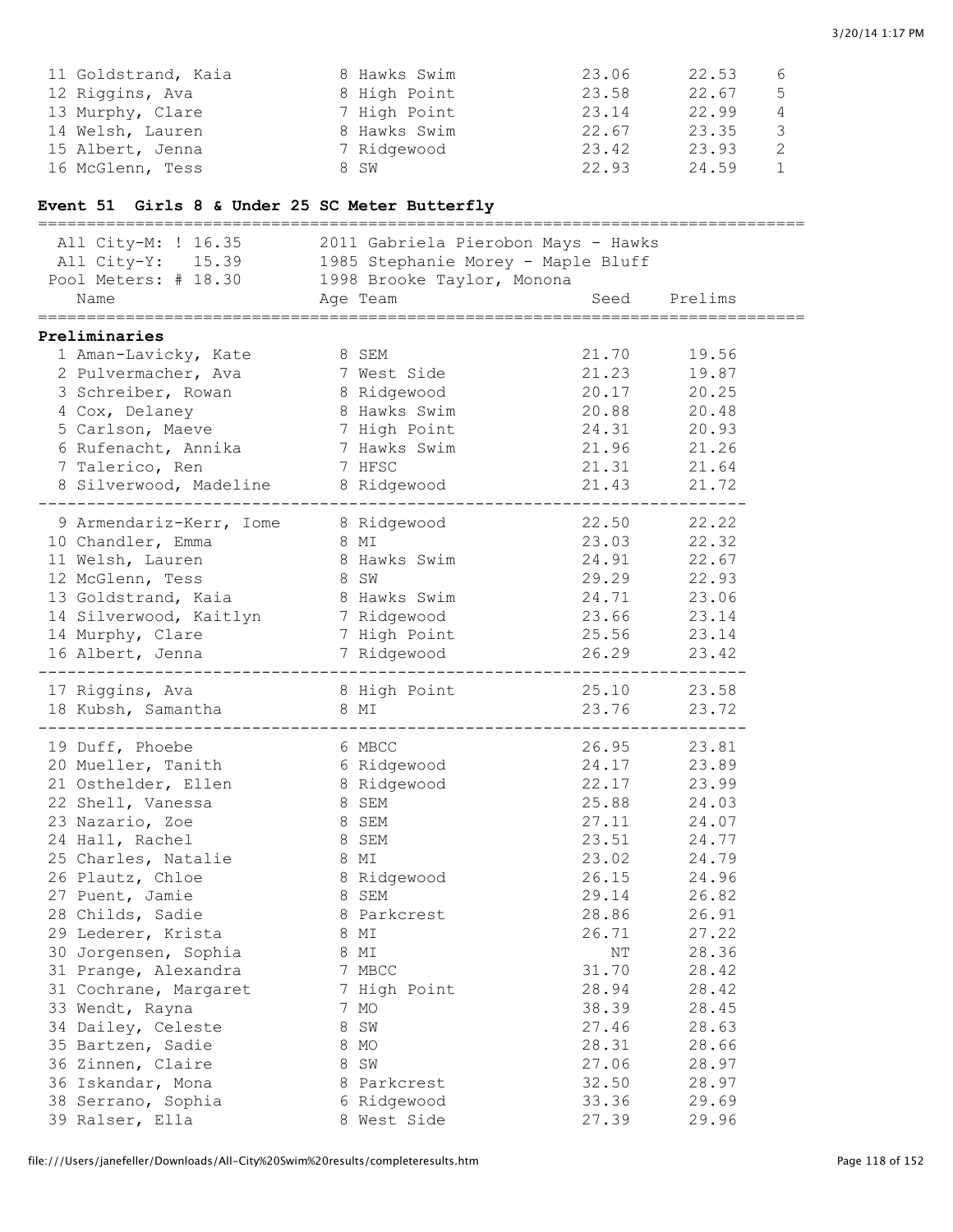| Place | Name | Age | Team | Seed | Finals | Points |
|---|---|---|---|---|---|---|
| 11 | Goldstrand, Kaia | 8 | Hawks Swim | 23.06 | 22.53 | 6 |
| 12 | Riggins, Ava | 8 | High Point | 23.58 | 22.67 | 5 |
| 13 | Murphy, Clare | 7 | High Point | 23.14 | 22.99 | 4 |
| 14 | Welsh, Lauren | 8 | Hawks Swim | 22.67 | 23.35 | 3 |
| 15 | Albert, Jenna | 7 | Ridgewood | 23.42 | 23.93 | 2 |
| 16 | McGlenn, Tess | 8 | SW | 22.93 | 24.59 | 1 |

## Event 51 Girls 8 & Under 25 SC Meter Butterfly

```
All City-M: ! 16.35       2011 Gabriela Pierobon Mays - Hawks
All City-Y:   15.39       1985 Stephanie Morey - Maple Bluff
Pool Meters: # 18.30      1998 Brooke Taylor, Monona
```

**Preliminaries**

| Place | Name | Age | Team | Seed | Prelims |
|---|---|---|---|---|---|
| 1 | Aman-Lavicky, Kate | 8 | SEM | 21.70 | 19.56 |
| 2 | Pulvermacher, Ava | 7 | West Side | 21.23 | 19.87 |
| 3 | Schreiber, Rowan | 8 | Ridgewood | 20.17 | 20.25 |
| 4 | Cox, Delaney | 8 | Hawks Swim | 20.88 | 20.48 |
| 5 | Carlson, Maeve | 7 | High Point | 24.31 | 20.93 |
| 6 | Rufenacht, Annika | 7 | Hawks Swim | 21.96 | 21.26 |
| 7 | Talerico, Ren | 7 | HFSC | 21.31 | 21.64 |
| 8 | Silverwood, Madeline | 8 | Ridgewood | 21.43 | 21.72 |
| 9 | Armendariz-Kerr, Iome | 8 | Ridgewood | 22.50 | 22.22 |
| 10 | Chandler, Emma | 8 | MI | 23.03 | 22.32 |
| 11 | Welsh, Lauren | 8 | Hawks Swim | 24.91 | 22.67 |
| 12 | McGlenn, Tess | 8 | SW | 29.29 | 22.93 |
| 13 | Goldstrand, Kaia | 8 | Hawks Swim | 24.71 | 23.06 |
| 14 | Silverwood, Kaitlyn | 7 | Ridgewood | 23.66 | 23.14 |
| 14 | Murphy, Clare | 7 | High Point | 25.56 | 23.14 |
| 16 | Albert, Jenna | 7 | Ridgewood | 26.29 | 23.42 |
| 17 | Riggins, Ava | 8 | High Point | 25.10 | 23.58 |
| 18 | Kubsh, Samantha | 8 | MI | 23.76 | 23.72 |
| 19 | Duff, Phoebe | 6 | MBCC | 26.95 | 23.81 |
| 20 | Mueller, Tanith | 6 | Ridgewood | 24.17 | 23.89 |
| 21 | Osthelder, Ellen | 8 | Ridgewood | 22.17 | 23.99 |
| 22 | Shell, Vanessa | 8 | SEM | 25.88 | 24.03 |
| 23 | Nazario, Zoe | 8 | SEM | 27.11 | 24.07 |
| 24 | Hall, Rachel | 8 | SEM | 23.51 | 24.77 |
| 25 | Charles, Natalie | 8 | MI | 23.02 | 24.79 |
| 26 | Plautz, Chloe | 8 | Ridgewood | 26.15 | 24.96 |
| 27 | Puent, Jamie | 8 | SEM | 29.14 | 26.82 |
| 28 | Childs, Sadie | 8 | Parkcrest | 28.86 | 26.91 |
| 29 | Lederer, Krista | 8 | MI | 26.71 | 27.22 |
| 30 | Jorgensen, Sophia | 8 | MI | NT | 28.36 |
| 31 | Prange, Alexandra | 7 | MBCC | 31.70 | 28.42 |
| 31 | Cochrane, Margaret | 7 | High Point | 28.94 | 28.42 |
| 33 | Wendt, Rayna | 7 | MO | 38.39 | 28.45 |
| 34 | Dailey, Celeste | 8 | SW | 27.46 | 28.63 |
| 35 | Bartzen, Sadie | 8 | MO | 28.31 | 28.66 |
| 36 | Zinnen, Claire | 8 | SW | 27.06 | 28.97 |
| 36 | Iskandar, Mona | 8 | Parkcrest | 32.50 | 28.97 |
| 38 | Serrano, Sophia | 6 | Ridgewood | 33.36 | 29.69 |
| 39 | Ralser, Ella | 8 | West Side | 27.39 | 29.96 |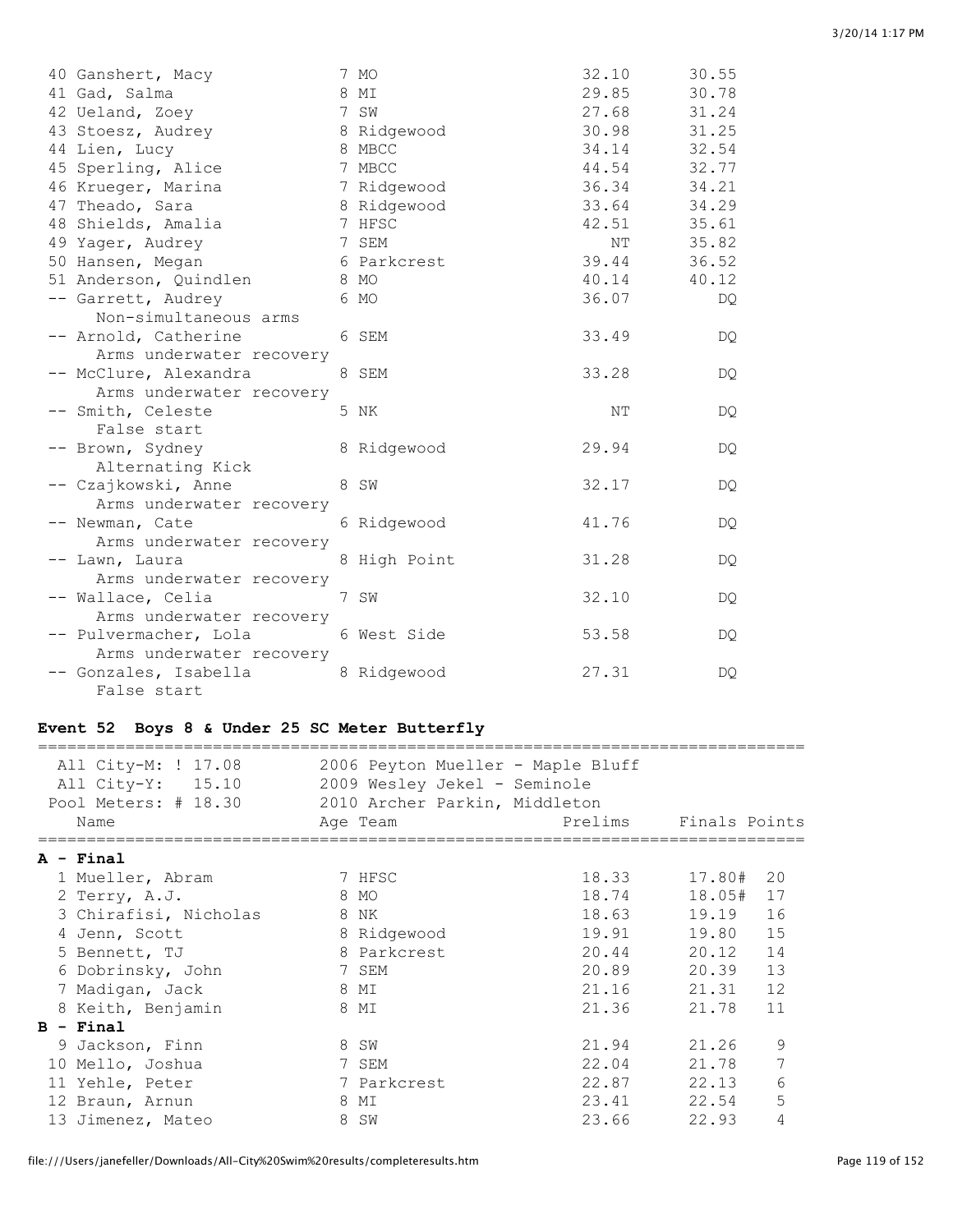| Place | Name | Age | Team | Prelims | Finals |
|---|---|---|---|---|---|
| 40 | Ganshert, Macy | 7 | MO | 32.10 | 30.55 |
| 41 | Gad, Salma | 8 | MI | 29.85 | 30.78 |
| 42 | Ueland, Zoey | 7 | SW | 27.68 | 31.24 |
| 43 | Stoesz, Audrey | 8 | Ridgewood | 30.98 | 31.25 |
| 44 | Lien, Lucy | 8 | MBCC | 34.14 | 32.54 |
| 45 | Sperling, Alice | 7 | MBCC | 44.54 | 32.77 |
| 46 | Krueger, Marina | 7 | Ridgewood | 36.34 | 34.21 |
| 47 | Theado, Sara | 8 | Ridgewood | 33.64 | 34.29 |
| 48 | Shields, Amalia | 7 | HFSC | 42.51 | 35.61 |
| 49 | Yager, Audrey | 7 | SEM | NT | 35.82 |
| 50 | Hansen, Megan | 6 | Parkcrest | 39.44 | 36.52 |
| 51 | Anderson, Quindlen | 8 | MO | 40.14 | 40.12 |
| -- | Garrett, Audrey (Non-simultaneous arms) | 6 | MO | 36.07 | DQ |
| -- | Arnold, Catherine (Arms underwater recovery) | 6 | SEM | 33.49 | DQ |
| -- | McClure, Alexandra (Arms underwater recovery) | 8 | SEM | 33.28 | DQ |
| -- | Smith, Celeste (False start) | 5 | NK | NT | DQ |
| -- | Brown, Sydney (Alternating Kick) | 8 | Ridgewood | 29.94 | DQ |
| -- | Czajkowski, Anne (Arms underwater recovery) | 8 | SW | 32.17 | DQ |
| -- | Newman, Cate (Arms underwater recovery) | 6 | Ridgewood | 41.76 | DQ |
| -- | Lawn, Laura (Arms underwater recovery) | 8 | High Point | 31.28 | DQ |
| -- | Wallace, Celia (Arms underwater recovery) | 7 | SW | 32.10 | DQ |
| -- | Pulvermacher, Lola (Arms underwater recovery) | 6 | West Side | 53.58 | DQ |
| -- | Gonzales, Isabella (False start) | 8 | Ridgewood | 27.31 | DQ |

**Event 52 Boys 8 & Under 25 SC Meter Butterfly**

All City-M: ! 17.08 — 2006 Peyton Mueller - Maple Bluff
All City-Y: 15.10 — 2009 Wesley Jekel - Seminole
Pool Meters: # 18.30 — 2010 Archer Parkin, Middleton

| Place | Name | Age | Team | Prelims | Finals | Points |
|---|---|---|---|---|---|---|
| **A - Final** | | | | | | |
| 1 | Mueller, Abram | 7 | HFSC | 18.33 | 17.80# | 20 |
| 2 | Terry, A.J. | 8 | MO | 18.74 | 18.05# | 17 |
| 3 | Chirafisi, Nicholas | 8 | NK | 18.63 | 19.19 | 16 |
| 4 | Jenn, Scott | 8 | Ridgewood | 19.91 | 19.80 | 15 |
| 5 | Bennett, TJ | 8 | Parkcrest | 20.44 | 20.12 | 14 |
| 6 | Dobrinsky, John | 7 | SEM | 20.89 | 20.39 | 13 |
| 7 | Madigan, Jack | 8 | MI | 21.16 | 21.31 | 12 |
| 8 | Keith, Benjamin | 8 | MI | 21.36 | 21.78 | 11 |
| **B - Final** | | | | | | |
| 9 | Jackson, Finn | 8 | SW | 21.94 | 21.26 | 9 |
| 10 | Mello, Joshua | 7 | SEM | 22.04 | 21.78 | 7 |
| 11 | Yehle, Peter | 7 | Parkcrest | 22.87 | 22.13 | 6 |
| 12 | Braun, Arnun | 8 | MI | 23.41 | 22.54 | 5 |
| 13 | Jimenez, Mateo | 8 | SW | 23.66 | 22.93 | 4 |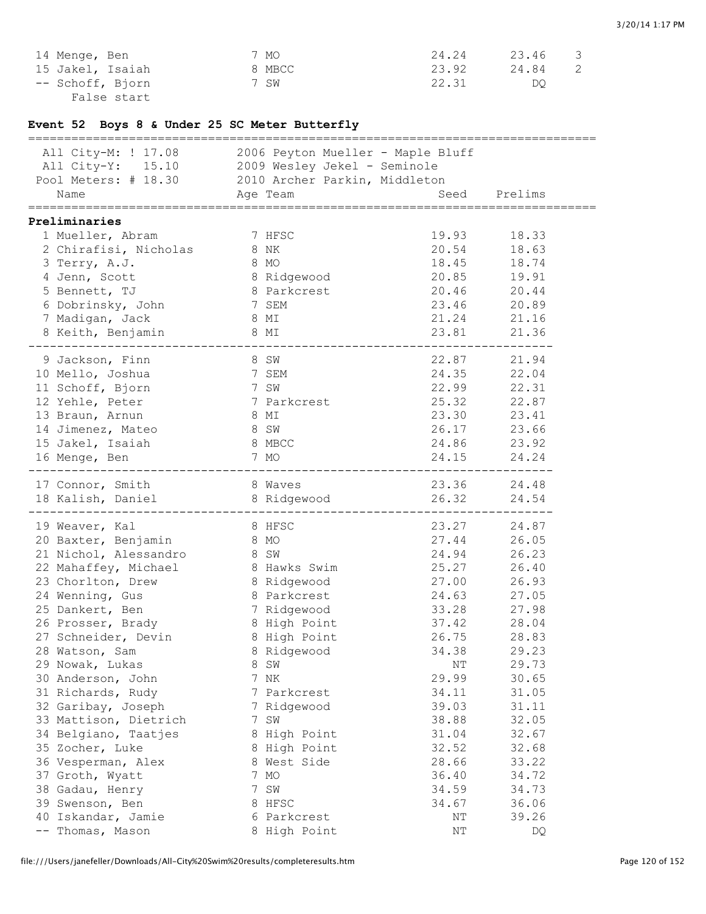| | | | | |
|---|---|---|---|---|
| 14 Menge, Ben | 7 MO | 24.24 | 23.46 | 3 |
| 15 Jakel, Isaiah | 8 MBCC | 23.92 | 24.84 | 2 |
| -- Schoff, Bjorn | 7 SW | 22.31 | DQ | |
| False start | | | | |

### Event 52 Boys 8 & Under 25 SC Meter Butterfly

All City-M: ! 17.08 2006 Peyton Mueller - Maple Bluff
All City-Y: 15.10 2009 Wesley Jekel - Seminole
Pool Meters: # 18.30 2010 Archer Parkin, Middleton

**Preliminaries**

| Name | Age | Team | Seed | Prelims |
|---|---|---|---|---|
| 1 Mueller, Abram | 7 | HFSC | 19.93 | 18.33 |
| 2 Chirafisi, Nicholas | 8 | NK | 20.54 | 18.63 |
| 3 Terry, A.J. | 8 | MO | 18.45 | 18.74 |
| 4 Jenn, Scott | 8 | Ridgewood | 20.85 | 19.91 |
| 5 Bennett, TJ | 8 | Parkcrest | 20.46 | 20.44 |
| 6 Dobrinsky, John | 7 | SEM | 23.46 | 20.89 |
| 7 Madigan, Jack | 8 | MI | 21.24 | 21.16 |
| 8 Keith, Benjamin | 8 | MI | 23.81 | 21.36 |
| 9 Jackson, Finn | 8 | SW | 22.87 | 21.94 |
| 10 Mello, Joshua | 7 | SEM | 24.35 | 22.04 |
| 11 Schoff, Bjorn | 7 | SW | 22.99 | 22.31 |
| 12 Yehle, Peter | 7 | Parkcrest | 25.32 | 22.87 |
| 13 Braun, Arnun | 8 | MI | 23.30 | 23.41 |
| 14 Jimenez, Mateo | 8 | SW | 26.17 | 23.66 |
| 15 Jakel, Isaiah | 8 | MBCC | 24.86 | 23.92 |
| 16 Menge, Ben | 7 | MO | 24.15 | 24.24 |
| 17 Connor, Smith | 8 | Waves | 23.36 | 24.48 |
| 18 Kalish, Daniel | 8 | Ridgewood | 26.32 | 24.54 |
| 19 Weaver, Kal | 8 | HFSC | 23.27 | 24.87 |
| 20 Baxter, Benjamin | 8 | MO | 27.44 | 26.05 |
| 21 Nichol, Alessandro | 8 | SW | 24.94 | 26.23 |
| 22 Mahaffey, Michael | 8 | Hawks Swim | 25.27 | 26.40 |
| 23 Chorlton, Drew | 8 | Ridgewood | 27.00 | 26.93 |
| 24 Wenning, Gus | 8 | Parkcrest | 24.63 | 27.05 |
| 25 Dankert, Ben | 7 | Ridgewood | 33.28 | 27.98 |
| 26 Prosser, Brady | 8 | High Point | 37.42 | 28.04 |
| 27 Schneider, Devin | 8 | High Point | 26.75 | 28.83 |
| 28 Watson, Sam | 8 | Ridgewood | 34.38 | 29.23 |
| 29 Nowak, Lukas | 8 | SW | NT | 29.73 |
| 30 Anderson, John | 7 | NK | 29.99 | 30.65 |
| 31 Richards, Rudy | 7 | Parkcrest | 34.11 | 31.05 |
| 32 Garibay, Joseph | 7 | Ridgewood | 39.03 | 31.11 |
| 33 Mattison, Dietrich | 7 | SW | 38.88 | 32.05 |
| 34 Belgiano, Taatjes | 8 | High Point | 31.04 | 32.67 |
| 35 Zocher, Luke | 8 | High Point | 32.52 | 32.68 |
| 36 Vesperman, Alex | 8 | West Side | 28.66 | 33.22 |
| 37 Groth, Wyatt | 7 | MO | 36.40 | 34.72 |
| 38 Gadau, Henry | 7 | SW | 34.59 | 34.73 |
| 39 Swenson, Ben | 8 | HFSC | 34.67 | 36.06 |
| 40 Iskandar, Jamie | 6 | Parkcrest | NT | 39.26 |
| -- Thomas, Mason | 8 | High Point | NT | DQ |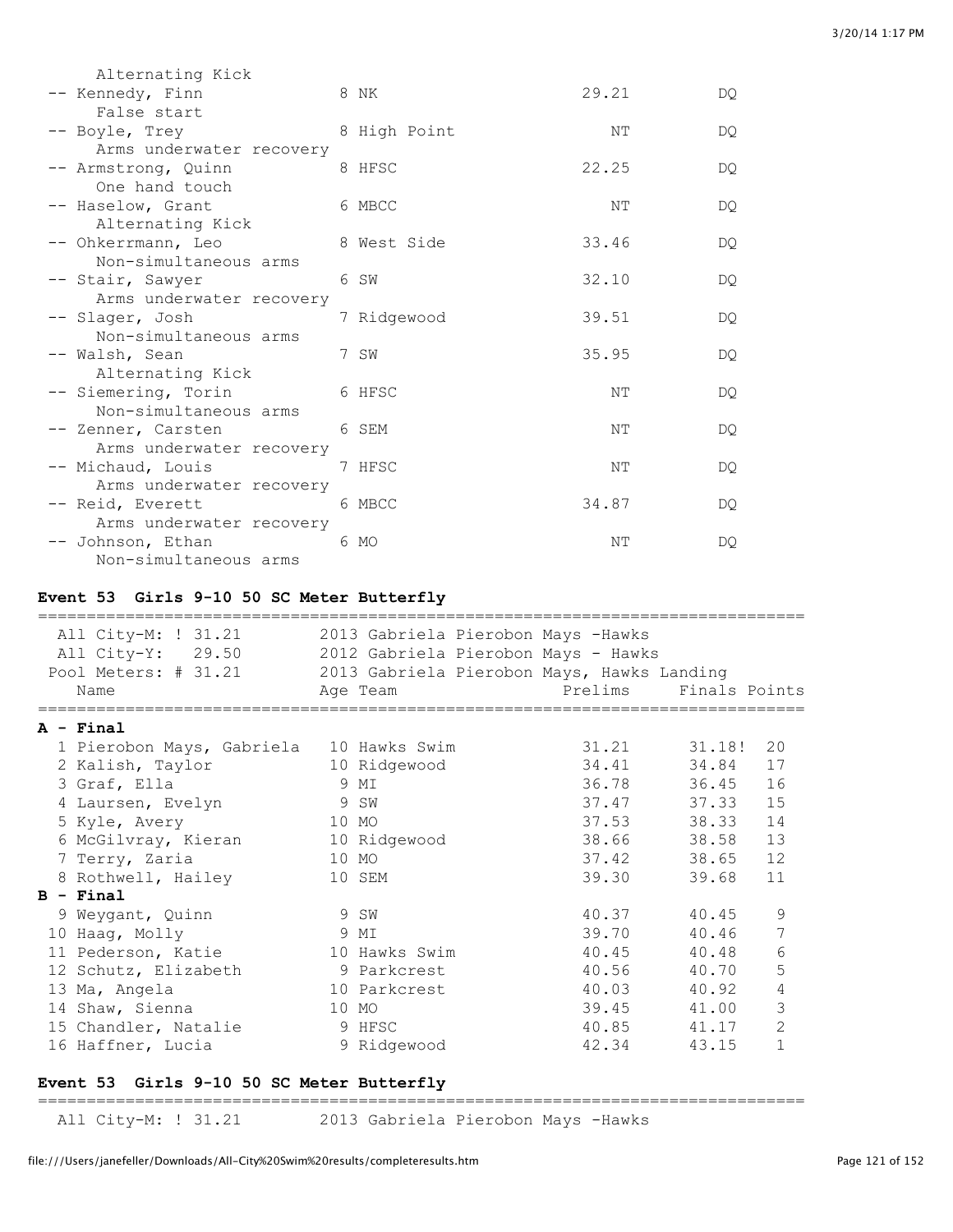Alternating Kick

| Place | Name | Age | Team | Seed | Finals |
|---|---|---|---|---|---|
| -- | Kennedy, Finn | 8 | NK | 29.21 | DQ |
| | False start | | | | |
| -- | Boyle, Trey | 8 | High Point | NT | DQ |
| | Arms underwater recovery | | | | |
| -- | Armstrong, Quinn | 8 | HFSC | 22.25 | DQ |
| | One hand touch | | | | |
| -- | Haselow, Grant | 6 | MBCC | NT | DQ |
| | Alternating Kick | | | | |
| -- | Ohkerrmann, Leo | 8 | West Side | 33.46 | DQ |
| | Non-simultaneous arms | | | | |
| -- | Stair, Sawyer | 6 | SW | 32.10 | DQ |
| | Arms underwater recovery | | | | |
| -- | Slager, Josh | 7 | Ridgewood | 39.51 | DQ |
| | Non-simultaneous arms | | | | |
| -- | Walsh, Sean | 7 | SW | 35.95 | DQ |
| | Alternating Kick | | | | |
| -- | Siemering, Torin | 6 | HFSC | NT | DQ |
| | Non-simultaneous arms | | | | |
| -- | Zenner, Carsten | 6 | SEM | NT | DQ |
| | Arms underwater recovery | | | | |
| -- | Michaud, Louis | 7 | HFSC | NT | DQ |
| | Arms underwater recovery | | | | |
| -- | Reid, Everett | 6 | MBCC | 34.87 | DQ |
| | Arms underwater recovery | | | | |
| -- | Johnson, Ethan | 6 | MO | NT | DQ |
| | Non-simultaneous arms | | | | |

### Event 53 Girls 9-10 50 SC Meter Butterfly

All City-M: ! 31.21 — 2013 Gabriela Pierobon Mays -Hawks
All City-Y: 29.50 — 2012 Gabriela Pierobon Mays - Hawks
Pool Meters: # 31.21 — 2013 Gabriela Pierobon Mays, Hawks Landing

| Place | Name | Age | Team | Prelims | Finals | Points |
|---|---|---|---|---|---|---|
| **A - Final** | | | | | | |
| 1 | Pierobon Mays, Gabriela | 10 | Hawks Swim | 31.21 | 31.18! | 20 |
| 2 | Kalish, Taylor | 10 | Ridgewood | 34.41 | 34.84 | 17 |
| 3 | Graf, Ella | 9 | MI | 36.78 | 36.45 | 16 |
| 4 | Laursen, Evelyn | 9 | SW | 37.47 | 37.33 | 15 |
| 5 | Kyle, Avery | 10 | MO | 37.53 | 38.33 | 14 |
| 6 | McGilvray, Kieran | 10 | Ridgewood | 38.66 | 38.58 | 13 |
| 7 | Terry, Zaria | 10 | MO | 37.42 | 38.65 | 12 |
| 8 | Rothwell, Hailey | 10 | SEM | 39.30 | 39.68 | 11 |
| **B - Final** | | | | | | |
| 9 | Weygant, Quinn | 9 | SW | 40.37 | 40.45 | 9 |
| 10 | Haag, Molly | 9 | MI | 39.70 | 40.46 | 7 |
| 11 | Pederson, Katie | 10 | Hawks Swim | 40.45 | 40.48 | 6 |
| 12 | Schutz, Elizabeth | 9 | Parkcrest | 40.56 | 40.70 | 5 |
| 13 | Ma, Angela | 10 | Parkcrest | 40.03 | 40.92 | 4 |
| 14 | Shaw, Sienna | 10 | MO | 39.45 | 41.00 | 3 |
| 15 | Chandler, Natalie | 9 | HFSC | 40.85 | 41.17 | 2 |
| 16 | Haffner, Lucia | 9 | Ridgewood | 42.34 | 43.15 | 1 |

### Event 53 Girls 9-10 50 SC Meter Butterfly

All City-M: ! 31.21 — 2013 Gabriela Pierobon Mays -Hawks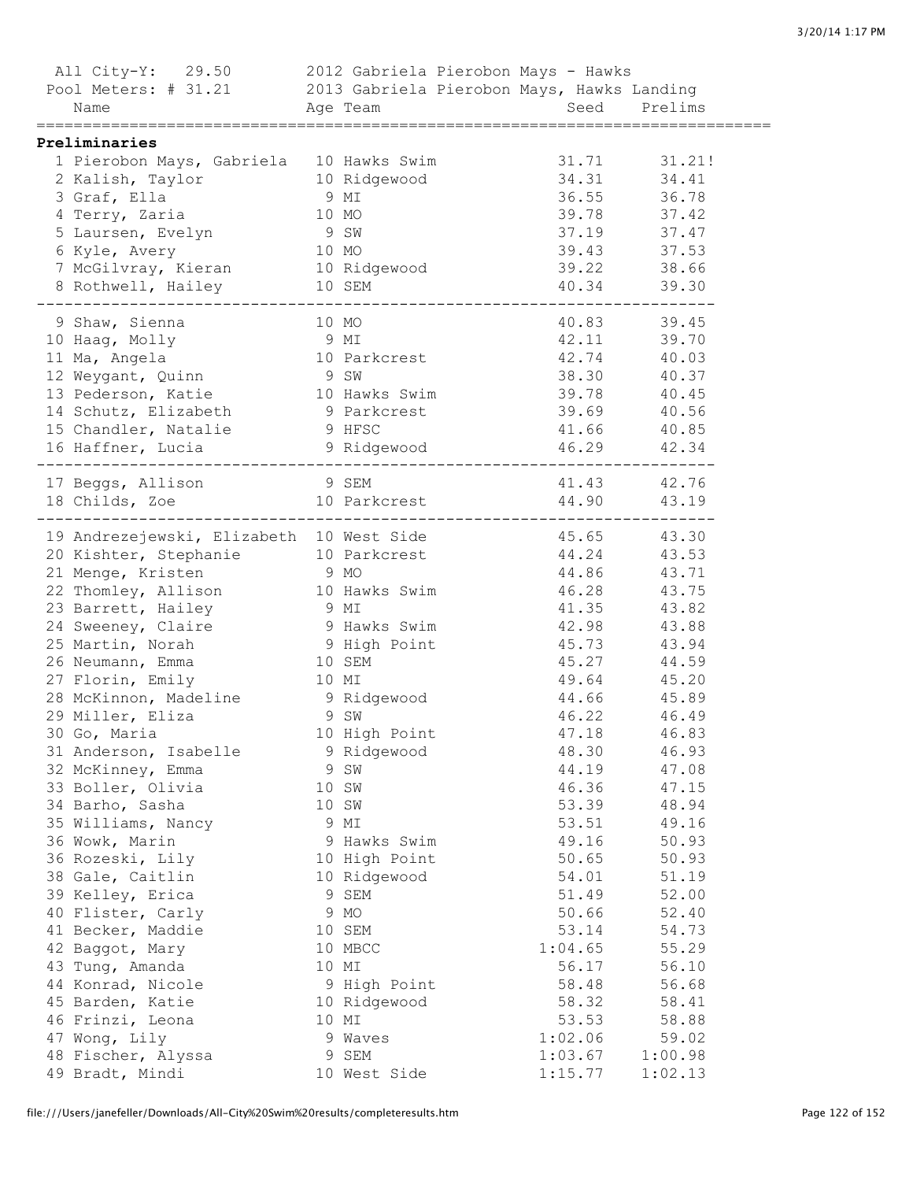All City-Y: 29.50 2012 Gabriela Pierobon Mays - Hawks
Pool Meters: # 31.21 2013 Gabriela Pierobon Mays, Hawks Landing

**Preliminaries**

| | Name | Age | Team | Seed | Prelims |
|---|---|---|---|---|---|
| 1 | Pierobon Mays, Gabriela | 10 | Hawks Swim | 31.71 | 31.21! |
| 2 | Kalish, Taylor | 10 | Ridgewood | 34.31 | 34.41 |
| 3 | Graf, Ella | 9 | MI | 36.55 | 36.78 |
| 4 | Terry, Zaria | 10 | MO | 39.78 | 37.42 |
| 5 | Laursen, Evelyn | 9 | SW | 37.19 | 37.47 |
| 6 | Kyle, Avery | 10 | MO | 39.43 | 37.53 |
| 7 | McGilvray, Kieran | 10 | Ridgewood | 39.22 | 38.66 |
| 8 | Rothwell, Hailey | 10 | SEM | 40.34 | 39.30 |
| 9 | Shaw, Sienna | 10 | MO | 40.83 | 39.45 |
| 10 | Haag, Molly | 9 | MI | 42.11 | 39.70 |
| 11 | Ma, Angela | 10 | Parkcrest | 42.74 | 40.03 |
| 12 | Weygant, Quinn | 9 | SW | 38.30 | 40.37 |
| 13 | Pederson, Katie | 10 | Hawks Swim | 39.78 | 40.45 |
| 14 | Schutz, Elizabeth | 9 | Parkcrest | 39.69 | 40.56 |
| 15 | Chandler, Natalie | 9 | HFSC | 41.66 | 40.85 |
| 16 | Haffner, Lucia | 9 | Ridgewood | 46.29 | 42.34 |
| 17 | Beggs, Allison | 9 | SEM | 41.43 | 42.76 |
| 18 | Childs, Zoe | 10 | Parkcrest | 44.90 | 43.19 |
| 19 | Andrezejewski, Elizabeth | 10 | West Side | 45.65 | 43.30 |
| 20 | Kishter, Stephanie | 10 | Parkcrest | 44.24 | 43.53 |
| 21 | Menge, Kristen | 9 | MO | 44.86 | 43.71 |
| 22 | Thomley, Allison | 10 | Hawks Swim | 46.28 | 43.75 |
| 23 | Barrett, Hailey | 9 | MI | 41.35 | 43.82 |
| 24 | Sweeney, Claire | 9 | Hawks Swim | 42.98 | 43.88 |
| 25 | Martin, Norah | 9 | High Point | 45.73 | 43.94 |
| 26 | Neumann, Emma | 10 | SEM | 45.27 | 44.59 |
| 27 | Florin, Emily | 10 | MI | 49.64 | 45.20 |
| 28 | McKinnon, Madeline | 9 | Ridgewood | 44.66 | 45.89 |
| 29 | Miller, Eliza | 9 | SW | 46.22 | 46.49 |
| 30 | Go, Maria | 10 | High Point | 47.18 | 46.83 |
| 31 | Anderson, Isabelle | 9 | Ridgewood | 48.30 | 46.93 |
| 32 | McKinney, Emma | 9 | SW | 44.19 | 47.08 |
| 33 | Boller, Olivia | 10 | SW | 46.36 | 47.15 |
| 34 | Barho, Sasha | 10 | SW | 53.39 | 48.94 |
| 35 | Williams, Nancy | 9 | MI | 53.51 | 49.16 |
| 36 | Wowk, Marin | 9 | Hawks Swim | 49.16 | 50.93 |
| 36 | Rozeski, Lily | 10 | High Point | 50.65 | 50.93 |
| 38 | Gale, Caitlin | 10 | Ridgewood | 54.01 | 51.19 |
| 39 | Kelley, Erica | 9 | SEM | 51.49 | 52.00 |
| 40 | Flister, Carly | 9 | MO | 50.66 | 52.40 |
| 41 | Becker, Maddie | 10 | SEM | 53.14 | 54.73 |
| 42 | Baggot, Mary | 10 | MBCC | 1:04.65 | 55.29 |
| 43 | Tung, Amanda | 10 | MI | 56.17 | 56.10 |
| 44 | Konrad, Nicole | 9 | High Point | 58.48 | 56.68 |
| 45 | Barden, Katie | 10 | Ridgewood | 58.32 | 58.41 |
| 46 | Frinzi, Leona | 10 | MI | 53.53 | 58.88 |
| 47 | Wong, Lily | 9 | Waves | 1:02.06 | 59.02 |
| 48 | Fischer, Alyssa | 9 | SEM | 1:03.67 | 1:00.98 |
| 49 | Bradt, Mindi | 10 | West Side | 1:15.77 | 1:02.13 |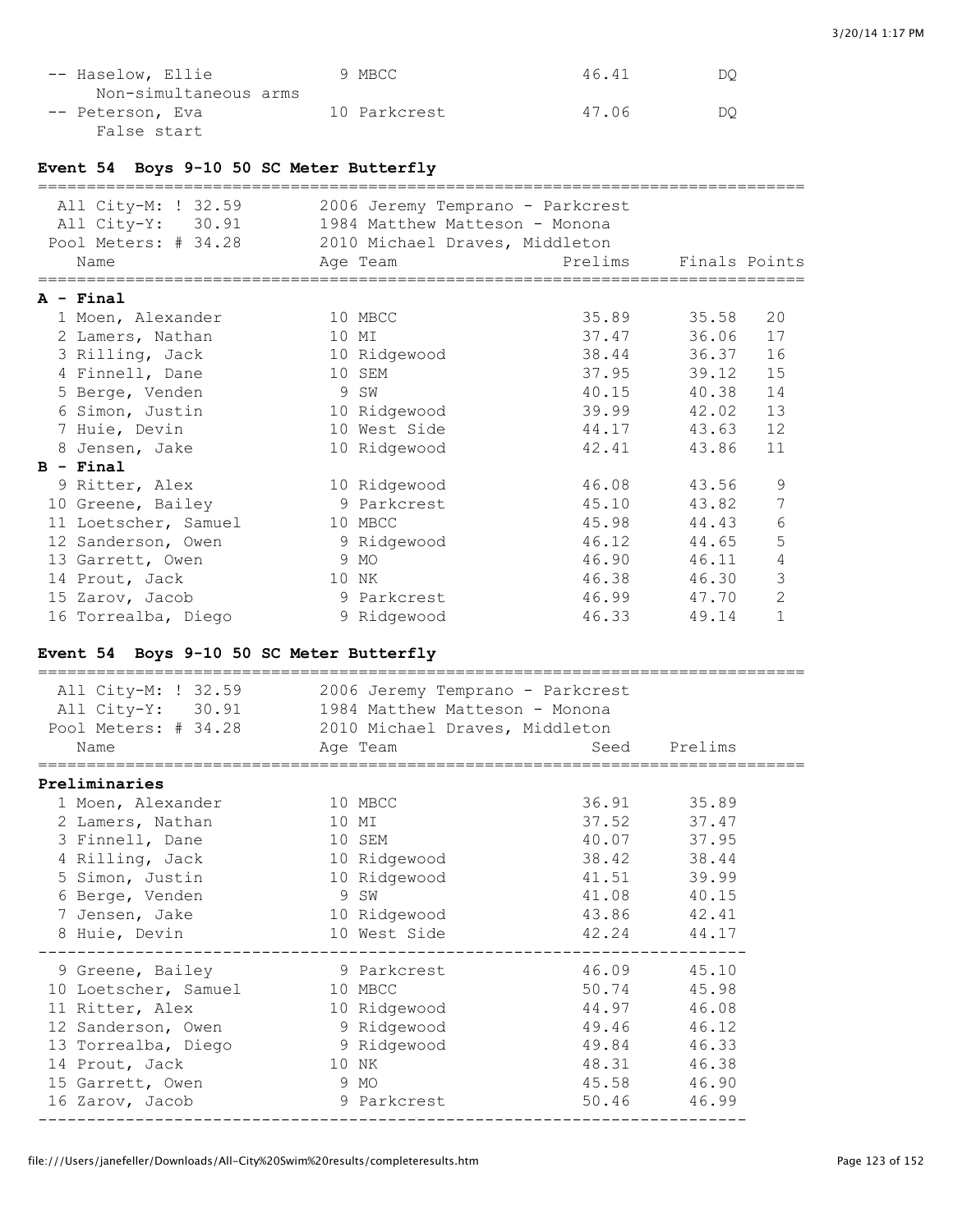| Name | Age | Team | Seed | Finals |
|---|---|---|---|---|
| -- Haselow, Ellie | 9 | MBCC | 46.41 | DQ |
| Non-simultaneous arms | | | | |
| -- Peterson, Eva | 10 | Parkcrest | 47.06 | DQ |
| False start | | | | |

## Event 54 Boys 9-10 50 SC Meter Butterfly

All City-M: ! 32.59 — 2006 Jeremy Temprano - Parkcrest
All City-Y: 30.91 — 1984 Matthew Matteson - Monona
Pool Meters: # 34.28 — 2010 Michael Draves, Middleton

| Name | Age | Team | Prelims | Finals | Points |
|---|---|---|---|---|---|
| **A - Final** | | | | | |
| 1 Moen, Alexander | 10 | MBCC | 35.89 | 35.58 | 20 |
| 2 Lamers, Nathan | 10 | MI | 37.47 | 36.06 | 17 |
| 3 Rilling, Jack | 10 | Ridgewood | 38.44 | 36.37 | 16 |
| 4 Finnell, Dane | 10 | SEM | 37.95 | 39.12 | 15 |
| 5 Berge, Venden | 9 | SW | 40.15 | 40.38 | 14 |
| 6 Simon, Justin | 10 | Ridgewood | 39.99 | 42.02 | 13 |
| 7 Huie, Devin | 10 | West Side | 44.17 | 43.63 | 12 |
| 8 Jensen, Jake | 10 | Ridgewood | 42.41 | 43.86 | 11 |
| **B - Final** | | | | | |
| 9 Ritter, Alex | 10 | Ridgewood | 46.08 | 43.56 | 9 |
| 10 Greene, Bailey | 9 | Parkcrest | 45.10 | 43.82 | 7 |
| 11 Loetscher, Samuel | 10 | MBCC | 45.98 | 44.43 | 6 |
| 12 Sanderson, Owen | 9 | Ridgewood | 46.12 | 44.65 | 5 |
| 13 Garrett, Owen | 9 | MO | 46.90 | 46.11 | 4 |
| 14 Prout, Jack | 10 | NK | 46.38 | 46.30 | 3 |
| 15 Zarov, Jacob | 9 | Parkcrest | 46.99 | 47.70 | 2 |
| 16 Torrealba, Diego | 9 | Ridgewood | 46.33 | 49.14 | 1 |

## Event 54 Boys 9-10 50 SC Meter Butterfly

All City-M: ! 32.59 — 2006 Jeremy Temprano - Parkcrest
All City-Y: 30.91 — 1984 Matthew Matteson - Monona
Pool Meters: # 34.28 — 2010 Michael Draves, Middleton

| Name | Age | Team | Seed | Prelims |
|---|---|---|---|---|
| **Preliminaries** | | | | |
| 1 Moen, Alexander | 10 | MBCC | 36.91 | 35.89 |
| 2 Lamers, Nathan | 10 | MI | 37.52 | 37.47 |
| 3 Finnell, Dane | 10 | SEM | 40.07 | 37.95 |
| 4 Rilling, Jack | 10 | Ridgewood | 38.42 | 38.44 |
| 5 Simon, Justin | 10 | Ridgewood | 41.51 | 39.99 |
| 6 Berge, Venden | 9 | SW | 41.08 | 40.15 |
| 7 Jensen, Jake | 10 | Ridgewood | 43.86 | 42.41 |
| 8 Huie, Devin | 10 | West Side | 42.24 | 44.17 |
| 9 Greene, Bailey | 9 | Parkcrest | 46.09 | 45.10 |
| 10 Loetscher, Samuel | 10 | MBCC | 50.74 | 45.98 |
| 11 Ritter, Alex | 10 | Ridgewood | 44.97 | 46.08 |
| 12 Sanderson, Owen | 9 | Ridgewood | 49.46 | 46.12 |
| 13 Torrealba, Diego | 9 | Ridgewood | 49.84 | 46.33 |
| 14 Prout, Jack | 10 | NK | 48.31 | 46.38 |
| 15 Garrett, Owen | 9 | MO | 45.58 | 46.90 |
| 16 Zarov, Jacob | 9 | Parkcrest | 50.46 | 46.99 |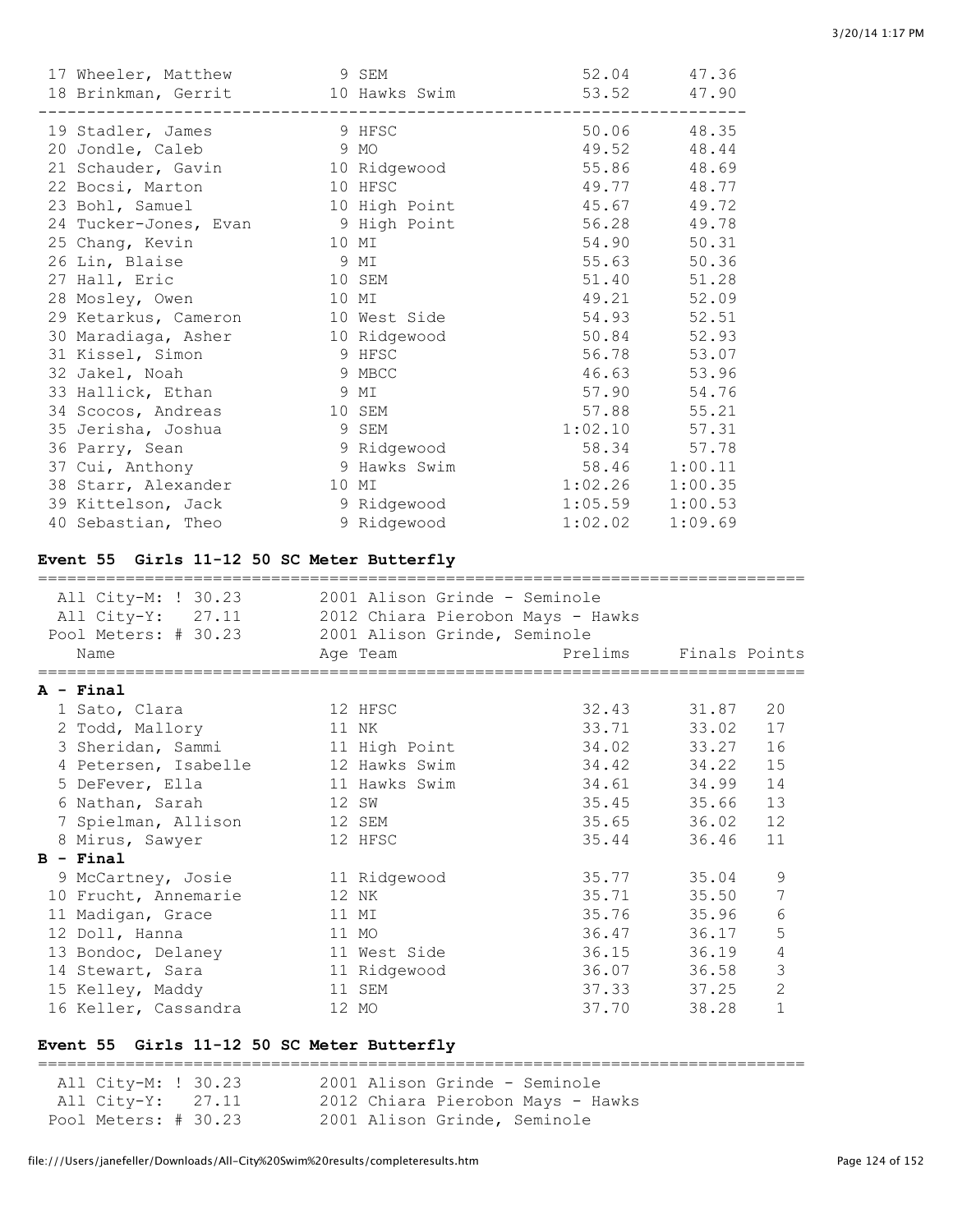| Place | Name | Age | Team | Prelims | Finals |
|---|---|---|---|---|---|
| 17 | Wheeler, Matthew | 9 | SEM | 52.04 | 47.36 |
| 18 | Brinkman, Gerrit | 10 | Hawks Swim | 53.52 | 47.90 |
| 19 | Stadler, James | 9 | HFSC | 50.06 | 48.35 |
| 20 | Jondle, Caleb | 9 | MO | 49.52 | 48.44 |
| 21 | Schauder, Gavin | 10 | Ridgewood | 55.86 | 48.69 |
| 22 | Bocsi, Marton | 10 | HFSC | 49.77 | 48.77 |
| 23 | Bohl, Samuel | 10 | High Point | 45.67 | 49.72 |
| 24 | Tucker-Jones, Evan | 9 | High Point | 56.28 | 49.78 |
| 25 | Chang, Kevin | 10 | MI | 54.90 | 50.31 |
| 26 | Lin, Blaise | 9 | MI | 55.63 | 50.36 |
| 27 | Hall, Eric | 10 | SEM | 51.40 | 51.28 |
| 28 | Mosley, Owen | 10 | MI | 49.21 | 52.09 |
| 29 | Ketarkus, Cameron | 10 | West Side | 54.93 | 52.51 |
| 30 | Maradiaga, Asher | 10 | Ridgewood | 50.84 | 52.93 |
| 31 | Kissel, Simon | 9 | HFSC | 56.78 | 53.07 |
| 32 | Jakel, Noah | 9 | MBCC | 46.63 | 53.96 |
| 33 | Hallick, Ethan | 9 | MI | 57.90 | 54.76 |
| 34 | Scocos, Andreas | 10 | SEM | 57.88 | 55.21 |
| 35 | Jerisha, Joshua | 9 | SEM | 1:02.10 | 57.31 |
| 36 | Parry, Sean | 9 | Ridgewood | 58.34 | 57.78 |
| 37 | Cui, Anthony | 9 | Hawks Swim | 58.46 | 1:00.11 |
| 38 | Starr, Alexander | 10 | MI | 1:02.26 | 1:00.35 |
| 39 | Kittelson, Jack | 9 | Ridgewood | 1:05.59 | 1:00.53 |
| 40 | Sebastian, Theo | 9 | Ridgewood | 1:02.02 | 1:09.69 |

## Event 55 Girls 11-12 50 SC Meter Butterfly

All City-M: ! 30.23 — 2001 Alison Grinde - Seminole
All City-Y: 27.11 — 2012 Chiara Pierobon Mays - Hawks
Pool Meters: # 30.23 — 2001 Alison Grinde, Seminole

| Place | Name | Age | Team | Prelims | Finals | Points |
|---|---|---|---|---|---|---|
| **A - Final** | | | | | | |
| 1 | Sato, Clara | 12 | HFSC | 32.43 | 31.87 | 20 |
| 2 | Todd, Mallory | 11 | NK | 33.71 | 33.02 | 17 |
| 3 | Sheridan, Sammi | 11 | High Point | 34.02 | 33.27 | 16 |
| 4 | Petersen, Isabelle | 12 | Hawks Swim | 34.42 | 34.22 | 15 |
| 5 | DeFever, Ella | 11 | Hawks Swim | 34.61 | 34.99 | 14 |
| 6 | Nathan, Sarah | 12 | SW | 35.45 | 35.66 | 13 |
| 7 | Spielman, Allison | 12 | SEM | 35.65 | 36.02 | 12 |
| 8 | Mirus, Sawyer | 12 | HFSC | 35.44 | 36.46 | 11 |
| **B - Final** | | | | | | |
| 9 | McCartney, Josie | 11 | Ridgewood | 35.77 | 35.04 | 9 |
| 10 | Frucht, Annemarie | 12 | NK | 35.71 | 35.50 | 7 |
| 11 | Madigan, Grace | 11 | MI | 35.76 | 35.96 | 6 |
| 12 | Doll, Hanna | 11 | MO | 36.47 | 36.17 | 5 |
| 13 | Bondoc, Delaney | 11 | West Side | 36.15 | 36.19 | 4 |
| 14 | Stewart, Sara | 11 | Ridgewood | 36.07 | 36.58 | 3 |
| 15 | Kelley, Maddy | 11 | SEM | 37.33 | 37.25 | 2 |
| 16 | Keller, Cassandra | 12 | MO | 37.70 | 38.28 | 1 |

## Event 55 Girls 11-12 50 SC Meter Butterfly

All City-M: ! 30.23 — 2001 Alison Grinde - Seminole
All City-Y: 27.11 — 2012 Chiara Pierobon Mays - Hawks
Pool Meters: # 30.23 — 2001 Alison Grinde, Seminole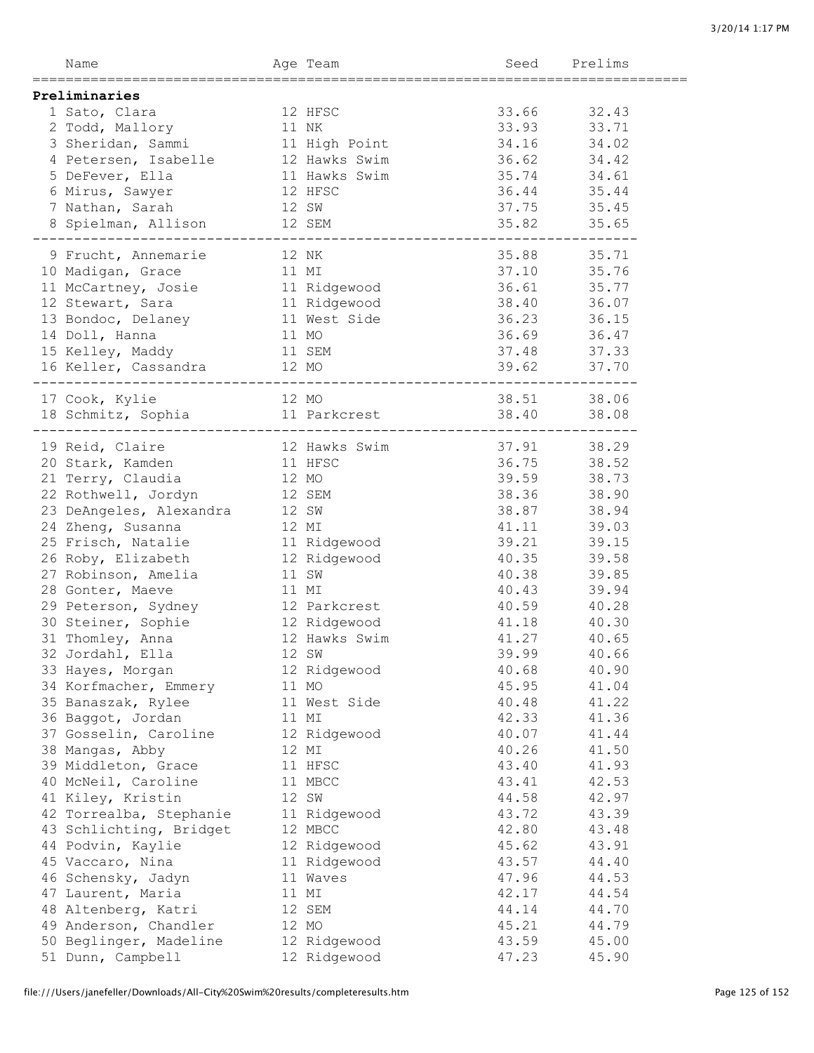| Name | Age Team | Seed | Prelims |
|---|---|---|---|
| **Preliminaries** | | | |
| 1 Sato, Clara | 12 HFSC | 33.66 | 32.43 |
| 2 Todd, Mallory | 11 NK | 33.93 | 33.71 |
| 3 Sheridan, Sammi | 11 High Point | 34.16 | 34.02 |
| 4 Petersen, Isabelle | 12 Hawks Swim | 36.62 | 34.42 |
| 5 DeFever, Ella | 11 Hawks Swim | 35.74 | 34.61 |
| 6 Mirus, Sawyer | 12 HFSC | 36.44 | 35.44 |
| 7 Nathan, Sarah | 12 SW | 37.75 | 35.45 |
| 8 Spielman, Allison | 12 SEM | 35.82 | 35.65 |
| 9 Frucht, Annemarie | 12 NK | 35.88 | 35.71 |
| 10 Madigan, Grace | 11 MI | 37.10 | 35.76 |
| 11 McCartney, Josie | 11 Ridgewood | 36.61 | 35.77 |
| 12 Stewart, Sara | 11 Ridgewood | 38.40 | 36.07 |
| 13 Bondoc, Delaney | 11 West Side | 36.23 | 36.15 |
| 14 Doll, Hanna | 11 MO | 36.69 | 36.47 |
| 15 Kelley, Maddy | 11 SEM | 37.48 | 37.33 |
| 16 Keller, Cassandra | 12 MO | 39.62 | 37.70 |
| 17 Cook, Kylie | 12 MO | 38.51 | 38.06 |
| 18 Schmitz, Sophia | 11 Parkcrest | 38.40 | 38.08 |
| 19 Reid, Claire | 12 Hawks Swim | 37.91 | 38.29 |
| 20 Stark, Kamden | 11 HFSC | 36.75 | 38.52 |
| 21 Terry, Claudia | 12 MO | 39.59 | 38.73 |
| 22 Rothwell, Jordyn | 12 SEM | 38.36 | 38.90 |
| 23 DeAngeles, Alexandra | 12 SW | 38.87 | 38.94 |
| 24 Zheng, Susanna | 12 MI | 41.11 | 39.03 |
| 25 Frisch, Natalie | 11 Ridgewood | 39.21 | 39.15 |
| 26 Roby, Elizabeth | 12 Ridgewood | 40.35 | 39.58 |
| 27 Robinson, Amelia | 11 SW | 40.38 | 39.85 |
| 28 Gonter, Maeve | 11 MI | 40.43 | 39.94 |
| 29 Peterson, Sydney | 12 Parkcrest | 40.59 | 40.28 |
| 30 Steiner, Sophie | 12 Ridgewood | 41.18 | 40.30 |
| 31 Thomley, Anna | 12 Hawks Swim | 41.27 | 40.65 |
| 32 Jordahl, Ella | 12 SW | 39.99 | 40.66 |
| 33 Hayes, Morgan | 12 Ridgewood | 40.68 | 40.90 |
| 34 Korfmacher, Emmery | 11 MO | 45.95 | 41.04 |
| 35 Banaszak, Rylee | 11 West Side | 40.48 | 41.22 |
| 36 Baggot, Jordan | 11 MI | 42.33 | 41.36 |
| 37 Gosselin, Caroline | 12 Ridgewood | 40.07 | 41.44 |
| 38 Mangas, Abby | 12 MI | 40.26 | 41.50 |
| 39 Middleton, Grace | 11 HFSC | 43.40 | 41.93 |
| 40 McNeil, Caroline | 11 MBCC | 43.41 | 42.53 |
| 41 Kiley, Kristin | 12 SW | 44.58 | 42.97 |
| 42 Torrealba, Stephanie | 11 Ridgewood | 43.72 | 43.39 |
| 43 Schlichting, Bridget | 12 MBCC | 42.80 | 43.48 |
| 44 Podvin, Kaylie | 12 Ridgewood | 45.62 | 43.91 |
| 45 Vaccaro, Nina | 11 Ridgewood | 43.57 | 44.40 |
| 46 Schensky, Jadyn | 11 Waves | 47.96 | 44.53 |
| 47 Laurent, Maria | 11 MI | 42.17 | 44.54 |
| 48 Altenberg, Katri | 12 SEM | 44.14 | 44.70 |
| 49 Anderson, Chandler | 12 MO | 45.21 | 44.79 |
| 50 Beglinger, Madeline | 12 Ridgewood | 43.59 | 45.00 |
| 51 Dunn, Campbell | 12 Ridgewood | 47.23 | 45.90 |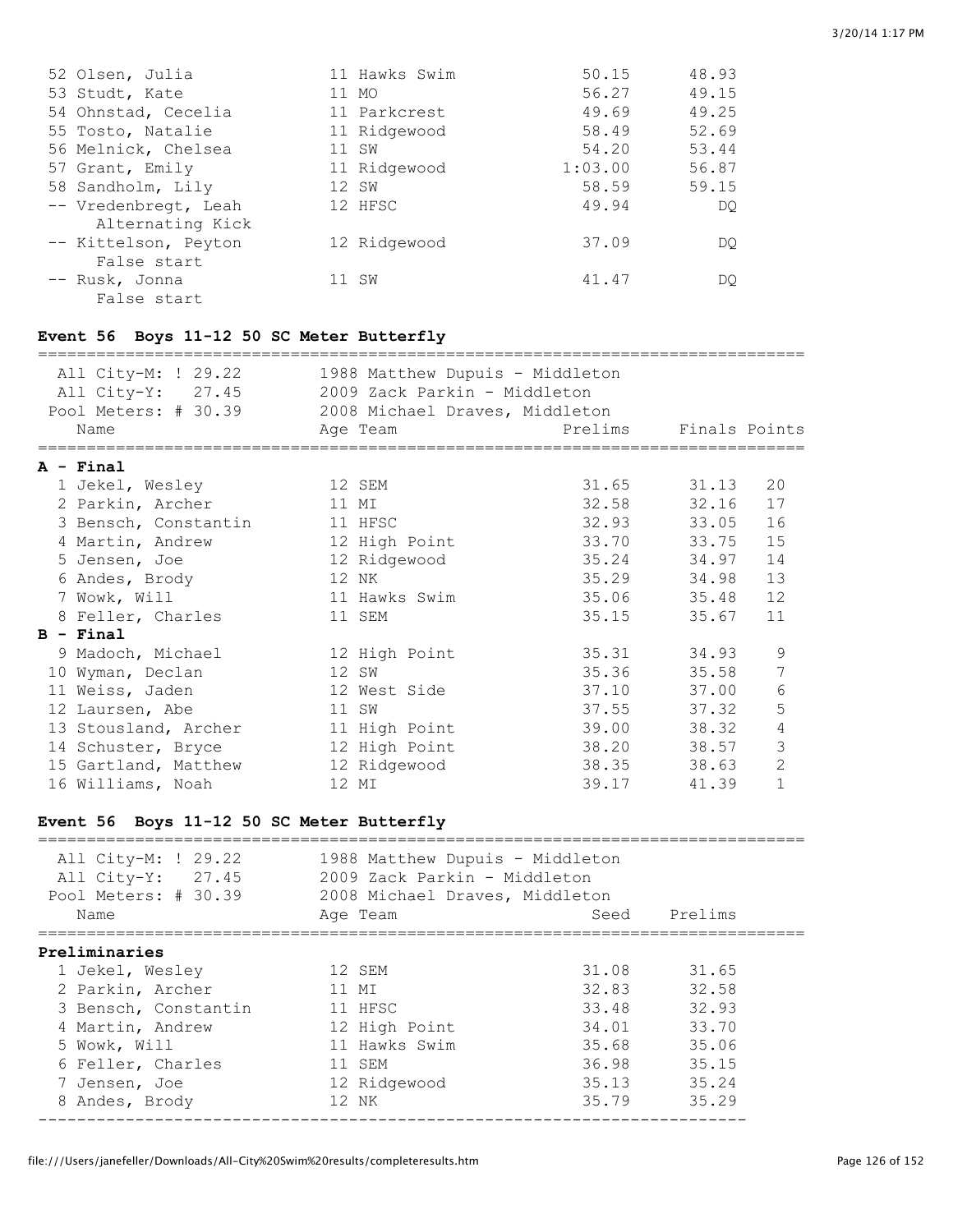| Place | Name | Age | Team | Prelims | Finals |
|---|---|---|---|---|---|
| 52 | Olsen, Julia | 11 | Hawks Swim | 50.15 | 48.93 |
| 53 | Studt, Kate | 11 | MO | 56.27 | 49.15 |
| 54 | Ohnstad, Cecelia | 11 | Parkcrest | 49.69 | 49.25 |
| 55 | Tosto, Natalie | 11 | Ridgewood | 58.49 | 52.69 |
| 56 | Melnick, Chelsea | 11 | SW | 54.20 | 53.44 |
| 57 | Grant, Emily | 11 | Ridgewood | 1:03.00 | 56.87 |
| 58 | Sandholm, Lily | 12 | SW | 58.59 | 59.15 |
| -- | Vredenbregt, Leah | 12 | HFSC | 49.94 | DQ |
| | Alternating Kick | | | | |
| -- | Kittelson, Peyton | 12 | Ridgewood | 37.09 | DQ |
| | False start | | | | |
| -- | Rusk, Jonna | 11 | SW | 41.47 | DQ |
| | False start | | | | |

### Event 56 Boys 11-12 50 SC Meter Butterfly

All City-M: ! 29.22 — 1988 Matthew Dupuis - Middleton
All City-Y: 27.45 — 2009 Zack Parkin - Middleton
Pool Meters: # 30.39 — 2008 Michael Draves, Middleton

| Place | Name | Age | Team | Prelims | Finals | Points |
|---|---|---|---|---|---|---|
| **A - Final** | | | | | | |
| 1 | Jekel, Wesley | 12 | SEM | 31.65 | 31.13 | 20 |
| 2 | Parkin, Archer | 11 | MI | 32.58 | 32.16 | 17 |
| 3 | Bensch, Constantin | 11 | HFSC | 32.93 | 33.05 | 16 |
| 4 | Martin, Andrew | 12 | High Point | 33.70 | 33.75 | 15 |
| 5 | Jensen, Joe | 12 | Ridgewood | 35.24 | 34.97 | 14 |
| 6 | Andes, Brody | 12 | NK | 35.29 | 34.98 | 13 |
| 7 | Wowk, Will | 11 | Hawks Swim | 35.06 | 35.48 | 12 |
| 8 | Feller, Charles | 11 | SEM | 35.15 | 35.67 | 11 |
| **B - Final** | | | | | | |
| 9 | Madoch, Michael | 12 | High Point | 35.31 | 34.93 | 9 |
| 10 | Wyman, Declan | 12 | SW | 35.36 | 35.58 | 7 |
| 11 | Weiss, Jaden | 12 | West Side | 37.10 | 37.00 | 6 |
| 12 | Laursen, Abe | 11 | SW | 37.55 | 37.32 | 5 |
| 13 | Stousland, Archer | 11 | High Point | 39.00 | 38.32 | 4 |
| 14 | Schuster, Bryce | 12 | High Point | 38.20 | 38.57 | 3 |
| 15 | Gartland, Matthew | 12 | Ridgewood | 38.35 | 38.63 | 2 |
| 16 | Williams, Noah | 12 | MI | 39.17 | 41.39 | 1 |

### Event 56 Boys 11-12 50 SC Meter Butterfly

All City-M: ! 29.22 — 1988 Matthew Dupuis - Middleton
All City-Y: 27.45 — 2009 Zack Parkin - Middleton
Pool Meters: # 30.39 — 2008 Michael Draves, Middleton

| Place | Name | Age | Team | Seed | Prelims |
|---|---|---|---|---|---|
| **Preliminaries** | | | | | |
| 1 | Jekel, Wesley | 12 | SEM | 31.08 | 31.65 |
| 2 | Parkin, Archer | 11 | MI | 32.83 | 32.58 |
| 3 | Bensch, Constantin | 11 | HFSC | 33.48 | 32.93 |
| 4 | Martin, Andrew | 12 | High Point | 34.01 | 33.70 |
| 5 | Wowk, Will | 11 | Hawks Swim | 35.68 | 35.06 |
| 6 | Feller, Charles | 11 | SEM | 36.98 | 35.15 |
| 7 | Jensen, Joe | 12 | Ridgewood | 35.13 | 35.24 |
| 8 | Andes, Brody | 12 | NK | 35.79 | 35.29 |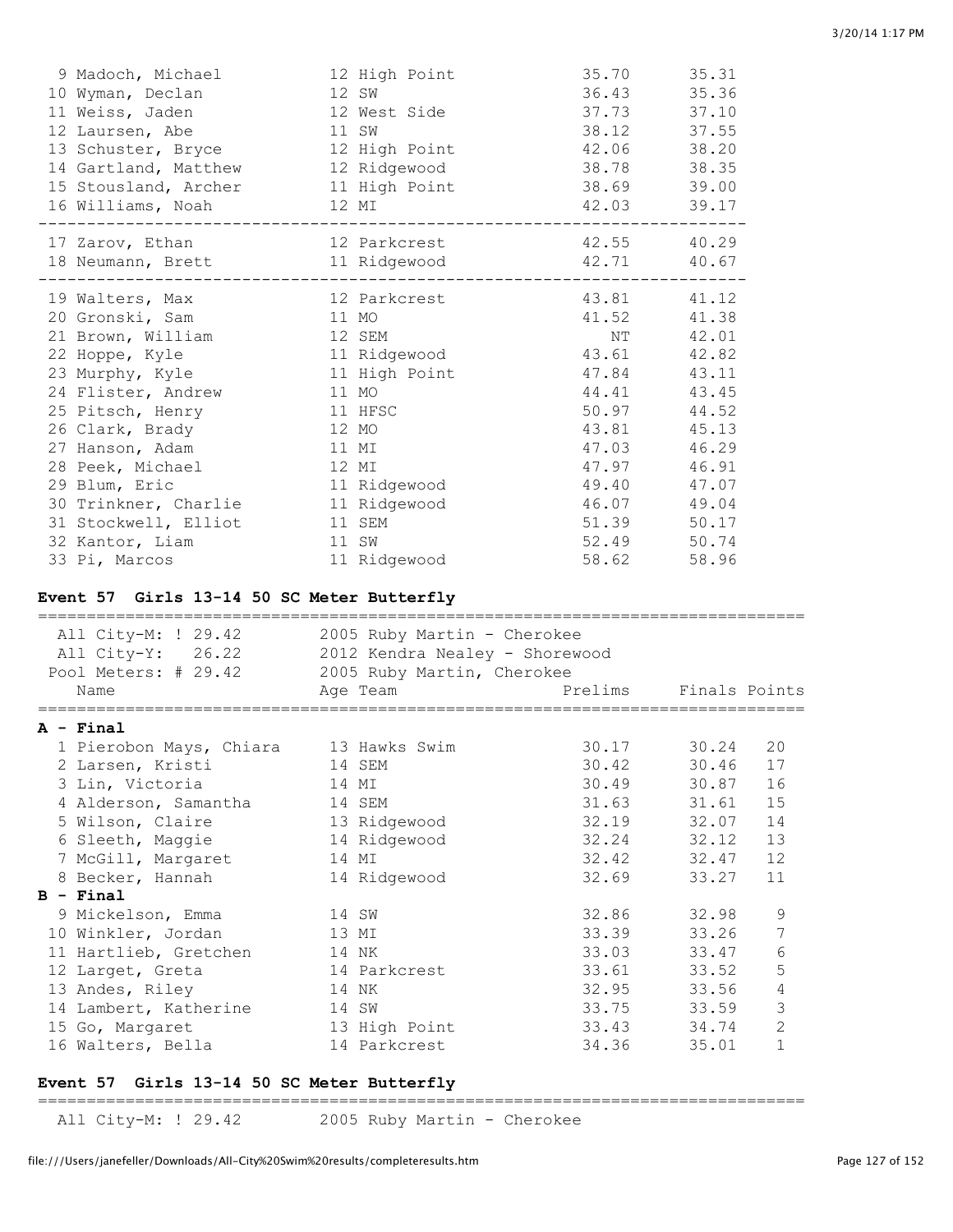| Place | Name | Age | Team | Prelims | Finals |
|---|---|---|---|---|---|
| 9 | Madoch, Michael | 12 | High Point | 35.70 | 35.31 |
| 10 | Wyman, Declan | 12 | SW | 36.43 | 35.36 |
| 11 | Weiss, Jaden | 12 | West Side | 37.73 | 37.10 |
| 12 | Laursen, Abe | 11 | SW | 38.12 | 37.55 |
| 13 | Schuster, Bryce | 12 | High Point | 42.06 | 38.20 |
| 14 | Gartland, Matthew | 12 | Ridgewood | 38.78 | 38.35 |
| 15 | Stousland, Archer | 11 | High Point | 38.69 | 39.00 |
| 16 | Williams, Noah | 12 | MI | 42.03 | 39.17 |
| 17 | Zarov, Ethan | 12 | Parkcrest | 42.55 | 40.29 |
| 18 | Neumann, Brett | 11 | Ridgewood | 42.71 | 40.67 |
| 19 | Walters, Max | 12 | Parkcrest | 43.81 | 41.12 |
| 20 | Gronski, Sam | 11 | MO | 41.52 | 41.38 |
| 21 | Brown, William | 12 | SEM | NT | 42.01 |
| 22 | Hoppe, Kyle | 11 | Ridgewood | 43.61 | 42.82 |
| 23 | Murphy, Kyle | 11 | High Point | 47.84 | 43.11 |
| 24 | Flister, Andrew | 11 | MO | 44.41 | 43.45 |
| 25 | Pitsch, Henry | 11 | HFSC | 50.97 | 44.52 |
| 26 | Clark, Brady | 12 | MO | 43.81 | 45.13 |
| 27 | Hanson, Adam | 11 | MI | 47.03 | 46.29 |
| 28 | Peek, Michael | 12 | MI | 47.97 | 46.91 |
| 29 | Blum, Eric | 11 | Ridgewood | 49.40 | 47.07 |
| 30 | Trinkner, Charlie | 11 | Ridgewood | 46.07 | 49.04 |
| 31 | Stockwell, Elliot | 11 | SEM | 51.39 | 50.17 |
| 32 | Kantor, Liam | 11 | SW | 52.49 | 50.74 |
| 33 | Pi, Marcos | 11 | Ridgewood | 58.62 | 58.96 |

### Event 57 Girls 13-14 50 SC Meter Butterfly

All City-M: ! 29.42 — 2005 Ruby Martin - Cherokee
All City-Y: 26.22 — 2012 Kendra Nealey - Shorewood
Pool Meters: # 29.42 — 2005 Ruby Martin, Cherokee

| Place | Name | Age | Team | Prelims | Finals | Points |
|---|---|---|---|---|---|---|
| **A - Final** | | | | | | |
| 1 | Pierobon Mays, Chiara | 13 | Hawks Swim | 30.17 | 30.24 | 20 |
| 2 | Larsen, Kristi | 14 | SEM | 30.42 | 30.46 | 17 |
| 3 | Lin, Victoria | 14 | MI | 30.49 | 30.87 | 16 |
| 4 | Alderson, Samantha | 14 | SEM | 31.63 | 31.61 | 15 |
| 5 | Wilson, Claire | 13 | Ridgewood | 32.19 | 32.07 | 14 |
| 6 | Sleeth, Maggie | 14 | Ridgewood | 32.24 | 32.12 | 13 |
| 7 | McGill, Margaret | 14 | MI | 32.42 | 32.47 | 12 |
| 8 | Becker, Hannah | 14 | Ridgewood | 32.69 | 33.27 | 11 |
| **B - Final** | | | | | | |
| 9 | Mickelson, Emma | 14 | SW | 32.86 | 32.98 | 9 |
| 10 | Winkler, Jordan | 13 | MI | 33.39 | 33.26 | 7 |
| 11 | Hartlieb, Gretchen | 14 | NK | 33.03 | 33.47 | 6 |
| 12 | Larget, Greta | 14 | Parkcrest | 33.61 | 33.52 | 5 |
| 13 | Andes, Riley | 14 | NK | 32.95 | 33.56 | 4 |
| 14 | Lambert, Katherine | 14 | SW | 33.75 | 33.59 | 3 |
| 15 | Go, Margaret | 13 | High Point | 33.43 | 34.74 | 2 |
| 16 | Walters, Bella | 14 | Parkcrest | 34.36 | 35.01 | 1 |

### Event 57 Girls 13-14 50 SC Meter Butterfly

All City-M: ! 29.42 — 2005 Ruby Martin - Cherokee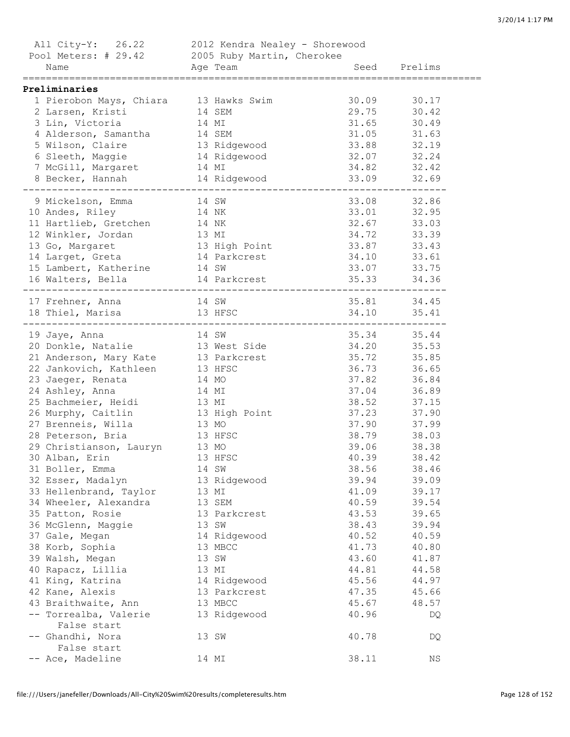All City-Y: 26.22 2012 Kendra Nealey - Shorewood
Pool Meters: # 29.42 2005 Ruby Martin, Cherokee

**Preliminaries**

| Name | Age | Team | Seed | Prelims |
|---|---|---|---|---|
| 1 Pierobon Mays, Chiara | 13 | Hawks Swim | 30.09 | 30.17 |
| 2 Larsen, Kristi | 14 | SEM | 29.75 | 30.42 |
| 3 Lin, Victoria | 14 | MI | 31.65 | 30.49 |
| 4 Alderson, Samantha | 14 | SEM | 31.05 | 31.63 |
| 5 Wilson, Claire | 13 | Ridgewood | 33.88 | 32.19 |
| 6 Sleeth, Maggie | 14 | Ridgewood | 32.07 | 32.24 |
| 7 McGill, Margaret | 14 | MI | 34.82 | 32.42 |
| 8 Becker, Hannah | 14 | Ridgewood | 33.09 | 32.69 |
| 9 Mickelson, Emma | 14 | SW | 33.08 | 32.86 |
| 10 Andes, Riley | 14 | NK | 33.01 | 32.95 |
| 11 Hartlieb, Gretchen | 14 | NK | 32.67 | 33.03 |
| 12 Winkler, Jordan | 13 | MI | 34.72 | 33.39 |
| 13 Go, Margaret | 13 | High Point | 33.87 | 33.43 |
| 14 Larget, Greta | 14 | Parkcrest | 34.10 | 33.61 |
| 15 Lambert, Katherine | 14 | SW | 33.07 | 33.75 |
| 16 Walters, Bella | 14 | Parkcrest | 35.33 | 34.36 |
| 17 Frehner, Anna | 14 | SW | 35.81 | 34.45 |
| 18 Thiel, Marisa | 13 | HFSC | 34.10 | 35.41 |
| 19 Jaye, Anna | 14 | SW | 35.34 | 35.44 |
| 20 Donkle, Natalie | 13 | West Side | 34.20 | 35.53 |
| 21 Anderson, Mary Kate | 13 | Parkcrest | 35.72 | 35.85 |
| 22 Jankovich, Kathleen | 13 | HFSC | 36.73 | 36.65 |
| 23 Jaeger, Renata | 14 | MO | 37.82 | 36.84 |
| 24 Ashley, Anna | 14 | MI | 37.04 | 36.89 |
| 25 Bachmeier, Heidi | 13 | MI | 38.52 | 37.15 |
| 26 Murphy, Caitlin | 13 | High Point | 37.23 | 37.90 |
| 27 Brenneis, Willa | 13 | MO | 37.90 | 37.99 |
| 28 Peterson, Bria | 13 | HFSC | 38.79 | 38.03 |
| 29 Christianson, Lauryn | 13 | MO | 39.06 | 38.38 |
| 30 Alban, Erin | 13 | HFSC | 40.39 | 38.42 |
| 31 Boller, Emma | 14 | SW | 38.56 | 38.46 |
| 32 Esser, Madalyn | 13 | Ridgewood | 39.94 | 39.09 |
| 33 Hellenbrand, Taylor | 13 | MI | 41.09 | 39.17 |
| 34 Wheeler, Alexandra | 13 | SEM | 40.59 | 39.54 |
| 35 Patton, Rosie | 13 | Parkcrest | 43.53 | 39.65 |
| 36 McGlenn, Maggie | 13 | SW | 38.43 | 39.94 |
| 37 Gale, Megan | 14 | Ridgewood | 40.52 | 40.59 |
| 38 Korb, Sophia | 13 | MBCC | 41.73 | 40.80 |
| 39 Walsh, Megan | 13 | SW | 43.60 | 41.87 |
| 40 Rapacz, Lillia | 13 | MI | 44.81 | 44.58 |
| 41 King, Katrina | 14 | Ridgewood | 45.56 | 44.97 |
| 42 Kane, Alexis | 13 | Parkcrest | 47.35 | 45.66 |
| 43 Braithwaite, Ann | 13 | MBCC | 45.67 | 48.57 |
| -- Torrealba, Valerie (False start) | 13 | Ridgewood | 40.96 | DQ |
| -- Ghandhi, Nora (False start) | 13 | SW | 40.78 | DQ |
| -- Ace, Madeline | 14 | MI | 38.11 | NS |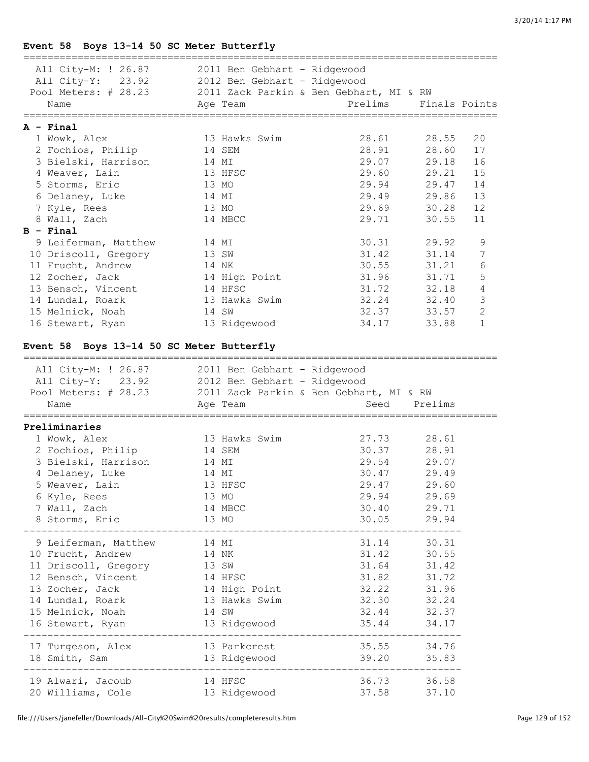### Event 58 Boys 13-14 50 SC Meter Butterfly

All City-M: ! 26.87 — 2011 Ben Gebhart - Ridgewood
All City-Y: 23.92 — 2012 Ben Gebhart - Ridgewood
Pool Meters: # 28.23 — 2011 Zack Parkin & Ben Gebhart, MI & RW

| | Name | Age | Team | Prelims | Finals | Points |
|---|---|---|---|---|---|---|
| **A - Final** | | | | | | |
| 1 | Wowk, Alex | 13 | Hawks Swim | 28.61 | 28.55 | 20 |
| 2 | Fochios, Philip | 14 | SEM | 28.91 | 28.60 | 17 |
| 3 | Bielski, Harrison | 14 | MI | 29.07 | 29.18 | 16 |
| 4 | Weaver, Lain | 13 | HFSC | 29.60 | 29.21 | 15 |
| 5 | Storms, Eric | 13 | MO | 29.94 | 29.47 | 14 |
| 6 | Delaney, Luke | 14 | MI | 29.49 | 29.86 | 13 |
| 7 | Kyle, Rees | 13 | MO | 29.69 | 30.28 | 12 |
| 8 | Wall, Zach | 14 | MBCC | 29.71 | 30.55 | 11 |
| **B - Final** | | | | | | |
| 9 | Leiferman, Matthew | 14 | MI | 30.31 | 29.92 | 9 |
| 10 | Driscoll, Gregory | 13 | SW | 31.42 | 31.14 | 7 |
| 11 | Frucht, Andrew | 14 | NK | 30.55 | 31.21 | 6 |
| 12 | Zocher, Jack | 14 | High Point | 31.96 | 31.71 | 5 |
| 13 | Bensch, Vincent | 14 | HFSC | 31.72 | 32.18 | 4 |
| 14 | Lundal, Roark | 13 | Hawks Swim | 32.24 | 32.40 | 3 |
| 15 | Melnick, Noah | 14 | SW | 32.37 | 33.57 | 2 |
| 16 | Stewart, Ryan | 13 | Ridgewood | 34.17 | 33.88 | 1 |

### Event 58 Boys 13-14 50 SC Meter Butterfly

All City-M: ! 26.87 — 2011 Ben Gebhart - Ridgewood
All City-Y: 23.92 — 2012 Ben Gebhart - Ridgewood
Pool Meters: # 28.23 — 2011 Zack Parkin & Ben Gebhart, MI & RW

| | Name | Age | Team | Seed | Prelims |
|---|---|---|---|---|---|
| **Preliminaries** | | | | | |
| 1 | Wowk, Alex | 13 | Hawks Swim | 27.73 | 28.61 |
| 2 | Fochios, Philip | 14 | SEM | 30.37 | 28.91 |
| 3 | Bielski, Harrison | 14 | MI | 29.54 | 29.07 |
| 4 | Delaney, Luke | 14 | MI | 30.47 | 29.49 |
| 5 | Weaver, Lain | 13 | HFSC | 29.47 | 29.60 |
| 6 | Kyle, Rees | 13 | MO | 29.94 | 29.69 |
| 7 | Wall, Zach | 14 | MBCC | 30.40 | 29.71 |
| 8 | Storms, Eric | 13 | MO | 30.05 | 29.94 |
| 9 | Leiferman, Matthew | 14 | MI | 31.14 | 30.31 |
| 10 | Frucht, Andrew | 14 | NK | 31.42 | 30.55 |
| 11 | Driscoll, Gregory | 13 | SW | 31.64 | 31.42 |
| 12 | Bensch, Vincent | 14 | HFSC | 31.82 | 31.72 |
| 13 | Zocher, Jack | 14 | High Point | 32.22 | 31.96 |
| 14 | Lundal, Roark | 13 | Hawks Swim | 32.30 | 32.24 |
| 15 | Melnick, Noah | 14 | SW | 32.44 | 32.37 |
| 16 | Stewart, Ryan | 13 | Ridgewood | 35.44 | 34.17 |
| 17 | Turgeson, Alex | 13 | Parkcrest | 35.55 | 34.76 |
| 18 | Smith, Sam | 13 | Ridgewood | 39.20 | 35.83 |
| 19 | Alwari, Jacoub | 14 | HFSC | 36.73 | 36.58 |
| 20 | Williams, Cole | 13 | Ridgewood | 37.58 | 37.10 |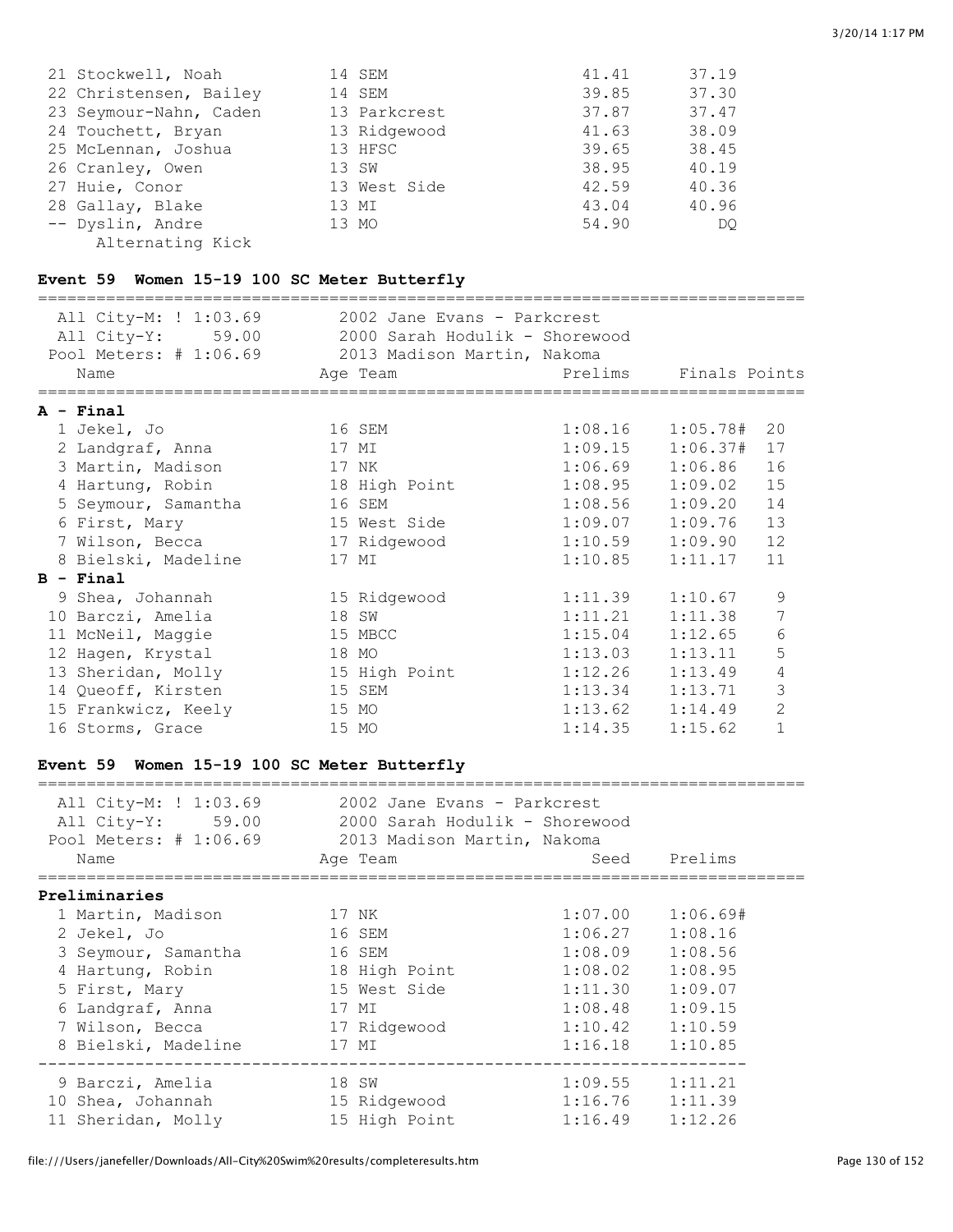| | Name | Age | Team | Prelims | Finals |
|---|---|---|---|---|---|
| 21 | Stockwell, Noah | 14 | SEM | 41.41 | 37.19 |
| 22 | Christensen, Bailey | 14 | SEM | 39.85 | 37.30 |
| 23 | Seymour-Nahn, Caden | 13 | Parkcrest | 37.87 | 37.47 |
| 24 | Touchett, Bryan | 13 | Ridgewood | 41.63 | 38.09 |
| 25 | McLennan, Joshua | 13 | HFSC | 39.65 | 38.45 |
| 26 | Cranley, Owen | 13 | SW | 38.95 | 40.19 |
| 27 | Huie, Conor | 13 | West Side | 42.59 | 40.36 |
| 28 | Gallay, Blake | 13 | MI | 43.04 | 40.96 |
| -- | Dyslin, Andre | 13 | MO | 54.90 | DQ |
| | Alternating Kick | | | | |

### Event 59 Women 15-19 100 SC Meter Butterfly

All City-M: ! 1:03.69 — 2002 Jane Evans - Parkcrest
All City-Y: 59.00 — 2000 Sarah Hodulik - Shorewood
Pool Meters: # 1:06.69 — 2013 Madison Martin, Nakoma

| | Name | Age | Team | Prelims | Finals | Points |
|---|---|---|---|---|---|---|
| **A - Final** | | | | | | |
| 1 | Jekel, Jo | 16 | SEM | 1:08.16 | 1:05.78# | 20 |
| 2 | Landgraf, Anna | 17 | MI | 1:09.15 | 1:06.37# | 17 |
| 3 | Martin, Madison | 17 | NK | 1:06.69 | 1:06.86 | 16 |
| 4 | Hartung, Robin | 18 | High Point | 1:08.95 | 1:09.02 | 15 |
| 5 | Seymour, Samantha | 16 | SEM | 1:08.56 | 1:09.20 | 14 |
| 6 | First, Mary | 15 | West Side | 1:09.07 | 1:09.76 | 13 |
| 7 | Wilson, Becca | 17 | Ridgewood | 1:10.59 | 1:09.90 | 12 |
| 8 | Bielski, Madeline | 17 | MI | 1:10.85 | 1:11.17 | 11 |
| **B - Final** | | | | | | |
| 9 | Shea, Johannah | 15 | Ridgewood | 1:11.39 | 1:10.67 | 9 |
| 10 | Barczi, Amelia | 18 | SW | 1:11.21 | 1:11.38 | 7 |
| 11 | McNeil, Maggie | 15 | MBCC | 1:15.04 | 1:12.65 | 6 |
| 12 | Hagen, Krystal | 18 | MO | 1:13.03 | 1:13.11 | 5 |
| 13 | Sheridan, Molly | 15 | High Point | 1:12.26 | 1:13.49 | 4 |
| 14 | Queoff, Kirsten | 15 | SEM | 1:13.34 | 1:13.71 | 3 |
| 15 | Frankwicz, Keely | 15 | MO | 1:13.62 | 1:14.49 | 2 |
| 16 | Storms, Grace | 15 | MO | 1:14.35 | 1:15.62 | 1 |

### Event 59 Women 15-19 100 SC Meter Butterfly

All City-M: ! 1:03.69 — 2002 Jane Evans - Parkcrest
All City-Y: 59.00 — 2000 Sarah Hodulik - Shorewood
Pool Meters: # 1:06.69 — 2013 Madison Martin, Nakoma

| | Name | Age | Team | Seed | Prelims |
|---|---|---|---|---|---|
| **Preliminaries** | | | | | |
| 1 | Martin, Madison | 17 | NK | 1:07.00 | 1:06.69# |
| 2 | Jekel, Jo | 16 | SEM | 1:06.27 | 1:08.16 |
| 3 | Seymour, Samantha | 16 | SEM | 1:08.09 | 1:08.56 |
| 4 | Hartung, Robin | 18 | High Point | 1:08.02 | 1:08.95 |
| 5 | First, Mary | 15 | West Side | 1:11.30 | 1:09.07 |
| 6 | Landgraf, Anna | 17 | MI | 1:08.48 | 1:09.15 |
| 7 | Wilson, Becca | 17 | Ridgewood | 1:10.42 | 1:10.59 |
| 8 | Bielski, Madeline | 17 | MI | 1:16.18 | 1:10.85 |
| 9 | Barczi, Amelia | 18 | SW | 1:09.55 | 1:11.21 |
| 10 | Shea, Johannah | 15 | Ridgewood | 1:16.76 | 1:11.39 |
| 11 | Sheridan, Molly | 15 | High Point | 1:16.49 | 1:12.26 |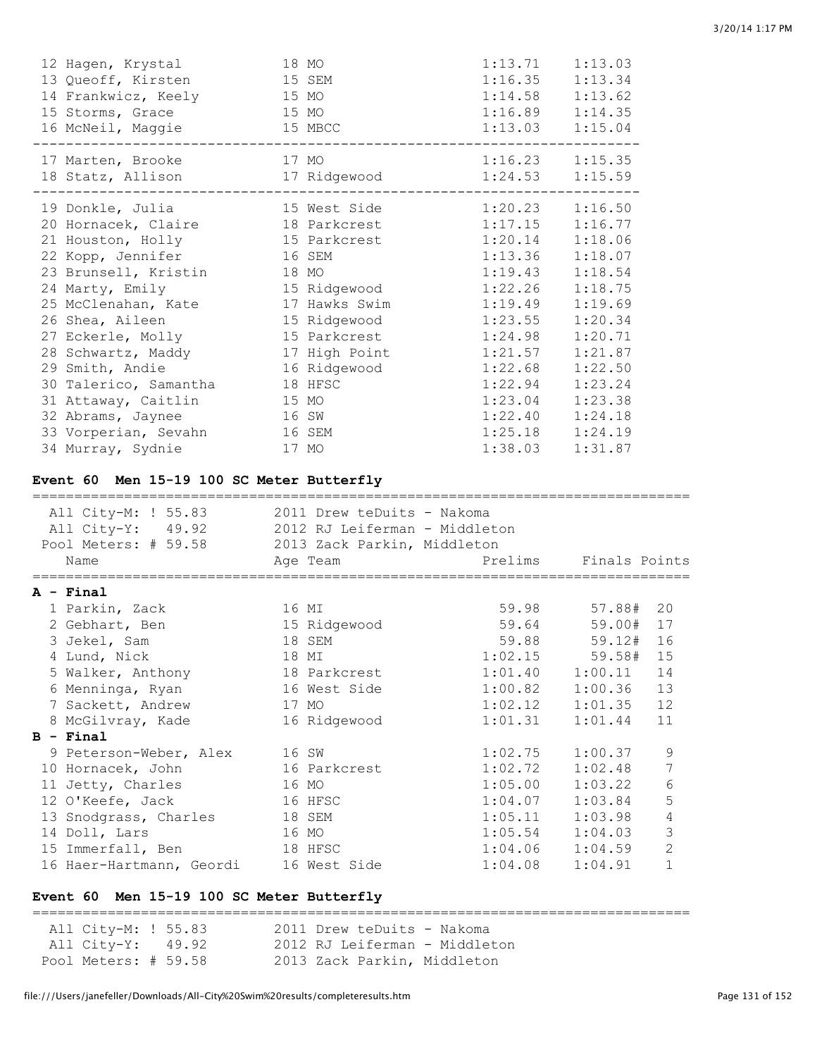| Place | Name | Age | Team | Prelims | Finals |
|---|---|---|---|---|---|
| 12 | Hagen, Krystal | 18 | MO | 1:13.71 | 1:13.03 |
| 13 | Queoff, Kirsten | 15 | SEM | 1:16.35 | 1:13.34 |
| 14 | Frankwicz, Keely | 15 | MO | 1:14.58 | 1:13.62 |
| 15 | Storms, Grace | 15 | MO | 1:16.89 | 1:14.35 |
| 16 | McNeil, Maggie | 15 | MBCC | 1:13.03 | 1:15.04 |
| 17 | Marten, Brooke | 17 | MO | 1:16.23 | 1:15.35 |
| 18 | Statz, Allison | 17 | Ridgewood | 1:24.53 | 1:15.59 |
| 19 | Donkle, Julia | 15 | West Side | 1:20.23 | 1:16.50 |
| 20 | Hornacek, Claire | 18 | Parkcrest | 1:17.15 | 1:16.77 |
| 21 | Houston, Holly | 15 | Parkcrest | 1:20.14 | 1:18.06 |
| 22 | Kopp, Jennifer | 16 | SEM | 1:13.36 | 1:18.07 |
| 23 | Brunsell, Kristin | 18 | MO | 1:19.43 | 1:18.54 |
| 24 | Marty, Emily | 15 | Ridgewood | 1:22.26 | 1:18.75 |
| 25 | McClenahan, Kate | 17 | Hawks Swim | 1:19.49 | 1:19.69 |
| 26 | Shea, Aileen | 15 | Ridgewood | 1:23.55 | 1:20.34 |
| 27 | Eckerle, Molly | 15 | Parkcrest | 1:24.98 | 1:20.71 |
| 28 | Schwartz, Maddy | 17 | High Point | 1:21.57 | 1:21.87 |
| 29 | Smith, Andie | 16 | Ridgewood | 1:22.68 | 1:22.50 |
| 30 | Talerico, Samantha | 18 | HFSC | 1:22.94 | 1:23.24 |
| 31 | Attaway, Caitlin | 15 | MO | 1:23.04 | 1:23.38 |
| 32 | Abrams, Jaynee | 16 | SW | 1:22.40 | 1:24.18 |
| 33 | Vorperian, Sevahn | 16 | SEM | 1:25.18 | 1:24.19 |
| 34 | Murray, Sydnie | 17 | MO | 1:38.03 | 1:31.87 |

## Event 60 Men 15-19 100 SC Meter Butterfly

All City-M: ! 55.83 — 2011 Drew teDuits - Nakoma
All City-Y: 49.92 — 2012 RJ Leiferman - Middleton
Pool Meters: # 59.58 — 2013 Zack Parkin, Middleton

| Place | Name | Age | Team | Prelims | Finals | Points |
|---|---|---|---|---|---|---|
| **A - Final** | | | | | | |
| 1 | Parkin, Zack | 16 | MI | 59.98 | 57.88# | 20 |
| 2 | Gebhart, Ben | 15 | Ridgewood | 59.64 | 59.00# | 17 |
| 3 | Jekel, Sam | 18 | SEM | 59.88 | 59.12# | 16 |
| 4 | Lund, Nick | 18 | MI | 1:02.15 | 59.58# | 15 |
| 5 | Walker, Anthony | 18 | Parkcrest | 1:01.40 | 1:00.11 | 14 |
| 6 | Menninga, Ryan | 16 | West Side | 1:00.82 | 1:00.36 | 13 |
| 7 | Sackett, Andrew | 17 | MO | 1:02.12 | 1:01.35 | 12 |
| 8 | McGilvray, Kade | 16 | Ridgewood | 1:01.31 | 1:01.44 | 11 |
| **B - Final** | | | | | | |
| 9 | Peterson-Weber, Alex | 16 | SW | 1:02.75 | 1:00.37 | 9 |
| 10 | Hornacek, John | 16 | Parkcrest | 1:02.72 | 1:02.48 | 7 |
| 11 | Jetty, Charles | 16 | MO | 1:05.00 | 1:03.22 | 6 |
| 12 | O'Keefe, Jack | 16 | HFSC | 1:04.07 | 1:03.84 | 5 |
| 13 | Snodgrass, Charles | 18 | SEM | 1:05.11 | 1:03.98 | 4 |
| 14 | Doll, Lars | 16 | MO | 1:05.54 | 1:04.03 | 3 |
| 15 | Immerfall, Ben | 18 | HFSC | 1:04.06 | 1:04.59 | 2 |
| 16 | Haer-Hartmann, Geordi | 16 | West Side | 1:04.08 | 1:04.91 | 1 |

## Event 60 Men 15-19 100 SC Meter Butterfly

All City-M: ! 55.83 — 2011 Drew teDuits - Nakoma
All City-Y: 49.92 — 2012 RJ Leiferman - Middleton
Pool Meters: # 59.58 — 2013 Zack Parkin, Middleton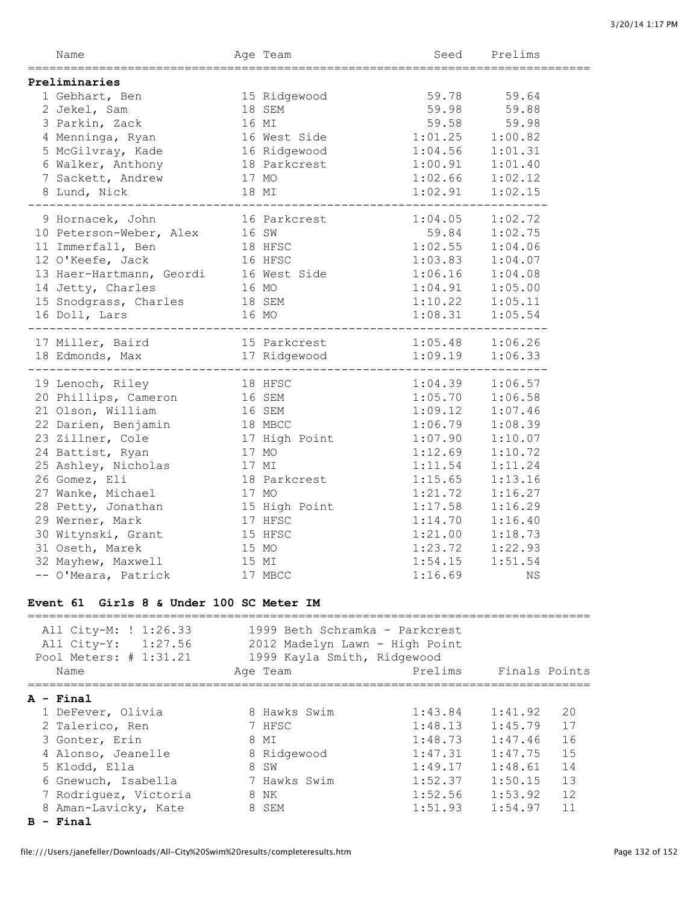| Name | Age | Team | Seed | Prelims |
|---|---|---|---|---|
| **Preliminaries** | | | | |
| 1 Gebhart, Ben | 15 | Ridgewood | 59.78 | 59.64 |
| 2 Jekel, Sam | 18 | SEM | 59.98 | 59.88 |
| 3 Parkin, Zack | 16 | MI | 59.58 | 59.98 |
| 4 Menninga, Ryan | 16 | West Side | 1:01.25 | 1:00.82 |
| 5 McGilvray, Kade | 16 | Ridgewood | 1:04.56 | 1:01.31 |
| 6 Walker, Anthony | 18 | Parkcrest | 1:00.91 | 1:01.40 |
| 7 Sackett, Andrew | 17 | MO | 1:02.66 | 1:02.12 |
| 8 Lund, Nick | 18 | MI | 1:02.91 | 1:02.15 |
| 9 Hornacek, John | 16 | Parkcrest | 1:04.05 | 1:02.72 |
| 10 Peterson-Weber, Alex | 16 | SW | 59.84 | 1:02.75 |
| 11 Immerfall, Ben | 18 | HFSC | 1:02.55 | 1:04.06 |
| 12 O'Keefe, Jack | 16 | HFSC | 1:03.83 | 1:04.07 |
| 13 Haer-Hartmann, Geordi | 16 | West Side | 1:06.16 | 1:04.08 |
| 14 Jetty, Charles | 16 | MO | 1:04.91 | 1:05.00 |
| 15 Snodgrass, Charles | 18 | SEM | 1:10.22 | 1:05.11 |
| 16 Doll, Lars | 16 | MO | 1:08.31 | 1:05.54 |
| 17 Miller, Baird | 15 | Parkcrest | 1:05.48 | 1:06.26 |
| 18 Edmonds, Max | 17 | Ridgewood | 1:09.19 | 1:06.33 |
| 19 Lenoch, Riley | 18 | HFSC | 1:04.39 | 1:06.57 |
| 20 Phillips, Cameron | 16 | SEM | 1:05.70 | 1:06.58 |
| 21 Olson, William | 16 | SEM | 1:09.12 | 1:07.46 |
| 22 Darien, Benjamin | 18 | MBCC | 1:06.79 | 1:08.39 |
| 23 Zillner, Cole | 17 | High Point | 1:07.90 | 1:10.07 |
| 24 Battist, Ryan | 17 | MO | 1:12.69 | 1:10.72 |
| 25 Ashley, Nicholas | 17 | MI | 1:11.54 | 1:11.24 |
| 26 Gomez, Eli | 18 | Parkcrest | 1:15.65 | 1:13.16 |
| 27 Wanke, Michael | 17 | MO | 1:21.72 | 1:16.27 |
| 28 Petty, Jonathan | 15 | High Point | 1:17.58 | 1:16.29 |
| 29 Werner, Mark | 17 | HFSC | 1:14.70 | 1:16.40 |
| 30 Witynski, Grant | 15 | HFSC | 1:21.00 | 1:18.73 |
| 31 Oseth, Marek | 15 | MO | 1:23.72 | 1:22.93 |
| 32 Mayhew, Maxwell | 15 | MI | 1:54.15 | 1:51.54 |
| -- O'Meara, Patrick | 17 | MBCC | 1:16.69 | NS |

### Event 61 Girls 8 & Under 100 SC Meter IM

All City-M: ! 1:26.33 — 1999 Beth Schramka - Parkcrest
All City-Y: 1:27.56 — 2012 Madelyn Lawn - High Point
Pool Meters: # 1:31.21 — 1999 Kayla Smith, Ridgewood

| Name | Age | Team | Prelims | Finals | Points |
|---|---|---|---|---|---|
| **A - Final** | | | | | |
| 1 DeFever, Olivia | 8 | Hawks Swim | 1:43.84 | 1:41.92 | 20 |
| 2 Talerico, Ren | 7 | HFSC | 1:48.13 | 1:45.79 | 17 |
| 3 Gonter, Erin | 8 | MI | 1:48.73 | 1:47.46 | 16 |
| 4 Alonso, Jeanelle | 8 | Ridgewood | 1:47.31 | 1:47.75 | 15 |
| 5 Klodd, Ella | 8 | SW | 1:49.17 | 1:48.61 | 14 |
| 6 Gnewuch, Isabella | 7 | Hawks Swim | 1:52.37 | 1:50.15 | 13 |
| 7 Rodriguez, Victoria | 8 | NK | 1:52.56 | 1:53.92 | 12 |
| 8 Aman-Lavicky, Kate | 8 | SEM | 1:51.93 | 1:54.97 | 11 |
| **B - Final** | | | | | |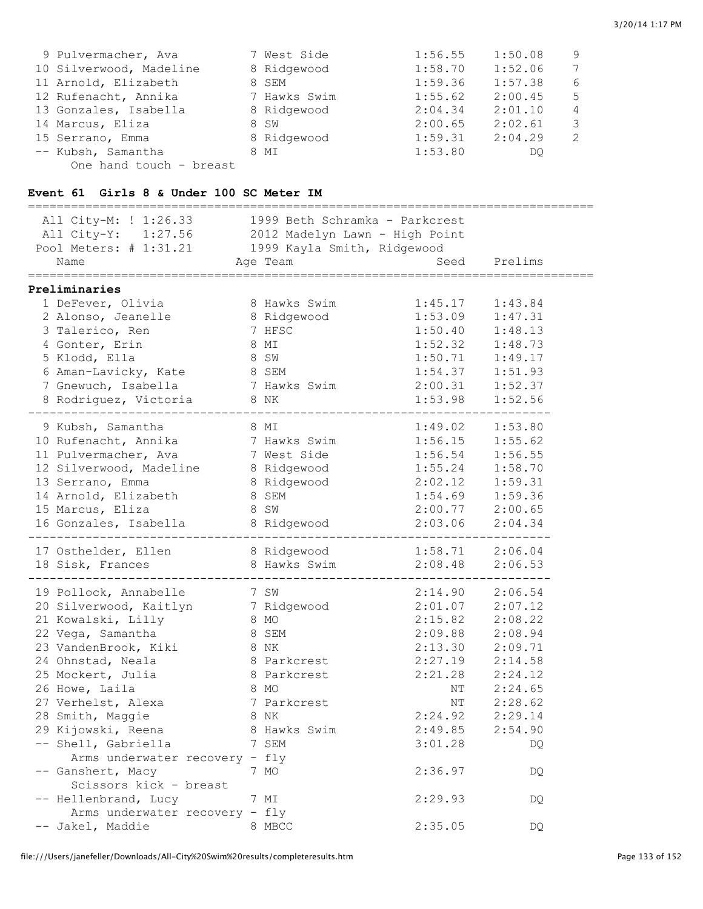| Place | Name | Age | Team | Seed | Finals | Points |
|---|---|---|---|---|---|---|
| 9 | Pulvermacher, Ava | 7 | West Side | 1:56.55 | 1:50.08 | 9 |
| 10 | Silverwood, Madeline | 8 | Ridgewood | 1:58.70 | 1:52.06 | 7 |
| 11 | Arnold, Elizabeth | 8 | SEM | 1:59.36 | 1:57.38 | 6 |
| 12 | Rufenacht, Annika | 7 | Hawks Swim | 1:55.62 | 2:00.45 | 5 |
| 13 | Gonzales, Isabella | 8 | Ridgewood | 2:04.34 | 2:01.10 | 4 |
| 14 | Marcus, Eliza | 8 | SW | 2:00.65 | 2:02.61 | 3 |
| 15 | Serrano, Emma | 8 | Ridgewood | 1:59.31 | 2:04.29 | 2 |
| -- | Kubsh, Samantha | 8 | MI | 1:53.80 | DQ | |
| | One hand touch - breast | | | | | |

**Event 61 Girls 8 & Under 100 SC Meter IM**

All City-M: ! 1:26.33 — 1999 Beth Schramka - Parkcrest
All City-Y: 1:27.56 — 2012 Madelyn Lawn - High Point
Pool Meters: # 1:31.21 — 1999 Kayla Smith, Ridgewood

**Preliminaries**

| Place | Name | Age | Team | Seed | Prelims |
|---|---|---|---|---|---|
| 1 | DeFever, Olivia | 8 | Hawks Swim | 1:45.17 | 1:43.84 |
| 2 | Alonso, Jeanelle | 8 | Ridgewood | 1:53.09 | 1:47.31 |
| 3 | Talerico, Ren | 7 | HFSC | 1:50.40 | 1:48.13 |
| 4 | Gonter, Erin | 8 | MI | 1:52.32 | 1:48.73 |
| 5 | Klodd, Ella | 8 | SW | 1:50.71 | 1:49.17 |
| 6 | Aman-Lavicky, Kate | 8 | SEM | 1:54.37 | 1:51.93 |
| 7 | Gnewuch, Isabella | 7 | Hawks Swim | 2:00.31 | 1:52.37 |
| 8 | Rodriguez, Victoria | 8 | NK | 1:53.98 | 1:52.56 |
| 9 | Kubsh, Samantha | 8 | MI | 1:49.02 | 1:53.80 |
| 10 | Rufenacht, Annika | 7 | Hawks Swim | 1:56.15 | 1:55.62 |
| 11 | Pulvermacher, Ava | 7 | West Side | 1:56.54 | 1:56.55 |
| 12 | Silverwood, Madeline | 8 | Ridgewood | 1:55.24 | 1:58.70 |
| 13 | Serrano, Emma | 8 | Ridgewood | 2:02.12 | 1:59.31 |
| 14 | Arnold, Elizabeth | 8 | SEM | 1:54.69 | 1:59.36 |
| 15 | Marcus, Eliza | 8 | SW | 2:00.77 | 2:00.65 |
| 16 | Gonzales, Isabella | 8 | Ridgewood | 2:03.06 | 2:04.34 |
| 17 | Osthelder, Ellen | 8 | Ridgewood | 1:58.71 | 2:06.04 |
| 18 | Sisk, Frances | 8 | Hawks Swim | 2:08.48 | 2:06.53 |
| 19 | Pollock, Annabelle | 7 | SW | 2:14.90 | 2:06.54 |
| 20 | Silverwood, Kaitlyn | 7 | Ridgewood | 2:01.07 | 2:07.12 |
| 21 | Kowalski, Lilly | 8 | MO | 2:15.82 | 2:08.22 |
| 22 | Vega, Samantha | 8 | SEM | 2:09.88 | 2:08.94 |
| 23 | VandenBrook, Kiki | 8 | NK | 2:13.30 | 2:09.71 |
| 24 | Ohnstad, Neala | 8 | Parkcrest | 2:27.19 | 2:14.58 |
| 25 | Mockert, Julia | 8 | Parkcrest | 2:21.28 | 2:24.12 |
| 26 | Howe, Laila | 8 | MO | NT | 2:24.65 |
| 27 | Verhelst, Alexa | 7 | Parkcrest | NT | 2:28.62 |
| 28 | Smith, Maggie | 8 | NK | 2:24.92 | 2:29.14 |
| 29 | Kijowski, Reena | 8 | Hawks Swim | 2:49.85 | 2:54.90 |
| -- | Shell, Gabriella | 7 | SEM | 3:01.28 | DQ |
| | Arms underwater recovery - fly | | | | |
| -- | Ganshert, Macy | 7 | MO | 2:36.97 | DQ |
| | Scissors kick - breast | | | | |
| -- | Hellenbrand, Lucy | 7 | MI | 2:29.93 | DQ |
| | Arms underwater recovery - fly | | | | |
| -- | Jakel, Maddie | 8 | MBCC | 2:35.05 | DQ |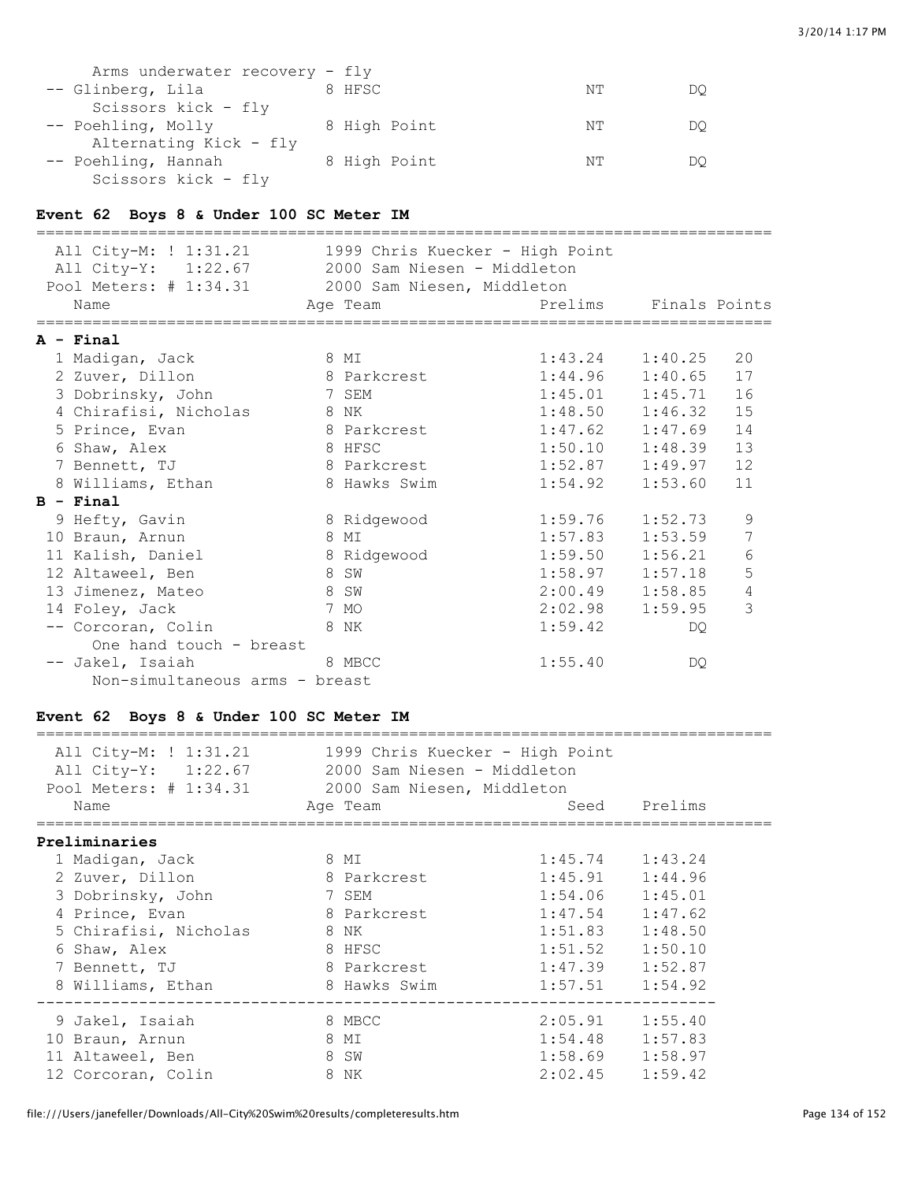Arms underwater recovery - fly

| | Name | Age | Team | Seed | Finals |
|---|---|---|---|---|---|
| -- | Glinberg, Lila | 8 | HFSC | NT | DQ |
| | Scissors kick - fly | | | | |
| -- | Poehling, Molly | 8 | High Point | NT | DQ |
| | Alternating Kick - fly | | | | |
| -- | Poehling, Hannah | 8 | High Point | NT | DQ |
| | Scissors kick - fly | | | | |

### Event 62 Boys 8 & Under 100 SC Meter IM

All City-M: ! 1:31.21 — 1999 Chris Kuecker - High Point
All City-Y: 1:22.67 — 2000 Sam Niesen - Middleton
Pool Meters: # 1:34.31 — 2000 Sam Niesen, Middleton

| | Name | Age | Team | Prelims | Finals | Points |
|---|---|---|---|---|---|---|
| **A - Final** | | | | | | |
| 1 | Madigan, Jack | 8 | MI | 1:43.24 | 1:40.25 | 20 |
| 2 | Zuver, Dillon | 8 | Parkcrest | 1:44.96 | 1:40.65 | 17 |
| 3 | Dobrinsky, John | 7 | SEM | 1:45.01 | 1:45.71 | 16 |
| 4 | Chirafisi, Nicholas | 8 | NK | 1:48.50 | 1:46.32 | 15 |
| 5 | Prince, Evan | 8 | Parkcrest | 1:47.62 | 1:47.69 | 14 |
| 6 | Shaw, Alex | 8 | HFSC | 1:50.10 | 1:48.39 | 13 |
| 7 | Bennett, TJ | 8 | Parkcrest | 1:52.87 | 1:49.97 | 12 |
| 8 | Williams, Ethan | 8 | Hawks Swim | 1:54.92 | 1:53.60 | 11 |
| **B - Final** | | | | | | |
| 9 | Hefty, Gavin | 8 | Ridgewood | 1:59.76 | 1:52.73 | 9 |
| 10 | Braun, Arnun | 8 | MI | 1:57.83 | 1:53.59 | 7 |
| 11 | Kalish, Daniel | 8 | Ridgewood | 1:59.50 | 1:56.21 | 6 |
| 12 | Altaweel, Ben | 8 | SW | 1:58.97 | 1:57.18 | 5 |
| 13 | Jimenez, Mateo | 8 | SW | 2:00.49 | 1:58.85 | 4 |
| 14 | Foley, Jack | 7 | MO | 2:02.98 | 1:59.95 | 3 |
| -- | Corcoran, Colin | 8 | NK | 1:59.42 | DQ | |
| | One hand touch - breast | | | | | |
| -- | Jakel, Isaiah | 8 | MBCC | 1:55.40 | DQ | |
| | Non-simultaneous arms - breast | | | | | |

### Event 62 Boys 8 & Under 100 SC Meter IM

All City-M: ! 1:31.21 — 1999 Chris Kuecker - High Point
All City-Y: 1:22.67 — 2000 Sam Niesen - Middleton
Pool Meters: # 1:34.31 — 2000 Sam Niesen, Middleton

| | Name | Age | Team | Seed | Prelims |
|---|---|---|---|---|---|
| **Preliminaries** | | | | | |
| 1 | Madigan, Jack | 8 | MI | 1:45.74 | 1:43.24 |
| 2 | Zuver, Dillon | 8 | Parkcrest | 1:45.91 | 1:44.96 |
| 3 | Dobrinsky, John | 7 | SEM | 1:54.06 | 1:45.01 |
| 4 | Prince, Evan | 8 | Parkcrest | 1:47.54 | 1:47.62 |
| 5 | Chirafisi, Nicholas | 8 | NK | 1:51.83 | 1:48.50 |
| 6 | Shaw, Alex | 8 | HFSC | 1:51.52 | 1:50.10 |
| 7 | Bennett, TJ | 8 | Parkcrest | 1:47.39 | 1:52.87 |
| 8 | Williams, Ethan | 8 | Hawks Swim | 1:57.51 | 1:54.92 |
| 9 | Jakel, Isaiah | 8 | MBCC | 2:05.91 | 1:55.40 |
| 10 | Braun, Arnun | 8 | MI | 1:54.48 | 1:57.83 |
| 11 | Altaweel, Ben | 8 | SW | 1:58.69 | 1:58.97 |
| 12 | Corcoran, Colin | 8 | NK | 2:02.45 | 1:59.42 |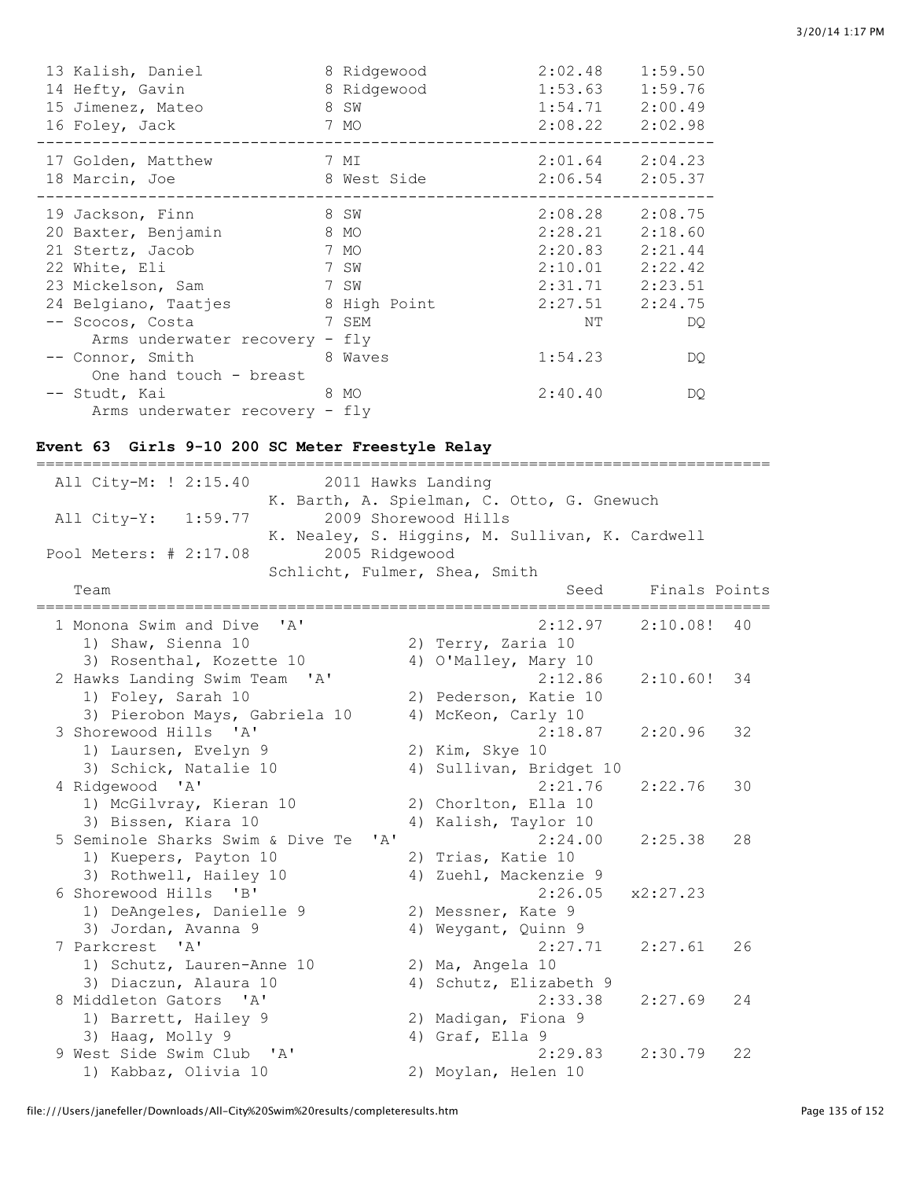```
 13 Kalish, Daniel             8 Ridgewood          2:02.48    1:59.50
 14 Hefty, Gavin               8 Ridgewood          1:53.63    1:59.76
 15 Jimenez, Mateo             8 SW                 1:54.71    2:00.49
 16 Foley, Jack                7 MO                 2:08.22    2:02.98
-----------------------------------------------------------------------
 17 Golden, Matthew            7 MI                 2:01.64    2:04.23
 18 Marcin, Joe                8 West Side          2:06.54    2:05.37
-----------------------------------------------------------------------
 19 Jackson, Finn              8 SW                 2:08.28    2:08.75
 20 Baxter, Benjamin           8 MO                 2:28.21    2:18.60
 21 Stertz, Jacob              7 MO                 2:20.83    2:21.44
 22 White, Eli                 7 SW                 2:10.01    2:22.42
 23 Mickelson, Sam             7 SW                 2:31.71    2:23.51
 24 Belgiano, Taatjes          8 High Point         2:27.51    2:24.75
 -- Scocos, Costa              7 SEM                     NT         DQ
      Arms underwater recovery - fly
 -- Connor, Smith              8 Waves              1:54.23         DQ
      One hand touch - breast
 -- Studt, Kai                 8 MO                 2:40.40         DQ
      Arms underwater recovery - fly
```

**Event 63  Girls 9-10 200 SC Meter Freestyle Relay**

```
===============================================================================
  All City-M: ! 2:15.40        2011 Hawks Landing
                          K. Barth, A. Spielman, C. Otto, G. Gnewuch
  All City-Y:   1:59.77        2009 Shorewood Hills
                          K. Nealey, S. Higgins, M. Sullivan, K. Cardwell
  Pool Meters: # 2:17.08       2005 Ridgewood
                          Schlicht, Fulmer, Shea, Smith
    Team                                            Seed     Finals Points
===============================================================================
  1 Monona Swim and Dive  'A'                     2:12.97    2:10.08!  40
     1) Shaw, Sienna 10                2) Terry, Zaria 10
     3) Rosenthal, Kozette 10          4) O'Malley, Mary 10
  2 Hawks Landing Swim Team  'A'                  2:12.86    2:10.60!  34
     1) Foley, Sarah 10                2) Pederson, Katie 10
     3) Pierobon Mays, Gabriela 10     4) McKeon, Carly 10
  3 Shorewood Hills  'A'                          2:18.87    2:20.96   32
     1) Laursen, Evelyn 9              2) Kim, Skye 10
     3) Schick, Natalie 10             4) Sullivan, Bridget 10
  4 Ridgewood  'A'                                2:21.76    2:22.76   30
     1) McGilvray, Kieran 10           2) Chorlton, Ella 10
     3) Bissen, Kiara 10               4) Kalish, Taylor 10
  5 Seminole Sharks Swim & Dive Te  'A'           2:24.00    2:25.38   28
     1) Kuepers, Payton 10             2) Trias, Katie 10
     3) Rothwell, Hailey 10            4) Zuehl, Mackenzie 9
  6 Shorewood Hills  'B'                          2:26.05   x2:27.23
     1) DeAngeles, Danielle 9          2) Messner, Kate 9
     3) Jordan, Avanna 9               4) Weygant, Quinn 9
  7 Parkcrest  'A'                                2:27.71    2:27.61   26
     1) Schutz, Lauren-Anne 10         2) Ma, Angela 10
     3) Diaczun, Alaura 10             4) Schutz, Elizabeth 9
  8 Middleton Gators  'A'                         2:33.38    2:27.69   24
     1) Barrett, Hailey 9              2) Madigan, Fiona 9
     3) Haag, Molly 9                  4) Graf, Ella 9
  9 West Side Swim Club  'A'                      2:29.83    2:30.79   22
     1) Kabbaz, Olivia 10              2) Moylan, Helen 10
```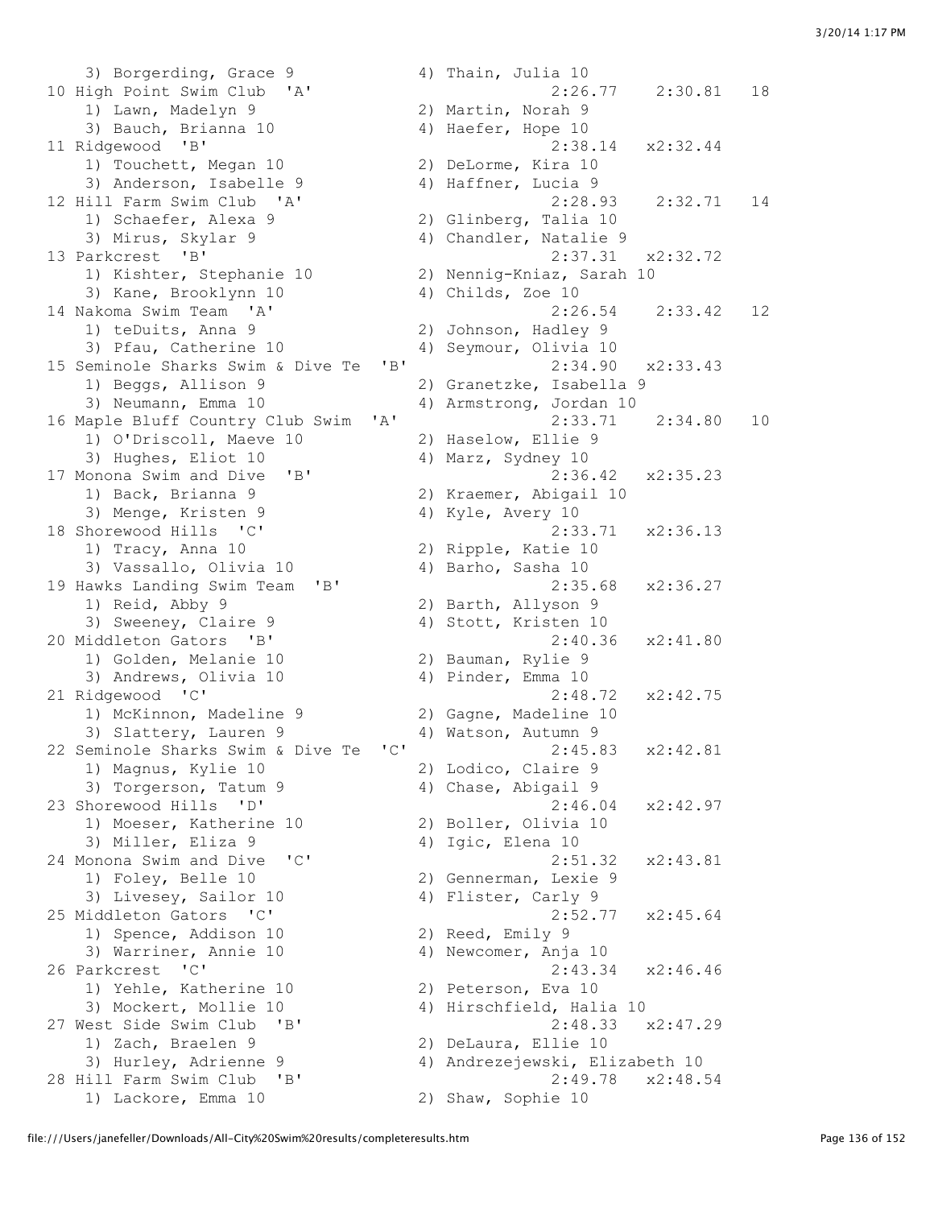```
    3) Borgerding, Grace 9            4) Thain, Julia 10
 10 High Point Swim Club  'A'                        2:26.77    2:30.81   18
    1) Lawn, Madelyn 9                2) Martin, Norah 9
    3) Bauch, Brianna 10              4) Haefer, Hope 10
 11 Ridgewood  'B'                                   2:38.14   x2:32.44
    1) Touchett, Megan 10             2) DeLorme, Kira 10
    3) Anderson, Isabelle 9           4) Haffner, Lucia 9
 12 Hill Farm Swim Club  'A'                         2:28.93    2:32.71   14
    1) Schaefer, Alexa 9              2) Glinberg, Talia 10
    3) Mirus, Skylar 9                4) Chandler, Natalie 9
 13 Parkcrest  'B'                                   2:37.31   x2:32.72
    1) Kishter, Stephanie 10          2) Nennig-Kniaz, Sarah 10
    3) Kane, Brooklynn 10             4) Childs, Zoe 10
 14 Nakoma Swim Team  'A'                            2:26.54    2:33.42   12
    1) teDuits, Anna 9                2) Johnson, Hadley 9
    3) Pfau, Catherine 10             4) Seymour, Olivia 10
 15 Seminole Sharks Swim & Dive Te  'B'              2:34.90   x2:33.43
    1) Beggs, Allison 9               2) Granetzke, Isabella 9
    3) Neumann, Emma 10               4) Armstrong, Jordan 10
 16 Maple Bluff Country Club Swim  'A'               2:33.71    2:34.80   10
    1) O'Driscoll, Maeve 10           2) Haselow, Ellie 9
    3) Hughes, Eliot 10               4) Marz, Sydney 10
 17 Monona Swim and Dive  'B'                        2:36.42   x2:35.23
    1) Back, Brianna 9                2) Kraemer, Abigail 10
    3) Menge, Kristen 9               4) Kyle, Avery 10
 18 Shorewood Hills  'C'                             2:33.71   x2:36.13
    1) Tracy, Anna 10                 2) Ripple, Katie 10
    3) Vassallo, Olivia 10            4) Barho, Sasha 10
 19 Hawks Landing Swim Team  'B'                     2:35.68   x2:36.27
    1) Reid, Abby 9                   2) Barth, Allyson 9
    3) Sweeney, Claire 9              4) Stott, Kristen 10
 20 Middleton Gators  'B'                            2:40.36   x2:41.80
    1) Golden, Melanie 10             2) Bauman, Rylie 9
    3) Andrews, Olivia 10             4) Pinder, Emma 10
 21 Ridgewood  'C'                                   2:48.72   x2:42.75
    1) McKinnon, Madeline 9           2) Gagne, Madeline 10
    3) Slattery, Lauren 9             4) Watson, Autumn 9
 22 Seminole Sharks Swim & Dive Te  'C'              2:45.83   x2:42.81
    1) Magnus, Kylie 10               2) Lodico, Claire 9
    3) Torgerson, Tatum 9             4) Chase, Abigail 9
 23 Shorewood Hills  'D'                             2:46.04   x2:42.97
    1) Moeser, Katherine 10           2) Boller, Olivia 10
    3) Miller, Eliza 9                4) Igic, Elena 10
 24 Monona Swim and Dive  'C'                        2:51.32   x2:43.81
    1) Foley, Belle 10                2) Gennerman, Lexie 9
    3) Livesey, Sailor 10             4) Flister, Carly 9
 25 Middleton Gators  'C'                            2:52.77   x2:45.64
    1) Spence, Addison 10             2) Reed, Emily 9
    3) Warriner, Annie 10             4) Newcomer, Anja 10
 26 Parkcrest  'C'                                   2:43.34   x2:46.46
    1) Yehle, Katherine 10            2) Peterson, Eva 10
    3) Mockert, Mollie 10             4) Hirschfield, Halia 10
 27 West Side Swim Club  'B'                         2:48.33   x2:47.29
    1) Zach, Braelen 9                2) DeLaura, Ellie 10
    3) Hurley, Adrienne 9             4) Andrezejewski, Elizabeth 10
 28 Hill Farm Swim Club  'B'                         2:49.78   x2:48.54
    1) Lackore, Emma 10               2) Shaw, Sophie 10
```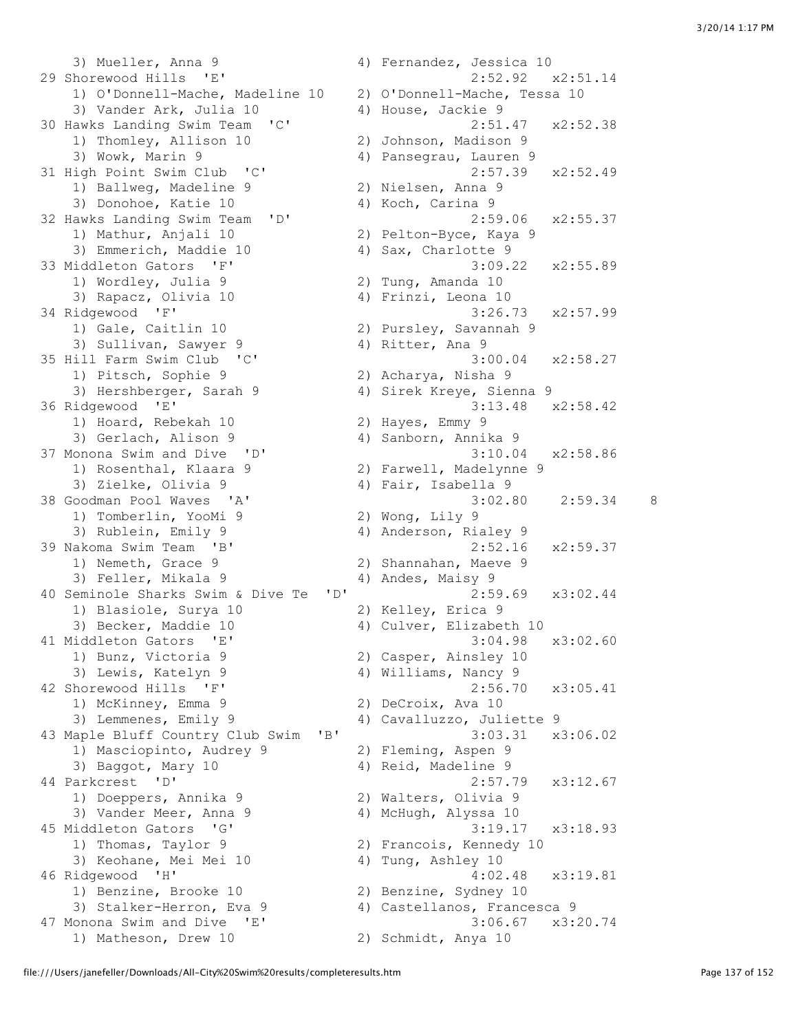```
    3) Mueller, Anna 9                4) Fernandez, Jessica 10
29 Shorewood Hills  'E'                         2:52.92   x2:51.14
    1) O'Donnell-Mache, Madeline 10   2) O'Donnell-Mache, Tessa 10
    3) Vander Ark, Julia 10           4) House, Jackie 9
30 Hawks Landing Swim Team  'C'                 2:51.47   x2:52.38
    1) Thomley, Allison 10            2) Johnson, Madison 9
    3) Wowk, Marin 9                  4) Pansegrau, Lauren 9
31 High Point Swim Club  'C'                    2:57.39   x2:52.49
    1) Ballweg, Madeline 9            2) Nielsen, Anna 9
    3) Donohoe, Katie 10              4) Koch, Carina 9
32 Hawks Landing Swim Team  'D'                 2:59.06   x2:55.37
    1) Mathur, Anjali 10              2) Pelton-Byce, Kaya 9
    3) Emmerich, Maddie 10            4) Sax, Charlotte 9
33 Middleton Gators  'F'                        3:09.22   x2:55.89
    1) Wordley, Julia 9               2) Tung, Amanda 10
    3) Rapacz, Olivia 10              4) Frinzi, Leona 10
34 Ridgewood  'F'                               3:26.73   x2:57.99
    1) Gale, Caitlin 10               2) Pursley, Savannah 9
    3) Sullivan, Sawyer 9             4) Ritter, Ana 9
35 Hill Farm Swim Club  'C'                     3:00.04   x2:58.27
    1) Pitsch, Sophie 9               2) Acharya, Nisha 9
    3) Hershberger, Sarah 9           4) Sirek Kreye, Sienna 9
36 Ridgewood  'E'                               3:13.48   x2:58.42
    1) Hoard, Rebekah 10              2) Hayes, Emmy 9
    3) Gerlach, Alison 9              4) Sanborn, Annika 9
37 Monona Swim and Dive  'D'                    3:10.04   x2:58.86
    1) Rosenthal, Klaara 9            2) Farwell, Madelynne 9
    3) Zielke, Olivia 9               4) Fair, Isabella 9
38 Goodman Pool Waves  'A'                      3:02.80    2:59.34    8
    1) Tomberlin, YooMi 9             2) Wong, Lily 9
    3) Rublein, Emily 9               4) Anderson, Rialey 9
39 Nakoma Swim Team  'B'                        2:52.16   x2:59.37
    1) Nemeth, Grace 9                2) Shannahan, Maeve 9
    3) Feller, Mikala 9               4) Andes, Maisy 9
40 Seminole Sharks Swim & Dive Te  'D'          2:59.69   x3:02.44
    1) Blasiole, Surya 10             2) Kelley, Erica 9
    3) Becker, Maddie 10              4) Culver, Elizabeth 10
41 Middleton Gators  'E'                        3:04.98   x3:02.60
    1) Bunz, Victoria 9               2) Casper, Ainsley 10
    3) Lewis, Katelyn 9               4) Williams, Nancy 9
42 Shorewood Hills  'F'                         2:56.70   x3:05.41
    1) McKinney, Emma 9               2) DeCroix, Ava 10
    3) Lemmenes, Emily 9              4) Cavalluzzo, Juliette 9
43 Maple Bluff Country Club Swim  'B'           3:03.31   x3:06.02
    1) Masciopinto, Audrey 9          2) Fleming, Aspen 9
    3) Baggot, Mary 10                4) Reid, Madeline 9
44 Parkcrest  'D'                               2:57.79   x3:12.67
    1) Doeppers, Annika 9             2) Walters, Olivia 9
    3) Vander Meer, Anna 9            4) McHugh, Alyssa 10
45 Middleton Gators  'G'                        3:19.17   x3:18.93
    1) Thomas, Taylor 9               2) Francois, Kennedy 10
    3) Keohane, Mei Mei 10            4) Tung, Ashley 10
46 Ridgewood  'H'                               4:02.48   x3:19.81
    1) Benzine, Brooke 10             2) Benzine, Sydney 10
    3) Stalker-Herron, Eva 9          4) Castellanos, Francesca 9
47 Monona Swim and Dive  'E'                    3:06.67   x3:20.74
    1) Matheson, Drew 10              2) Schmidt, Anya 10
```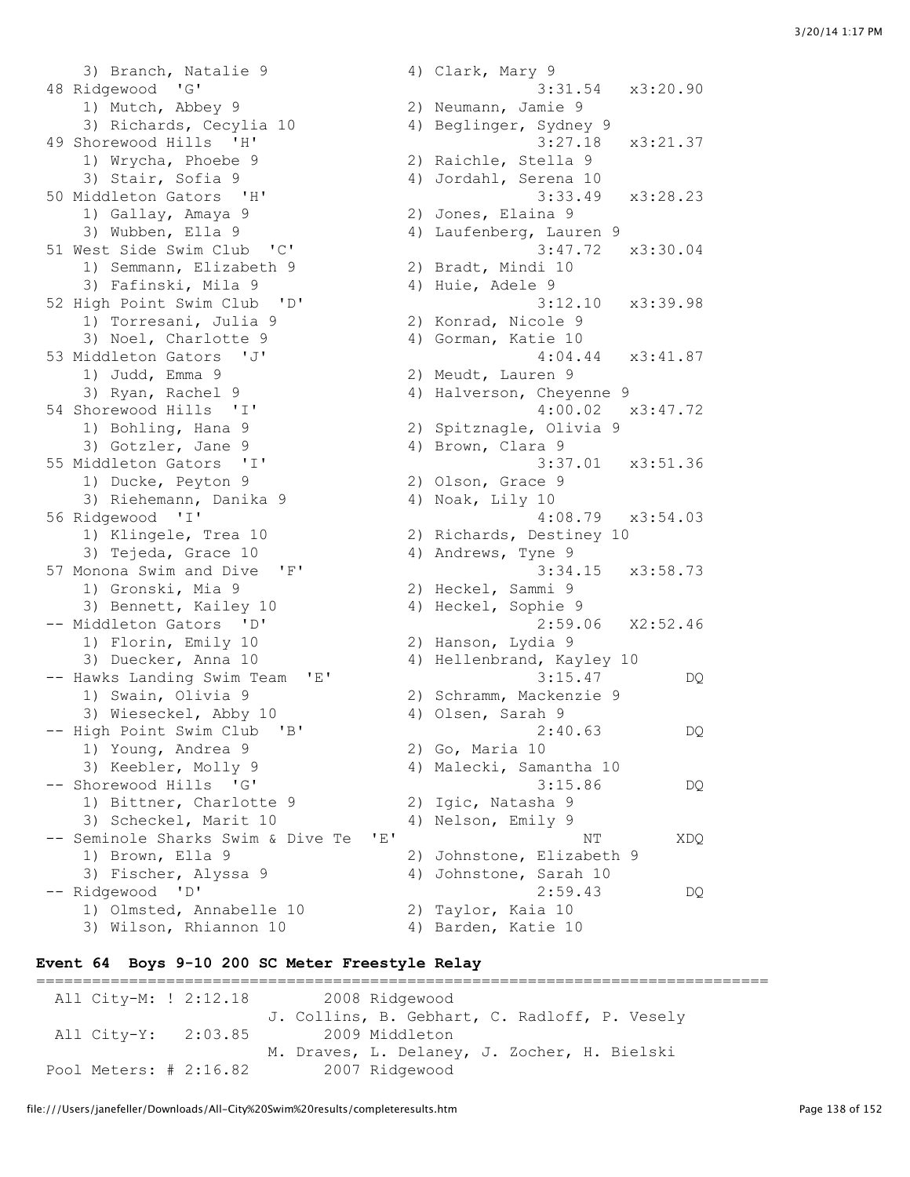```
    3) Branch, Natalie 9              4) Clark, Mary 9
 48 Ridgewood  'G'                                 3:31.54   x3:20.90
    1) Mutch, Abbey 9                 2) Neumann, Jamie 9
    3) Richards, Cecylia 10           4) Beglinger, Sydney 9
 49 Shorewood Hills  'H'                           3:27.18   x3:21.37
    1) Wrycha, Phoebe 9               2) Raichle, Stella 9
    3) Stair, Sofia 9                 4) Jordahl, Serena 10
 50 Middleton Gators  'H'                          3:33.49   x3:28.23
    1) Gallay, Amaya 9                2) Jones, Elaina 9
    3) Wubben, Ella 9                 4) Laufenberg, Lauren 9
 51 West Side Swim Club  'C'                       3:47.72   x3:30.04
    1) Semmann, Elizabeth 9           2) Bradt, Mindi 10
    3) Fafinski, Mila 9               4) Huie, Adele 9
 52 High Point Swim Club  'D'                      3:12.10   x3:39.98
    1) Torresani, Julia 9             2) Konrad, Nicole 9
    3) Noel, Charlotte 9              4) Gorman, Katie 10
 53 Middleton Gators  'J'                          4:04.44   x3:41.87
    1) Judd, Emma 9                   2) Meudt, Lauren 9
    3) Ryan, Rachel 9                 4) Halverson, Cheyenne 9
 54 Shorewood Hills  'I'                           4:00.02   x3:47.72
    1) Bohling, Hana 9                2) Spitznagle, Olivia 9
    3) Gotzler, Jane 9                4) Brown, Clara 9
 55 Middleton Gators  'I'                          3:37.01   x3:51.36
    1) Ducke, Peyton 9                2) Olson, Grace 9
    3) Riehemann, Danika 9            4) Noak, Lily 10
 56 Ridgewood  'I'                                 4:08.79   x3:54.03
    1) Klingele, Trea 10              2) Richards, Destiney 10
    3) Tejeda, Grace 10               4) Andrews, Tyne 9
 57 Monona Swim and Dive  'F'                      3:34.15   x3:58.73
    1) Gronski, Mia 9                 2) Heckel, Sammi 9
    3) Bennett, Kailey 10             4) Heckel, Sophie 9
 -- Middleton Gators  'D'                          2:59.06   X2:52.46
    1) Florin, Emily 10               2) Hanson, Lydia 9
    3) Duecker, Anna 10               4) Hellenbrand, Kayley 10
 -- Hawks Landing Swim Team  'E'                   3:15.47         DQ
    1) Swain, Olivia 9                2) Schramm, Mackenzie 9
    3) Wieseckel, Abby 10             4) Olsen, Sarah 9
 -- High Point Swim Club  'B'                      2:40.63         DQ
    1) Young, Andrea 9                2) Go, Maria 10
    3) Keebler, Molly 9               4) Malecki, Samantha 10
 -- Shorewood Hills  'G'                           3:15.86         DQ
    1) Bittner, Charlotte 9           2) Igic, Natasha 9
    3) Scheckel, Marit 10             4) Nelson, Emily 9
 -- Seminole Sharks Swim & Dive Te  'E'                 NT        XDQ
    1) Brown, Ella 9                  2) Johnstone, Elizabeth 9
    3) Fischer, Alyssa 9              4) Johnstone, Sarah 10
 -- Ridgewood  'D'                                 2:59.43         DQ
    1) Olmsted, Annabelle 10          2) Taylor, Kaia 10
    3) Wilson, Rhiannon 10            4) Barden, Katie 10
```

**Event 64  Boys 9-10 200 SC Meter Freestyle Relay**

```
===============================================================================
  All City-M: ! 2:12.18        2008 Ridgewood
                         J. Collins, B. Gebhart, C. Radloff, P. Vesely
  All City-Y:   2:03.85        2009 Middleton
                         M. Draves, L. Delaney, J. Zocher, H. Bielski
 Pool Meters: # 2:16.82        2007 Ridgewood
```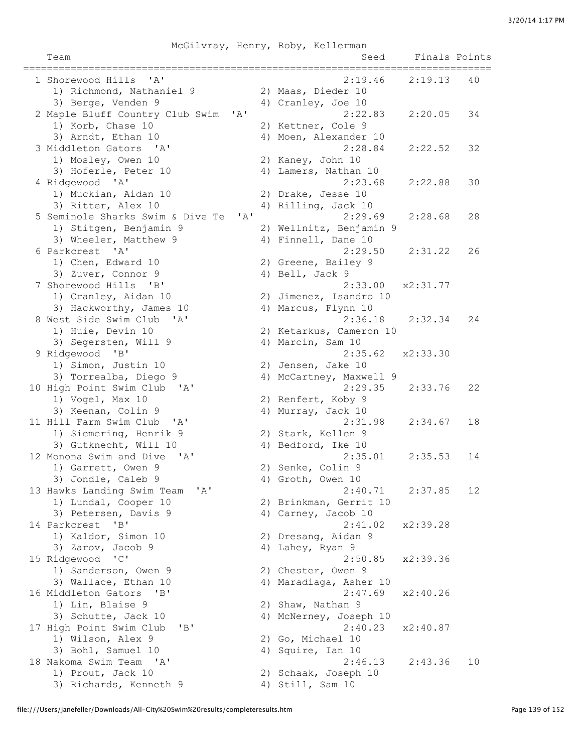McGilvray, Henry, Roby, Kellerman

| Place | Team | Seed | Finals | Points |
|---|---|---|---|---|
| 1 | Shorewood Hills 'A' | 2:19.46 | 2:19.13 | 40 |
| | 1) Richmond, Nathaniel 9; 2) Maas, Dieder 10; 3) Berge, Venden 9; 4) Cranley, Joe 10 | | | |
| 2 | Maple Bluff Country Club Swim 'A' | 2:22.83 | 2:20.05 | 34 |
| | 1) Korb, Chase 10; 2) Kettner, Cole 9; 3) Arndt, Ethan 10; 4) Moen, Alexander 10 | | | |
| 3 | Middleton Gators 'A' | 2:28.84 | 2:22.52 | 32 |
| | 1) Mosley, Owen 10; 2) Kaney, John 10; 3) Hoferle, Peter 10; 4) Lamers, Nathan 10 | | | |
| 4 | Ridgewood 'A' | 2:23.68 | 2:22.88 | 30 |
| | 1) Muckian, Aidan 10; 2) Drake, Jesse 10; 3) Ritter, Alex 10; 4) Rilling, Jack 10 | | | |
| 5 | Seminole Sharks Swim & Dive Te 'A' | 2:29.69 | 2:28.68 | 28 |
| | 1) Stitgen, Benjamin 9; 2) Wellnitz, Benjamin 9; 3) Wheeler, Matthew 9; 4) Finnell, Dane 10 | | | |
| 6 | Parkcrest 'A' | 2:29.50 | 2:31.22 | 26 |
| | 1) Chen, Edward 10; 2) Greene, Bailey 9; 3) Zuver, Connor 9; 4) Bell, Jack 9 | | | |
| 7 | Shorewood Hills 'B' | 2:33.00 | x2:31.77 | |
| | 1) Cranley, Aidan 10; 2) Jimenez, Isandro 10; 3) Hackworthy, James 10; 4) Marcus, Flynn 10 | | | |
| 8 | West Side Swim Club 'A' | 2:36.18 | 2:32.34 | 24 |
| | 1) Huie, Devin 10; 2) Ketarkus, Cameron 10; 3) Segersten, Will 9; 4) Marcin, Sam 10 | | | |
| 9 | Ridgewood 'B' | 2:35.62 | x2:33.30 | |
| | 1) Simon, Justin 10; 2) Jensen, Jake 10; 3) Torrealba, Diego 9; 4) McCartney, Maxwell 9 | | | |
| 10 | High Point Swim Club 'A' | 2:29.35 | 2:33.76 | 22 |
| | 1) Vogel, Max 10; 2) Renfert, Koby 9; 3) Keenan, Colin 9; 4) Murray, Jack 10 | | | |
| 11 | Hill Farm Swim Club 'A' | 2:31.98 | 2:34.67 | 18 |
| | 1) Siemering, Henrik 9; 2) Stark, Kellen 9; 3) Gutknecht, Will 10; 4) Bedford, Ike 10 | | | |
| 12 | Monona Swim and Dive 'A' | 2:35.01 | 2:35.53 | 14 |
| | 1) Garrett, Owen 9; 2) Senke, Colin 9; 3) Jondle, Caleb 9; 4) Groth, Owen 10 | | | |
| 13 | Hawks Landing Swim Team 'A' | 2:40.71 | 2:37.85 | 12 |
| | 1) Lundal, Cooper 10; 2) Brinkman, Gerrit 10; 3) Petersen, Davis 9; 4) Carney, Jacob 10 | | | |
| 14 | Parkcrest 'B' | 2:41.02 | x2:39.28 | |
| | 1) Kaldor, Simon 10; 2) Dresang, Aidan 9; 3) Zarov, Jacob 9; 4) Lahey, Ryan 9 | | | |
| 15 | Ridgewood 'C' | 2:50.85 | x2:39.36 | |
| | 1) Sanderson, Owen 9; 2) Chester, Owen 9; 3) Wallace, Ethan 10; 4) Maradiaga, Asher 10 | | | |
| 16 | Middleton Gators 'B' | 2:47.69 | x2:40.26 | |
| | 1) Lin, Blaise 9; 2) Shaw, Nathan 9; 3) Schutte, Jack 10; 4) McNerney, Joseph 10 | | | |
| 17 | High Point Swim Club 'B' | 2:40.23 | x2:40.87 | |
| | 1) Wilson, Alex 9; 2) Go, Michael 10; 3) Bohl, Samuel 10; 4) Squire, Ian 10 | | | |
| 18 | Nakoma Swim Team 'A' | 2:46.13 | 2:43.36 | 10 |
| | 1) Prout, Jack 10; 2) Schaak, Joseph 10; 3) Richards, Kenneth 9; 4) Still, Sam 10 | | | |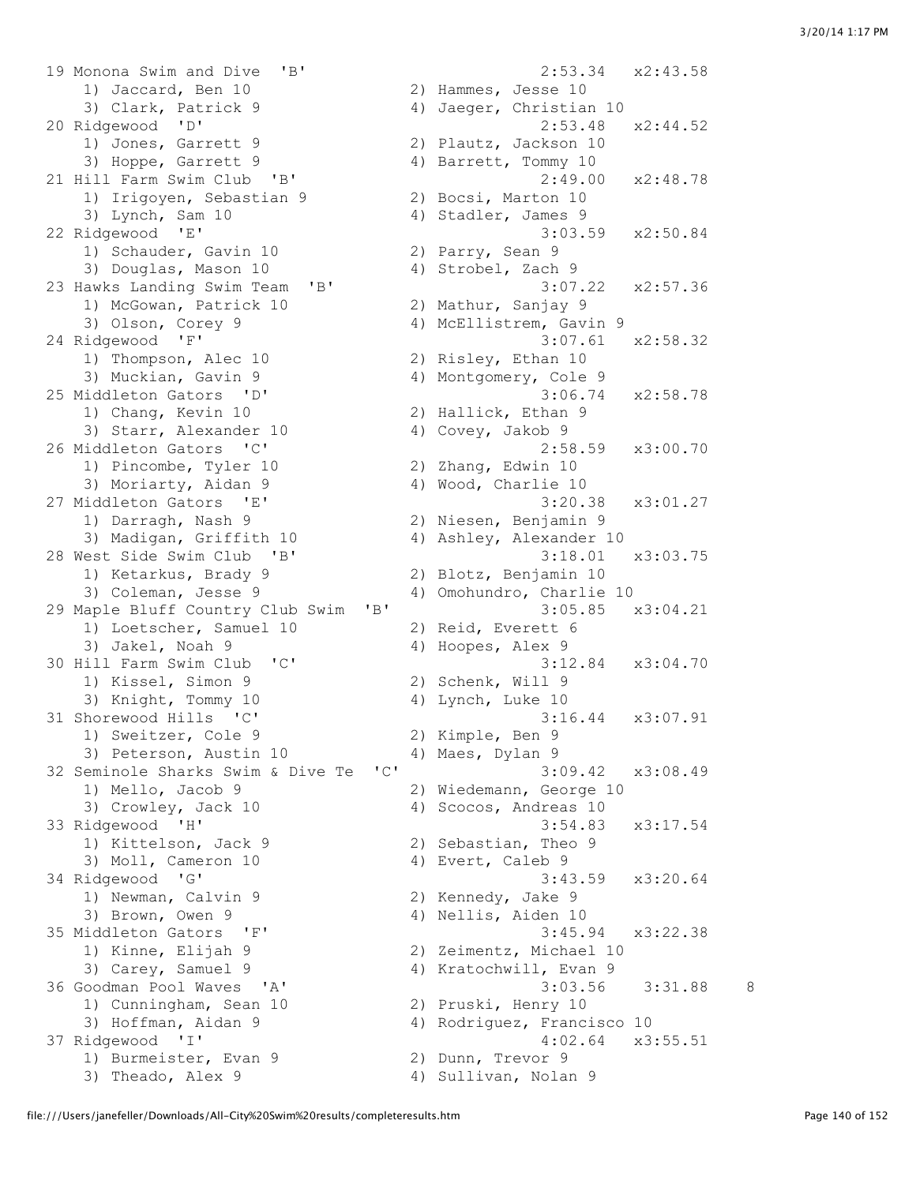```
19 Monona Swim and Dive  'B'                          2:53.34   x2:43.58
    1) Jaccard, Ben 10               2) Hammes, Jesse 10
    3) Clark, Patrick 9              4) Jaeger, Christian 10
20 Ridgewood  'D'                                     2:53.48   x2:44.52
    1) Jones, Garrett 9              2) Plautz, Jackson 10
    3) Hoppe, Garrett 9              4) Barrett, Tommy 10
21 Hill Farm Swim Club  'B'                           2:49.00   x2:48.78
    1) Irigoyen, Sebastian 9         2) Bocsi, Marton 10
    3) Lynch, Sam 10                 4) Stadler, James 9
22 Ridgewood  'E'                                     3:03.59   x2:50.84
    1) Schauder, Gavin 10            2) Parry, Sean 9
    3) Douglas, Mason 10             4) Strobel, Zach 9
23 Hawks Landing Swim Team  'B'                       3:07.22   x2:57.36
    1) McGowan, Patrick 10           2) Mathur, Sanjay 9
    3) Olson, Corey 9                4) McEllistrem, Gavin 9
24 Ridgewood  'F'                                     3:07.61   x2:58.32
    1) Thompson, Alec 10             2) Risley, Ethan 10
    3) Muckian, Gavin 9              4) Montgomery, Cole 9
25 Middleton Gators  'D'                              3:06.74   x2:58.78
    1) Chang, Kevin 10               2) Hallick, Ethan 9
    3) Starr, Alexander 10           4) Covey, Jakob 9
26 Middleton Gators  'C'                              2:58.59   x3:00.70
    1) Pincombe, Tyler 10            2) Zhang, Edwin 10
    3) Moriarty, Aidan 9             4) Wood, Charlie 10
27 Middleton Gators  'E'                              3:20.38   x3:01.27
    1) Darragh, Nash 9               2) Niesen, Benjamin 9
    3) Madigan, Griffith 10          4) Ashley, Alexander 10
28 West Side Swim Club  'B'                           3:18.01   x3:03.75
    1) Ketarkus, Brady 9             2) Blotz, Benjamin 10
    3) Coleman, Jesse 9              4) Omohundro, Charlie 10
29 Maple Bluff Country Club Swim  'B'                 3:05.85   x3:04.21
    1) Loetscher, Samuel 10          2) Reid, Everett 6
    3) Jakel, Noah 9                 4) Hoopes, Alex 9
30 Hill Farm Swim Club  'C'                           3:12.84   x3:04.70
    1) Kissel, Simon 9               2) Schenk, Will 9
    3) Knight, Tommy 10              4) Lynch, Luke 10
31 Shorewood Hills  'C'                               3:16.44   x3:07.91
    1) Sweitzer, Cole 9              2) Kimple, Ben 9
    3) Peterson, Austin 10           4) Maes, Dylan 9
32 Seminole Sharks Swim & Dive Te  'C'                3:09.42   x3:08.49
    1) Mello, Jacob 9                2) Wiedemann, George 10
    3) Crowley, Jack 10              4) Scocos, Andreas 10
33 Ridgewood  'H'                                     3:54.83   x3:17.54
    1) Kittelson, Jack 9             2) Sebastian, Theo 9
    3) Moll, Cameron 10              4) Evert, Caleb 9
34 Ridgewood  'G'                                     3:43.59   x3:20.64
    1) Newman, Calvin 9              2) Kennedy, Jake 9
    3) Brown, Owen 9                 4) Nellis, Aiden 10
35 Middleton Gators  'F'                              3:45.94   x3:22.38
    1) Kinne, Elijah 9               2) Zeimentz, Michael 10
    3) Carey, Samuel 9               4) Kratochwill, Evan 9
36 Goodman Pool Waves  'A'                            3:03.56    3:31.88    8
    1) Cunningham, Sean 10           2) Pruski, Henry 10
    3) Hoffman, Aidan 9              4) Rodriguez, Francisco 10
37 Ridgewood  'I'                                     4:02.64   x3:55.51
    1) Burmeister, Evan 9            2) Dunn, Trevor 9
    3) Theado, Alex 9                4) Sullivan, Nolan 9
```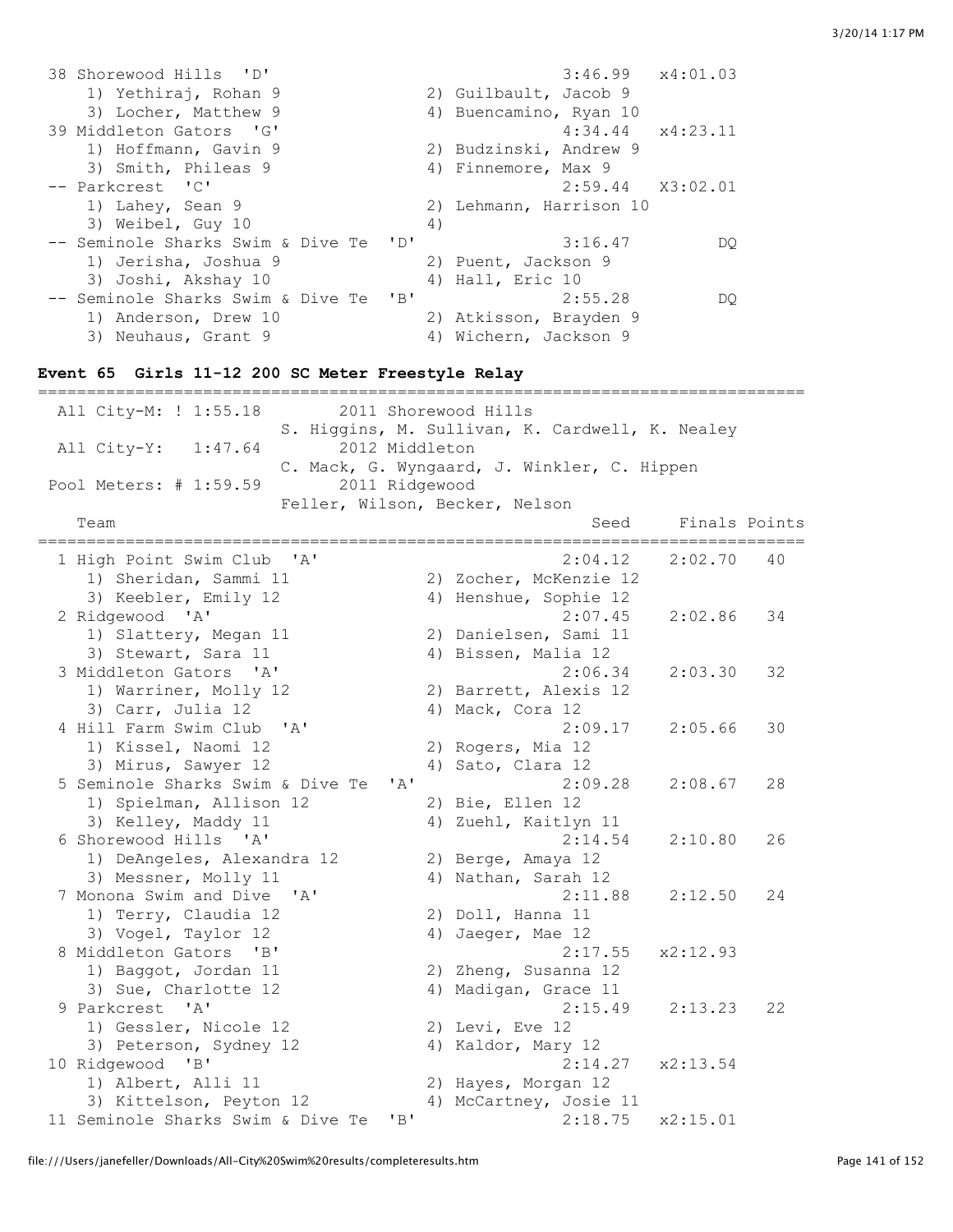```
 38 Shorewood Hills  'D'                              3:46.99   x4:01.03
    1) Yethiraj, Rohan 9              2) Guilbault, Jacob 9
    3) Locher, Matthew 9              4) Buencamino, Ryan 10
 39 Middleton Gators  'G'                             4:34.44   x4:23.11
    1) Hoffmann, Gavin 9              2) Budzinski, Andrew 9
    3) Smith, Phileas 9               4) Finnemore, Max 9
 -- Parkcrest  'C'                                    2:59.44   X3:02.01
    1) Lahey, Sean 9                  2) Lehmann, Harrison 10
    3) Weibel, Guy 10                 4)
 -- Seminole Sharks Swim & Dive Te  'D'               3:16.47         DQ
    1) Jerisha, Joshua 9              2) Puent, Jackson 9
    3) Joshi, Akshay 10               4) Hall, Eric 10
 -- Seminole Sharks Swim & Dive Te  'B'               2:55.28         DQ
    1) Anderson, Drew 10              2) Atkisson, Brayden 9
    3) Neuhaus, Grant 9               4) Wichern, Jackson 9
```

### Event 65 Girls 11-12 200 SC Meter Freestyle Relay

```
===============================================================================
  All City-M: ! 1:55.18        2011 Shorewood Hills
                         S. Higgins, M. Sullivan, K. Cardwell, K. Nealey
  All City-Y:   1:47.64        2012 Middleton
                         C. Mack, G. Wyngaard, J. Winkler, C. Hippen
  Pool Meters: # 1:59.59       2011 Ridgewood
                         Feller, Wilson, Becker, Nelson
    Team                                              Seed    Finals Points
===============================================================================
  1 High Point Swim Club  'A'                         2:04.12    2:02.70   40
     1) Sheridan, Sammi 11            2) Zocher, McKenzie 12
     3) Keebler, Emily 12             4) Henshue, Sophie 12
  2 Ridgewood  'A'                                    2:07.45    2:02.86   34
     1) Slattery, Megan 11            2) Danielsen, Sami 11
     3) Stewart, Sara 11              4) Bissen, Malia 12
  3 Middleton Gators  'A'                             2:06.34    2:03.30   32
     1) Warriner, Molly 12            2) Barrett, Alexis 12
     3) Carr, Julia 12                4) Mack, Cora 12
  4 Hill Farm Swim Club  'A'                          2:09.17    2:05.66   30
     1) Kissel, Naomi 12              2) Rogers, Mia 12
     3) Mirus, Sawyer 12              4) Sato, Clara 12
  5 Seminole Sharks Swim & Dive Te  'A'               2:09.28    2:08.67   28
     1) Spielman, Allison 12          2) Bie, Ellen 12
     3) Kelley, Maddy 11              4) Zuehl, Kaitlyn 11
  6 Shorewood Hills  'A'                              2:14.54    2:10.80   26
     1) DeAngeles, Alexandra 12       2) Berge, Amaya 12
     3) Messner, Molly 11             4) Nathan, Sarah 12
  7 Monona Swim and Dive  'A'                         2:11.88    2:12.50   24
     1) Terry, Claudia 12             2) Doll, Hanna 11
     3) Vogel, Taylor 12              4) Jaeger, Mae 12
  8 Middleton Gators  'B'                             2:17.55   x2:12.93
     1) Baggot, Jordan 11             2) Zheng, Susanna 12
     3) Sue, Charlotte 12             4) Madigan, Grace 11
  9 Parkcrest  'A'                                    2:15.49    2:13.23   22
     1) Gessler, Nicole 12            2) Levi, Eve 12
     3) Peterson, Sydney 12           4) Kaldor, Mary 12
 10 Ridgewood  'B'                                    2:14.27   x2:13.54
     1) Albert, Alli 11               2) Hayes, Morgan 12
     3) Kittelson, Peyton 12          4) McCartney, Josie 11
 11 Seminole Sharks Swim & Dive Te  'B'               2:18.75   x2:15.01
```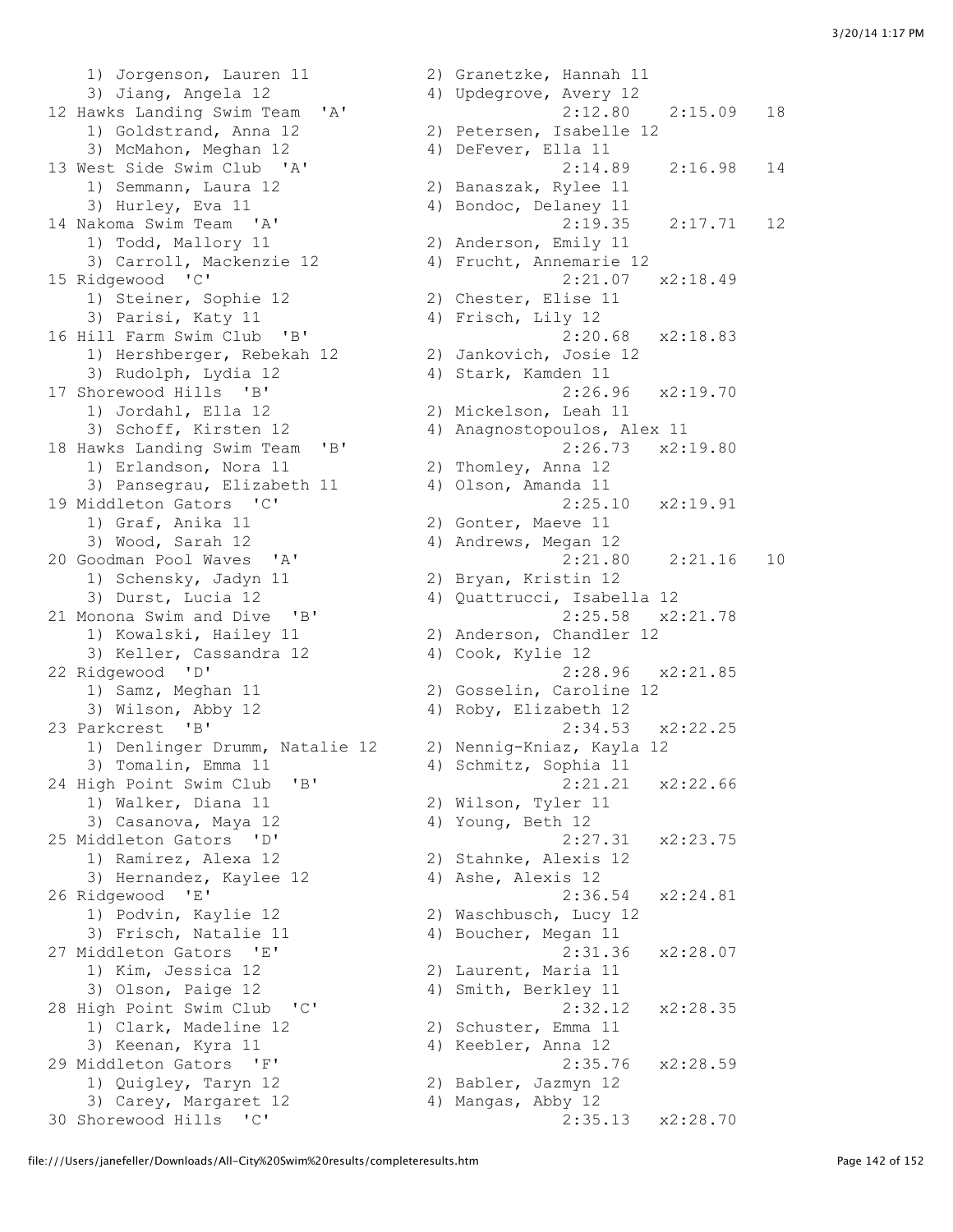```
    1) Jorgenson, Lauren 11          2) Granetzke, Hannah 11
    3) Jiang, Angela 12              4) Updegrove, Avery 12
 12 Hawks Landing Swim Team  'A'                  2:12.80    2:15.09   18
    1) Goldstrand, Anna 12           2) Petersen, Isabelle 12
    3) McMahon, Meghan 12            4) DeFever, Ella 11
 13 West Side Swim Club  'A'                      2:14.89    2:16.98   14
    1) Semmann, Laura 12             2) Banaszak, Rylee 11
    3) Hurley, Eva 11                4) Bondoc, Delaney 11
 14 Nakoma Swim Team  'A'                         2:19.35    2:17.71   12
    1) Todd, Mallory 11              2) Anderson, Emily 11
    3) Carroll, Mackenzie 12         4) Frucht, Annemarie 12
 15 Ridgewood  'C'                                2:21.07   x2:18.49
    1) Steiner, Sophie 12            2) Chester, Elise 11
    3) Parisi, Katy 11               4) Frisch, Lily 12
 16 Hill Farm Swim Club  'B'                      2:20.68   x2:18.83
    1) Hershberger, Rebekah 12       2) Jankovich, Josie 12
    3) Rudolph, Lydia 12             4) Stark, Kamden 11
 17 Shorewood Hills  'B'                          2:26.96   x2:19.70
    1) Jordahl, Ella 12              2) Mickelson, Leah 11
    3) Schoff, Kirsten 12            4) Anagnostopoulos, Alex 11
 18 Hawks Landing Swim Team  'B'                  2:26.73   x2:19.80
    1) Erlandson, Nora 11            2) Thomley, Anna 12
    3) Pansegrau, Elizabeth 11       4) Olson, Amanda 11
 19 Middleton Gators  'C'                         2:25.10   x2:19.91
    1) Graf, Anika 11                2) Gonter, Maeve 11
    3) Wood, Sarah 12                4) Andrews, Megan 12
 20 Goodman Pool Waves  'A'                       2:21.80    2:21.16   10
    1) Schensky, Jadyn 11            2) Bryan, Kristin 12
    3) Durst, Lucia 12               4) Quattrucci, Isabella 12
 21 Monona Swim and Dive  'B'                     2:25.58   x2:21.78
    1) Kowalski, Hailey 11           2) Anderson, Chandler 12
    3) Keller, Cassandra 12          4) Cook, Kylie 12
 22 Ridgewood  'D'                                2:28.96   x2:21.85
    1) Samz, Meghan 11               2) Gosselin, Caroline 12
    3) Wilson, Abby 12               4) Roby, Elizabeth 12
 23 Parkcrest  'B'                                2:34.53   x2:22.25
    1) Denlinger Drumm, Natalie 12   2) Nennig-Kniaz, Kayla 12
    3) Tomalin, Emma 11              4) Schmitz, Sophia 11
 24 High Point Swim Club  'B'                     2:21.21   x2:22.66
    1) Walker, Diana 11              2) Wilson, Tyler 11
    3) Casanova, Maya 12             4) Young, Beth 12
 25 Middleton Gators  'D'                         2:27.31   x2:23.75
    1) Ramirez, Alexa 12             2) Stahnke, Alexis 12
    3) Hernandez, Kaylee 12          4) Ashe, Alexis 12
 26 Ridgewood  'E'                                2:36.54   x2:24.81
    1) Podvin, Kaylie 12             2) Waschbusch, Lucy 12
    3) Frisch, Natalie 11            4) Boucher, Megan 11
 27 Middleton Gators  'E'                         2:31.36   x2:28.07
    1) Kim, Jessica 12               2) Laurent, Maria 11
    3) Olson, Paige 12               4) Smith, Berkley 11
 28 High Point Swim Club  'C'                     2:32.12   x2:28.35
    1) Clark, Madeline 12            2) Schuster, Emma 11
    3) Keenan, Kyra 11               4) Keebler, Anna 12
 29 Middleton Gators  'F'                         2:35.76   x2:28.59
    1) Quigley, Taryn 12             2) Babler, Jazmyn 12
    3) Carey, Margaret 12            4) Mangas, Abby 12
 30 Shorewood Hills  'C'                          2:35.13   x2:28.70
```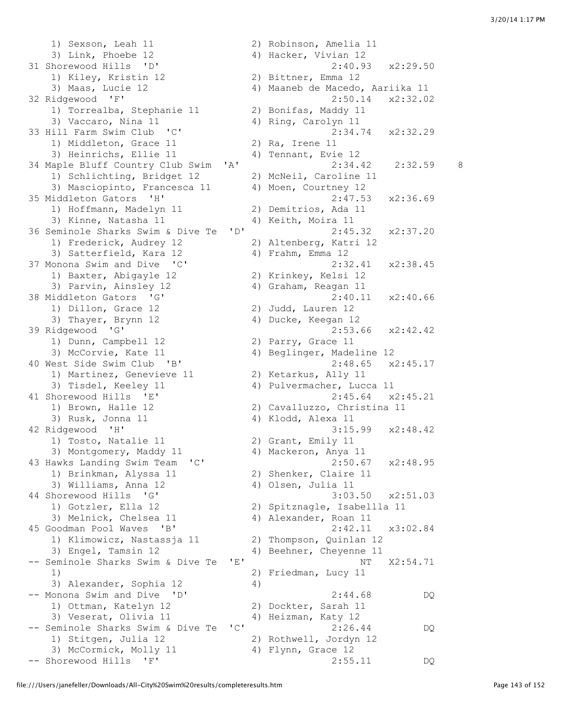```
    1) Sexson, Leah 11               2) Robinson, Amelia 11
    3) Link, Phoebe 12               4) Hacker, Vivian 12
 31 Shorewood Hills  'D'                         2:40.93   x2:29.50
    1) Kiley, Kristin 12             2) Bittner, Emma 12
    3) Maas, Lucie 12                4) Maaneb de Macedo, Aariika 11
 32 Ridgewood  'F'                               2:50.14   x2:32.02
    1) Torrealba, Stephanie 11       2) Bonifas, Maddy 11
    3) Vaccaro, Nina 11              4) Ring, Carolyn 11
 33 Hill Farm Swim Club  'C'                     2:34.74   x2:32.29
    1) Middleton, Grace 11           2) Ra, Irene 11
    3) Heinrichs, Ellie 11           4) Tennant, Evie 12
 34 Maple Bluff Country Club Swim  'A'           2:34.42    2:32.59    8
    1) Schlichting, Bridget 12       2) McNeil, Caroline 11
    3) Masciopinto, Francesca 11     4) Moen, Courtney 12
 35 Middleton Gators  'H'                        2:47.53   x2:36.69
    1) Hoffmann, Madelyn 11          2) Demitrios, Ada 11
    3) Kinne, Natasha 11             4) Keith, Moira 11
 36 Seminole Sharks Swim & Dive Te  'D'          2:45.32   x2:37.20
    1) Frederick, Audrey 12          2) Altenberg, Katri 12
    3) Satterfield, Kara 12          4) Frahm, Emma 12
 37 Monona Swim and Dive  'C'                    2:32.41   x2:38.45
    1) Baxter, Abigayle 12           2) Krinkey, Kelsi 12
    3) Parvin, Ainsley 12            4) Graham, Reagan 11
 38 Middleton Gators  'G'                        2:40.11   x2:40.66
    1) Dillon, Grace 12              2) Judd, Lauren 12
    3) Thayer, Brynn 12              4) Ducke, Keegan 12
 39 Ridgewood  'G'                               2:53.66   x2:42.42
    1) Dunn, Campbell 12             2) Parry, Grace 11
    3) McCorvie, Kate 11             4) Beglinger, Madeline 12
 40 West Side Swim Club  'B'                     2:48.65   x2:45.17
    1) Martinez, Genevieve 11        2) Ketarkus, Ally 11
    3) Tisdel, Keeley 11             4) Pulvermacher, Lucca 11
 41 Shorewood Hills  'E'                         2:45.64   x2:45.21
    1) Brown, Halle 12               2) Cavalluzzo, Christina 11
    3) Rusk, Jonna 11                4) Klodd, Alexa 11
 42 Ridgewood  'H'                               3:15.99   x2:48.42
    1) Tosto, Natalie 11             2) Grant, Emily 11
    3) Montgomery, Maddy 11          4) Mackeron, Anya 11
 43 Hawks Landing Swim Team  'C'                 2:50.67   x2:48.95
    1) Brinkman, Alyssa 11           2) Shenker, Claire 11
    3) Williams, Anna 12             4) Olsen, Julia 11
 44 Shorewood Hills  'G'                         3:03.50   x2:51.03
    1) Gotzler, Ella 12              2) Spitznagle, Isabellla 11
    3) Melnick, Chelsea 11           4) Alexander, Roan 11
 45 Goodman Pool Waves  'B'                      2:42.11   x3:02.84
    1) Klimowicz, Nastassja 11       2) Thompson, Quinlan 12
    3) Engel, Tamsin 12              4) Beehner, Cheyenne 11
 -- Seminole Sharks Swim & Dive Te  'E'               NT   X2:54.71
    1)                               2) Friedman, Lucy 11
    3) Alexander, Sophia 12          4)
 -- Monona Swim and Dive  'D'                    2:44.68         DQ
    1) Ottman, Katelyn 12            2) Dockter, Sarah 11
    3) Veserat, Olivia 11            4) Heizman, Katy 12
 -- Seminole Sharks Swim & Dive Te  'C'          2:26.44         DQ
    1) Stitgen, Julia 12             2) Rothwell, Jordyn 12
    3) McCormick, Molly 11           4) Flynn, Grace 12
 -- Shorewood Hills  'F'                         2:55.11         DQ
```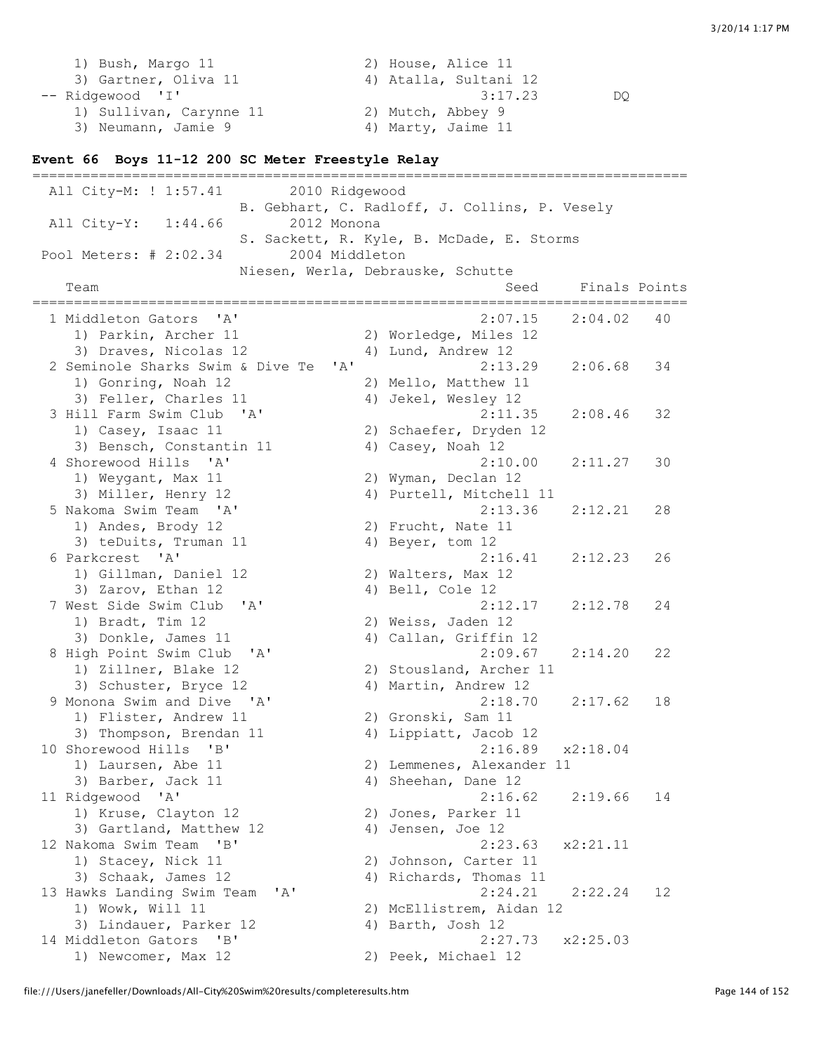1) Bush, Margo 11 2) House, Alice 11
3) Gartner, Oliva 11 4) Atalla, Sultani 12

-- Ridgewood 'I' 3:17.23 DQ
1) Sullivan, Carynne 11 2) Mutch, Abbey 9
3) Neumann, Jamie 9 4) Marty, Jaime 11

### Event 66 Boys 11-12 200 SC Meter Freestyle Relay

All City-M: ! 1:57.41 2010 Ridgewood
B. Gebhart, C. Radloff, J. Collins, P. Vesely

All City-Y: 1:44.66 2012 Monona
S. Sackett, R. Kyle, B. McDade, E. Storms

Pool Meters: # 2:02.34 2004 Middleton
Niesen, Werla, Debrauske, Schutte

| Team | Seed | Finals | Points |
|---|---|---|---|
| 1 Middleton Gators 'A' | 2:07.15 | 2:04.02 | 40 |
| 1) Parkin, Archer 11; 2) Worledge, Miles 12; 3) Draves, Nicolas 12; 4) Lund, Andrew 12 | | | |
| 2 Seminole Sharks Swim & Dive Te 'A' | 2:13.29 | 2:06.68 | 34 |
| 1) Gonring, Noah 12; 2) Mello, Matthew 11; 3) Feller, Charles 11; 4) Jekel, Wesley 12 | | | |
| 3 Hill Farm Swim Club 'A' | 2:11.35 | 2:08.46 | 32 |
| 1) Casey, Isaac 11; 2) Schaefer, Dryden 12; 3) Bensch, Constantin 11; 4) Casey, Noah 12 | | | |
| 4 Shorewood Hills 'A' | 2:10.00 | 2:11.27 | 30 |
| 1) Weygant, Max 11; 2) Wyman, Declan 12; 3) Miller, Henry 12; 4) Purtell, Mitchell 11 | | | |
| 5 Nakoma Swim Team 'A' | 2:13.36 | 2:12.21 | 28 |
| 1) Andes, Brody 12; 2) Frucht, Nate 11; 3) teDuits, Truman 11; 4) Beyer, tom 12 | | | |
| 6 Parkcrest 'A' | 2:16.41 | 2:12.23 | 26 |
| 1) Gillman, Daniel 12; 2) Walters, Max 12; 3) Zarov, Ethan 12; 4) Bell, Cole 12 | | | |
| 7 West Side Swim Club 'A' | 2:12.17 | 2:12.78 | 24 |
| 1) Bradt, Tim 12; 2) Weiss, Jaden 12; 3) Donkle, James 11; 4) Callan, Griffin 12 | | | |
| 8 High Point Swim Club 'A' | 2:09.67 | 2:14.20 | 22 |
| 1) Zillner, Blake 12; 2) Stousland, Archer 11; 3) Schuster, Bryce 12; 4) Martin, Andrew 12 | | | |
| 9 Monona Swim and Dive 'A' | 2:18.70 | 2:17.62 | 18 |
| 1) Flister, Andrew 11; 2) Gronski, Sam 11; 3) Thompson, Brendan 11; 4) Lippiatt, Jacob 12 | | | |
| 10 Shorewood Hills 'B' | 2:16.89 | x2:18.04 | |
| 1) Laursen, Abe 11; 2) Lemmenes, Alexander 11; 3) Barber, Jack 11; 4) Sheehan, Dane 12 | | | |
| 11 Ridgewood 'A' | 2:16.62 | 2:19.66 | 14 |
| 1) Kruse, Clayton 12; 2) Jones, Parker 11; 3) Gartland, Matthew 12; 4) Jensen, Joe 12 | | | |
| 12 Nakoma Swim Team 'B' | 2:23.63 | x2:21.11 | |
| 1) Stacey, Nick 11; 2) Johnson, Carter 11; 3) Schaak, James 12; 4) Richards, Thomas 11 | | | |
| 13 Hawks Landing Swim Team 'A' | 2:24.21 | 2:22.24 | 12 |
| 1) Wowk, Will 11; 2) McEllistrem, Aidan 12; 3) Lindauer, Parker 12; 4) Barth, Josh 12 | | | |
| 14 Middleton Gators 'B' | 2:27.73 | x2:25.03 | |
| 1) Newcomer, Max 12; 2) Peek, Michael 12 | | | |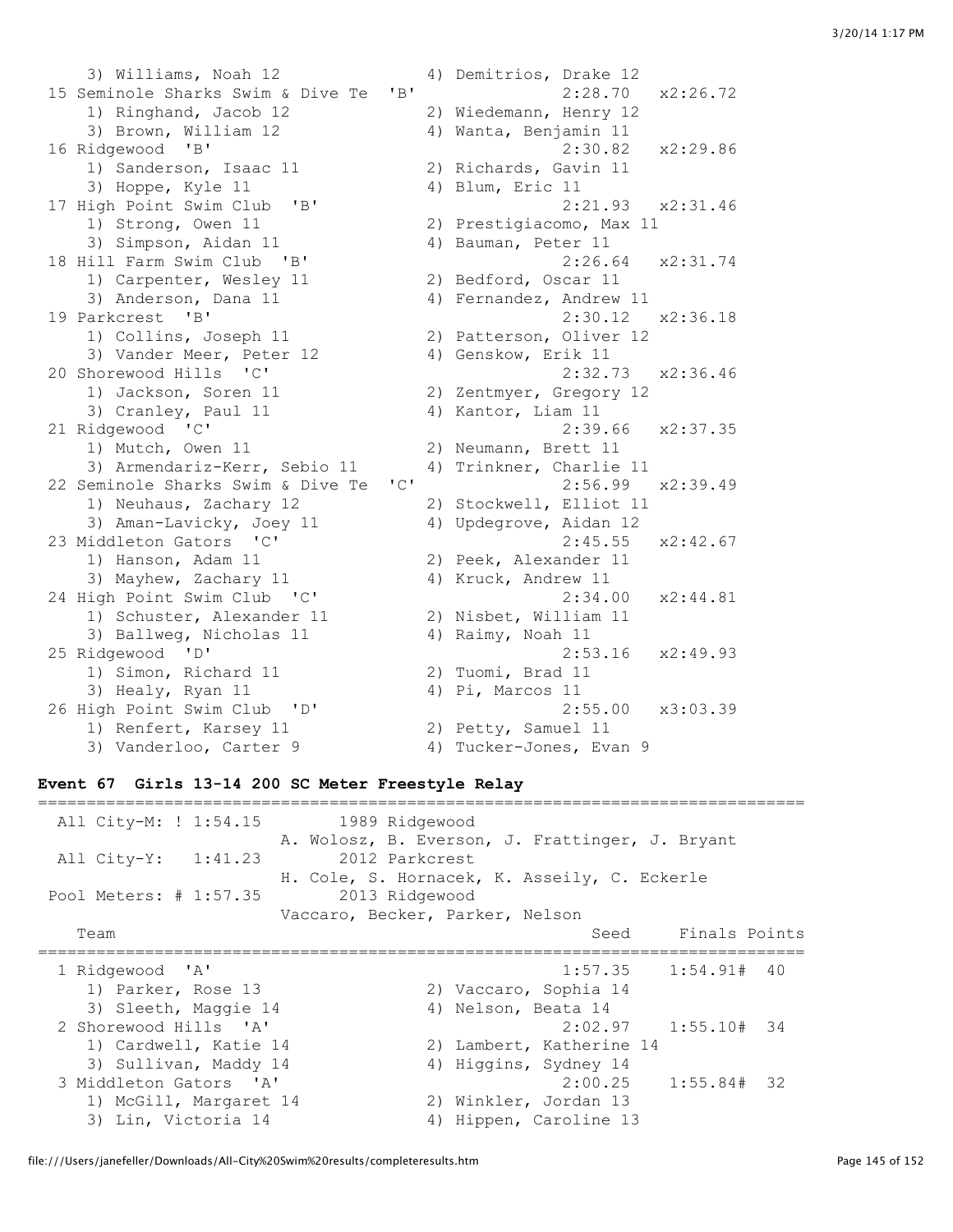```
    3) Williams, Noah 12              4) Demitrios, Drake 12
 15 Seminole Sharks Swim & Dive Te  'B'            2:28.70   x2:26.72
    1) Ringhand, Jacob 12             2) Wiedemann, Henry 12
    3) Brown, William 12              4) Wanta, Benjamin 11
 16 Ridgewood  'B'                                 2:30.82   x2:29.86
    1) Sanderson, Isaac 11            2) Richards, Gavin 11
    3) Hoppe, Kyle 11                 4) Blum, Eric 11
 17 High Point Swim Club  'B'                      2:21.93   x2:31.46
    1) Strong, Owen 11                2) Prestigiacomo, Max 11
    3) Simpson, Aidan 11              4) Bauman, Peter 11
 18 Hill Farm Swim Club  'B'                       2:26.64   x2:31.74
    1) Carpenter, Wesley 11           2) Bedford, Oscar 11
    3) Anderson, Dana 11              4) Fernandez, Andrew 11
 19 Parkcrest  'B'                                 2:30.12   x2:36.18
    1) Collins, Joseph 11             2) Patterson, Oliver 12
    3) Vander Meer, Peter 12          4) Genskow, Erik 11
 20 Shorewood Hills  'C'                           2:32.73   x2:36.46
    1) Jackson, Soren 11              2) Zentmyer, Gregory 12
    3) Cranley, Paul 11               4) Kantor, Liam 11
 21 Ridgewood  'C'                                 2:39.66   x2:37.35
    1) Mutch, Owen 11                 2) Neumann, Brett 11
    3) Armendariz-Kerr, Sebio 11      4) Trinkner, Charlie 11
 22 Seminole Sharks Swim & Dive Te  'C'            2:56.99   x2:39.49
    1) Neuhaus, Zachary 12            2) Stockwell, Elliot 11
    3) Aman-Lavicky, Joey 11          4) Updegrove, Aidan 12
 23 Middleton Gators  'C'                          2:45.55   x2:42.67
    1) Hanson, Adam 11                2) Peek, Alexander 11
    3) Mayhew, Zachary 11             4) Kruck, Andrew 11
 24 High Point Swim Club  'C'                      2:34.00   x2:44.81
    1) Schuster, Alexander 11         2) Nisbet, William 11
    3) Ballweg, Nicholas 11           4) Raimy, Noah 11
 25 Ridgewood  'D'                                 2:53.16   x2:49.93
    1) Simon, Richard 11              2) Tuomi, Brad 11
    3) Healy, Ryan 11                 4) Pi, Marcos 11
 26 High Point Swim Club  'D'                      2:55.00   x3:03.39
    1) Renfert, Karsey 11             2) Petty, Samuel 11
    3) Vanderloo, Carter 9            4) Tucker-Jones, Evan 9
```

**Event 67  Girls 13-14 200 SC Meter Freestyle Relay**

```
===============================================================================
  All City-M: ! 1:54.15        1989 Ridgewood
                          A. Wolosz, B. Everson, J. Frattinger, J. Bryant
  All City-Y:   1:41.23        2012 Parkcrest
                          H. Cole, S. Hornacek, K. Asseily, C. Eckerle
 Pool Meters: # 1:57.35        2013 Ridgewood
                          Vaccaro, Becker, Parker, Nelson
    Team                                            Seed     Finals Points
===============================================================================
  1 Ridgewood  'A'                                 1:57.35    1:54.91#  40
    1) Parker, Rose 13                2) Vaccaro, Sophia 14
    3) Sleeth, Maggie 14              4) Nelson, Beata 14
  2 Shorewood Hills  'A'                           2:02.97    1:55.10#  34
    1) Cardwell, Katie 14             2) Lambert, Katherine 14
    3) Sullivan, Maddy 14             4) Higgins, Sydney 14
  3 Middleton Gators  'A'                          2:00.25    1:55.84#  32
    1) McGill, Margaret 14            2) Winkler, Jordan 13
    3) Lin, Victoria 14               4) Hippen, Caroline 13
```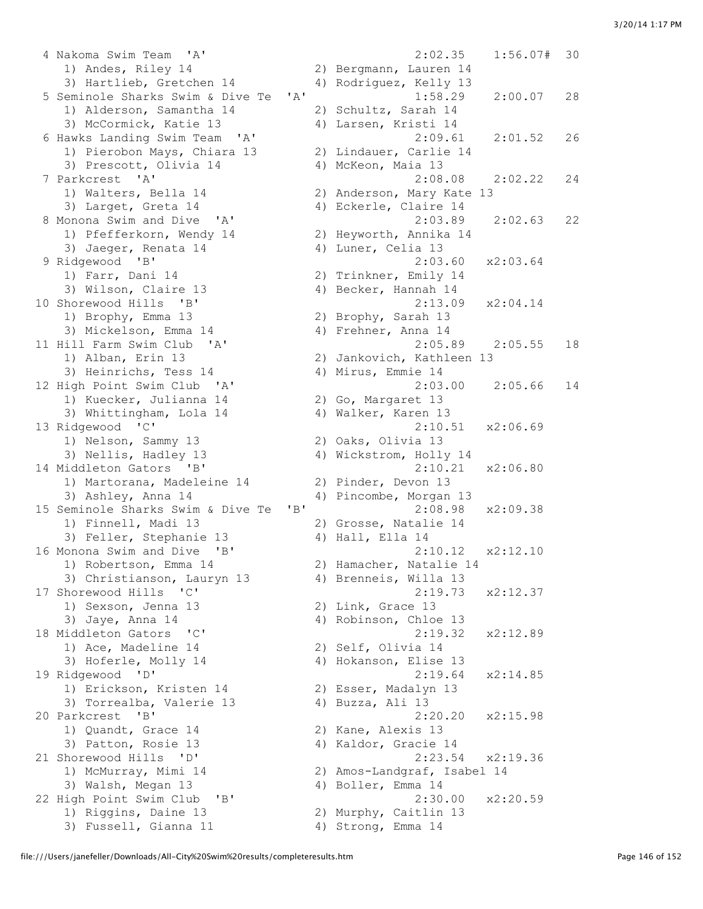```
 4 Nakoma Swim Team  'A'                               2:02.35    1:56.07#  30
    1) Andes, Riley 14                 2) Bergmann, Lauren 14
    3) Hartlieb, Gretchen 14           4) Rodriguez, Kelly 13
 5 Seminole Sharks Swim & Dive Te  'A'                 1:58.29    2:00.07   28
    1) Alderson, Samantha 14           2) Schultz, Sarah 14
    3) McCormick, Katie 13             4) Larsen, Kristi 14
 6 Hawks Landing Swim Team  'A'                        2:09.61    2:01.52   26
    1) Pierobon Mays, Chiara 13        2) Lindauer, Carlie 14
    3) Prescott, Olivia 14             4) McKeon, Maia 13
 7 Parkcrest  'A'                                      2:08.08    2:02.22   24
    1) Walters, Bella 14               2) Anderson, Mary Kate 13
    3) Larget, Greta 14                4) Eckerle, Claire 14
 8 Monona Swim and Dive  'A'                           2:03.89    2:02.63   22
    1) Pfefferkorn, Wendy 14           2) Heyworth, Annika 14
    3) Jaeger, Renata 14               4) Luner, Celia 13
 9 Ridgewood  'B'                                      2:03.60   x2:03.64
    1) Farr, Dani 14                   2) Trinkner, Emily 14
    3) Wilson, Claire 13               4) Becker, Hannah 14
10 Shorewood Hills  'B'                                2:13.09   x2:04.14
    1) Brophy, Emma 13                 2) Brophy, Sarah 13
    3) Mickelson, Emma 14              4) Frehner, Anna 14
11 Hill Farm Swim Club  'A'                            2:05.89    2:05.55   18
    1) Alban, Erin 13                  2) Jankovich, Kathleen 13
    3) Heinrichs, Tess 14              4) Mirus, Emmie 14
12 High Point Swim Club  'A'                           2:03.00    2:05.66   14
    1) Kuecker, Julianna 14            2) Go, Margaret 13
    3) Whittingham, Lola 14            4) Walker, Karen 13
13 Ridgewood  'C'                                      2:10.51   x2:06.69
    1) Nelson, Sammy 13                2) Oaks, Olivia 13
    3) Nellis, Hadley 13               4) Wickstrom, Holly 14
14 Middleton Gators  'B'                               2:10.21   x2:06.80
    1) Martorana, Madeleine 14         2) Pinder, Devon 13
    3) Ashley, Anna 14                 4) Pincombe, Morgan 13
15 Seminole Sharks Swim & Dive Te  'B'                 2:08.98   x2:09.38
    1) Finnell, Madi 13                2) Grosse, Natalie 14
    3) Feller, Stephanie 13            4) Hall, Ella 14
16 Monona Swim and Dive  'B'                           2:10.12   x2:12.10
    1) Robertson, Emma 14              2) Hamacher, Natalie 14
    3) Christianson, Lauryn 13         4) Brenneis, Willa 13
17 Shorewood Hills  'C'                                2:19.73   x2:12.37
    1) Sexson, Jenna 13                2) Link, Grace 13
    3) Jaye, Anna 14                   4) Robinson, Chloe 13
18 Middleton Gators  'C'                               2:19.32   x2:12.89
    1) Ace, Madeline 14                2) Self, Olivia 14
    3) Hoferle, Molly 14               4) Hokanson, Elise 13
19 Ridgewood  'D'                                      2:19.64   x2:14.85
    1) Erickson, Kristen 14            2) Esser, Madalyn 13
    3) Torrealba, Valerie 13           4) Buzza, Ali 13
20 Parkcrest  'B'                                      2:20.20   x2:15.98
    1) Quandt, Grace 14                2) Kane, Alexis 13
    3) Patton, Rosie 13                4) Kaldor, Gracie 14
21 Shorewood Hills  'D'                                2:23.54   x2:19.36
    1) McMurray, Mimi 14               2) Amos-Landgraf, Isabel 14
    3) Walsh, Megan 13                 4) Boller, Emma 14
22 High Point Swim Club  'B'                           2:30.00   x2:20.59
    1) Riggins, Daine 13               2) Murphy, Caitlin 13
    3) Fussell, Gianna 11              4) Strong, Emma 14
```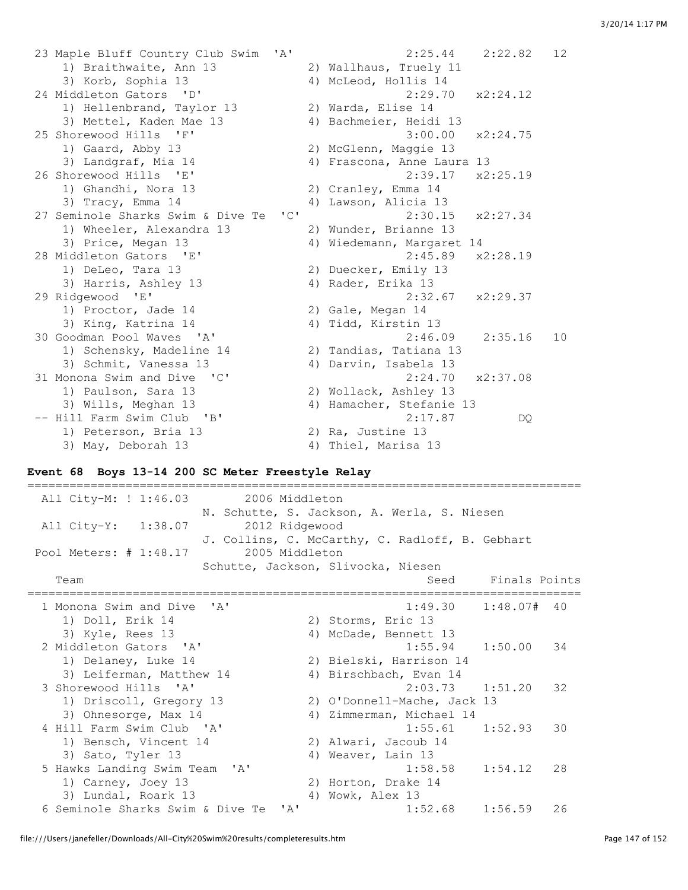```
 23 Maple Bluff Country Club Swim  'A'               2:25.44    2:22.82   12
    1) Braithwaite, Ann 13            2) Wallhaus, Truely 11
    3) Korb, Sophia 13                4) McLeod, Hollis 14
 24 Middleton Gators  'D'                            2:29.70   x2:24.12
    1) Hellenbrand, Taylor 13         2) Warda, Elise 14
    3) Mettel, Kaden Mae 13           4) Bachmeier, Heidi 13
 25 Shorewood Hills  'F'                             3:00.00   x2:24.75
    1) Gaard, Abby 13                 2) McGlenn, Maggie 13
    3) Landgraf, Mia 14               4) Frascona, Anne Laura 13
 26 Shorewood Hills  'E'                             2:39.17   x2:25.19
    1) Ghandhi, Nora 13               2) Cranley, Emma 14
    3) Tracy, Emma 14                 4) Lawson, Alicia 13
 27 Seminole Sharks Swim & Dive Te  'C'              2:30.15   x2:27.34
    1) Wheeler, Alexandra 13          2) Wunder, Brianne 13
    3) Price, Megan 13                4) Wiedemann, Margaret 14
 28 Middleton Gators  'E'                            2:45.89   x2:28.19
    1) DeLeo, Tara 13                 2) Duecker, Emily 13
    3) Harris, Ashley 13              4) Rader, Erika 13
 29 Ridgewood  'E'                                   2:32.67   x2:29.37
    1) Proctor, Jade 14               2) Gale, Megan 14
    3) King, Katrina 14               4) Tidd, Kirstin 13
 30 Goodman Pool Waves  'A'                          2:46.09    2:35.16   10
    1) Schensky, Madeline 14          2) Tandias, Tatiana 13
    3) Schmit, Vanessa 13             4) Darvin, Isabela 13
 31 Monona Swim and Dive  'C'                        2:24.70   x2:37.08
    1) Paulson, Sara 13               2) Wollack, Ashley 13
    3) Wills, Meghan 13               4) Hamacher, Stefanie 13
 -- Hill Farm Swim Club  'B'                         2:17.87         DQ
    1) Peterson, Bria 13              2) Ra, Justine 13
    3) May, Deborah 13                4) Thiel, Marisa 13
```

**Event 68  Boys 13-14 200 SC Meter Freestyle Relay**

```
===============================================================================
  All City-M: ! 1:46.03        2006 Middleton
                         N. Schutte, S. Jackson, A. Werla, S. Niesen
  All City-Y:   1:38.07        2012 Ridgewood
                         J. Collins, C. McCarthy, C. Radloff, B. Gebhart
  Pool Meters: # 1:48.17       2005 Middleton
                         Schutte, Jackson, Slivocka, Niesen
    Team                                              Seed    Finals Points
===============================================================================
  1 Monona Swim and Dive  'A'                        1:49.30    1:48.07#  40
     1) Doll, Erik 14                 2) Storms, Eric 13
     3) Kyle, Rees 13                 4) McDade, Bennett 13
  2 Middleton Gators  'A'                            1:55.94    1:50.00   34
     1) Delaney, Luke 14              2) Bielski, Harrison 14
     3) Leiferman, Matthew 14         4) Birschbach, Evan 14
  3 Shorewood Hills  'A'                             2:03.73    1:51.20   32
     1) Driscoll, Gregory 13          2) O'Donnell-Mache, Jack 13
     3) Ohnesorge, Max 14             4) Zimmerman, Michael 14
  4 Hill Farm Swim Club  'A'                         1:55.61    1:52.93   30
     1) Bensch, Vincent 14            2) Alwari, Jacoub 14
     3) Sato, Tyler 13                4) Weaver, Lain 13
  5 Hawks Landing Swim Team  'A'                     1:58.58    1:54.12   28
     1) Carney, Joey 13               2) Horton, Drake 14
     3) Lundal, Roark 13              4) Wowk, Alex 13
  6 Seminole Sharks Swim & Dive Te  'A'              1:52.68    1:56.59   26
```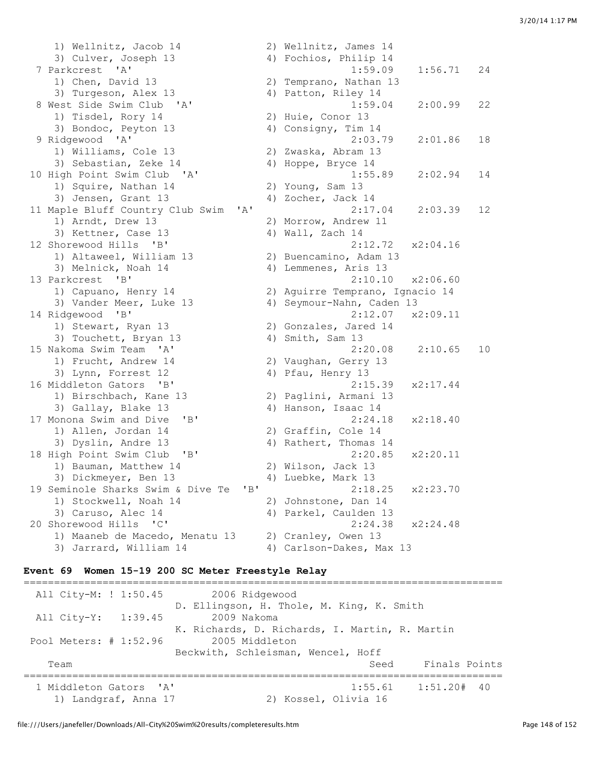```
    1) Wellnitz, Jacob 14             2) Wellnitz, James 14
    3) Culver, Joseph 13              4) Fochios, Philip 14
  7 Parkcrest  'A'                                 1:59.09    1:56.71   24
    1) Chen, David 13                 2) Temprano, Nathan 13
    3) Turgeson, Alex 13              4) Patton, Riley 14
  8 West Side Swim Club  'A'                       1:59.04    2:00.99   22
    1) Tisdel, Rory 14                2) Huie, Conor 13
    3) Bondoc, Peyton 13              4) Consigny, Tim 14
  9 Ridgewood  'A'                                 2:03.79    2:01.86   18
    1) Williams, Cole 13              2) Zwaska, Abram 13
    3) Sebastian, Zeke 14             4) Hoppe, Bryce 14
 10 High Point Swim Club  'A'                      1:55.89    2:02.94   14
    1) Squire, Nathan 14              2) Young, Sam 13
    3) Jensen, Grant 13               4) Zocher, Jack 14
 11 Maple Bluff Country Club Swim  'A'             2:17.04    2:03.39   12
    1) Arndt, Drew 13                 2) Morrow, Andrew 11
    3) Kettner, Case 13               4) Wall, Zach 14
 12 Shorewood Hills  'B'                           2:12.72   x2:04.16
    1) Altaweel, William 13           2) Buencamino, Adam 13
    3) Melnick, Noah 14               4) Lemmenes, Aris 13
 13 Parkcrest  'B'                                 2:10.10   x2:06.60
    1) Capuano, Henry 14              2) Aguirre Temprano, Ignacio 14
    3) Vander Meer, Luke 13           4) Seymour-Nahn, Caden 13
 14 Ridgewood  'B'                                 2:12.07   x2:09.11
    1) Stewart, Ryan 13               2) Gonzales, Jared 14
    3) Touchett, Bryan 13             4) Smith, Sam 13
 15 Nakoma Swim Team  'A'                          2:20.08    2:10.65   10
    1) Frucht, Andrew 14              2) Vaughan, Gerry 13
    3) Lynn, Forrest 12               4) Pfau, Henry 13
 16 Middleton Gators  'B'                          2:15.39   x2:17.44
    1) Birschbach, Kane 13            2) Paglini, Armani 13
    3) Gallay, Blake 13               4) Hanson, Isaac 14
 17 Monona Swim and Dive  'B'                      2:24.18   x2:18.40
    1) Allen, Jordan 14               2) Graffin, Cole 14
    3) Dyslin, Andre 13               4) Rathert, Thomas 14
 18 High Point Swim Club  'B'                      2:20.85   x2:20.11
    1) Bauman, Matthew 14             2) Wilson, Jack 13
    3) Dickmeyer, Ben 13              4) Luebke, Mark 13
 19 Seminole Sharks Swim & Dive Te  'B'            2:18.25   x2:23.70
    1) Stockwell, Noah 14             2) Johnstone, Dan 14
    3) Caruso, Alec 14                4) Parkel, Caulden 13
 20 Shorewood Hills  'C'                           2:24.38   x2:24.48
    1) Maaneb de Macedo, Menatu 13    2) Cranley, Owen 13
    3) Jarrard, William 14            4) Carlson-Dakes, Max 13
```

**Event 69  Women 15-19 200 SC Meter Freestyle Relay**

```
===============================================================================
  All City-M: ! 1:50.45       2006 Ridgewood
                          D. Ellingson, H. Thole, M. King, K. Smith
  All City-Y:   1:39.45       2009 Nakoma
                          K. Richards, D. Richards, I. Martin, R. Martin
  Pool Meters: # 1:52.96      2005 Middleton
                          Beckwith, Schleisman, Wencel, Hoff
    Team                                            Seed     Finals Points
===============================================================================
  1 Middleton Gators  'A'                          1:55.61    1:51.20#  40
    1) Landgraf, Anna 17              2) Kossel, Olivia 16
```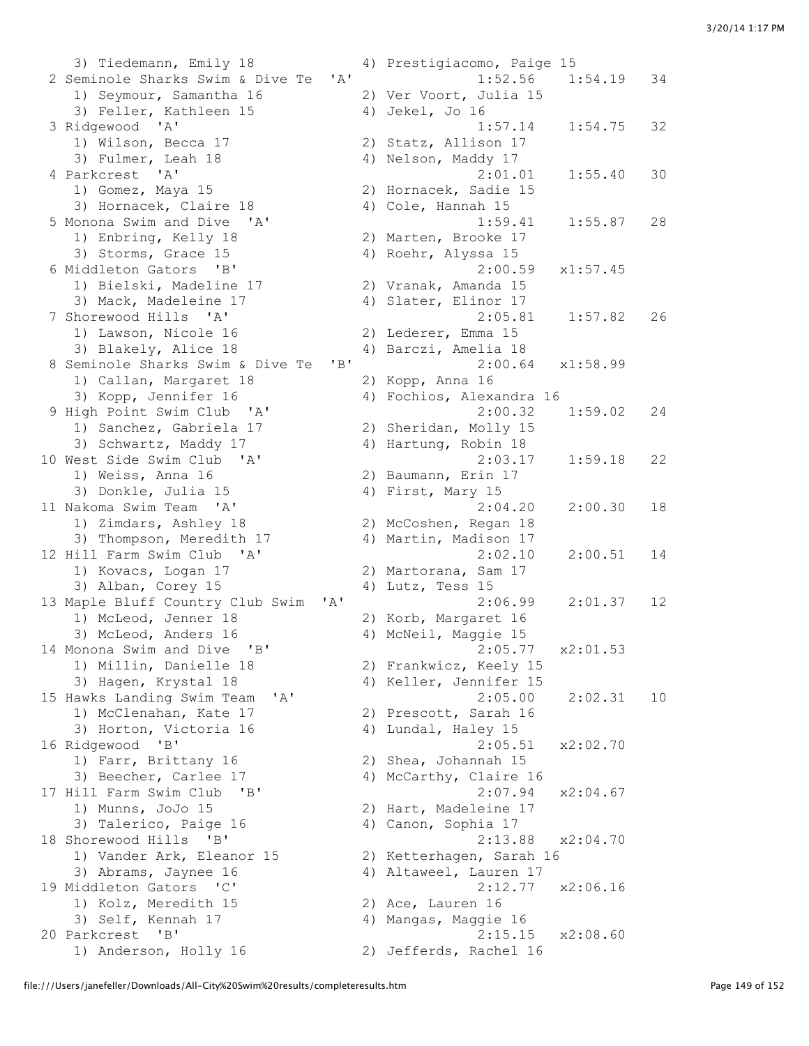```
    3) Tiedemann, Emily 18            4) Prestigiacomo, Paige 15
 2 Seminole Sharks Swim & Dive Te  'A'               1:52.56    1:54.19   34
    1) Seymour, Samantha 16           2) Ver Voort, Julia 15
    3) Feller, Kathleen 15            4) Jekel, Jo 16
 3 Ridgewood  'A'                                    1:57.14    1:54.75   32
    1) Wilson, Becca 17               2) Statz, Allison 17
    3) Fulmer, Leah 18                4) Nelson, Maddy 17
 4 Parkcrest  'A'                                    2:01.01    1:55.40   30
    1) Gomez, Maya 15                 2) Hornacek, Sadie 15
    3) Hornacek, Claire 18            4) Cole, Hannah 15
 5 Monona Swim and Dive  'A'                         1:59.41    1:55.87   28
    1) Enbring, Kelly 18              2) Marten, Brooke 17
    3) Storms, Grace 15               4) Roehr, Alyssa 15
 6 Middleton Gators  'B'                             2:00.59   x1:57.45
    1) Bielski, Madeline 17           2) Vranak, Amanda 15
    3) Mack, Madeleine 17             4) Slater, Elinor 17
 7 Shorewood Hills  'A'                              2:05.81    1:57.82   26
    1) Lawson, Nicole 16              2) Lederer, Emma 15
    3) Blakely, Alice 18              4) Barczi, Amelia 18
 8 Seminole Sharks Swim & Dive Te  'B'               2:00.64   x1:58.99
    1) Callan, Margaret 18            2) Kopp, Anna 16
    3) Kopp, Jennifer 16              4) Fochios, Alexandra 16
 9 High Point Swim Club  'A'                         2:00.32    1:59.02   24
    1) Sanchez, Gabriela 17           2) Sheridan, Molly 15
    3) Schwartz, Maddy 17             4) Hartung, Robin 18
10 West Side Swim Club  'A'                          2:03.17    1:59.18   22
    1) Weiss, Anna 16                 2) Baumann, Erin 17
    3) Donkle, Julia 15               4) First, Mary 15
11 Nakoma Swim Team  'A'                             2:04.20    2:00.30   18
    1) Zimdars, Ashley 18             2) McCoshen, Regan 18
    3) Thompson, Meredith 17          4) Martin, Madison 17
12 Hill Farm Swim Club  'A'                          2:02.10    2:00.51   14
    1) Kovacs, Logan 17               2) Martorana, Sam 17
    3) Alban, Corey 15                4) Lutz, Tess 15
13 Maple Bluff Country Club Swim  'A'                2:06.99    2:01.37   12
    1) McLeod, Jenner 18              2) Korb, Margaret 16
    3) McLeod, Anders 16              4) McNeil, Maggie 15
14 Monona Swim and Dive  'B'                         2:05.77   x2:01.53
    1) Millin, Danielle 18            2) Frankwicz, Keely 15
    3) Hagen, Krystal 18              4) Keller, Jennifer 15
15 Hawks Landing Swim Team  'A'                      2:05.00    2:02.31   10
    1) McClenahan, Kate 17            2) Prescott, Sarah 16
    3) Horton, Victoria 16            4) Lundal, Haley 15
16 Ridgewood  'B'                                    2:05.51   x2:02.70
    1) Farr, Brittany 16              2) Shea, Johannah 15
    3) Beecher, Carlee 17             4) McCarthy, Claire 16
17 Hill Farm Swim Club  'B'                          2:07.94   x2:04.67
    1) Munns, JoJo 15                 2) Hart, Madeleine 17
    3) Talerico, Paige 16             4) Canon, Sophia 17
18 Shorewood Hills  'B'                              2:13.88   x2:04.70
    1) Vander Ark, Eleanor 15         2) Ketterhagen, Sarah 16
    3) Abrams, Jaynee 16              4) Altaweel, Lauren 17
19 Middleton Gators  'C'                             2:12.77   x2:06.16
    1) Kolz, Meredith 15              2) Ace, Lauren 16
    3) Self, Kennah 17                4) Mangas, Maggie 16
20 Parkcrest  'B'                                    2:15.15   x2:08.60
    1) Anderson, Holly 16             2) Jefferds, Rachel 16
```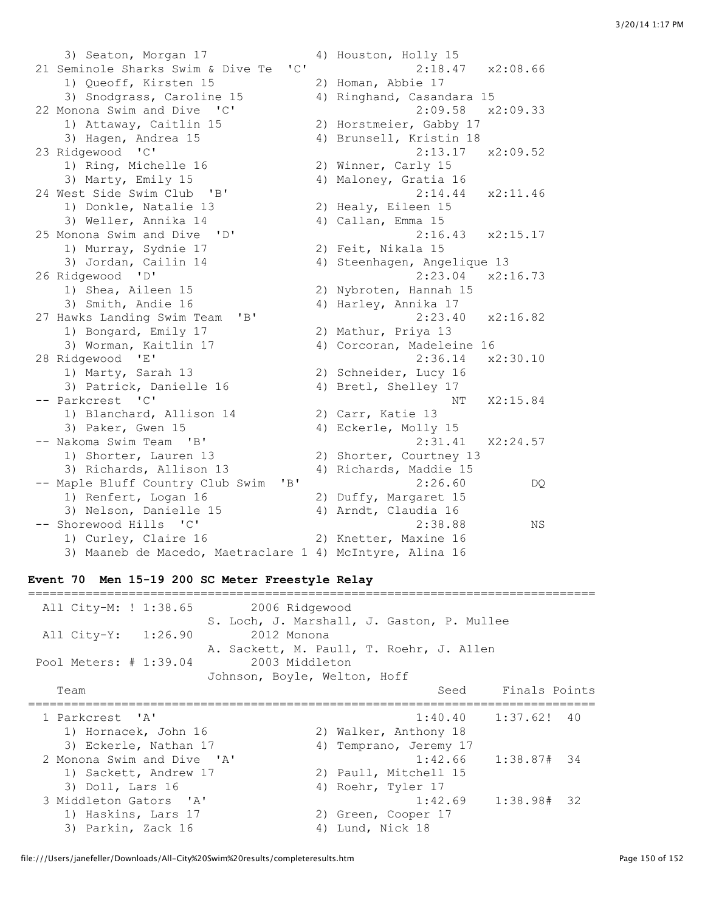```
    3) Seaton, Morgan 17              4) Houston, Holly 15
 21 Seminole Sharks Swim & Dive Te  'C'              2:18.47   x2:08.66
    1) Queoff, Kirsten 15             2) Homan, Abbie 17
    3) Snodgrass, Caroline 15         4) Ringhand, Casandara 15
 22 Monona Swim and Dive  'C'                        2:09.58   x2:09.33
    1) Attaway, Caitlin 15            2) Horstmeier, Gabby 17
    3) Hagen, Andrea 15               4) Brunsell, Kristin 18
 23 Ridgewood  'C'                                   2:13.17   x2:09.52
    1) Ring, Michelle 16              2) Winner, Carly 15
    3) Marty, Emily 15                4) Maloney, Gratia 16
 24 West Side Swim Club  'B'                         2:14.44   x2:11.46
    1) Donkle, Natalie 13             2) Healy, Eileen 15
    3) Weller, Annika 14              4) Callan, Emma 15
 25 Monona Swim and Dive  'D'                        2:16.43   x2:15.17
    1) Murray, Sydnie 17              2) Feit, Nikala 15
    3) Jordan, Cailin 14              4) Steenhagen, Angelique 13
 26 Ridgewood  'D'                                   2:23.04   x2:16.73
    1) Shea, Aileen 15                2) Nybroten, Hannah 15
    3) Smith, Andie 16                4) Harley, Annika 17
 27 Hawks Landing Swim Team  'B'                     2:23.40   x2:16.82
    1) Bongard, Emily 17              2) Mathur, Priya 13
    3) Worman, Kaitlin 17             4) Corcoran, Madeleine 16
 28 Ridgewood  'E'                                   2:36.14   x2:30.10
    1) Marty, Sarah 13                2) Schneider, Lucy 16
    3) Patrick, Danielle 16           4) Bretl, Shelley 17
 -- Parkcrest  'C'                                        NT   X2:15.84
    1) Blanchard, Allison 14          2) Carr, Katie 13
    3) Paker, Gwen 15                 4) Eckerle, Molly 15
 -- Nakoma Swim Team  'B'                            2:31.41   X2:24.57
    1) Shorter, Lauren 13             2) Shorter, Courtney 13
    3) Richards, Allison 13           4) Richards, Maddie 15
 -- Maple Bluff Country Club Swim  'B'               2:26.60         DQ
    1) Renfert, Logan 16              2) Duffy, Margaret 15
    3) Nelson, Danielle 15            4) Arndt, Claudia 16
 -- Shorewood Hills  'C'                             2:38.88         NS
    1) Curley, Claire 16              2) Knetter, Maxine 16
    3) Maaneb de Macedo, Maetraclare 1 4) McIntyre, Alina 16
```

### Event 70  Men 15-19 200 SC Meter Freestyle Relay

```
===============================================================================
  All City-M: ! 1:38.65        2006 Ridgewood
                         S. Loch, J. Marshall, J. Gaston, P. Mullee
  All City-Y:   1:26.90        2012 Monona
                         A. Sackett, M. Paull, T. Roehr, J. Allen
  Pool Meters: # 1:39.04       2003 Middleton
                         Johnson, Boyle, Welton, Hoff
    Team                                            Seed     Finals Points
===============================================================================
  1 Parkcrest  'A'                                1:40.40    1:37.62!  40
     1) Hornacek, John 16             2) Walker, Anthony 18
     3) Eckerle, Nathan 17            4) Temprano, Jeremy 17
  2 Monona Swim and Dive  'A'                     1:42.66    1:38.87#  34
     1) Sackett, Andrew 17            2) Paull, Mitchell 15
     3) Doll, Lars 16                 4) Roehr, Tyler 17
  3 Middleton Gators  'A'                         1:42.69    1:38.98#  32
     1) Haskins, Lars 17              2) Green, Cooper 17
     3) Parkin, Zack 16               4) Lund, Nick 18
```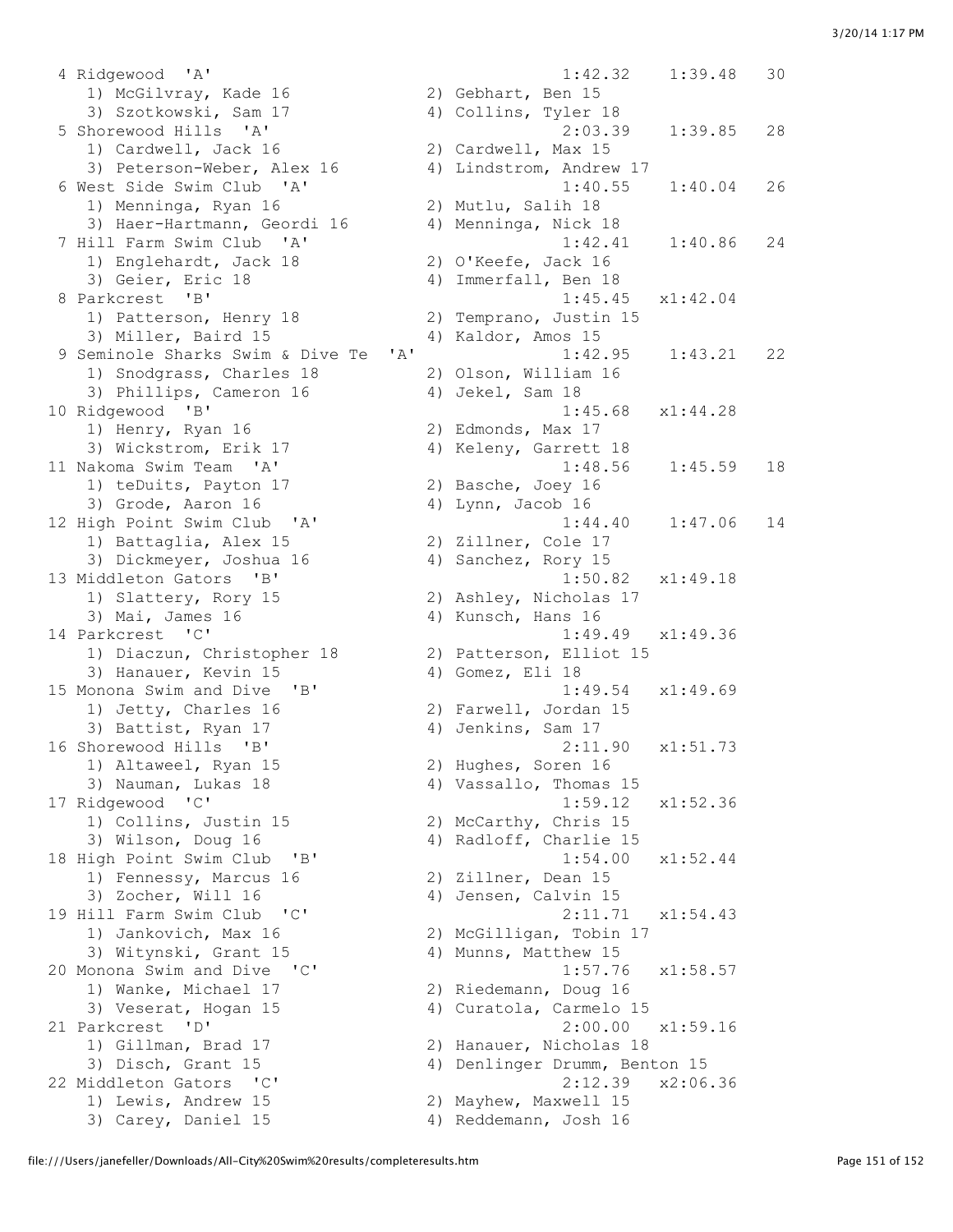```
 4 Ridgewood  'A'                                       1:42.32    1:39.48   30
    1) McGilvray, Kade 16             2) Gebhart, Ben 15
    3) Szotkowski, Sam 17             4) Collins, Tyler 18
 5 Shorewood Hills  'A'                                 2:03.39    1:39.85   28
    1) Cardwell, Jack 16              2) Cardwell, Max 15
    3) Peterson-Weber, Alex 16        4) Lindstrom, Andrew 17
 6 West Side Swim Club  'A'                             1:40.55    1:40.04   26
    1) Menninga, Ryan 16              2) Mutlu, Salih 18
    3) Haer-Hartmann, Geordi 16       4) Menninga, Nick 18
 7 Hill Farm Swim Club  'A'                             1:42.41    1:40.86   24
    1) Englehardt, Jack 18            2) O'Keefe, Jack 16
    3) Geier, Eric 18                 4) Immerfall, Ben 18
 8 Parkcrest  'B'                                       1:45.45   x1:42.04
    1) Patterson, Henry 18            2) Temprano, Justin 15
    3) Miller, Baird 15               4) Kaldor, Amos 15
 9 Seminole Sharks Swim & Dive Te  'A'                  1:42.95    1:43.21   22
    1) Snodgrass, Charles 18          2) Olson, William 16
    3) Phillips, Cameron 16           4) Jekel, Sam 18
10 Ridgewood  'B'                                       1:45.68   x1:44.28
    1) Henry, Ryan 16                 2) Edmonds, Max 17
    3) Wickstrom, Erik 17             4) Keleny, Garrett 18
11 Nakoma Swim Team  'A'                                1:48.56    1:45.59   18
    1) teDuits, Payton 17             2) Basche, Joey 16
    3) Grode, Aaron 16                4) Lynn, Jacob 16
12 High Point Swim Club  'A'                            1:44.40    1:47.06   14
    1) Battaglia, Alex 15             2) Zillner, Cole 17
    3) Dickmeyer, Joshua 16           4) Sanchez, Rory 15
13 Middleton Gators  'B'                                1:50.82   x1:49.18
    1) Slattery, Rory 15              2) Ashley, Nicholas 17
    3) Mai, James 16                  4) Kunsch, Hans 16
14 Parkcrest  'C'                                       1:49.49   x1:49.36
    1) Diaczun, Christopher 18        2) Patterson, Elliot 15
    3) Hanauer, Kevin 15              4) Gomez, Eli 18
15 Monona Swim and Dive  'B'                            1:49.54   x1:49.69
    1) Jetty, Charles 16              2) Farwell, Jordan 15
    3) Battist, Ryan 17               4) Jenkins, Sam 17
16 Shorewood Hills  'B'                                 2:11.90   x1:51.73
    1) Altaweel, Ryan 15              2) Hughes, Soren 16
    3) Nauman, Lukas 18               4) Vassallo, Thomas 15
17 Ridgewood  'C'                                       1:59.12   x1:52.36
    1) Collins, Justin 15             2) McCarthy, Chris 15
    3) Wilson, Doug 16                4) Radloff, Charlie 15
18 High Point Swim Club  'B'                            1:54.00   x1:52.44
    1) Fennessy, Marcus 16            2) Zillner, Dean 15
    3) Zocher, Will 16                4) Jensen, Calvin 15
19 Hill Farm Swim Club  'C'                             2:11.71   x1:54.43
    1) Jankovich, Max 16              2) McGilligan, Tobin 17
    3) Witynski, Grant 15             4) Munns, Matthew 15
20 Monona Swim and Dive  'C'                            1:57.76   x1:58.57
    1) Wanke, Michael 17              2) Riedemann, Doug 16
    3) Veserat, Hogan 15              4) Curatola, Carmelo 15
21 Parkcrest  'D'                                       2:00.00   x1:59.16
    1) Gillman, Brad 17               2) Hanauer, Nicholas 18
    3) Disch, Grant 15                4) Denlinger Drumm, Benton 15
22 Middleton Gators  'C'                                2:12.39   x2:06.36
    1) Lewis, Andrew 15               2) Mayhew, Maxwell 15
    3) Carey, Daniel 15               4) Reddemann, Josh 16
```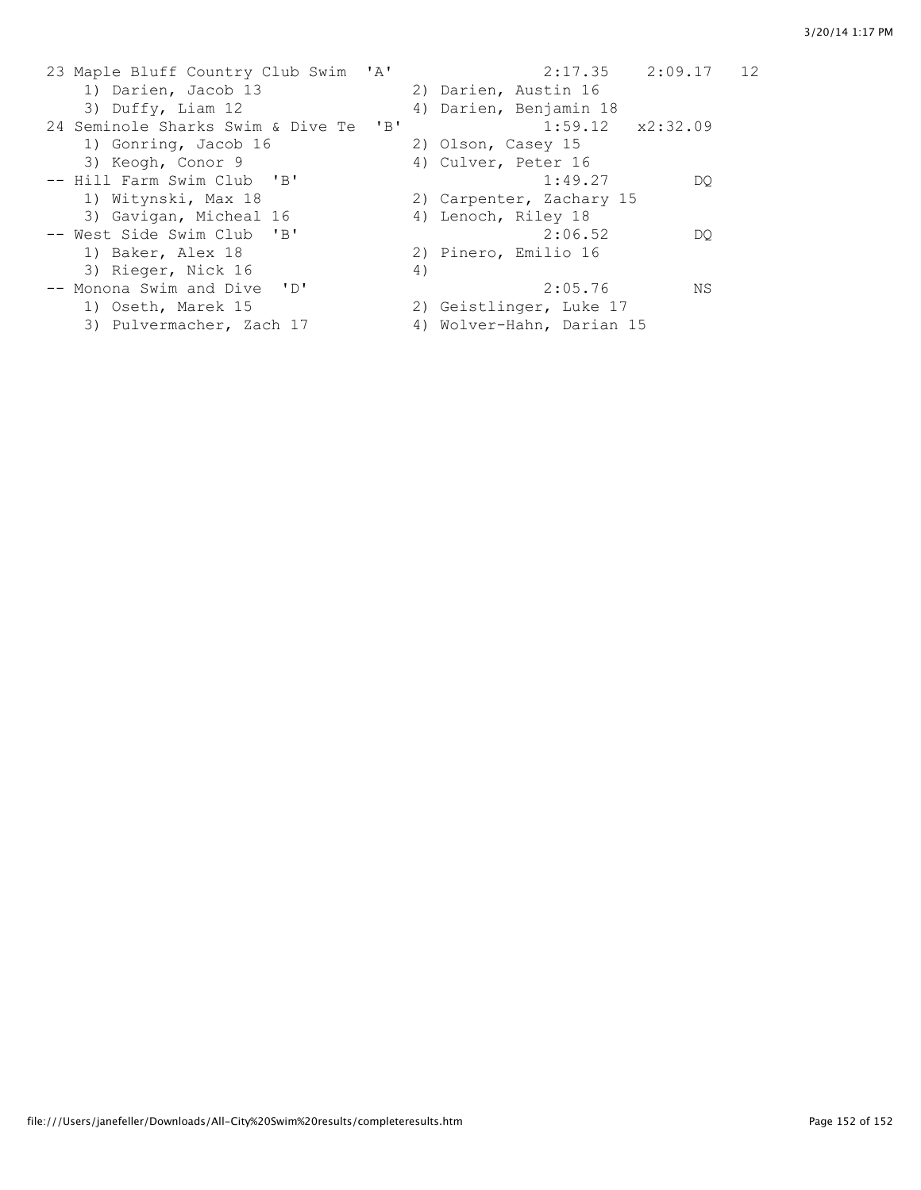```
23 Maple Bluff Country Club Swim  'A'             2:17.35    2:09.17   12
    1) Darien, Jacob 13               2) Darien, Austin 16
    3) Duffy, Liam 12                 4) Darien, Benjamin 18
24 Seminole Sharks Swim & Dive Te  'B'            1:59.12   x2:32.09
    1) Gonring, Jacob 16              2) Olson, Casey 15
    3) Keogh, Conor 9                 4) Culver, Peter 16
-- Hill Farm Swim Club  'B'                       1:49.27         DQ
    1) Witynski, Max 18               2) Carpenter, Zachary 15
    3) Gavigan, Micheal 16            4) Lenoch, Riley 18
-- West Side Swim Club  'B'                       2:06.52         DQ
    1) Baker, Alex 18                 2) Pinero, Emilio 16
    3) Rieger, Nick 16                4)
-- Monona Swim and Dive  'D'                      2:05.76         NS
    1) Oseth, Marek 15                2) Geistlinger, Luke 17
    3) Pulvermacher, Zach 17          4) Wolver-Hahn, Darian 15
```